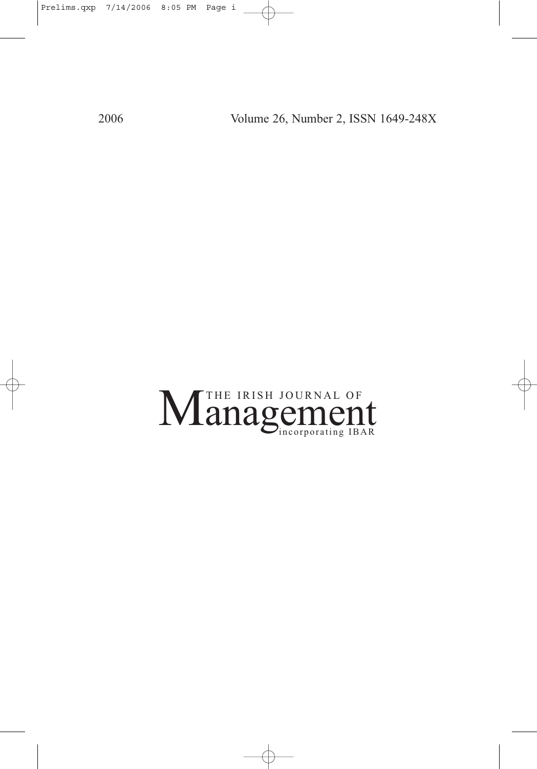2006 Volume 26, Number 2, ISSN 1649-248X

# THE IRISH JOURNAL OF Management

incorporating IBAR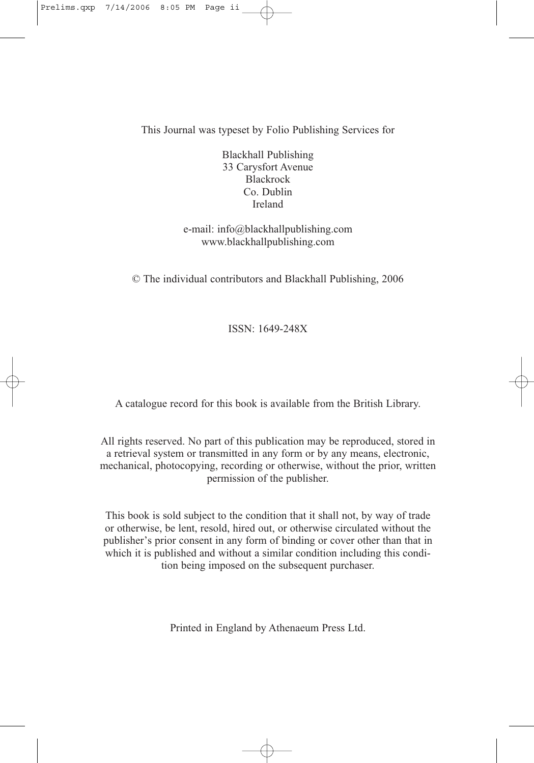This Journal was typeset by Folio Publishing Services for

Blackhall Publishing
33 Carysfort Avenue
Blackrock
Co. Dublin
Ireland

e-mail: info@blackhallpublishing.com
www.blackhallpublishing.com

© The individual contributors and Blackhall Publishing, 2006

ISSN: 1649-248X

A catalogue record for this book is available from the British Library.

All rights reserved. No part of this publication may be reproduced, stored in a retrieval system or transmitted in any form or by any means, electronic, mechanical, photocopying, recording or otherwise, without the prior, written permission of the publisher.

This book is sold subject to the condition that it shall not, by way of trade or otherwise, be lent, resold, hired out, or otherwise circulated without the publisher's prior consent in any form of binding or cover other than that in which it is published and without a similar condition including this condition being imposed on the subsequent purchaser.

Printed in England by Athenaeum Press Ltd.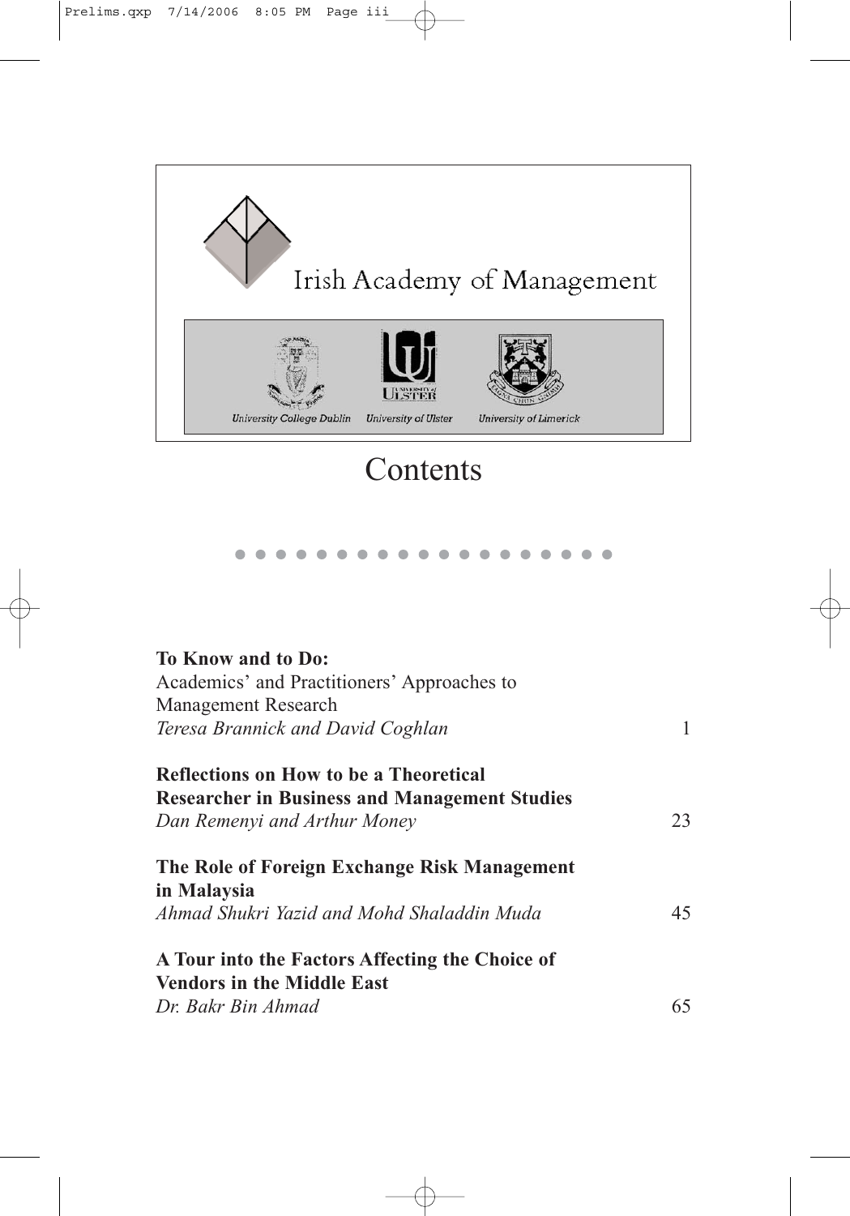Irish Academy of Management

University College Dublin University of Ulster University of Limerick

# Contents

**To Know and to Do:**
Academics' and Practitioners' Approaches to Management Research
*Teresa Brannick and David Coghlan* 1

**Reflections on How to be a Theoretical Researcher in Business and Management Studies**
*Dan Remenyi and Arthur Money* 23

**The Role of Foreign Exchange Risk Management in Malaysia**
*Ahmad Shukri Yazid and Mohd Shaladdin Muda* 45

**A Tour into the Factors Affecting the Choice of Vendors in the Middle East**
*Dr. Bakr Bin Ahmad* 65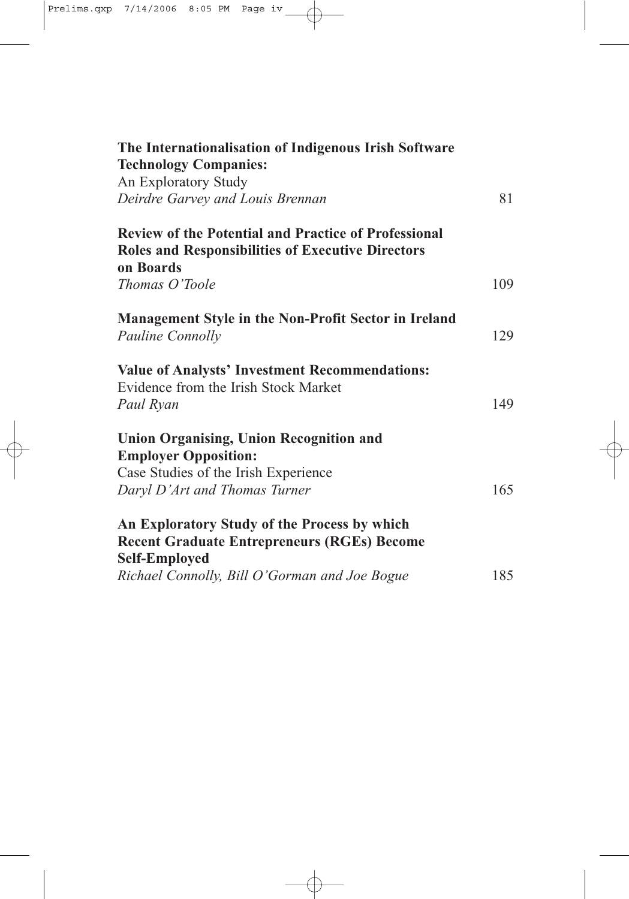**The Internationalisation of Indigenous Irish Software Technology Companies:**
An Exploratory Study
*Deirdre Garvey and Louis Brennan* 81

**Review of the Potential and Practice of Professional Roles and Responsibilities of Executive Directors on Boards**
*Thomas O'Toole* 109

**Management Style in the Non-Profit Sector in Ireland**
*Pauline Connolly* 129

**Value of Analysts' Investment Recommendations:**
Evidence from the Irish Stock Market
*Paul Ryan* 149

**Union Organising, Union Recognition and Employer Opposition:**
Case Studies of the Irish Experience
*Daryl D'Art and Thomas Turner* 165

**An Exploratory Study of the Process by which Recent Graduate Entrepreneurs (RGEs) Become Self-Employed**
*Richael Connolly, Bill O'Gorman and Joe Bogue* 185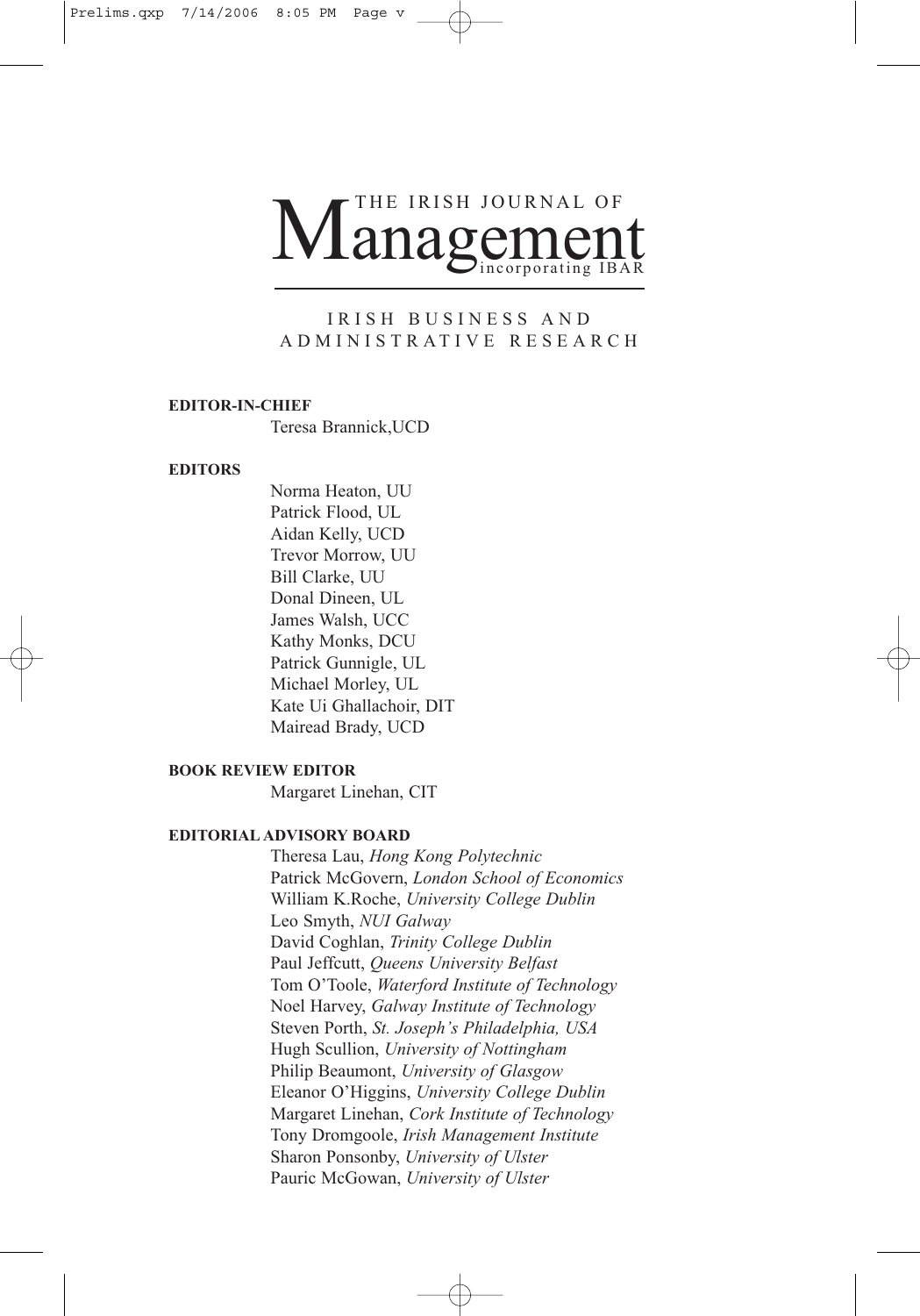# THE IRISH JOURNAL OF Management incorporating IBAR

IRISH BUSINESS AND ADMINISTRATIVE RESEARCH

**EDITOR-IN-CHIEF**

Teresa Brannick,UCD

**EDITORS**

Norma Heaton, UU
Patrick Flood, UL
Aidan Kelly, UCD
Trevor Morrow, UU
Bill Clarke, UU
Donal Dineen, UL
James Walsh, UCC
Kathy Monks, DCU
Patrick Gunnigle, UL
Michael Morley, UL
Kate Ui Ghallachoir, DIT
Mairead Brady, UCD

**BOOK REVIEW EDITOR**

Margaret Linehan, CIT

**EDITORIAL ADVISORY BOARD**

Theresa Lau, *Hong Kong Polytechnic*
Patrick McGovern, *London School of Economics*
William K.Roche, *University College Dublin*
Leo Smyth, *NUI Galway*
David Coghlan, *Trinity College Dublin*
Paul Jeffcutt, *Queens University Belfast*
Tom O'Toole, *Waterford Institute of Technology*
Noel Harvey, *Galway Institute of Technology*
Steven Porth, *St. Joseph's Philadelphia, USA*
Hugh Scullion, *University of Nottingham*
Philip Beaumont, *University of Glasgow*
Eleanor O'Higgins, *University College Dublin*
Margaret Linehan, *Cork Institute of Technology*
Tony Dromgoole, *Irish Management Institute*
Sharon Ponsonby, *University of Ulster*
Pauric McGowan, *University of Ulster*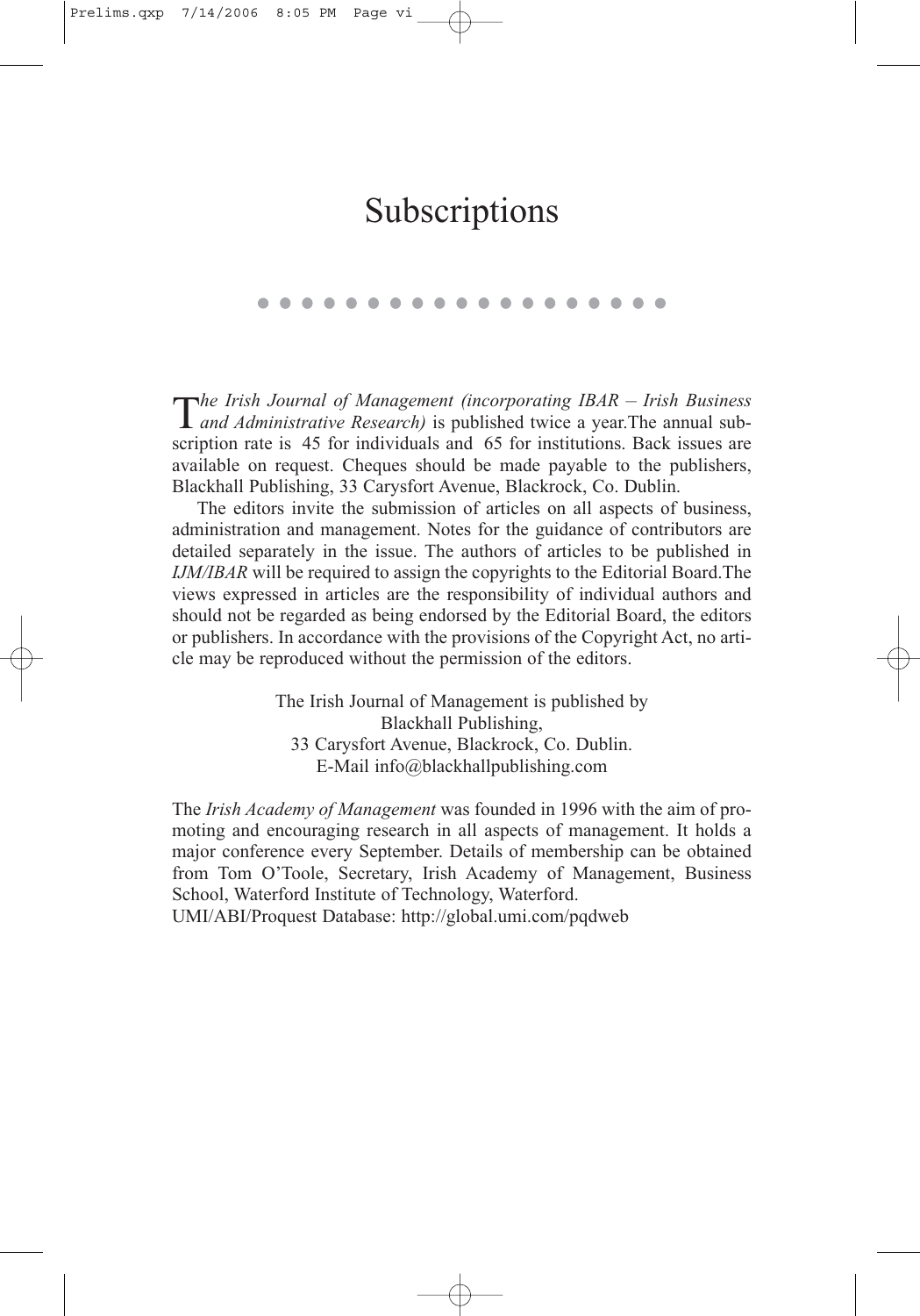# Subscriptions

*The Irish Journal of Management (incorporating IBAR – Irish Business and Administrative Research)* is published twice a year.The annual subscription rate is  45 for individuals and  65 for institutions. Back issues are available on request. Cheques should be made payable to the publishers, Blackhall Publishing, 33 Carysfort Avenue, Blackrock, Co. Dublin.

The editors invite the submission of articles on all aspects of business, administration and management. Notes for the guidance of contributors are detailed separately in the issue. The authors of articles to be published in *IJM/IBAR* will be required to assign the copyrights to the Editorial Board.The views expressed in articles are the responsibility of individual authors and should not be regarded as being endorsed by the Editorial Board, the editors or publishers. In accordance with the provisions of the Copyright Act, no article may be reproduced without the permission of the editors.

The Irish Journal of Management is published by  
Blackhall Publishing,  
33 Carysfort Avenue, Blackrock, Co. Dublin.  
E-Mail info@blackhallpublishing.com

The *Irish Academy of Management* was founded in 1996 with the aim of promoting and encouraging research in all aspects of management. It holds a major conference every September. Details of membership can be obtained from Tom O'Toole, Secretary, Irish Academy of Management, Business School, Waterford Institute of Technology, Waterford.  
UMI/ABI/Proquest Database: http://global.umi.com/pqdweb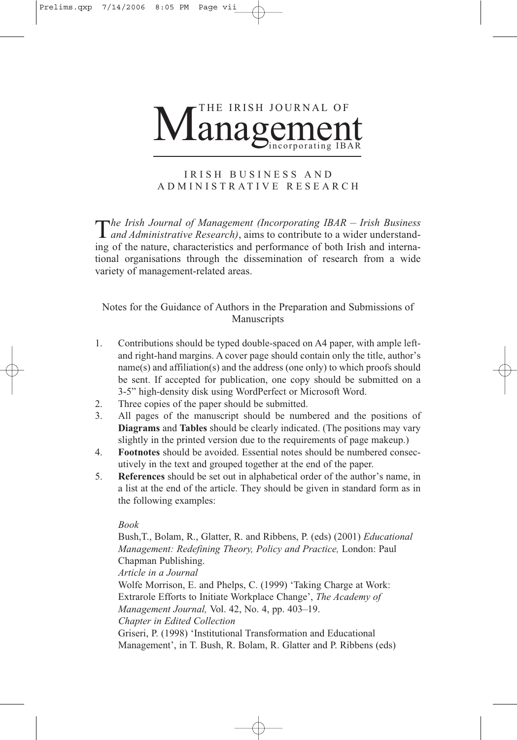# THE IRISH JOURNAL OF Management incorporating IBAR

## IRISH BUSINESS AND ADMINISTRATIVE RESEARCH

*The Irish Journal of Management (Incorporating IBAR – Irish Business and Administrative Research)*, aims to contribute to a wider understanding of the nature, characteristics and performance of both Irish and international organisations through the dissemination of research from a wide variety of management-related areas.

### Notes for the Guidance of Authors in the Preparation and Submissions of Manuscripts

1. Contributions should be typed double-spaced on A4 paper, with ample left- and right-hand margins. A cover page should contain only the title, author's name(s) and affiliation(s) and the address (one only) to which proofs should be sent. If accepted for publication, one copy should be submitted on a 3-5" high-density disk using WordPerfect or Microsoft Word.
2. Three copies of the paper should be submitted.
3. All pages of the manuscript should be numbered and the positions of **Diagrams** and **Tables** should be clearly indicated. (The positions may vary slightly in the printed version due to the requirements of page makeup.)
4. **Footnotes** should be avoided. Essential notes should be numbered consecutively in the text and grouped together at the end of the paper.
5. **References** should be set out in alphabetical order of the author's name, in a list at the end of the article. They should be given in standard form as in the following examples:

   *Book*
   Bush,T., Bolam, R., Glatter, R. and Ribbens, P. (eds) (2001) *Educational Management: Redefining Theory, Policy and Practice,* London: Paul Chapman Publishing.
   *Article in a Journal*
   Wolfe Morrison, E. and Phelps, C. (1999) 'Taking Charge at Work: Extrarole Efforts to Initiate Workplace Change', *The Academy of Management Journal,* Vol. 42, No. 4, pp. 403–19.
   *Chapter in Edited Collection*
   Griseri, P. (1998) 'Institutional Transformation and Educational Management', in T. Bush, R. Bolam, R. Glatter and P. Ribbens (eds)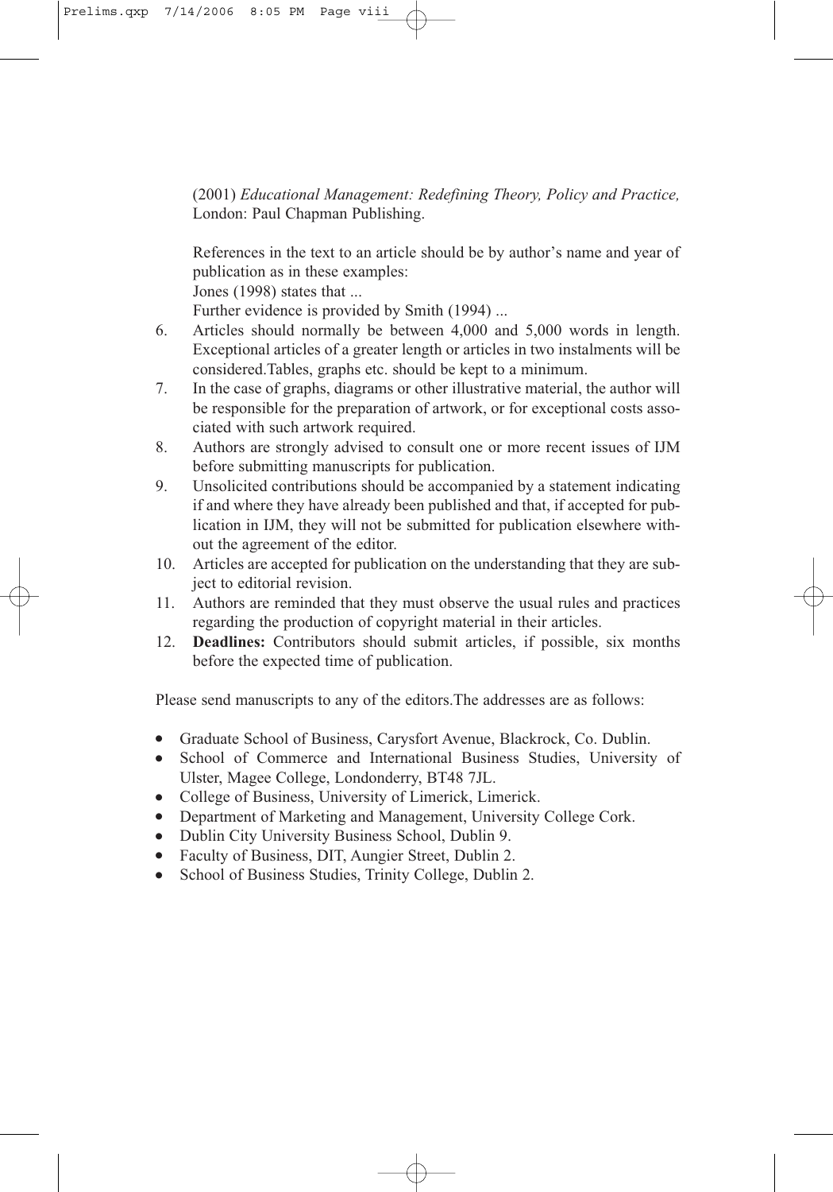(2001) *Educational Management: Redefining Theory, Policy and Practice,* London: Paul Chapman Publishing.

References in the text to an article should be by author's name and year of publication as in these examples:
Jones (1998) states that ...
Further evidence is provided by Smith (1994) ...

6. Articles should normally be between 4,000 and 5,000 words in length. Exceptional articles of a greater length or articles in two instalments will be considered.Tables, graphs etc. should be kept to a minimum.
7. In the case of graphs, diagrams or other illustrative material, the author will be responsible for the preparation of artwork, or for exceptional costs associated with such artwork required.
8. Authors are strongly advised to consult one or more recent issues of IJM before submitting manuscripts for publication.
9. Unsolicited contributions should be accompanied by a statement indicating if and where they have already been published and that, if accepted for publication in IJM, they will not be submitted for publication elsewhere without the agreement of the editor.
10. Articles are accepted for publication on the understanding that they are subject to editorial revision.
11. Authors are reminded that they must observe the usual rules and practices regarding the production of copyright material in their articles.
12. **Deadlines:** Contributors should submit articles, if possible, six months before the expected time of publication.

Please send manuscripts to any of the editors.The addresses are as follows:

- Graduate School of Business, Carysfort Avenue, Blackrock, Co. Dublin.
- School of Commerce and International Business Studies, University of Ulster, Magee College, Londonderry, BT48 7JL.
- College of Business, University of Limerick, Limerick.
- Department of Marketing and Management, University College Cork.
- Dublin City University Business School, Dublin 9.
- Faculty of Business, DIT, Aungier Street, Dublin 2.
- School of Business Studies, Trinity College, Dublin 2.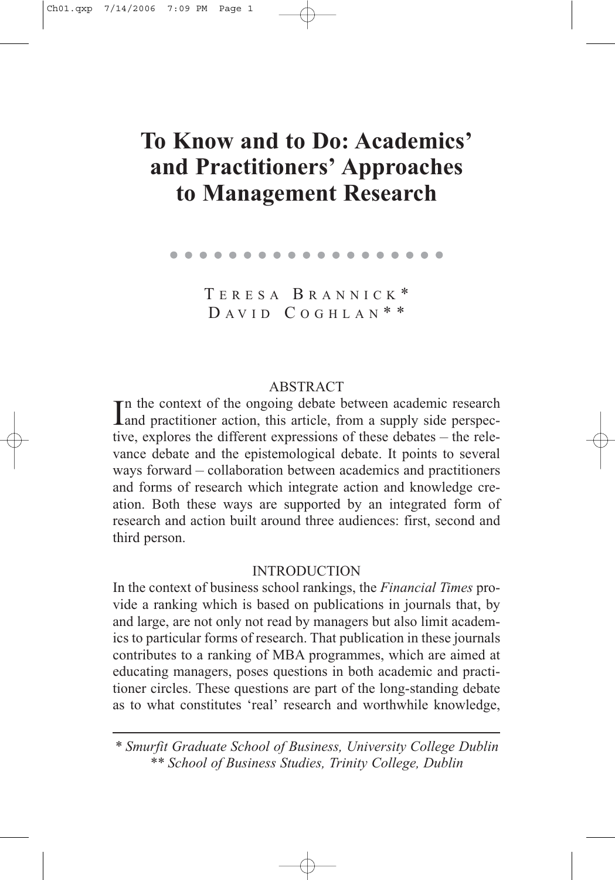# To Know and to Do: Academics' and Practitioners' Approaches to Management Research

TERESA BRANNICK*
DAVID COGHLAN**

## ABSTRACT

In the context of the ongoing debate between academic research and practitioner action, this article, from a supply side perspective, explores the different expressions of these debates – the relevance debate and the epistemological debate. It points to several ways forward – collaboration between academics and practitioners and forms of research which integrate action and knowledge creation. Both these ways are supported by an integrated form of research and action built around three audiences: first, second and third person.

## INTRODUCTION

In the context of business school rankings, the *Financial Times* provide a ranking which is based on publications in journals that, by and large, are not only not read by managers but also limit academics to particular forms of research. That publication in these journals contributes to a ranking of MBA programmes, which are aimed at educating managers, poses questions in both academic and practitioner circles. These questions are part of the long-standing debate as to what constitutes 'real' research and worthwhile knowledge,

---

*\* Smurfit Graduate School of Business, University College Dublin*
*\*\* School of Business Studies, Trinity College, Dublin*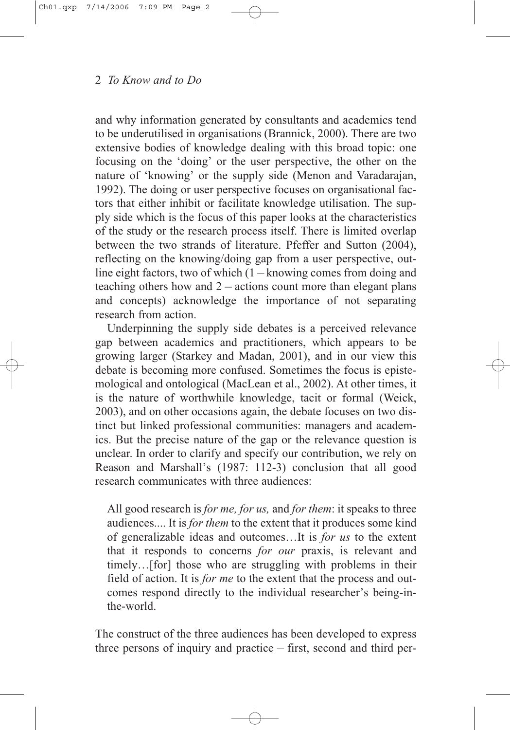and why information generated by consultants and academics tend to be underutilised in organisations (Brannick, 2000). There are two extensive bodies of knowledge dealing with this broad topic: one focusing on the 'doing' or the user perspective, the other on the nature of 'knowing' or the supply side (Menon and Varadarajan, 1992). The doing or user perspective focuses on organisational factors that either inhibit or facilitate knowledge utilisation. The supply side which is the focus of this paper looks at the characteristics of the study or the research process itself. There is limited overlap between the two strands of literature. Pfeffer and Sutton (2004), reflecting on the knowing/doing gap from a user perspective, outline eight factors, two of which (1 – knowing comes from doing and teaching others how and 2 – actions count more than elegant plans and concepts) acknowledge the importance of not separating research from action.

Underpinning the supply side debates is a perceived relevance gap between academics and practitioners, which appears to be growing larger (Starkey and Madan, 2001), and in our view this debate is becoming more confused. Sometimes the focus is epistemological and ontological (MacLean et al., 2002). At other times, it is the nature of worthwhile knowledge, tacit or formal (Weick, 2003), and on other occasions again, the debate focuses on two distinct but linked professional communities: managers and academics. But the precise nature of the gap or the relevance question is unclear. In order to clarify and specify our contribution, we rely on Reason and Marshall's (1987: 112-3) conclusion that all good research communicates with three audiences:

> All good research is *for me, for us,* and *for them*: it speaks to three audiences.... It is *for them* to the extent that it produces some kind of generalizable ideas and outcomes…It is *for us* to the extent that it responds to concerns *for our* praxis, is relevant and timely…[for] those who are struggling with problems in their field of action. It is *for me* to the extent that the process and outcomes respond directly to the individual researcher's being-in-the-world.

The construct of the three audiences has been developed to express three persons of inquiry and practice – first, second and third per-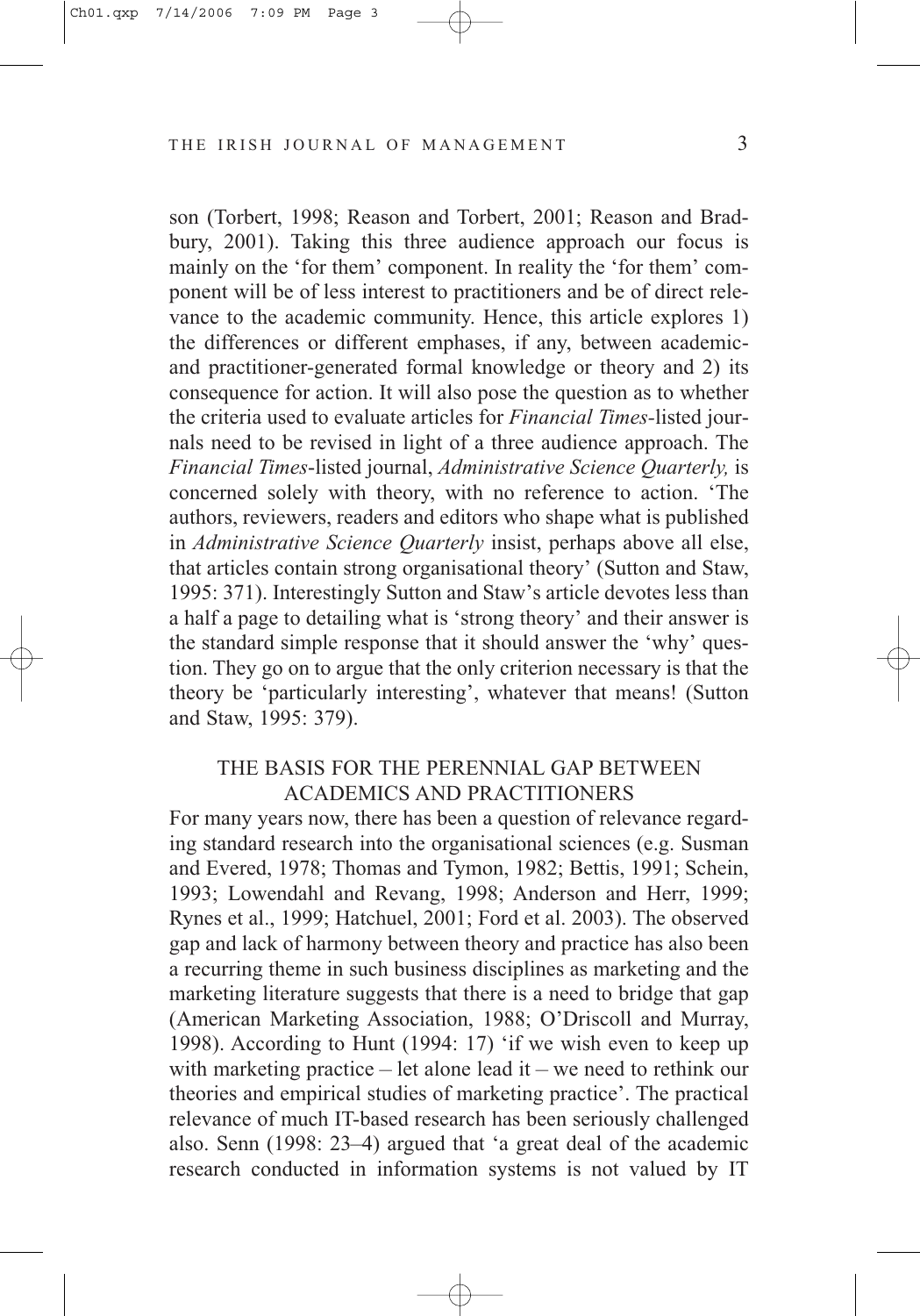son (Torbert, 1998; Reason and Torbert, 2001; Reason and Bradbury, 2001). Taking this three audience approach our focus is mainly on the 'for them' component. In reality the 'for them' component will be of less interest to practitioners and be of direct relevance to the academic community. Hence, this article explores 1) the differences or different emphases, if any, between academic- and practitioner-generated formal knowledge or theory and 2) its consequence for action. It will also pose the question as to whether the criteria used to evaluate articles for *Financial Times*-listed journals need to be revised in light of a three audience approach. The *Financial Times*-listed journal, *Administrative Science Quarterly,* is concerned solely with theory, with no reference to action. 'The authors, reviewers, readers and editors who shape what is published in *Administrative Science Quarterly* insist, perhaps above all else, that articles contain strong organisational theory' (Sutton and Staw, 1995: 371). Interestingly Sutton and Staw's article devotes less than a half a page to detailing what is 'strong theory' and their answer is the standard simple response that it should answer the 'why' question. They go on to argue that the only criterion necessary is that the theory be 'particularly interesting', whatever that means! (Sutton and Staw, 1995: 379).

## THE BASIS FOR THE PERENNIAL GAP BETWEEN ACADEMICS AND PRACTITIONERS

For many years now, there has been a question of relevance regarding standard research into the organisational sciences (e.g. Susman and Evered, 1978; Thomas and Tymon, 1982; Bettis, 1991; Schein, 1993; Lowendahl and Revang, 1998; Anderson and Herr, 1999; Rynes et al., 1999; Hatchuel, 2001; Ford et al. 2003). The observed gap and lack of harmony between theory and practice has also been a recurring theme in such business disciplines as marketing and the marketing literature suggests that there is a need to bridge that gap (American Marketing Association, 1988; O'Driscoll and Murray, 1998). According to Hunt (1994: 17) 'if we wish even to keep up with marketing practice – let alone lead it – we need to rethink our theories and empirical studies of marketing practice'. The practical relevance of much IT-based research has been seriously challenged also. Senn (1998: 23–4) argued that 'a great deal of the academic research conducted in information systems is not valued by IT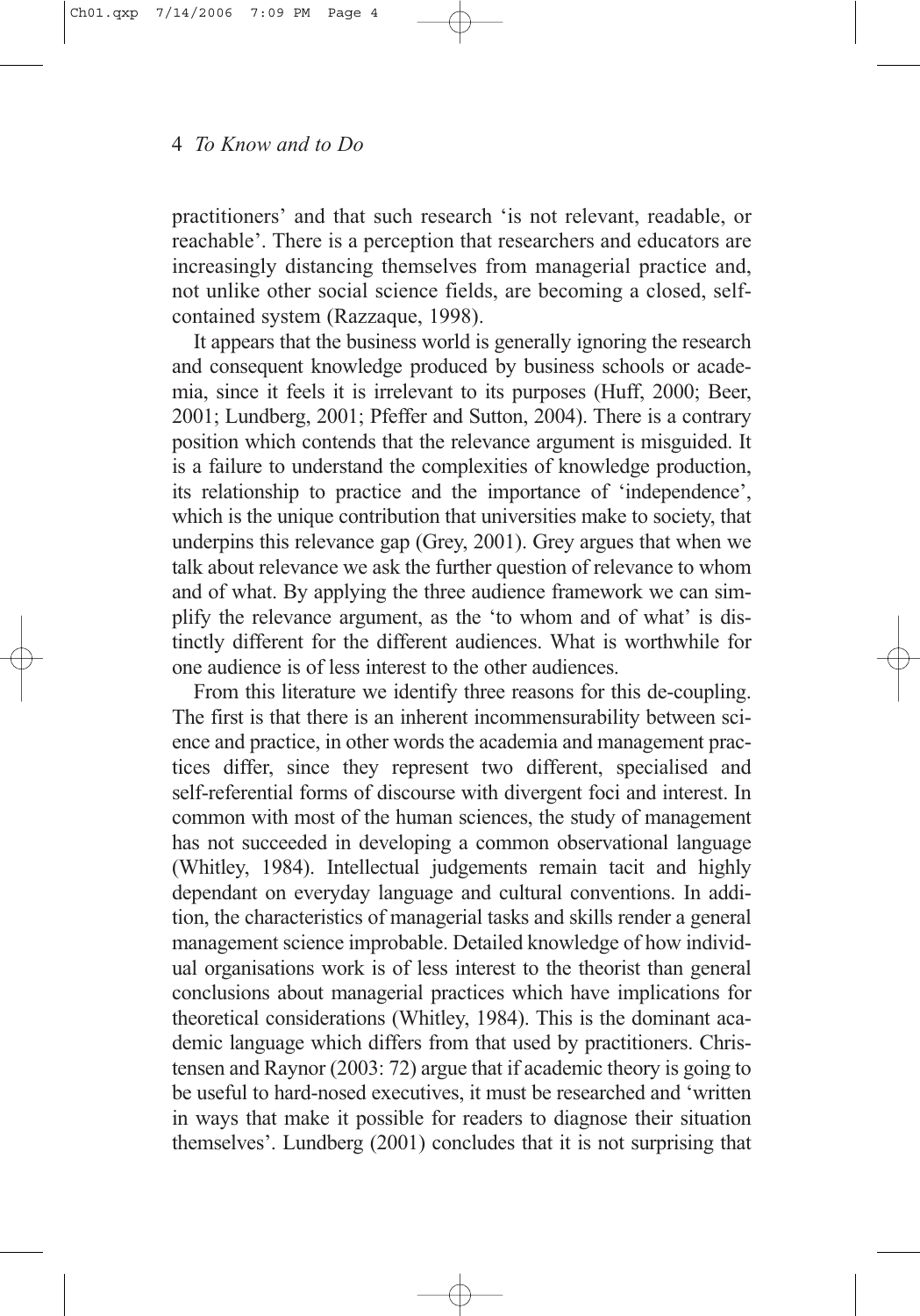practitioners' and that such research 'is not relevant, readable, or reachable'. There is a perception that researchers and educators are increasingly distancing themselves from managerial practice and, not unlike other social science fields, are becoming a closed, self-contained system (Razzaque, 1998).

It appears that the business world is generally ignoring the research and consequent knowledge produced by business schools or academia, since it feels it is irrelevant to its purposes (Huff, 2000; Beer, 2001; Lundberg, 2001; Pfeffer and Sutton, 2004). There is a contrary position which contends that the relevance argument is misguided. It is a failure to understand the complexities of knowledge production, its relationship to practice and the importance of 'independence', which is the unique contribution that universities make to society, that underpins this relevance gap (Grey, 2001). Grey argues that when we talk about relevance we ask the further question of relevance to whom and of what. By applying the three audience framework we can simplify the relevance argument, as the 'to whom and of what' is distinctly different for the different audiences. What is worthwhile for one audience is of less interest to the other audiences.

From this literature we identify three reasons for this de-coupling. The first is that there is an inherent incommensurability between science and practice, in other words the academia and management practices differ, since they represent two different, specialised and self-referential forms of discourse with divergent foci and interest. In common with most of the human sciences, the study of management has not succeeded in developing a common observational language (Whitley, 1984). Intellectual judgements remain tacit and highly dependant on everyday language and cultural conventions. In addition, the characteristics of managerial tasks and skills render a general management science improbable. Detailed knowledge of how individual organisations work is of less interest to the theorist than general conclusions about managerial practices which have implications for theoretical considerations (Whitley, 1984). This is the dominant academic language which differs from that used by practitioners. Christensen and Raynor (2003: 72) argue that if academic theory is going to be useful to hard-nosed executives, it must be researched and 'written in ways that make it possible for readers to diagnose their situation themselves'. Lundberg (2001) concludes that it is not surprising that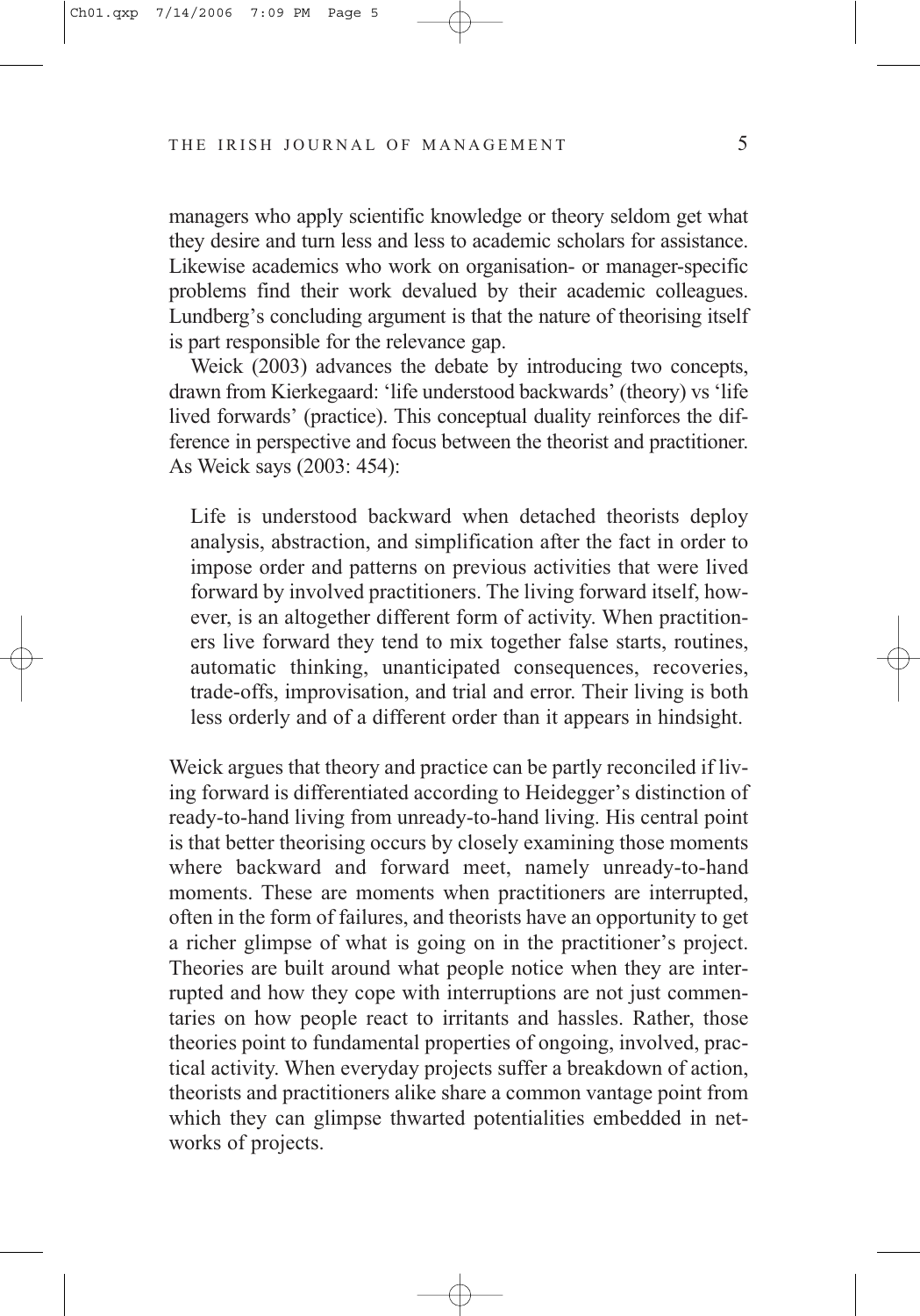managers who apply scientific knowledge or theory seldom get what they desire and turn less and less to academic scholars for assistance. Likewise academics who work on organisation- or manager-specific problems find their work devalued by their academic colleagues. Lundberg's concluding argument is that the nature of theorising itself is part responsible for the relevance gap.

Weick (2003) advances the debate by introducing two concepts, drawn from Kierkegaard: 'life understood backwards' (theory) vs 'life lived forwards' (practice). This conceptual duality reinforces the difference in perspective and focus between the theorist and practitioner. As Weick says (2003: 454):

> Life is understood backward when detached theorists deploy analysis, abstraction, and simplification after the fact in order to impose order and patterns on previous activities that were lived forward by involved practitioners. The living forward itself, however, is an altogether different form of activity. When practitioners live forward they tend to mix together false starts, routines, automatic thinking, unanticipated consequences, recoveries, trade-offs, improvisation, and trial and error. Their living is both less orderly and of a different order than it appears in hindsight.

Weick argues that theory and practice can be partly reconciled if living forward is differentiated according to Heidegger's distinction of ready-to-hand living from unready-to-hand living. His central point is that better theorising occurs by closely examining those moments where backward and forward meet, namely unready-to-hand moments. These are moments when practitioners are interrupted, often in the form of failures, and theorists have an opportunity to get a richer glimpse of what is going on in the practitioner's project. Theories are built around what people notice when they are interrupted and how they cope with interruptions are not just commentaries on how people react to irritants and hassles. Rather, those theories point to fundamental properties of ongoing, involved, practical activity. When everyday projects suffer a breakdown of action, theorists and practitioners alike share a common vantage point from which they can glimpse thwarted potentialities embedded in networks of projects.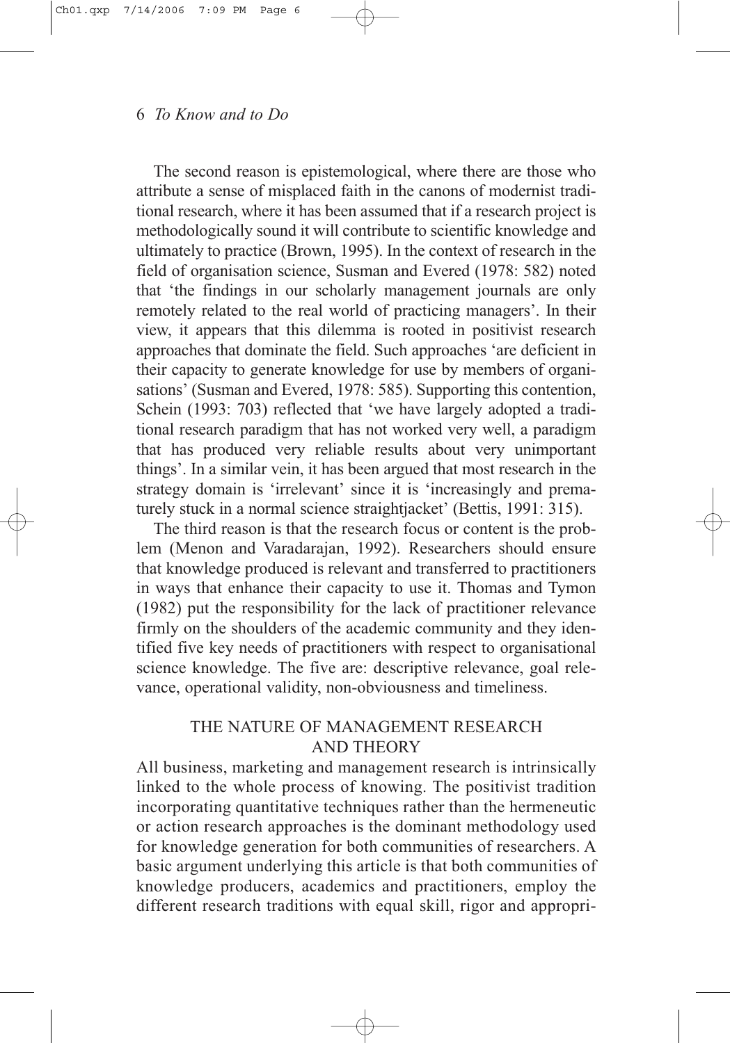The second reason is epistemological, where there are those who attribute a sense of misplaced faith in the canons of modernist traditional research, where it has been assumed that if a research project is methodologically sound it will contribute to scientific knowledge and ultimately to practice (Brown, 1995). In the context of research in the field of organisation science, Susman and Evered (1978: 582) noted that 'the findings in our scholarly management journals are only remotely related to the real world of practicing managers'. In their view, it appears that this dilemma is rooted in positivist research approaches that dominate the field. Such approaches 'are deficient in their capacity to generate knowledge for use by members of organisations' (Susman and Evered, 1978: 585). Supporting this contention, Schein (1993: 703) reflected that 'we have largely adopted a traditional research paradigm that has not worked very well, a paradigm that has produced very reliable results about very unimportant things'. In a similar vein, it has been argued that most research in the strategy domain is 'irrelevant' since it is 'increasingly and prematurely stuck in a normal science straightjacket' (Bettis, 1991: 315).

The third reason is that the research focus or content is the problem (Menon and Varadarajan, 1992). Researchers should ensure that knowledge produced is relevant and transferred to practitioners in ways that enhance their capacity to use it. Thomas and Tymon (1982) put the responsibility for the lack of practitioner relevance firmly on the shoulders of the academic community and they identified five key needs of practitioners with respect to organisational science knowledge. The five are: descriptive relevance, goal relevance, operational validity, non-obviousness and timeliness.

## THE NATURE OF MANAGEMENT RESEARCH AND THEORY

All business, marketing and management research is intrinsically linked to the whole process of knowing. The positivist tradition incorporating quantitative techniques rather than the hermeneutic or action research approaches is the dominant methodology used for knowledge generation for both communities of researchers. A basic argument underlying this article is that both communities of knowledge producers, academics and practitioners, employ the different research traditions with equal skill, rigor and appropri-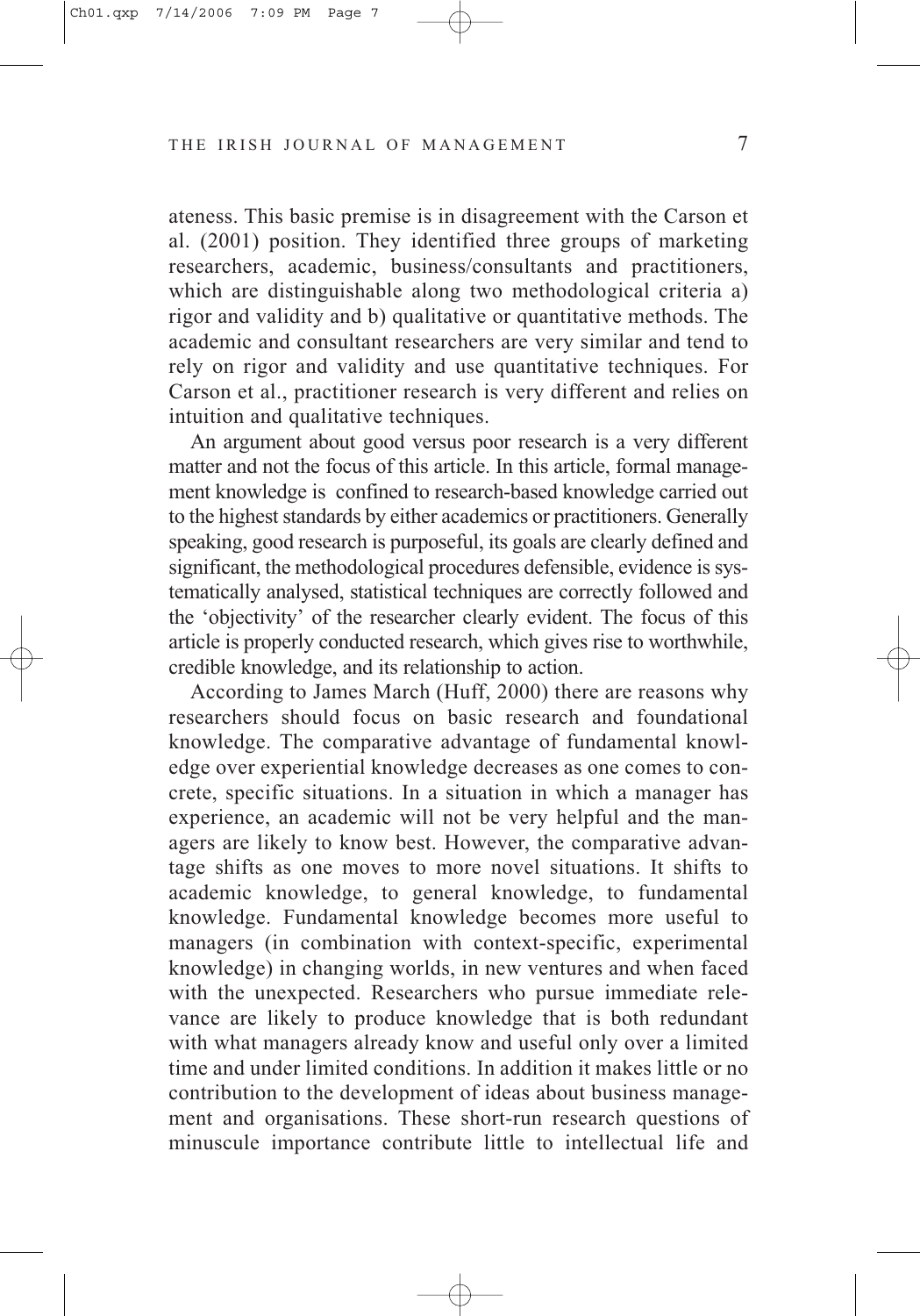ateness. This basic premise is in disagreement with the Carson et al. (2001) position. They identified three groups of marketing researchers, academic, business/consultants and practitioners, which are distinguishable along two methodological criteria a) rigor and validity and b) qualitative or quantitative methods. The academic and consultant researchers are very similar and tend to rely on rigor and validity and use quantitative techniques. For Carson et al., practitioner research is very different and relies on intuition and qualitative techniques.

An argument about good versus poor research is a very different matter and not the focus of this article. In this article, formal management knowledge is confined to research-based knowledge carried out to the highest standards by either academics or practitioners. Generally speaking, good research is purposeful, its goals are clearly defined and significant, the methodological procedures defensible, evidence is systematically analysed, statistical techniques are correctly followed and the 'objectivity' of the researcher clearly evident. The focus of this article is properly conducted research, which gives rise to worthwhile, credible knowledge, and its relationship to action.

According to James March (Huff, 2000) there are reasons why researchers should focus on basic research and foundational knowledge. The comparative advantage of fundamental knowledge over experiential knowledge decreases as one comes to concrete, specific situations. In a situation in which a manager has experience, an academic will not be very helpful and the managers are likely to know best. However, the comparative advantage shifts as one moves to more novel situations. It shifts to academic knowledge, to general knowledge, to fundamental knowledge. Fundamental knowledge becomes more useful to managers (in combination with context-specific, experimental knowledge) in changing worlds, in new ventures and when faced with the unexpected. Researchers who pursue immediate relevance are likely to produce knowledge that is both redundant with what managers already know and useful only over a limited time and under limited conditions. In addition it makes little or no contribution to the development of ideas about business management and organisations. These short-run research questions of minuscule importance contribute little to intellectual life and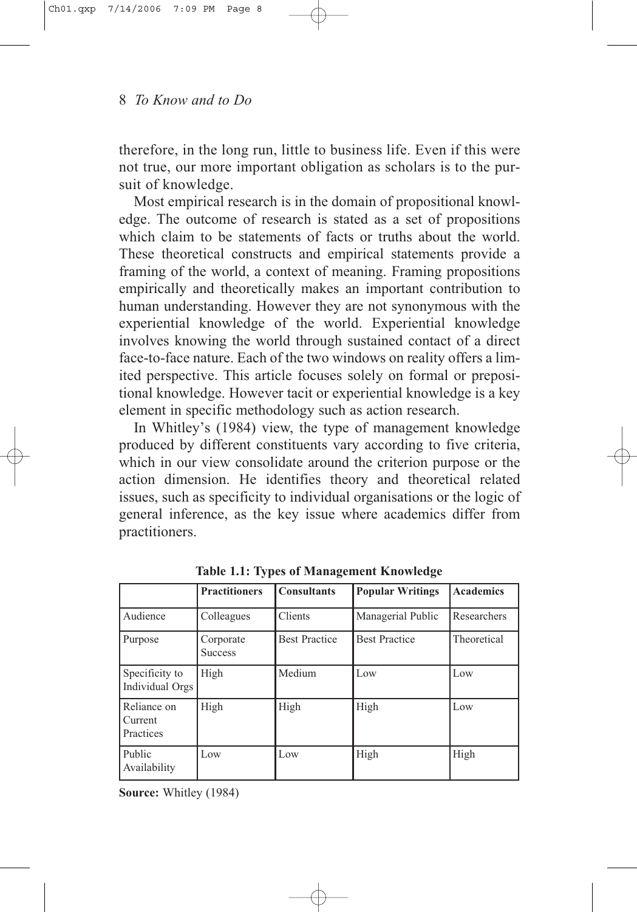therefore, in the long run, little to business life. Even if this were not true, our more important obligation as scholars is to the pursuit of knowledge.

Most empirical research is in the domain of propositional knowledge. The outcome of research is stated as a set of propositions which claim to be statements of facts or truths about the world. These theoretical constructs and empirical statements provide a framing of the world, a context of meaning. Framing propositions empirically and theoretically makes an important contribution to human understanding. However they are not synonymous with the experiential knowledge of the world. Experiential knowledge involves knowing the world through sustained contact of a direct face-to-face nature. Each of the two windows on reality offers a limited perspective. This article focuses solely on formal or prepositional knowledge. However tacit or experiential knowledge is a key element in specific methodology such as action research.

In Whitley's (1984) view, the type of management knowledge produced by different constituents vary according to five criteria, which in our view consolidate around the criterion purpose or the action dimension. He identifies theory and theoretical related issues, such as specificity to individual organisations or the logic of general inference, as the key issue where academics differ from practitioners.

**Table 1.1: Types of Management Knowledge**

| | **Practitioners** | **Consultants** | **Popular Writings** | **Academics** |
|---|---|---|---|---|
| Audience | Colleagues | Clients | Managerial Public | Researchers |
| Purpose | Corporate Success | Best Practice | Best Practice | Theoretical |
| Specificity to Individual Orgs | High | Medium | Low | Low |
| Reliance on Current Practices | High | High | High | Low |
| Public Availability | Low | Low | High | High |

**Source:** Whitley (1984)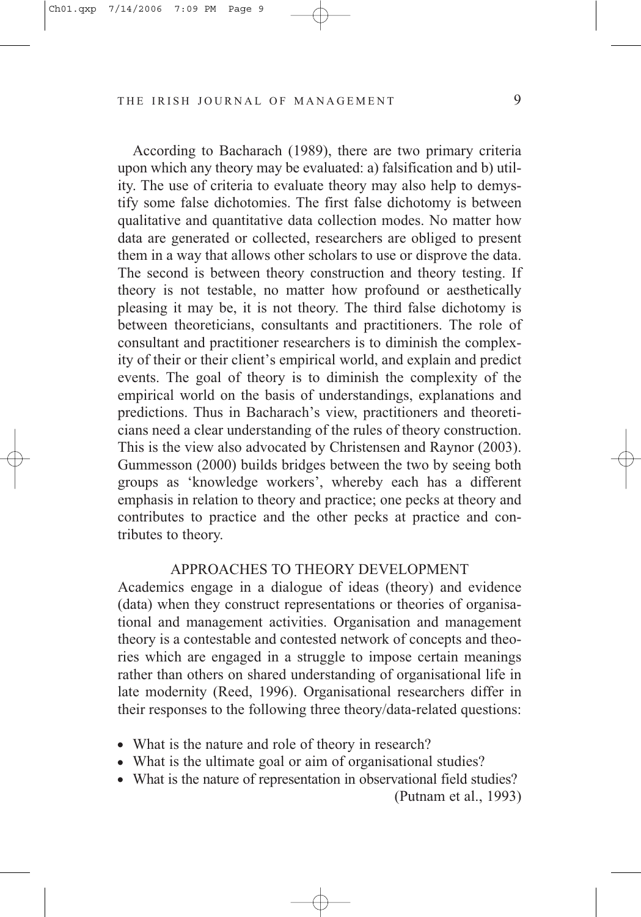According to Bacharach (1989), there are two primary criteria upon which any theory may be evaluated: a) falsification and b) utility. The use of criteria to evaluate theory may also help to demystify some false dichotomies. The first false dichotomy is between qualitative and quantitative data collection modes. No matter how data are generated or collected, researchers are obliged to present them in a way that allows other scholars to use or disprove the data. The second is between theory construction and theory testing. If theory is not testable, no matter how profound or aesthetically pleasing it may be, it is not theory. The third false dichotomy is between theoreticians, consultants and practitioners. The role of consultant and practitioner researchers is to diminish the complexity of their or their client's empirical world, and explain and predict events. The goal of theory is to diminish the complexity of the empirical world on the basis of understandings, explanations and predictions. Thus in Bacharach's view, practitioners and theoreticians need a clear understanding of the rules of theory construction. This is the view also advocated by Christensen and Raynor (2003). Gummesson (2000) builds bridges between the two by seeing both groups as 'knowledge workers', whereby each has a different emphasis in relation to theory and practice; one pecks at theory and contributes to practice and the other pecks at practice and contributes to theory.

## APPROACHES TO THEORY DEVELOPMENT

Academics engage in a dialogue of ideas (theory) and evidence (data) when they construct representations or theories of organisational and management activities. Organisation and management theory is a contestable and contested network of concepts and theories which are engaged in a struggle to impose certain meanings rather than others on shared understanding of organisational life in late modernity (Reed, 1996). Organisational researchers differ in their responses to the following three theory/data-related questions:

- What is the nature and role of theory in research?
- What is the ultimate goal or aim of organisational studies?
- What is the nature of representation in observational field studies?

(Putnam et al., 1993)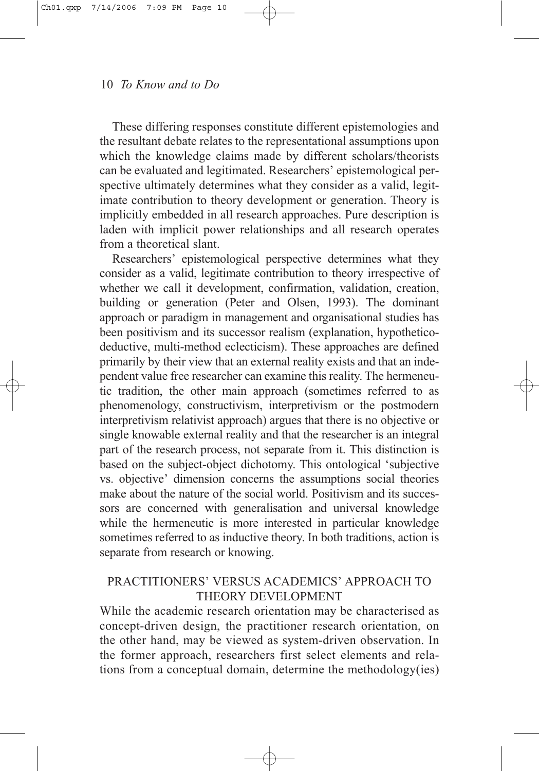These differing responses constitute different epistemologies and the resultant debate relates to the representational assumptions upon which the knowledge claims made by different scholars/theorists can be evaluated and legitimated. Researchers' epistemological perspective ultimately determines what they consider as a valid, legitimate contribution to theory development or generation. Theory is implicitly embedded in all research approaches. Pure description is laden with implicit power relationships and all research operates from a theoretical slant.

Researchers' epistemological perspective determines what they consider as a valid, legitimate contribution to theory irrespective of whether we call it development, confirmation, validation, creation, building or generation (Peter and Olsen, 1993). The dominant approach or paradigm in management and organisational studies has been positivism and its successor realism (explanation, hypothetico-deductive, multi-method eclecticism). These approaches are defined primarily by their view that an external reality exists and that an independent value free researcher can examine this reality. The hermeneutic tradition, the other main approach (sometimes referred to as phenomenology, constructivism, interpretivism or the postmodern interpretivism relativist approach) argues that there is no objective or single knowable external reality and that the researcher is an integral part of the research process, not separate from it. This distinction is based on the subject-object dichotomy. This ontological 'subjective vs. objective' dimension concerns the assumptions social theories make about the nature of the social world. Positivism and its successors are concerned with generalisation and universal knowledge while the hermeneutic is more interested in particular knowledge sometimes referred to as inductive theory. In both traditions, action is separate from research or knowing.

## PRACTITIONERS' VERSUS ACADEMICS' APPROACH TO THEORY DEVELOPMENT

While the academic research orientation may be characterised as concept-driven design, the practitioner research orientation, on the other hand, may be viewed as system-driven observation. In the former approach, researchers first select elements and relations from a conceptual domain, determine the methodology(ies)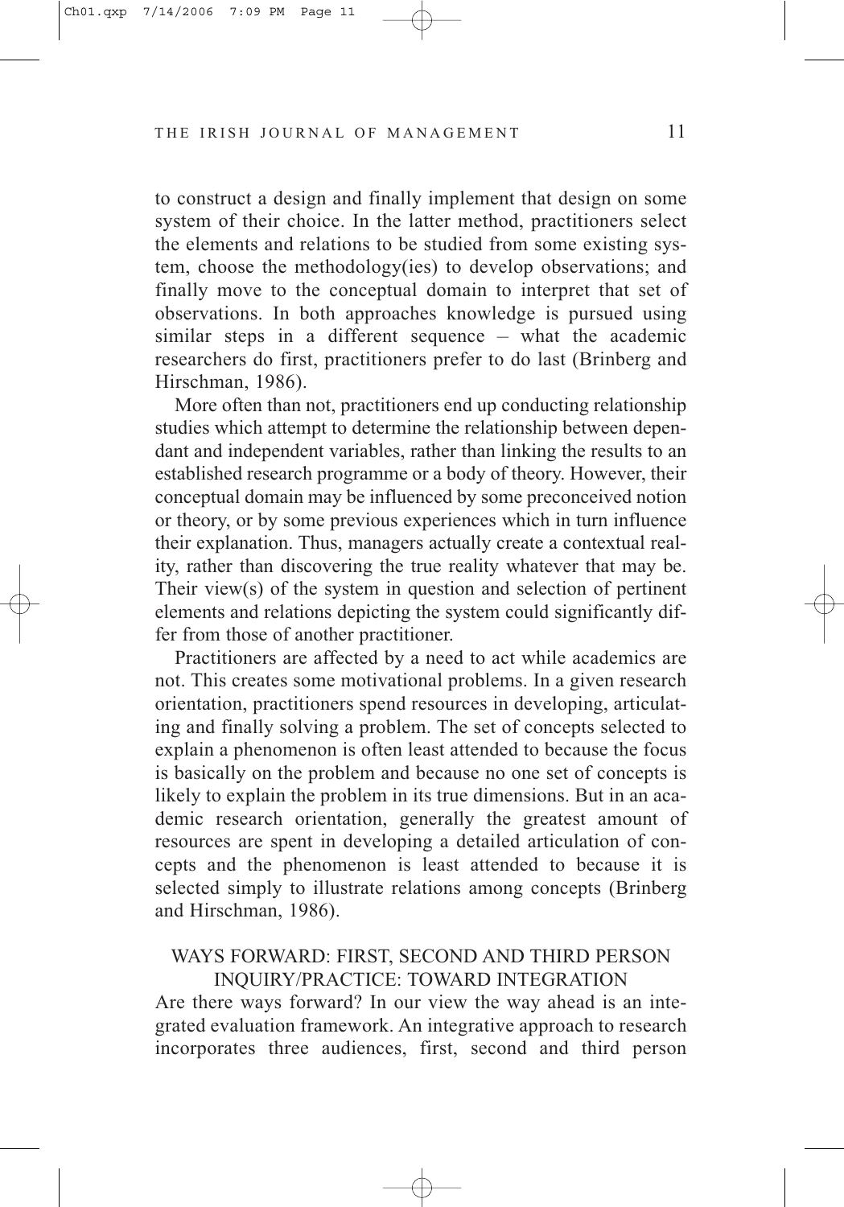to construct a design and finally implement that design on some system of their choice. In the latter method, practitioners select the elements and relations to be studied from some existing system, choose the methodology(ies) to develop observations; and finally move to the conceptual domain to interpret that set of observations. In both approaches knowledge is pursued using similar steps in a different sequence – what the academic researchers do first, practitioners prefer to do last (Brinberg and Hirschman, 1986).

More often than not, practitioners end up conducting relationship studies which attempt to determine the relationship between dependant and independent variables, rather than linking the results to an established research programme or a body of theory. However, their conceptual domain may be influenced by some preconceived notion or theory, or by some previous experiences which in turn influence their explanation. Thus, managers actually create a contextual reality, rather than discovering the true reality whatever that may be. Their view(s) of the system in question and selection of pertinent elements and relations depicting the system could significantly differ from those of another practitioner.

Practitioners are affected by a need to act while academics are not. This creates some motivational problems. In a given research orientation, practitioners spend resources in developing, articulating and finally solving a problem. The set of concepts selected to explain a phenomenon is often least attended to because the focus is basically on the problem and because no one set of concepts is likely to explain the problem in its true dimensions. But in an academic research orientation, generally the greatest amount of resources are spent in developing a detailed articulation of concepts and the phenomenon is least attended to because it is selected simply to illustrate relations among concepts (Brinberg and Hirschman, 1986).

## WAYS FORWARD: FIRST, SECOND AND THIRD PERSON INQUIRY/PRACTICE: TOWARD INTEGRATION

Are there ways forward? In our view the way ahead is an integrated evaluation framework. An integrative approach to research incorporates three audiences, first, second and third person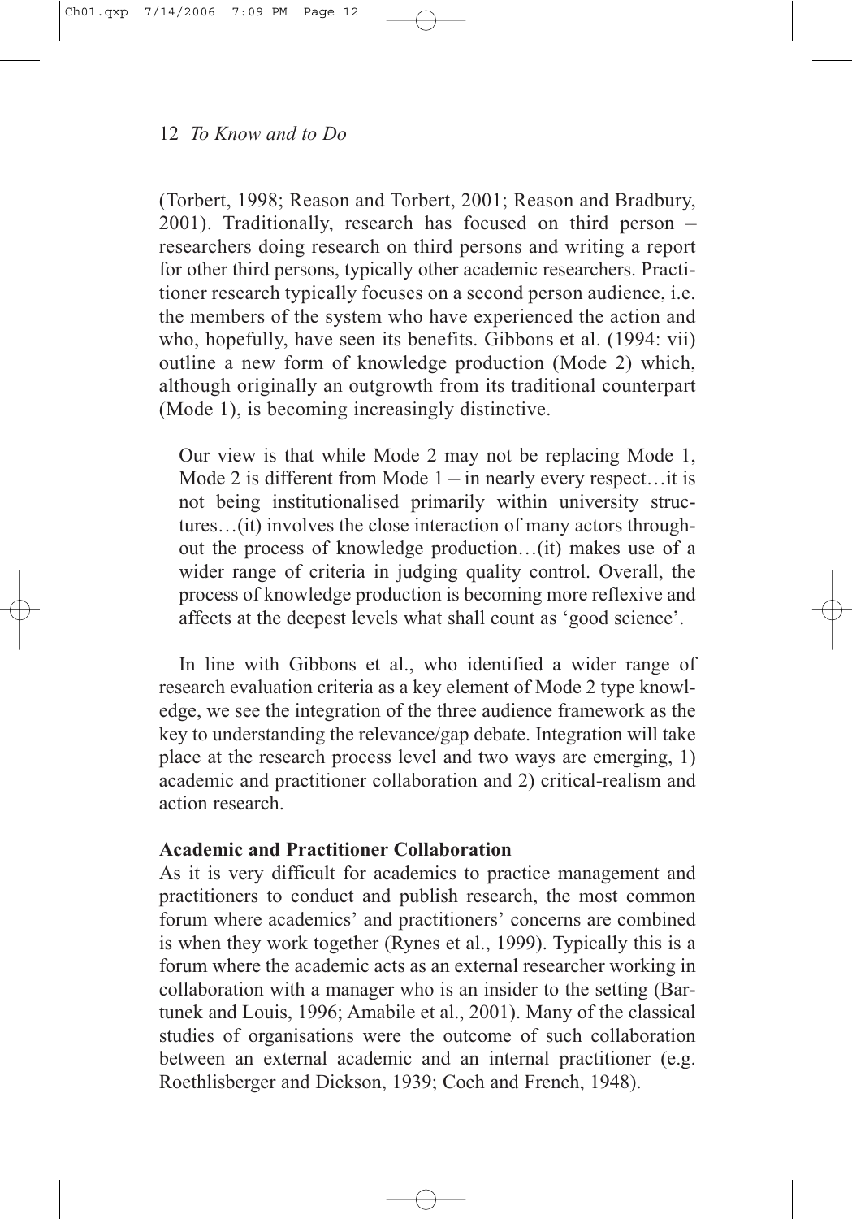(Torbert, 1998; Reason and Torbert, 2001; Reason and Bradbury, 2001). Traditionally, research has focused on third person – researchers doing research on third persons and writing a report for other third persons, typically other academic researchers. Practitioner research typically focuses on a second person audience, i.e. the members of the system who have experienced the action and who, hopefully, have seen its benefits. Gibbons et al. (1994: vii) outline a new form of knowledge production (Mode 2) which, although originally an outgrowth from its traditional counterpart (Mode 1), is becoming increasingly distinctive.

> Our view is that while Mode 2 may not be replacing Mode 1, Mode 2 is different from Mode 1 – in nearly every respect…it is not being institutionalised primarily within university structures…(it) involves the close interaction of many actors throughout the process of knowledge production…(it) makes use of a wider range of criteria in judging quality control. Overall, the process of knowledge production is becoming more reflexive and affects at the deepest levels what shall count as 'good science'.

In line with Gibbons et al., who identified a wider range of research evaluation criteria as a key element of Mode 2 type knowledge, we see the integration of the three audience framework as the key to understanding the relevance/gap debate. Integration will take place at the research process level and two ways are emerging, 1) academic and practitioner collaboration and 2) critical-realism and action research.

**Academic and Practitioner Collaboration**

As it is very difficult for academics to practice management and practitioners to conduct and publish research, the most common forum where academics' and practitioners' concerns are combined is when they work together (Rynes et al., 1999). Typically this is a forum where the academic acts as an external researcher working in collaboration with a manager who is an insider to the setting (Bartunek and Louis, 1996; Amabile et al., 2001). Many of the classical studies of organisations were the outcome of such collaboration between an external academic and an internal practitioner (e.g. Roethlisberger and Dickson, 1939; Coch and French, 1948).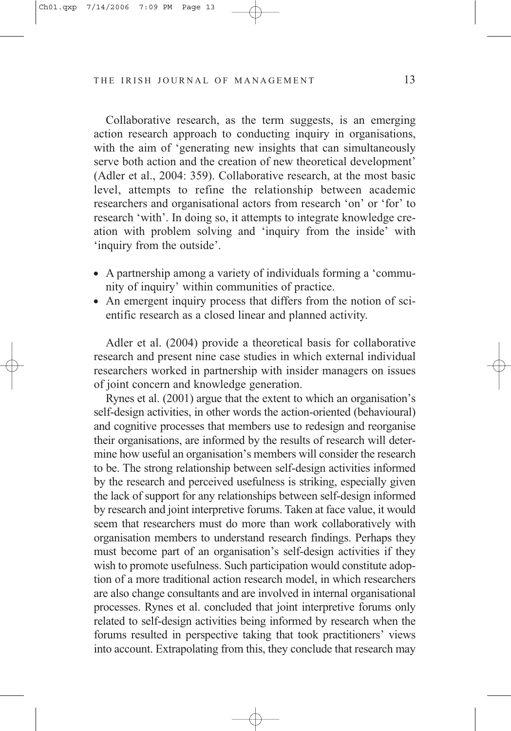Collaborative research, as the term suggests, is an emerging action research approach to conducting inquiry in organisations, with the aim of 'generating new insights that can simultaneously serve both action and the creation of new theoretical development' (Adler et al., 2004: 359). Collaborative research, at the most basic level, attempts to refine the relationship between academic researchers and organisational actors from research 'on' or 'for' to research 'with'. In doing so, it attempts to integrate knowledge creation with problem solving and 'inquiry from the inside' with 'inquiry from the outside'.

- A partnership among a variety of individuals forming a 'community of inquiry' within communities of practice.
- An emergent inquiry process that differs from the notion of scientific research as a closed linear and planned activity.

Adler et al. (2004) provide a theoretical basis for collaborative research and present nine case studies in which external individual researchers worked in partnership with insider managers on issues of joint concern and knowledge generation.

Rynes et al. (2001) argue that the extent to which an organisation's self-design activities, in other words the action-oriented (behavioural) and cognitive processes that members use to redesign and reorganise their organisations, are informed by the results of research will determine how useful an organisation's members will consider the research to be. The strong relationship between self-design activities informed by the research and perceived usefulness is striking, especially given the lack of support for any relationships between self-design informed by research and joint interpretive forums. Taken at face value, it would seem that researchers must do more than work collaboratively with organisation members to understand research findings. Perhaps they must become part of an organisation's self-design activities if they wish to promote usefulness. Such participation would constitute adoption of a more traditional action research model, in which researchers are also change consultants and are involved in internal organisational processes. Rynes et al. concluded that joint interpretive forums only related to self-design activities being informed by research when the forums resulted in perspective taking that took practitioners' views into account. Extrapolating from this, they conclude that research may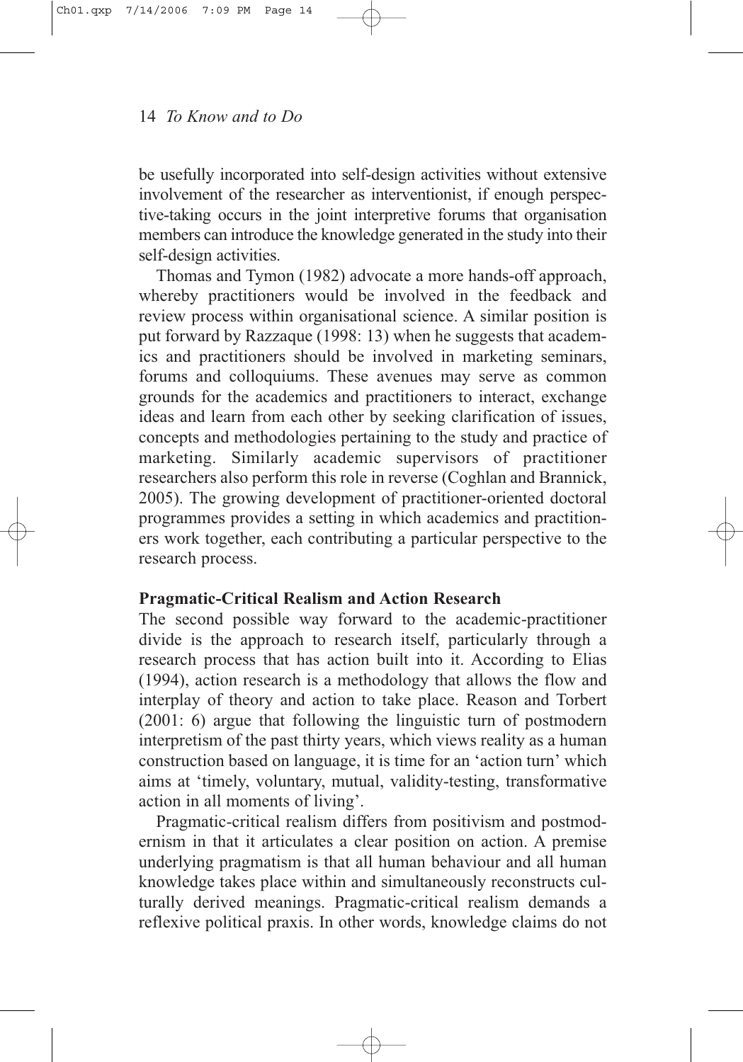be usefully incorporated into self-design activities without extensive involvement of the researcher as interventionist, if enough perspective-taking occurs in the joint interpretive forums that organisation members can introduce the knowledge generated in the study into their self-design activities.

Thomas and Tymon (1982) advocate a more hands-off approach, whereby practitioners would be involved in the feedback and review process within organisational science. A similar position is put forward by Razzaque (1998: 13) when he suggests that academics and practitioners should be involved in marketing seminars, forums and colloquiums. These avenues may serve as common grounds for the academics and practitioners to interact, exchange ideas and learn from each other by seeking clarification of issues, concepts and methodologies pertaining to the study and practice of marketing. Similarly academic supervisors of practitioner researchers also perform this role in reverse (Coghlan and Brannick, 2005). The growing development of practitioner-oriented doctoral programmes provides a setting in which academics and practitioners work together, each contributing a particular perspective to the research process.

**Pragmatic-Critical Realism and Action Research**

The second possible way forward to the academic-practitioner divide is the approach to research itself, particularly through a research process that has action built into it. According to Elias (1994), action research is a methodology that allows the flow and interplay of theory and action to take place. Reason and Torbert (2001: 6) argue that following the linguistic turn of postmodern interpretism of the past thirty years, which views reality as a human construction based on language, it is time for an 'action turn' which aims at 'timely, voluntary, mutual, validity-testing, transformative action in all moments of living'.

Pragmatic-critical realism differs from positivism and postmodernism in that it articulates a clear position on action. A premise underlying pragmatism is that all human behaviour and all human knowledge takes place within and simultaneously reconstructs culturally derived meanings. Pragmatic-critical realism demands a reflexive political praxis. In other words, knowledge claims do not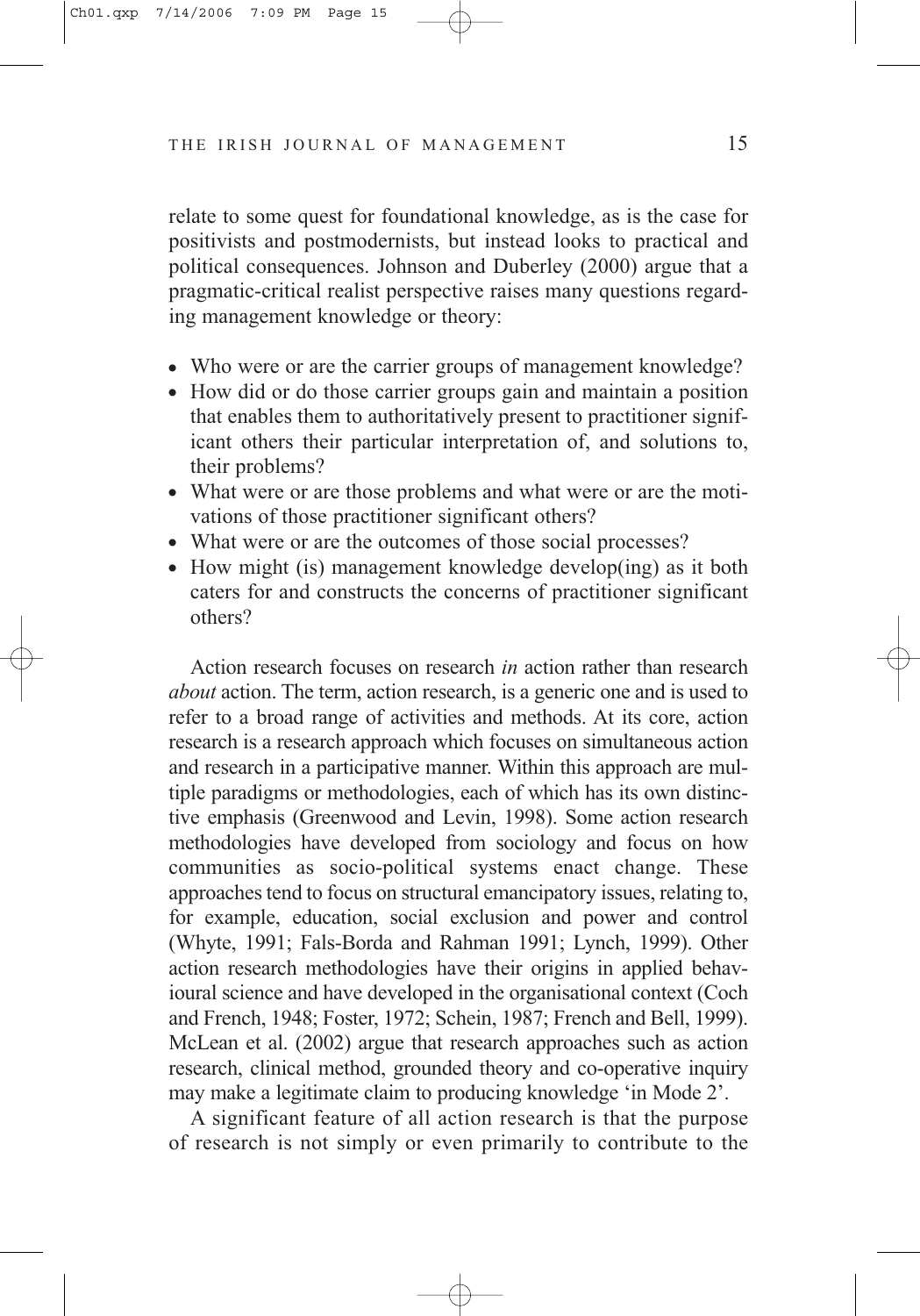relate to some quest for foundational knowledge, as is the case for positivists and postmodernists, but instead looks to practical and political consequences. Johnson and Duberley (2000) argue that a pragmatic-critical realist perspective raises many questions regarding management knowledge or theory:

- Who were or are the carrier groups of management knowledge?
- How did or do those carrier groups gain and maintain a position that enables them to authoritatively present to practitioner significant others their particular interpretation of, and solutions to, their problems?
- What were or are those problems and what were or are the motivations of those practitioner significant others?
- What were or are the outcomes of those social processes?
- How might (is) management knowledge develop(ing) as it both caters for and constructs the concerns of practitioner significant others?

Action research focuses on research *in* action rather than research *about* action. The term, action research, is a generic one and is used to refer to a broad range of activities and methods. At its core, action research is a research approach which focuses on simultaneous action and research in a participative manner. Within this approach are multiple paradigms or methodologies, each of which has its own distinctive emphasis (Greenwood and Levin, 1998). Some action research methodologies have developed from sociology and focus on how communities as socio-political systems enact change. These approaches tend to focus on structural emancipatory issues, relating to, for example, education, social exclusion and power and control (Whyte, 1991; Fals-Borda and Rahman 1991; Lynch, 1999). Other action research methodologies have their origins in applied behavioural science and have developed in the organisational context (Coch and French, 1948; Foster, 1972; Schein, 1987; French and Bell, 1999). McLean et al. (2002) argue that research approaches such as action research, clinical method, grounded theory and co-operative inquiry may make a legitimate claim to producing knowledge 'in Mode 2'.

A significant feature of all action research is that the purpose of research is not simply or even primarily to contribute to the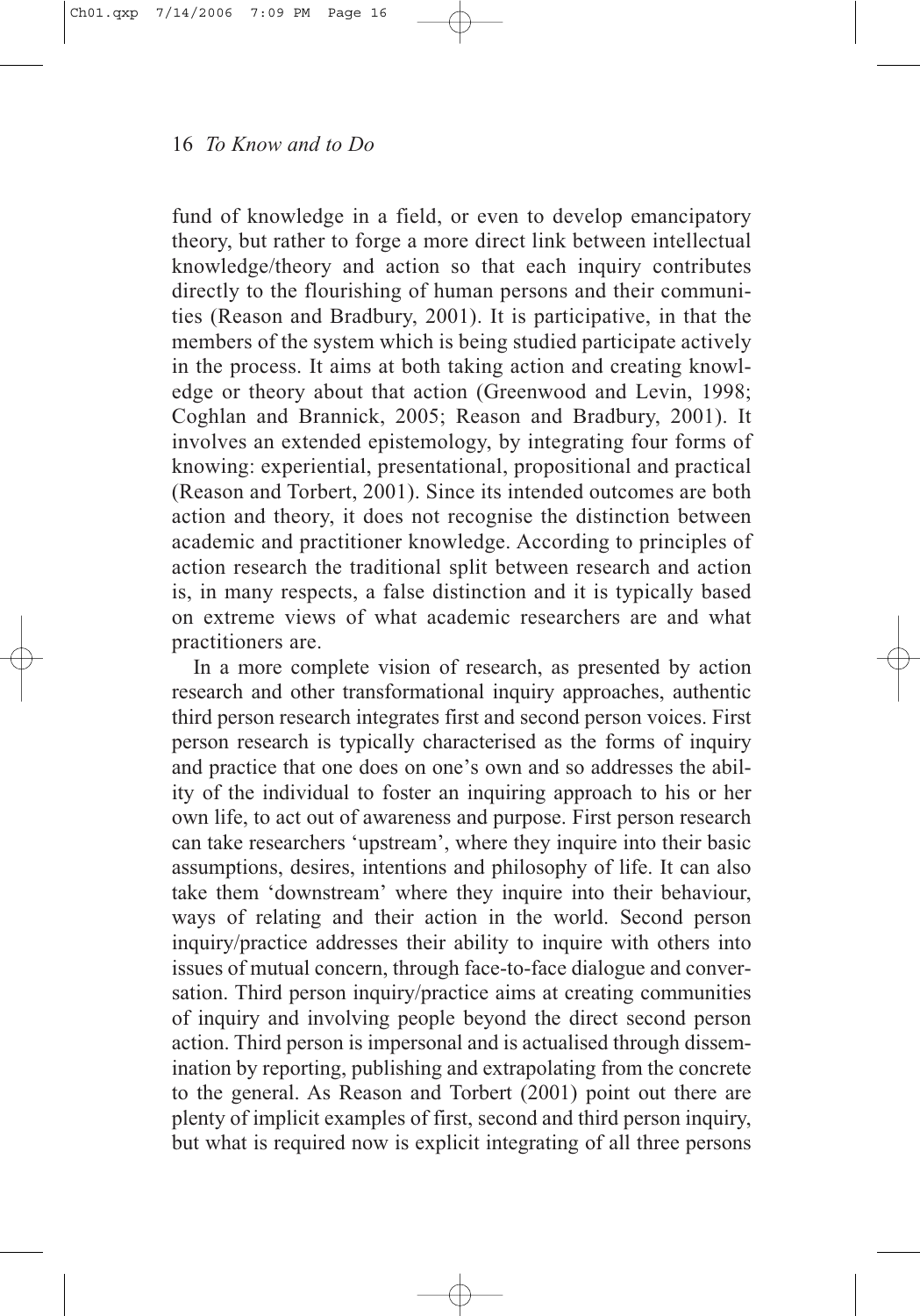fund of knowledge in a field, or even to develop emancipatory theory, but rather to forge a more direct link between intellectual knowledge/theory and action so that each inquiry contributes directly to the flourishing of human persons and their communities (Reason and Bradbury, 2001). It is participative, in that the members of the system which is being studied participate actively in the process. It aims at both taking action and creating knowledge or theory about that action (Greenwood and Levin, 1998; Coghlan and Brannick, 2005; Reason and Bradbury, 2001). It involves an extended epistemology, by integrating four forms of knowing: experiential, presentational, propositional and practical (Reason and Torbert, 2001). Since its intended outcomes are both action and theory, it does not recognise the distinction between academic and practitioner knowledge. According to principles of action research the traditional split between research and action is, in many respects, a false distinction and it is typically based on extreme views of what academic researchers are and what practitioners are.

In a more complete vision of research, as presented by action research and other transformational inquiry approaches, authentic third person research integrates first and second person voices. First person research is typically characterised as the forms of inquiry and practice that one does on one's own and so addresses the ability of the individual to foster an inquiring approach to his or her own life, to act out of awareness and purpose. First person research can take researchers 'upstream', where they inquire into their basic assumptions, desires, intentions and philosophy of life. It can also take them 'downstream' where they inquire into their behaviour, ways of relating and their action in the world. Second person inquiry/practice addresses their ability to inquire with others into issues of mutual concern, through face-to-face dialogue and conversation. Third person inquiry/practice aims at creating communities of inquiry and involving people beyond the direct second person action. Third person is impersonal and is actualised through dissemination by reporting, publishing and extrapolating from the concrete to the general. As Reason and Torbert (2001) point out there are plenty of implicit examples of first, second and third person inquiry, but what is required now is explicit integrating of all three persons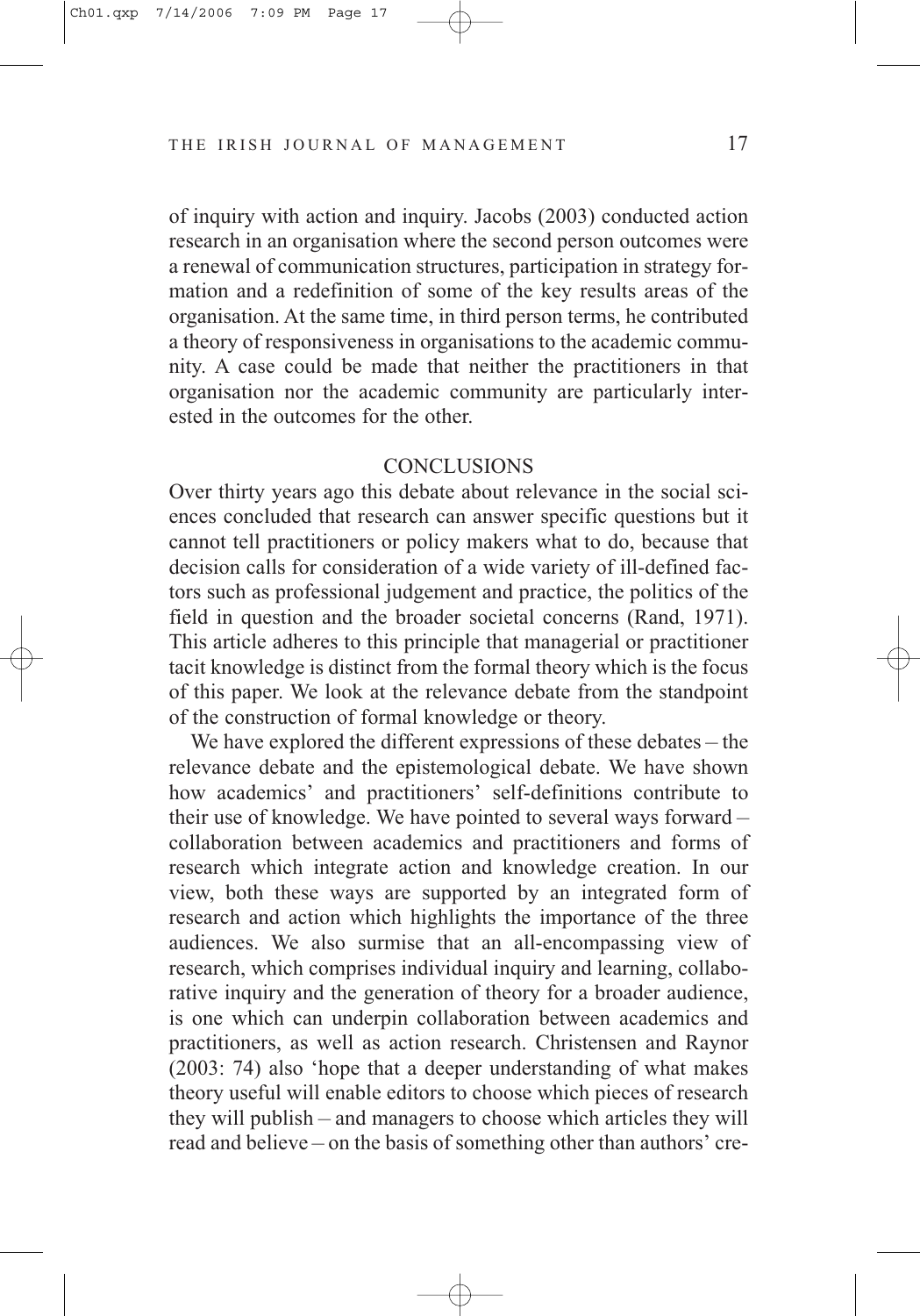of inquiry with action and inquiry. Jacobs (2003) conducted action research in an organisation where the second person outcomes were a renewal of communication structures, participation in strategy formation and a redefinition of some of the key results areas of the organisation. At the same time, in third person terms, he contributed a theory of responsiveness in organisations to the academic community. A case could be made that neither the practitioners in that organisation nor the academic community are particularly interested in the outcomes for the other.

## CONCLUSIONS

Over thirty years ago this debate about relevance in the social sciences concluded that research can answer specific questions but it cannot tell practitioners or policy makers what to do, because that decision calls for consideration of a wide variety of ill-defined factors such as professional judgement and practice, the politics of the field in question and the broader societal concerns (Rand, 1971). This article adheres to this principle that managerial or practitioner tacit knowledge is distinct from the formal theory which is the focus of this paper. We look at the relevance debate from the standpoint of the construction of formal knowledge or theory.

We have explored the different expressions of these debates – the relevance debate and the epistemological debate. We have shown how academics' and practitioners' self-definitions contribute to their use of knowledge. We have pointed to several ways forward – collaboration between academics and practitioners and forms of research which integrate action and knowledge creation. In our view, both these ways are supported by an integrated form of research and action which highlights the importance of the three audiences. We also surmise that an all-encompassing view of research, which comprises individual inquiry and learning, collaborative inquiry and the generation of theory for a broader audience, is one which can underpin collaboration between academics and practitioners, as well as action research. Christensen and Raynor (2003: 74) also 'hope that a deeper understanding of what makes theory useful will enable editors to choose which pieces of research they will publish – and managers to choose which articles they will read and believe – on the basis of something other than authors' cre-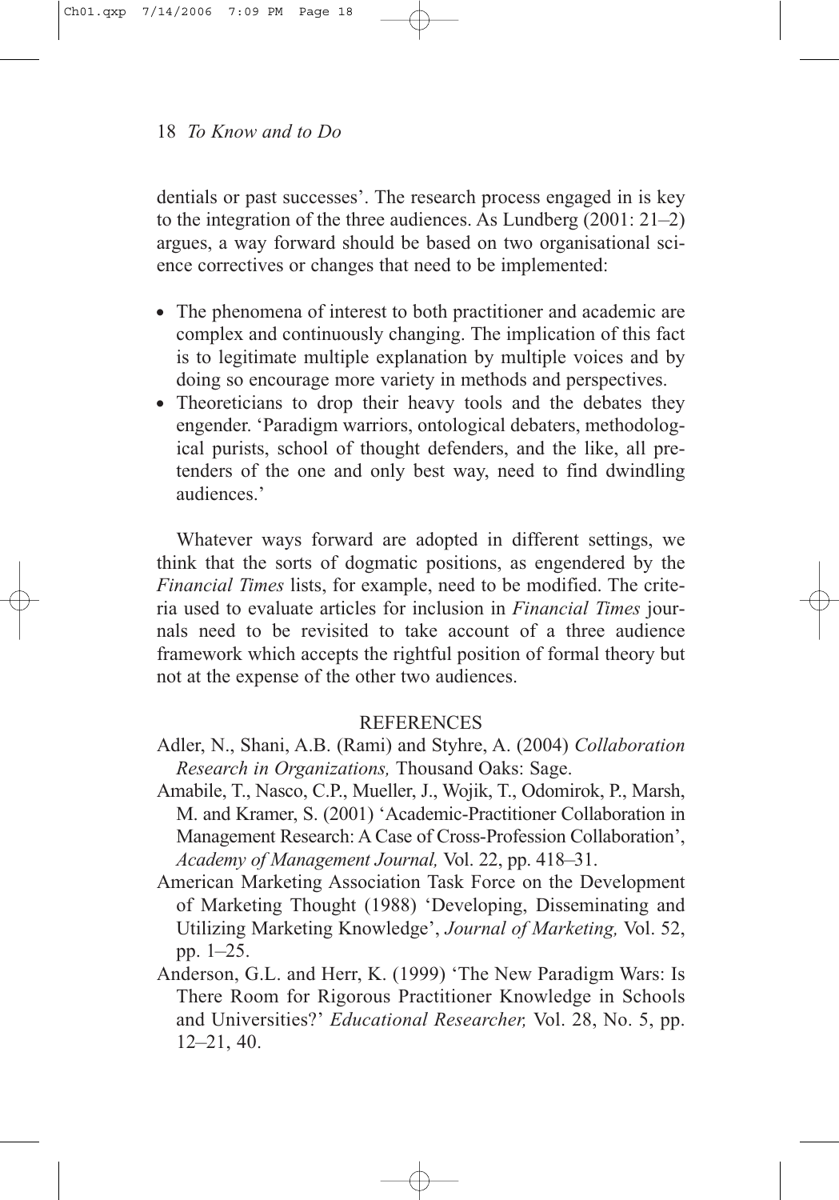dentials or past successes'. The research process engaged in is key to the integration of the three audiences. As Lundberg (2001: 21–2) argues, a way forward should be based on two organisational science correctives or changes that need to be implemented:

- The phenomena of interest to both practitioner and academic are complex and continuously changing. The implication of this fact is to legitimate multiple explanation by multiple voices and by doing so encourage more variety in methods and perspectives.
- Theoreticians to drop their heavy tools and the debates they engender. 'Paradigm warriors, ontological debaters, methodological purists, school of thought defenders, and the like, all pretenders of the one and only best way, need to find dwindling audiences.'

Whatever ways forward are adopted in different settings, we think that the sorts of dogmatic positions, as engendered by the *Financial Times* lists, for example, need to be modified. The criteria used to evaluate articles for inclusion in *Financial Times* journals need to be revisited to take account of a three audience framework which accepts the rightful position of formal theory but not at the expense of the other two audiences.

## REFERENCES

Adler, N., Shani, A.B. (Rami) and Styhre, A. (2004) *Collaboration Research in Organizations,* Thousand Oaks: Sage.

Amabile, T., Nasco, C.P., Mueller, J., Wojik, T., Odomirok, P., Marsh, M. and Kramer, S. (2001) 'Academic-Practitioner Collaboration in Management Research: A Case of Cross-Profession Collaboration', *Academy of Management Journal,* Vol. 22, pp. 418–31.

American Marketing Association Task Force on the Development of Marketing Thought (1988) 'Developing, Disseminating and Utilizing Marketing Knowledge', *Journal of Marketing,* Vol. 52, pp. 1–25.

Anderson, G.L. and Herr, K. (1999) 'The New Paradigm Wars: Is There Room for Rigorous Practitioner Knowledge in Schools and Universities?' *Educational Researcher,* Vol. 28, No. 5, pp. 12–21, 40.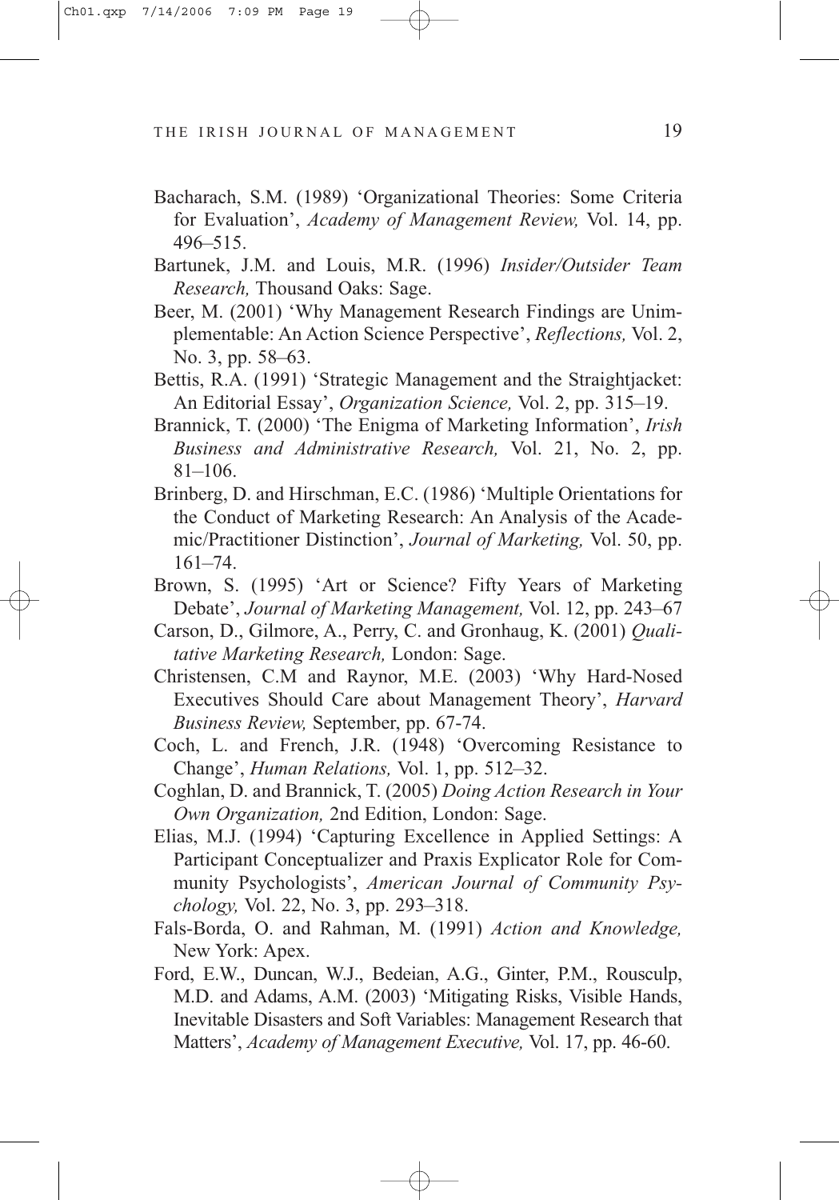Bacharach, S.M. (1989) 'Organizational Theories: Some Criteria for Evaluation', *Academy of Management Review,* Vol. 14, pp. 496–515.

Bartunek, J.M. and Louis, M.R. (1996) *Insider/Outsider Team Research,* Thousand Oaks: Sage.

Beer, M. (2001) 'Why Management Research Findings are Unimplementable: An Action Science Perspective', *Reflections,* Vol. 2, No. 3, pp. 58–63.

Bettis, R.A. (1991) 'Strategic Management and the Straightjacket: An Editorial Essay', *Organization Science,* Vol. 2, pp. 315–19.

Brannick, T. (2000) 'The Enigma of Marketing Information', *Irish Business and Administrative Research,* Vol. 21, No. 2, pp. 81–106.

Brinberg, D. and Hirschman, E.C. (1986) 'Multiple Orientations for the Conduct of Marketing Research: An Analysis of the Academic/Practitioner Distinction', *Journal of Marketing,* Vol. 50, pp. 161–74.

Brown, S. (1995) 'Art or Science? Fifty Years of Marketing Debate', *Journal of Marketing Management,* Vol. 12, pp. 243–67

Carson, D., Gilmore, A., Perry, C. and Gronhaug, K. (2001) *Qualitative Marketing Research,* London: Sage.

Christensen, C.M and Raynor, M.E. (2003) 'Why Hard-Nosed Executives Should Care about Management Theory', *Harvard Business Review,* September, pp. 67-74.

Coch, L. and French, J.R. (1948) 'Overcoming Resistance to Change', *Human Relations,* Vol. 1, pp. 512–32.

Coghlan, D. and Brannick, T. (2005) *Doing Action Research in Your Own Organization,* 2nd Edition, London: Sage.

Elias, M.J. (1994) 'Capturing Excellence in Applied Settings: A Participant Conceptualizer and Praxis Explicator Role for Community Psychologists', *American Journal of Community Psychology,* Vol. 22, No. 3, pp. 293–318.

Fals-Borda, O. and Rahman, M. (1991) *Action and Knowledge,* New York: Apex.

Ford, E.W., Duncan, W.J., Bedeian, A.G., Ginter, P.M., Rousculp, M.D. and Adams, A.M. (2003) 'Mitigating Risks, Visible Hands, Inevitable Disasters and Soft Variables: Management Research that Matters', *Academy of Management Executive,* Vol. 17, pp. 46-60.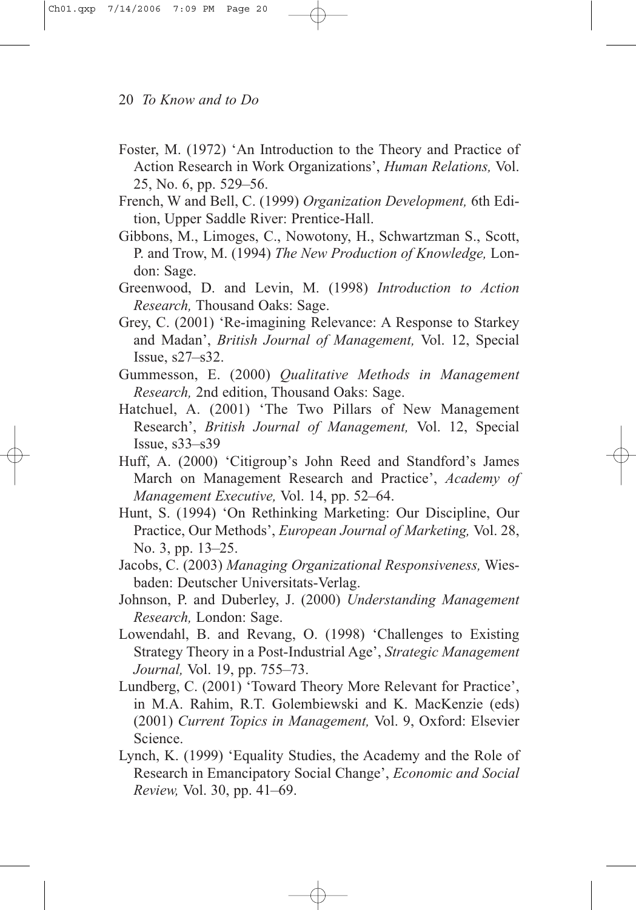Foster, M. (1972) 'An Introduction to the Theory and Practice of Action Research in Work Organizations', *Human Relations,* Vol. 25, No. 6, pp. 529–56.

French, W and Bell, C. (1999) *Organization Development,* 6th Edition, Upper Saddle River: Prentice-Hall.

Gibbons, M., Limoges, C., Nowotony, H., Schwartzman S., Scott, P. and Trow, M. (1994) *The New Production of Knowledge,* London: Sage.

Greenwood, D. and Levin, M. (1998) *Introduction to Action Research,* Thousand Oaks: Sage.

Grey, C. (2001) 'Re-imagining Relevance: A Response to Starkey and Madan', *British Journal of Management,* Vol. 12, Special Issue, s27–s32.

Gummesson, E. (2000) *Qualitative Methods in Management Research,* 2nd edition, Thousand Oaks: Sage.

Hatchuel, A. (2001) 'The Two Pillars of New Management Research', *British Journal of Management,* Vol. 12, Special Issue, s33–s39

Huff, A. (2000) 'Citigroup's John Reed and Standford's James March on Management Research and Practice', *Academy of Management Executive,* Vol. 14, pp. 52–64.

Hunt, S. (1994) 'On Rethinking Marketing: Our Discipline, Our Practice, Our Methods', *European Journal of Marketing,* Vol. 28, No. 3, pp. 13–25.

Jacobs, C. (2003) *Managing Organizational Responsiveness,* Wiesbaden: Deutscher Universitats-Verlag.

Johnson, P. and Duberley, J. (2000) *Understanding Management Research,* London: Sage.

Lowendahl, B. and Revang, O. (1998) 'Challenges to Existing Strategy Theory in a Post-Industrial Age', *Strategic Management Journal,* Vol. 19, pp. 755–73.

Lundberg, C. (2001) 'Toward Theory More Relevant for Practice', in M.A. Rahim, R.T. Golembiewski and K. MacKenzie (eds) (2001) *Current Topics in Management,* Vol. 9, Oxford: Elsevier Science.

Lynch, K. (1999) 'Equality Studies, the Academy and the Role of Research in Emancipatory Social Change', *Economic and Social Review,* Vol. 30, pp. 41–69.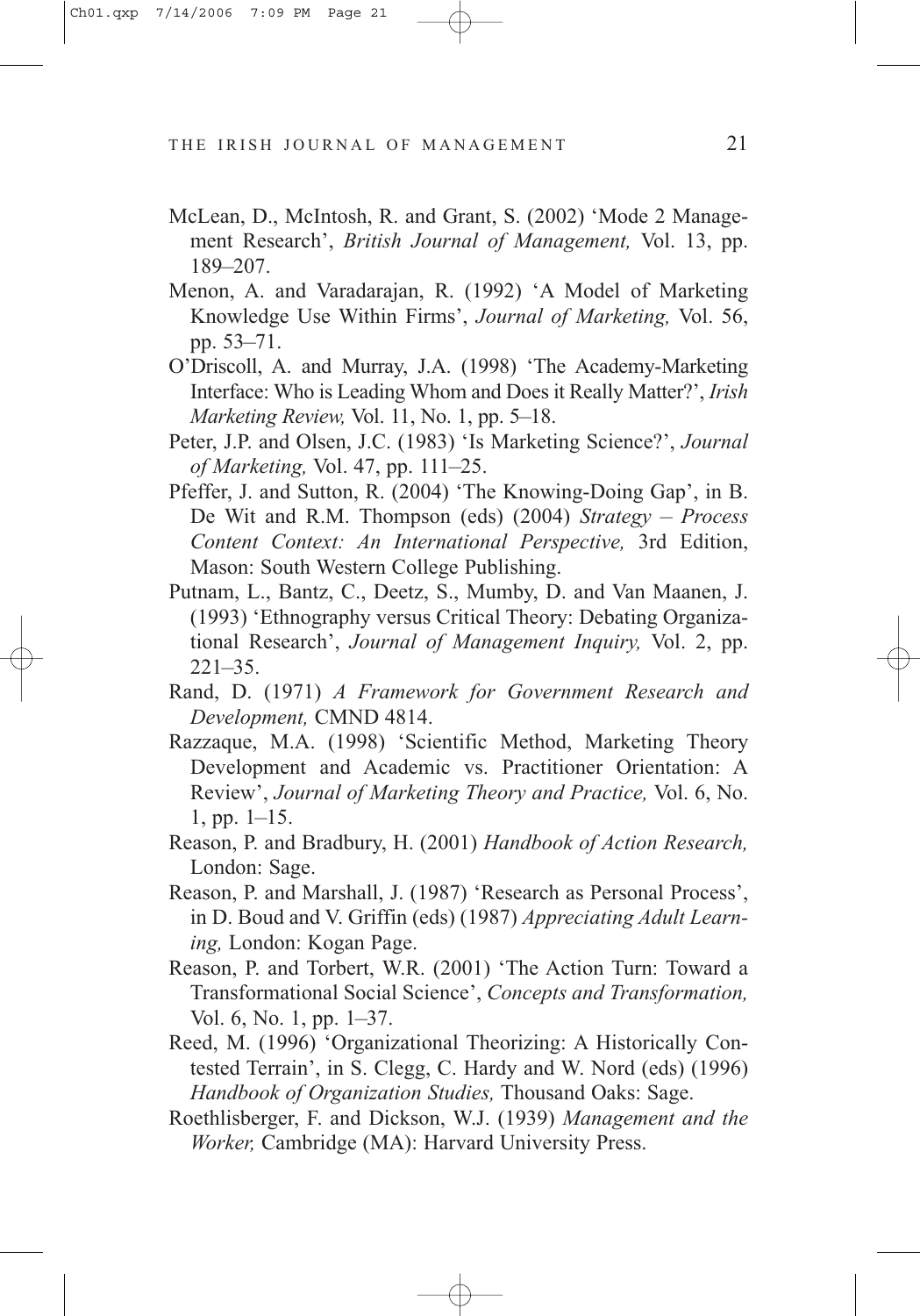McLean, D., McIntosh, R. and Grant, S. (2002) 'Mode 2 Management Research', *British Journal of Management,* Vol. 13, pp. 189–207.

Menon, A. and Varadarajan, R. (1992) 'A Model of Marketing Knowledge Use Within Firms', *Journal of Marketing,* Vol. 56, pp. 53–71.

O'Driscoll, A. and Murray, J.A. (1998) 'The Academy-Marketing Interface: Who is Leading Whom and Does it Really Matter?', *Irish Marketing Review,* Vol. 11, No. 1, pp. 5–18.

Peter, J.P. and Olsen, J.C. (1983) 'Is Marketing Science?', *Journal of Marketing,* Vol. 47, pp. 111–25.

Pfeffer, J. and Sutton, R. (2004) 'The Knowing-Doing Gap', in B. De Wit and R.M. Thompson (eds) (2004) *Strategy – Process Content Context: An International Perspective,* 3rd Edition, Mason: South Western College Publishing.

Putnam, L., Bantz, C., Deetz, S., Mumby, D. and Van Maanen, J. (1993) 'Ethnography versus Critical Theory: Debating Organizational Research', *Journal of Management Inquiry,* Vol. 2, pp. 221–35.

Rand, D. (1971) *A Framework for Government Research and Development,* CMND 4814.

Razzaque, M.A. (1998) 'Scientific Method, Marketing Theory Development and Academic vs. Practitioner Orientation: A Review', *Journal of Marketing Theory and Practice,* Vol. 6, No. 1, pp. 1–15.

Reason, P. and Bradbury, H. (2001) *Handbook of Action Research,* London: Sage.

Reason, P. and Marshall, J. (1987) 'Research as Personal Process', in D. Boud and V. Griffin (eds) (1987) *Appreciating Adult Learning,* London: Kogan Page.

Reason, P. and Torbert, W.R. (2001) 'The Action Turn: Toward a Transformational Social Science', *Concepts and Transformation,* Vol. 6, No. 1, pp. 1–37.

Reed, M. (1996) 'Organizational Theorizing: A Historically Contested Terrain', in S. Clegg, C. Hardy and W. Nord (eds) (1996) *Handbook of Organization Studies,* Thousand Oaks: Sage.

Roethlisberger, F. and Dickson, W.J. (1939) *Management and the Worker,* Cambridge (MA): Harvard University Press.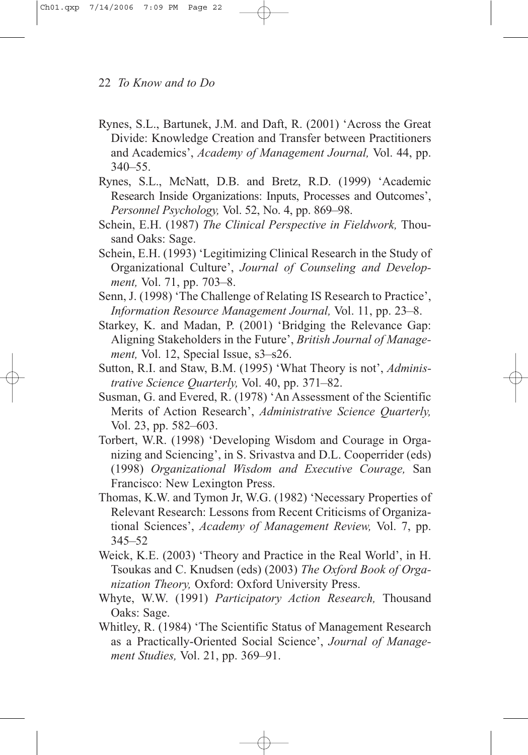Rynes, S.L., Bartunek, J.M. and Daft, R. (2001) 'Across the Great Divide: Knowledge Creation and Transfer between Practitioners and Academics', *Academy of Management Journal,* Vol. 44, pp. 340–55.

Rynes, S.L., McNatt, D.B. and Bretz, R.D. (1999) 'Academic Research Inside Organizations: Inputs, Processes and Outcomes', *Personnel Psychology,* Vol. 52, No. 4, pp. 869–98.

Schein, E.H. (1987) *The Clinical Perspective in Fieldwork,* Thousand Oaks: Sage.

Schein, E.H. (1993) 'Legitimizing Clinical Research in the Study of Organizational Culture', *Journal of Counseling and Development,* Vol. 71, pp. 703–8.

Senn, J. (1998) 'The Challenge of Relating IS Research to Practice', *Information Resource Management Journal,* Vol. 11, pp. 23–8.

Starkey, K. and Madan, P. (2001) 'Bridging the Relevance Gap: Aligning Stakeholders in the Future', *British Journal of Management,* Vol. 12, Special Issue, s3–s26.

Sutton, R.I. and Staw, B.M. (1995) 'What Theory is not', *Administrative Science Quarterly,* Vol. 40, pp. 371–82.

Susman, G. and Evered, R. (1978) 'An Assessment of the Scientific Merits of Action Research', *Administrative Science Quarterly,* Vol. 23, pp. 582–603.

Torbert, W.R. (1998) 'Developing Wisdom and Courage in Organizing and Sciencing', in S. Srivastva and D.L. Cooperrider (eds) (1998) *Organizational Wisdom and Executive Courage,* San Francisco: New Lexington Press.

Thomas, K.W. and Tymon Jr, W.G. (1982) 'Necessary Properties of Relevant Research: Lessons from Recent Criticisms of Organizational Sciences', *Academy of Management Review,* Vol. 7, pp. 345–52

Weick, K.E. (2003) 'Theory and Practice in the Real World', in H. Tsoukas and C. Knudsen (eds) (2003) *The Oxford Book of Organization Theory,* Oxford: Oxford University Press.

Whyte, W.W. (1991) *Participatory Action Research,* Thousand Oaks: Sage.

Whitley, R. (1984) 'The Scientific Status of Management Research as a Practically-Oriented Social Science', *Journal of Management Studies,* Vol. 21, pp. 369–91.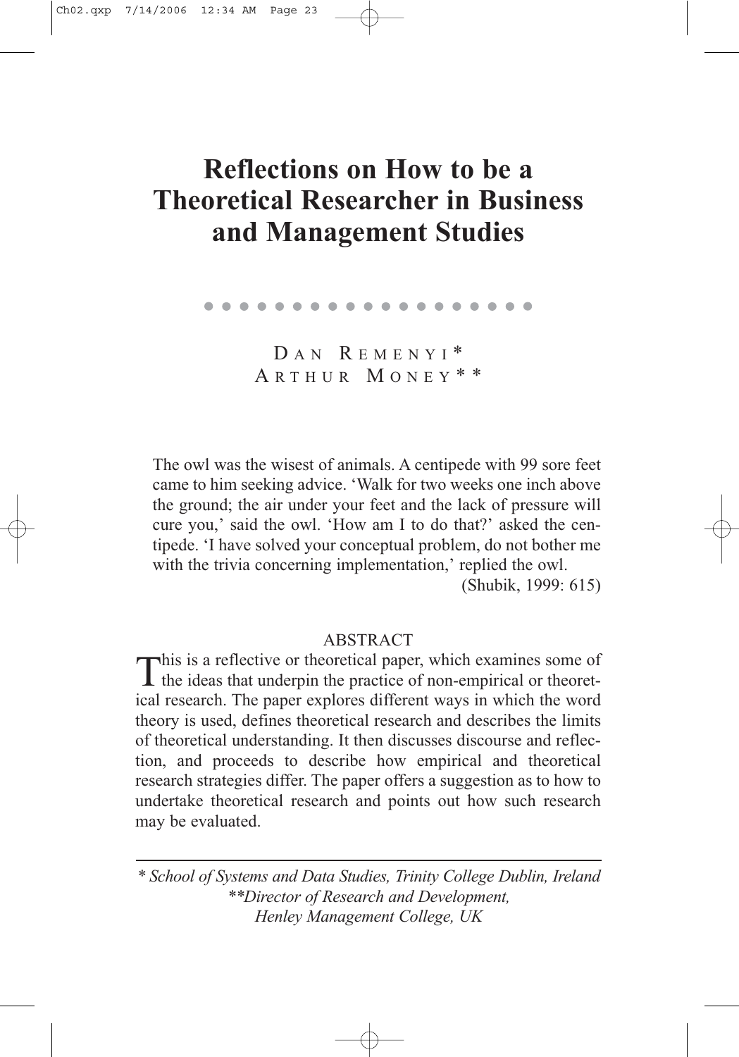# Reflections on How to be a Theoretical Researcher in Business and Management Studies

DAN REMENYI*
ARTHUR MONEY**

The owl was the wisest of animals. A centipede with 99 sore feet came to him seeking advice. 'Walk for two weeks one inch above the ground; the air under your feet and the lack of pressure will cure you,' said the owl. 'How am I to do that?' asked the centipede. 'I have solved your conceptual problem, do not bother me with the trivia concerning implementation,' replied the owl.
(Shubik, 1999: 615)

## ABSTRACT

This is a reflective or theoretical paper, which examines some of the ideas that underpin the practice of non-empirical or theoretical research. The paper explores different ways in which the word theory is used, defines theoretical research and describes the limits of theoretical understanding. It then discusses discourse and reflection, and proceeds to describe how empirical and theoretical research strategies differ. The paper offers a suggestion as to how to undertake theoretical research and points out how such research may be evaluated.

*\* School of Systems and Data Studies, Trinity College Dublin, Ireland*
*\*\*Director of Research and Development, Henley Management College, UK*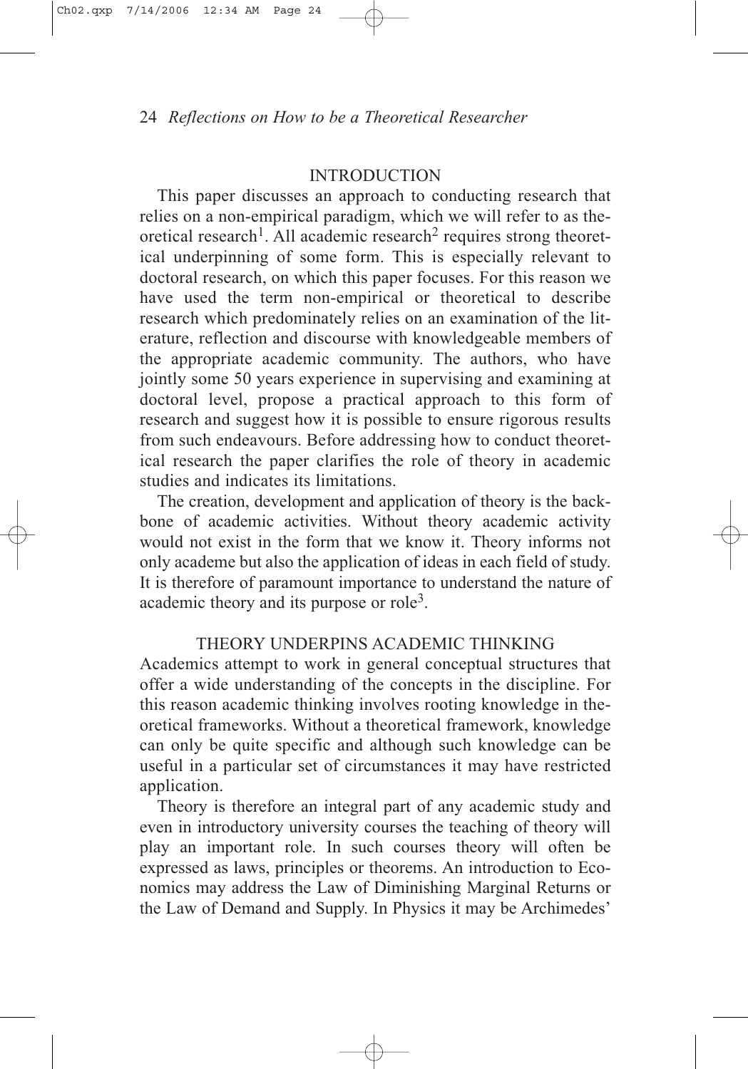## INTRODUCTION

This paper discusses an approach to conducting research that relies on a non-empirical paradigm, which we will refer to as theoretical research[1]. All academic research[2] requires strong theoretical underpinning of some form. This is especially relevant to doctoral research, on which this paper focuses. For this reason we have used the term non-empirical or theoretical to describe research which predominately relies on an examination of the literature, reflection and discourse with knowledgeable members of the appropriate academic community. The authors, who have jointly some 50 years experience in supervising and examining at doctoral level, propose a practical approach to this form of research and suggest how it is possible to ensure rigorous results from such endeavours. Before addressing how to conduct theoretical research the paper clarifies the role of theory in academic studies and indicates its limitations.

The creation, development and application of theory is the backbone of academic activities. Without theory academic activity would not exist in the form that we know it. Theory informs not only academe but also the application of ideas in each field of study. It is therefore of paramount importance to understand the nature of academic theory and its purpose or role[3].

## THEORY UNDERPINS ACADEMIC THINKING

Academics attempt to work in general conceptual structures that offer a wide understanding of the concepts in the discipline. For this reason academic thinking involves rooting knowledge in theoretical frameworks. Without a theoretical framework, knowledge can only be quite specific and although such knowledge can be useful in a particular set of circumstances it may have restricted application.

Theory is therefore an integral part of any academic study and even in introductory university courses the teaching of theory will play an important role. In such courses theory will often be expressed as laws, principles or theorems. An introduction to Economics may address the Law of Diminishing Marginal Returns or the Law of Demand and Supply. In Physics it may be Archimedes'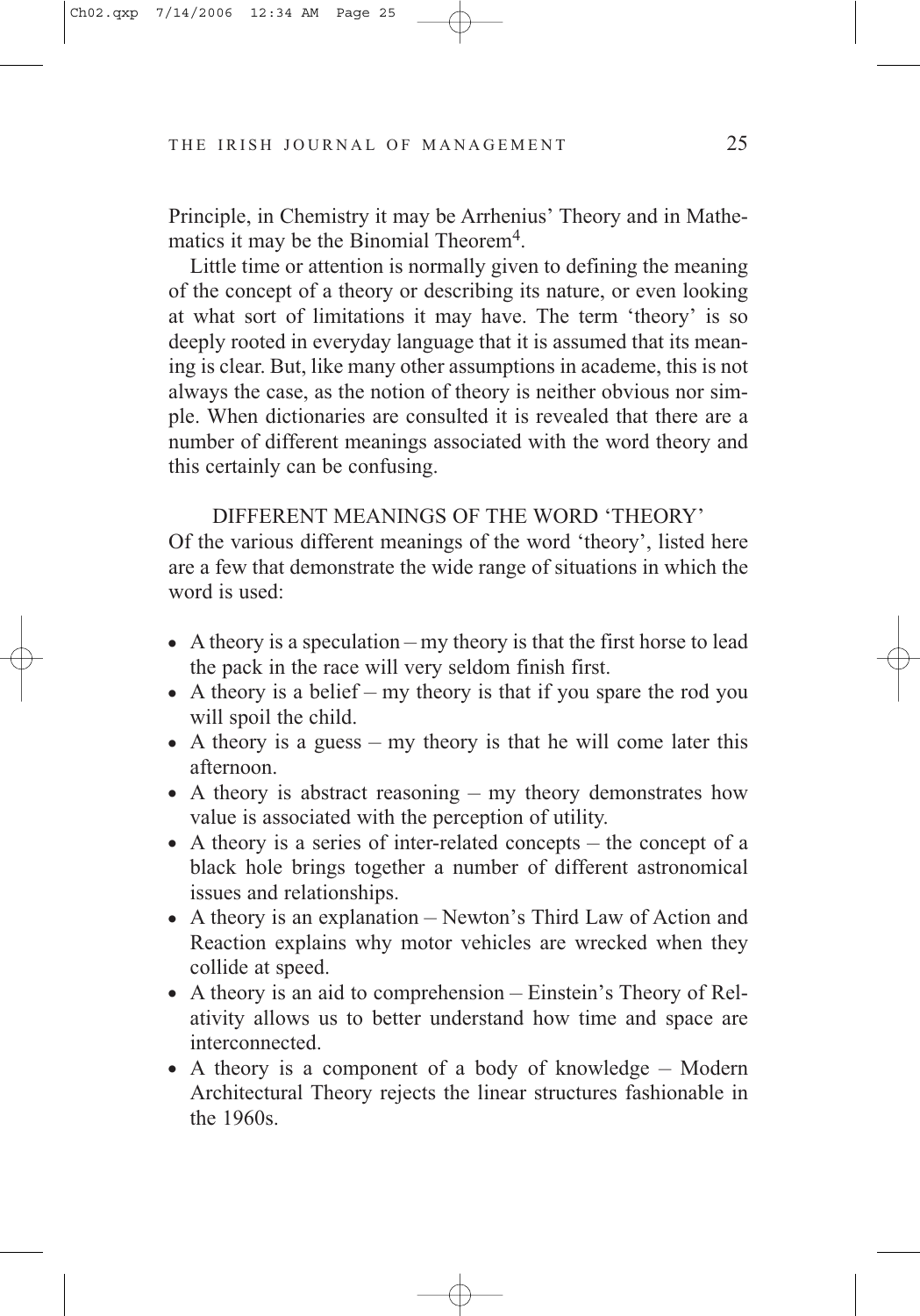Principle, in Chemistry it may be Arrhenius' Theory and in Mathematics it may be the Binomial Theorem[4].

Little time or attention is normally given to defining the meaning of the concept of a theory or describing its nature, or even looking at what sort of limitations it may have. The term 'theory' is so deeply rooted in everyday language that it is assumed that its meaning is clear. But, like many other assumptions in academe, this is not always the case, as the notion of theory is neither obvious nor simple. When dictionaries are consulted it is revealed that there are a number of different meanings associated with the word theory and this certainly can be confusing.

## DIFFERENT MEANINGS OF THE WORD 'THEORY'

Of the various different meanings of the word 'theory', listed here are a few that demonstrate the wide range of situations in which the word is used:

- A theory is a speculation – my theory is that the first horse to lead the pack in the race will very seldom finish first.
- A theory is a belief – my theory is that if you spare the rod you will spoil the child.
- A theory is a guess – my theory is that he will come later this afternoon.
- A theory is abstract reasoning – my theory demonstrates how value is associated with the perception of utility.
- A theory is a series of inter-related concepts – the concept of a black hole brings together a number of different astronomical issues and relationships.
- A theory is an explanation – Newton's Third Law of Action and Reaction explains why motor vehicles are wrecked when they collide at speed.
- A theory is an aid to comprehension – Einstein's Theory of Relativity allows us to better understand how time and space are interconnected.
- A theory is a component of a body of knowledge – Modern Architectural Theory rejects the linear structures fashionable in the 1960s.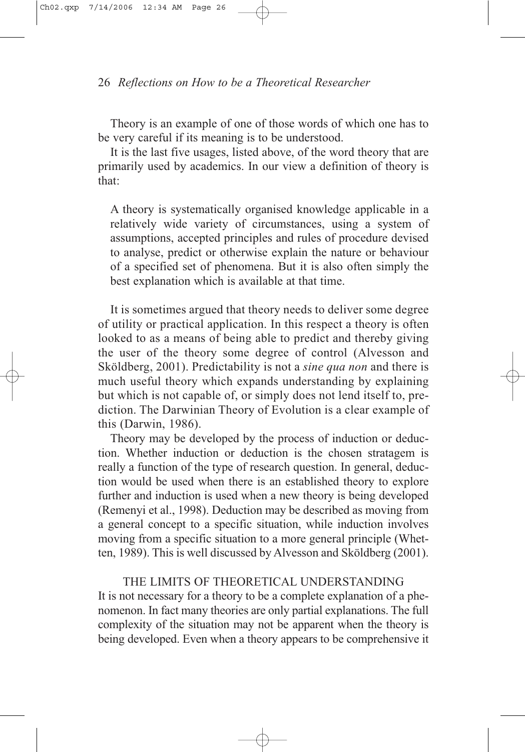Theory is an example of one of those words of which one has to be very careful if its meaning is to be understood.

It is the last five usages, listed above, of the word theory that are primarily used by academics. In our view a definition of theory is that:

> A theory is systematically organised knowledge applicable in a relatively wide variety of circumstances, using a system of assumptions, accepted principles and rules of procedure devised to analyse, predict or otherwise explain the nature or behaviour of a specified set of phenomena. But it is also often simply the best explanation which is available at that time.

It is sometimes argued that theory needs to deliver some degree of utility or practical application. In this respect a theory is often looked to as a means of being able to predict and thereby giving the user of the theory some degree of control (Alvesson and Sköldberg, 2001). Predictability is not a *sine qua non* and there is much useful theory which expands understanding by explaining but which is not capable of, or simply does not lend itself to, prediction. The Darwinian Theory of Evolution is a clear example of this (Darwin, 1986).

Theory may be developed by the process of induction or deduction. Whether induction or deduction is the chosen stratagem is really a function of the type of research question. In general, deduction would be used when there is an established theory to explore further and induction is used when a new theory is being developed (Remenyi et al., 1998). Deduction may be described as moving from a general concept to a specific situation, while induction involves moving from a specific situation to a more general principle (Whetten, 1989). This is well discussed by Alvesson and Sköldberg (2001).

## THE LIMITS OF THEORETICAL UNDERSTANDING

It is not necessary for a theory to be a complete explanation of a phenomenon. In fact many theories are only partial explanations. The full complexity of the situation may not be apparent when the theory is being developed. Even when a theory appears to be comprehensive it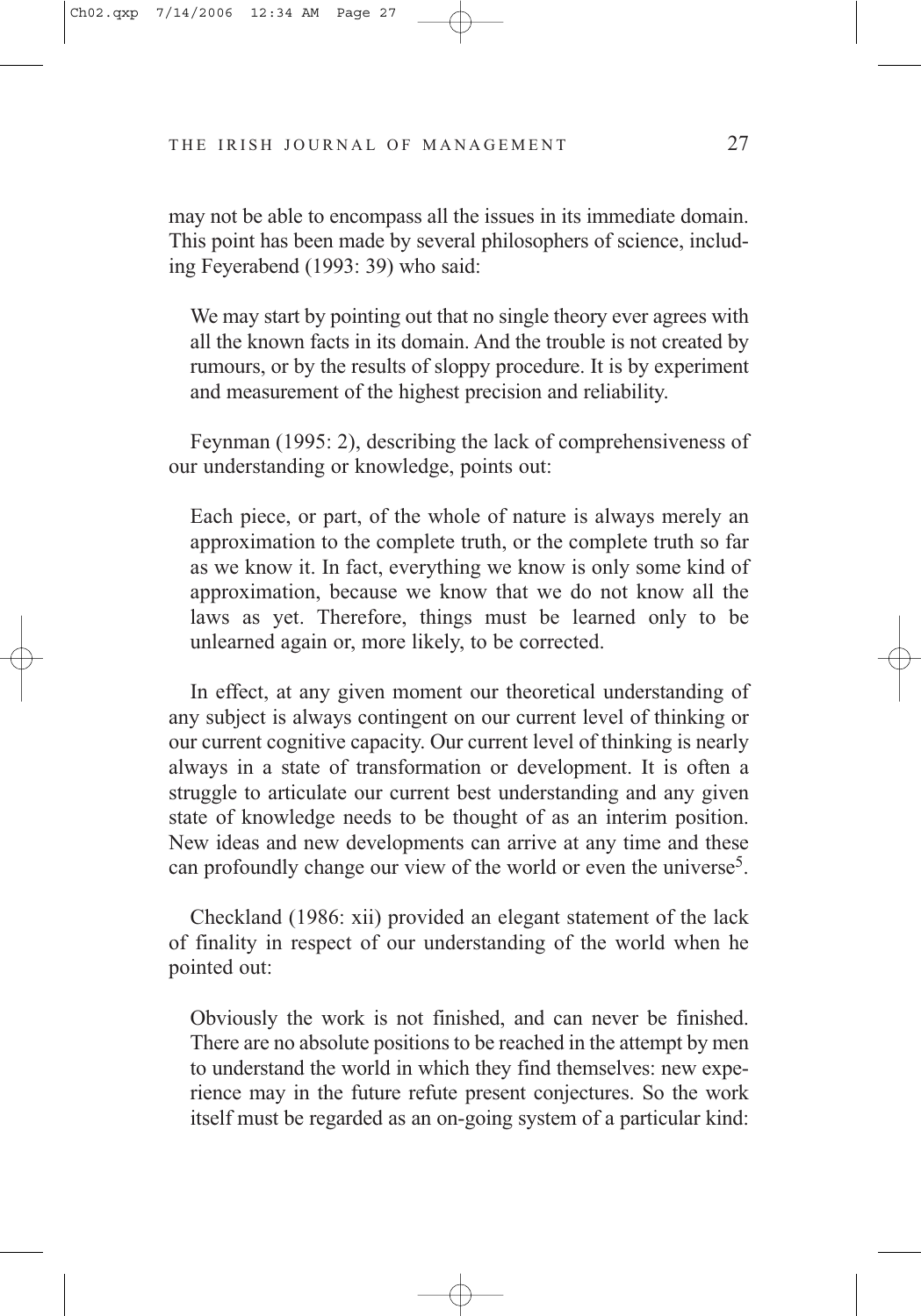may not be able to encompass all the issues in its immediate domain. This point has been made by several philosophers of science, including Feyerabend (1993: 39) who said:

> We may start by pointing out that no single theory ever agrees with all the known facts in its domain. And the trouble is not created by rumours, or by the results of sloppy procedure. It is by experiment and measurement of the highest precision and reliability.

Feynman (1995: 2), describing the lack of comprehensiveness of our understanding or knowledge, points out:

> Each piece, or part, of the whole of nature is always merely an approximation to the complete truth, or the complete truth so far as we know it. In fact, everything we know is only some kind of approximation, because we know that we do not know all the laws as yet. Therefore, things must be learned only to be unlearned again or, more likely, to be corrected.

In effect, at any given moment our theoretical understanding of any subject is always contingent on our current level of thinking or our current cognitive capacity. Our current level of thinking is nearly always in a state of transformation or development. It is often a struggle to articulate our current best understanding and any given state of knowledge needs to be thought of as an interim position. New ideas and new developments can arrive at any time and these can profoundly change our view of the world or even the universe[5].

Checkland (1986: xii) provided an elegant statement of the lack of finality in respect of our understanding of the world when he pointed out:

> Obviously the work is not finished, and can never be finished. There are no absolute positions to be reached in the attempt by men to understand the world in which they find themselves: new experience may in the future refute present conjectures. So the work itself must be regarded as an on-going system of a particular kind: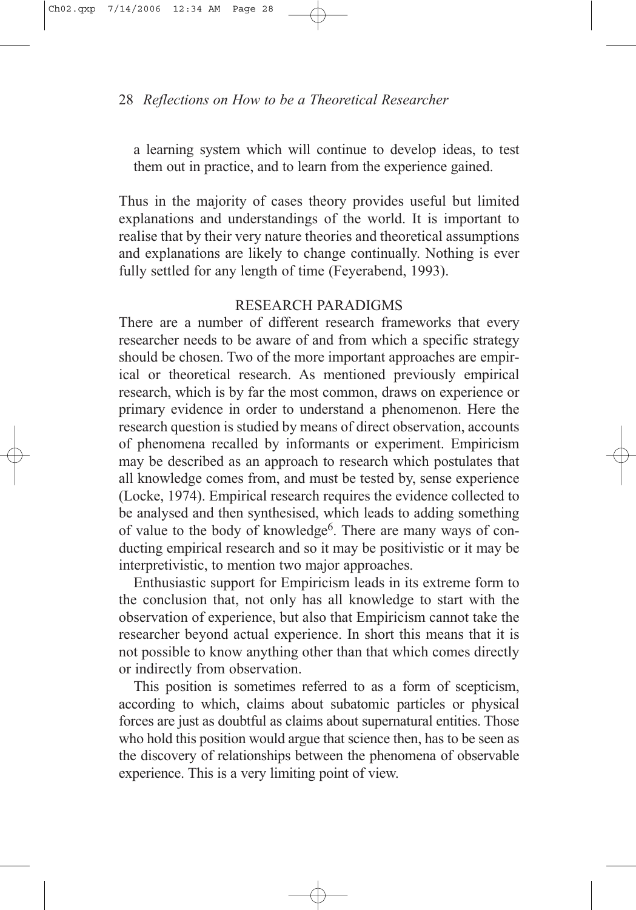a learning system which will continue to develop ideas, to test them out in practice, and to learn from the experience gained.

Thus in the majority of cases theory provides useful but limited explanations and understandings of the world. It is important to realise that by their very nature theories and theoretical assumptions and explanations are likely to change continually. Nothing is ever fully settled for any length of time (Feyerabend, 1993).

## RESEARCH PARADIGMS

There are a number of different research frameworks that every researcher needs to be aware of and from which a specific strategy should be chosen. Two of the more important approaches are empirical or theoretical research. As mentioned previously empirical research, which is by far the most common, draws on experience or primary evidence in order to understand a phenomenon. Here the research question is studied by means of direct observation, accounts of phenomena recalled by informants or experiment. Empiricism may be described as an approach to research which postulates that all knowledge comes from, and must be tested by, sense experience (Locke, 1974). Empirical research requires the evidence collected to be analysed and then synthesised, which leads to adding something of value to the body of knowledge[6]. There are many ways of conducting empirical research and so it may be positivistic or it may be interpretivistic, to mention two major approaches.

Enthusiastic support for Empiricism leads in its extreme form to the conclusion that, not only has all knowledge to start with the observation of experience, but also that Empiricism cannot take the researcher beyond actual experience. In short this means that it is not possible to know anything other than that which comes directly or indirectly from observation.

This position is sometimes referred to as a form of scepticism, according to which, claims about subatomic particles or physical forces are just as doubtful as claims about supernatural entities. Those who hold this position would argue that science then, has to be seen as the discovery of relationships between the phenomena of observable experience. This is a very limiting point of view.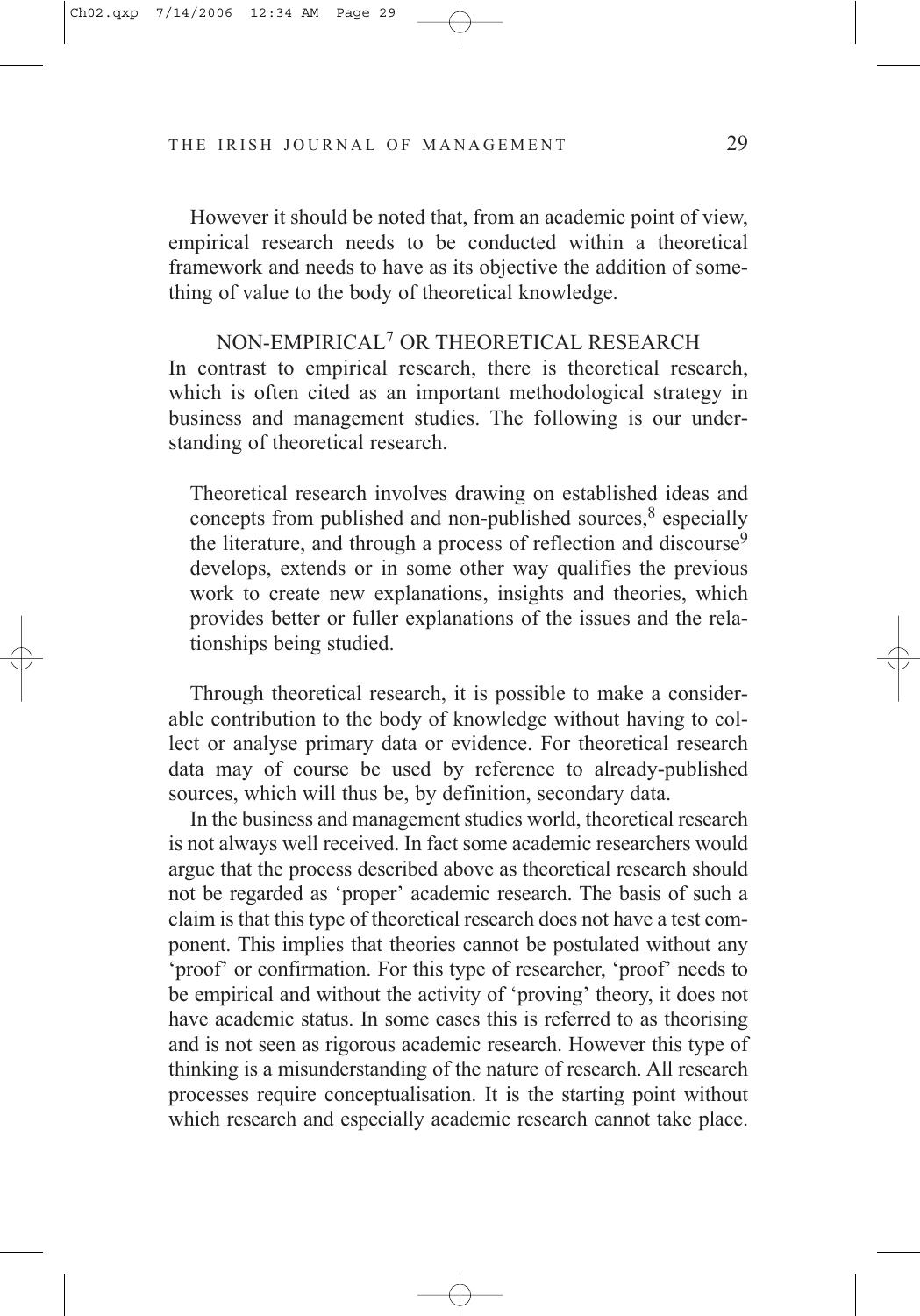However it should be noted that, from an academic point of view, empirical research needs to be conducted within a theoretical framework and needs to have as its objective the addition of something of value to the body of theoretical knowledge.

## NON-EMPIRICAL[7] OR THEORETICAL RESEARCH

In contrast to empirical research, there is theoretical research, which is often cited as an important methodological strategy in business and management studies. The following is our understanding of theoretical research.

> Theoretical research involves drawing on established ideas and concepts from published and non-published sources,[8] especially the literature, and through a process of reflection and discourse[9] develops, extends or in some other way qualifies the previous work to create new explanations, insights and theories, which provides better or fuller explanations of the issues and the relationships being studied.

Through theoretical research, it is possible to make a considerable contribution to the body of knowledge without having to collect or analyse primary data or evidence. For theoretical research data may of course be used by reference to already-published sources, which will thus be, by definition, secondary data.

In the business and management studies world, theoretical research is not always well received. In fact some academic researchers would argue that the process described above as theoretical research should not be regarded as 'proper' academic research. The basis of such a claim is that this type of theoretical research does not have a test component. This implies that theories cannot be postulated without any 'proof' or confirmation. For this type of researcher, 'proof' needs to be empirical and without the activity of 'proving' theory, it does not have academic status. In some cases this is referred to as theorising and is not seen as rigorous academic research. However this type of thinking is a misunderstanding of the nature of research. All research processes require conceptualisation. It is the starting point without which research and especially academic research cannot take place.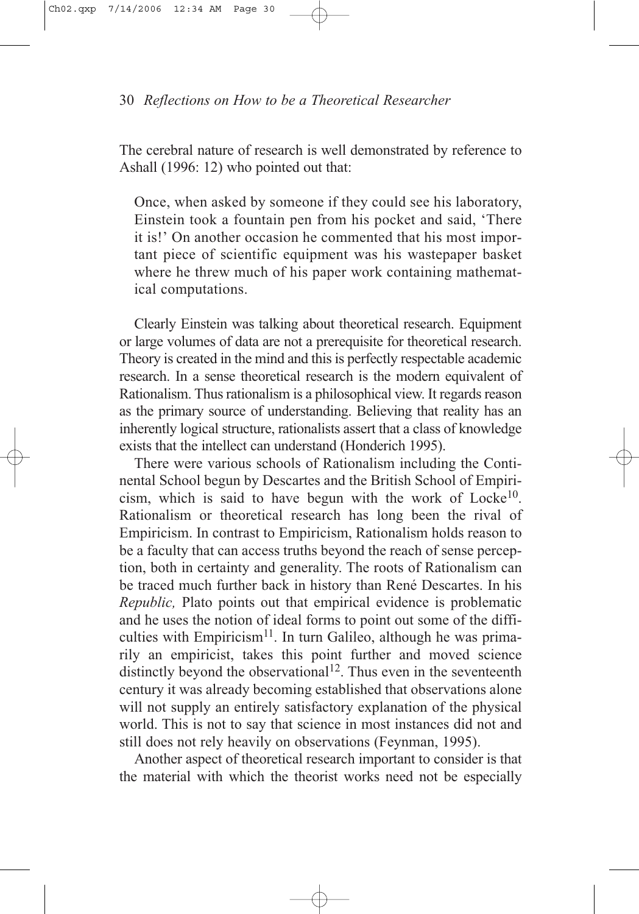The cerebral nature of research is well demonstrated by reference to Ashall (1996: 12) who pointed out that:

> Once, when asked by someone if they could see his laboratory, Einstein took a fountain pen from his pocket and said, 'There it is!' On another occasion he commented that his most important piece of scientific equipment was his wastepaper basket where he threw much of his paper work containing mathematical computations.

Clearly Einstein was talking about theoretical research. Equipment or large volumes of data are not a prerequisite for theoretical research. Theory is created in the mind and this is perfectly respectable academic research. In a sense theoretical research is the modern equivalent of Rationalism. Thus rationalism is a philosophical view. It regards reason as the primary source of understanding. Believing that reality has an inherently logical structure, rationalists assert that a class of knowledge exists that the intellect can understand (Honderich 1995).

There were various schools of Rationalism including the Continental School begun by Descartes and the British School of Empiricism, which is said to have begun with the work of Locke[10]. Rationalism or theoretical research has long been the rival of Empiricism. In contrast to Empiricism, Rationalism holds reason to be a faculty that can access truths beyond the reach of sense perception, both in certainty and generality. The roots of Rationalism can be traced much further back in history than René Descartes. In his *Republic,* Plato points out that empirical evidence is problematic and he uses the notion of ideal forms to point out some of the difficulties with Empiricism[11]. In turn Galileo, although he was primarily an empiricist, takes this point further and moved science distinctly beyond the observational[12]. Thus even in the seventeenth century it was already becoming established that observations alone will not supply an entirely satisfactory explanation of the physical world. This is not to say that science in most instances did not and still does not rely heavily on observations (Feynman, 1995).

Another aspect of theoretical research important to consider is that the material with which the theorist works need not be especially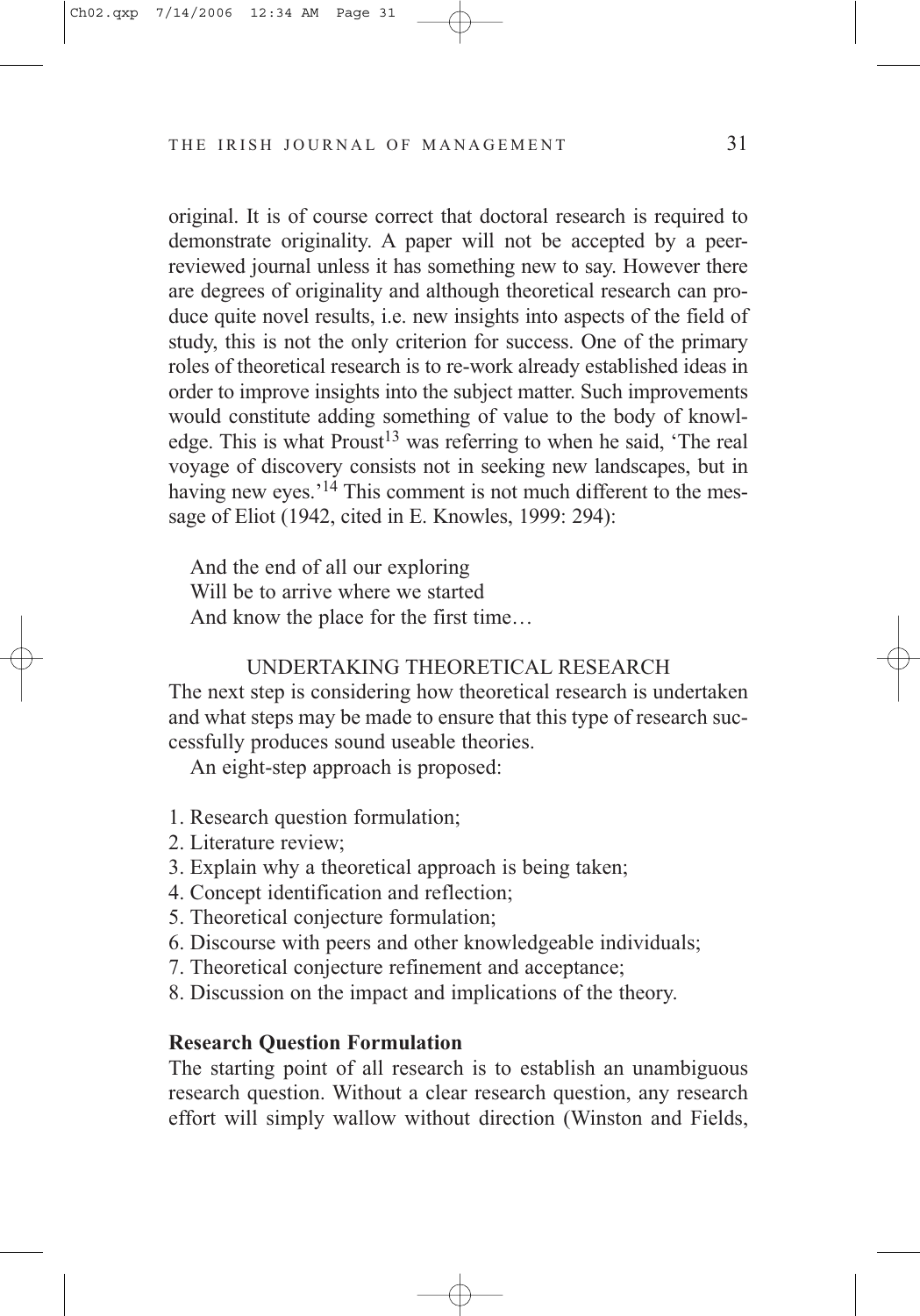original. It is of course correct that doctoral research is required to demonstrate originality. A paper will not be accepted by a peer-reviewed journal unless it has something new to say. However there are degrees of originality and although theoretical research can produce quite novel results, i.e. new insights into aspects of the field of study, this is not the only criterion for success. One of the primary roles of theoretical research is to re-work already established ideas in order to improve insights into the subject matter. Such improvements would constitute adding something of value to the body of knowledge. This is what Proust[13] was referring to when he said, 'The real voyage of discovery consists not in seeking new landscapes, but in having new eyes.'[14] This comment is not much different to the message of Eliot (1942, cited in E. Knowles, 1999: 294):

> And the end of all our exploring
> Will be to arrive where we started
> And know the place for the first time…

## UNDERTAKING THEORETICAL RESEARCH

The next step is considering how theoretical research is undertaken and what steps may be made to ensure that this type of research successfully produces sound useable theories.

An eight-step approach is proposed:

1. Research question formulation;
2. Literature review;
3. Explain why a theoretical approach is being taken;
4. Concept identification and reflection;
5. Theoretical conjecture formulation;
6. Discourse with peers and other knowledgeable individuals;
7. Theoretical conjecture refinement and acceptance;
8. Discussion on the impact and implications of the theory.

### Research Question Formulation

The starting point of all research is to establish an unambiguous research question. Without a clear research question, any research effort will simply wallow without direction (Winston and Fields,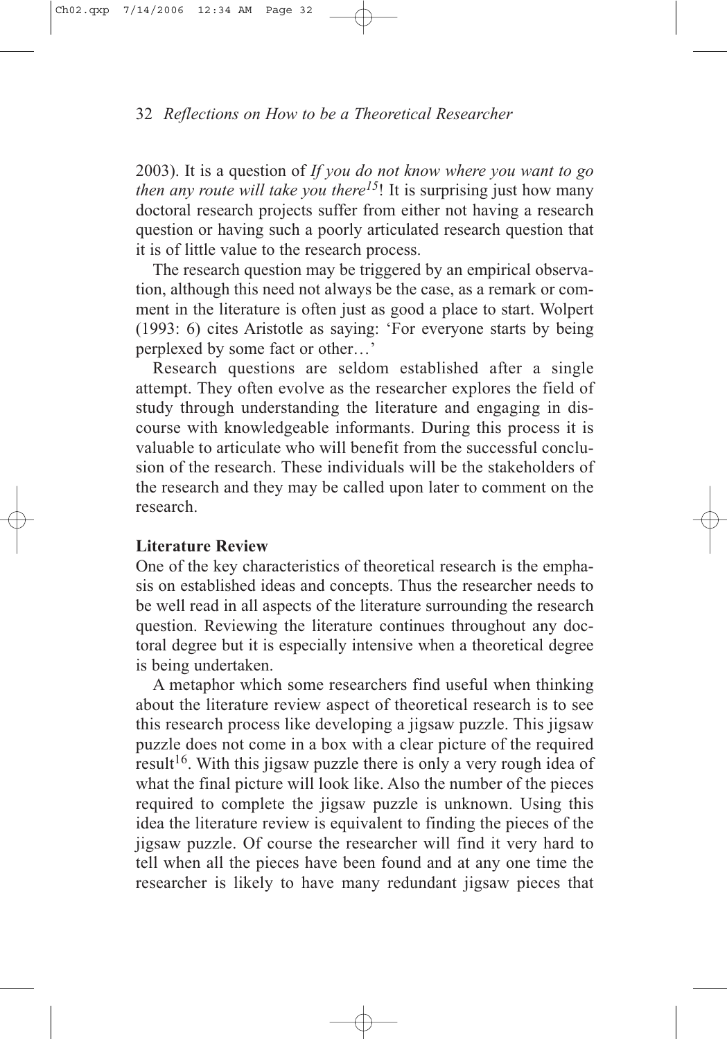2003). It is a question of *If you do not know where you want to go then any route will take you there*[15]! It is surprising just how many doctoral research projects suffer from either not having a research question or having such a poorly articulated research question that it is of little value to the research process.

The research question may be triggered by an empirical observation, although this need not always be the case, as a remark or comment in the literature is often just as good a place to start. Wolpert (1993: 6) cites Aristotle as saying: 'For everyone starts by being perplexed by some fact or other…'

Research questions are seldom established after a single attempt. They often evolve as the researcher explores the field of study through understanding the literature and engaging in discourse with knowledgeable informants. During this process it is valuable to articulate who will benefit from the successful conclusion of the research. These individuals will be the stakeholders of the research and they may be called upon later to comment on the research.

**Literature Review**

One of the key characteristics of theoretical research is the emphasis on established ideas and concepts. Thus the researcher needs to be well read in all aspects of the literature surrounding the research question. Reviewing the literature continues throughout any doctoral degree but it is especially intensive when a theoretical degree is being undertaken.

A metaphor which some researchers find useful when thinking about the literature review aspect of theoretical research is to see this research process like developing a jigsaw puzzle. This jigsaw puzzle does not come in a box with a clear picture of the required result[16]. With this jigsaw puzzle there is only a very rough idea of what the final picture will look like. Also the number of the pieces required to complete the jigsaw puzzle is unknown. Using this idea the literature review is equivalent to finding the pieces of the jigsaw puzzle. Of course the researcher will find it very hard to tell when all the pieces have been found and at any one time the researcher is likely to have many redundant jigsaw pieces that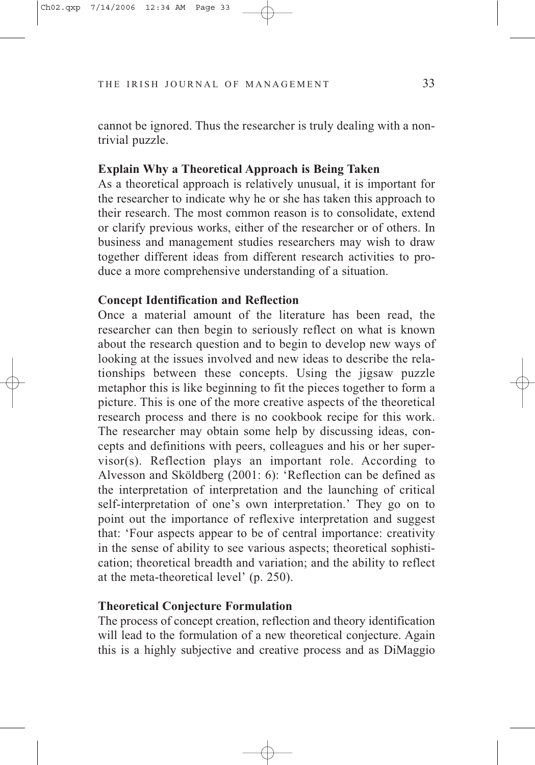cannot be ignored. Thus the researcher is truly dealing with a non-trivial puzzle.

**Explain Why a Theoretical Approach is Being Taken**

As a theoretical approach is relatively unusual, it is important for the researcher to indicate why he or she has taken this approach to their research. The most common reason is to consolidate, extend or clarify previous works, either of the researcher or of others. In business and management studies researchers may wish to draw together different ideas from different research activities to produce a more comprehensive understanding of a situation.

**Concept Identification and Reflection**

Once a material amount of the literature has been read, the researcher can then begin to seriously reflect on what is known about the research question and to begin to develop new ways of looking at the issues involved and new ideas to describe the relationships between these concepts. Using the jigsaw puzzle metaphor this is like beginning to fit the pieces together to form a picture. This is one of the more creative aspects of the theoretical research process and there is no cookbook recipe for this work. The researcher may obtain some help by discussing ideas, concepts and definitions with peers, colleagues and his or her supervisor(s). Reflection plays an important role. According to Alvesson and Sköldberg (2001: 6): 'Reflection can be defined as the interpretation of interpretation and the launching of critical self-interpretation of one's own interpretation.' They go on to point out the importance of reflexive interpretation and suggest that: 'Four aspects appear to be of central importance: creativity in the sense of ability to see various aspects; theoretical sophistication; theoretical breadth and variation; and the ability to reflect at the meta-theoretical level' (p. 250).

**Theoretical Conjecture Formulation**

The process of concept creation, reflection and theory identification will lead to the formulation of a new theoretical conjecture. Again this is a highly subjective and creative process and as DiMaggio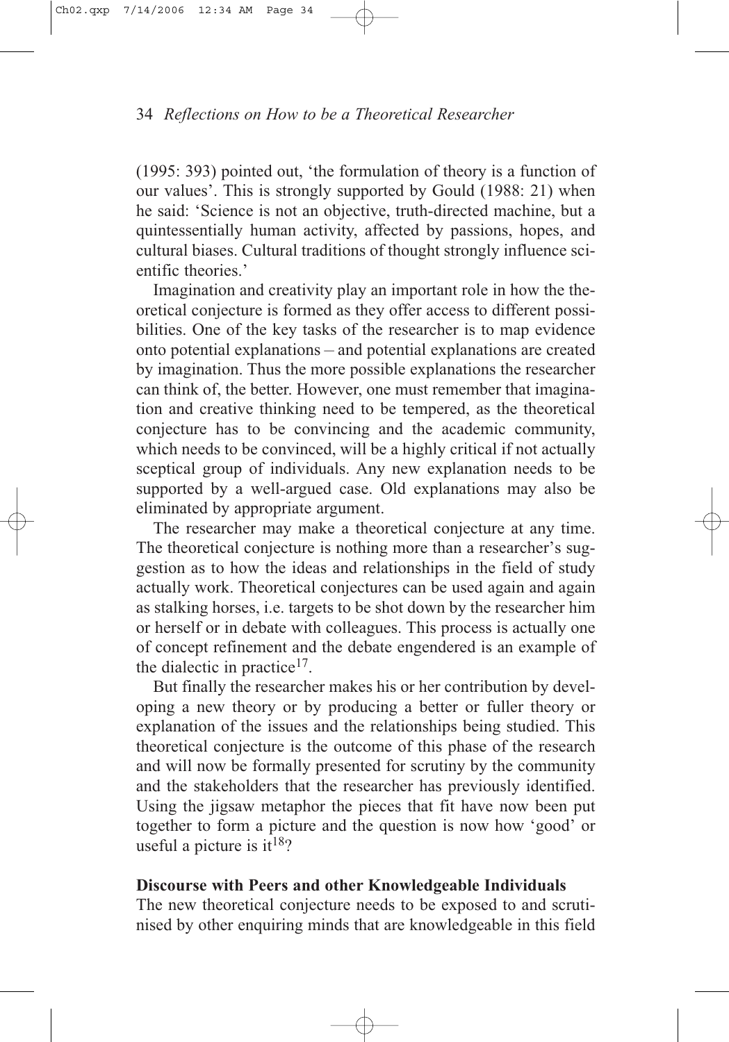(1995: 393) pointed out, 'the formulation of theory is a function of our values'. This is strongly supported by Gould (1988: 21) when he said: 'Science is not an objective, truth-directed machine, but a quintessentially human activity, affected by passions, hopes, and cultural biases. Cultural traditions of thought strongly influence scientific theories.'

Imagination and creativity play an important role in how the theoretical conjecture is formed as they offer access to different possibilities. One of the key tasks of the researcher is to map evidence onto potential explanations – and potential explanations are created by imagination. Thus the more possible explanations the researcher can think of, the better. However, one must remember that imagination and creative thinking need to be tempered, as the theoretical conjecture has to be convincing and the academic community, which needs to be convinced, will be a highly critical if not actually sceptical group of individuals. Any new explanation needs to be supported by a well-argued case. Old explanations may also be eliminated by appropriate argument.

The researcher may make a theoretical conjecture at any time. The theoretical conjecture is nothing more than a researcher's suggestion as to how the ideas and relationships in the field of study actually work. Theoretical conjectures can be used again and again as stalking horses, i.e. targets to be shot down by the researcher him or herself or in debate with colleagues. This process is actually one of concept refinement and the debate engendered is an example of the dialectic in practice[17].

But finally the researcher makes his or her contribution by developing a new theory or by producing a better or fuller theory or explanation of the issues and the relationships being studied. This theoretical conjecture is the outcome of this phase of the research and will now be formally presented for scrutiny by the community and the stakeholders that the researcher has previously identified. Using the jigsaw metaphor the pieces that fit have now been put together to form a picture and the question is now how 'good' or useful a picture is it[18]?

**Discourse with Peers and other Knowledgeable Individuals**

The new theoretical conjecture needs to be exposed to and scrutinised by other enquiring minds that are knowledgeable in this field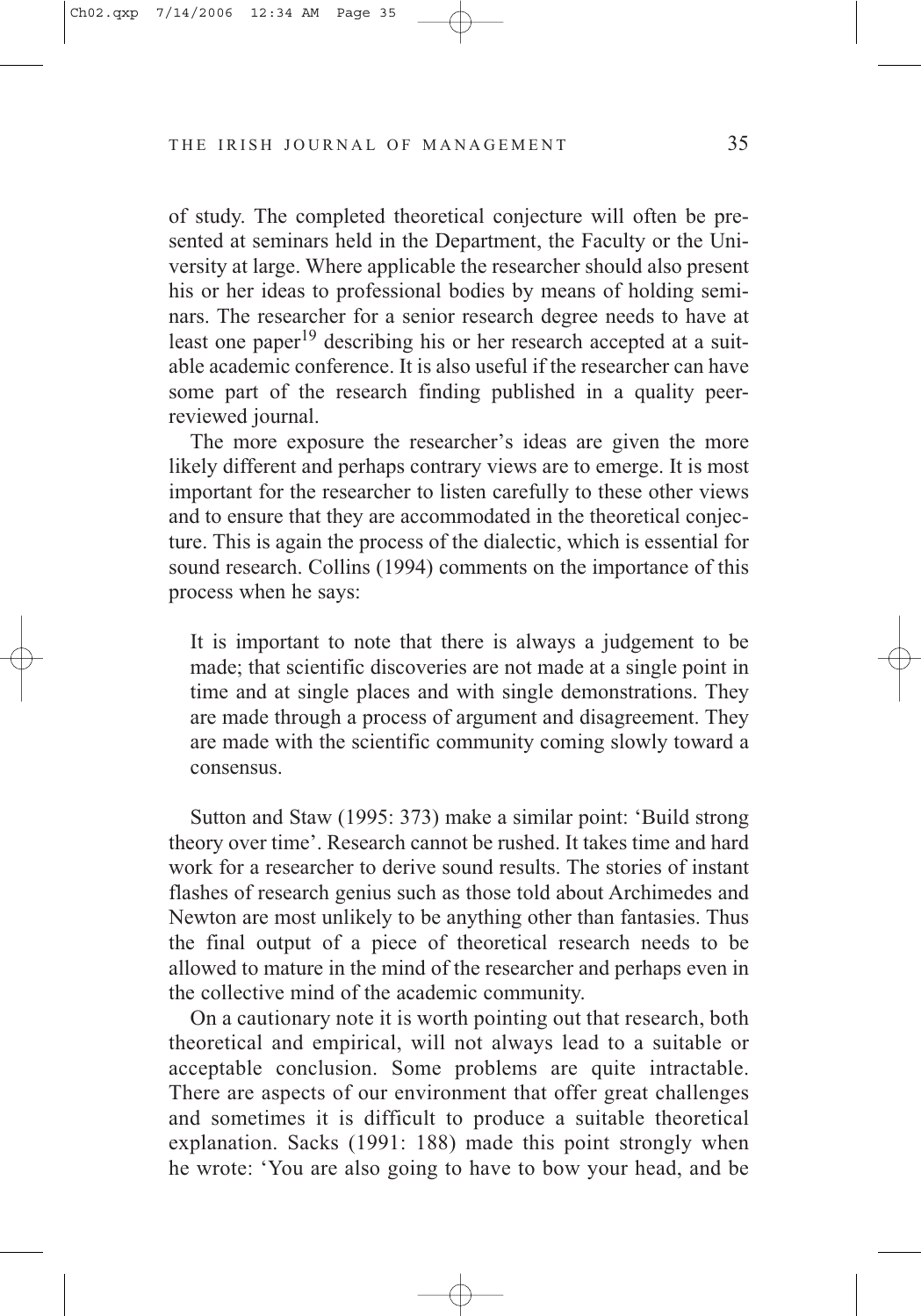of study. The completed theoretical conjecture will often be presented at seminars held in the Department, the Faculty or the University at large. Where applicable the researcher should also present his or her ideas to professional bodies by means of holding seminars. The researcher for a senior research degree needs to have at least one paper[19] describing his or her research accepted at a suitable academic conference. It is also useful if the researcher can have some part of the research finding published in a quality peer-reviewed journal.

The more exposure the researcher's ideas are given the more likely different and perhaps contrary views are to emerge. It is most important for the researcher to listen carefully to these other views and to ensure that they are accommodated in the theoretical conjecture. This is again the process of the dialectic, which is essential for sound research. Collins (1994) comments on the importance of this process when he says:

> It is important to note that there is always a judgement to be made; that scientific discoveries are not made at a single point in time and at single places and with single demonstrations. They are made through a process of argument and disagreement. They are made with the scientific community coming slowly toward a consensus.

Sutton and Staw (1995: 373) make a similar point: 'Build strong theory over time'. Research cannot be rushed. It takes time and hard work for a researcher to derive sound results. The stories of instant flashes of research genius such as those told about Archimedes and Newton are most unlikely to be anything other than fantasies. Thus the final output of a piece of theoretical research needs to be allowed to mature in the mind of the researcher and perhaps even in the collective mind of the academic community.

On a cautionary note it is worth pointing out that research, both theoretical and empirical, will not always lead to a suitable or acceptable conclusion. Some problems are quite intractable. There are aspects of our environment that offer great challenges and sometimes it is difficult to produce a suitable theoretical explanation. Sacks (1991: 188) made this point strongly when he wrote: 'You are also going to have to bow your head, and be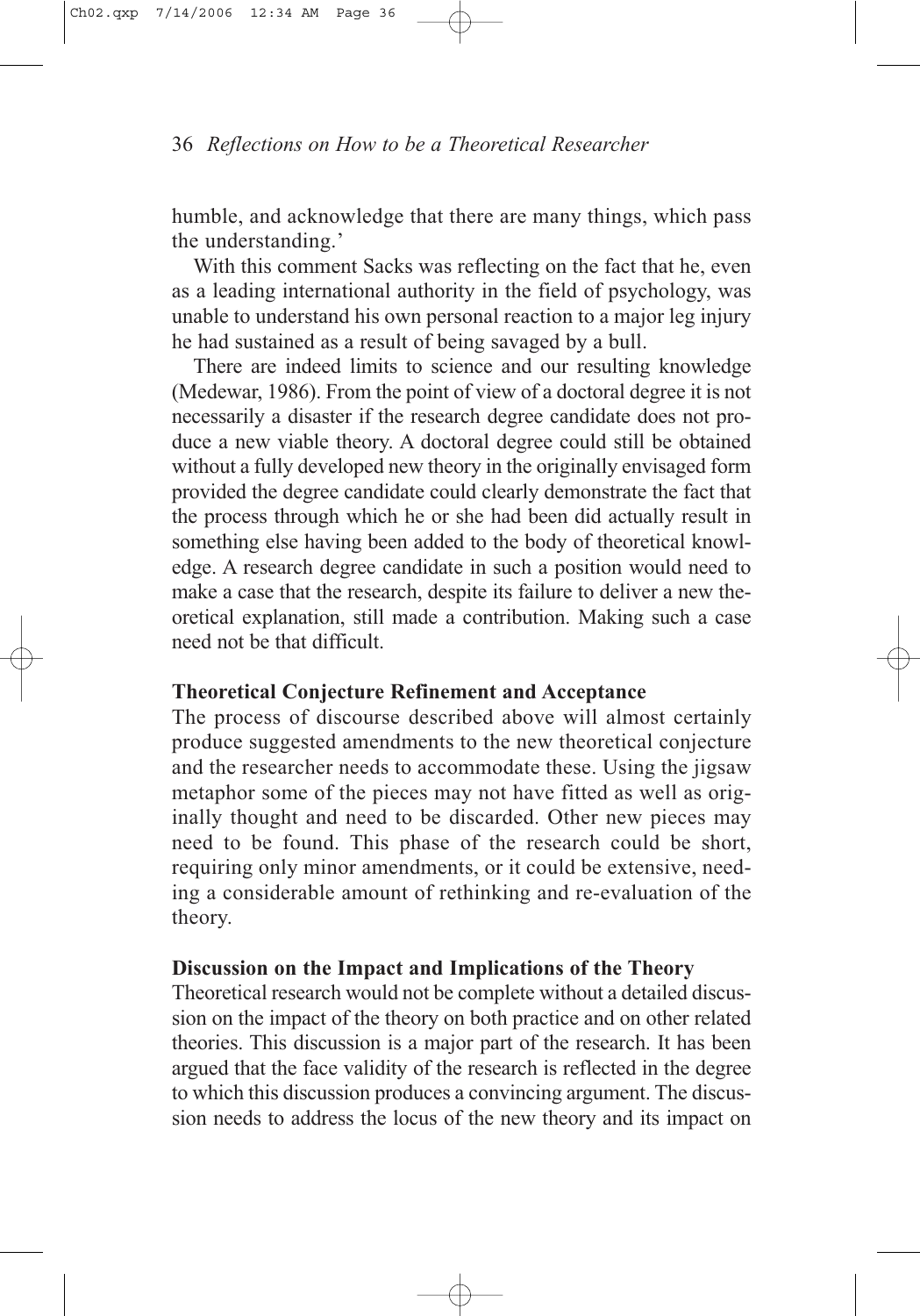humble, and acknowledge that there are many things, which pass the understanding.'

With this comment Sacks was reflecting on the fact that he, even as a leading international authority in the field of psychology, was unable to understand his own personal reaction to a major leg injury he had sustained as a result of being savaged by a bull.

There are indeed limits to science and our resulting knowledge (Medewar, 1986). From the point of view of a doctoral degree it is not necessarily a disaster if the research degree candidate does not produce a new viable theory. A doctoral degree could still be obtained without a fully developed new theory in the originally envisaged form provided the degree candidate could clearly demonstrate the fact that the process through which he or she had been did actually result in something else having been added to the body of theoretical knowledge. A research degree candidate in such a position would need to make a case that the research, despite its failure to deliver a new theoretical explanation, still made a contribution. Making such a case need not be that difficult.

**Theoretical Conjecture Refinement and Acceptance**

The process of discourse described above will almost certainly produce suggested amendments to the new theoretical conjecture and the researcher needs to accommodate these. Using the jigsaw metaphor some of the pieces may not have fitted as well as originally thought and need to be discarded. Other new pieces may need to be found. This phase of the research could be short, requiring only minor amendments, or it could be extensive, needing a considerable amount of rethinking and re-evaluation of the theory.

**Discussion on the Impact and Implications of the Theory**

Theoretical research would not be complete without a detailed discussion on the impact of the theory on both practice and on other related theories. This discussion is a major part of the research. It has been argued that the face validity of the research is reflected in the degree to which this discussion produces a convincing argument. The discussion needs to address the locus of the new theory and its impact on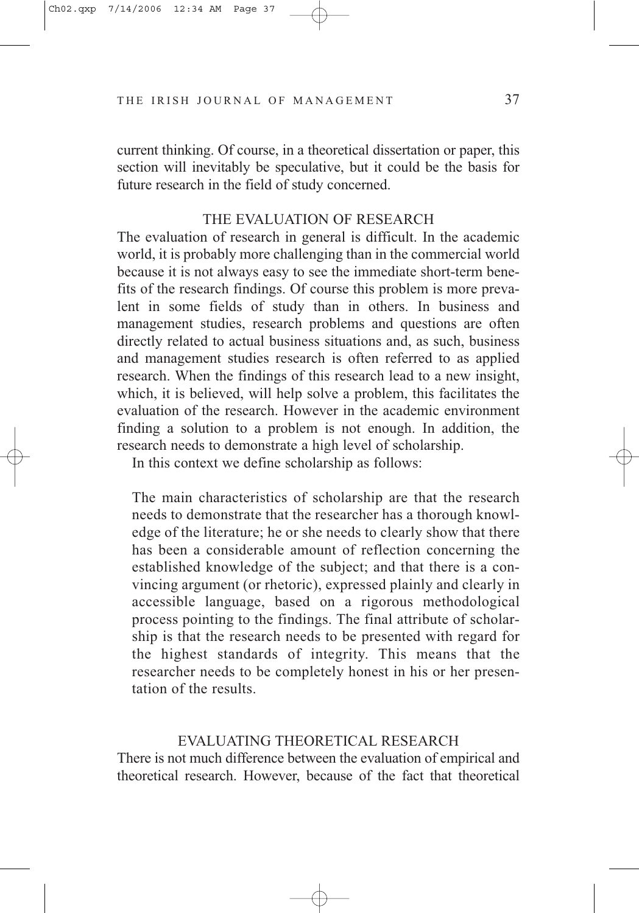current thinking. Of course, in a theoretical dissertation or paper, this section will inevitably be speculative, but it could be the basis for future research in the field of study concerned.

## THE EVALUATION OF RESEARCH

The evaluation of research in general is difficult. In the academic world, it is probably more challenging than in the commercial world because it is not always easy to see the immediate short-term benefits of the research findings. Of course this problem is more prevalent in some fields of study than in others. In business and management studies, research problems and questions are often directly related to actual business situations and, as such, business and management studies research is often referred to as applied research. When the findings of this research lead to a new insight, which, it is believed, will help solve a problem, this facilitates the evaluation of the research. However in the academic environment finding a solution to a problem is not enough. In addition, the research needs to demonstrate a high level of scholarship.

In this context we define scholarship as follows:

> The main characteristics of scholarship are that the research needs to demonstrate that the researcher has a thorough knowledge of the literature; he or she needs to clearly show that there has been a considerable amount of reflection concerning the established knowledge of the subject; and that there is a convincing argument (or rhetoric), expressed plainly and clearly in accessible language, based on a rigorous methodological process pointing to the findings. The final attribute of scholarship is that the research needs to be presented with regard for the highest standards of integrity. This means that the researcher needs to be completely honest in his or her presentation of the results.

## EVALUATING THEORETICAL RESEARCH

There is not much difference between the evaluation of empirical and theoretical research. However, because of the fact that theoretical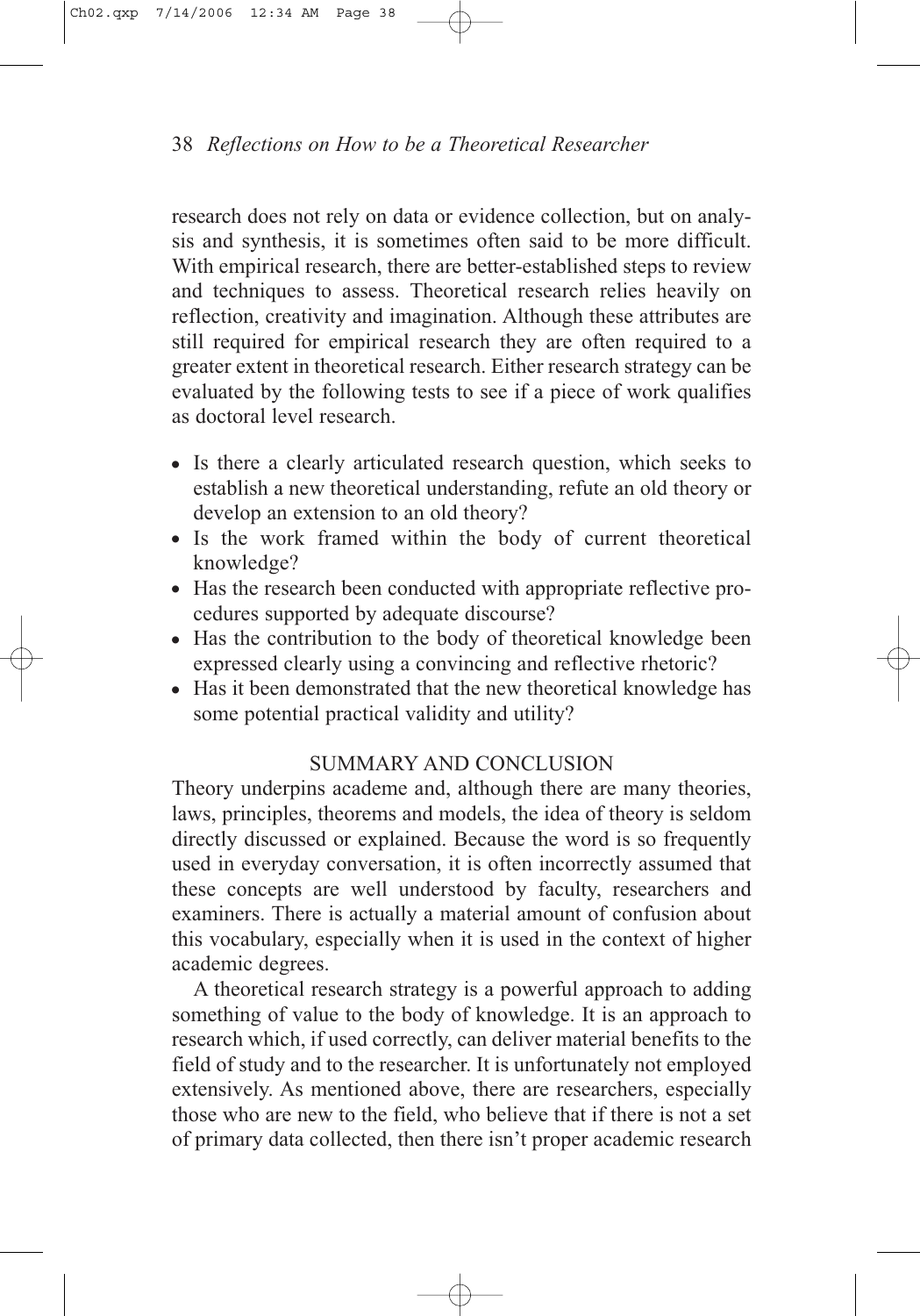research does not rely on data or evidence collection, but on analysis and synthesis, it is sometimes often said to be more difficult. With empirical research, there are better-established steps to review and techniques to assess. Theoretical research relies heavily on reflection, creativity and imagination. Although these attributes are still required for empirical research they are often required to a greater extent in theoretical research. Either research strategy can be evaluated by the following tests to see if a piece of work qualifies as doctoral level research.

- Is there a clearly articulated research question, which seeks to establish a new theoretical understanding, refute an old theory or develop an extension to an old theory?
- Is the work framed within the body of current theoretical knowledge?
- Has the research been conducted with appropriate reflective procedures supported by adequate discourse?
- Has the contribution to the body of theoretical knowledge been expressed clearly using a convincing and reflective rhetoric?
- Has it been demonstrated that the new theoretical knowledge has some potential practical validity and utility?

## SUMMARY AND CONCLUSION

Theory underpins academe and, although there are many theories, laws, principles, theorems and models, the idea of theory is seldom directly discussed or explained. Because the word is so frequently used in everyday conversation, it is often incorrectly assumed that these concepts are well understood by faculty, researchers and examiners. There is actually a material amount of confusion about this vocabulary, especially when it is used in the context of higher academic degrees.

A theoretical research strategy is a powerful approach to adding something of value to the body of knowledge. It is an approach to research which, if used correctly, can deliver material benefits to the field of study and to the researcher. It is unfortunately not employed extensively. As mentioned above, there are researchers, especially those who are new to the field, who believe that if there is not a set of primary data collected, then there isn't proper academic research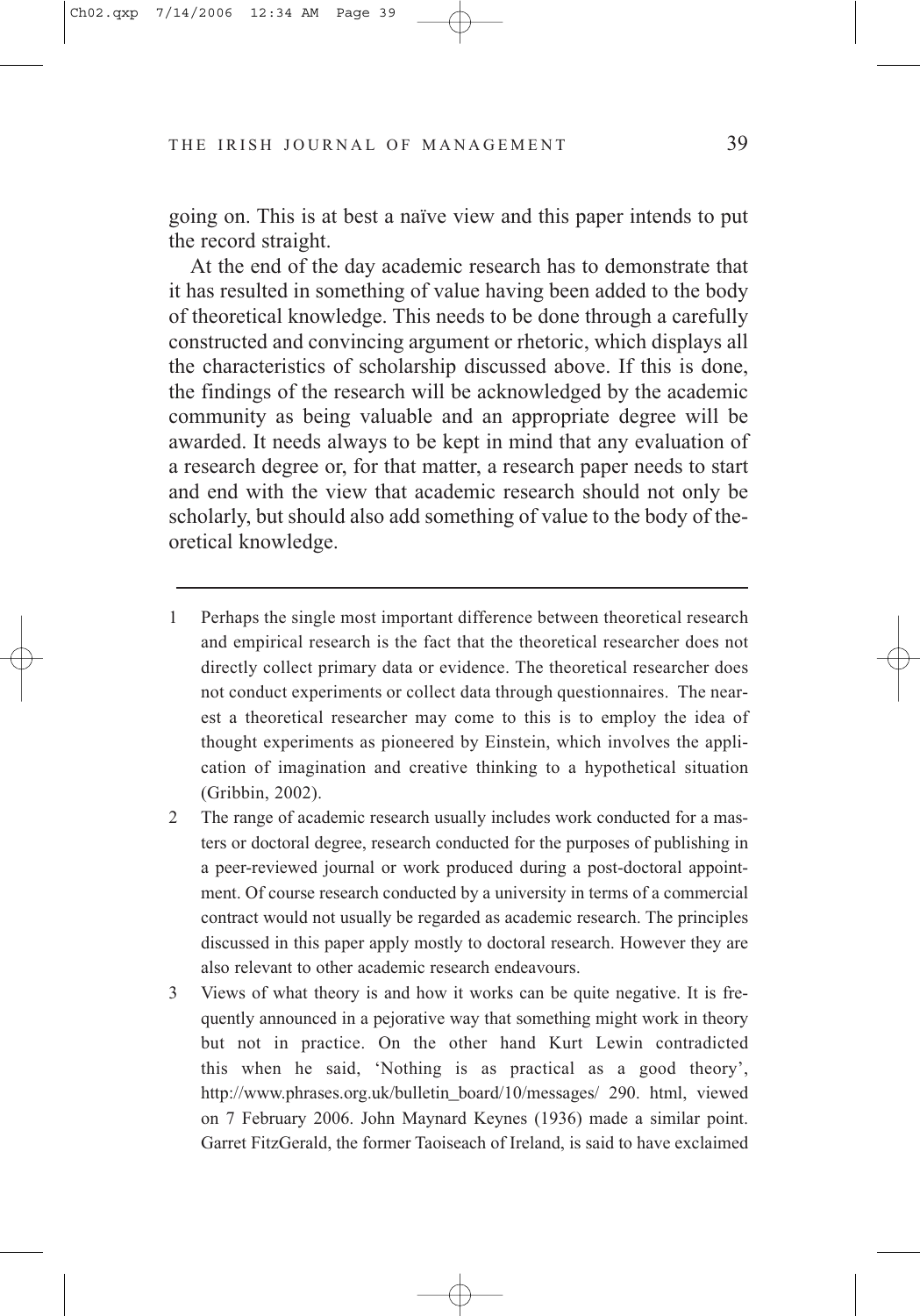going on. This is at best a naïve view and this paper intends to put the record straight.

At the end of the day academic research has to demonstrate that it has resulted in something of value having been added to the body of theoretical knowledge. This needs to be done through a carefully constructed and convincing argument or rhetoric, which displays all the characteristics of scholarship discussed above. If this is done, the findings of the research will be acknowledged by the academic community as being valuable and an appropriate degree will be awarded. It needs always to be kept in mind that any evaluation of a research degree or, for that matter, a research paper needs to start and end with the view that academic research should not only be scholarly, but should also add something of value to the body of theoretical knowledge.

---

1 Perhaps the single most important difference between theoretical research and empirical research is the fact that the theoretical researcher does not directly collect primary data or evidence. The theoretical researcher does not conduct experiments or collect data through questionnaires. The nearest a theoretical researcher may come to this is to employ the idea of thought experiments as pioneered by Einstein, which involves the application of imagination and creative thinking to a hypothetical situation (Gribbin, 2002).

2 The range of academic research usually includes work conducted for a masters or doctoral degree, research conducted for the purposes of publishing in a peer-reviewed journal or work produced during a post-doctoral appointment. Of course research conducted by a university in terms of a commercial contract would not usually be regarded as academic research. The principles discussed in this paper apply mostly to doctoral research. However they are also relevant to other academic research endeavours.

3 Views of what theory is and how it works can be quite negative. It is frequently announced in a pejorative way that something might work in theory but not in practice. On the other hand Kurt Lewin contradicted this when he said, 'Nothing is as practical as a good theory', http://www.phrases.org.uk/bulletin_board/10/messages/ 290. html, viewed on 7 February 2006. John Maynard Keynes (1936) made a similar point. Garret FitzGerald, the former Taoiseach of Ireland, is said to have exclaimed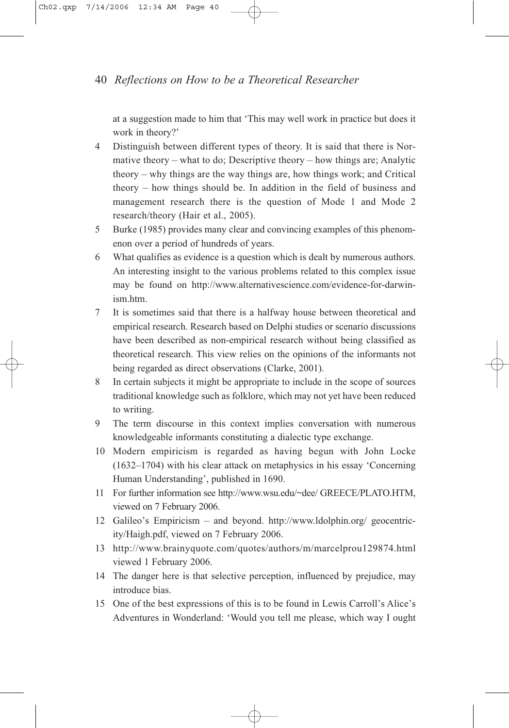at a suggestion made to him that 'This may well work in practice but does it work in theory?'

4 Distinguish between different types of theory. It is said that there is Normative theory – what to do; Descriptive theory – how things are; Analytic theory – why things are the way things are, how things work; and Critical theory – how things should be. In addition in the field of business and management research there is the question of Mode 1 and Mode 2 research/theory (Hair et al., 2005).

5 Burke (1985) provides many clear and convincing examples of this phenomenon over a period of hundreds of years.

6 What qualifies as evidence is a question which is dealt by numerous authors. An interesting insight to the various problems related to this complex issue may be found on http://www.alternativescience.com/evidence-for-darwinism.htm.

7 It is sometimes said that there is a halfway house between theoretical and empirical research. Research based on Delphi studies or scenario discussions have been described as non-empirical research without being classified as theoretical research. This view relies on the opinions of the informants not being regarded as direct observations (Clarke, 2001).

8 In certain subjects it might be appropriate to include in the scope of sources traditional knowledge such as folklore, which may not yet have been reduced to writing.

9 The term discourse in this context implies conversation with numerous knowledgeable informants constituting a dialectic type exchange.

10 Modern empiricism is regarded as having begun with John Locke (1632–1704) with his clear attack on metaphysics in his essay 'Concerning Human Understanding', published in 1690.

11 For further information see http://www.wsu.edu/~dee/ GREECE/PLATO.HTM, viewed on 7 February 2006.

12 Galileo's Empiricism – and beyond. http://www.ldolphin.org/ geocentricity/Haigh.pdf, viewed on 7 February 2006.

13 http://www.brainyquote.com/quotes/authors/m/marcelprou129874.html viewed 1 February 2006.

14 The danger here is that selective perception, influenced by prejudice, may introduce bias.

15 One of the best expressions of this is to be found in Lewis Carroll's Alice's Adventures in Wonderland: 'Would you tell me please, which way I ought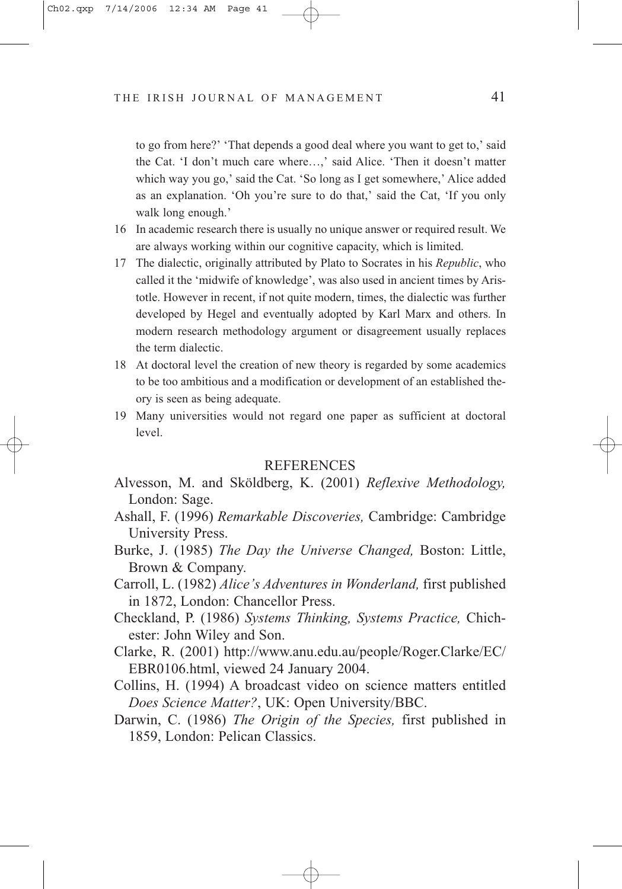to go from here?' 'That depends a good deal where you want to get to,' said the Cat. 'I don't much care where…,' said Alice. 'Then it doesn't matter which way you go,' said the Cat. 'So long as I get somewhere,' Alice added as an explanation. 'Oh you're sure to do that,' said the Cat, 'If you only walk long enough.'

16 In academic research there is usually no unique answer or required result. We are always working within our cognitive capacity, which is limited.

17 The dialectic, originally attributed by Plato to Socrates in his *Republic*, who called it the 'midwife of knowledge', was also used in ancient times by Aristotle. However in recent, if not quite modern, times, the dialectic was further developed by Hegel and eventually adopted by Karl Marx and others. In modern research methodology argument or disagreement usually replaces the term dialectic.

18 At doctoral level the creation of new theory is regarded by some academics to be too ambitious and a modification or development of an established theory is seen as being adequate.

19 Many universities would not regard one paper as sufficient at doctoral level.

## REFERENCES

Alvesson, M. and Sköldberg, K. (2001) *Reflexive Methodology,* London: Sage.

Ashall, F. (1996) *Remarkable Discoveries,* Cambridge: Cambridge University Press.

Burke, J. (1985) *The Day the Universe Changed,* Boston: Little, Brown & Company.

Carroll, L. (1982) *Alice's Adventures in Wonderland,* first published in 1872, London: Chancellor Press.

Checkland, P. (1986) *Systems Thinking, Systems Practice,* Chichester: John Wiley and Son.

Clarke, R. (2001) http://www.anu.edu.au/people/Roger.Clarke/EC/EBR0106.html, viewed 24 January 2004.

Collins, H. (1994) A broadcast video on science matters entitled *Does Science Matter?*, UK: Open University/BBC.

Darwin, C. (1986) *The Origin of the Species,* first published in 1859, London: Pelican Classics.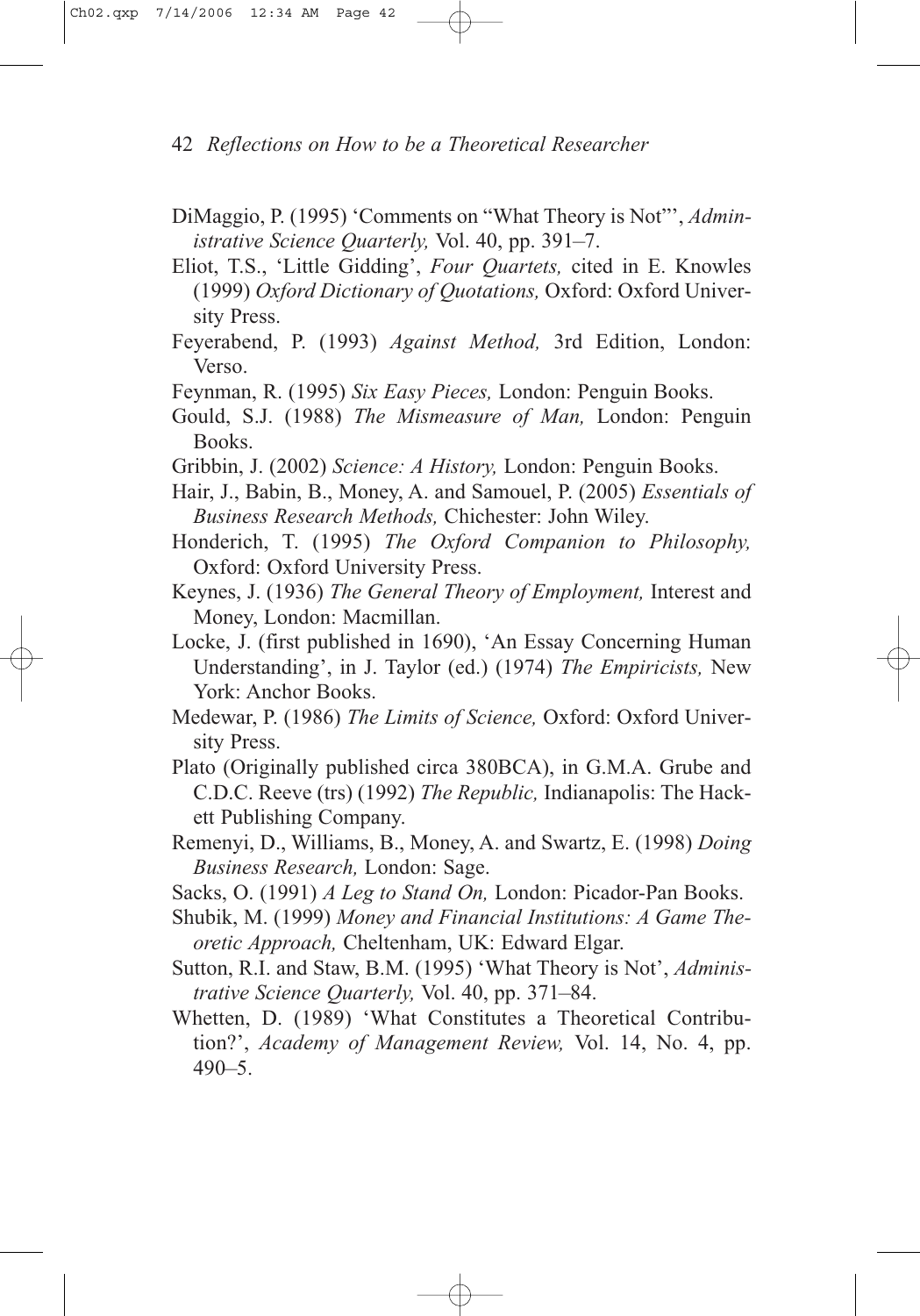DiMaggio, P. (1995) 'Comments on "What Theory is Not"', *Administrative Science Quarterly,* Vol. 40, pp. 391–7.

Eliot, T.S., 'Little Gidding', *Four Quartets,* cited in E. Knowles (1999) *Oxford Dictionary of Quotations,* Oxford: Oxford University Press.

Feyerabend, P. (1993) *Against Method,* 3rd Edition, London: Verso.

Feynman, R. (1995) *Six Easy Pieces,* London: Penguin Books.

Gould, S.J. (1988) *The Mismeasure of Man,* London: Penguin Books.

Gribbin, J. (2002) *Science: A History,* London: Penguin Books.

Hair, J., Babin, B., Money, A. and Samouel, P. (2005) *Essentials of Business Research Methods,* Chichester: John Wiley.

Honderich, T. (1995) *The Oxford Companion to Philosophy,* Oxford: Oxford University Press.

Keynes, J. (1936) *The General Theory of Employment,* Interest and Money, London: Macmillan.

Locke, J. (first published in 1690), 'An Essay Concerning Human Understanding', in J. Taylor (ed.) (1974) *The Empiricists,* New York: Anchor Books.

Medewar, P. (1986) *The Limits of Science,* Oxford: Oxford University Press.

Plato (Originally published circa 380BCA), in G.M.A. Grube and C.D.C. Reeve (trs) (1992) *The Republic,* Indianapolis: The Hackett Publishing Company.

Remenyi, D., Williams, B., Money, A. and Swartz, E. (1998) *Doing Business Research,* London: Sage.

Sacks, O. (1991) *A Leg to Stand On,* London: Picador-Pan Books.

Shubik, M. (1999) *Money and Financial Institutions: A Game Theoretic Approach,* Cheltenham, UK: Edward Elgar.

Sutton, R.I. and Staw, B.M. (1995) 'What Theory is Not', *Administrative Science Quarterly,* Vol. 40, pp. 371–84.

Whetten, D. (1989) 'What Constitutes a Theoretical Contribution?', *Academy of Management Review,* Vol. 14, No. 4, pp. 490–5.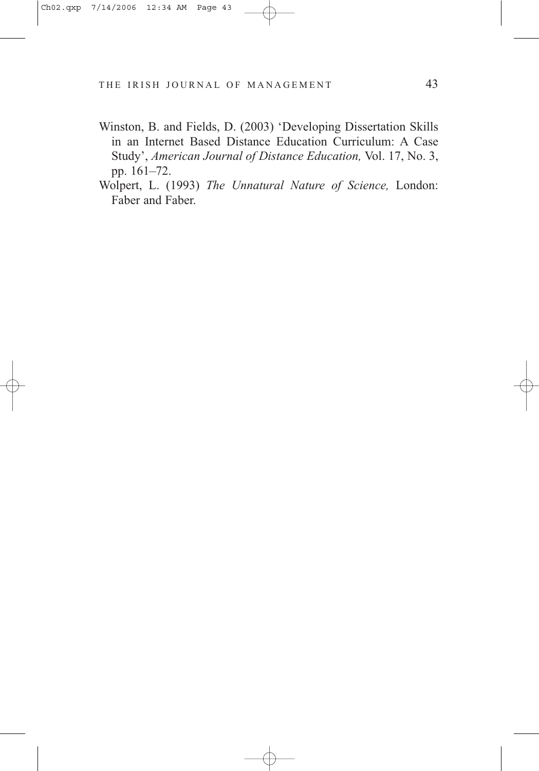Winston, B. and Fields, D. (2003) 'Developing Dissertation Skills in an Internet Based Distance Education Curriculum: A Case Study', *American Journal of Distance Education,* Vol. 17, No. 3, pp. 161–72.

Wolpert, L. (1993) *The Unnatural Nature of Science,* London: Faber and Faber.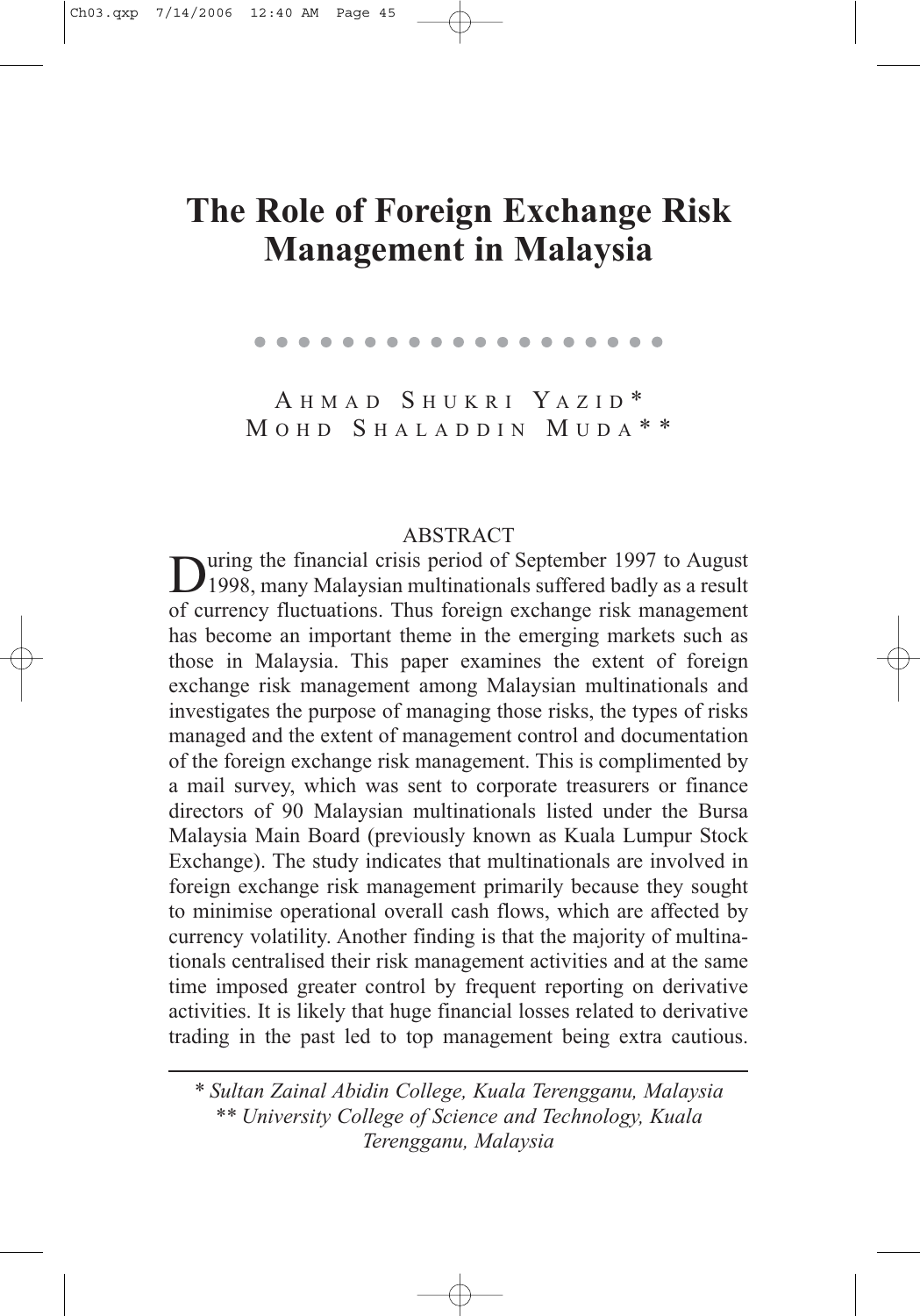# The Role of Foreign Exchange Risk Management in Malaysia

AHMAD SHUKRI YAZID*
MOHD SHALADDIN MUDA**

## ABSTRACT

During the financial crisis period of September 1997 to August 1998, many Malaysian multinationals suffered badly as a result of currency fluctuations. Thus foreign exchange risk management has become an important theme in the emerging markets such as those in Malaysia. This paper examines the extent of foreign exchange risk management among Malaysian multinationals and investigates the purpose of managing those risks, the types of risks managed and the extent of management control and documentation of the foreign exchange risk management. This is complimented by a mail survey, which was sent to corporate treasurers or finance directors of 90 Malaysian multinationals listed under the Bursa Malaysia Main Board (previously known as Kuala Lumpur Stock Exchange). The study indicates that multinationals are involved in foreign exchange risk management primarily because they sought to minimise operational overall cash flows, which are affected by currency volatility. Another finding is that the majority of multinationals centralised their risk management activities and at the same time imposed greater control by frequent reporting on derivative activities. It is likely that huge financial losses related to derivative trading in the past led to top management being extra cautious.

---

*\* Sultan Zainal Abidin College, Kuala Terengganu, Malaysia*
*\*\* University College of Science and Technology, Kuala Terengganu, Malaysia*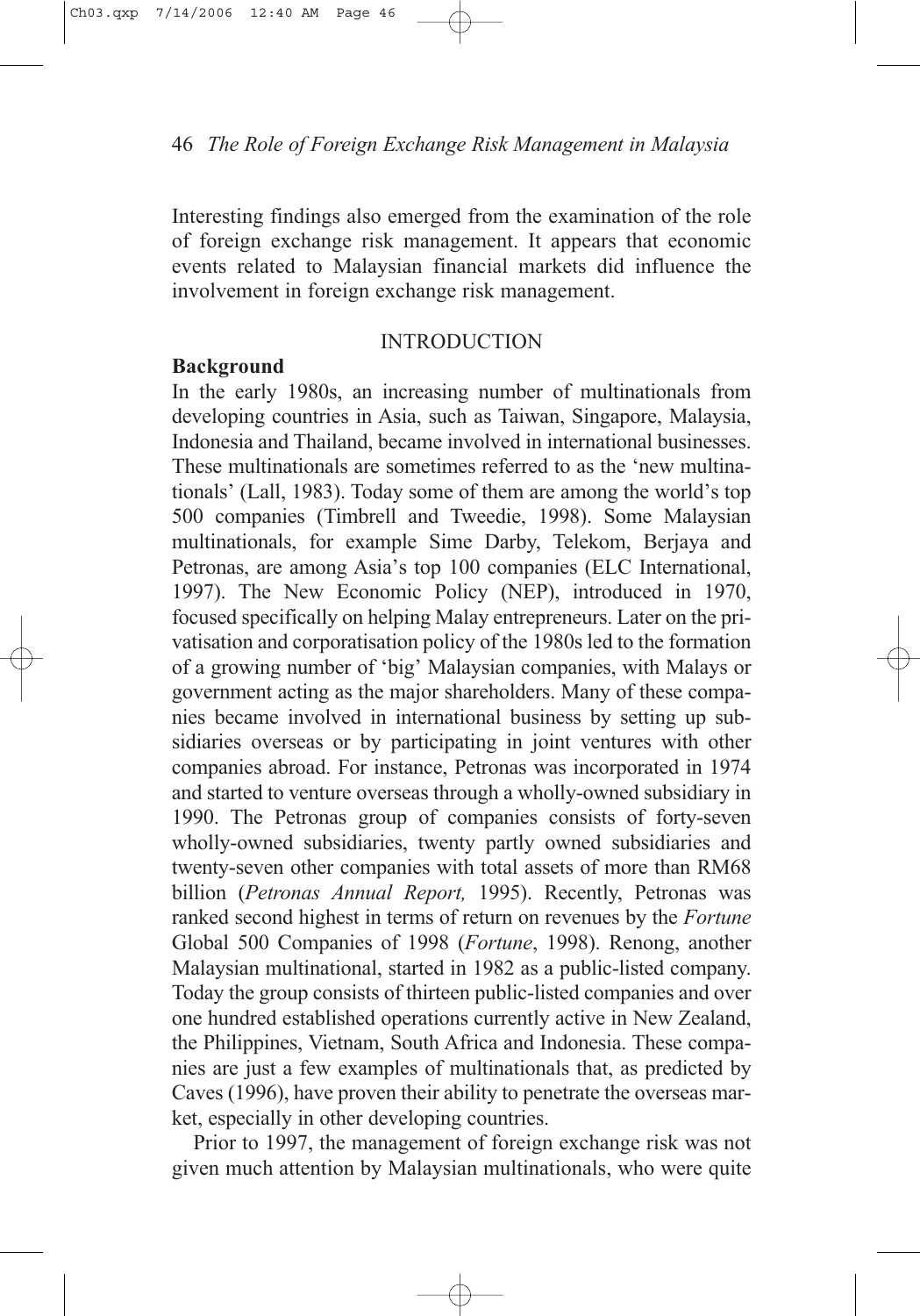Interesting findings also emerged from the examination of the role of foreign exchange risk management. It appears that economic events related to Malaysian financial markets did influence the involvement in foreign exchange risk management.

## INTRODUCTION

### Background

In the early 1980s, an increasing number of multinationals from developing countries in Asia, such as Taiwan, Singapore, Malaysia, Indonesia and Thailand, became involved in international businesses. These multinationals are sometimes referred to as the 'new multinationals' (Lall, 1983). Today some of them are among the world's top 500 companies (Timbrell and Tweedie, 1998). Some Malaysian multinationals, for example Sime Darby, Telekom, Berjaya and Petronas, are among Asia's top 100 companies (ELC International, 1997). The New Economic Policy (NEP), introduced in 1970, focused specifically on helping Malay entrepreneurs. Later on the privatisation and corporatisation policy of the 1980s led to the formation of a growing number of 'big' Malaysian companies, with Malays or government acting as the major shareholders. Many of these companies became involved in international business by setting up subsidiaries overseas or by participating in joint ventures with other companies abroad. For instance, Petronas was incorporated in 1974 and started to venture overseas through a wholly-owned subsidiary in 1990. The Petronas group of companies consists of forty-seven wholly-owned subsidiaries, twenty partly owned subsidiaries and twenty-seven other companies with total assets of more than RM68 billion (*Petronas Annual Report,* 1995). Recently, Petronas was ranked second highest in terms of return on revenues by the *Fortune* Global 500 Companies of 1998 (*Fortune*, 1998). Renong, another Malaysian multinational, started in 1982 as a public-listed company. Today the group consists of thirteen public-listed companies and over one hundred established operations currently active in New Zealand, the Philippines, Vietnam, South Africa and Indonesia. These companies are just a few examples of multinationals that, as predicted by Caves (1996), have proven their ability to penetrate the overseas market, especially in other developing countries.

Prior to 1997, the management of foreign exchange risk was not given much attention by Malaysian multinationals, who were quite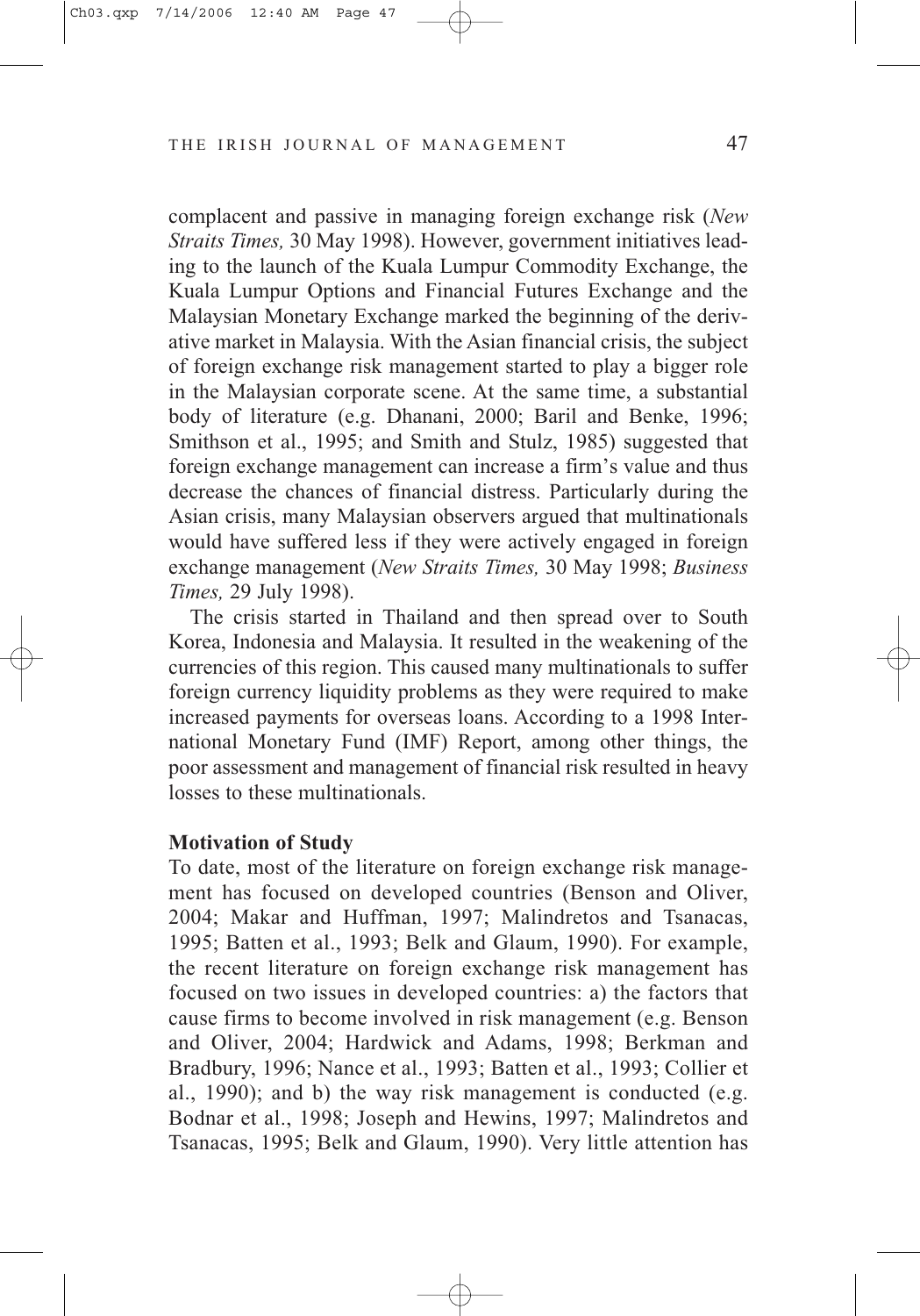complacent and passive in managing foreign exchange risk (*New Straits Times,* 30 May 1998). However, government initiatives leading to the launch of the Kuala Lumpur Commodity Exchange, the Kuala Lumpur Options and Financial Futures Exchange and the Malaysian Monetary Exchange marked the beginning of the derivative market in Malaysia. With the Asian financial crisis, the subject of foreign exchange risk management started to play a bigger role in the Malaysian corporate scene. At the same time, a substantial body of literature (e.g. Dhanani, 2000; Baril and Benke, 1996; Smithson et al., 1995; and Smith and Stulz, 1985) suggested that foreign exchange management can increase a firm's value and thus decrease the chances of financial distress. Particularly during the Asian crisis, many Malaysian observers argued that multinationals would have suffered less if they were actively engaged in foreign exchange management (*New Straits Times,* 30 May 1998; *Business Times,* 29 July 1998).

The crisis started in Thailand and then spread over to South Korea, Indonesia and Malaysia. It resulted in the weakening of the currencies of this region. This caused many multinationals to suffer foreign currency liquidity problems as they were required to make increased payments for overseas loans. According to a 1998 International Monetary Fund (IMF) Report, among other things, the poor assessment and management of financial risk resulted in heavy losses to these multinationals.

**Motivation of Study**

To date, most of the literature on foreign exchange risk management has focused on developed countries (Benson and Oliver, 2004; Makar and Huffman, 1997; Malindretos and Tsanacas, 1995; Batten et al., 1993; Belk and Glaum, 1990). For example, the recent literature on foreign exchange risk management has focused on two issues in developed countries: a) the factors that cause firms to become involved in risk management (e.g. Benson and Oliver, 2004; Hardwick and Adams, 1998; Berkman and Bradbury, 1996; Nance et al., 1993; Batten et al., 1993; Collier et al., 1990); and b) the way risk management is conducted (e.g. Bodnar et al., 1998; Joseph and Hewins, 1997; Malindretos and Tsanacas, 1995; Belk and Glaum, 1990). Very little attention has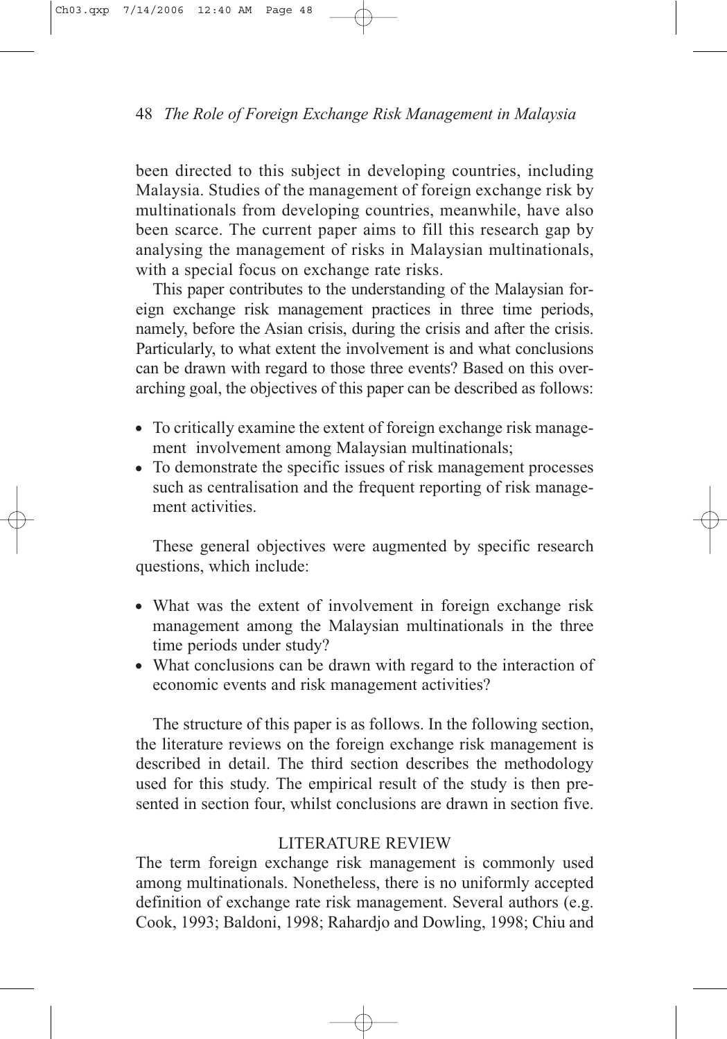been directed to this subject in developing countries, including Malaysia. Studies of the management of foreign exchange risk by multinationals from developing countries, meanwhile, have also been scarce. The current paper aims to fill this research gap by analysing the management of risks in Malaysian multinationals, with a special focus on exchange rate risks.

This paper contributes to the understanding of the Malaysian foreign exchange risk management practices in three time periods, namely, before the Asian crisis, during the crisis and after the crisis. Particularly, to what extent the involvement is and what conclusions can be drawn with regard to those three events? Based on this overarching goal, the objectives of this paper can be described as follows:

- To critically examine the extent of foreign exchange risk management involvement among Malaysian multinationals;
- To demonstrate the specific issues of risk management processes such as centralisation and the frequent reporting of risk management activities.

These general objectives were augmented by specific research questions, which include:

- What was the extent of involvement in foreign exchange risk management among the Malaysian multinationals in the three time periods under study?
- What conclusions can be drawn with regard to the interaction of economic events and risk management activities?

The structure of this paper is as follows. In the following section, the literature reviews on the foreign exchange risk management is described in detail. The third section describes the methodology used for this study. The empirical result of the study is then presented in section four, whilst conclusions are drawn in section five.

## LITERATURE REVIEW

The term foreign exchange risk management is commonly used among multinationals. Nonetheless, there is no uniformly accepted definition of exchange rate risk management. Several authors (e.g. Cook, 1993; Baldoni, 1998; Rahardjo and Dowling, 1998; Chiu and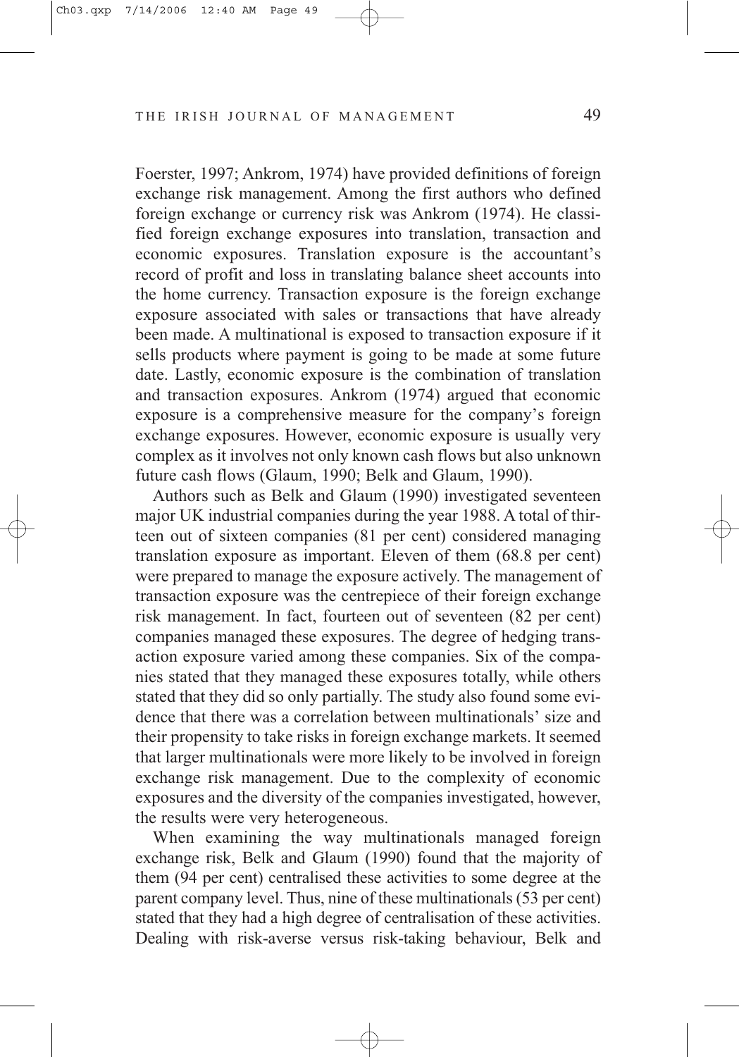Foerster, 1997; Ankrom, 1974) have provided definitions of foreign exchange risk management. Among the first authors who defined foreign exchange or currency risk was Ankrom (1974). He classified foreign exchange exposures into translation, transaction and economic exposures. Translation exposure is the accountant's record of profit and loss in translating balance sheet accounts into the home currency. Transaction exposure is the foreign exchange exposure associated with sales or transactions that have already been made. A multinational is exposed to transaction exposure if it sells products where payment is going to be made at some future date. Lastly, economic exposure is the combination of translation and transaction exposures. Ankrom (1974) argued that economic exposure is a comprehensive measure for the company's foreign exchange exposures. However, economic exposure is usually very complex as it involves not only known cash flows but also unknown future cash flows (Glaum, 1990; Belk and Glaum, 1990).

Authors such as Belk and Glaum (1990) investigated seventeen major UK industrial companies during the year 1988. A total of thirteen out of sixteen companies (81 per cent) considered managing translation exposure as important. Eleven of them (68.8 per cent) were prepared to manage the exposure actively. The management of transaction exposure was the centrepiece of their foreign exchange risk management. In fact, fourteen out of seventeen (82 per cent) companies managed these exposures. The degree of hedging transaction exposure varied among these companies. Six of the companies stated that they managed these exposures totally, while others stated that they did so only partially. The study also found some evidence that there was a correlation between multinationals' size and their propensity to take risks in foreign exchange markets. It seemed that larger multinationals were more likely to be involved in foreign exchange risk management. Due to the complexity of economic exposures and the diversity of the companies investigated, however, the results were very heterogeneous.

When examining the way multinationals managed foreign exchange risk, Belk and Glaum (1990) found that the majority of them (94 per cent) centralised these activities to some degree at the parent company level. Thus, nine of these multinationals (53 per cent) stated that they had a high degree of centralisation of these activities. Dealing with risk-averse versus risk-taking behaviour, Belk and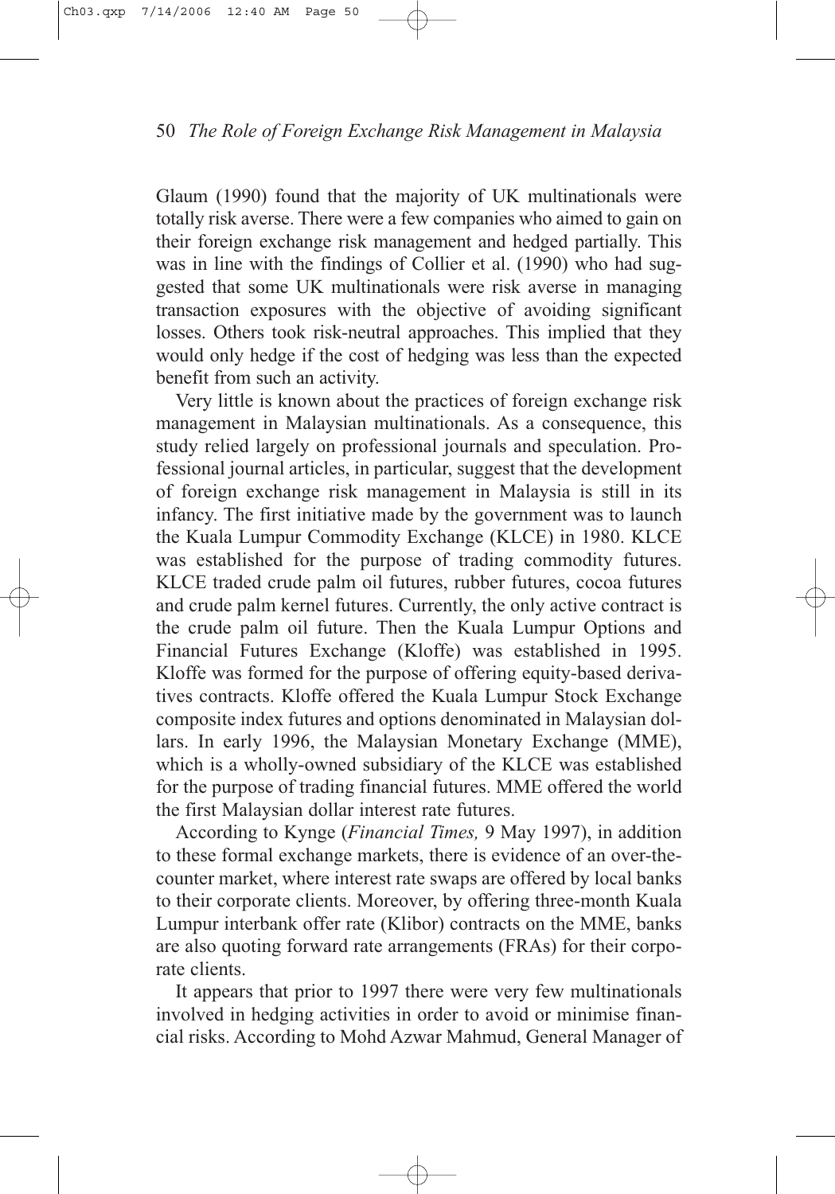Glaum (1990) found that the majority of UK multinationals were totally risk averse. There were a few companies who aimed to gain on their foreign exchange risk management and hedged partially. This was in line with the findings of Collier et al. (1990) who had suggested that some UK multinationals were risk averse in managing transaction exposures with the objective of avoiding significant losses. Others took risk-neutral approaches. This implied that they would only hedge if the cost of hedging was less than the expected benefit from such an activity.

Very little is known about the practices of foreign exchange risk management in Malaysian multinationals. As a consequence, this study relied largely on professional journals and speculation. Professional journal articles, in particular, suggest that the development of foreign exchange risk management in Malaysia is still in its infancy. The first initiative made by the government was to launch the Kuala Lumpur Commodity Exchange (KLCE) in 1980. KLCE was established for the purpose of trading commodity futures. KLCE traded crude palm oil futures, rubber futures, cocoa futures and crude palm kernel futures. Currently, the only active contract is the crude palm oil future. Then the Kuala Lumpur Options and Financial Futures Exchange (Kloffe) was established in 1995. Kloffe was formed for the purpose of offering equity-based derivatives contracts. Kloffe offered the Kuala Lumpur Stock Exchange composite index futures and options denominated in Malaysian dollars. In early 1996, the Malaysian Monetary Exchange (MME), which is a wholly-owned subsidiary of the KLCE was established for the purpose of trading financial futures. MME offered the world the first Malaysian dollar interest rate futures.

According to Kynge (*Financial Times,* 9 May 1997), in addition to these formal exchange markets, there is evidence of an over-the-counter market, where interest rate swaps are offered by local banks to their corporate clients. Moreover, by offering three-month Kuala Lumpur interbank offer rate (Klibor) contracts on the MME, banks are also quoting forward rate arrangements (FRAs) for their corporate clients.

It appears that prior to 1997 there were very few multinationals involved in hedging activities in order to avoid or minimise financial risks. According to Mohd Azwar Mahmud, General Manager of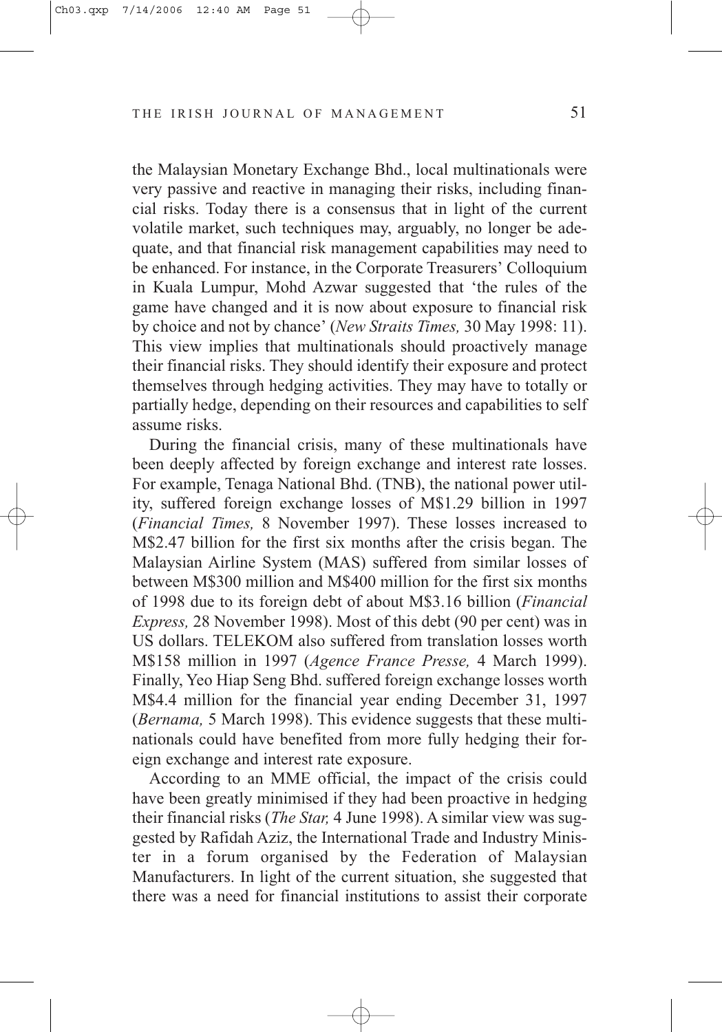the Malaysian Monetary Exchange Bhd., local multinationals were very passive and reactive in managing their risks, including financial risks. Today there is a consensus that in light of the current volatile market, such techniques may, arguably, no longer be adequate, and that financial risk management capabilities may need to be enhanced. For instance, in the Corporate Treasurers' Colloquium in Kuala Lumpur, Mohd Azwar suggested that 'the rules of the game have changed and it is now about exposure to financial risk by choice and not by chance' (*New Straits Times,* 30 May 1998: 11). This view implies that multinationals should proactively manage their financial risks. They should identify their exposure and protect themselves through hedging activities. They may have to totally or partially hedge, depending on their resources and capabilities to self assume risks.

During the financial crisis, many of these multinationals have been deeply affected by foreign exchange and interest rate losses. For example, Tenaga National Bhd. (TNB), the national power utility, suffered foreign exchange losses of M$1.29 billion in 1997 (*Financial Times,* 8 November 1997). These losses increased to M$2.47 billion for the first six months after the crisis began. The Malaysian Airline System (MAS) suffered from similar losses of between M$300 million and M$400 million for the first six months of 1998 due to its foreign debt of about M$3.16 billion (*Financial Express,* 28 November 1998). Most of this debt (90 per cent) was in US dollars. TELEKOM also suffered from translation losses worth M$158 million in 1997 (*Agence France Presse,* 4 March 1999). Finally, Yeo Hiap Seng Bhd. suffered foreign exchange losses worth M$4.4 million for the financial year ending December 31, 1997 (*Bernama,* 5 March 1998). This evidence suggests that these multinationals could have benefited from more fully hedging their foreign exchange and interest rate exposure.

According to an MME official, the impact of the crisis could have been greatly minimised if they had been proactive in hedging their financial risks (*The Star,* 4 June 1998). A similar view was suggested by Rafidah Aziz, the International Trade and Industry Minister in a forum organised by the Federation of Malaysian Manufacturers. In light of the current situation, she suggested that there was a need for financial institutions to assist their corporate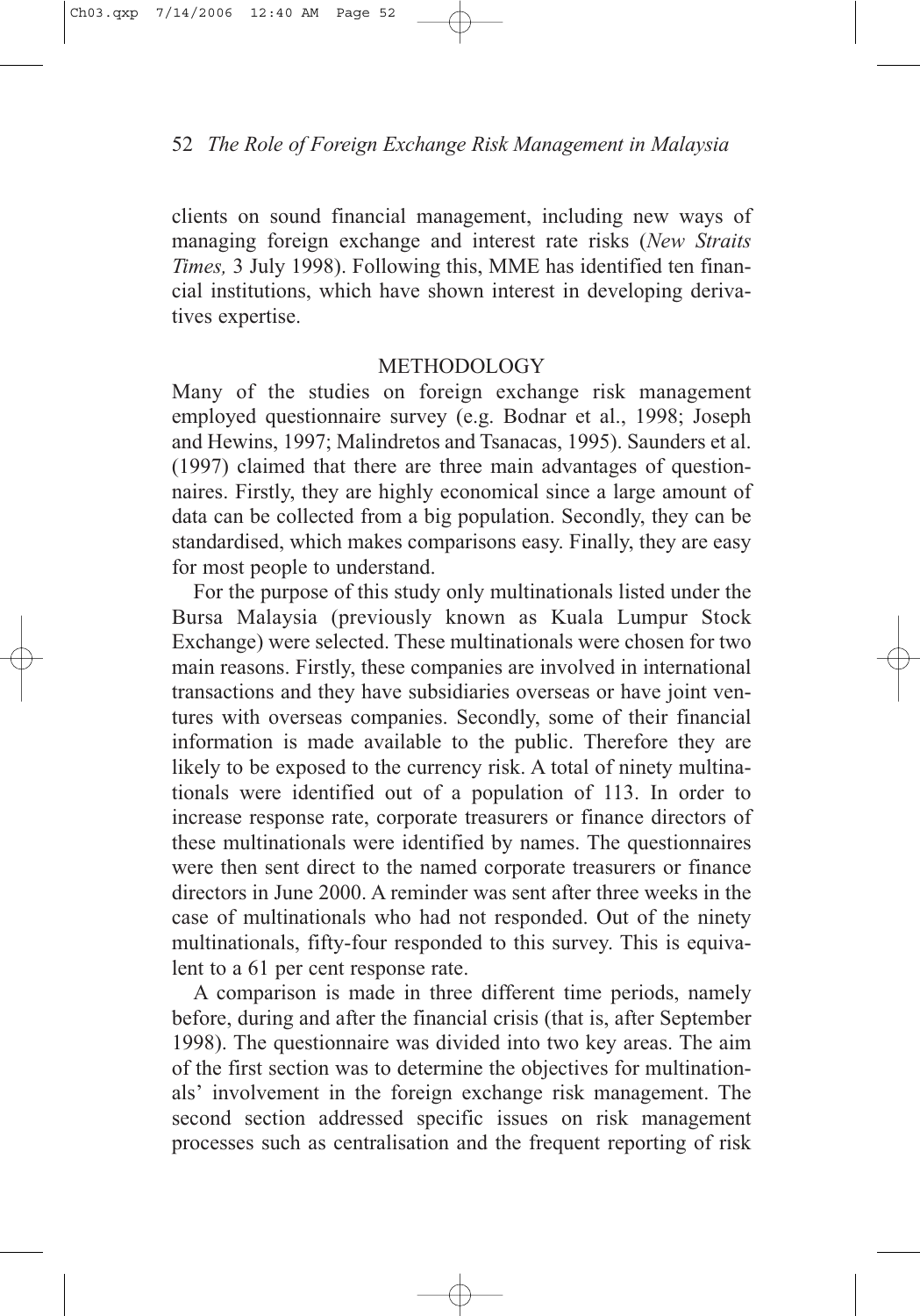clients on sound financial management, including new ways of managing foreign exchange and interest rate risks (*New Straits Times,* 3 July 1998). Following this, MME has identified ten financial institutions, which have shown interest in developing derivatives expertise.

## METHODOLOGY

Many of the studies on foreign exchange risk management employed questionnaire survey (e.g. Bodnar et al., 1998; Joseph and Hewins, 1997; Malindretos and Tsanacas, 1995). Saunders et al. (1997) claimed that there are three main advantages of questionnaires. Firstly, they are highly economical since a large amount of data can be collected from a big population. Secondly, they can be standardised, which makes comparisons easy. Finally, they are easy for most people to understand.

For the purpose of this study only multinationals listed under the Bursa Malaysia (previously known as Kuala Lumpur Stock Exchange) were selected. These multinationals were chosen for two main reasons. Firstly, these companies are involved in international transactions and they have subsidiaries overseas or have joint ventures with overseas companies. Secondly, some of their financial information is made available to the public. Therefore they are likely to be exposed to the currency risk. A total of ninety multinationals were identified out of a population of 113. In order to increase response rate, corporate treasurers or finance directors of these multinationals were identified by names. The questionnaires were then sent direct to the named corporate treasurers or finance directors in June 2000. A reminder was sent after three weeks in the case of multinationals who had not responded. Out of the ninety multinationals, fifty-four responded to this survey. This is equivalent to a 61 per cent response rate.

A comparison is made in three different time periods, namely before, during and after the financial crisis (that is, after September 1998). The questionnaire was divided into two key areas. The aim of the first section was to determine the objectives for multinationals' involvement in the foreign exchange risk management. The second section addressed specific issues on risk management processes such as centralisation and the frequent reporting of risk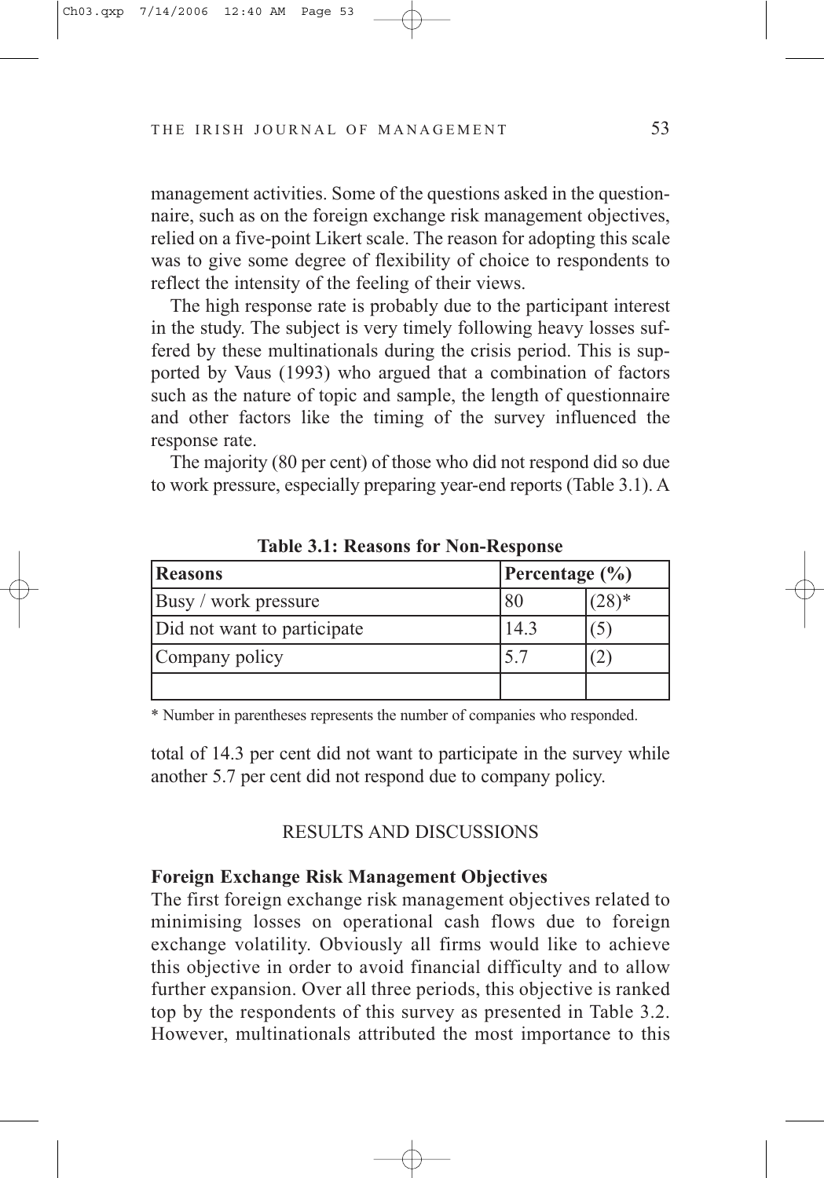management activities. Some of the questions asked in the questionnaire, such as on the foreign exchange risk management objectives, relied on a five-point Likert scale. The reason for adopting this scale was to give some degree of flexibility of choice to respondents to reflect the intensity of the feeling of their views.

The high response rate is probably due to the participant interest in the study. The subject is very timely following heavy losses suffered by these multinationals during the crisis period. This is supported by Vaus (1993) who argued that a combination of factors such as the nature of topic and sample, the length of questionnaire and other factors like the timing of the survey influenced the response rate.

The majority (80 per cent) of those who did not respond did so due to work pressure, especially preparing year-end reports (Table 3.1). A total of 14.3 per cent did not want to participate in the survey while another 5.7 per cent did not respond due to company policy.

**Table 3.1: Reasons for Non-Response**

| Reasons | Percentage (%) | |
|---|---|---|
| Busy / work pressure | 80 | (28)* |
| Did not want to participate | 14.3 | (5) |
| Company policy | 5.7 | (2) |
| | | |

\* Number in parentheses represents the number of companies who responded.

## RESULTS AND DISCUSSIONS

### Foreign Exchange Risk Management Objectives

The first foreign exchange risk management objectives related to minimising losses on operational cash flows due to foreign exchange volatility. Obviously all firms would like to achieve this objective in order to avoid financial difficulty and to allow further expansion. Over all three periods, this objective is ranked top by the respondents of this survey as presented in Table 3.2. However, multinationals attributed the most importance to this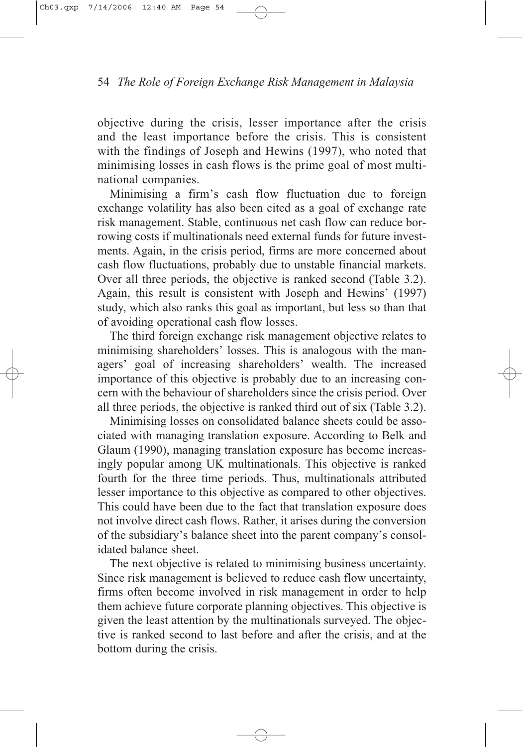objective during the crisis, lesser importance after the crisis and the least importance before the crisis. This is consistent with the findings of Joseph and Hewins (1997), who noted that minimising losses in cash flows is the prime goal of most multinational companies.

Minimising a firm's cash flow fluctuation due to foreign exchange volatility has also been cited as a goal of exchange rate risk management. Stable, continuous net cash flow can reduce borrowing costs if multinationals need external funds for future investments. Again, in the crisis period, firms are more concerned about cash flow fluctuations, probably due to unstable financial markets. Over all three periods, the objective is ranked second (Table 3.2). Again, this result is consistent with Joseph and Hewins' (1997) study, which also ranks this goal as important, but less so than that of avoiding operational cash flow losses.

The third foreign exchange risk management objective relates to minimising shareholders' losses. This is analogous with the managers' goal of increasing shareholders' wealth. The increased importance of this objective is probably due to an increasing concern with the behaviour of shareholders since the crisis period. Over all three periods, the objective is ranked third out of six (Table 3.2).

Minimising losses on consolidated balance sheets could be associated with managing translation exposure. According to Belk and Glaum (1990), managing translation exposure has become increasingly popular among UK multinationals. This objective is ranked fourth for the three time periods. Thus, multinationals attributed lesser importance to this objective as compared to other objectives. This could have been due to the fact that translation exposure does not involve direct cash flows. Rather, it arises during the conversion of the subsidiary's balance sheet into the parent company's consolidated balance sheet.

The next objective is related to minimising business uncertainty. Since risk management is believed to reduce cash flow uncertainty, firms often become involved in risk management in order to help them achieve future corporate planning objectives. This objective is given the least attention by the multinationals surveyed. The objective is ranked second to last before and after the crisis, and at the bottom during the crisis.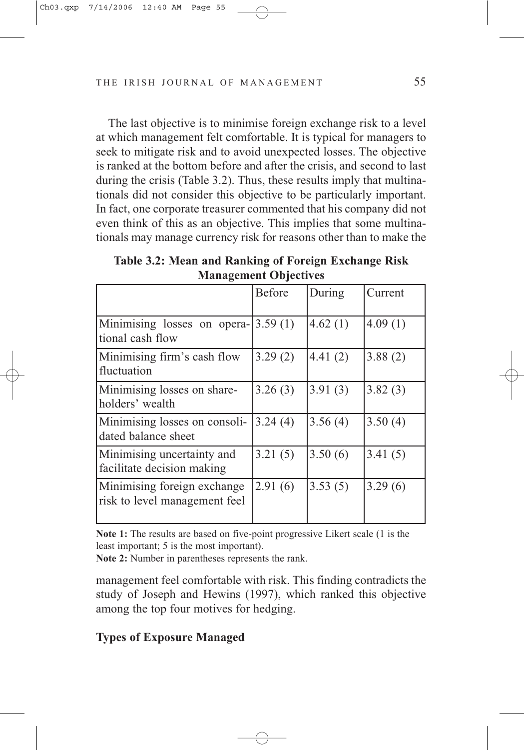The last objective is to minimise foreign exchange risk to a level at which management felt comfortable. It is typical for managers to seek to mitigate risk and to avoid unexpected losses. The objective is ranked at the bottom before and after the crisis, and second to last during the crisis (Table 3.2). Thus, these results imply that multinationals did not consider this objective to be particularly important. In fact, one corporate treasurer commented that his company did not even think of this as an objective. This implies that some multinationals may manage currency risk for reasons other than to make the management feel comfortable with risk. This finding contradicts the study of Joseph and Hewins (1997), which ranked this objective among the top four motives for hedging.

**Table 3.2: Mean and Ranking of Foreign Exchange Risk Management Objectives**

| | Before | During | Current |
|---|---|---|---|
| Minimising losses on operational cash flow | 3.59 (1) | 4.62 (1) | 4.09 (1) |
| Minimising firm's cash flow fluctuation | 3.29 (2) | 4.41 (2) | 3.88 (2) |
| Minimising losses on shareholders' wealth | 3.26 (3) | 3.91 (3) | 3.82 (3) |
| Minimising losses on consolidated balance sheet | 3.24 (4) | 3.56 (4) | 3.50 (4) |
| Minimising uncertainty and facilitate decision making | 3.21 (5) | 3.50 (6) | 3.41 (5) |
| Minimising foreign exchange risk to level management feel | 2.91 (6) | 3.53 (5) | 3.29 (6) |

**Note 1:** The results are based on five-point progressive Likert scale (1 is the least important; 5 is the most important).
**Note 2:** Number in parentheses represents the rank.

**Types of Exposure Managed**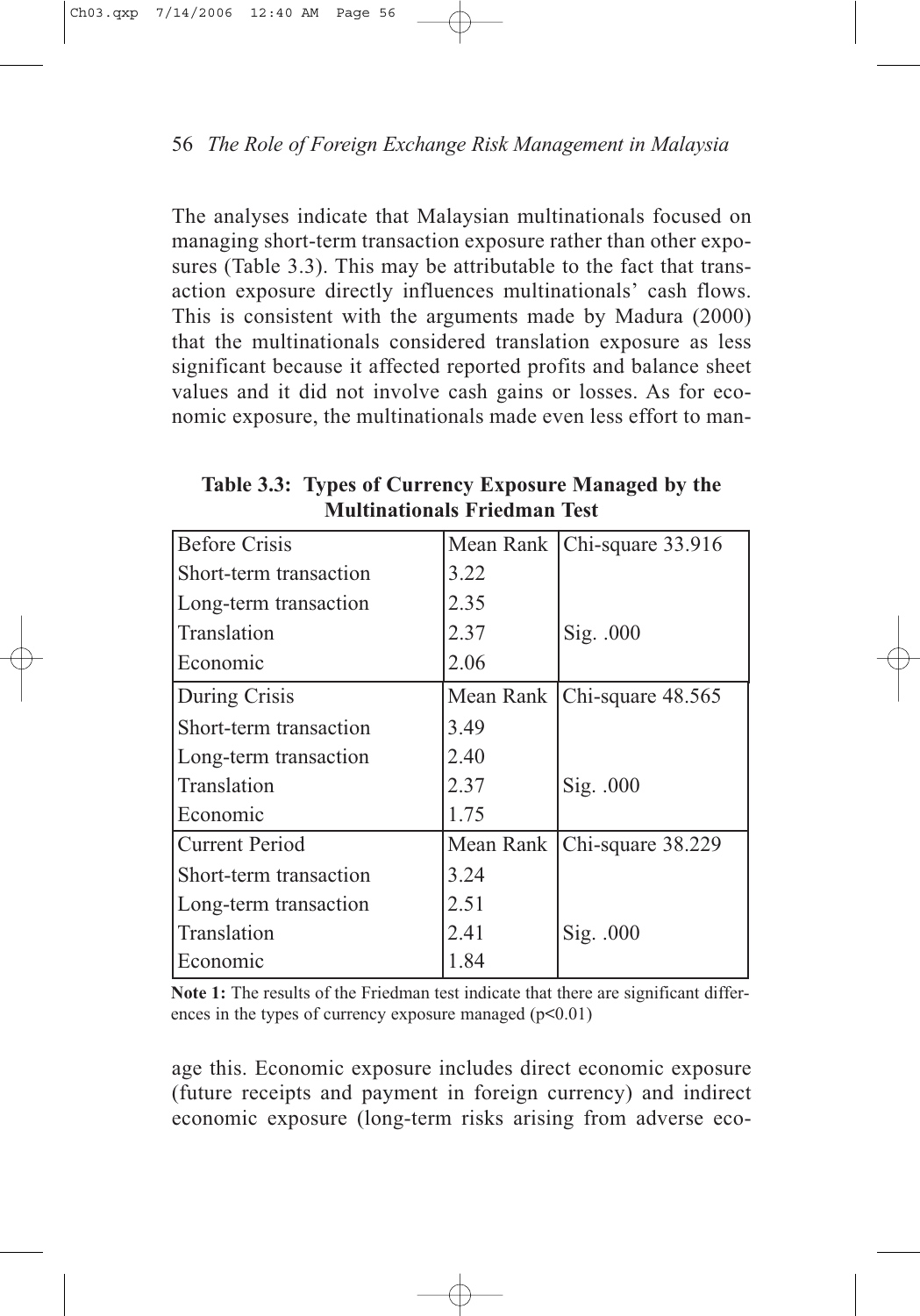The analyses indicate that Malaysian multinationals focused on managing short-term transaction exposure rather than other exposures (Table 3.3). This may be attributable to the fact that transaction exposure directly influences multinationals' cash flows. This is consistent with the arguments made by Madura (2000) that the multinationals considered translation exposure as less significant because it affected reported profits and balance sheet values and it did not involve cash gains or losses. As for economic exposure, the multinationals made even less effort to manage this. Economic exposure includes direct economic exposure (future receipts and payment in foreign currency) and indirect economic exposure (long-term risks arising from adverse eco-

**Table 3.3: Types of Currency Exposure Managed by the Multinationals Friedman Test**

| Before Crisis | Mean Rank | Chi-square 33.916 |
|---|---|---|
| Short-term transaction | 3.22 | |
| Long-term transaction | 2.35 | |
| Translation | 2.37 | Sig. .000 |
| Economic | 2.06 | |
| **During Crisis** | **Mean Rank** | **Chi-square 48.565** |
| Short-term transaction | 3.49 | |
| Long-term transaction | 2.40 | |
| Translation | 2.37 | Sig. .000 |
| Economic | 1.75 | |
| **Current Period** | **Mean Rank** | **Chi-square 38.229** |
| Short-term transaction | 3.24 | |
| Long-term transaction | 2.51 | |
| Translation | 2.41 | Sig. .000 |
| Economic | 1.84 | |

**Note 1:** The results of the Friedman test indicate that there are significant differences in the types of currency exposure managed ($p<0.01$)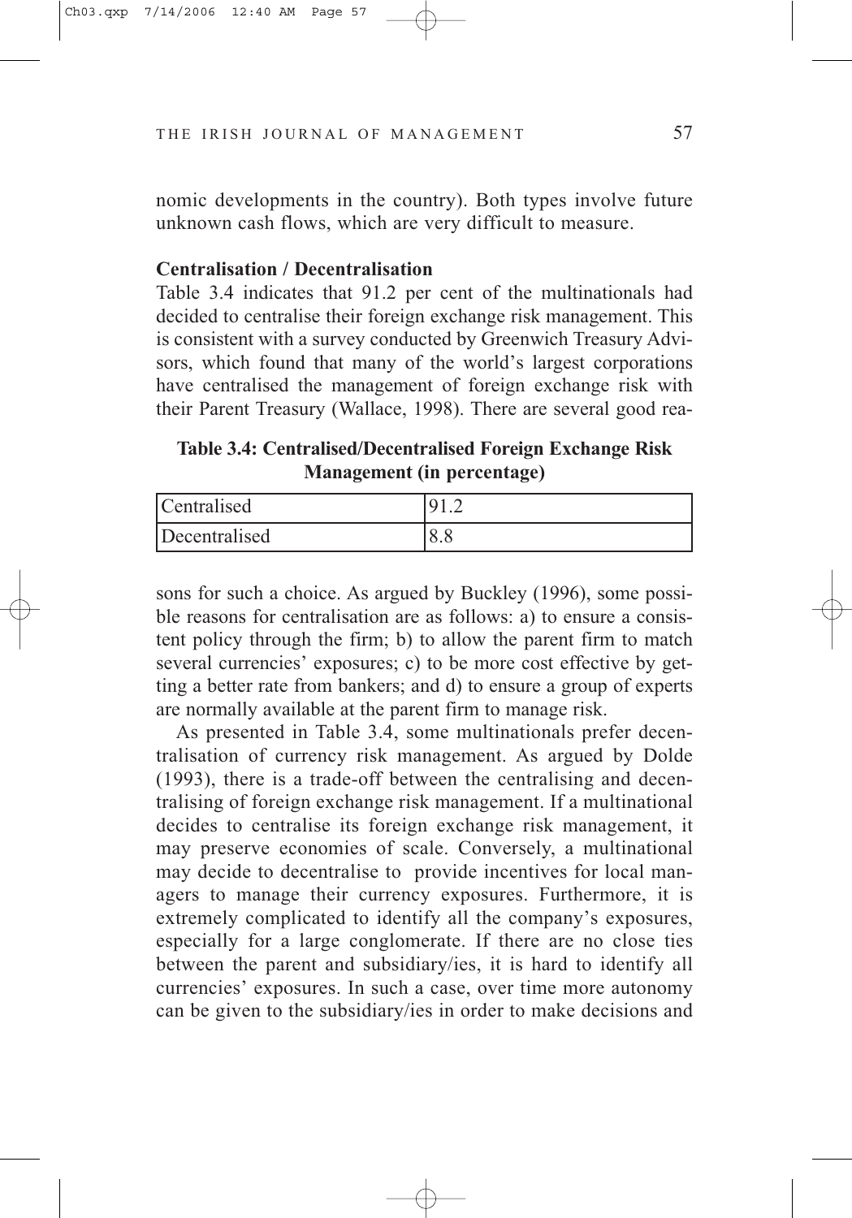nomic developments in the country). Both types involve future unknown cash flows, which are very difficult to measure.

**Centralisation / Decentralisation**

Table 3.4 indicates that 91.2 per cent of the multinationals had decided to centralise their foreign exchange risk management. This is consistent with a survey conducted by Greenwich Treasury Advisors, which found that many of the world's largest corporations have centralised the management of foreign exchange risk with their Parent Treasury (Wallace, 1998). There are several good reasons for such a choice. As argued by Buckley (1996), some possible reasons for centralisation are as follows: a) to ensure a consistent policy through the firm; b) to allow the parent firm to match several currencies' exposures; c) to be more cost effective by getting a better rate from bankers; and d) to ensure a group of experts are normally available at the parent firm to manage risk.

**Table 3.4: Centralised/Decentralised Foreign Exchange Risk Management (in percentage)**

| | |
|---|---|
| Centralised | 91.2 |
| Decentralised | 8.8 |

As presented in Table 3.4, some multinationals prefer decentralisation of currency risk management. As argued by Dolde (1993), there is a trade-off between the centralising and decentralising of foreign exchange risk management. If a multinational decides to centralise its foreign exchange risk management, it may preserve economies of scale. Conversely, a multinational may decide to decentralise to provide incentives for local managers to manage their currency exposures. Furthermore, it is extremely complicated to identify all the company's exposures, especially for a large conglomerate. If there are no close ties between the parent and subsidiary/ies, it is hard to identify all currencies' exposures. In such a case, over time more autonomy can be given to the subsidiary/ies in order to make decisions and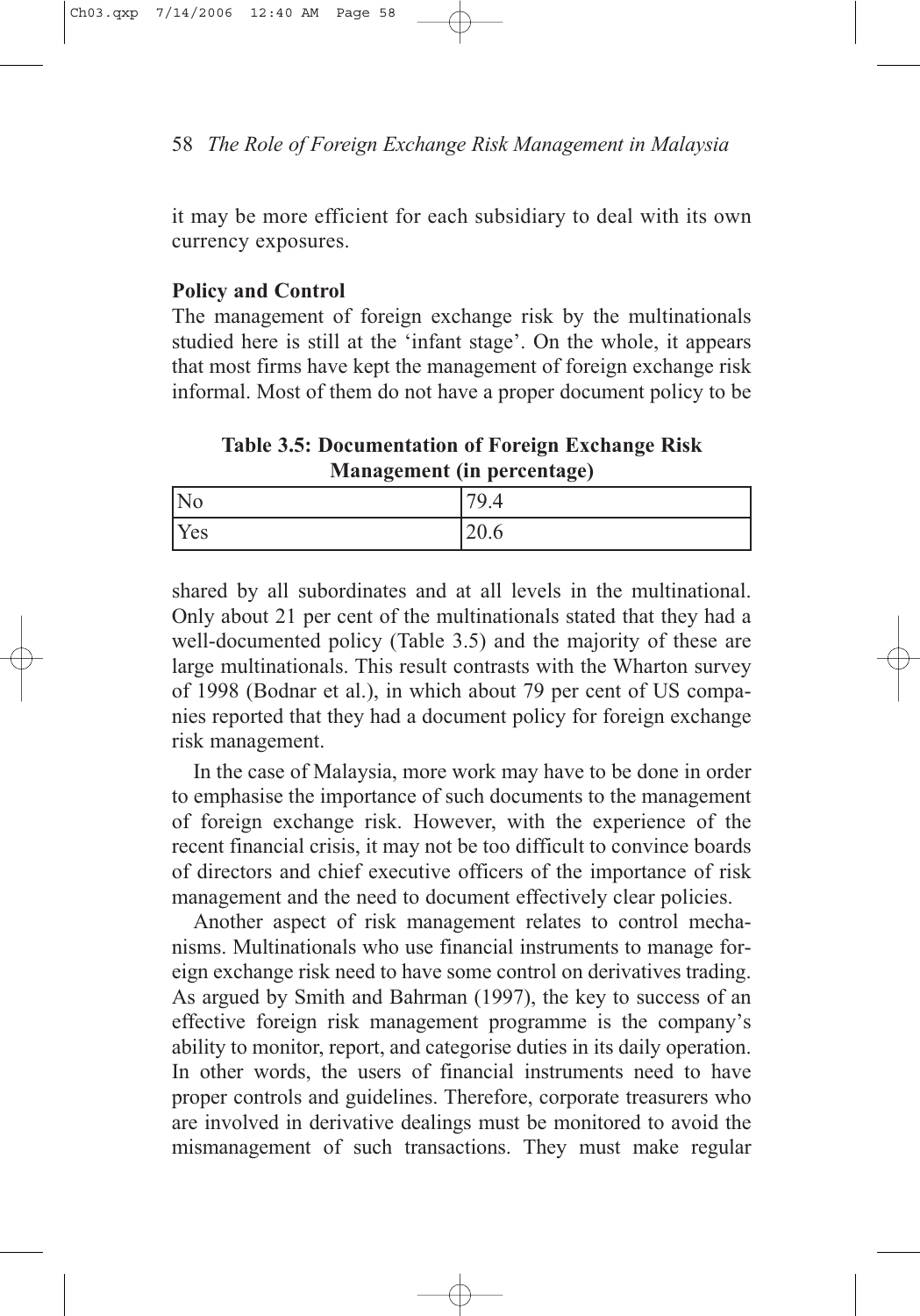it may be more efficient for each subsidiary to deal with its own currency exposures.

**Policy and Control**

The management of foreign exchange risk by the multinationals studied here is still at the 'infant stage'. On the whole, it appears that most firms have kept the management of foreign exchange risk informal. Most of them do not have a proper document policy to be shared by all subordinates and at all levels in the multinational. Only about 21 per cent of the multinationals stated that they had a well-documented policy (Table 3.5) and the majority of these are large multinationals. This result contrasts with the Wharton survey of 1998 (Bodnar et al.), in which about 79 per cent of US companies reported that they had a document policy for foreign exchange risk management.

**Table 3.5: Documentation of Foreign Exchange Risk Management (in percentage)**

| | |
|---|---|
| No | 79.4 |
| Yes | 20.6 |

In the case of Malaysia, more work may have to be done in order to emphasise the importance of such documents to the management of foreign exchange risk. However, with the experience of the recent financial crisis, it may not be too difficult to convince boards of directors and chief executive officers of the importance of risk management and the need to document effectively clear policies.

Another aspect of risk management relates to control mechanisms. Multinationals who use financial instruments to manage foreign exchange risk need to have some control on derivatives trading. As argued by Smith and Bahrman (1997), the key to success of an effective foreign risk management programme is the company's ability to monitor, report, and categorise duties in its daily operation. In other words, the users of financial instruments need to have proper controls and guidelines. Therefore, corporate treasurers who are involved in derivative dealings must be monitored to avoid the mismanagement of such transactions. They must make regular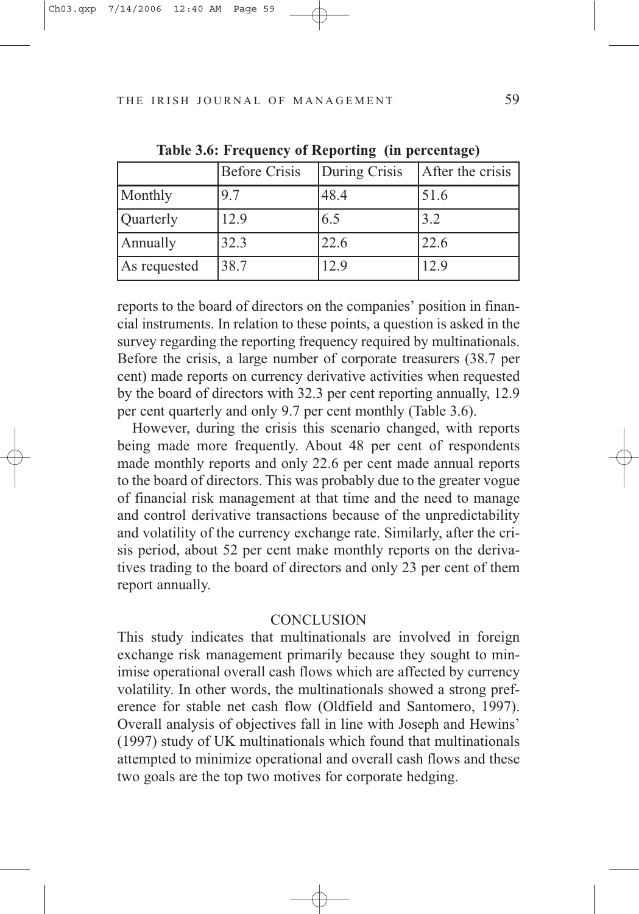**Table 3.6: Frequency of Reporting (in percentage)**

| | Before Crisis | During Crisis | After the crisis |
|---|---|---|---|
| Monthly | 9.7 | 48.4 | 51.6 |
| Quarterly | 12.9 | 6.5 | 3.2 |
| Annually | 32.3 | 22.6 | 22.6 |
| As requested | 38.7 | 12.9 | 12.9 |

reports to the board of directors on the companies' position in financial instruments. In relation to these points, a question is asked in the survey regarding the reporting frequency required by multinationals. Before the crisis, a large number of corporate treasurers (38.7 per cent) made reports on currency derivative activities when requested by the board of directors with 32.3 per cent reporting annually, 12.9 per cent quarterly and only 9.7 per cent monthly (Table 3.6).

However, during the crisis this scenario changed, with reports being made more frequently. About 48 per cent of respondents made monthly reports and only 22.6 per cent made annual reports to the board of directors. This was probably due to the greater vogue of financial risk management at that time and the need to manage and control derivative transactions because of the unpredictability and volatility of the currency exchange rate. Similarly, after the crisis period, about 52 per cent make monthly reports on the derivatives trading to the board of directors and only 23 per cent of them report annually.

## CONCLUSION

This study indicates that multinationals are involved in foreign exchange risk management primarily because they sought to minimise operational overall cash flows which are affected by currency volatility. In other words, the multinationals showed a strong preference for stable net cash flow (Oldfield and Santomero, 1997). Overall analysis of objectives fall in line with Joseph and Hewins' (1997) study of UK multinationals which found that multinationals attempted to minimize operational and overall cash flows and these two goals are the top two motives for corporate hedging.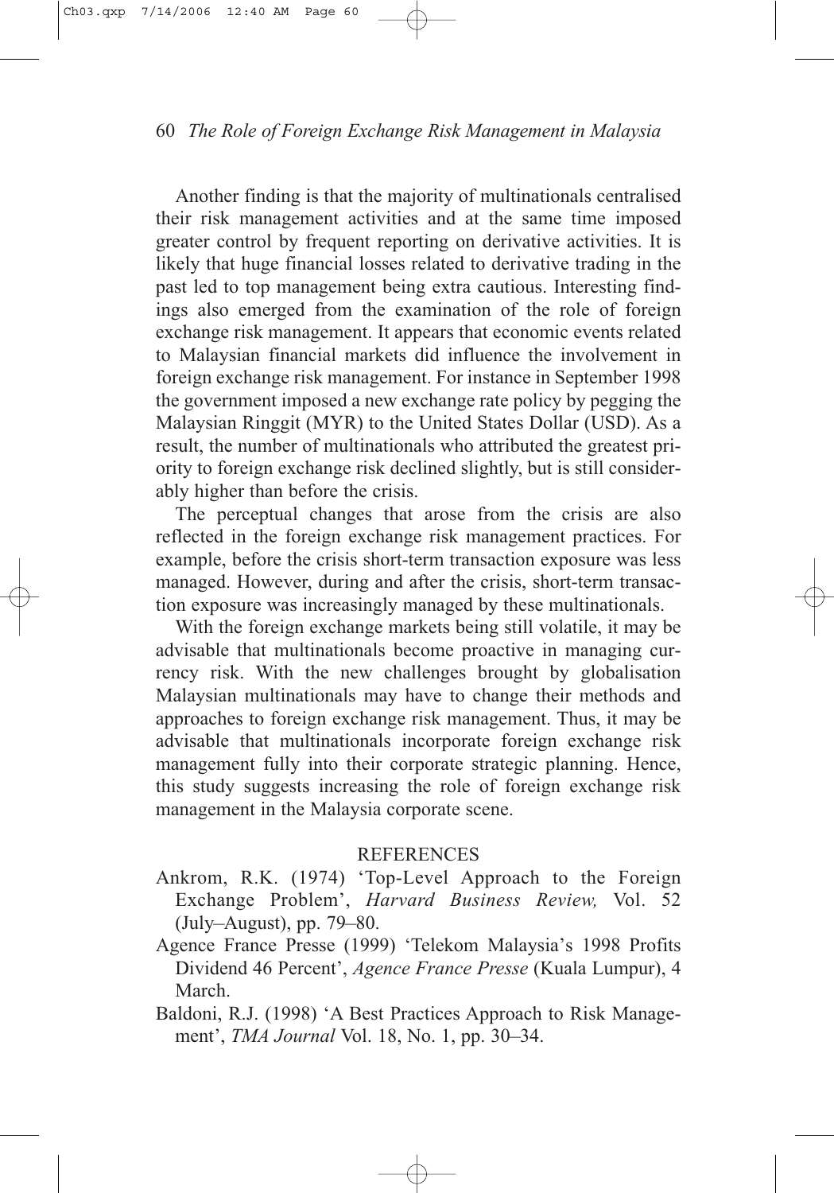Another finding is that the majority of multinationals centralised their risk management activities and at the same time imposed greater control by frequent reporting on derivative activities. It is likely that huge financial losses related to derivative trading in the past led to top management being extra cautious. Interesting findings also emerged from the examination of the role of foreign exchange risk management. It appears that economic events related to Malaysian financial markets did influence the involvement in foreign exchange risk management. For instance in September 1998 the government imposed a new exchange rate policy by pegging the Malaysian Ringgit (MYR) to the United States Dollar (USD). As a result, the number of multinationals who attributed the greatest priority to foreign exchange risk declined slightly, but is still considerably higher than before the crisis.

The perceptual changes that arose from the crisis are also reflected in the foreign exchange risk management practices. For example, before the crisis short-term transaction exposure was less managed. However, during and after the crisis, short-term transaction exposure was increasingly managed by these multinationals.

With the foreign exchange markets being still volatile, it may be advisable that multinationals become proactive in managing currency risk. With the new challenges brought by globalisation Malaysian multinationals may have to change their methods and approaches to foreign exchange risk management. Thus, it may be advisable that multinationals incorporate foreign exchange risk management fully into their corporate strategic planning. Hence, this study suggests increasing the role of foreign exchange risk management in the Malaysia corporate scene.

## REFERENCES

Ankrom, R.K. (1974) 'Top-Level Approach to the Foreign Exchange Problem', *Harvard Business Review,* Vol. 52 (July–August), pp. 79–80.

Agence France Presse (1999) 'Telekom Malaysia's 1998 Profits Dividend 46 Percent', *Agence France Presse* (Kuala Lumpur), 4 March.

Baldoni, R.J. (1998) 'A Best Practices Approach to Risk Management', *TMA Journal* Vol. 18, No. 1, pp. 30–34.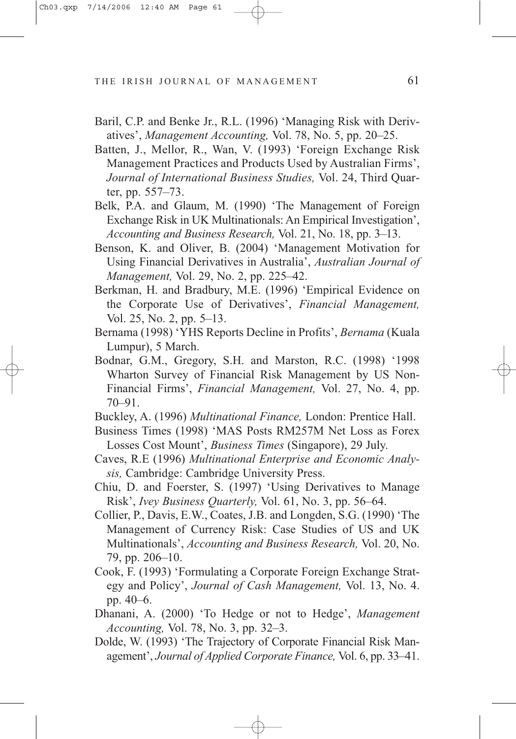Baril, C.P. and Benke Jr., R.L. (1996) 'Managing Risk with Derivatives', *Management Accounting,* Vol. 78, No. 5, pp. 20–25.

Batten, J., Mellor, R., Wan, V. (1993) 'Foreign Exchange Risk Management Practices and Products Used by Australian Firms', *Journal of International Business Studies,* Vol. 24, Third Quarter, pp. 557–73.

Belk, P.A. and Glaum, M. (1990) 'The Management of Foreign Exchange Risk in UK Multinationals: An Empirical Investigation', *Accounting and Business Research,* Vol. 21, No. 18, pp. 3–13.

Benson, K. and Oliver, B. (2004) 'Management Motivation for Using Financial Derivatives in Australia', *Australian Journal of Management,* Vol. 29, No. 2, pp. 225–42.

Berkman, H. and Bradbury, M.E. (1996) 'Empirical Evidence on the Corporate Use of Derivatives', *Financial Management,* Vol. 25, No. 2, pp. 5–13.

Bernama (1998) 'YHS Reports Decline in Profits', *Bernama* (Kuala Lumpur), 5 March.

Bodnar, G.M., Gregory, S.H. and Marston, R.C. (1998) '1998 Wharton Survey of Financial Risk Management by US Non-Financial Firms', *Financial Management,* Vol. 27, No. 4, pp. 70–91.

Buckley, A. (1996) *Multinational Finance,* London: Prentice Hall.

Business Times (1998) 'MAS Posts RM257M Net Loss as Forex Losses Cost Mount', *Business Times* (Singapore), 29 July.

Caves, R.E (1996) *Multinational Enterprise and Economic Analysis,* Cambridge: Cambridge University Press.

Chiu, D. and Foerster, S. (1997) 'Using Derivatives to Manage Risk', *Ivey Business Quarterly,* Vol. 61, No. 3, pp. 56–64.

Collier, P., Davis, E.W., Coates, J.B. and Longden, S.G. (1990) 'The Management of Currency Risk: Case Studies of US and UK Multinationals', *Accounting and Business Research,* Vol. 20, No. 79, pp. 206–10.

Cook, F. (1993) 'Formulating a Corporate Foreign Exchange Strategy and Policy', *Journal of Cash Management,* Vol. 13, No. 4. pp. 40–6.

Dhanani, A. (2000) 'To Hedge or not to Hedge', *Management Accounting,* Vol. 78, No. 3, pp. 32–3.

Dolde, W. (1993) 'The Trajectory of Corporate Financial Risk Management', *Journal of Applied Corporate Finance,* Vol. 6, pp. 33–41.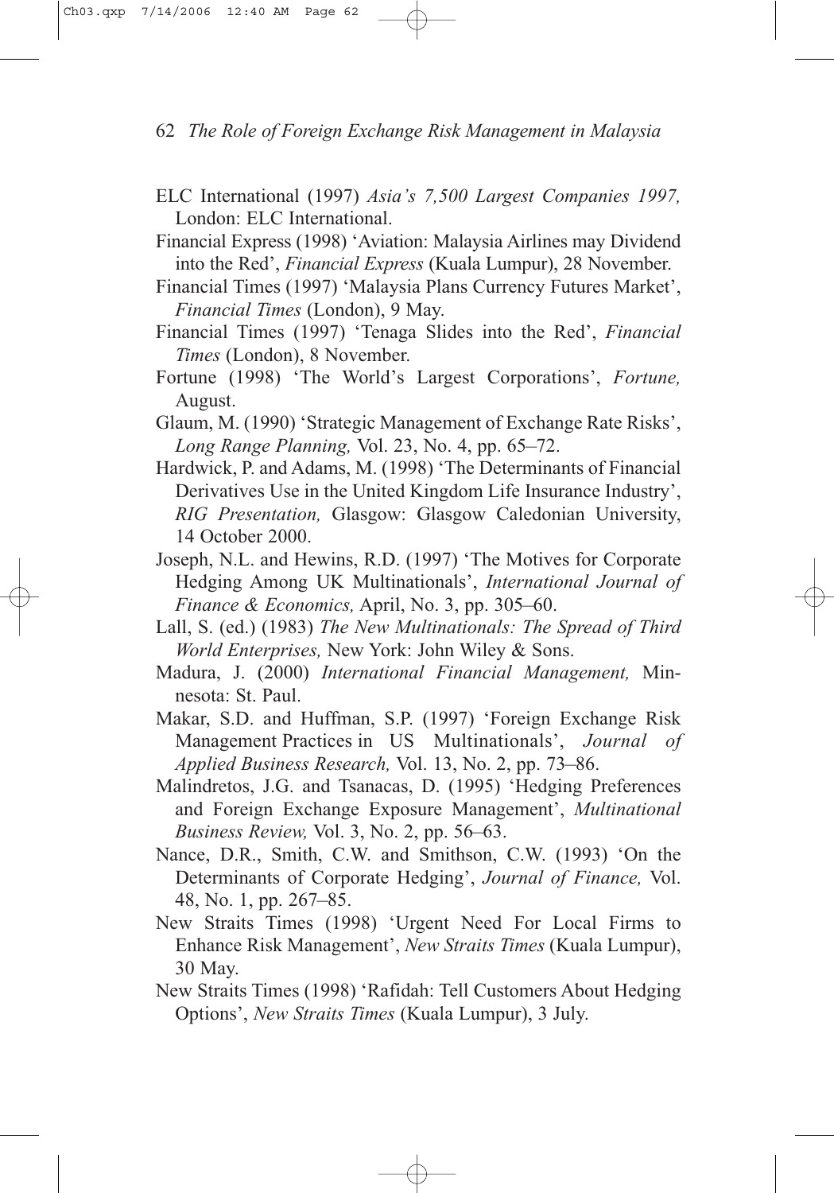ELC International (1997) *Asia's 7,500 Largest Companies 1997,* London: ELC International.

Financial Express (1998) 'Aviation: Malaysia Airlines may Dividend into the Red', *Financial Express* (Kuala Lumpur), 28 November.

Financial Times (1997) 'Malaysia Plans Currency Futures Market', *Financial Times* (London), 9 May.

Financial Times (1997) 'Tenaga Slides into the Red', *Financial Times* (London), 8 November.

Fortune (1998) 'The World's Largest Corporations', *Fortune,* August.

Glaum, M. (1990) 'Strategic Management of Exchange Rate Risks', *Long Range Planning,* Vol. 23, No. 4, pp. 65–72.

Hardwick, P. and Adams, M. (1998) 'The Determinants of Financial Derivatives Use in the United Kingdom Life Insurance Industry', *RIG Presentation,* Glasgow: Glasgow Caledonian University, 14 October 2000.

Joseph, N.L. and Hewins, R.D. (1997) 'The Motives for Corporate Hedging Among UK Multinationals', *International Journal of Finance & Economics,* April, No. 3, pp. 305–60.

Lall, S. (ed.) (1983) *The New Multinationals: The Spread of Third World Enterprises,* New York: John Wiley & Sons.

Madura, J. (2000) *International Financial Management,* Minnesota: St. Paul.

Makar, S.D. and Huffman, S.P. (1997) 'Foreign Exchange Risk Management Practices in US Multinationals', *Journal of Applied Business Research,* Vol. 13, No. 2, pp. 73–86.

Malindretos, J.G. and Tsanacas, D. (1995) 'Hedging Preferences and Foreign Exchange Exposure Management', *Multinational Business Review,* Vol. 3, No. 2, pp. 56–63.

Nance, D.R., Smith, C.W. and Smithson, C.W. (1993) 'On the Determinants of Corporate Hedging', *Journal of Finance,* Vol. 48, No. 1, pp. 267–85.

New Straits Times (1998) 'Urgent Need For Local Firms to Enhance Risk Management', *New Straits Times* (Kuala Lumpur), 30 May.

New Straits Times (1998) 'Rafidah: Tell Customers About Hedging Options', *New Straits Times* (Kuala Lumpur), 3 July.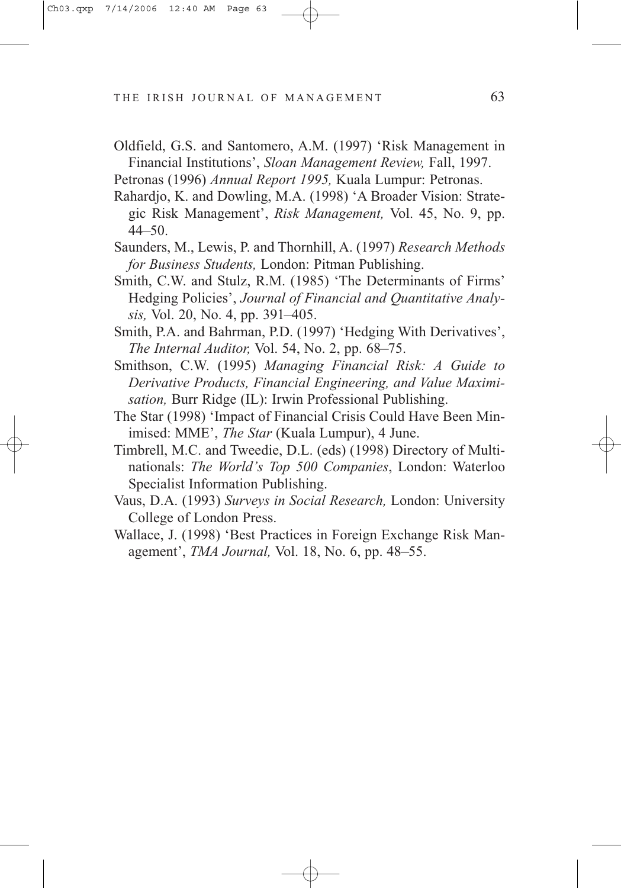Oldfield, G.S. and Santomero, A.M. (1997) 'Risk Management in Financial Institutions', *Sloan Management Review,* Fall, 1997.

Petronas (1996) *Annual Report 1995,* Kuala Lumpur: Petronas.

Rahardjo, K. and Dowling, M.A. (1998) 'A Broader Vision: Strategic Risk Management', *Risk Management,* Vol. 45, No. 9, pp. 44–50.

Saunders, M., Lewis, P. and Thornhill, A. (1997) *Research Methods for Business Students,* London: Pitman Publishing.

Smith, C.W. and Stulz, R.M. (1985) 'The Determinants of Firms' Hedging Policies', *Journal of Financial and Quantitative Analysis,* Vol. 20, No. 4, pp. 391–405.

Smith, P.A. and Bahrman, P.D. (1997) 'Hedging With Derivatives', *The Internal Auditor,* Vol. 54, No. 2, pp. 68–75.

Smithson, C.W. (1995) *Managing Financial Risk: A Guide to Derivative Products, Financial Engineering, and Value Maximisation,* Burr Ridge (IL): Irwin Professional Publishing.

The Star (1998) 'Impact of Financial Crisis Could Have Been Minimised: MME', *The Star* (Kuala Lumpur), 4 June.

Timbrell, M.C. and Tweedie, D.L. (eds) (1998) Directory of Multinationals: *The World's Top 500 Companies*, London: Waterloo Specialist Information Publishing.

Vaus, D.A. (1993) *Surveys in Social Research,* London: University College of London Press.

Wallace, J. (1998) 'Best Practices in Foreign Exchange Risk Management', *TMA Journal,* Vol. 18, No. 6, pp. 48–55.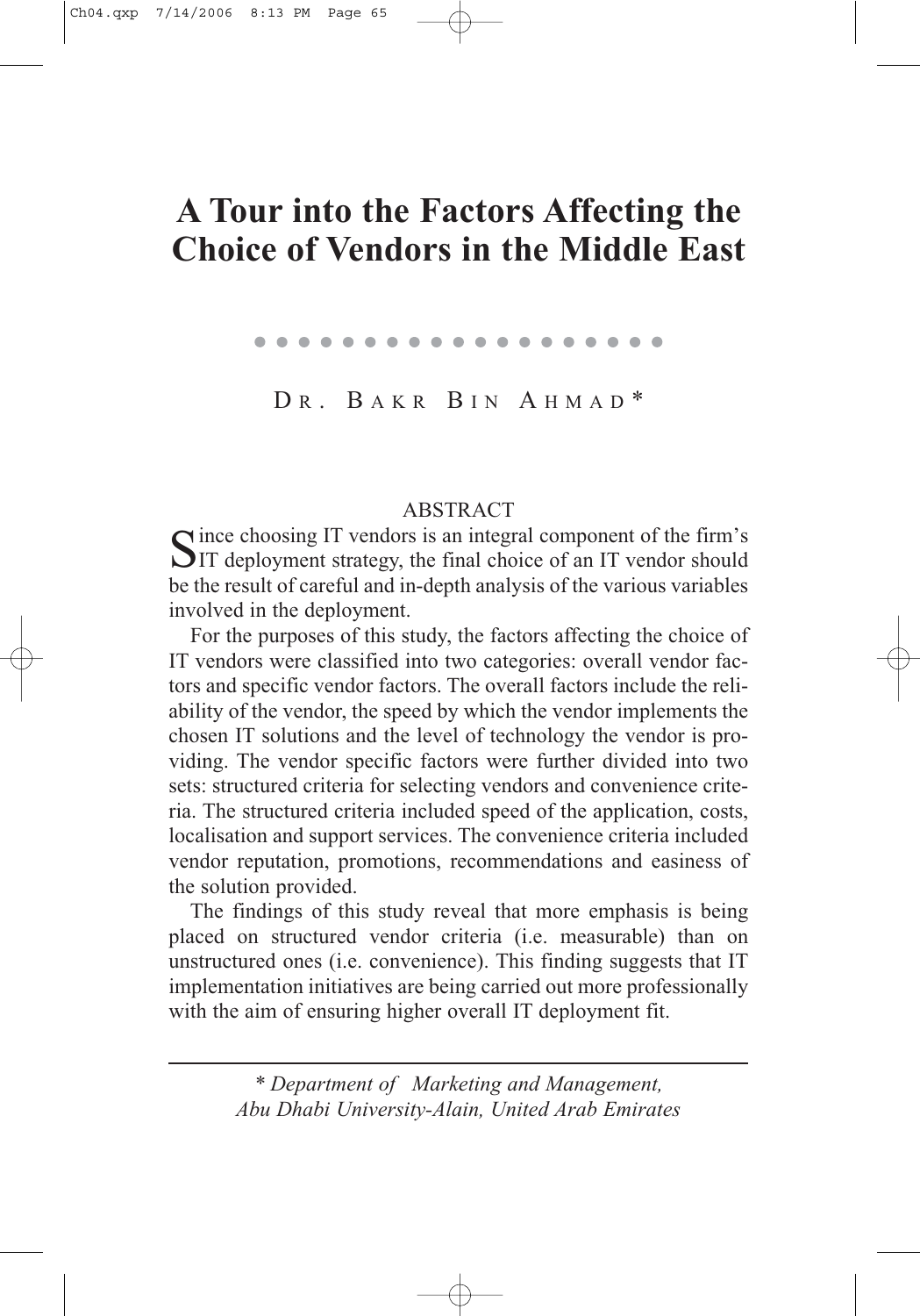# A Tour into the Factors Affecting the Choice of Vendors in the Middle East

DR. BAKR BIN AHMAD*

## ABSTRACT

Since choosing IT vendors is an integral component of the firm's IT deployment strategy, the final choice of an IT vendor should be the result of careful and in-depth analysis of the various variables involved in the deployment.

For the purposes of this study, the factors affecting the choice of IT vendors were classified into two categories: overall vendor factors and specific vendor factors. The overall factors include the reliability of the vendor, the speed by which the vendor implements the chosen IT solutions and the level of technology the vendor is providing. The vendor specific factors were further divided into two sets: structured criteria for selecting vendors and convenience criteria. The structured criteria included speed of the application, costs, localisation and support services. The convenience criteria included vendor reputation, promotions, recommendations and easiness of the solution provided.

The findings of this study reveal that more emphasis is being placed on structured vendor criteria (i.e. measurable) than on unstructured ones (i.e. convenience). This finding suggests that IT implementation initiatives are being carried out more professionally with the aim of ensuring higher overall IT deployment fit.

---

*\* Department of Marketing and Management, Abu Dhabi University-Alain, United Arab Emirates*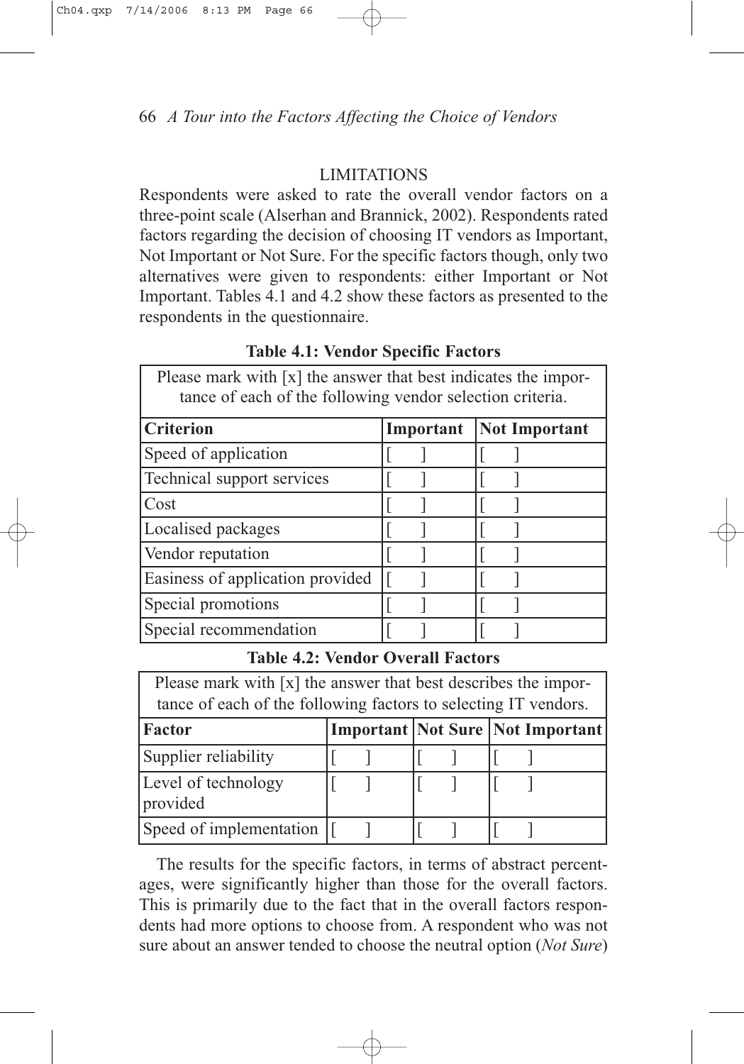## LIMITATIONS

Respondents were asked to rate the overall vendor factors on a three-point scale (Alserhan and Brannick, 2002). Respondents rated factors regarding the decision of choosing IT vendors as Important, Not Important or Not Sure. For the specific factors though, only two alternatives were given to respondents: either Important or Not Important. Tables 4.1 and 4.2 show these factors as presented to the respondents in the questionnaire.

**Table 4.1: Vendor Specific Factors**

Please mark with [x] the answer that best indicates the importance of each of the following vendor selection criteria.

| Criterion | Important | Not Important |
|---|---|---|
| Speed of application | [ ] | [ ] |
| Technical support services | [ ] | [ ] |
| Cost | [ ] | [ ] |
| Localised packages | [ ] | [ ] |
| Vendor reputation | [ ] | [ ] |
| Easiness of application provided | [ ] | [ ] |
| Special promotions | [ ] | [ ] |
| Special recommendation | [ ] | [ ] |

**Table 4.2: Vendor Overall Factors**

Please mark with [x] the answer that best describes the importance of each of the following factors to selecting IT vendors.

| Factor | Important | Not Sure | Not Important |
|---|---|---|---|
| Supplier reliability | [ ] | [ ] | [ ] |
| Level of technology provided | [ ] | [ ] | [ ] |
| Speed of implementation | [ ] | [ ] | [ ] |

The results for the specific factors, in terms of abstract percentages, were significantly higher than those for the overall factors. This is primarily due to the fact that in the overall factors respondents had more options to choose from. A respondent who was not sure about an answer tended to choose the neutral option (*Not Sure*)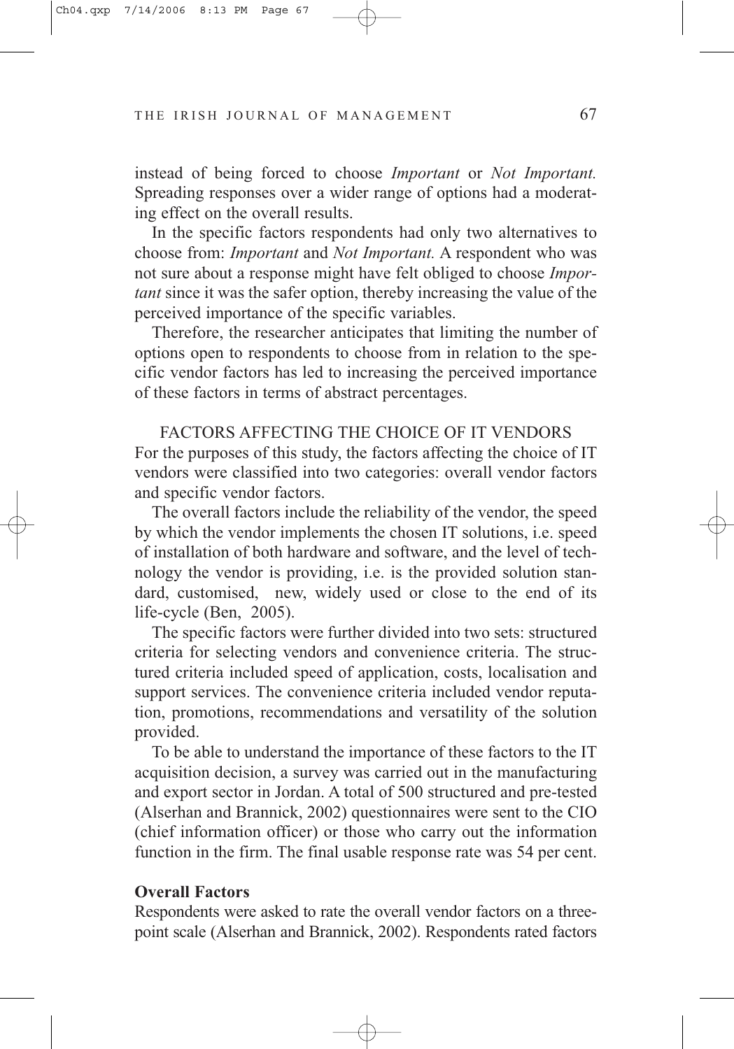instead of being forced to choose *Important* or *Not Important.* Spreading responses over a wider range of options had a moderating effect on the overall results.

In the specific factors respondents had only two alternatives to choose from: *Important* and *Not Important.* A respondent who was not sure about a response might have felt obliged to choose *Important* since it was the safer option, thereby increasing the value of the perceived importance of the specific variables.

Therefore, the researcher anticipates that limiting the number of options open to respondents to choose from in relation to the specific vendor factors has led to increasing the perceived importance of these factors in terms of abstract percentages.

## FACTORS AFFECTING THE CHOICE OF IT VENDORS

For the purposes of this study, the factors affecting the choice of IT vendors were classified into two categories: overall vendor factors and specific vendor factors.

The overall factors include the reliability of the vendor, the speed by which the vendor implements the chosen IT solutions, i.e. speed of installation of both hardware and software, and the level of technology the vendor is providing, i.e. is the provided solution standard, customised, new, widely used or close to the end of its life-cycle (Ben, 2005).

The specific factors were further divided into two sets: structured criteria for selecting vendors and convenience criteria. The structured criteria included speed of application, costs, localisation and support services. The convenience criteria included vendor reputation, promotions, recommendations and versatility of the solution provided.

To be able to understand the importance of these factors to the IT acquisition decision, a survey was carried out in the manufacturing and export sector in Jordan. A total of 500 structured and pre-tested (Alserhan and Brannick, 2002) questionnaires were sent to the CIO (chief information officer) or those who carry out the information function in the firm. The final usable response rate was 54 per cent.

### Overall Factors

Respondents were asked to rate the overall vendor factors on a three-point scale (Alserhan and Brannick, 2002). Respondents rated factors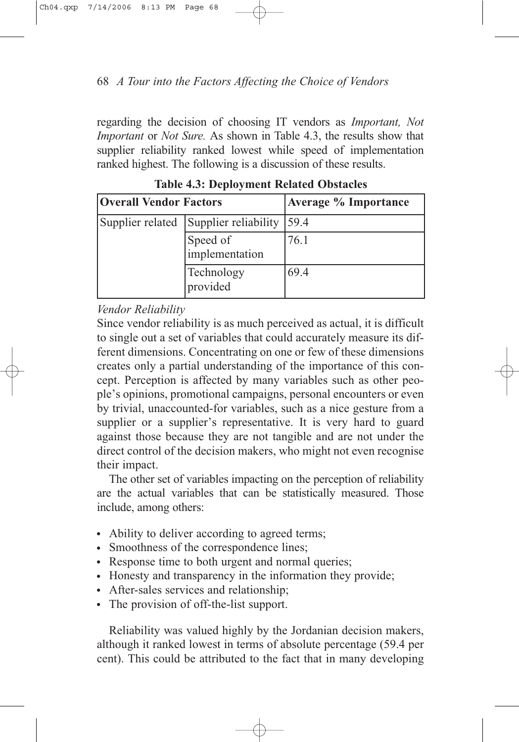regarding the decision of choosing IT vendors as *Important, Not Important* or *Not Sure.* As shown in Table 4.3, the results show that supplier reliability ranked lowest while speed of implementation ranked highest. The following is a discussion of these results.

**Table 4.3: Deployment Related Obstacles**

| **Overall Vendor Factors** | | **Average % Importance** |
|---|---|---|
| Supplier related | Supplier reliability | 59.4 |
| | Speed of implementation | 76.1 |
| | Technology provided | 69.4 |

*Vendor Reliability*

Since vendor reliability is as much perceived as actual, it is difficult to single out a set of variables that could accurately measure its different dimensions. Concentrating on one or few of these dimensions creates only a partial understanding of the importance of this concept. Perception is affected by many variables such as other people's opinions, promotional campaigns, personal encounters or even by trivial, unaccounted-for variables, such as a nice gesture from a supplier or a supplier's representative. It is very hard to guard against those because they are not tangible and are not under the direct control of the decision makers, who might not even recognise their impact.

The other set of variables impacting on the perception of reliability are the actual variables that can be statistically measured. Those include, among others:

- Ability to deliver according to agreed terms;
- Smoothness of the correspondence lines;
- Response time to both urgent and normal queries;
- Honesty and transparency in the information they provide;
- After-sales services and relationship;
- The provision of off-the-list support.

Reliability was valued highly by the Jordanian decision makers, although it ranked lowest in terms of absolute percentage (59.4 per cent). This could be attributed to the fact that in many developing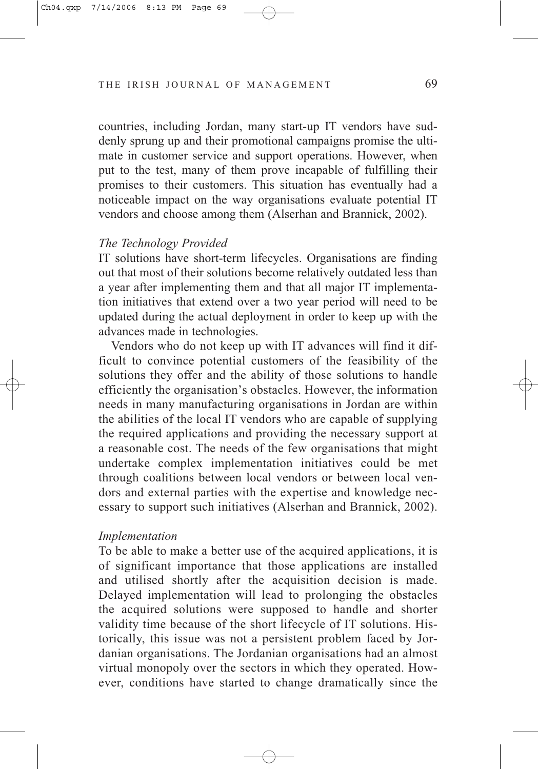countries, including Jordan, many start-up IT vendors have suddenly sprung up and their promotional campaigns promise the ultimate in customer service and support operations. However, when put to the test, many of them prove incapable of fulfilling their promises to their customers. This situation has eventually had a noticeable impact on the way organisations evaluate potential IT vendors and choose among them (Alserhan and Brannick, 2002).

*The Technology Provided*

IT solutions have short-term lifecycles. Organisations are finding out that most of their solutions become relatively outdated less than a year after implementing them and that all major IT implementation initiatives that extend over a two year period will need to be updated during the actual deployment in order to keep up with the advances made in technologies.

Vendors who do not keep up with IT advances will find it difficult to convince potential customers of the feasibility of the solutions they offer and the ability of those solutions to handle efficiently the organisation's obstacles. However, the information needs in many manufacturing organisations in Jordan are within the abilities of the local IT vendors who are capable of supplying the required applications and providing the necessary support at a reasonable cost. The needs of the few organisations that might undertake complex implementation initiatives could be met through coalitions between local vendors or between local vendors and external parties with the expertise and knowledge necessary to support such initiatives (Alserhan and Brannick, 2002).

*Implementation*

To be able to make a better use of the acquired applications, it is of significant importance that those applications are installed and utilised shortly after the acquisition decision is made. Delayed implementation will lead to prolonging the obstacles the acquired solutions were supposed to handle and shorter validity time because of the short lifecycle of IT solutions. Historically, this issue was not a persistent problem faced by Jordanian organisations. The Jordanian organisations had an almost virtual monopoly over the sectors in which they operated. However, conditions have started to change dramatically since the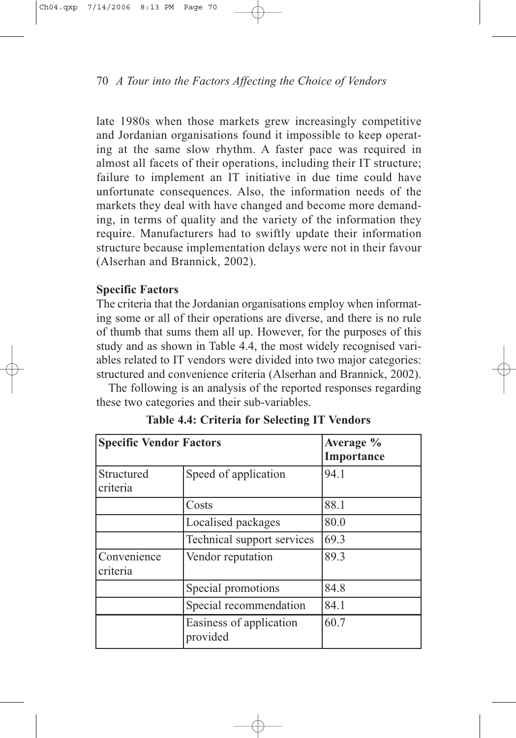late 1980s when those markets grew increasingly competitive and Jordanian organisations found it impossible to keep operating at the same slow rhythm. A faster pace was required in almost all facets of their operations, including their IT structure; failure to implement an IT initiative in due time could have unfortunate consequences. Also, the information needs of the markets they deal with have changed and become more demanding, in terms of quality and the variety of the information they require. Manufacturers had to swiftly update their information structure because implementation delays were not in their favour (Alserhan and Brannick, 2002).

**Specific Factors**

The criteria that the Jordanian organisations employ when informating some or all of their operations are diverse, and there is no rule of thumb that sums them all up. However, for the purposes of this study and as shown in Table 4.4, the most widely recognised variables related to IT vendors were divided into two major categories: structured and convenience criteria (Alserhan and Brannick, 2002).

The following is an analysis of the reported responses regarding these two categories and their sub-variables.

**Table 4.4: Criteria for Selecting IT Vendors**

| **Specific Vendor Factors** | | **Average % Importance** |
|---|---|---|
| Structured criteria | Speed of application | 94.1 |
| | Costs | 88.1 |
| | Localised packages | 80.0 |
| | Technical support services | 69.3 |
| Convenience criteria | Vendor reputation | 89.3 |
| | Special promotions | 84.8 |
| | Special recommendation | 84.1 |
| | Easiness of application provided | 60.7 |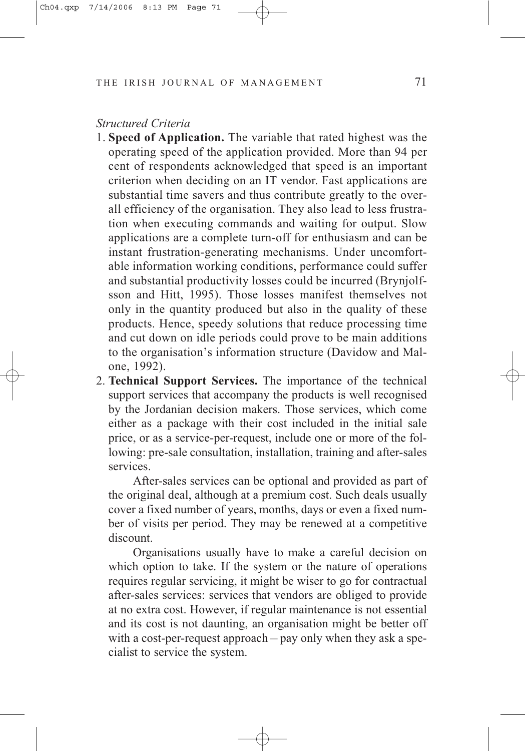*Structured Criteria*

1. **Speed of Application.** The variable that rated highest was the operating speed of the application provided. More than 94 per cent of respondents acknowledged that speed is an important criterion when deciding on an IT vendor. Fast applications are substantial time savers and thus contribute greatly to the overall efficiency of the organisation. They also lead to less frustration when executing commands and waiting for output. Slow applications are a complete turn-off for enthusiasm and can be instant frustration-generating mechanisms. Under uncomfortable information working conditions, performance could suffer and substantial productivity losses could be incurred (Brynjolfsson and Hitt, 1995). Those losses manifest themselves not only in the quantity produced but also in the quality of these products. Hence, speedy solutions that reduce processing time and cut down on idle periods could prove to be main additions to the organisation's information structure (Davidow and Malone, 1992).

2. **Technical Support Services.** The importance of the technical support services that accompany the products is well recognised by the Jordanian decision makers. Those services, which come either as a package with their cost included in the initial sale price, or as a service-per-request, include one or more of the following: pre-sale consultation, installation, training and after-sales services.

   After-sales services can be optional and provided as part of the original deal, although at a premium cost. Such deals usually cover a fixed number of years, months, days or even a fixed number of visits per period. They may be renewed at a competitive discount.

   Organisations usually have to make a careful decision on which option to take. If the system or the nature of operations requires regular servicing, it might be wiser to go for contractual after-sales services: services that vendors are obliged to provide at no extra cost. However, if regular maintenance is not essential and its cost is not daunting, an organisation might be better off with a cost-per-request approach – pay only when they ask a specialist to service the system.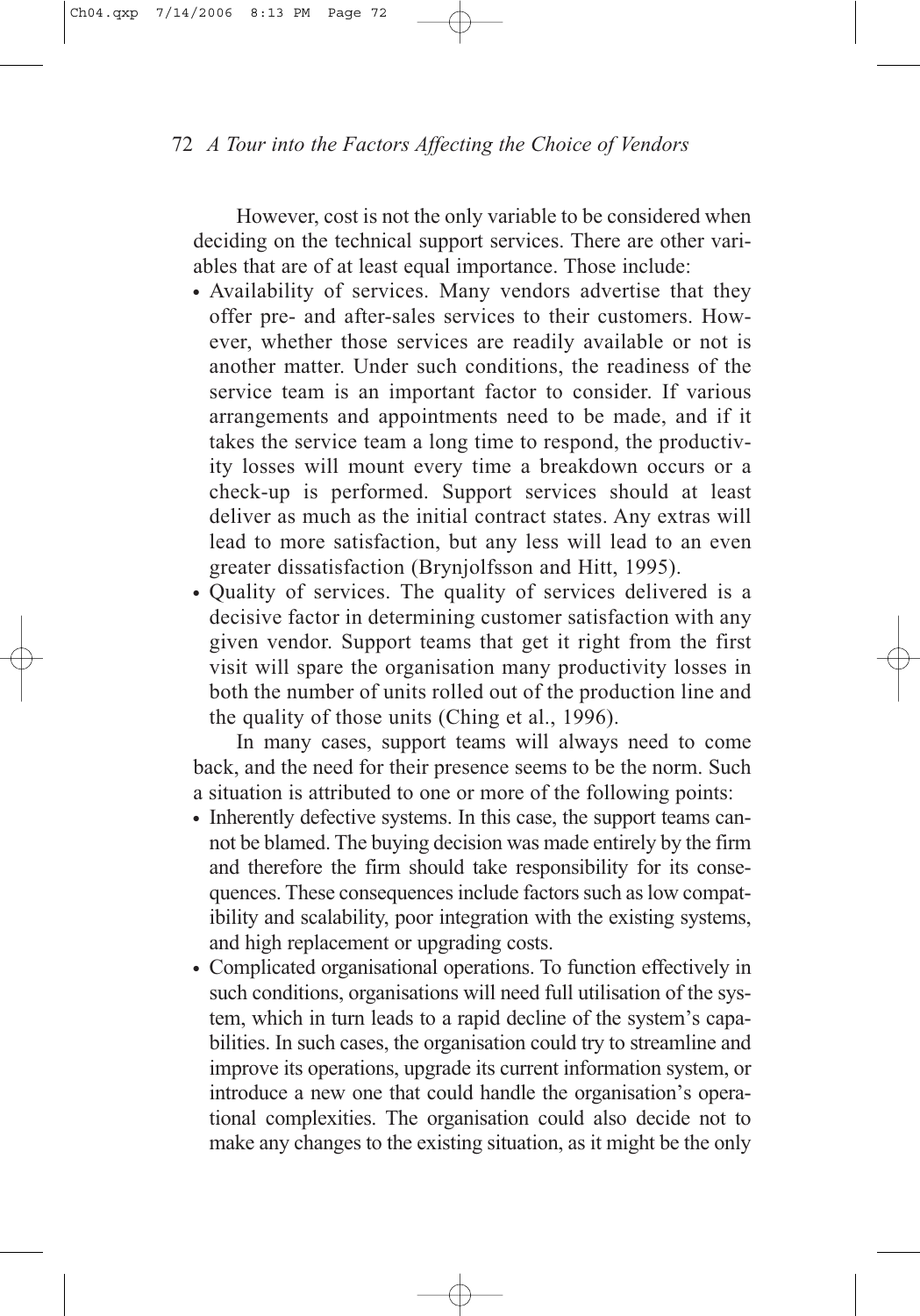However, cost is not the only variable to be considered when deciding on the technical support services. There are other variables that are of at least equal importance. Those include:

- Availability of services. Many vendors advertise that they offer pre- and after-sales services to their customers. However, whether those services are readily available or not is another matter. Under such conditions, the readiness of the service team is an important factor to consider. If various arrangements and appointments need to be made, and if it takes the service team a long time to respond, the productivity losses will mount every time a breakdown occurs or a check-up is performed. Support services should at least deliver as much as the initial contract states. Any extras will lead to more satisfaction, but any less will lead to an even greater dissatisfaction (Brynjolfsson and Hitt, 1995).
- Quality of services. The quality of services delivered is a decisive factor in determining customer satisfaction with any given vendor. Support teams that get it right from the first visit will spare the organisation many productivity losses in both the number of units rolled out of the production line and the quality of those units (Ching et al., 1996).

In many cases, support teams will always need to come back, and the need for their presence seems to be the norm. Such a situation is attributed to one or more of the following points:

- Inherently defective systems. In this case, the support teams cannot be blamed. The buying decision was made entirely by the firm and therefore the firm should take responsibility for its consequences. These consequences include factors such as low compatibility and scalability, poor integration with the existing systems, and high replacement or upgrading costs.
- Complicated organisational operations. To function effectively in such conditions, organisations will need full utilisation of the system, which in turn leads to a rapid decline of the system's capabilities. In such cases, the organisation could try to streamline and improve its operations, upgrade its current information system, or introduce a new one that could handle the organisation's operational complexities. The organisation could also decide not to make any changes to the existing situation, as it might be the only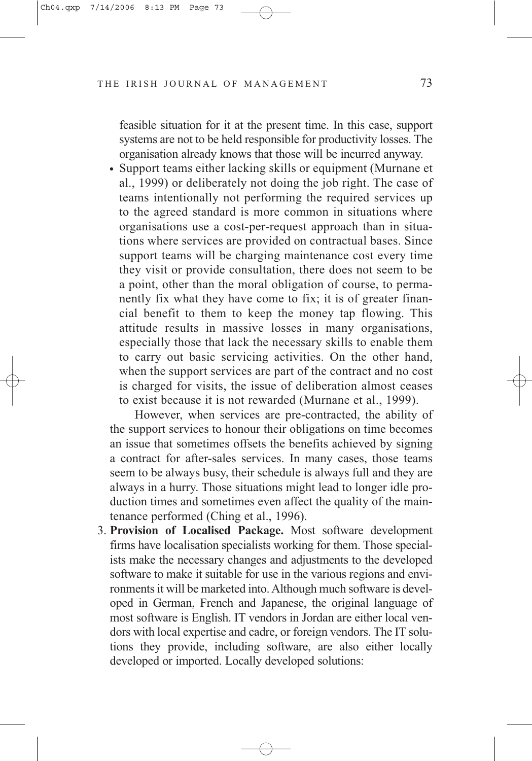feasible situation for it at the present time. In this case, support systems are not to be held responsible for productivity losses. The organisation already knows that those will be incurred anyway.

- Support teams either lacking skills or equipment (Murnane et al., 1999) or deliberately not doing the job right. The case of teams intentionally not performing the required services up to the agreed standard is more common in situations where organisations use a cost-per-request approach than in situations where services are provided on contractual bases. Since support teams will be charging maintenance cost every time they visit or provide consultation, there does not seem to be a point, other than the moral obligation of course, to permanently fix what they have come to fix; it is of greater financial benefit to them to keep the money tap flowing. This attitude results in massive losses in many organisations, especially those that lack the necessary skills to enable them to carry out basic servicing activities. On the other hand, when the support services are part of the contract and no cost is charged for visits, the issue of deliberation almost ceases to exist because it is not rewarded (Murnane et al., 1999).

However, when services are pre-contracted, the ability of the support services to honour their obligations on time becomes an issue that sometimes offsets the benefits achieved by signing a contract for after-sales services. In many cases, those teams seem to be always busy, their schedule is always full and they are always in a hurry. Those situations might lead to longer idle production times and sometimes even affect the quality of the maintenance performed (Ching et al., 1996).

3. **Provision of Localised Package.** Most software development firms have localisation specialists working for them. Those specialists make the necessary changes and adjustments to the developed software to make it suitable for use in the various regions and environments it will be marketed into. Although much software is developed in German, French and Japanese, the original language of most software is English. IT vendors in Jordan are either local vendors with local expertise and cadre, or foreign vendors. The IT solutions they provide, including software, are also either locally developed or imported. Locally developed solutions: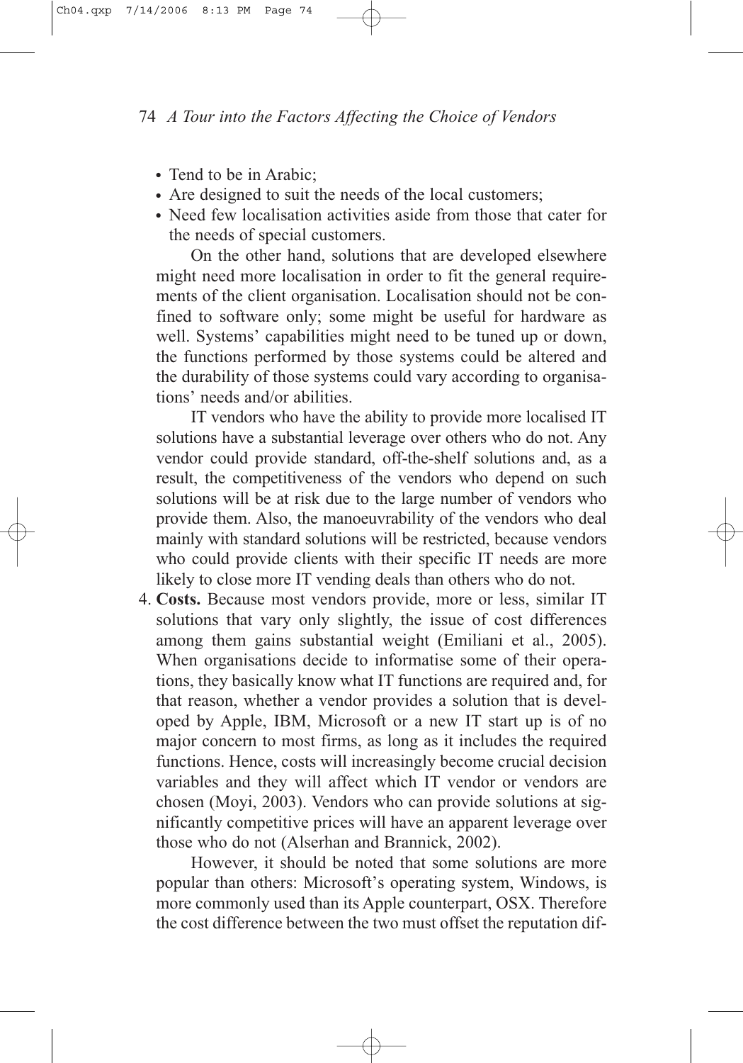- Tend to be in Arabic;
- Are designed to suit the needs of the local customers;
- Need few localisation activities aside from those that cater for the needs of special customers.

  On the other hand, solutions that are developed elsewhere might need more localisation in order to fit the general requirements of the client organisation. Localisation should not be confined to software only; some might be useful for hardware as well. Systems' capabilities might need to be tuned up or down, the functions performed by those systems could be altered and the durability of those systems could vary according to organisations' needs and/or abilities.

  IT vendors who have the ability to provide more localised IT solutions have a substantial leverage over others who do not. Any vendor could provide standard, off-the-shelf solutions and, as a result, the competitiveness of the vendors who depend on such solutions will be at risk due to the large number of vendors who provide them. Also, the manoeuvrability of the vendors who deal mainly with standard solutions will be restricted, because vendors who could provide clients with their specific IT needs are more likely to close more IT vending deals than others who do not.

4. **Costs.** Because most vendors provide, more or less, similar IT solutions that vary only slightly, the issue of cost differences among them gains substantial weight (Emiliani et al., 2005). When organisations decide to informatise some of their operations, they basically know what IT functions are required and, for that reason, whether a vendor provides a solution that is developed by Apple, IBM, Microsoft or a new IT start up is of no major concern to most firms, as long as it includes the required functions. Hence, costs will increasingly become crucial decision variables and they will affect which IT vendor or vendors are chosen (Moyi, 2003). Vendors who can provide solutions at significantly competitive prices will have an apparent leverage over those who do not (Alserhan and Brannick, 2002).

   However, it should be noted that some solutions are more popular than others: Microsoft's operating system, Windows, is more commonly used than its Apple counterpart, OSX. Therefore the cost difference between the two must offset the reputation dif-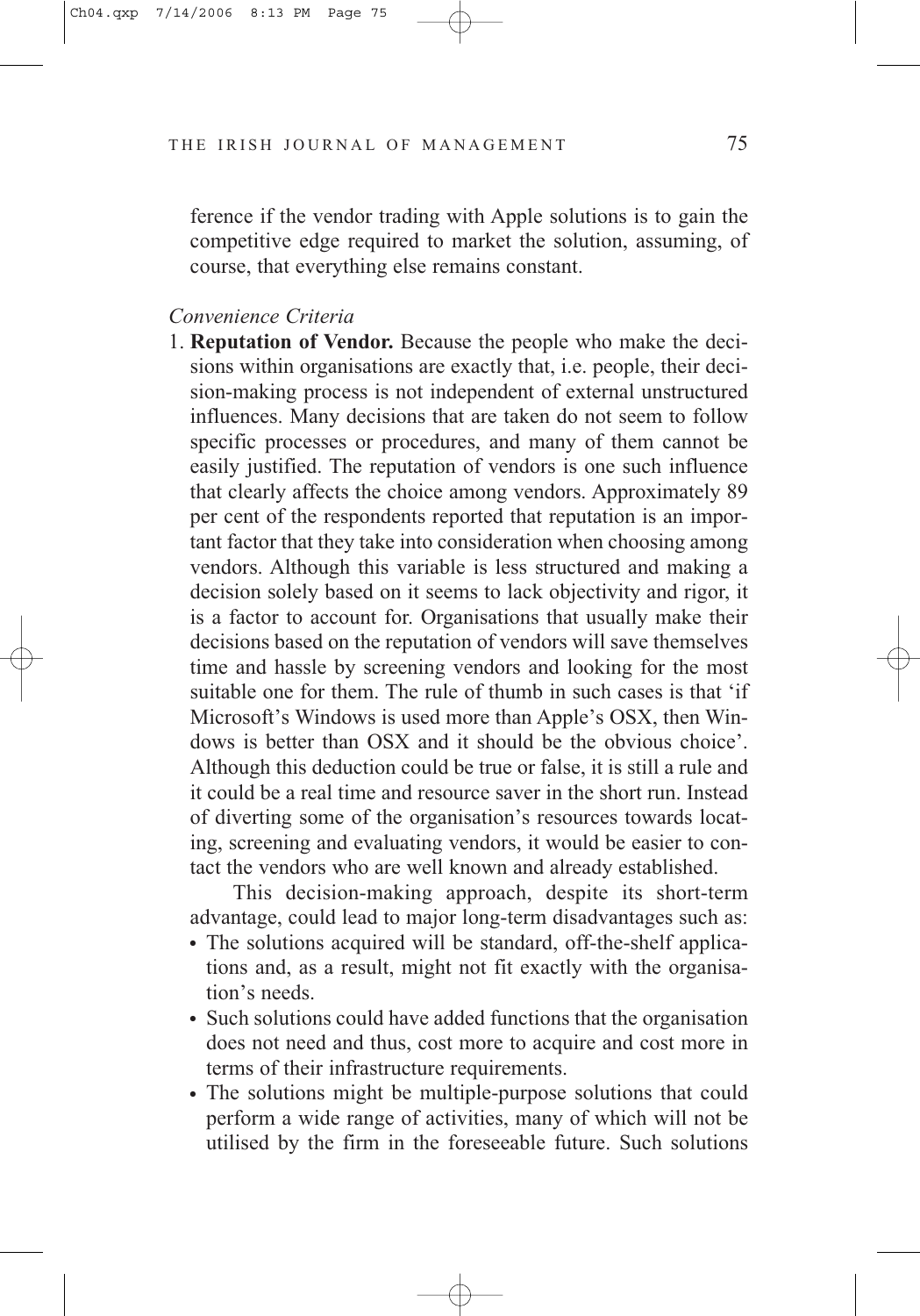ference if the vendor trading with Apple solutions is to gain the competitive edge required to market the solution, assuming, of course, that everything else remains constant.

*Convenience Criteria*

1. **Reputation of Vendor.** Because the people who make the decisions within organisations are exactly that, i.e. people, their decision-making process is not independent of external unstructured influences. Many decisions that are taken do not seem to follow specific processes or procedures, and many of them cannot be easily justified. The reputation of vendors is one such influence that clearly affects the choice among vendors. Approximately 89 per cent of the respondents reported that reputation is an important factor that they take into consideration when choosing among vendors. Although this variable is less structured and making a decision solely based on it seems to lack objectivity and rigor, it is a factor to account for. Organisations that usually make their decisions based on the reputation of vendors will save themselves time and hassle by screening vendors and looking for the most suitable one for them. The rule of thumb in such cases is that 'if Microsoft's Windows is used more than Apple's OSX, then Windows is better than OSX and it should be the obvious choice'. Although this deduction could be true or false, it is still a rule and it could be a real time and resource saver in the short run. Instead of diverting some of the organisation's resources towards locating, screening and evaluating vendors, it would be easier to contact the vendors who are well known and already established.

   This decision-making approach, despite its short-term advantage, could lead to major long-term disadvantages such as:

   - The solutions acquired will be standard, off-the-shelf applications and, as a result, might not fit exactly with the organisation's needs.
   - Such solutions could have added functions that the organisation does not need and thus, cost more to acquire and cost more in terms of their infrastructure requirements.
   - The solutions might be multiple-purpose solutions that could perform a wide range of activities, many of which will not be utilised by the firm in the foreseeable future. Such solutions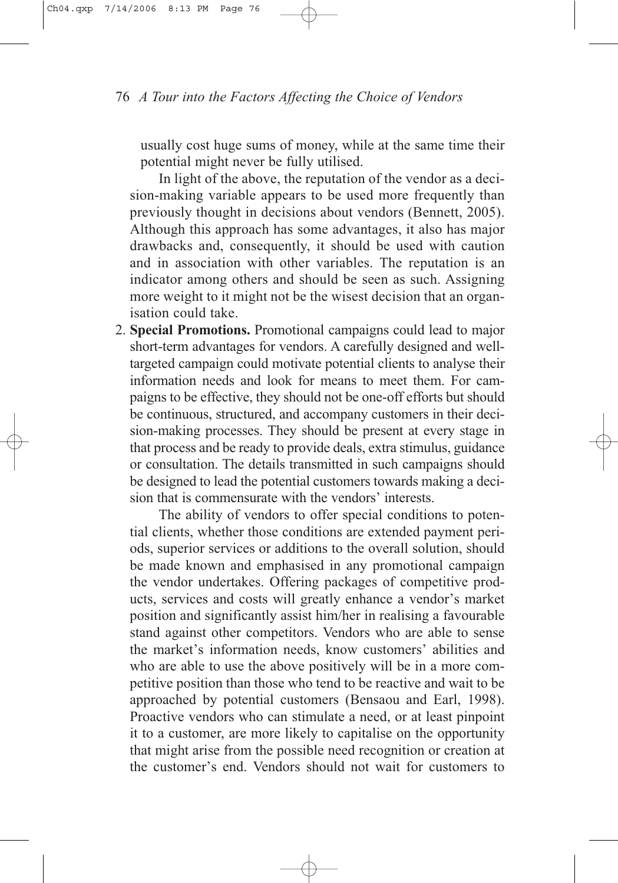usually cost huge sums of money, while at the same time their potential might never be fully utilised.

In light of the above, the reputation of the vendor as a decision-making variable appears to be used more frequently than previously thought in decisions about vendors (Bennett, 2005). Although this approach has some advantages, it also has major drawbacks and, consequently, it should be used with caution and in association with other variables. The reputation is an indicator among others and should be seen as such. Assigning more weight to it might not be the wisest decision that an organisation could take.

2. **Special Promotions.** Promotional campaigns could lead to major short-term advantages for vendors. A carefully designed and well-targeted campaign could motivate potential clients to analyse their information needs and look for means to meet them. For campaigns to be effective, they should not be one-off efforts but should be continuous, structured, and accompany customers in their decision-making processes. They should be present at every stage in that process and be ready to provide deals, extra stimulus, guidance or consultation. The details transmitted in such campaigns should be designed to lead the potential customers towards making a decision that is commensurate with the vendors' interests.

   The ability of vendors to offer special conditions to potential clients, whether those conditions are extended payment periods, superior services or additions to the overall solution, should be made known and emphasised in any promotional campaign the vendor undertakes. Offering packages of competitive products, services and costs will greatly enhance a vendor's market position and significantly assist him/her in realising a favourable stand against other competitors. Vendors who are able to sense the market's information needs, know customers' abilities and who are able to use the above positively will be in a more competitive position than those who tend to be reactive and wait to be approached by potential customers (Bensaou and Earl, 1998). Proactive vendors who can stimulate a need, or at least pinpoint it to a customer, are more likely to capitalise on the opportunity that might arise from the possible need recognition or creation at the customer's end. Vendors should not wait for customers to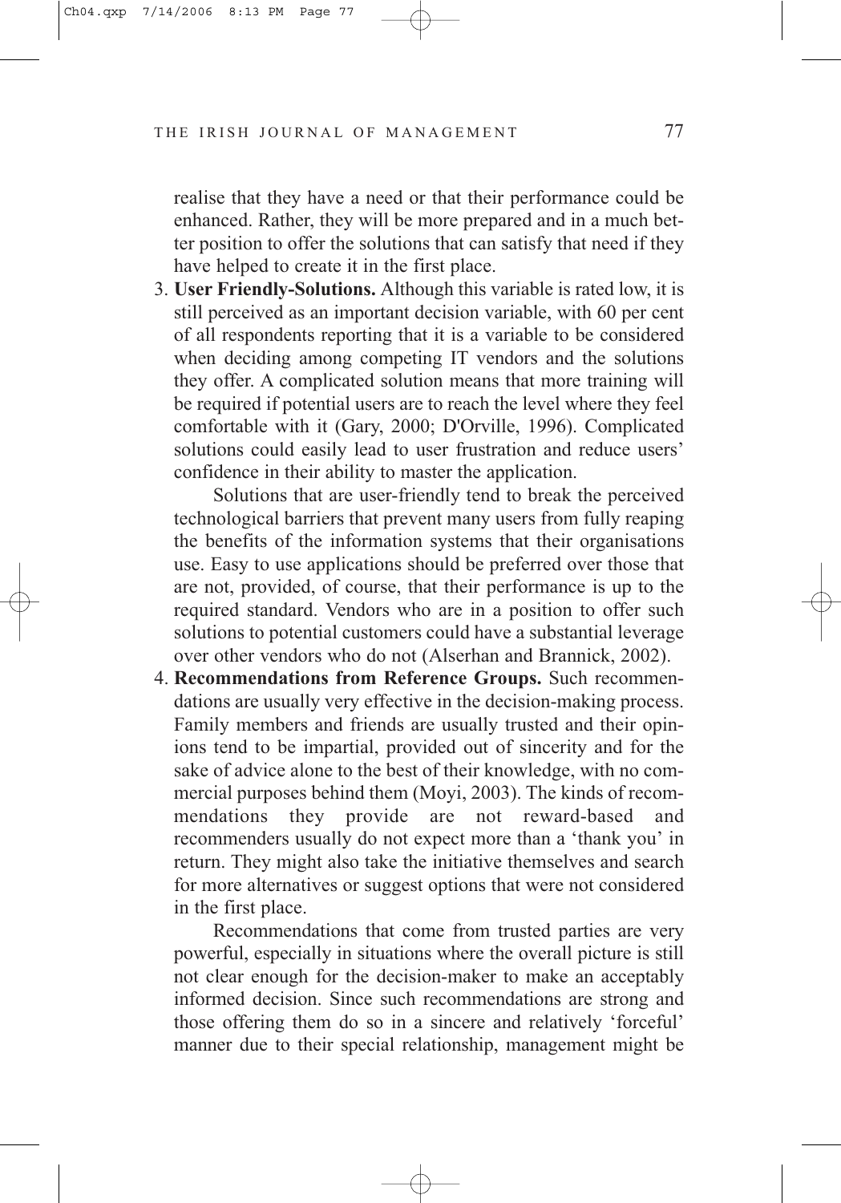realise that they have a need or that their performance could be enhanced. Rather, they will be more prepared and in a much better position to offer the solutions that can satisfy that need if they have helped to create it in the first place.

3. **User Friendly-Solutions.** Although this variable is rated low, it is still perceived as an important decision variable, with 60 per cent of all respondents reporting that it is a variable to be considered when deciding among competing IT vendors and the solutions they offer. A complicated solution means that more training will be required if potential users are to reach the level where they feel comfortable with it (Gary, 2000; D'Orville, 1996). Complicated solutions could easily lead to user frustration and reduce users' confidence in their ability to master the application.

   Solutions that are user-friendly tend to break the perceived technological barriers that prevent many users from fully reaping the benefits of the information systems that their organisations use. Easy to use applications should be preferred over those that are not, provided, of course, that their performance is up to the required standard. Vendors who are in a position to offer such solutions to potential customers could have a substantial leverage over other vendors who do not (Alserhan and Brannick, 2002).

4. **Recommendations from Reference Groups.** Such recommendations are usually very effective in the decision-making process. Family members and friends are usually trusted and their opinions tend to be impartial, provided out of sincerity and for the sake of advice alone to the best of their knowledge, with no commercial purposes behind them (Moyi, 2003). The kinds of recommendations they provide are not reward-based and recommenders usually do not expect more than a 'thank you' in return. They might also take the initiative themselves and search for more alternatives or suggest options that were not considered in the first place.

   Recommendations that come from trusted parties are very powerful, especially in situations where the overall picture is still not clear enough for the decision-maker to make an acceptably informed decision. Since such recommendations are strong and those offering them do so in a sincere and relatively 'forceful' manner due to their special relationship, management might be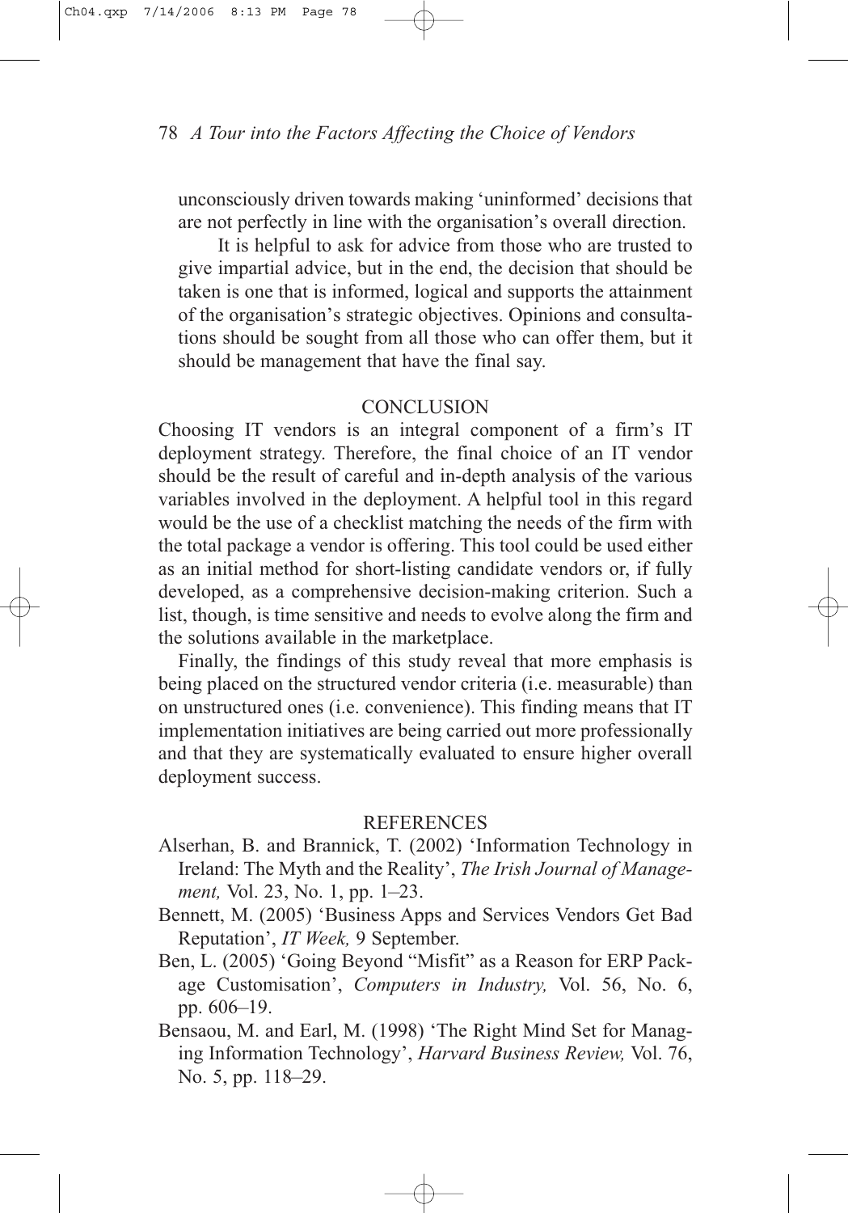unconsciously driven towards making 'uninformed' decisions that are not perfectly in line with the organisation's overall direction.

It is helpful to ask for advice from those who are trusted to give impartial advice, but in the end, the decision that should be taken is one that is informed, logical and supports the attainment of the organisation's strategic objectives. Opinions and consultations should be sought from all those who can offer them, but it should be management that have the final say.

## CONCLUSION

Choosing IT vendors is an integral component of a firm's IT deployment strategy. Therefore, the final choice of an IT vendor should be the result of careful and in-depth analysis of the various variables involved in the deployment. A helpful tool in this regard would be the use of a checklist matching the needs of the firm with the total package a vendor is offering. This tool could be used either as an initial method for short-listing candidate vendors or, if fully developed, as a comprehensive decision-making criterion. Such a list, though, is time sensitive and needs to evolve along the firm and the solutions available in the marketplace.

Finally, the findings of this study reveal that more emphasis is being placed on the structured vendor criteria (i.e. measurable) than on unstructured ones (i.e. convenience). This finding means that IT implementation initiatives are being carried out more professionally and that they are systematically evaluated to ensure higher overall deployment success.

## REFERENCES

Alserhan, B. and Brannick, T. (2002) 'Information Technology in Ireland: The Myth and the Reality', *The Irish Journal of Management,* Vol. 23, No. 1, pp. 1–23.

Bennett, M. (2005) 'Business Apps and Services Vendors Get Bad Reputation', *IT Week,* 9 September.

Ben, L. (2005) 'Going Beyond "Misfit" as a Reason for ERP Package Customisation', *Computers in Industry,* Vol. 56, No. 6, pp. 606–19.

Bensaou, M. and Earl, M. (1998) 'The Right Mind Set for Managing Information Technology', *Harvard Business Review,* Vol. 76, No. 5, pp. 118–29.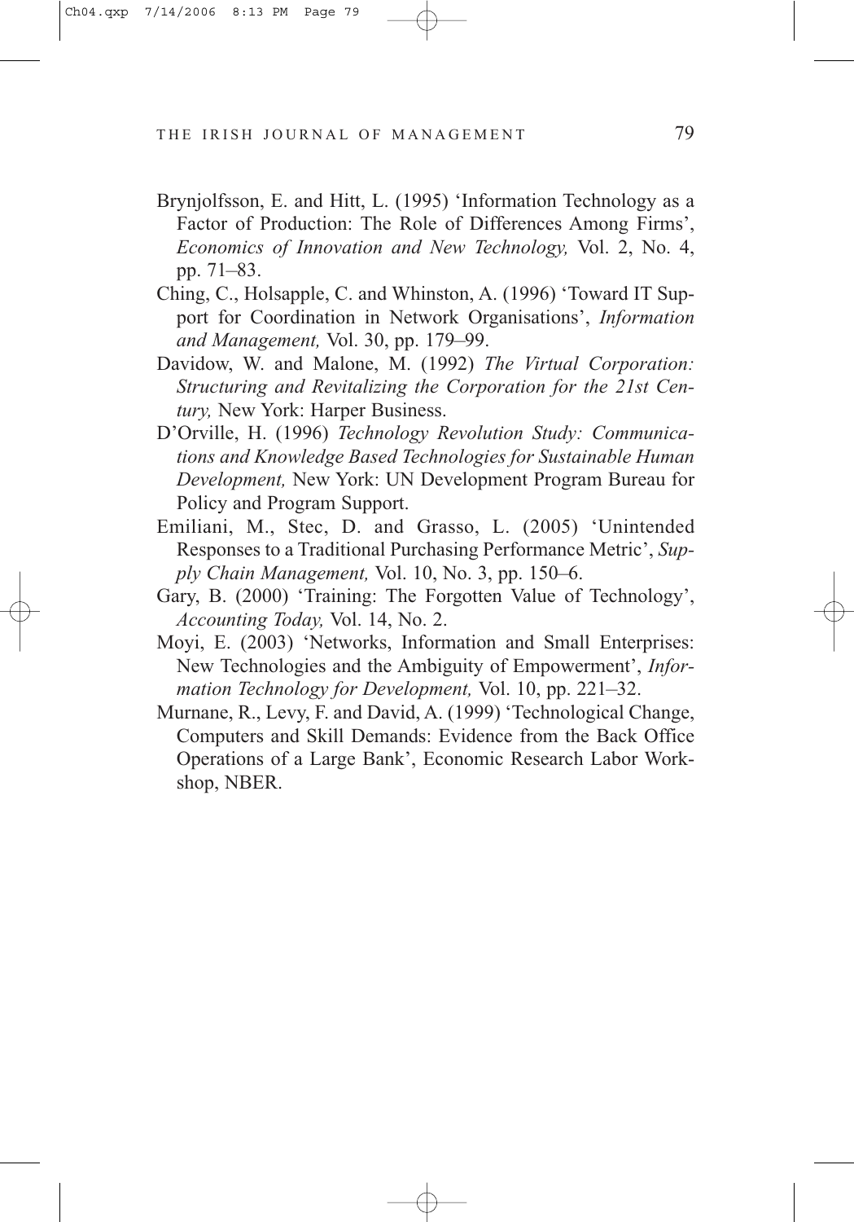Brynjolfsson, E. and Hitt, L. (1995) 'Information Technology as a Factor of Production: The Role of Differences Among Firms', *Economics of Innovation and New Technology,* Vol. 2, No. 4, pp. 71–83.

Ching, C., Holsapple, C. and Whinston, A. (1996) 'Toward IT Support for Coordination in Network Organisations', *Information and Management,* Vol. 30, pp. 179–99.

Davidow, W. and Malone, M. (1992) *The Virtual Corporation: Structuring and Revitalizing the Corporation for the 21st Century,* New York: Harper Business.

D'Orville, H. (1996) *Technology Revolution Study: Communications and Knowledge Based Technologies for Sustainable Human Development,* New York: UN Development Program Bureau for Policy and Program Support.

Emiliani, M., Stec, D. and Grasso, L. (2005) 'Unintended Responses to a Traditional Purchasing Performance Metric', *Supply Chain Management,* Vol. 10, No. 3, pp. 150–6.

Gary, B. (2000) 'Training: The Forgotten Value of Technology', *Accounting Today,* Vol. 14, No. 2.

Moyi, E. (2003) 'Networks, Information and Small Enterprises: New Technologies and the Ambiguity of Empowerment', *Information Technology for Development,* Vol. 10, pp. 221–32.

Murnane, R., Levy, F. and David, A. (1999) 'Technological Change, Computers and Skill Demands: Evidence from the Back Office Operations of a Large Bank', Economic Research Labor Workshop, NBER.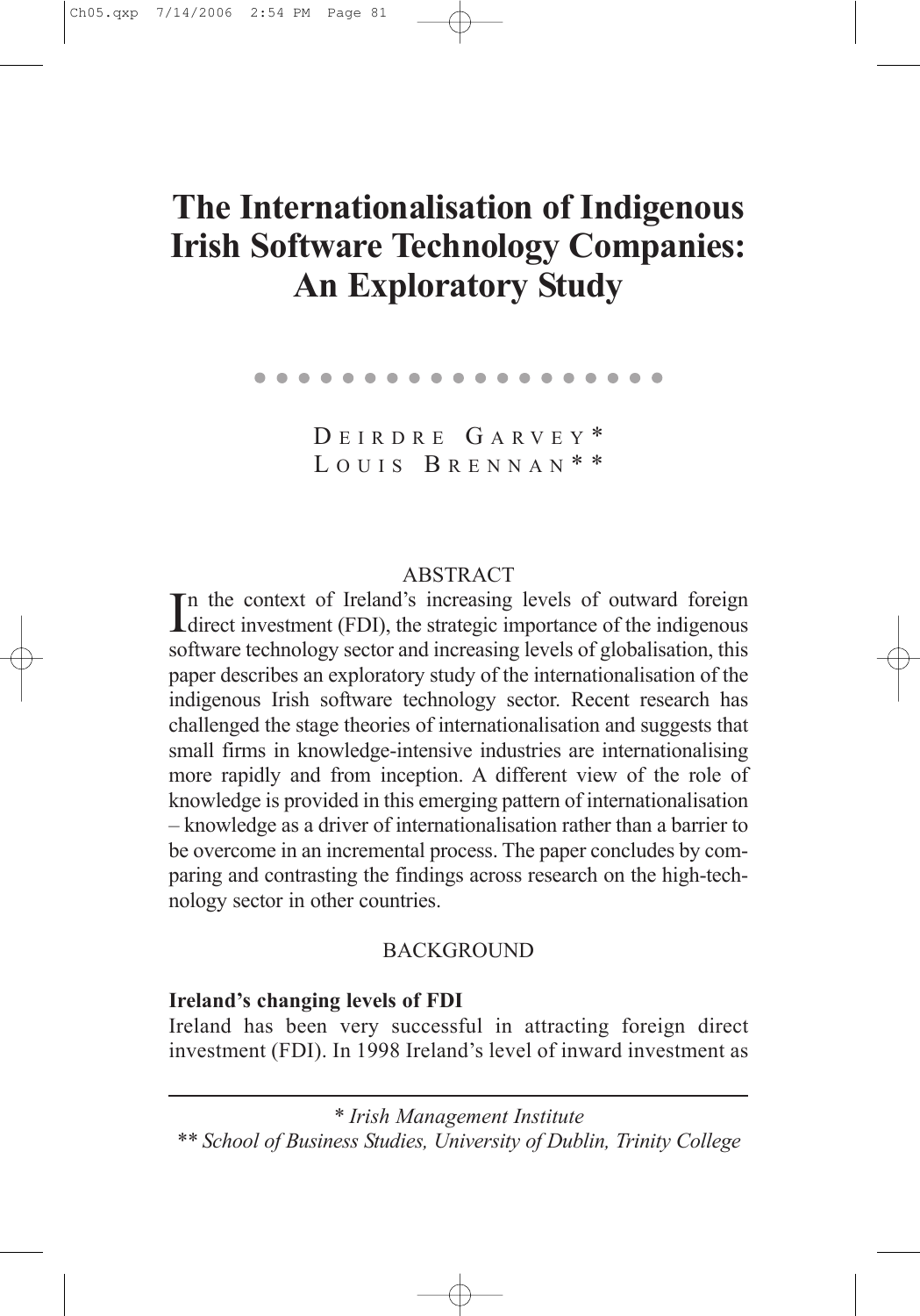# The Internationalisation of Indigenous Irish Software Technology Companies: An Exploratory Study

DEIRDRE GARVEY*
LOUIS BRENNAN**

## ABSTRACT

In the context of Ireland's increasing levels of outward foreign direct investment (FDI), the strategic importance of the indigenous software technology sector and increasing levels of globalisation, this paper describes an exploratory study of the internationalisation of the indigenous Irish software technology sector. Recent research has challenged the stage theories of internationalisation and suggests that small firms in knowledge-intensive industries are internationalising more rapidly and from inception. A different view of the role of knowledge is provided in this emerging pattern of internationalisation – knowledge as a driver of internationalisation rather than a barrier to be overcome in an incremental process. The paper concludes by comparing and contrasting the findings across research on the high-technology sector in other countries.

## BACKGROUND

**Ireland's changing levels of FDI**

Ireland has been very successful in attracting foreign direct investment (FDI). In 1998 Ireland's level of inward investment as

---

\* *Irish Management Institute*

\*\* *School of Business Studies, University of Dublin, Trinity College*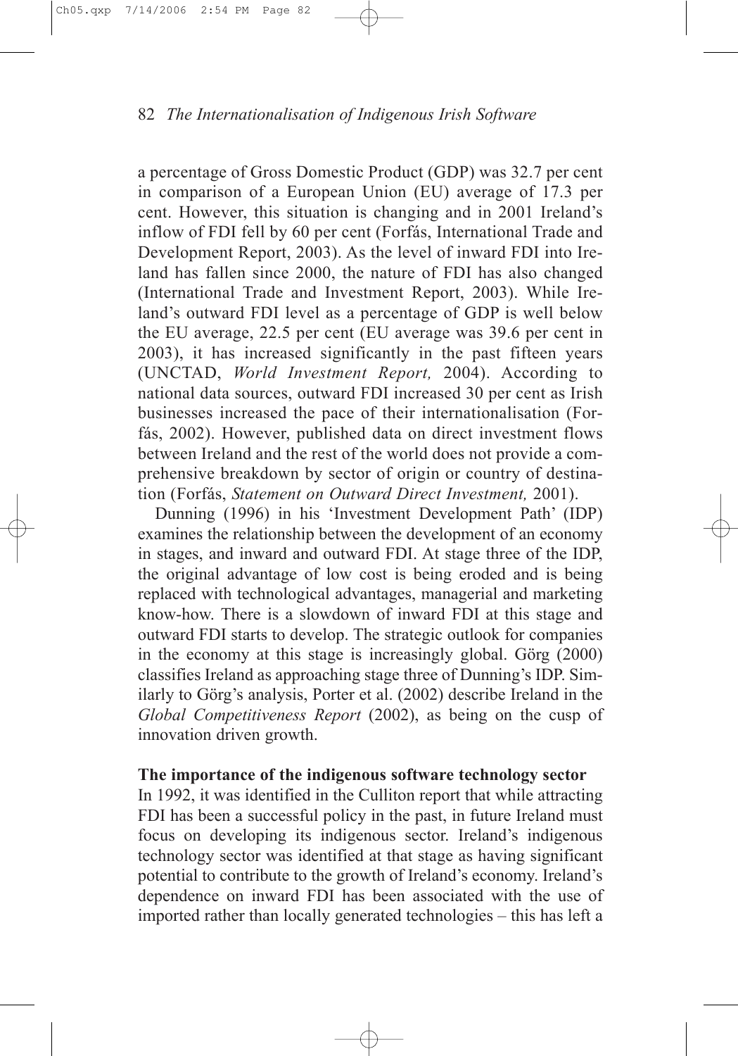a percentage of Gross Domestic Product (GDP) was 32.7 per cent in comparison of a European Union (EU) average of 17.3 per cent. However, this situation is changing and in 2001 Ireland's inflow of FDI fell by 60 per cent (Forfás, International Trade and Development Report, 2003). As the level of inward FDI into Ireland has fallen since 2000, the nature of FDI has also changed (International Trade and Investment Report, 2003). While Ireland's outward FDI level as a percentage of GDP is well below the EU average, 22.5 per cent (EU average was 39.6 per cent in 2003), it has increased significantly in the past fifteen years (UNCTAD, *World Investment Report,* 2004). According to national data sources, outward FDI increased 30 per cent as Irish businesses increased the pace of their internationalisation (Forfás, 2002). However, published data on direct investment flows between Ireland and the rest of the world does not provide a comprehensive breakdown by sector of origin or country of destination (Forfás, *Statement on Outward Direct Investment,* 2001).

Dunning (1996) in his 'Investment Development Path' (IDP) examines the relationship between the development of an economy in stages, and inward and outward FDI. At stage three of the IDP, the original advantage of low cost is being eroded and is being replaced with technological advantages, managerial and marketing know-how. There is a slowdown of inward FDI at this stage and outward FDI starts to develop. The strategic outlook for companies in the economy at this stage is increasingly global. Görg (2000) classifies Ireland as approaching stage three of Dunning's IDP. Similarly to Görg's analysis, Porter et al. (2002) describe Ireland in the *Global Competitiveness Report* (2002), as being on the cusp of innovation driven growth.

**The importance of the indigenous software technology sector**

In 1992, it was identified in the Culliton report that while attracting FDI has been a successful policy in the past, in future Ireland must focus on developing its indigenous sector. Ireland's indigenous technology sector was identified at that stage as having significant potential to contribute to the growth of Ireland's economy. Ireland's dependence on inward FDI has been associated with the use of imported rather than locally generated technologies – this has left a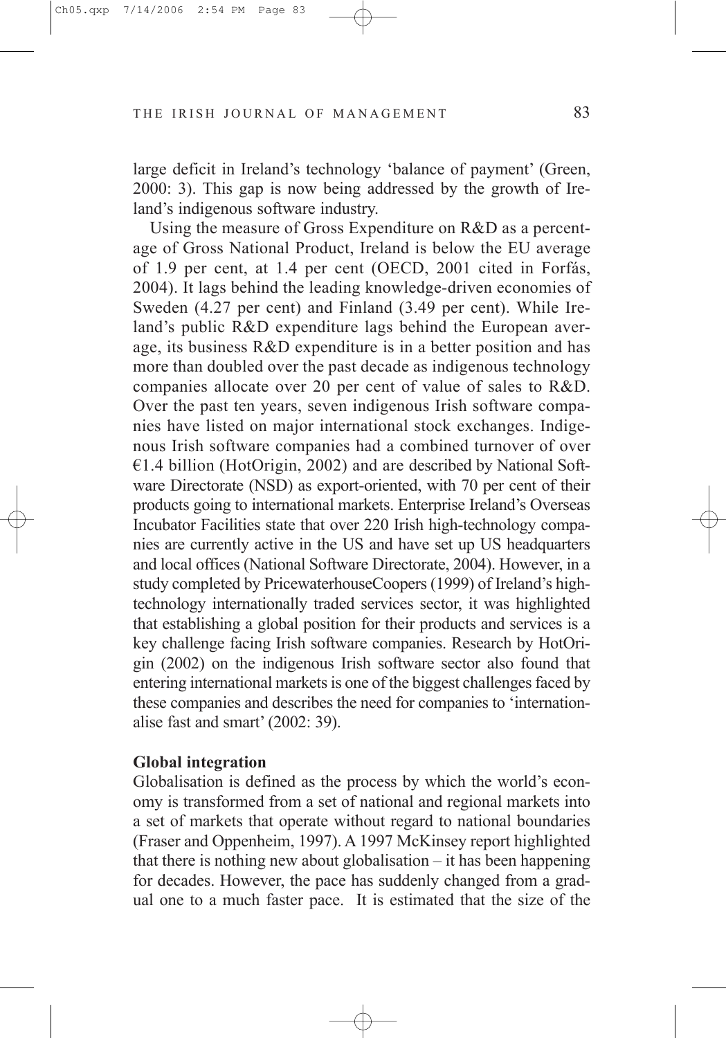large deficit in Ireland's technology 'balance of payment' (Green, 2000: 3). This gap is now being addressed by the growth of Ireland's indigenous software industry.

Using the measure of Gross Expenditure on R&D as a percentage of Gross National Product, Ireland is below the EU average of 1.9 per cent, at 1.4 per cent (OECD, 2001 cited in Forfás, 2004). It lags behind the leading knowledge-driven economies of Sweden (4.27 per cent) and Finland (3.49 per cent). While Ireland's public R&D expenditure lags behind the European average, its business R&D expenditure is in a better position and has more than doubled over the past decade as indigenous technology companies allocate over 20 per cent of value of sales to R&D. Over the past ten years, seven indigenous Irish software companies have listed on major international stock exchanges. Indigenous Irish software companies had a combined turnover of over €1.4 billion (HotOrigin, 2002) and are described by National Software Directorate (NSD) as export-oriented, with 70 per cent of their products going to international markets. Enterprise Ireland's Overseas Incubator Facilities state that over 220 Irish high-technology companies are currently active in the US and have set up US headquarters and local offices (National Software Directorate, 2004). However, in a study completed by PricewaterhouseCoopers (1999) of Ireland's high-technology internationally traded services sector, it was highlighted that establishing a global position for their products and services is a key challenge facing Irish software companies. Research by HotOrigin (2002) on the indigenous Irish software sector also found that entering international markets is one of the biggest challenges faced by these companies and describes the need for companies to 'internationalise fast and smart' (2002: 39).

**Global integration**

Globalisation is defined as the process by which the world's economy is transformed from a set of national and regional markets into a set of markets that operate without regard to national boundaries (Fraser and Oppenheim, 1997). A 1997 McKinsey report highlighted that there is nothing new about globalisation – it has been happening for decades. However, the pace has suddenly changed from a gradual one to a much faster pace. It is estimated that the size of the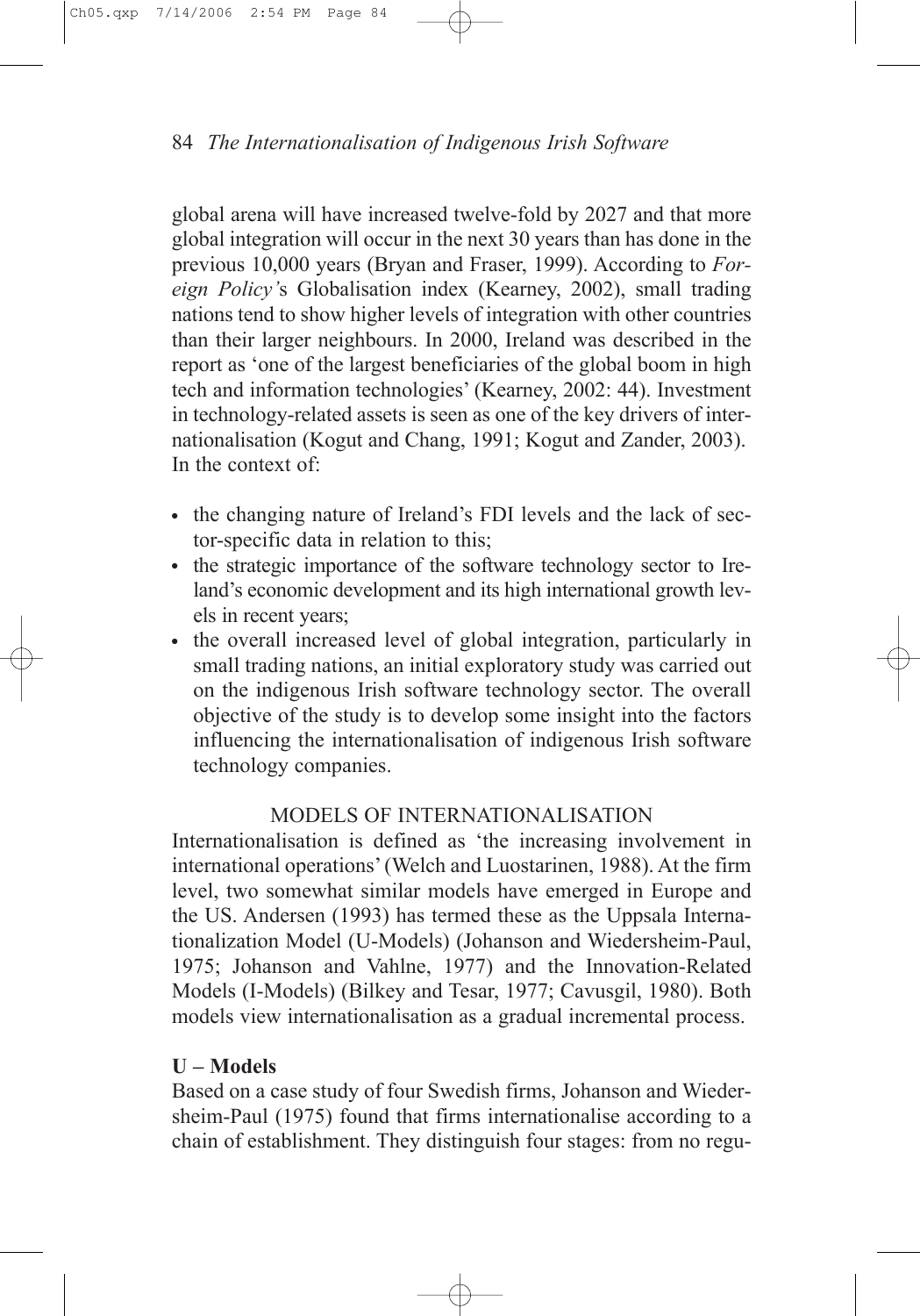global arena will have increased twelve-fold by 2027 and that more global integration will occur in the next 30 years than has done in the previous 10,000 years (Bryan and Fraser, 1999). According to *Foreign Policy'*s Globalisation index (Kearney, 2002), small trading nations tend to show higher levels of integration with other countries than their larger neighbours. In 2000, Ireland was described in the report as 'one of the largest beneficiaries of the global boom in high tech and information technologies' (Kearney, 2002: 44). Investment in technology-related assets is seen as one of the key drivers of internationalisation (Kogut and Chang, 1991; Kogut and Zander, 2003). In the context of:

- the changing nature of Ireland's FDI levels and the lack of sector-specific data in relation to this;
- the strategic importance of the software technology sector to Ireland's economic development and its high international growth levels in recent years;
- the overall increased level of global integration, particularly in small trading nations, an initial exploratory study was carried out on the indigenous Irish software technology sector. The overall objective of the study is to develop some insight into the factors influencing the internationalisation of indigenous Irish software technology companies.

## MODELS OF INTERNATIONALISATION

Internationalisation is defined as 'the increasing involvement in international operations' (Welch and Luostarinen, 1988). At the firm level, two somewhat similar models have emerged in Europe and the US. Andersen (1993) has termed these as the Uppsala Internationalization Model (U-Models) (Johanson and Wiedersheim-Paul, 1975; Johanson and Vahlne, 1977) and the Innovation-Related Models (I-Models) (Bilkey and Tesar, 1977; Cavusgil, 1980). Both models view internationalisation as a gradual incremental process.

### U – Models

Based on a case study of four Swedish firms, Johanson and Wiedersheim-Paul (1975) found that firms internationalise according to a chain of establishment. They distinguish four stages: from no regu-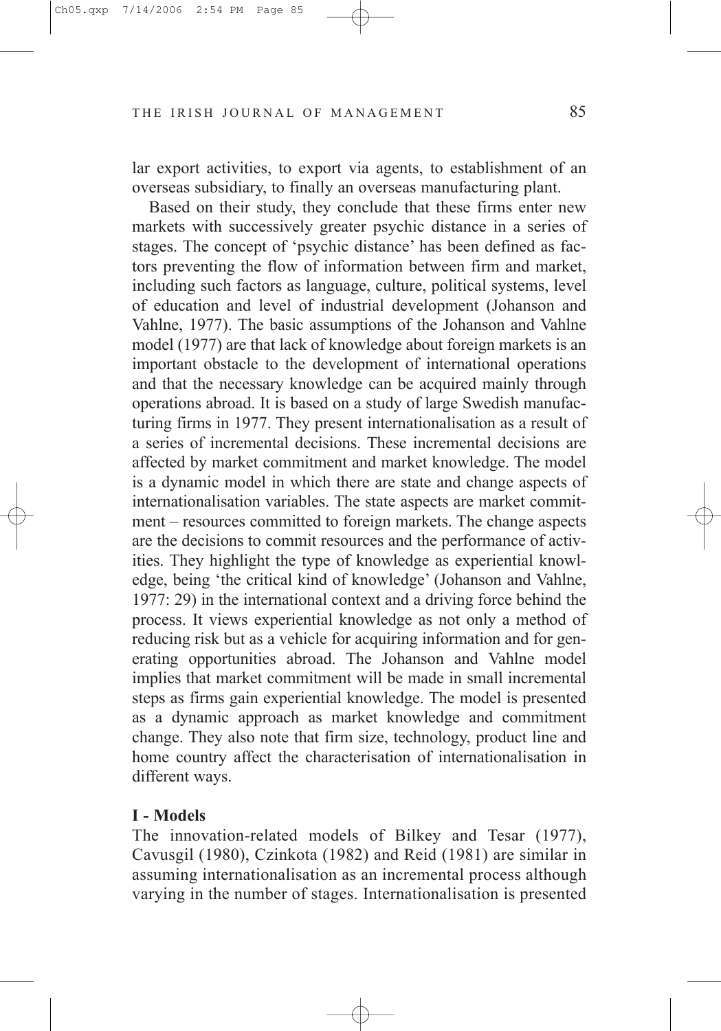lar export activities, to export via agents, to establishment of an overseas subsidiary, to finally an overseas manufacturing plant.

Based on their study, they conclude that these firms enter new markets with successively greater psychic distance in a series of stages. The concept of 'psychic distance' has been defined as factors preventing the flow of information between firm and market, including such factors as language, culture, political systems, level of education and level of industrial development (Johanson and Vahlne, 1977). The basic assumptions of the Johanson and Vahlne model (1977) are that lack of knowledge about foreign markets is an important obstacle to the development of international operations and that the necessary knowledge can be acquired mainly through operations abroad. It is based on a study of large Swedish manufacturing firms in 1977. They present internationalisation as a result of a series of incremental decisions. These incremental decisions are affected by market commitment and market knowledge. The model is a dynamic model in which there are state and change aspects of internationalisation variables. The state aspects are market commitment – resources committed to foreign markets. The change aspects are the decisions to commit resources and the performance of activities. They highlight the type of knowledge as experiential knowledge, being 'the critical kind of knowledge' (Johanson and Vahlne, 1977: 29) in the international context and a driving force behind the process. It views experiential knowledge as not only a method of reducing risk but as a vehicle for acquiring information and for generating opportunities abroad. The Johanson and Vahlne model implies that market commitment will be made in small incremental steps as firms gain experiential knowledge. The model is presented as a dynamic approach as market knowledge and commitment change. They also note that firm size, technology, product line and home country affect the characterisation of internationalisation in different ways.

**I - Models**

The innovation-related models of Bilkey and Tesar (1977), Cavusgil (1980), Czinkota (1982) and Reid (1981) are similar in assuming internationalisation as an incremental process although varying in the number of stages. Internationalisation is presented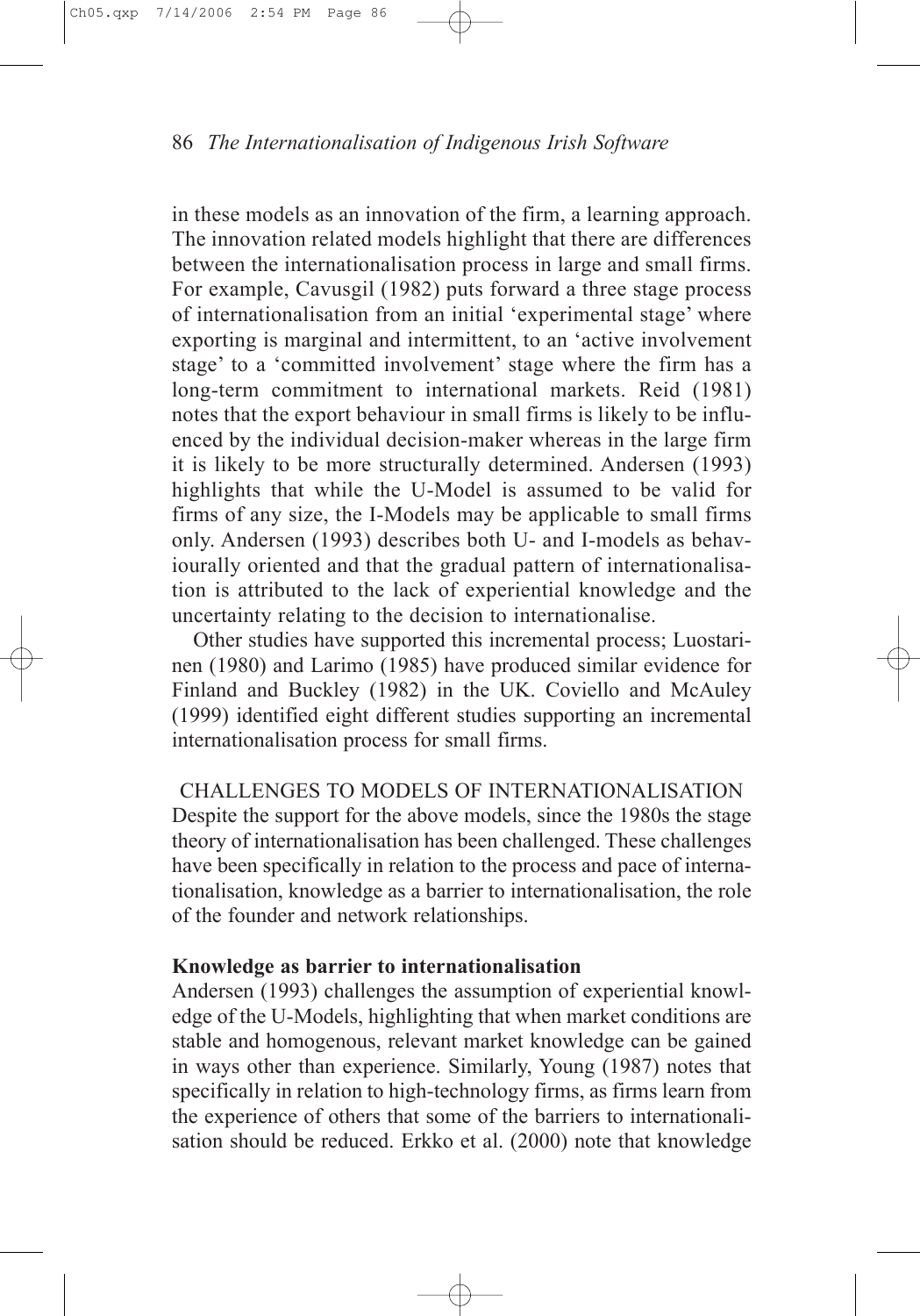in these models as an innovation of the firm, a learning approach. The innovation related models highlight that there are differences between the internationalisation process in large and small firms. For example, Cavusgil (1982) puts forward a three stage process of internationalisation from an initial 'experimental stage' where exporting is marginal and intermittent, to an 'active involvement stage' to a 'committed involvement' stage where the firm has a long-term commitment to international markets. Reid (1981) notes that the export behaviour in small firms is likely to be influenced by the individual decision-maker whereas in the large firm it is likely to be more structurally determined. Andersen (1993) highlights that while the U-Model is assumed to be valid for firms of any size, the I-Models may be applicable to small firms only. Andersen (1993) describes both U- and I-models as behaviourally oriented and that the gradual pattern of internationalisation is attributed to the lack of experiential knowledge and the uncertainty relating to the decision to internationalise.

Other studies have supported this incremental process; Luostarinen (1980) and Larimo (1985) have produced similar evidence for Finland and Buckley (1982) in the UK. Coviello and McAuley (1999) identified eight different studies supporting an incremental internationalisation process for small firms.

## CHALLENGES TO MODELS OF INTERNATIONALISATION

Despite the support for the above models, since the 1980s the stage theory of internationalisation has been challenged. These challenges have been specifically in relation to the process and pace of internationalisation, knowledge as a barrier to internationalisation, the role of the founder and network relationships.

### Knowledge as barrier to internationalisation

Andersen (1993) challenges the assumption of experiential knowledge of the U-Models, highlighting that when market conditions are stable and homogenous, relevant market knowledge can be gained in ways other than experience. Similarly, Young (1987) notes that specifically in relation to high-technology firms, as firms learn from the experience of others that some of the barriers to internationalisation should be reduced. Erkko et al. (2000) note that knowledge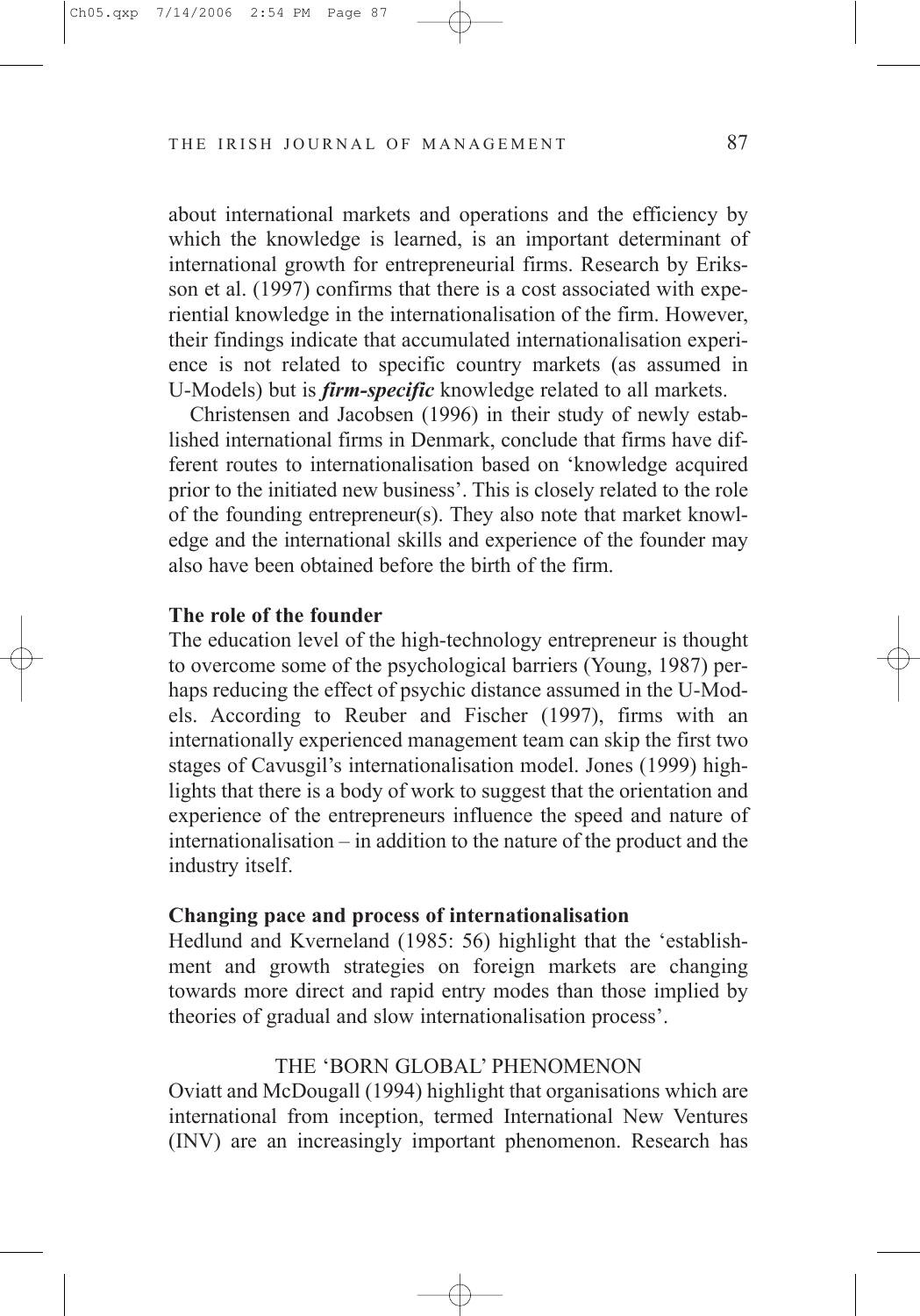about international markets and operations and the efficiency by which the knowledge is learned, is an important determinant of international growth for entrepreneurial firms. Research by Eriksson et al. (1997) confirms that there is a cost associated with experiential knowledge in the internationalisation of the firm. However, their findings indicate that accumulated internationalisation experience is not related to specific country markets (as assumed in U-Models) but is ***firm-specific*** knowledge related to all markets.

Christensen and Jacobsen (1996) in their study of newly established international firms in Denmark, conclude that firms have different routes to internationalisation based on 'knowledge acquired prior to the initiated new business'. This is closely related to the role of the founding entrepreneur(s). They also note that market knowledge and the international skills and experience of the founder may also have been obtained before the birth of the firm.

### The role of the founder

The education level of the high-technology entrepreneur is thought to overcome some of the psychological barriers (Young, 1987) perhaps reducing the effect of psychic distance assumed in the U-Models. According to Reuber and Fischer (1997), firms with an internationally experienced management team can skip the first two stages of Cavusgil's internationalisation model. Jones (1999) highlights that there is a body of work to suggest that the orientation and experience of the entrepreneurs influence the speed and nature of internationalisation – in addition to the nature of the product and the industry itself.

### Changing pace and process of internationalisation

Hedlund and Kverneland (1985: 56) highlight that the 'establishment and growth strategies on foreign markets are changing towards more direct and rapid entry modes than those implied by theories of gradual and slow internationalisation process'.

## THE 'BORN GLOBAL' PHENOMENON

Oviatt and McDougall (1994) highlight that organisations which are international from inception, termed International New Ventures (INV) are an increasingly important phenomenon. Research has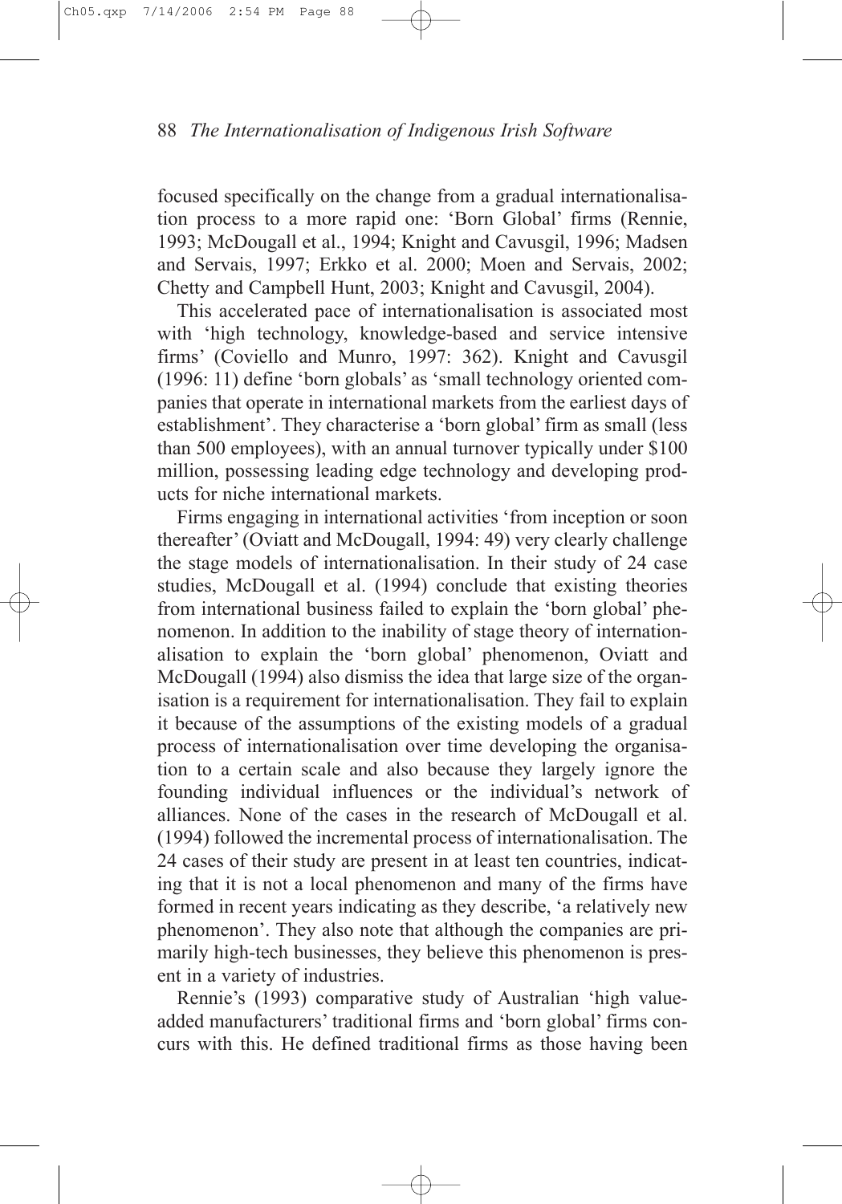focused specifically on the change from a gradual internationalisation process to a more rapid one: 'Born Global' firms (Rennie, 1993; McDougall et al., 1994; Knight and Cavusgil, 1996; Madsen and Servais, 1997; Erkko et al. 2000; Moen and Servais, 2002; Chetty and Campbell Hunt, 2003; Knight and Cavusgil, 2004).

This accelerated pace of internationalisation is associated most with 'high technology, knowledge-based and service intensive firms' (Coviello and Munro, 1997: 362). Knight and Cavusgil (1996: 11) define 'born globals' as 'small technology oriented companies that operate in international markets from the earliest days of establishment'. They characterise a 'born global' firm as small (less than 500 employees), with an annual turnover typically under $100 million, possessing leading edge technology and developing products for niche international markets.

Firms engaging in international activities 'from inception or soon thereafter' (Oviatt and McDougall, 1994: 49) very clearly challenge the stage models of internationalisation. In their study of 24 case studies, McDougall et al. (1994) conclude that existing theories from international business failed to explain the 'born global' phenomenon. In addition to the inability of stage theory of internationalisation to explain the 'born global' phenomenon, Oviatt and McDougall (1994) also dismiss the idea that large size of the organisation is a requirement for internationalisation. They fail to explain it because of the assumptions of the existing models of a gradual process of internationalisation over time developing the organisation to a certain scale and also because they largely ignore the founding individual influences or the individual's network of alliances. None of the cases in the research of McDougall et al. (1994) followed the incremental process of internationalisation. The 24 cases of their study are present in at least ten countries, indicating that it is not a local phenomenon and many of the firms have formed in recent years indicating as they describe, 'a relatively new phenomenon'. They also note that although the companies are primarily high-tech businesses, they believe this phenomenon is present in a variety of industries.

Rennie's (1993) comparative study of Australian 'high value-added manufacturers' traditional firms and 'born global' firms concurs with this. He defined traditional firms as those having been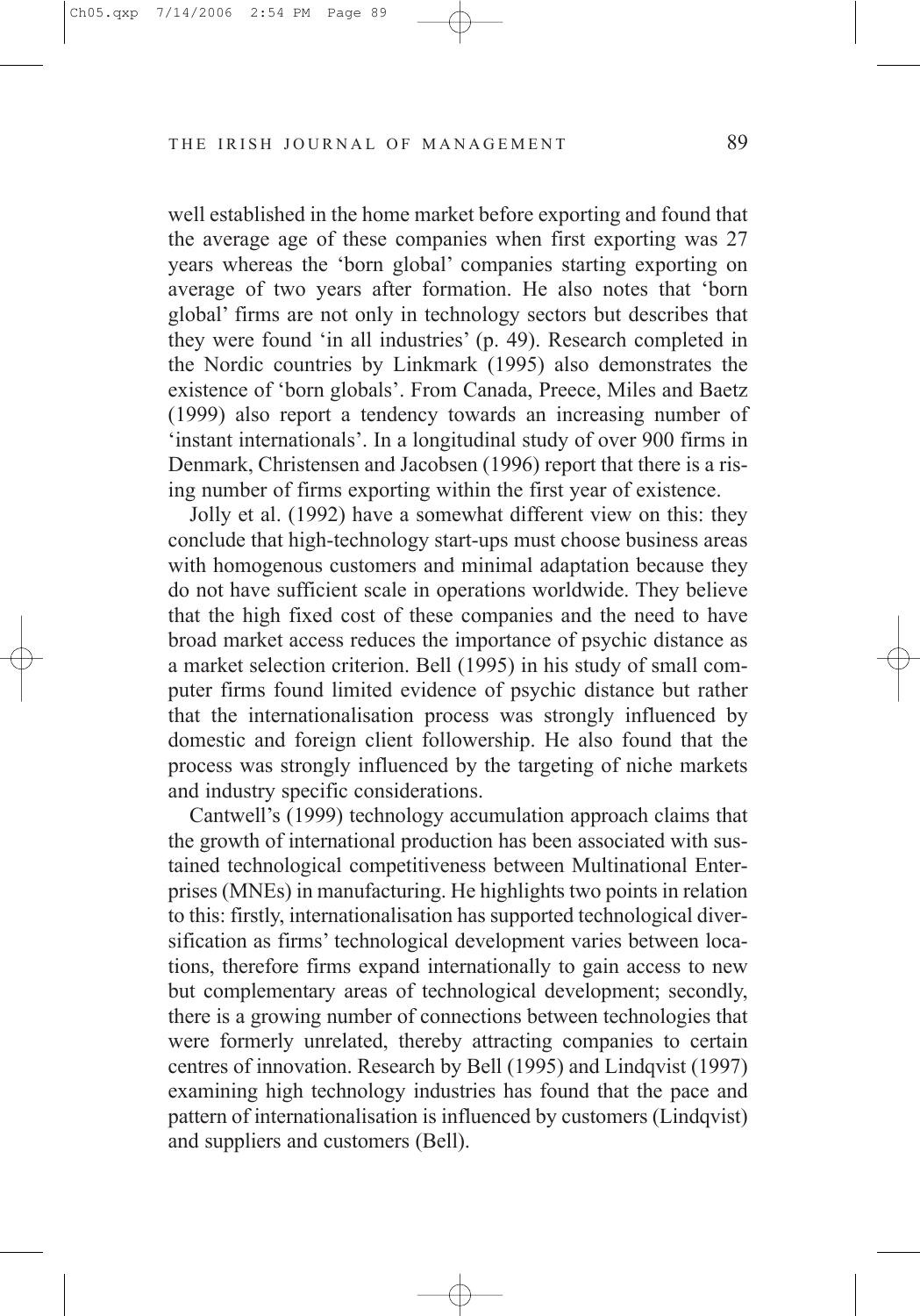well established in the home market before exporting and found that the average age of these companies when first exporting was 27 years whereas the 'born global' companies starting exporting on average of two years after formation. He also notes that 'born global' firms are not only in technology sectors but describes that they were found 'in all industries' (p. 49). Research completed in the Nordic countries by Linkmark (1995) also demonstrates the existence of 'born globals'. From Canada, Preece, Miles and Baetz (1999) also report a tendency towards an increasing number of 'instant internationals'. In a longitudinal study of over 900 firms in Denmark, Christensen and Jacobsen (1996) report that there is a rising number of firms exporting within the first year of existence.

Jolly et al. (1992) have a somewhat different view on this: they conclude that high-technology start-ups must choose business areas with homogenous customers and minimal adaptation because they do not have sufficient scale in operations worldwide. They believe that the high fixed cost of these companies and the need to have broad market access reduces the importance of psychic distance as a market selection criterion. Bell (1995) in his study of small computer firms found limited evidence of psychic distance but rather that the internationalisation process was strongly influenced by domestic and foreign client followership. He also found that the process was strongly influenced by the targeting of niche markets and industry specific considerations.

Cantwell's (1999) technology accumulation approach claims that the growth of international production has been associated with sustained technological competitiveness between Multinational Enterprises (MNEs) in manufacturing. He highlights two points in relation to this: firstly, internationalisation has supported technological diversification as firms' technological development varies between locations, therefore firms expand internationally to gain access to new but complementary areas of technological development; secondly, there is a growing number of connections between technologies that were formerly unrelated, thereby attracting companies to certain centres of innovation. Research by Bell (1995) and Lindqvist (1997) examining high technology industries has found that the pace and pattern of internationalisation is influenced by customers (Lindqvist) and suppliers and customers (Bell).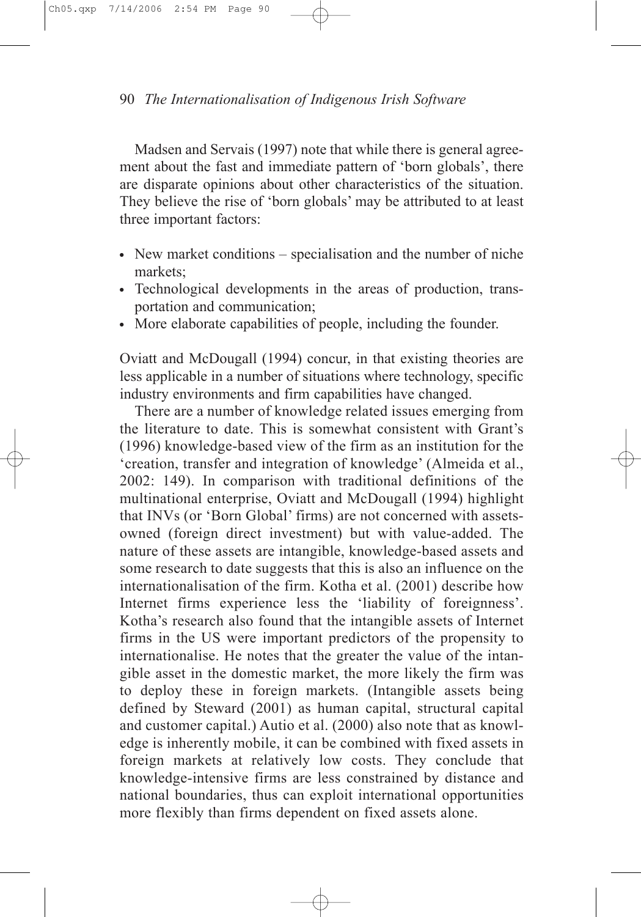Madsen and Servais (1997) note that while there is general agreement about the fast and immediate pattern of 'born globals', there are disparate opinions about other characteristics of the situation. They believe the rise of 'born globals' may be attributed to at least three important factors:

- New market conditions – specialisation and the number of niche markets;
- Technological developments in the areas of production, transportation and communication;
- More elaborate capabilities of people, including the founder.

Oviatt and McDougall (1994) concur, in that existing theories are less applicable in a number of situations where technology, specific industry environments and firm capabilities have changed.

There are a number of knowledge related issues emerging from the literature to date. This is somewhat consistent with Grant's (1996) knowledge-based view of the firm as an institution for the 'creation, transfer and integration of knowledge' (Almeida et al., 2002: 149). In comparison with traditional definitions of the multinational enterprise, Oviatt and McDougall (1994) highlight that INVs (or 'Born Global' firms) are not concerned with assets-owned (foreign direct investment) but with value-added. The nature of these assets are intangible, knowledge-based assets and some research to date suggests that this is also an influence on the internationalisation of the firm. Kotha et al. (2001) describe how Internet firms experience less the 'liability of foreignness'. Kotha's research also found that the intangible assets of Internet firms in the US were important predictors of the propensity to internationalise. He notes that the greater the value of the intangible asset in the domestic market, the more likely the firm was to deploy these in foreign markets. (Intangible assets being defined by Steward (2001) as human capital, structural capital and customer capital.) Autio et al. (2000) also note that as knowledge is inherently mobile, it can be combined with fixed assets in foreign markets at relatively low costs. They conclude that knowledge-intensive firms are less constrained by distance and national boundaries, thus can exploit international opportunities more flexibly than firms dependent on fixed assets alone.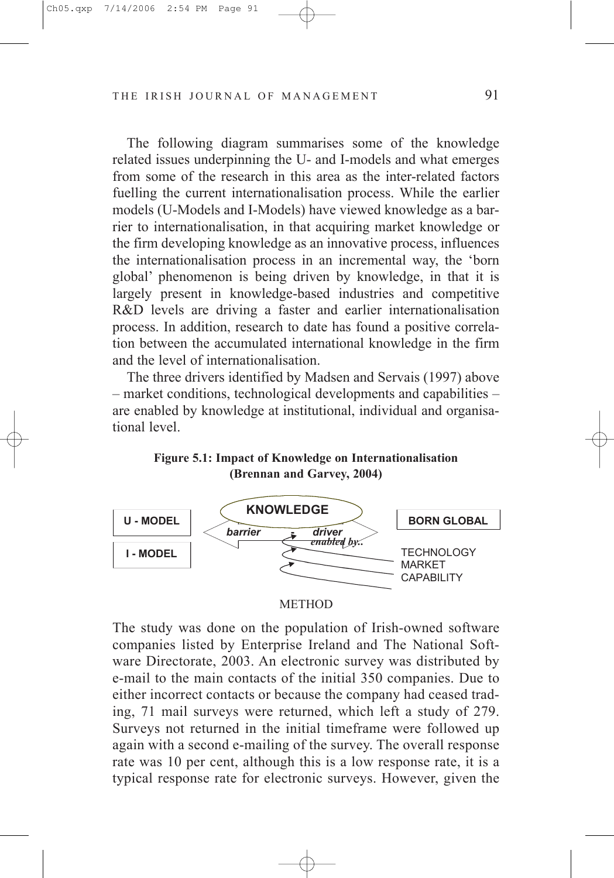The following diagram summarises some of the knowledge related issues underpinning the U- and I-models and what emerges from some of the research in this area as the inter-related factors fuelling the current internationalisation process. While the earlier models (U-Models and I-Models) have viewed knowledge as a barrier to internationalisation, in that acquiring market knowledge or the firm developing knowledge as an innovative process, influences the internationalisation process in an incremental way, the 'born global' phenomenon is being driven by knowledge, in that it is largely present in knowledge-based industries and competitive R&D levels are driving a faster and earlier internationalisation process. In addition, research to date has found a positive correlation between the accumulated international knowledge in the firm and the level of internationalisation.

The three drivers identified by Madsen and Servais (1997) above – market conditions, technological developments and capabilities – are enabled by knowledge at institutional, individual and organisational level.

**Figure 5.1: Impact of Knowledge on Internationalisation (Brennan and Garvey, 2004)**

U - MODEL | I - MODEL | KNOWLEDGE | *barrier* - *driver* | *enabled by..* | BORN GLOBAL | TECHNOLOGY | MARKET | CAPABILITY

## METHOD

The study was done on the population of Irish-owned software companies listed by Enterprise Ireland and The National Software Directorate, 2003. An electronic survey was distributed by e-mail to the main contacts of the initial 350 companies. Due to either incorrect contacts or because the company had ceased trading, 71 mail surveys were returned, which left a study of 279. Surveys not returned in the initial timeframe were followed up again with a second e-mailing of the survey. The overall response rate was 10 per cent, although this is a low response rate, it is a typical response rate for electronic surveys. However, given the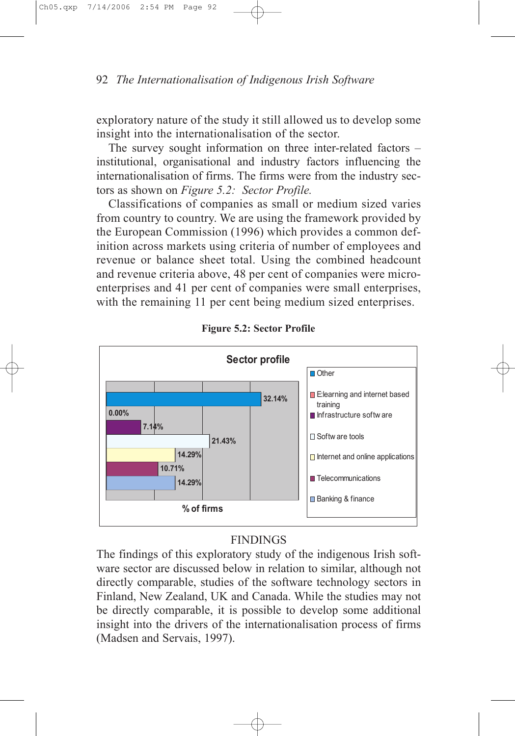exploratory nature of the study it still allowed us to develop some insight into the internationalisation of the sector.

The survey sought information on three inter-related factors – institutional, organisational and industry factors influencing the internationalisation of firms. The firms were from the industry sectors as shown on *Figure 5.2: Sector Profile.*

Classifications of companies as small or medium sized varies from country to country. We are using the framework provided by the European Commission (1996) which provides a common definition across markets using criteria of number of employees and revenue or balance sheet total. Using the combined headcount and revenue criteria above, 48 per cent of companies were micro-enterprises and 41 per cent of companies were small enterprises, with the remaining 11 per cent being medium sized enterprises.

**Figure 5.2: Sector Profile**

| Sector profile | % of firms |
|---|---|
| Other | 32.14% |
| E.learning and internet based training | 0.00% |
| Infrastructure software | 7.14% |
| Software tools | 21.43% |
| Internet and online applications | 14.29% |
| Telecommunications | 10.71% |
| Banking & finance | 14.29% |

## FINDINGS

The findings of this exploratory study of the indigenous Irish software sector are discussed below in relation to similar, although not directly comparable, studies of the software technology sectors in Finland, New Zealand, UK and Canada. While the studies may not be directly comparable, it is possible to develop some additional insight into the drivers of the internationalisation process of firms (Madsen and Servais, 1997).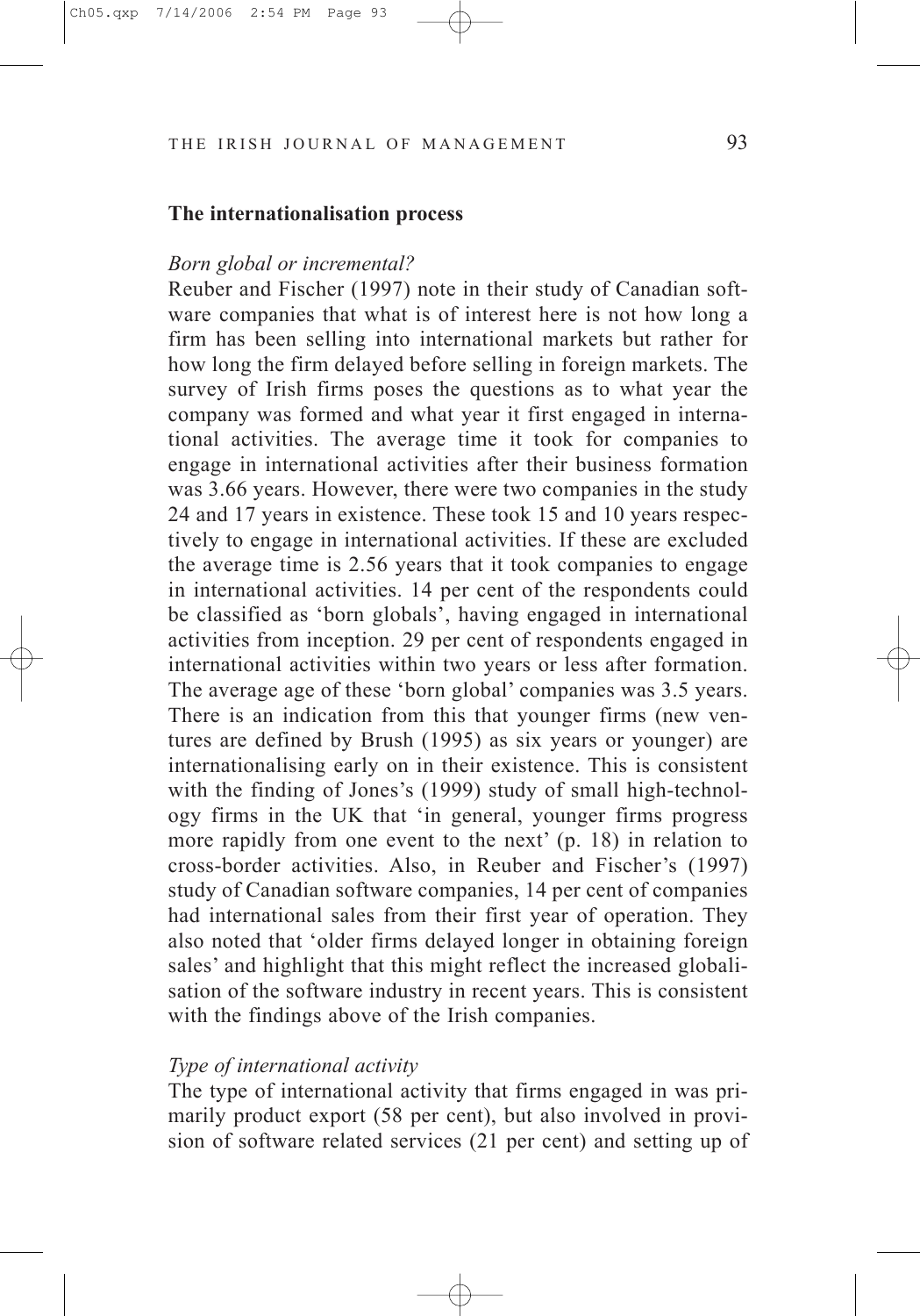## The internationalisation process

*Born global or incremental?*

Reuber and Fischer (1997) note in their study of Canadian software companies that what is of interest here is not how long a firm has been selling into international markets but rather for how long the firm delayed before selling in foreign markets. The survey of Irish firms poses the questions as to what year the company was formed and what year it first engaged in international activities. The average time it took for companies to engage in international activities after their business formation was 3.66 years. However, there were two companies in the study 24 and 17 years in existence. These took 15 and 10 years respectively to engage in international activities. If these are excluded the average time is 2.56 years that it took companies to engage in international activities. 14 per cent of the respondents could be classified as 'born globals', having engaged in international activities from inception. 29 per cent of respondents engaged in international activities within two years or less after formation. The average age of these 'born global' companies was 3.5 years. There is an indication from this that younger firms (new ventures are defined by Brush (1995) as six years or younger) are internationalising early on in their existence. This is consistent with the finding of Jones's (1999) study of small high-technology firms in the UK that 'in general, younger firms progress more rapidly from one event to the next' (p. 18) in relation to cross-border activities. Also, in Reuber and Fischer's (1997) study of Canadian software companies, 14 per cent of companies had international sales from their first year of operation. They also noted that 'older firms delayed longer in obtaining foreign sales' and highlight that this might reflect the increased globalisation of the software industry in recent years. This is consistent with the findings above of the Irish companies.

*Type of international activity*

The type of international activity that firms engaged in was primarily product export (58 per cent), but also involved in provision of software related services (21 per cent) and setting up of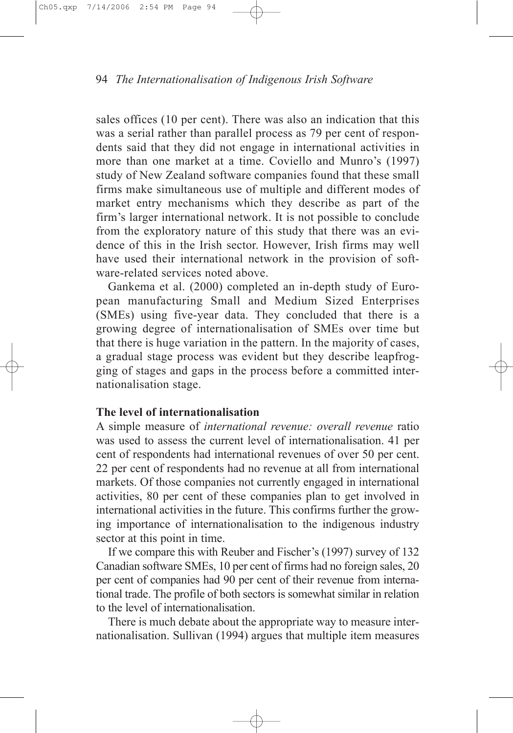sales offices (10 per cent). There was also an indication that this was a serial rather than parallel process as 79 per cent of respondents said that they did not engage in international activities in more than one market at a time. Coviello and Munro's (1997) study of New Zealand software companies found that these small firms make simultaneous use of multiple and different modes of market entry mechanisms which they describe as part of the firm's larger international network. It is not possible to conclude from the exploratory nature of this study that there was an evidence of this in the Irish sector. However, Irish firms may well have used their international network in the provision of software-related services noted above.

Gankema et al. (2000) completed an in-depth study of European manufacturing Small and Medium Sized Enterprises (SMEs) using five-year data. They concluded that there is a growing degree of internationalisation of SMEs over time but that there is huge variation in the pattern. In the majority of cases, a gradual stage process was evident but they describe leapfrogging of stages and gaps in the process before a committed internationalisation stage.

### The level of internationalisation

A simple measure of *international revenue: overall revenue* ratio was used to assess the current level of internationalisation. 41 per cent of respondents had international revenues of over 50 per cent. 22 per cent of respondents had no revenue at all from international markets. Of those companies not currently engaged in international activities, 80 per cent of these companies plan to get involved in international activities in the future. This confirms further the growing importance of internationalisation to the indigenous industry sector at this point in time.

If we compare this with Reuber and Fischer's (1997) survey of 132 Canadian software SMEs, 10 per cent of firms had no foreign sales, 20 per cent of companies had 90 per cent of their revenue from international trade. The profile of both sectors is somewhat similar in relation to the level of internationalisation.

There is much debate about the appropriate way to measure internationalisation. Sullivan (1994) argues that multiple item measures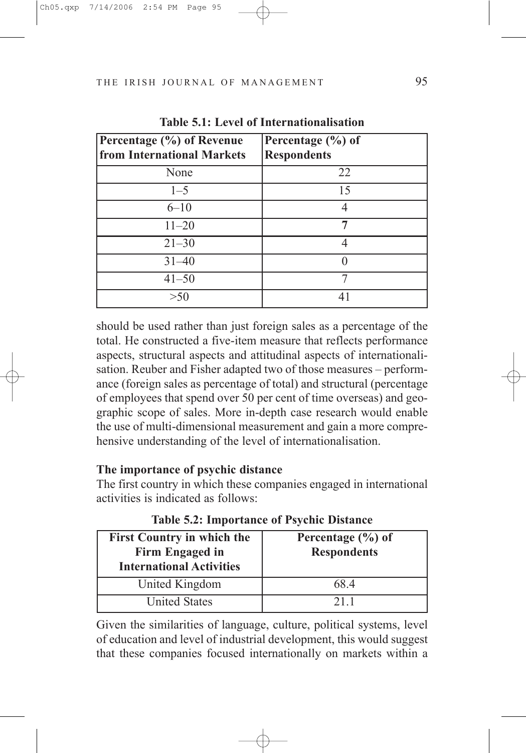**Table 5.1: Level of Internationalisation**

| Percentage (%) of Revenue from International Markets | Percentage (%) of Respondents |
|---|---|
| None | 22 |
| 1–5 | 15 |
| 6–10 | 4 |
| 11–20 | **7** |
| 21–30 | 4 |
| 31–40 | 0 |
| 41–50 | 7 |
| >50 | 41 |

should be used rather than just foreign sales as a percentage of the total. He constructed a five-item measure that reflects performance aspects, structural aspects and attitudinal aspects of internationalisation. Reuber and Fisher adapted two of those measures – performance (foreign sales as percentage of total) and structural (percentage of employees that spend over 50 per cent of time overseas) and geographic scope of sales. More in-depth case research would enable the use of multi-dimensional measurement and gain a more comprehensive understanding of the level of internationalisation.

**The importance of psychic distance**

The first country in which these companies engaged in international activities is indicated as follows:

**Table 5.2: Importance of Psychic Distance**

| First Country in which the Firm Engaged in International Activities | Percentage (%) of Respondents |
|---|---|
| United Kingdom | 68.4 |
| United States | 21.1 |

Given the similarities of language, culture, political systems, level of education and level of industrial development, this would suggest that these companies focused internationally on markets within a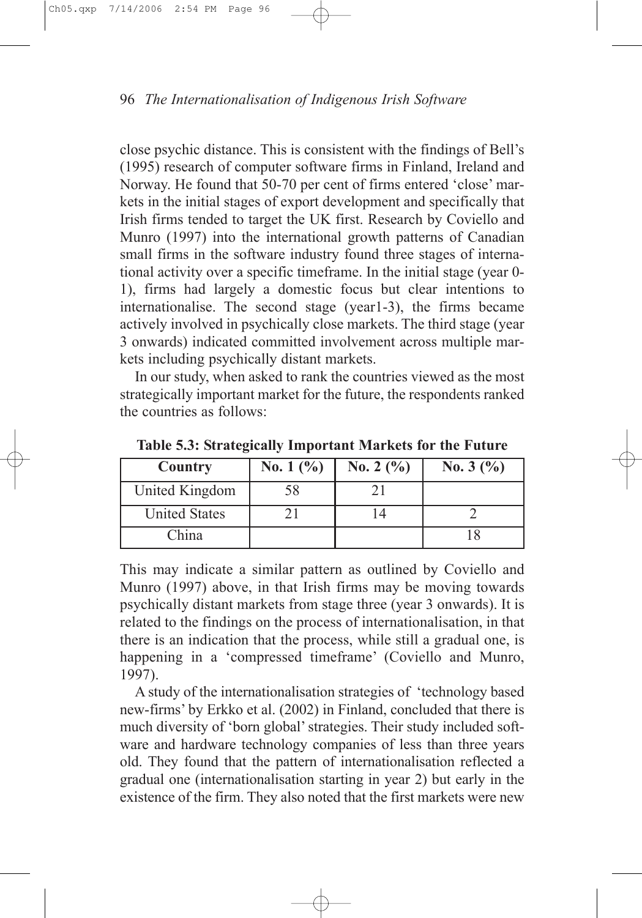close psychic distance. This is consistent with the findings of Bell's (1995) research of computer software firms in Finland, Ireland and Norway. He found that 50-70 per cent of firms entered 'close' markets in the initial stages of export development and specifically that Irish firms tended to target the UK first. Research by Coviello and Munro (1997) into the international growth patterns of Canadian small firms in the software industry found three stages of international activity over a specific timeframe. In the initial stage (year 0-1), firms had largely a domestic focus but clear intentions to internationalise. The second stage (year1-3), the firms became actively involved in psychically close markets. The third stage (year 3 onwards) indicated committed involvement across multiple markets including psychically distant markets.

In our study, when asked to rank the countries viewed as the most strategically important market for the future, the respondents ranked the countries as follows:

**Table 5.3: Strategically Important Markets for the Future**

| Country | No. 1 (%) | No. 2 (%) | No. 3 (%) |
|---|---|---|---|
| United Kingdom | 58 | 21 | |
| United States | 21 | 14 | 2 |
| China | | | 18 |

This may indicate a similar pattern as outlined by Coviello and Munro (1997) above, in that Irish firms may be moving towards psychically distant markets from stage three (year 3 onwards). It is related to the findings on the process of internationalisation, in that there is an indication that the process, while still a gradual one, is happening in a 'compressed timeframe' (Coviello and Munro, 1997).

A study of the internationalisation strategies of 'technology based new-firms' by Erkko et al. (2002) in Finland, concluded that there is much diversity of 'born global' strategies. Their study included software and hardware technology companies of less than three years old. They found that the pattern of internationalisation reflected a gradual one (internationalisation starting in year 2) but early in the existence of the firm. They also noted that the first markets were new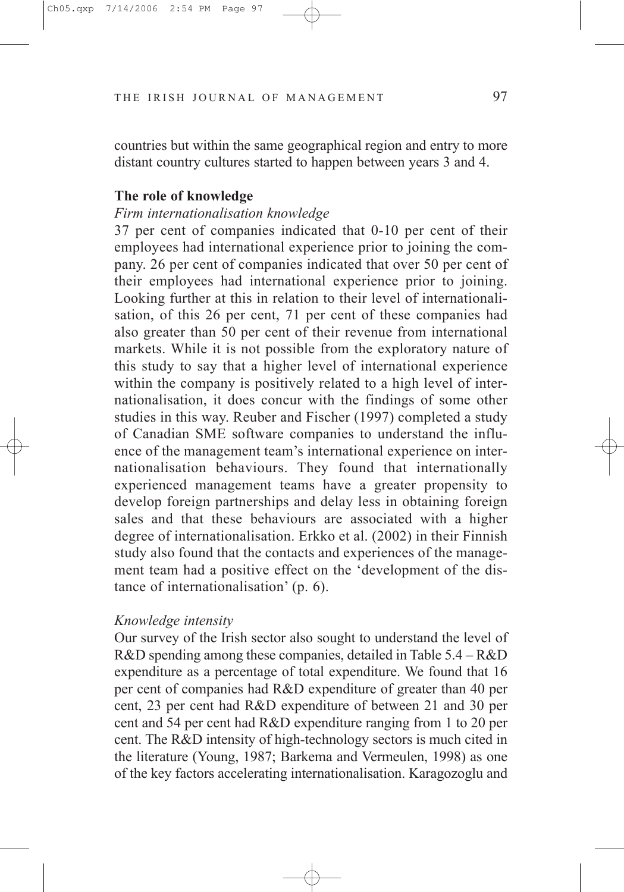countries but within the same geographical region and entry to more distant country cultures started to happen between years 3 and 4.

**The role of knowledge**

*Firm internationalisation knowledge*

37 per cent of companies indicated that 0-10 per cent of their employees had international experience prior to joining the company. 26 per cent of companies indicated that over 50 per cent of their employees had international experience prior to joining. Looking further at this in relation to their level of internationalisation, of this 26 per cent, 71 per cent of these companies had also greater than 50 per cent of their revenue from international markets. While it is not possible from the exploratory nature of this study to say that a higher level of international experience within the company is positively related to a high level of internationalisation, it does concur with the findings of some other studies in this way. Reuber and Fischer (1997) completed a study of Canadian SME software companies to understand the influence of the management team's international experience on internationalisation behaviours. They found that internationally experienced management teams have a greater propensity to develop foreign partnerships and delay less in obtaining foreign sales and that these behaviours are associated with a higher degree of internationalisation. Erkko et al. (2002) in their Finnish study also found that the contacts and experiences of the management team had a positive effect on the 'development of the distance of internationalisation' (p. 6).

*Knowledge intensity*

Our survey of the Irish sector also sought to understand the level of R&D spending among these companies, detailed in Table 5.4 – R&D expenditure as a percentage of total expenditure. We found that 16 per cent of companies had R&D expenditure of greater than 40 per cent, 23 per cent had R&D expenditure of between 21 and 30 per cent and 54 per cent had R&D expenditure ranging from 1 to 20 per cent. The R&D intensity of high-technology sectors is much cited in the literature (Young, 1987; Barkema and Vermeulen, 1998) as one of the key factors accelerating internationalisation. Karagozoglu and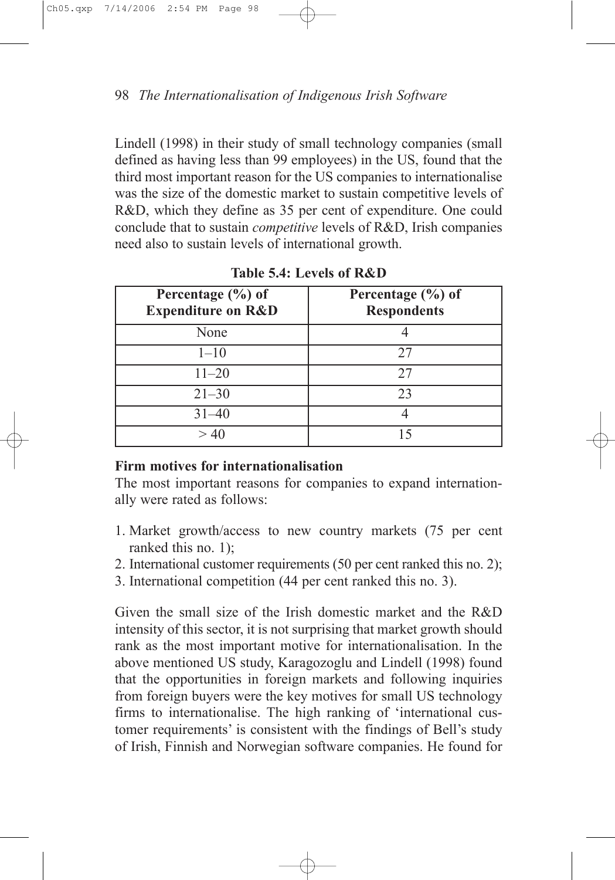Lindell (1998) in their study of small technology companies (small defined as having less than 99 employees) in the US, found that the third most important reason for the US companies to internationalise was the size of the domestic market to sustain competitive levels of R&D, which they define as 35 per cent of expenditure. One could conclude that to sustain *competitive* levels of R&D, Irish companies need also to sustain levels of international growth.

**Table 5.4: Levels of R&D**

| Percentage (%) of Expenditure on R&D | Percentage (%) of Respondents |
|---|---|
| None | 4 |
| 1–10 | 27 |
| 11–20 | 27 |
| 21–30 | 23 |
| 31–40 | 4 |
| > 40 | 15 |

**Firm motives for internationalisation**

The most important reasons for companies to expand internationally were rated as follows:

1. Market growth/access to new country markets (75 per cent ranked this no. 1);
2. International customer requirements (50 per cent ranked this no. 2);
3. International competition (44 per cent ranked this no. 3).

Given the small size of the Irish domestic market and the R&D intensity of this sector, it is not surprising that market growth should rank as the most important motive for internationalisation. In the above mentioned US study, Karagozoglu and Lindell (1998) found that the opportunities in foreign markets and following inquiries from foreign buyers were the key motives for small US technology firms to internationalise. The high ranking of 'international customer requirements' is consistent with the findings of Bell's study of Irish, Finnish and Norwegian software companies. He found for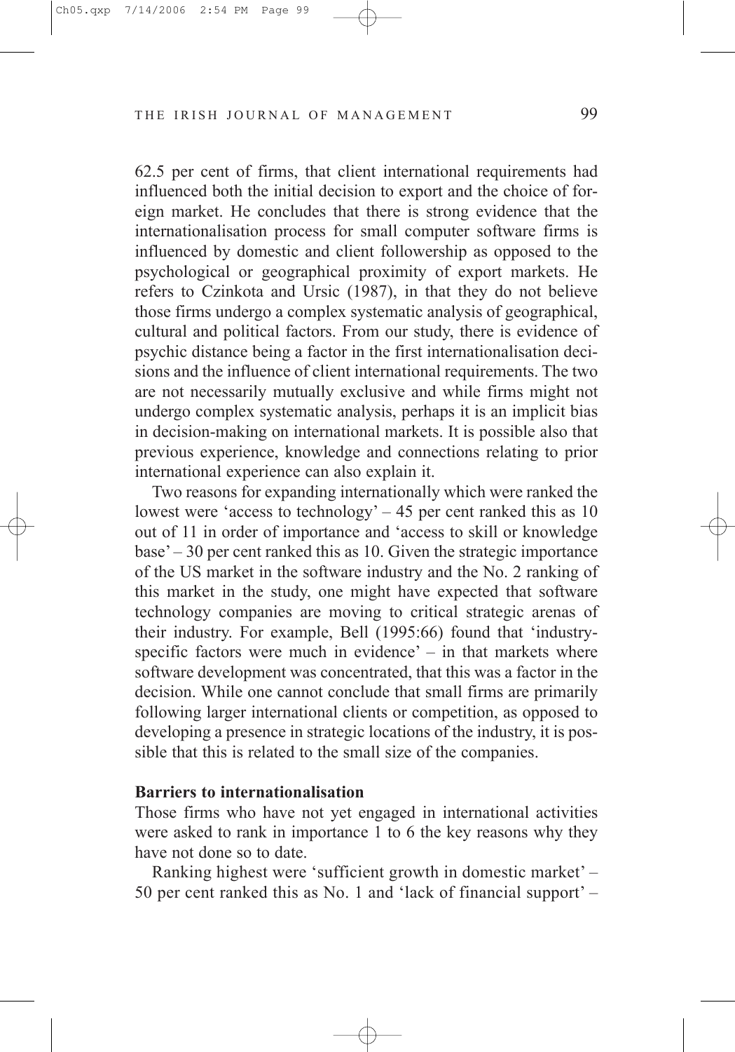62.5 per cent of firms, that client international requirements had influenced both the initial decision to export and the choice of foreign market. He concludes that there is strong evidence that the internationalisation process for small computer software firms is influenced by domestic and client followership as opposed to the psychological or geographical proximity of export markets. He refers to Czinkota and Ursic (1987), in that they do not believe those firms undergo a complex systematic analysis of geographical, cultural and political factors. From our study, there is evidence of psychic distance being a factor in the first internationalisation decisions and the influence of client international requirements. The two are not necessarily mutually exclusive and while firms might not undergo complex systematic analysis, perhaps it is an implicit bias in decision-making on international markets. It is possible also that previous experience, knowledge and connections relating to prior international experience can also explain it.

Two reasons for expanding internationally which were ranked the lowest were 'access to technology' – 45 per cent ranked this as 10 out of 11 in order of importance and 'access to skill or knowledge base' – 30 per cent ranked this as 10. Given the strategic importance of the US market in the software industry and the No. 2 ranking of this market in the study, one might have expected that software technology companies are moving to critical strategic arenas of their industry. For example, Bell (1995:66) found that 'industry-specific factors were much in evidence' – in that markets where software development was concentrated, that this was a factor in the decision. While one cannot conclude that small firms are primarily following larger international clients or competition, as opposed to developing a presence in strategic locations of the industry, it is possible that this is related to the small size of the companies.

**Barriers to internationalisation**

Those firms who have not yet engaged in international activities were asked to rank in importance 1 to 6 the key reasons why they have not done so to date.

Ranking highest were 'sufficient growth in domestic market' – 50 per cent ranked this as No. 1 and 'lack of financial support' –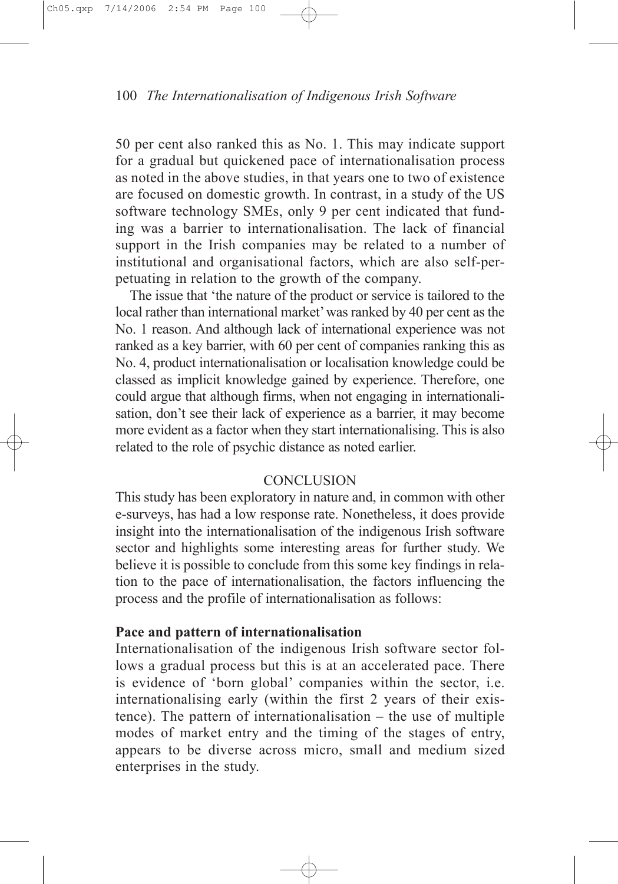50 per cent also ranked this as No. 1. This may indicate support for a gradual but quickened pace of internationalisation process as noted in the above studies, in that years one to two of existence are focused on domestic growth. In contrast, in a study of the US software technology SMEs, only 9 per cent indicated that funding was a barrier to internationalisation. The lack of financial support in the Irish companies may be related to a number of institutional and organisational factors, which are also self-perpetuating in relation to the growth of the company.

The issue that 'the nature of the product or service is tailored to the local rather than international market' was ranked by 40 per cent as the No. 1 reason. And although lack of international experience was not ranked as a key barrier, with 60 per cent of companies ranking this as No. 4, product internationalisation or localisation knowledge could be classed as implicit knowledge gained by experience. Therefore, one could argue that although firms, when not engaging in internationalisation, don't see their lack of experience as a barrier, it may become more evident as a factor when they start internationalising. This is also related to the role of psychic distance as noted earlier.

## CONCLUSION

This study has been exploratory in nature and, in common with other e-surveys, has had a low response rate. Nonetheless, it does provide insight into the internationalisation of the indigenous Irish software sector and highlights some interesting areas for further study. We believe it is possible to conclude from this some key findings in relation to the pace of internationalisation, the factors influencing the process and the profile of internationalisation as follows:

### Pace and pattern of internationalisation

Internationalisation of the indigenous Irish software sector follows a gradual process but this is at an accelerated pace. There is evidence of 'born global' companies within the sector, i.e. internationalising early (within the first 2 years of their existence). The pattern of internationalisation – the use of multiple modes of market entry and the timing of the stages of entry, appears to be diverse across micro, small and medium sized enterprises in the study.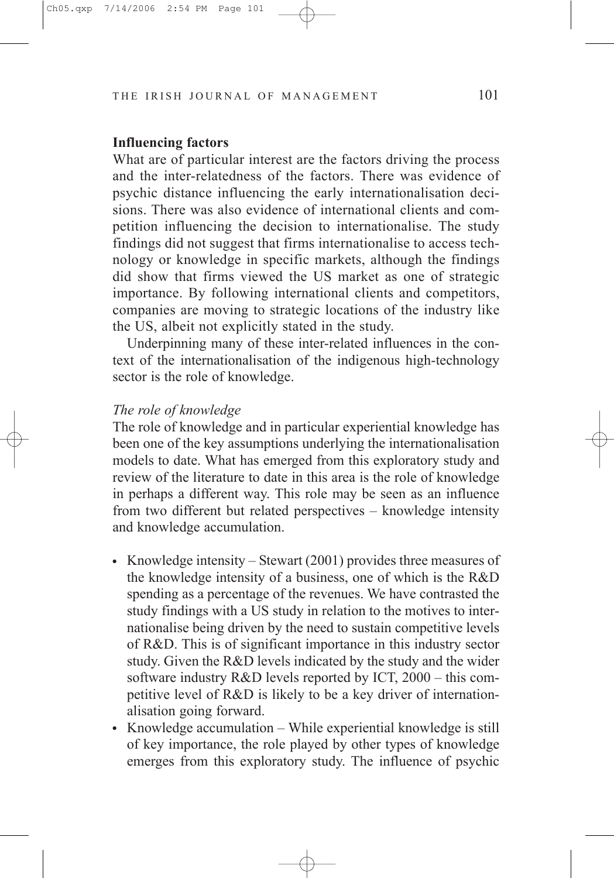## Influencing factors

What are of particular interest are the factors driving the process and the inter-relatedness of the factors. There was evidence of psychic distance influencing the early internationalisation decisions. There was also evidence of international clients and competition influencing the decision to internationalise. The study findings did not suggest that firms internationalise to access technology or knowledge in specific markets, although the findings did show that firms viewed the US market as one of strategic importance. By following international clients and competitors, companies are moving to strategic locations of the industry like the US, albeit not explicitly stated in the study.

Underpinning many of these inter-related influences in the context of the internationalisation of the indigenous high-technology sector is the role of knowledge.

### *The role of knowledge*

The role of knowledge and in particular experiential knowledge has been one of the key assumptions underlying the internationalisation models to date. What has emerged from this exploratory study and review of the literature to date in this area is the role of knowledge in perhaps a different way. This role may be seen as an influence from two different but related perspectives – knowledge intensity and knowledge accumulation.

- Knowledge intensity – Stewart (2001) provides three measures of the knowledge intensity of a business, one of which is the R&D spending as a percentage of the revenues. We have contrasted the study findings with a US study in relation to the motives to internationalise being driven by the need to sustain competitive levels of R&D. This is of significant importance in this industry sector study. Given the R&D levels indicated by the study and the wider software industry R&D levels reported by ICT, 2000 – this competitive level of R&D is likely to be a key driver of internationalisation going forward.
- Knowledge accumulation – While experiential knowledge is still of key importance, the role played by other types of knowledge emerges from this exploratory study. The influence of psychic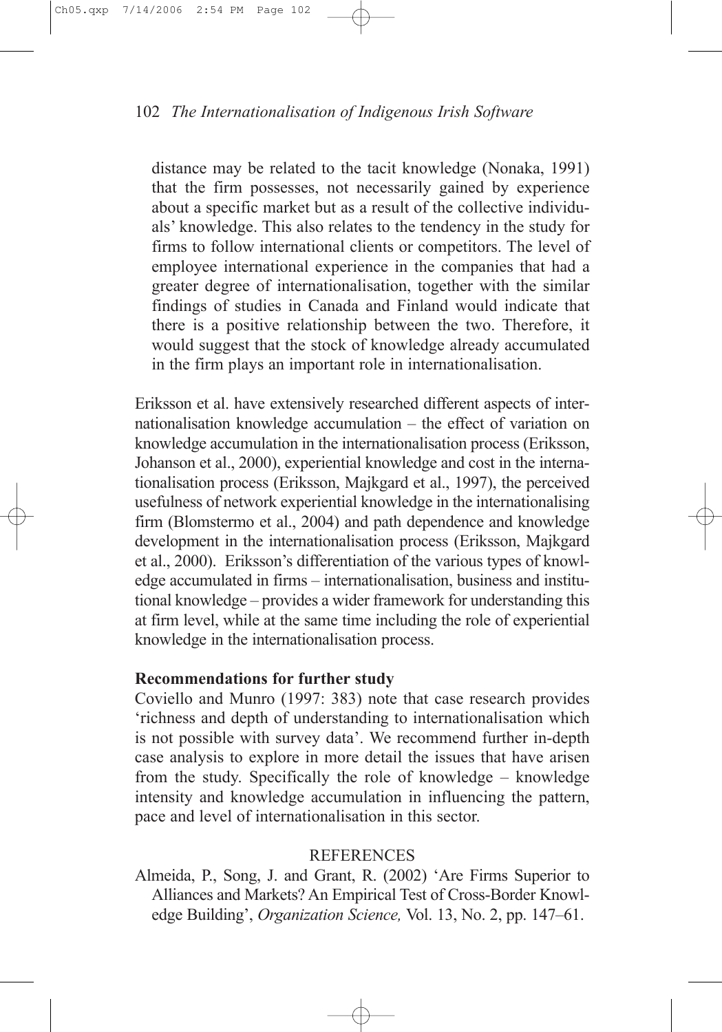> distance may be related to the tacit knowledge (Nonaka, 1991) that the firm possesses, not necessarily gained by experience about a specific market but as a result of the collective individuals' knowledge. This also relates to the tendency in the study for firms to follow international clients or competitors. The level of employee international experience in the companies that had a greater degree of internationalisation, together with the similar findings of studies in Canada and Finland would indicate that there is a positive relationship between the two. Therefore, it would suggest that the stock of knowledge already accumulated in the firm plays an important role in internationalisation.

Eriksson et al. have extensively researched different aspects of internationalisation knowledge accumulation – the effect of variation on knowledge accumulation in the internationalisation process (Eriksson, Johanson et al., 2000), experiential knowledge and cost in the internationalisation process (Eriksson, Majkgard et al., 1997), the perceived usefulness of network experiential knowledge in the internationalising firm (Blomstermo et al., 2004) and path dependence and knowledge development in the internationalisation process (Eriksson, Majkgard et al., 2000). Eriksson's differentiation of the various types of knowledge accumulated in firms – internationalisation, business and institutional knowledge – provides a wider framework for understanding this at firm level, while at the same time including the role of experiential knowledge in the internationalisation process.

**Recommendations for further study**

Coviello and Munro (1997: 383) note that case research provides 'richness and depth of understanding to internationalisation which is not possible with survey data'. We recommend further in-depth case analysis to explore in more detail the issues that have arisen from the study. Specifically the role of knowledge – knowledge intensity and knowledge accumulation in influencing the pattern, pace and level of internationalisation in this sector.

## REFERENCES

Almeida, P., Song, J. and Grant, R. (2002) 'Are Firms Superior to Alliances and Markets? An Empirical Test of Cross-Border Knowledge Building', *Organization Science,* Vol. 13, No. 2, pp. 147–61.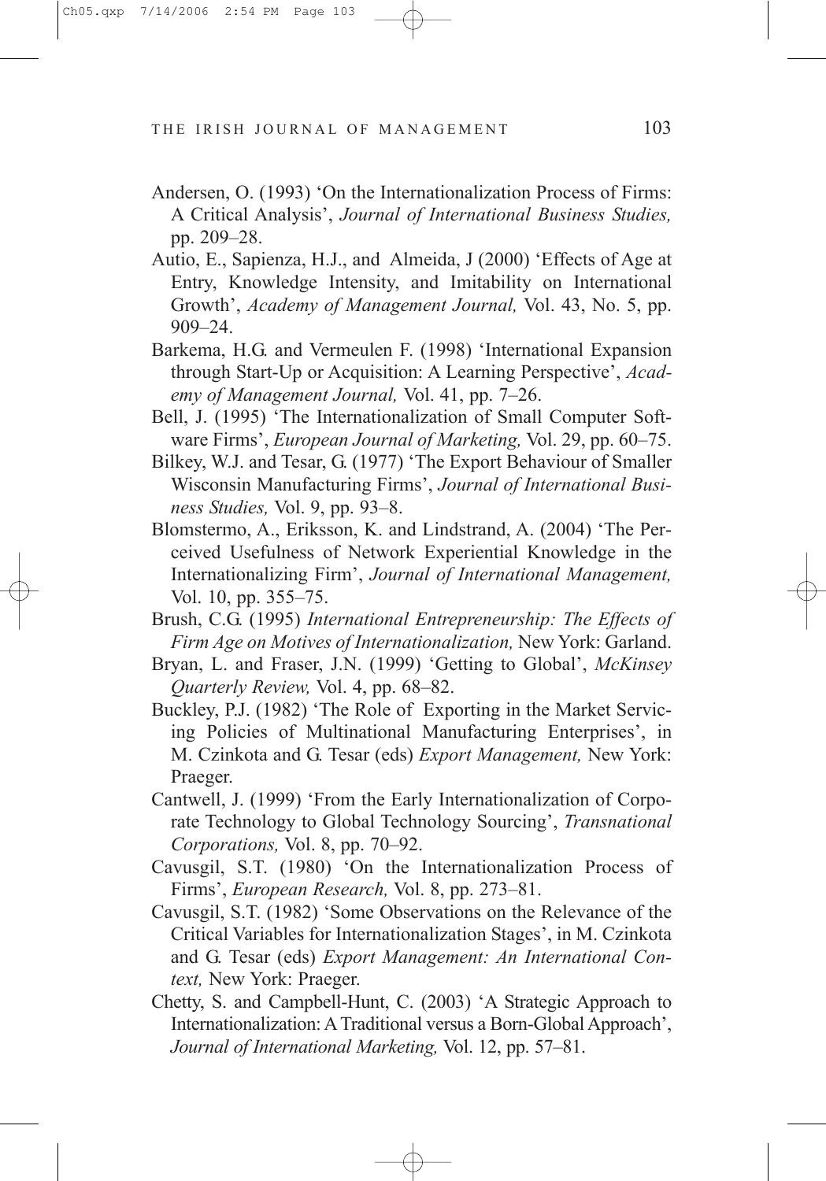Andersen, O. (1993) 'On the Internationalization Process of Firms: A Critical Analysis', *Journal of International Business Studies,* pp. 209–28.

Autio, E., Sapienza, H.J., and Almeida, J (2000) 'Effects of Age at Entry, Knowledge Intensity, and Imitability on International Growth', *Academy of Management Journal,* Vol. 43, No. 5, pp. 909–24.

Barkema, H.G. and Vermeulen F. (1998) 'International Expansion through Start-Up or Acquisition: A Learning Perspective', *Academy of Management Journal,* Vol. 41, pp. 7–26.

Bell, J. (1995) 'The Internationalization of Small Computer Software Firms', *European Journal of Marketing,* Vol. 29, pp. 60–75.

Bilkey, W.J. and Tesar, G. (1977) 'The Export Behaviour of Smaller Wisconsin Manufacturing Firms', *Journal of International Business Studies,* Vol. 9, pp. 93–8.

Blomstermo, A., Eriksson, K. and Lindstrand, A. (2004) 'The Perceived Usefulness of Network Experiential Knowledge in the Internationalizing Firm', *Journal of International Management,* Vol. 10, pp. 355–75.

Brush, C.G. (1995) *International Entrepreneurship: The Effects of Firm Age on Motives of Internationalization,* New York: Garland.

Bryan, L. and Fraser, J.N. (1999) 'Getting to Global', *McKinsey Quarterly Review,* Vol. 4, pp. 68–82.

Buckley, P.J. (1982) 'The Role of Exporting in the Market Servicing Policies of Multinational Manufacturing Enterprises', in M. Czinkota and G. Tesar (eds) *Export Management,* New York: Praeger.

Cantwell, J. (1999) 'From the Early Internationalization of Corporate Technology to Global Technology Sourcing', *Transnational Corporations,* Vol. 8, pp. 70–92.

Cavusgil, S.T. (1980) 'On the Internationalization Process of Firms', *European Research,* Vol. 8, pp. 273–81.

Cavusgil, S.T. (1982) 'Some Observations on the Relevance of the Critical Variables for Internationalization Stages', in M. Czinkota and G. Tesar (eds) *Export Management: An International Context,* New York: Praeger.

Chetty, S. and Campbell-Hunt, C. (2003) 'A Strategic Approach to Internationalization: A Traditional versus a Born-Global Approach', *Journal of International Marketing,* Vol. 12, pp. 57–81.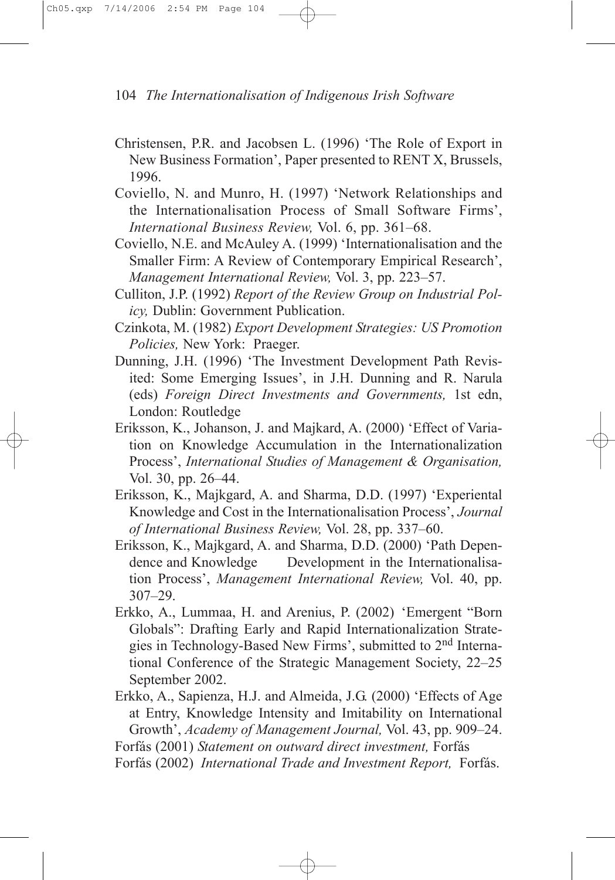Christensen, P.R. and Jacobsen L. (1996) 'The Role of Export in New Business Formation', Paper presented to RENT X, Brussels, 1996.

Coviello, N. and Munro, H. (1997) 'Network Relationships and the Internationalisation Process of Small Software Firms', *International Business Review,* Vol. 6, pp. 361–68.

Coviello, N.E. and McAuley A. (1999) 'Internationalisation and the Smaller Firm: A Review of Contemporary Empirical Research', *Management International Review,* Vol. 3, pp. 223–57.

Culliton, J.P. (1992) *Report of the Review Group on Industrial Policy,* Dublin: Government Publication.

Czinkota, M. (1982) *Export Development Strategies: US Promotion Policies,* New York: Praeger.

Dunning, J.H. (1996) 'The Investment Development Path Revisited: Some Emerging Issues', in J.H. Dunning and R. Narula (eds) *Foreign Direct Investments and Governments,* 1st edn, London: Routledge

Eriksson, K., Johanson, J. and Majkard, A. (2000) 'Effect of Variation on Knowledge Accumulation in the Internationalization Process', *International Studies of Management & Organisation,* Vol. 30, pp. 26–44.

Eriksson, K., Majkgard, A. and Sharma, D.D. (1997) 'Experiential Knowledge and Cost in the Internationalisation Process', *Journal of International Business Review,* Vol. 28, pp. 337–60.

Eriksson, K., Majkgard, A. and Sharma, D.D. (2000) 'Path Dependence and Knowledge Development in the Internationalisation Process', *Management International Review,* Vol. 40, pp. 307–29.

Erkko, A., Lummaa, H. and Arenius, P. (2002) 'Emergent "Born Globals": Drafting Early and Rapid Internationalization Strategies in Technology-Based New Firms', submitted to 2nd International Conference of the Strategic Management Society, 22–25 September 2002.

Erkko, A., Sapienza, H.J. and Almeida, J.G. (2000) 'Effects of Age at Entry, Knowledge Intensity and Imitability on International Growth', *Academy of Management Journal,* Vol. 43, pp. 909–24.

Forfás (2001) *Statement on outward direct investment,* Forfás

Forfás (2002) *International Trade and Investment Report,* Forfás.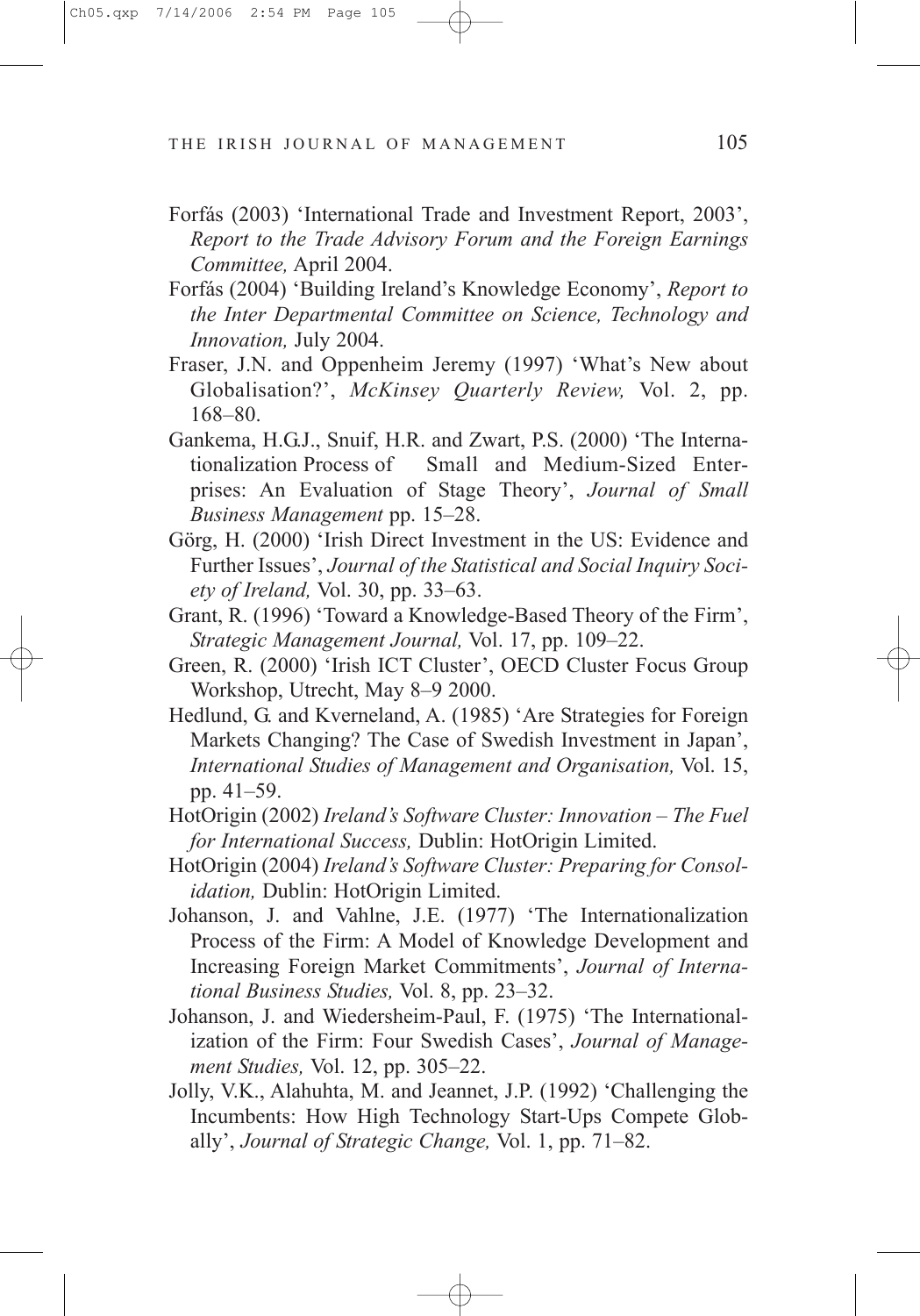Forfás (2003) 'International Trade and Investment Report, 2003', *Report to the Trade Advisory Forum and the Foreign Earnings Committee,* April 2004.

Forfás (2004) 'Building Ireland's Knowledge Economy', *Report to the Inter Departmental Committee on Science, Technology and Innovation,* July 2004.

Fraser, J.N. and Oppenheim Jeremy (1997) 'What's New about Globalisation?', *McKinsey Quarterly Review,* Vol. 2, pp. 168–80.

Gankema, H.G.J., Snuif, H.R. and Zwart, P.S. (2000) 'The Internationalization Process of Small and Medium-Sized Enterprises: An Evaluation of Stage Theory', *Journal of Small Business Management* pp. 15–28.

Görg, H. (2000) 'Irish Direct Investment in the US: Evidence and Further Issues', *Journal of the Statistical and Social Inquiry Society of Ireland,* Vol. 30, pp. 33–63.

Grant, R. (1996) 'Toward a Knowledge-Based Theory of the Firm', *Strategic Management Journal,* Vol. 17, pp. 109–22.

Green, R. (2000) 'Irish ICT Cluster', OECD Cluster Focus Group Workshop, Utrecht, May 8–9 2000.

Hedlund, G. and Kverneland, A. (1985) 'Are Strategies for Foreign Markets Changing? The Case of Swedish Investment in Japan', *International Studies of Management and Organisation,* Vol. 15, pp. 41–59.

HotOrigin (2002) *Ireland's Software Cluster: Innovation – The Fuel for International Success,* Dublin: HotOrigin Limited.

HotOrigin (2004) *Ireland's Software Cluster: Preparing for Consolidation,* Dublin: HotOrigin Limited.

Johanson, J. and Vahlne, J.E. (1977) 'The Internationalization Process of the Firm: A Model of Knowledge Development and Increasing Foreign Market Commitments', *Journal of International Business Studies,* Vol. 8, pp. 23–32.

Johanson, J. and Wiedersheim-Paul, F. (1975) 'The Internationalization of the Firm: Four Swedish Cases', *Journal of Management Studies,* Vol. 12, pp. 305–22.

Jolly, V.K., Alahuhta, M. and Jeannet, J.P. (1992) 'Challenging the Incumbents: How High Technology Start-Ups Compete Globally', *Journal of Strategic Change,* Vol. 1, pp. 71–82.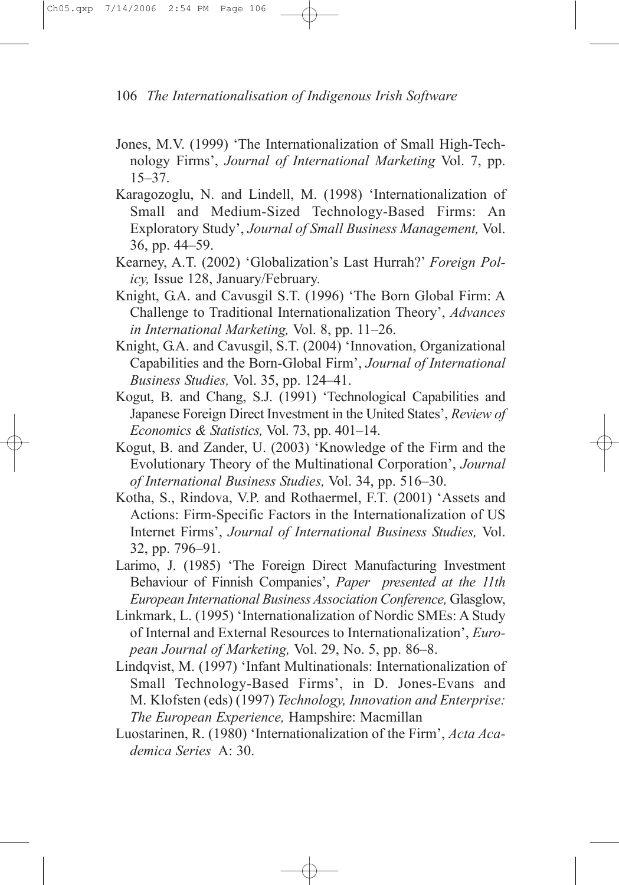Jones, M.V. (1999) 'The Internationalization of Small High-Technology Firms', *Journal of International Marketing* Vol. 7, pp. 15–37.

Karagozoglu, N. and Lindell, M. (1998) 'Internationalization of Small and Medium-Sized Technology-Based Firms: An Exploratory Study', *Journal of Small Business Management,* Vol. 36, pp. 44–59.

Kearney, A.T. (2002) 'Globalization's Last Hurrah?' *Foreign Policy,* Issue 128, January/February.

Knight, G.A. and Cavusgil S.T. (1996) 'The Born Global Firm: A Challenge to Traditional Internationalization Theory', *Advances in International Marketing,* Vol. 8, pp. 11–26.

Knight, G.A. and Cavusgil, S.T. (2004) 'Innovation, Organizational Capabilities and the Born-Global Firm', *Journal of International Business Studies,* Vol. 35, pp. 124–41.

Kogut, B. and Chang, S.J. (1991) 'Technological Capabilities and Japanese Foreign Direct Investment in the United States', *Review of Economics & Statistics,* Vol. 73, pp. 401–14.

Kogut, B. and Zander, U. (2003) 'Knowledge of the Firm and the Evolutionary Theory of the Multinational Corporation', *Journal of International Business Studies,* Vol. 34, pp. 516–30.

Kotha, S., Rindova, V.P. and Rothaermel, F.T. (2001) 'Assets and Actions: Firm-Specific Factors in the Internationalization of US Internet Firms', *Journal of International Business Studies,* Vol. 32, pp. 796–91.

Larimo, J. (1985) 'The Foreign Direct Manufacturing Investment Behaviour of Finnish Companies', *Paper presented at the 11th European International Business Association Conference,* Glasglow,

Linkmark, L. (1995) 'Internationalization of Nordic SMEs: A Study of Internal and External Resources to Internationalization', *European Journal of Marketing,* Vol. 29, No. 5, pp. 86–8.

Lindqvist, M. (1997) 'Infant Multinationals: Internationalization of Small Technology-Based Firms', in D. Jones-Evans and M. Klofsten (eds) (1997) *Technology, Innovation and Enterprise: The European Experience,* Hampshire: Macmillan

Luostarinen, R. (1980) 'Internationalization of the Firm', *Acta Academica Series* A: 30.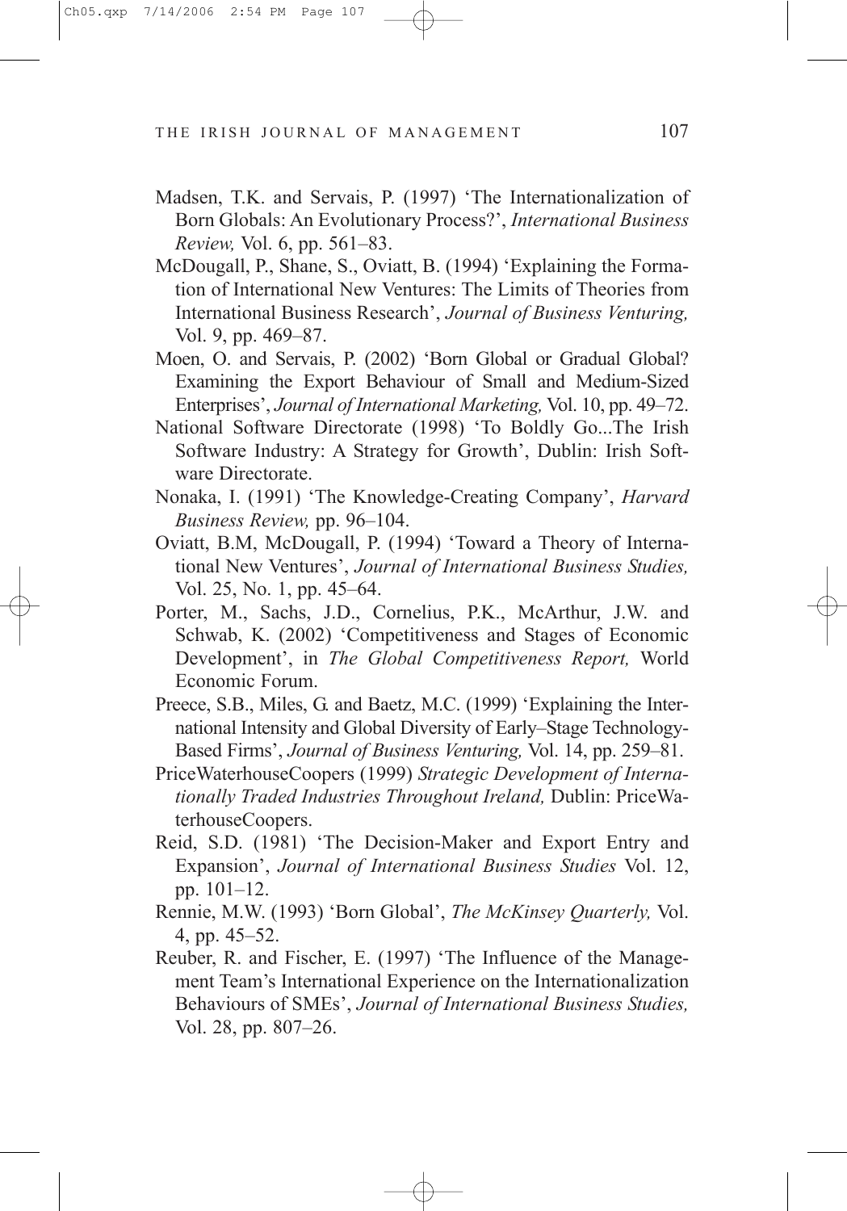Madsen, T.K. and Servais, P. (1997) 'The Internationalization of Born Globals: An Evolutionary Process?', *International Business Review,* Vol. 6, pp. 561–83.

McDougall, P., Shane, S., Oviatt, B. (1994) 'Explaining the Formation of International New Ventures: The Limits of Theories from International Business Research', *Journal of Business Venturing,* Vol. 9, pp. 469–87.

Moen, O. and Servais, P. (2002) 'Born Global or Gradual Global? Examining the Export Behaviour of Small and Medium-Sized Enterprises', *Journal of International Marketing,* Vol. 10, pp. 49–72.

National Software Directorate (1998) 'To Boldly Go...The Irish Software Industry: A Strategy for Growth', Dublin: Irish Software Directorate.

Nonaka, I. (1991) 'The Knowledge-Creating Company', *Harvard Business Review,* pp. 96–104.

Oviatt, B.M, McDougall, P. (1994) 'Toward a Theory of International New Ventures', *Journal of International Business Studies,* Vol. 25, No. 1, pp. 45–64.

Porter, M., Sachs, J.D., Cornelius, P.K., McArthur, J.W. and Schwab, K. (2002) 'Competitiveness and Stages of Economic Development', in *The Global Competitiveness Report,* World Economic Forum.

Preece, S.B., Miles, G. and Baetz, M.C. (1999) 'Explaining the International Intensity and Global Diversity of Early–Stage Technology-Based Firms', *Journal of Business Venturing,* Vol. 14, pp. 259–81.

PriceWaterhouseCoopers (1999) *Strategic Development of Internationally Traded Industries Throughout Ireland,* Dublin: PriceWaterhouseCoopers.

Reid, S.D. (1981) 'The Decision-Maker and Export Entry and Expansion', *Journal of International Business Studies* Vol. 12, pp. 101–12.

Rennie, M.W. (1993) 'Born Global', *The McKinsey Quarterly,* Vol. 4, pp. 45–52.

Reuber, R. and Fischer, E. (1997) 'The Influence of the Management Team's International Experience on the Internationalization Behaviours of SMEs', *Journal of International Business Studies,* Vol. 28, pp. 807–26.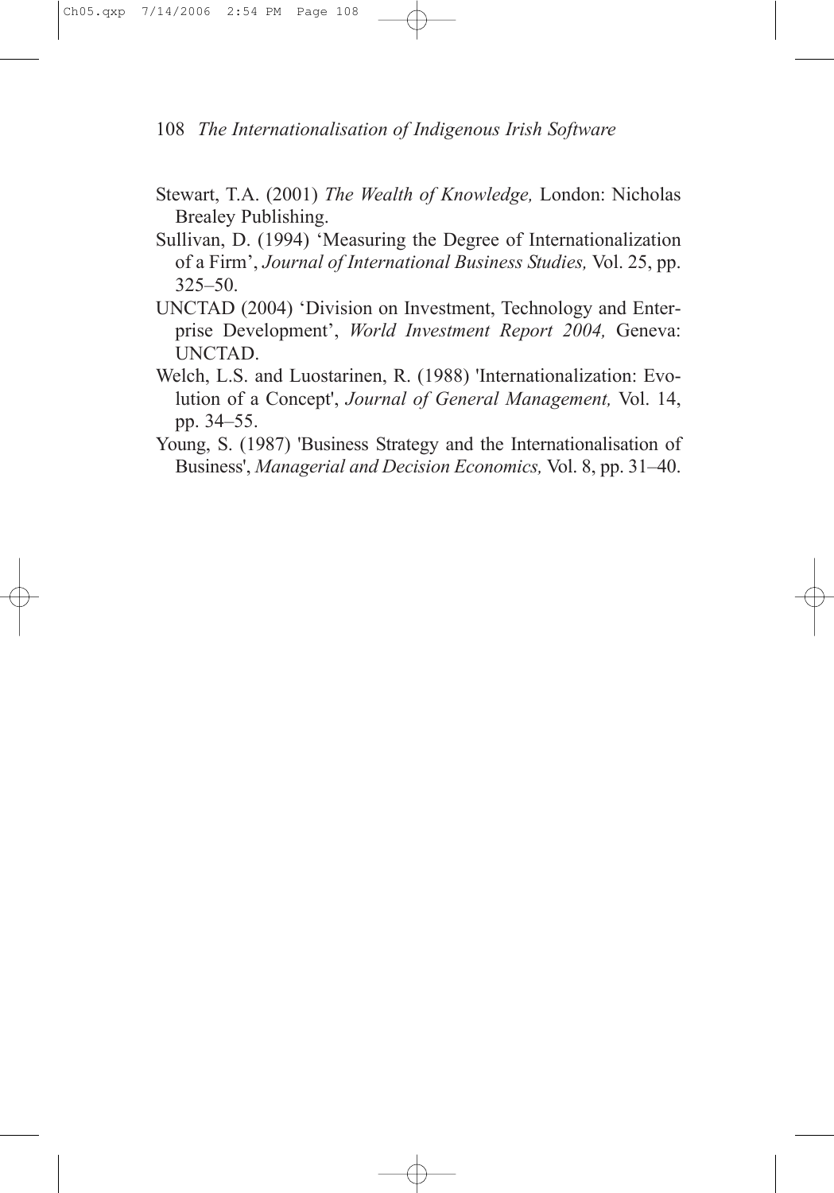Stewart, T.A. (2001) *The Wealth of Knowledge,* London: Nicholas Brealey Publishing.

Sullivan, D. (1994) 'Measuring the Degree of Internationalization of a Firm', *Journal of International Business Studies,* Vol. 25, pp. 325–50.

UNCTAD (2004) 'Division on Investment, Technology and Enterprise Development', *World Investment Report 2004,* Geneva: UNCTAD.

Welch, L.S. and Luostarinen, R. (1988) 'Internationalization: Evolution of a Concept', *Journal of General Management,* Vol. 14, pp. 34–55.

Young, S. (1987) 'Business Strategy and the Internationalisation of Business', *Managerial and Decision Economics,* Vol. 8, pp. 31–40.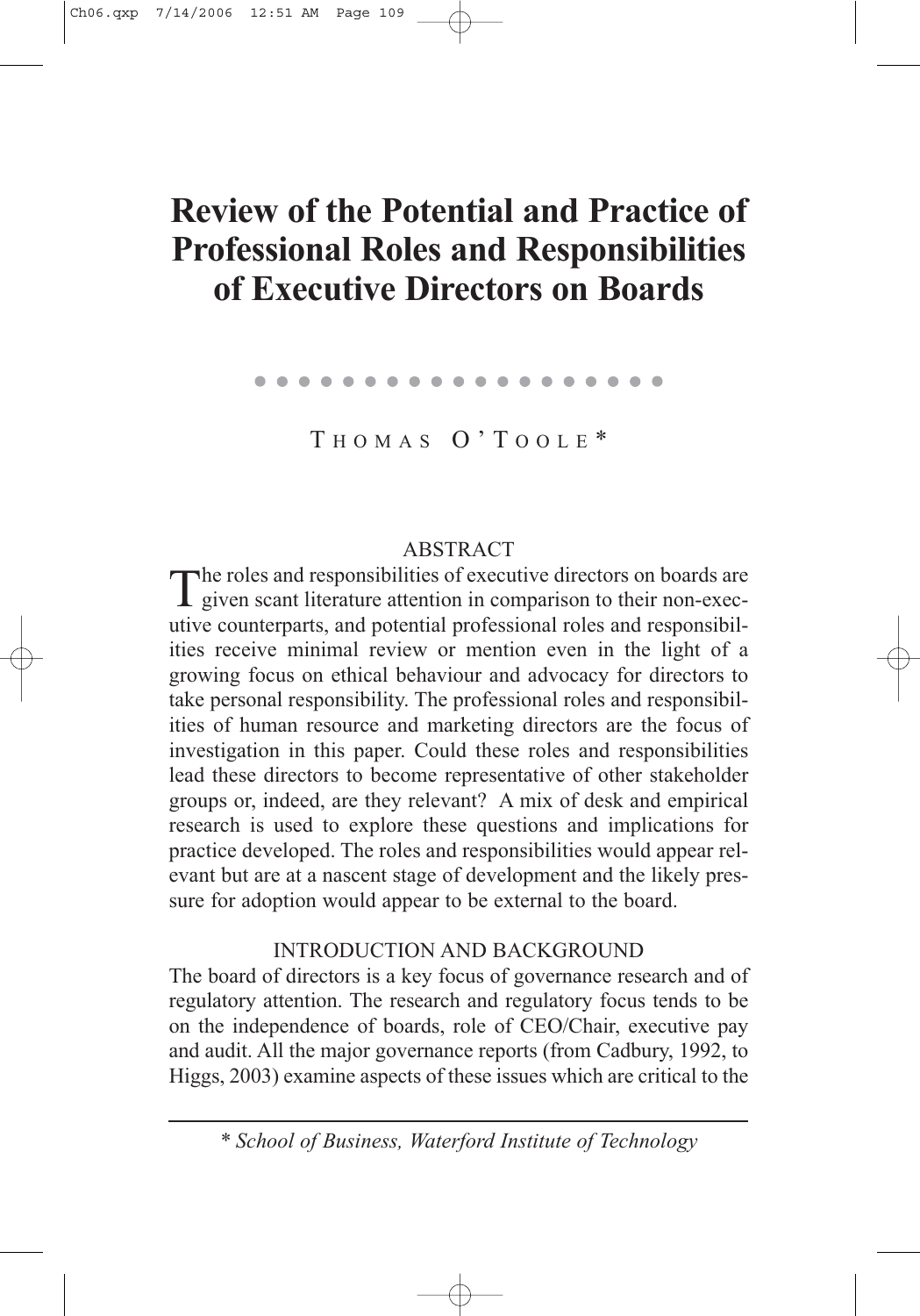# Review of the Potential and Practice of Professional Roles and Responsibilities of Executive Directors on Boards

THOMAS O'TOOLE*

## ABSTRACT

The roles and responsibilities of executive directors on boards are given scant literature attention in comparison to their non-executive counterparts, and potential professional roles and responsibilities receive minimal review or mention even in the light of a growing focus on ethical behaviour and advocacy for directors to take personal responsibility. The professional roles and responsibilities of human resource and marketing directors are the focus of investigation in this paper. Could these roles and responsibilities lead these directors to become representative of other stakeholder groups or, indeed, are they relevant? A mix of desk and empirical research is used to explore these questions and implications for practice developed. The roles and responsibilities would appear relevant but are at a nascent stage of development and the likely pressure for adoption would appear to be external to the board.

## INTRODUCTION AND BACKGROUND

The board of directors is a key focus of governance research and of regulatory attention. The research and regulatory focus tends to be on the independence of boards, role of CEO/Chair, executive pay and audit. All the major governance reports (from Cadbury, 1992, to Higgs, 2003) examine aspects of these issues which are critical to the

---

\* *School of Business, Waterford Institute of Technology*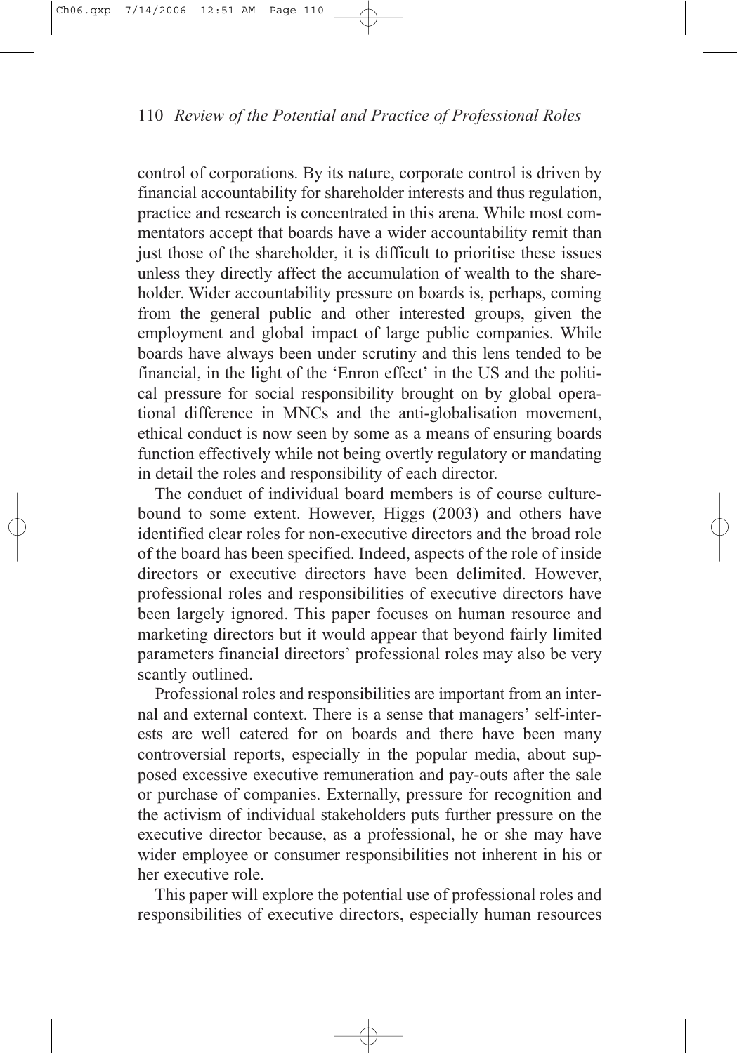control of corporations. By its nature, corporate control is driven by financial accountability for shareholder interests and thus regulation, practice and research is concentrated in this arena. While most commentators accept that boards have a wider accountability remit than just those of the shareholder, it is difficult to prioritise these issues unless they directly affect the accumulation of wealth to the shareholder. Wider accountability pressure on boards is, perhaps, coming from the general public and other interested groups, given the employment and global impact of large public companies. While boards have always been under scrutiny and this lens tended to be financial, in the light of the 'Enron effect' in the US and the political pressure for social responsibility brought on by global operational difference in MNCs and the anti-globalisation movement, ethical conduct is now seen by some as a means of ensuring boards function effectively while not being overtly regulatory or mandating in detail the roles and responsibility of each director.

The conduct of individual board members is of course culture-bound to some extent. However, Higgs (2003) and others have identified clear roles for non-executive directors and the broad role of the board has been specified. Indeed, aspects of the role of inside directors or executive directors have been delimited. However, professional roles and responsibilities of executive directors have been largely ignored. This paper focuses on human resource and marketing directors but it would appear that beyond fairly limited parameters financial directors' professional roles may also be very scantly outlined.

Professional roles and responsibilities are important from an internal and external context. There is a sense that managers' self-interests are well catered for on boards and there have been many controversial reports, especially in the popular media, about supposed excessive executive remuneration and pay-outs after the sale or purchase of companies. Externally, pressure for recognition and the activism of individual stakeholders puts further pressure on the executive director because, as a professional, he or she may have wider employee or consumer responsibilities not inherent in his or her executive role.

This paper will explore the potential use of professional roles and responsibilities of executive directors, especially human resources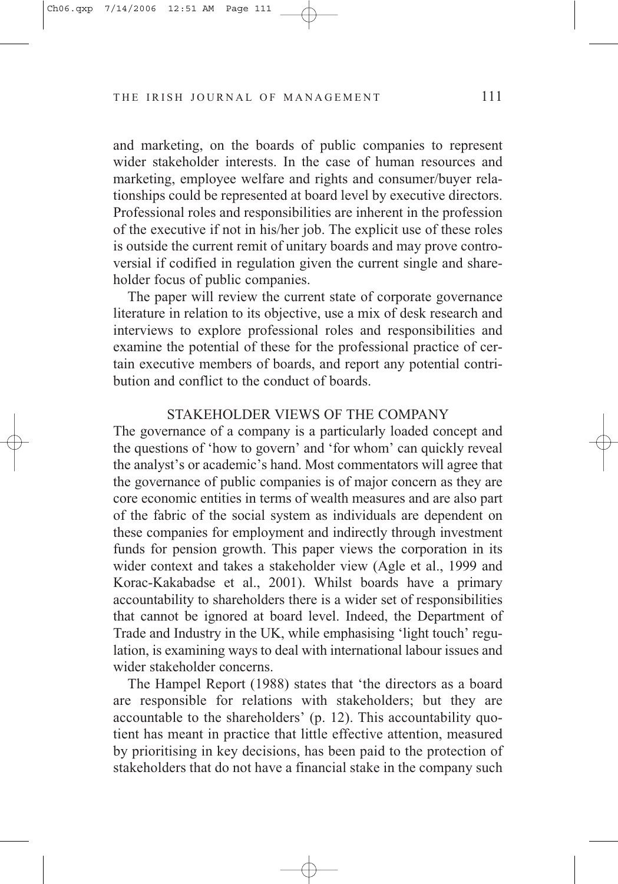and marketing, on the boards of public companies to represent wider stakeholder interests. In the case of human resources and marketing, employee welfare and rights and consumer/buyer relationships could be represented at board level by executive directors. Professional roles and responsibilities are inherent in the profession of the executive if not in his/her job. The explicit use of these roles is outside the current remit of unitary boards and may prove controversial if codified in regulation given the current single and shareholder focus of public companies.

The paper will review the current state of corporate governance literature in relation to its objective, use a mix of desk research and interviews to explore professional roles and responsibilities and examine the potential of these for the professional practice of certain executive members of boards, and report any potential contribution and conflict to the conduct of boards.

## STAKEHOLDER VIEWS OF THE COMPANY

The governance of a company is a particularly loaded concept and the questions of 'how to govern' and 'for whom' can quickly reveal the analyst's or academic's hand. Most commentators will agree that the governance of public companies is of major concern as they are core economic entities in terms of wealth measures and are also part of the fabric of the social system as individuals are dependent on these companies for employment and indirectly through investment funds for pension growth. This paper views the corporation in its wider context and takes a stakeholder view (Agle et al., 1999 and Korac-Kakabadse et al., 2001). Whilst boards have a primary accountability to shareholders there is a wider set of responsibilities that cannot be ignored at board level. Indeed, the Department of Trade and Industry in the UK, while emphasising 'light touch' regulation, is examining ways to deal with international labour issues and wider stakeholder concerns.

The Hampel Report (1988) states that 'the directors as a board are responsible for relations with stakeholders; but they are accountable to the shareholders' (p. 12). This accountability quotient has meant in practice that little effective attention, measured by prioritising in key decisions, has been paid to the protection of stakeholders that do not have a financial stake in the company such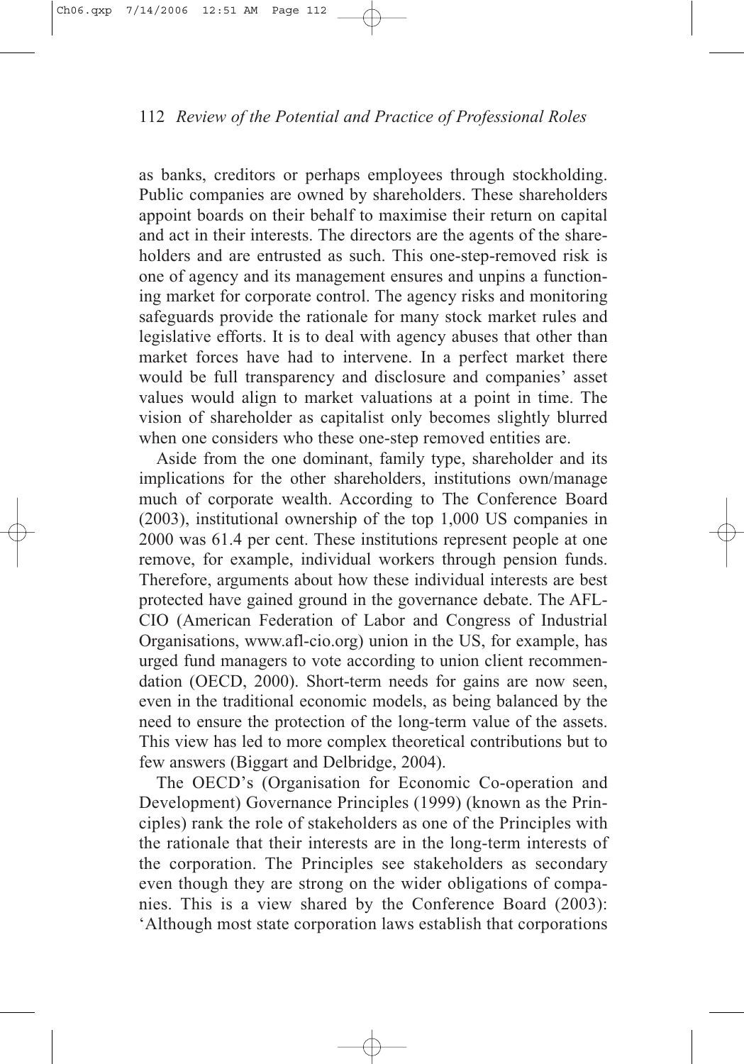as banks, creditors or perhaps employees through stockholding. Public companies are owned by shareholders. These shareholders appoint boards on their behalf to maximise their return on capital and act in their interests. The directors are the agents of the shareholders and are entrusted as such. This one-step-removed risk is one of agency and its management ensures and unpins a functioning market for corporate control. The agency risks and monitoring safeguards provide the rationale for many stock market rules and legislative efforts. It is to deal with agency abuses that other than market forces have had to intervene. In a perfect market there would be full transparency and disclosure and companies' asset values would align to market valuations at a point in time. The vision of shareholder as capitalist only becomes slightly blurred when one considers who these one-step removed entities are.

Aside from the one dominant, family type, shareholder and its implications for the other shareholders, institutions own/manage much of corporate wealth. According to The Conference Board (2003), institutional ownership of the top 1,000 US companies in 2000 was 61.4 per cent. These institutions represent people at one remove, for example, individual workers through pension funds. Therefore, arguments about how these individual interests are best protected have gained ground in the governance debate. The AFL-CIO (American Federation of Labor and Congress of Industrial Organisations, www.afl-cio.org) union in the US, for example, has urged fund managers to vote according to union client recommendation (OECD, 2000). Short-term needs for gains are now seen, even in the traditional economic models, as being balanced by the need to ensure the protection of the long-term value of the assets. This view has led to more complex theoretical contributions but to few answers (Biggart and Delbridge, 2004).

The OECD's (Organisation for Economic Co-operation and Development) Governance Principles (1999) (known as the Principles) rank the role of stakeholders as one of the Principles with the rationale that their interests are in the long-term interests of the corporation. The Principles see stakeholders as secondary even though they are strong on the wider obligations of companies. This is a view shared by the Conference Board (2003): 'Although most state corporation laws establish that corporations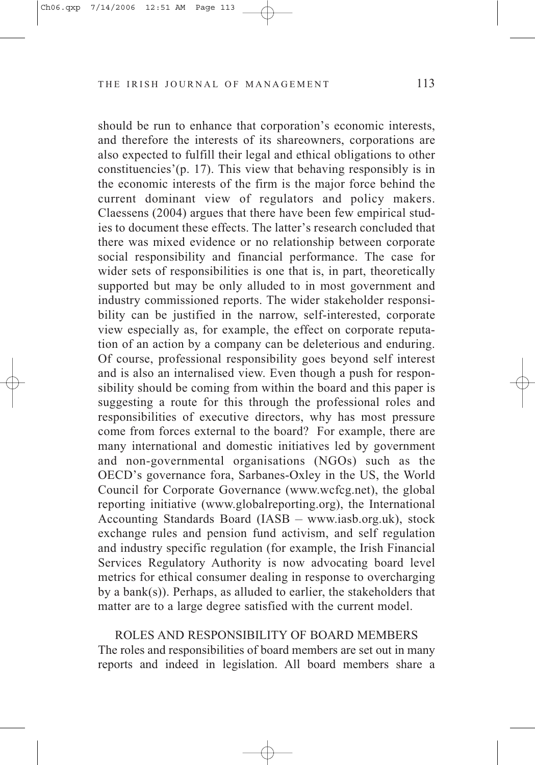should be run to enhance that corporation's economic interests, and therefore the interests of its shareowners, corporations are also expected to fulfill their legal and ethical obligations to other constituencies'(p. 17). This view that behaving responsibly is in the economic interests of the firm is the major force behind the current dominant view of regulators and policy makers. Claessens (2004) argues that there have been few empirical studies to document these effects. The latter's research concluded that there was mixed evidence or no relationship between corporate social responsibility and financial performance. The case for wider sets of responsibilities is one that is, in part, theoretically supported but may be only alluded to in most government and industry commissioned reports. The wider stakeholder responsibility can be justified in the narrow, self-interested, corporate view especially as, for example, the effect on corporate reputation of an action by a company can be deleterious and enduring. Of course, professional responsibility goes beyond self interest and is also an internalised view. Even though a push for responsibility should be coming from within the board and this paper is suggesting a route for this through the professional roles and responsibilities of executive directors, why has most pressure come from forces external to the board? For example, there are many international and domestic initiatives led by government and non-governmental organisations (NGOs) such as the OECD's governance fora, Sarbanes-Oxley in the US, the World Council for Corporate Governance (www.wcfcg.net), the global reporting initiative (www.globalreporting.org), the International Accounting Standards Board (IASB – www.iasb.org.uk), stock exchange rules and pension fund activism, and self regulation and industry specific regulation (for example, the Irish Financial Services Regulatory Authority is now advocating board level metrics for ethical consumer dealing in response to overcharging by a bank(s)). Perhaps, as alluded to earlier, the stakeholders that matter are to a large degree satisfied with the current model.

## ROLES AND RESPONSIBILITY OF BOARD MEMBERS

The roles and responsibilities of board members are set out in many reports and indeed in legislation. All board members share a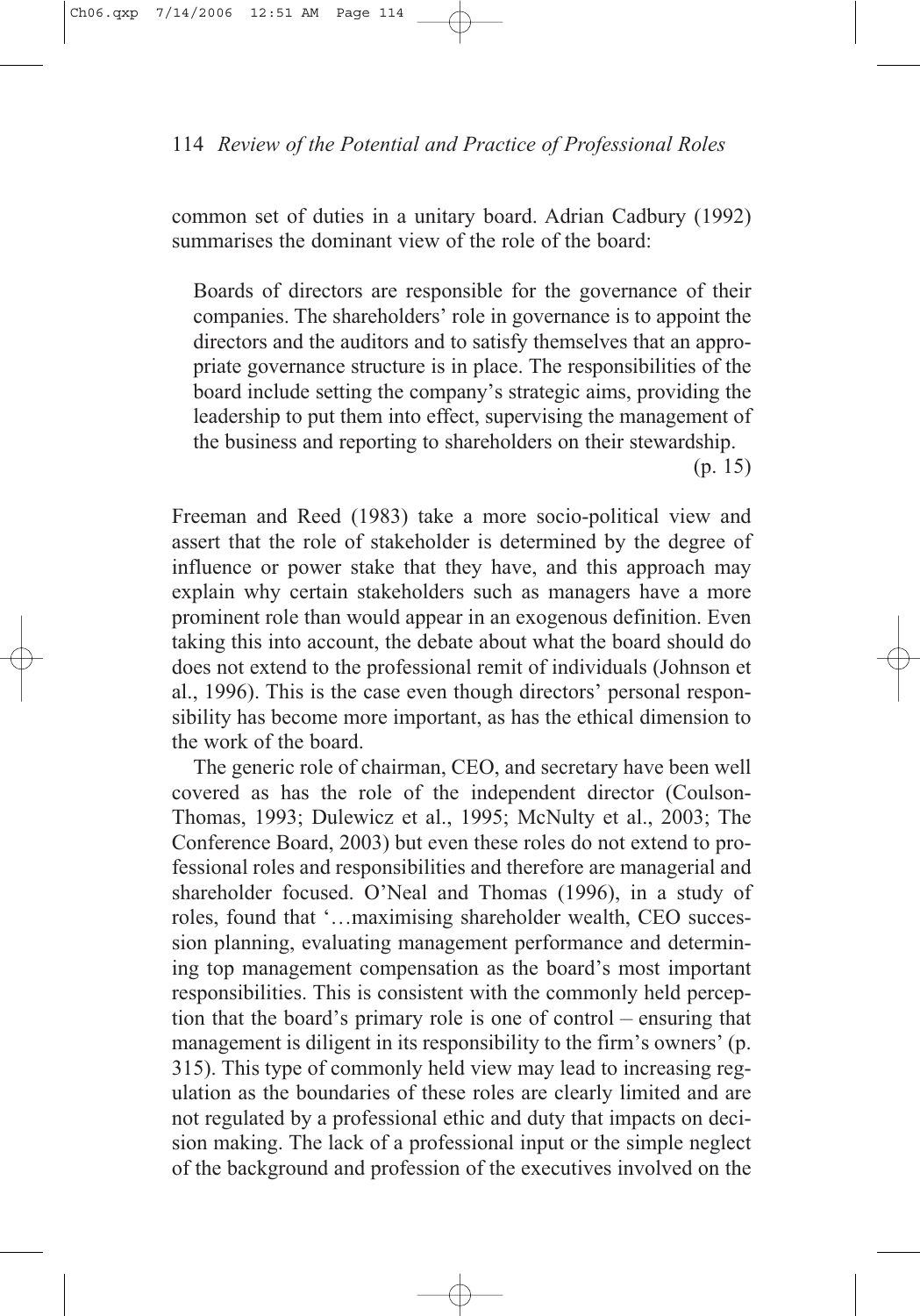common set of duties in a unitary board. Adrian Cadbury (1992) summarises the dominant view of the role of the board:

> Boards of directors are responsible for the governance of their companies. The shareholders' role in governance is to appoint the directors and the auditors and to satisfy themselves that an appropriate governance structure is in place. The responsibilities of the board include setting the company's strategic aims, providing the leadership to put them into effect, supervising the management of the business and reporting to shareholders on their stewardship.
>
> (p. 15)

Freeman and Reed (1983) take a more socio-political view and assert that the role of stakeholder is determined by the degree of influence or power stake that they have, and this approach may explain why certain stakeholders such as managers have a more prominent role than would appear in an exogenous definition. Even taking this into account, the debate about what the board should do does not extend to the professional remit of individuals (Johnson et al., 1996). This is the case even though directors' personal responsibility has become more important, as has the ethical dimension to the work of the board.

The generic role of chairman, CEO, and secretary have been well covered as has the role of the independent director (Coulson-Thomas, 1993; Dulewicz et al., 1995; McNulty et al., 2003; The Conference Board, 2003) but even these roles do not extend to professional roles and responsibilities and therefore are managerial and shareholder focused. O'Neal and Thomas (1996), in a study of roles, found that '…maximising shareholder wealth, CEO succession planning, evaluating management performance and determining top management compensation as the board's most important responsibilities. This is consistent with the commonly held perception that the board's primary role is one of control – ensuring that management is diligent in its responsibility to the firm's owners' (p. 315). This type of commonly held view may lead to increasing regulation as the boundaries of these roles are clearly limited and are not regulated by a professional ethic and duty that impacts on decision making. The lack of a professional input or the simple neglect of the background and profession of the executives involved on the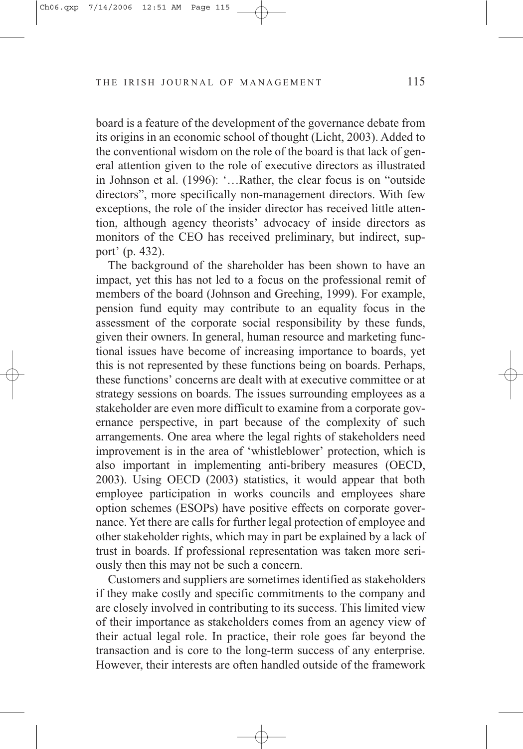board is a feature of the development of the governance debate from its origins in an economic school of thought (Licht, 2003). Added to the conventional wisdom on the role of the board is that lack of general attention given to the role of executive directors as illustrated in Johnson et al. (1996): '…Rather, the clear focus is on "outside directors", more specifically non-management directors. With few exceptions, the role of the insider director has received little attention, although agency theorists' advocacy of inside directors as monitors of the CEO has received preliminary, but indirect, support' (p. 432).

The background of the shareholder has been shown to have an impact, yet this has not led to a focus on the professional remit of members of the board (Johnson and Greehing, 1999). For example, pension fund equity may contribute to an equality focus in the assessment of the corporate social responsibility by these funds, given their owners. In general, human resource and marketing functional issues have become of increasing importance to boards, yet this is not represented by these functions being on boards. Perhaps, these functions' concerns are dealt with at executive committee or at strategy sessions on boards. The issues surrounding employees as a stakeholder are even more difficult to examine from a corporate governance perspective, in part because of the complexity of such arrangements. One area where the legal rights of stakeholders need improvement is in the area of 'whistleblower' protection, which is also important in implementing anti-bribery measures (OECD, 2003). Using OECD (2003) statistics, it would appear that both employee participation in works councils and employees share option schemes (ESOPs) have positive effects on corporate governance. Yet there are calls for further legal protection of employee and other stakeholder rights, which may in part be explained by a lack of trust in boards. If professional representation was taken more seriously then this may not be such a concern.

Customers and suppliers are sometimes identified as stakeholders if they make costly and specific commitments to the company and are closely involved in contributing to its success. This limited view of their importance as stakeholders comes from an agency view of their actual legal role. In practice, their role goes far beyond the transaction and is core to the long-term success of any enterprise. However, their interests are often handled outside of the framework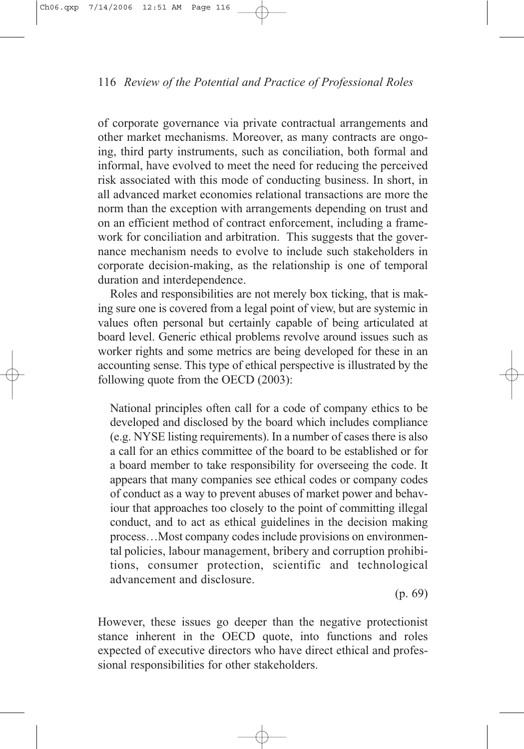of corporate governance via private contractual arrangements and other market mechanisms. Moreover, as many contracts are ongoing, third party instruments, such as conciliation, both formal and informal, have evolved to meet the need for reducing the perceived risk associated with this mode of conducting business. In short, in all advanced market economies relational transactions are more the norm than the exception with arrangements depending on trust and on an efficient method of contract enforcement, including a framework for conciliation and arbitration. This suggests that the governance mechanism needs to evolve to include such stakeholders in corporate decision-making, as the relationship is one of temporal duration and interdependence.

Roles and responsibilities are not merely box ticking, that is making sure one is covered from a legal point of view, but are systemic in values often personal but certainly capable of being articulated at board level. Generic ethical problems revolve around issues such as worker rights and some metrics are being developed for these in an accounting sense. This type of ethical perspective is illustrated by the following quote from the OECD (2003):

> National principles often call for a code of company ethics to be developed and disclosed by the board which includes compliance (e.g. NYSE listing requirements). In a number of cases there is also a call for an ethics committee of the board to be established or for a board member to take responsibility for overseeing the code. It appears that many companies see ethical codes or company codes of conduct as a way to prevent abuses of market power and behaviour that approaches too closely to the point of committing illegal conduct, and to act as ethical guidelines in the decision making process…Most company codes include provisions on environmental policies, labour management, bribery and corruption prohibitions, consumer protection, scientific and technological advancement and disclosure.
>
> (p. 69)

However, these issues go deeper than the negative protectionist stance inherent in the OECD quote, into functions and roles expected of executive directors who have direct ethical and professional responsibilities for other stakeholders.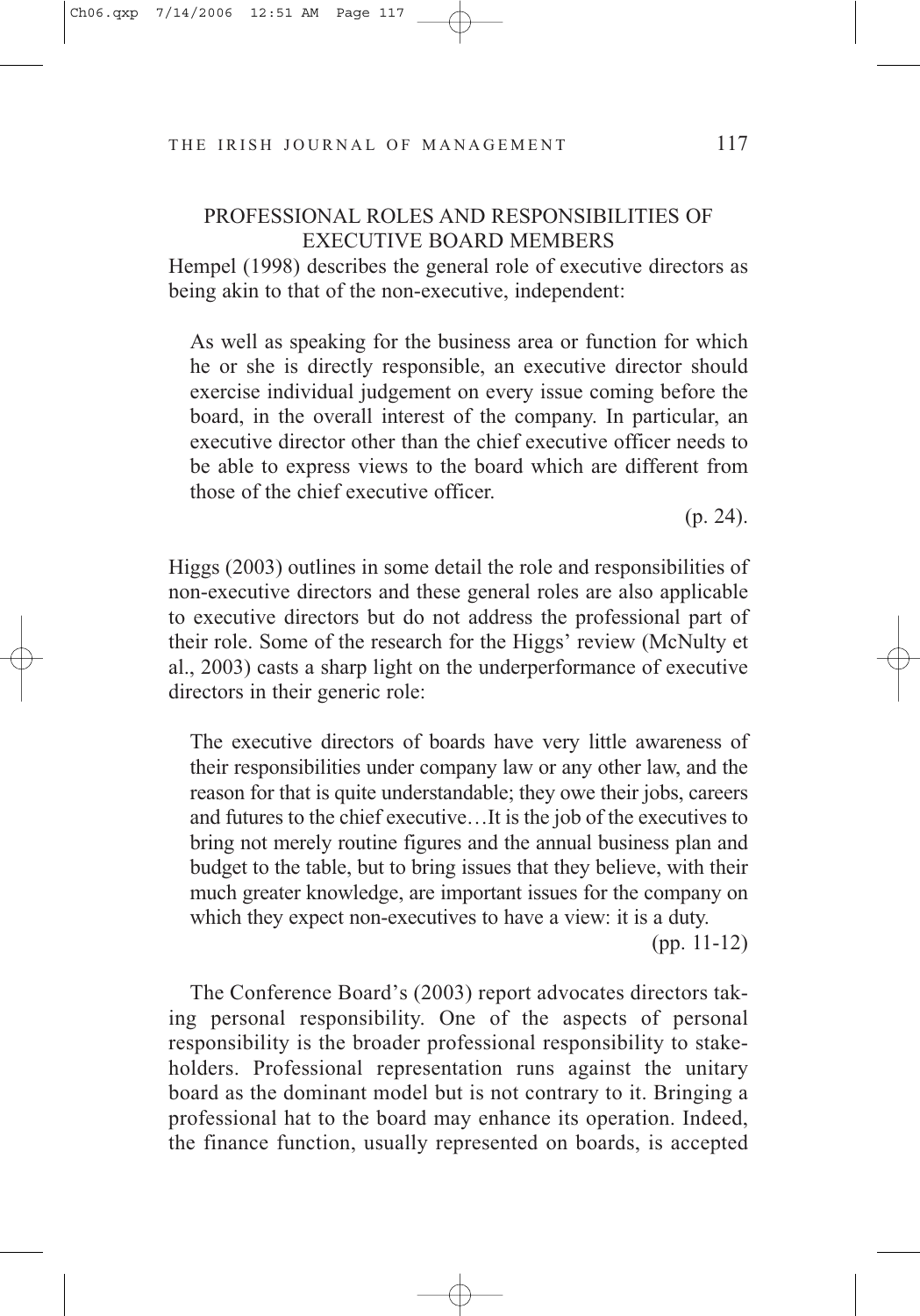## PROFESSIONAL ROLES AND RESPONSIBILITIES OF EXECUTIVE BOARD MEMBERS

Hempel (1998) describes the general role of executive directors as being akin to that of the non-executive, independent:

> As well as speaking for the business area or function for which he or she is directly responsible, an executive director should exercise individual judgement on every issue coming before the board, in the overall interest of the company. In particular, an executive director other than the chief executive officer needs to be able to express views to the board which are different from those of the chief executive officer.
>
> (p. 24).

Higgs (2003) outlines in some detail the role and responsibilities of non-executive directors and these general roles are also applicable to executive directors but do not address the professional part of their role. Some of the research for the Higgs' review (McNulty et al., 2003) casts a sharp light on the underperformance of executive directors in their generic role:

> The executive directors of boards have very little awareness of their responsibilities under company law or any other law, and the reason for that is quite understandable; they owe their jobs, careers and futures to the chief executive…It is the job of the executives to bring not merely routine figures and the annual business plan and budget to the table, but to bring issues that they believe, with their much greater knowledge, are important issues for the company on which they expect non-executives to have a view: it is a duty.
>
> (pp. 11-12)

The Conference Board's (2003) report advocates directors taking personal responsibility. One of the aspects of personal responsibility is the broader professional responsibility to stakeholders. Professional representation runs against the unitary board as the dominant model but is not contrary to it. Bringing a professional hat to the board may enhance its operation. Indeed, the finance function, usually represented on boards, is accepted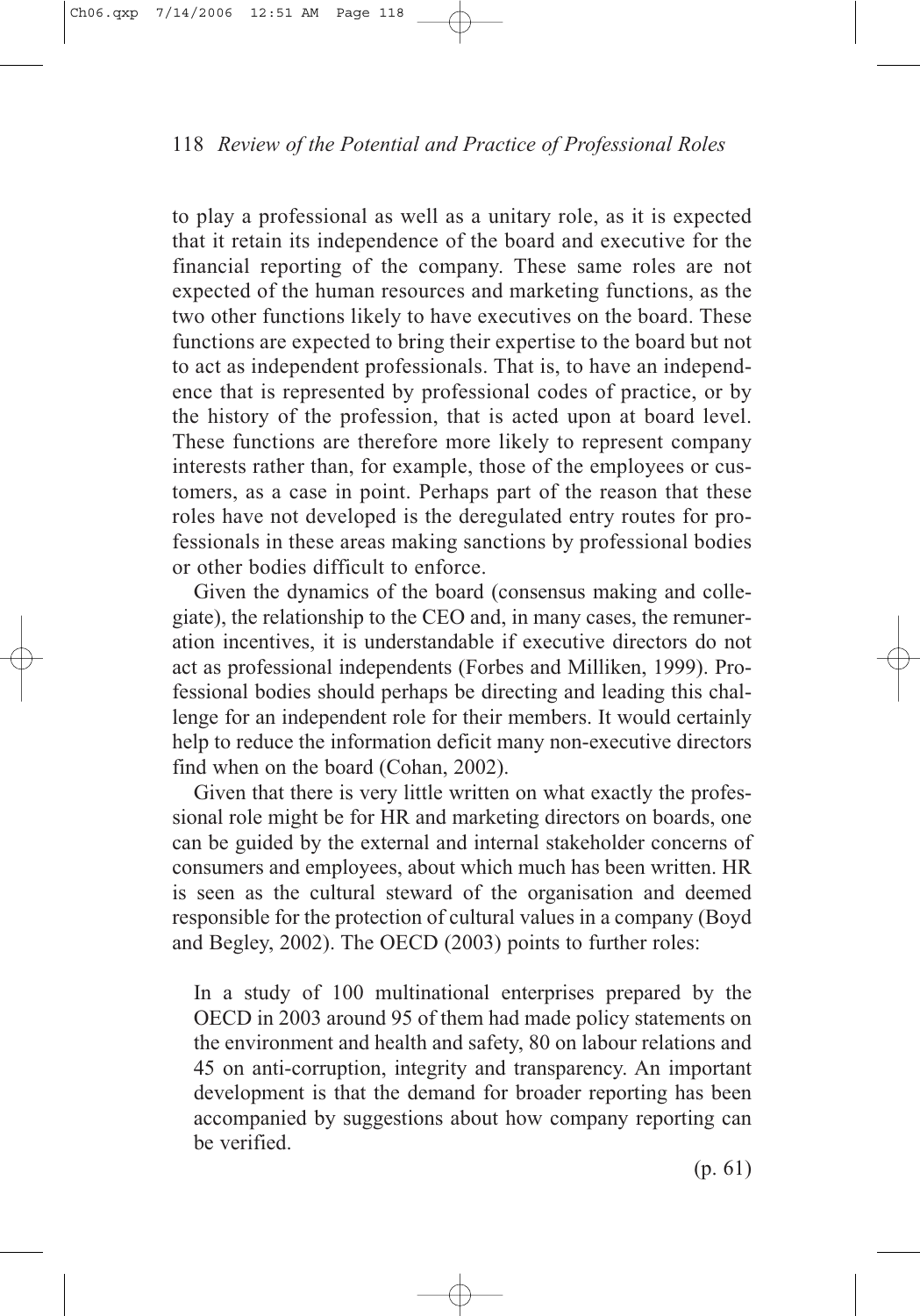to play a professional as well as a unitary role, as it is expected that it retain its independence of the board and executive for the financial reporting of the company. These same roles are not expected of the human resources and marketing functions, as the two other functions likely to have executives on the board. These functions are expected to bring their expertise to the board but not to act as independent professionals. That is, to have an independence that is represented by professional codes of practice, or by the history of the profession, that is acted upon at board level. These functions are therefore more likely to represent company interests rather than, for example, those of the employees or customers, as a case in point. Perhaps part of the reason that these roles have not developed is the deregulated entry routes for professionals in these areas making sanctions by professional bodies or other bodies difficult to enforce.

Given the dynamics of the board (consensus making and collegiate), the relationship to the CEO and, in many cases, the remuneration incentives, it is understandable if executive directors do not act as professional independents (Forbes and Milliken, 1999). Professional bodies should perhaps be directing and leading this challenge for an independent role for their members. It would certainly help to reduce the information deficit many non-executive directors find when on the board (Cohan, 2002).

Given that there is very little written on what exactly the professional role might be for HR and marketing directors on boards, one can be guided by the external and internal stakeholder concerns of consumers and employees, about which much has been written. HR is seen as the cultural steward of the organisation and deemed responsible for the protection of cultural values in a company (Boyd and Begley, 2002). The OECD (2003) points to further roles:

> In a study of 100 multinational enterprises prepared by the OECD in 2003 around 95 of them had made policy statements on the environment and health and safety, 80 on labour relations and 45 on anti-corruption, integrity and transparency. An important development is that the demand for broader reporting has been accompanied by suggestions about how company reporting can be verified.
>
> (p. 61)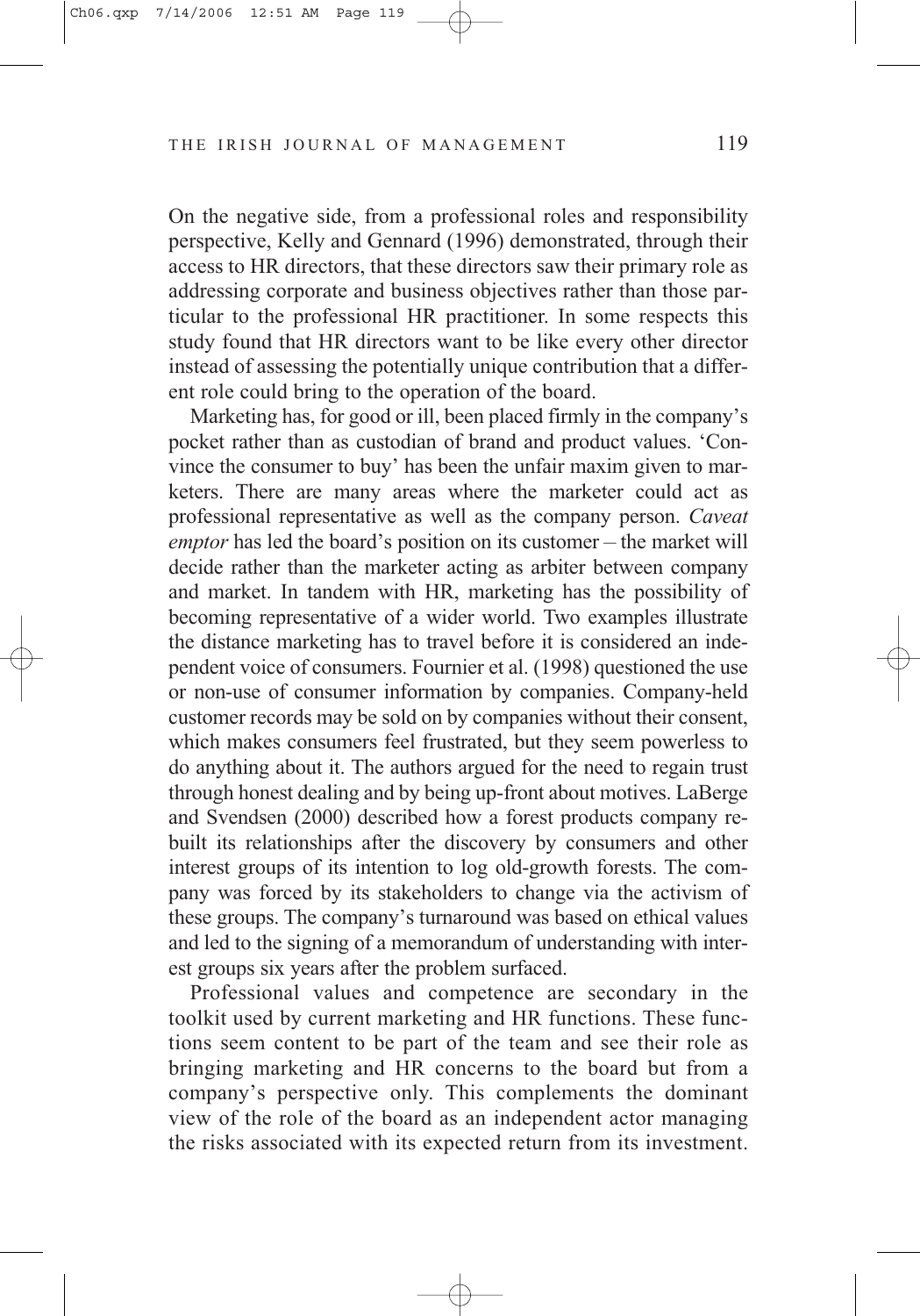On the negative side, from a professional roles and responsibility perspective, Kelly and Gennard (1996) demonstrated, through their access to HR directors, that these directors saw their primary role as addressing corporate and business objectives rather than those particular to the professional HR practitioner. In some respects this study found that HR directors want to be like every other director instead of assessing the potentially unique contribution that a different role could bring to the operation of the board.

Marketing has, for good or ill, been placed firmly in the company's pocket rather than as custodian of brand and product values. 'Convince the consumer to buy' has been the unfair maxim given to marketers. There are many areas where the marketer could act as professional representative as well as the company person. *Caveat emptor* has led the board's position on its customer – the market will decide rather than the marketer acting as arbiter between company and market. In tandem with HR, marketing has the possibility of becoming representative of a wider world. Two examples illustrate the distance marketing has to travel before it is considered an independent voice of consumers. Fournier et al. (1998) questioned the use or non-use of consumer information by companies. Company-held customer records may be sold on by companies without their consent, which makes consumers feel frustrated, but they seem powerless to do anything about it. The authors argued for the need to regain trust through honest dealing and by being up-front about motives. LaBerge and Svendsen (2000) described how a forest products company rebuilt its relationships after the discovery by consumers and other interest groups of its intention to log old-growth forests. The company was forced by its stakeholders to change via the activism of these groups. The company's turnaround was based on ethical values and led to the signing of a memorandum of understanding with interest groups six years after the problem surfaced.

Professional values and competence are secondary in the toolkit used by current marketing and HR functions. These functions seem content to be part of the team and see their role as bringing marketing and HR concerns to the board but from a company's perspective only. This complements the dominant view of the role of the board as an independent actor managing the risks associated with its expected return from its investment.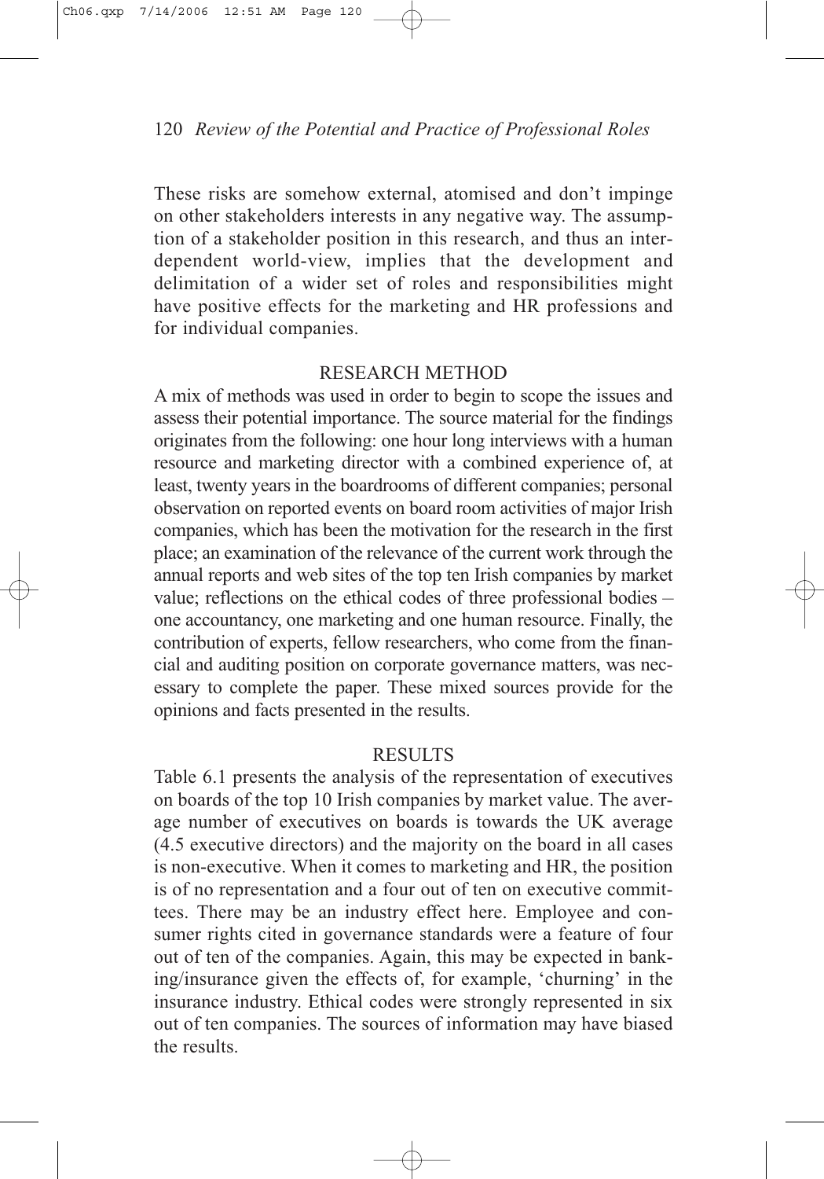These risks are somehow external, atomised and don't impinge on other stakeholders interests in any negative way. The assumption of a stakeholder position in this research, and thus an interdependent world-view, implies that the development and delimitation of a wider set of roles and responsibilities might have positive effects for the marketing and HR professions and for individual companies.

## RESEARCH METHOD

A mix of methods was used in order to begin to scope the issues and assess their potential importance. The source material for the findings originates from the following: one hour long interviews with a human resource and marketing director with a combined experience of, at least, twenty years in the boardrooms of different companies; personal observation on reported events on board room activities of major Irish companies, which has been the motivation for the research in the first place; an examination of the relevance of the current work through the annual reports and web sites of the top ten Irish companies by market value; reflections on the ethical codes of three professional bodies – one accountancy, one marketing and one human resource. Finally, the contribution of experts, fellow researchers, who come from the financial and auditing position on corporate governance matters, was necessary to complete the paper. These mixed sources provide for the opinions and facts presented in the results.

## RESULTS

Table 6.1 presents the analysis of the representation of executives on boards of the top 10 Irish companies by market value. The average number of executives on boards is towards the UK average (4.5 executive directors) and the majority on the board in all cases is non-executive. When it comes to marketing and HR, the position is of no representation and a four out of ten on executive committees. There may be an industry effect here. Employee and consumer rights cited in governance standards were a feature of four out of ten of the companies. Again, this may be expected in banking/insurance given the effects of, for example, 'churning' in the insurance industry. Ethical codes were strongly represented in six out of ten companies. The sources of information may have biased the results.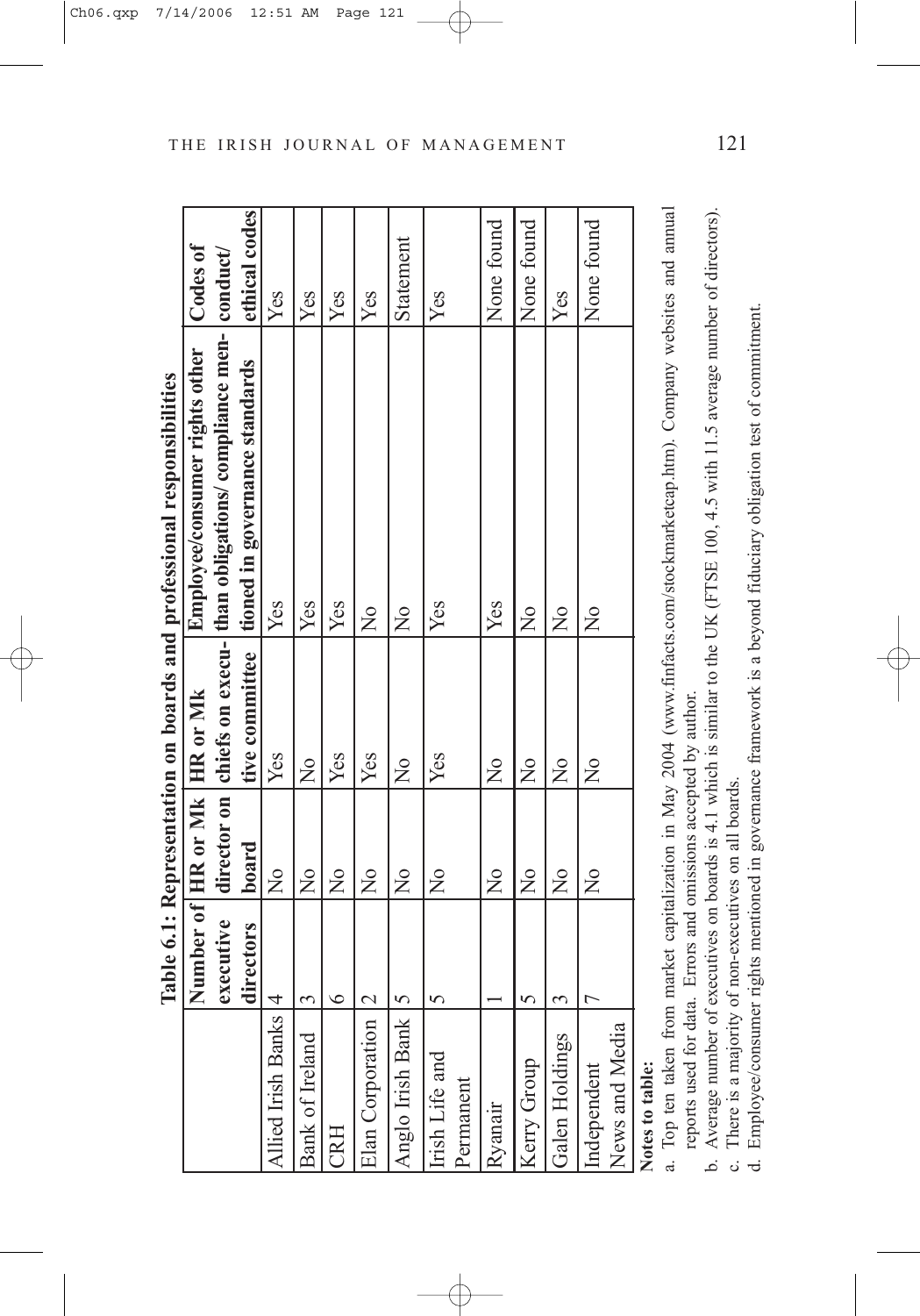**Table 6.1: Representation on boards and professional responsibilities**

| | Number of executive directors | HR or Mk director on board | HR or Mk chiefs on executive committee | Employee/consumer rights other than obligations/ compliance mentioned in governance standards | Codes of conduct/ ethical codes |
|---|---|---|---|---|---|
| Allied Irish Banks | 4 | No | Yes | Yes | Yes |
| Bank of Ireland | 3 | No | No | Yes | Yes |
| CRH | 6 | No | Yes | Yes | Yes |
| Elan Corporation | 2 | No | Yes | No | Yes |
| Anglo Irish Bank | 5 | No | No | No | Statement |
| Irish Life and Permanent | 5 | No | Yes | Yes | Yes |
| Ryanair | 1 | No | No | Yes | None found |
| Kerry Group | 5 | No | No | No | None found |
| Galen Holdings | 3 | No | No | No | Yes |
| Independent News and Media | 7 | No | No | No | None found |

**Notes to table:**

a. Top ten taken from market capitalization in May 2004 (www.finfacts.com/stockmarketcap.htm). Company websites and annual reports used for data. Errors and omissions accepted by author.

b. Average number of executives on boards is 4.1 which is similar to the UK (FTSE 100, 4.5 with 11.5 average number of directors).

c. There is a majority of non-executives on all boards.

d. Employee/consumer rights mentioned in governance framework is a beyond fiduciary obligation test of commitment.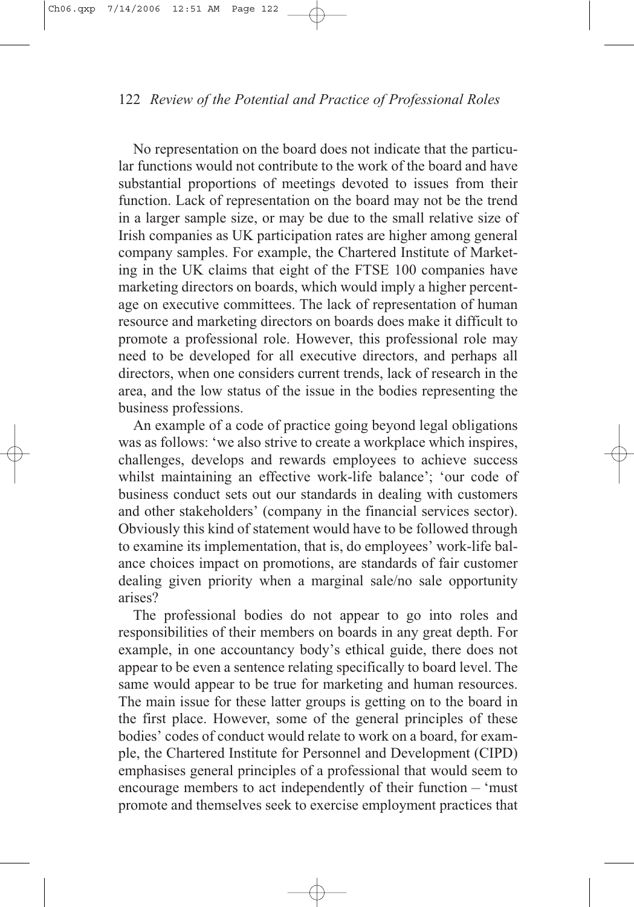No representation on the board does not indicate that the particular functions would not contribute to the work of the board and have substantial proportions of meetings devoted to issues from their function. Lack of representation on the board may not be the trend in a larger sample size, or may be due to the small relative size of Irish companies as UK participation rates are higher among general company samples. For example, the Chartered Institute of Marketing in the UK claims that eight of the FTSE 100 companies have marketing directors on boards, which would imply a higher percentage on executive committees. The lack of representation of human resource and marketing directors on boards does make it difficult to promote a professional role. However, this professional role may need to be developed for all executive directors, and perhaps all directors, when one considers current trends, lack of research in the area, and the low status of the issue in the bodies representing the business professions.

An example of a code of practice going beyond legal obligations was as follows: 'we also strive to create a workplace which inspires, challenges, develops and rewards employees to achieve success whilst maintaining an effective work-life balance'; 'our code of business conduct sets out our standards in dealing with customers and other stakeholders' (company in the financial services sector). Obviously this kind of statement would have to be followed through to examine its implementation, that is, do employees' work-life balance choices impact on promotions, are standards of fair customer dealing given priority when a marginal sale/no sale opportunity arises?

The professional bodies do not appear to go into roles and responsibilities of their members on boards in any great depth. For example, in one accountancy body's ethical guide, there does not appear to be even a sentence relating specifically to board level. The same would appear to be true for marketing and human resources. The main issue for these latter groups is getting on to the board in the first place. However, some of the general principles of these bodies' codes of conduct would relate to work on a board, for example, the Chartered Institute for Personnel and Development (CIPD) emphasises general principles of a professional that would seem to encourage members to act independently of their function – 'must promote and themselves seek to exercise employment practices that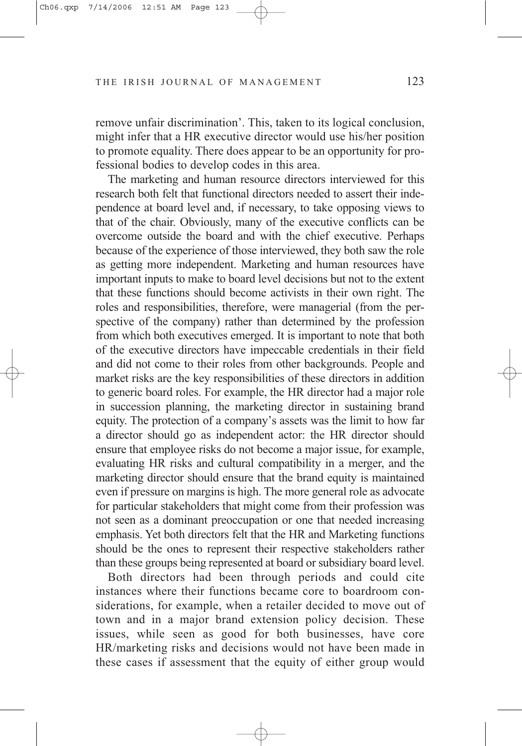remove unfair discrimination'. This, taken to its logical conclusion, might infer that a HR executive director would use his/her position to promote equality. There does appear to be an opportunity for professional bodies to develop codes in this area.

The marketing and human resource directors interviewed for this research both felt that functional directors needed to assert their independence at board level and, if necessary, to take opposing views to that of the chair. Obviously, many of the executive conflicts can be overcome outside the board and with the chief executive. Perhaps because of the experience of those interviewed, they both saw the role as getting more independent. Marketing and human resources have important inputs to make to board level decisions but not to the extent that these functions should become activists in their own right. The roles and responsibilities, therefore, were managerial (from the perspective of the company) rather than determined by the profession from which both executives emerged. It is important to note that both of the executive directors have impeccable credentials in their field and did not come to their roles from other backgrounds. People and market risks are the key responsibilities of these directors in addition to generic board roles. For example, the HR director had a major role in succession planning, the marketing director in sustaining brand equity. The protection of a company's assets was the limit to how far a director should go as independent actor: the HR director should ensure that employee risks do not become a major issue, for example, evaluating HR risks and cultural compatibility in a merger, and the marketing director should ensure that the brand equity is maintained even if pressure on margins is high. The more general role as advocate for particular stakeholders that might come from their profession was not seen as a dominant preoccupation or one that needed increasing emphasis. Yet both directors felt that the HR and Marketing functions should be the ones to represent their respective stakeholders rather than these groups being represented at board or subsidiary board level.

Both directors had been through periods and could cite instances where their functions became core to boardroom considerations, for example, when a retailer decided to move out of town and in a major brand extension policy decision. These issues, while seen as good for both businesses, have core HR/marketing risks and decisions would not have been made in these cases if assessment that the equity of either group would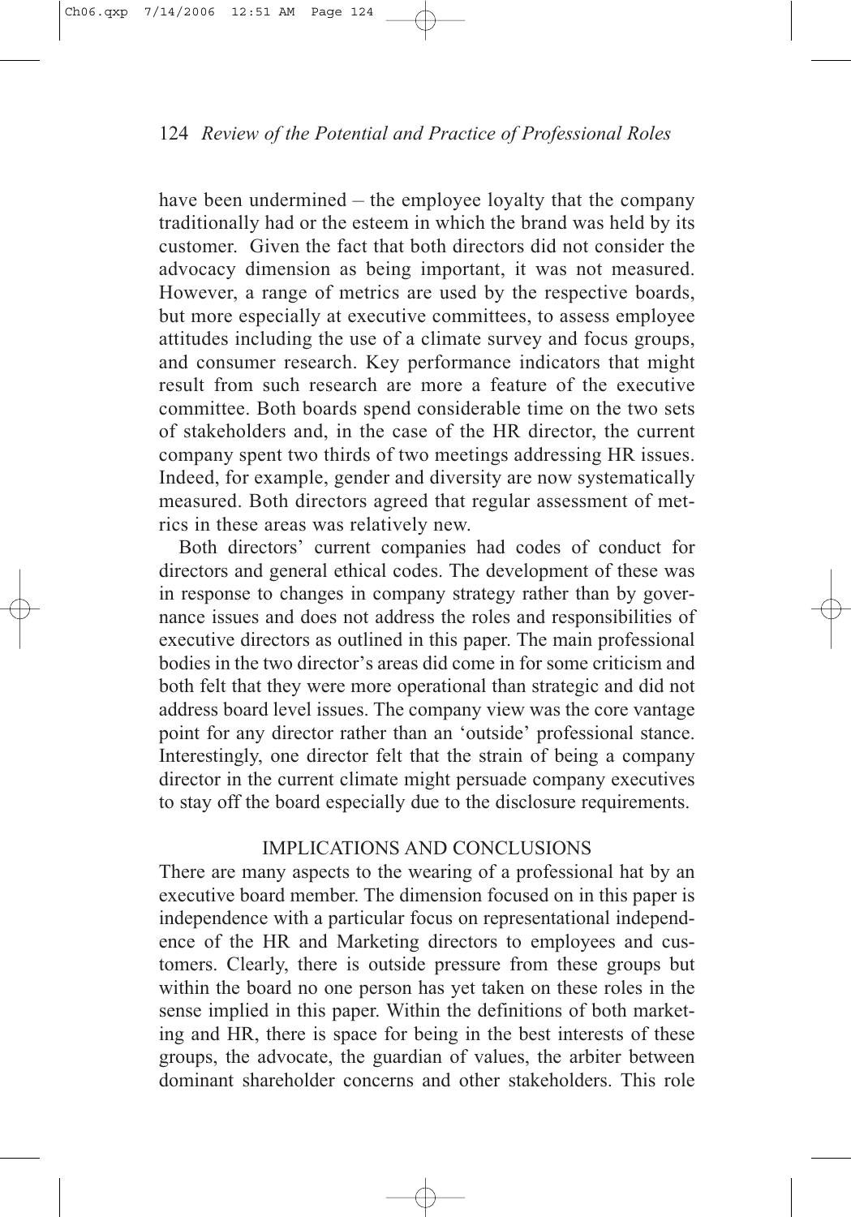have been undermined – the employee loyalty that the company traditionally had or the esteem in which the brand was held by its customer. Given the fact that both directors did not consider the advocacy dimension as being important, it was not measured. However, a range of metrics are used by the respective boards, but more especially at executive committees, to assess employee attitudes including the use of a climate survey and focus groups, and consumer research. Key performance indicators that might result from such research are more a feature of the executive committee. Both boards spend considerable time on the two sets of stakeholders and, in the case of the HR director, the current company spent two thirds of two meetings addressing HR issues. Indeed, for example, gender and diversity are now systematically measured. Both directors agreed that regular assessment of metrics in these areas was relatively new.

Both directors' current companies had codes of conduct for directors and general ethical codes. The development of these was in response to changes in company strategy rather than by governance issues and does not address the roles and responsibilities of executive directors as outlined in this paper. The main professional bodies in the two director's areas did come in for some criticism and both felt that they were more operational than strategic and did not address board level issues. The company view was the core vantage point for any director rather than an 'outside' professional stance. Interestingly, one director felt that the strain of being a company director in the current climate might persuade company executives to stay off the board especially due to the disclosure requirements.

## IMPLICATIONS AND CONCLUSIONS

There are many aspects to the wearing of a professional hat by an executive board member. The dimension focused on in this paper is independence with a particular focus on representational independence of the HR and Marketing directors to employees and customers. Clearly, there is outside pressure from these groups but within the board no one person has yet taken on these roles in the sense implied in this paper. Within the definitions of both marketing and HR, there is space for being in the best interests of these groups, the advocate, the guardian of values, the arbiter between dominant shareholder concerns and other stakeholders. This role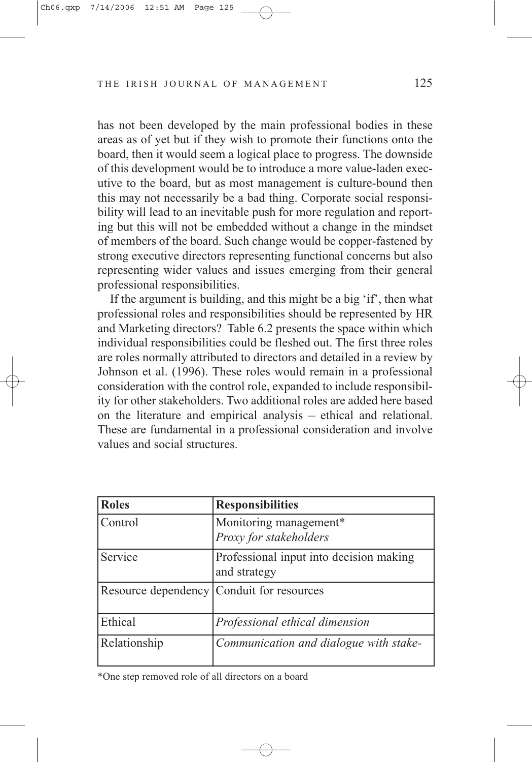has not been developed by the main professional bodies in these areas as of yet but if they wish to promote their functions onto the board, then it would seem a logical place to progress. The downside of this development would be to introduce a more value-laden executive to the board, but as most management is culture-bound then this may not necessarily be a bad thing. Corporate social responsibility will lead to an inevitable push for more regulation and reporting but this will not be embedded without a change in the mindset of members of the board. Such change would be copper-fastened by strong executive directors representing functional concerns but also representing wider values and issues emerging from their general professional responsibilities.

If the argument is building, and this might be a big 'if', then what professional roles and responsibilities should be represented by HR and Marketing directors? Table 6.2 presents the space within which individual responsibilities could be fleshed out. The first three roles are roles normally attributed to directors and detailed in a review by Johnson et al. (1996). These roles would remain in a professional consideration with the control role, expanded to include responsibility for other stakeholders. Two additional roles are added here based on the literature and empirical analysis – ethical and relational. These are fundamental in a professional consideration and involve values and social structures.

| **Roles** | **Responsibilities** |
|---|---|
| Control | Monitoring management*<br>*Proxy for stakeholders* |
| Service | Professional input into decision making and strategy |
| Resource dependency | Conduit for resources |
| Ethical | *Professional ethical dimension* |
| Relationship | *Communication and dialogue with stake-* |

*One step removed role of all directors on a board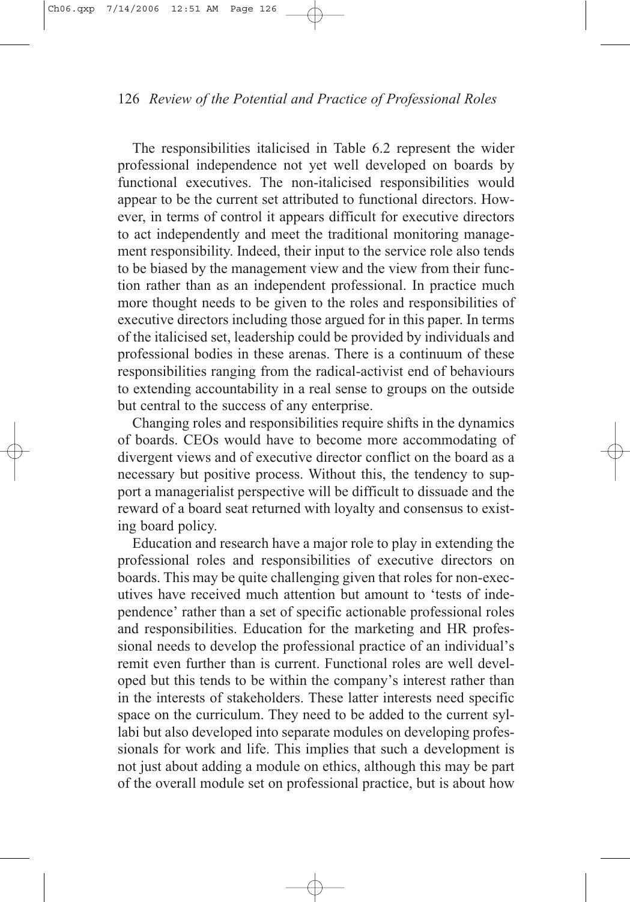The responsibilities italicised in Table 6.2 represent the wider professional independence not yet well developed on boards by functional executives. The non-italicised responsibilities would appear to be the current set attributed to functional directors. However, in terms of control it appears difficult for executive directors to act independently and meet the traditional monitoring management responsibility. Indeed, their input to the service role also tends to be biased by the management view and the view from their function rather than as an independent professional. In practice much more thought needs to be given to the roles and responsibilities of executive directors including those argued for in this paper. In terms of the italicised set, leadership could be provided by individuals and professional bodies in these arenas. There is a continuum of these responsibilities ranging from the radical-activist end of behaviours to extending accountability in a real sense to groups on the outside but central to the success of any enterprise.

Changing roles and responsibilities require shifts in the dynamics of boards. CEOs would have to become more accommodating of divergent views and of executive director conflict on the board as a necessary but positive process. Without this, the tendency to support a managerialist perspective will be difficult to dissuade and the reward of a board seat returned with loyalty and consensus to existing board policy.

Education and research have a major role to play in extending the professional roles and responsibilities of executive directors on boards. This may be quite challenging given that roles for non-executives have received much attention but amount to 'tests of independence' rather than a set of specific actionable professional roles and responsibilities. Education for the marketing and HR professional needs to develop the professional practice of an individual's remit even further than is current. Functional roles are well developed but this tends to be within the company's interest rather than in the interests of stakeholders. These latter interests need specific space on the curriculum. They need to be added to the current syllabi but also developed into separate modules on developing professionals for work and life. This implies that such a development is not just about adding a module on ethics, although this may be part of the overall module set on professional practice, but is about how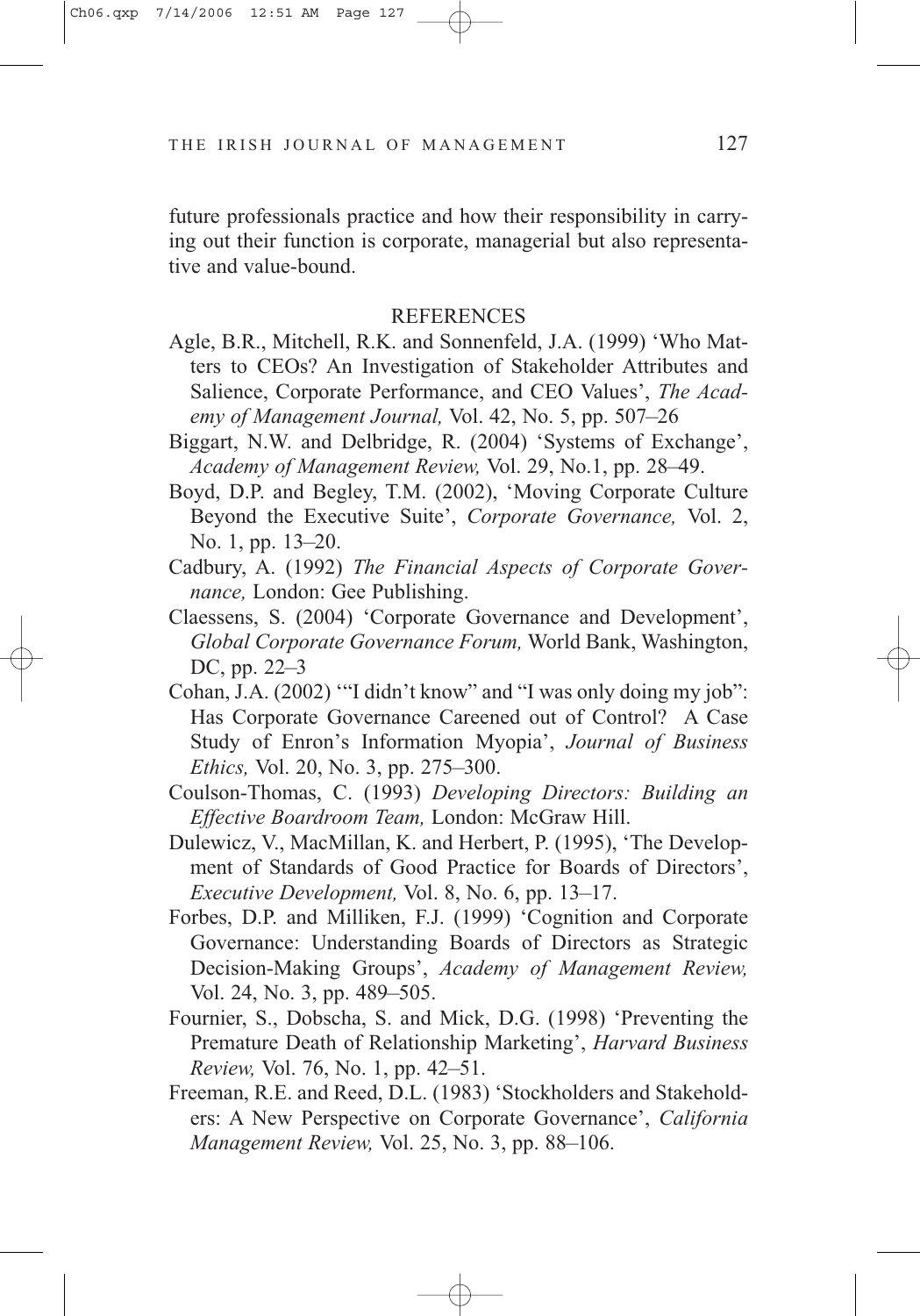future professionals practice and how their responsibility in carrying out their function is corporate, managerial but also representative and value-bound.

## REFERENCES

Agle, B.R., Mitchell, R.K. and Sonnenfeld, J.A. (1999) 'Who Matters to CEOs? An Investigation of Stakeholder Attributes and Salience, Corporate Performance, and CEO Values', *The Academy of Management Journal,* Vol. 42, No. 5, pp. 507–26

Biggart, N.W. and Delbridge, R. (2004) 'Systems of Exchange', *Academy of Management Review,* Vol. 29, No.1, pp. 28–49.

Boyd, D.P. and Begley, T.M. (2002), 'Moving Corporate Culture Beyond the Executive Suite', *Corporate Governance,* Vol. 2, No. 1, pp. 13–20.

Cadbury, A. (1992) *The Financial Aspects of Corporate Governance,* London: Gee Publishing.

Claessens, S. (2004) 'Corporate Governance and Development', *Global Corporate Governance Forum,* World Bank, Washington, DC, pp. 22–3

Cohan, J.A. (2002) '"I didn't know" and "I was only doing my job": Has Corporate Governance Careened out of Control? A Case Study of Enron's Information Myopia', *Journal of Business Ethics,* Vol. 20, No. 3, pp. 275–300.

Coulson-Thomas, C. (1993) *Developing Directors: Building an Effective Boardroom Team,* London: McGraw Hill.

Dulewicz, V., MacMillan, K. and Herbert, P. (1995), 'The Development of Standards of Good Practice for Boards of Directors', *Executive Development,* Vol. 8, No. 6, pp. 13–17.

Forbes, D.P. and Milliken, F.J. (1999) 'Cognition and Corporate Governance: Understanding Boards of Directors as Strategic Decision-Making Groups', *Academy of Management Review,* Vol. 24, No. 3, pp. 489–505.

Fournier, S., Dobscha, S. and Mick, D.G. (1998) 'Preventing the Premature Death of Relationship Marketing', *Harvard Business Review,* Vol. 76, No. 1, pp. 42–51.

Freeman, R.E. and Reed, D.L. (1983) 'Stockholders and Stakeholders: A New Perspective on Corporate Governance', *California Management Review,* Vol. 25, No. 3, pp. 88–106.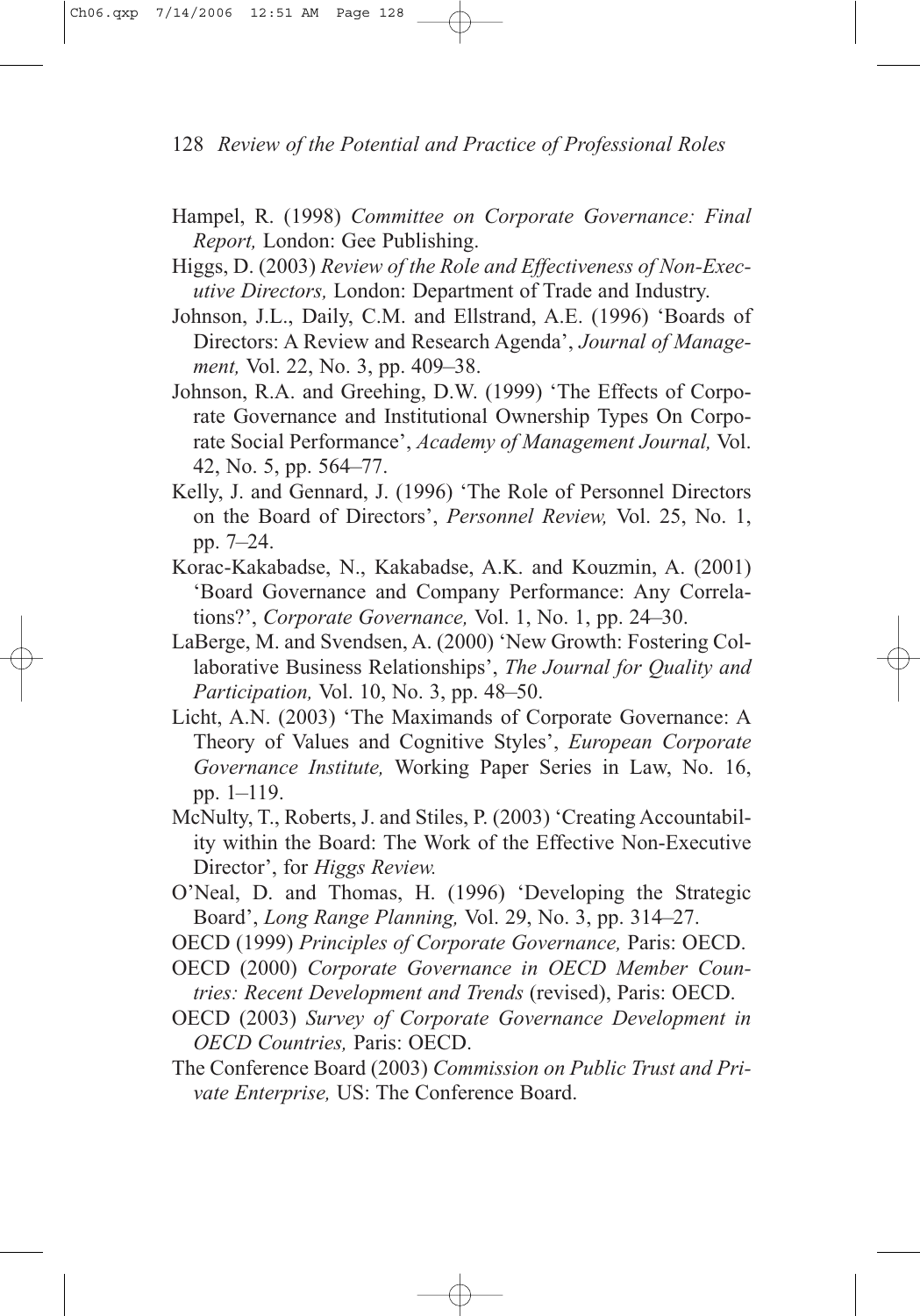Hampel, R. (1998) *Committee on Corporate Governance: Final Report,* London: Gee Publishing.

Higgs, D. (2003) *Review of the Role and Effectiveness of Non-Executive Directors,* London: Department of Trade and Industry.

Johnson, J.L., Daily, C.M. and Ellstrand, A.E. (1996) 'Boards of Directors: A Review and Research Agenda', *Journal of Management,* Vol. 22, No. 3, pp. 409–38.

Johnson, R.A. and Greehing, D.W. (1999) 'The Effects of Corporate Governance and Institutional Ownership Types On Corporate Social Performance', *Academy of Management Journal,* Vol. 42, No. 5, pp. 564–77.

Kelly, J. and Gennard, J. (1996) 'The Role of Personnel Directors on the Board of Directors', *Personnel Review,* Vol. 25, No. 1, pp. 7–24.

Korac-Kakabadse, N., Kakabadse, A.K. and Kouzmin, A. (2001) 'Board Governance and Company Performance: Any Correlations?', *Corporate Governance,* Vol. 1, No. 1, pp. 24–30.

LaBerge, M. and Svendsen, A. (2000) 'New Growth: Fostering Collaborative Business Relationships', *The Journal for Quality and Participation,* Vol. 10, No. 3, pp. 48–50.

Licht, A.N. (2003) 'The Maximands of Corporate Governance: A Theory of Values and Cognitive Styles', *European Corporate Governance Institute,* Working Paper Series in Law, No. 16, pp. 1–119.

McNulty, T., Roberts, J. and Stiles, P. (2003) 'Creating Accountability within the Board: The Work of the Effective Non-Executive Director', for *Higgs Review.*

O'Neal, D. and Thomas, H. (1996) 'Developing the Strategic Board', *Long Range Planning,* Vol. 29, No. 3, pp. 314–27.

OECD (1999) *Principles of Corporate Governance,* Paris: OECD.

OECD (2000) *Corporate Governance in OECD Member Countries: Recent Development and Trends* (revised), Paris: OECD.

OECD (2003) *Survey of Corporate Governance Development in OECD Countries,* Paris: OECD.

The Conference Board (2003) *Commission on Public Trust and Private Enterprise,* US: The Conference Board.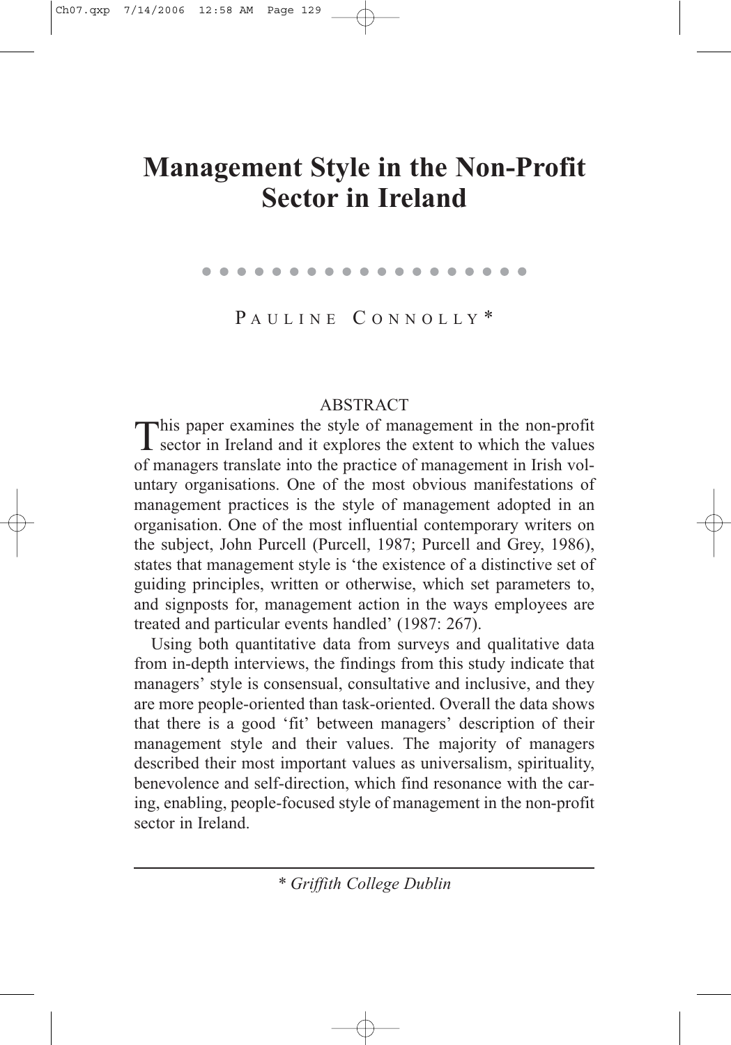# Management Style in the Non-Profit Sector in Ireland

PAULINE CONNOLLY*

## ABSTRACT

This paper examines the style of management in the non-profit sector in Ireland and it explores the extent to which the values of managers translate into the practice of management in Irish voluntary organisations. One of the most obvious manifestations of management practices is the style of management adopted in an organisation. One of the most influential contemporary writers on the subject, John Purcell (Purcell, 1987; Purcell and Grey, 1986), states that management style is 'the existence of a distinctive set of guiding principles, written or otherwise, which set parameters to, and signposts for, management action in the ways employees are treated and particular events handled' (1987: 267).

Using both quantitative data from surveys and qualitative data from in-depth interviews, the findings from this study indicate that managers' style is consensual, consultative and inclusive, and they are more people-oriented than task-oriented. Overall the data shows that there is a good 'fit' between managers' description of their management style and their values. The majority of managers described their most important values as universalism, spirituality, benevolence and self-direction, which find resonance with the caring, enabling, people-focused style of management in the non-profit sector in Ireland.

\* *Griffith College Dublin*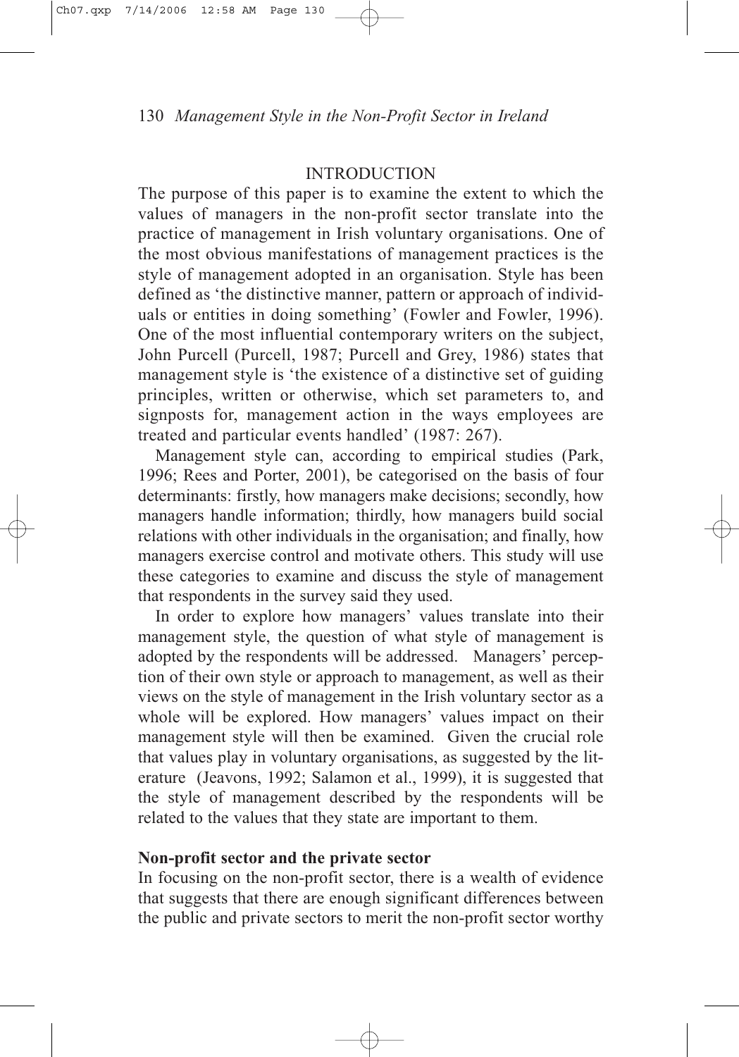## INTRODUCTION

The purpose of this paper is to examine the extent to which the values of managers in the non-profit sector translate into the practice of management in Irish voluntary organisations. One of the most obvious manifestations of management practices is the style of management adopted in an organisation. Style has been defined as 'the distinctive manner, pattern or approach of individuals or entities in doing something' (Fowler and Fowler, 1996). One of the most influential contemporary writers on the subject, John Purcell (Purcell, 1987; Purcell and Grey, 1986) states that management style is 'the existence of a distinctive set of guiding principles, written or otherwise, which set parameters to, and signposts for, management action in the ways employees are treated and particular events handled' (1987: 267).

Management style can, according to empirical studies (Park, 1996; Rees and Porter, 2001), be categorised on the basis of four determinants: firstly, how managers make decisions; secondly, how managers handle information; thirdly, how managers build social relations with other individuals in the organisation; and finally, how managers exercise control and motivate others. This study will use these categories to examine and discuss the style of management that respondents in the survey said they used.

In order to explore how managers' values translate into their management style, the question of what style of management is adopted by the respondents will be addressed. Managers' perception of their own style or approach to management, as well as their views on the style of management in the Irish voluntary sector as a whole will be explored. How managers' values impact on their management style will then be examined. Given the crucial role that values play in voluntary organisations, as suggested by the literature (Jeavons, 1992; Salamon et al., 1999), it is suggested that the style of management described by the respondents will be related to the values that they state are important to them.

### Non-profit sector and the private sector

In focusing on the non-profit sector, there is a wealth of evidence that suggests that there are enough significant differences between the public and private sectors to merit the non-profit sector worthy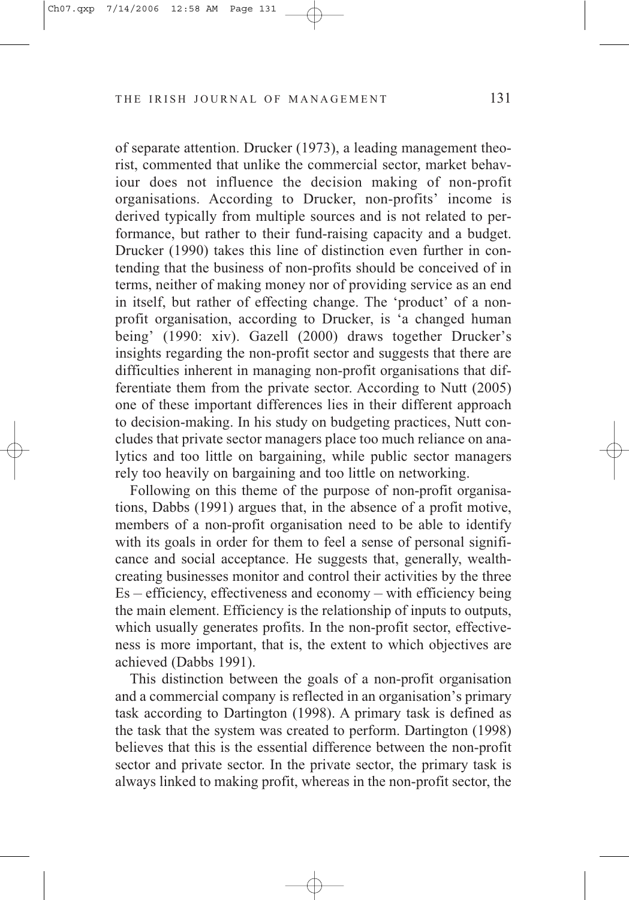of separate attention. Drucker (1973), a leading management theorist, commented that unlike the commercial sector, market behaviour does not influence the decision making of non-profit organisations. According to Drucker, non-profits' income is derived typically from multiple sources and is not related to performance, but rather to their fund-raising capacity and a budget. Drucker (1990) takes this line of distinction even further in contending that the business of non-profits should be conceived of in terms, neither of making money nor of providing service as an end in itself, but rather of effecting change. The 'product' of a non-profit organisation, according to Drucker, is 'a changed human being' (1990: xiv). Gazell (2000) draws together Drucker's insights regarding the non-profit sector and suggests that there are difficulties inherent in managing non-profit organisations that differentiate them from the private sector. According to Nutt (2005) one of these important differences lies in their different approach to decision-making. In his study on budgeting practices, Nutt concludes that private sector managers place too much reliance on analytics and too little on bargaining, while public sector managers rely too heavily on bargaining and too little on networking.

Following on this theme of the purpose of non-profit organisations, Dabbs (1991) argues that, in the absence of a profit motive, members of a non-profit organisation need to be able to identify with its goals in order for them to feel a sense of personal significance and social acceptance. He suggests that, generally, wealth-creating businesses monitor and control their activities by the three Es – efficiency, effectiveness and economy – with efficiency being the main element. Efficiency is the relationship of inputs to outputs, which usually generates profits. In the non-profit sector, effectiveness is more important, that is, the extent to which objectives are achieved (Dabbs 1991).

This distinction between the goals of a non-profit organisation and a commercial company is reflected in an organisation's primary task according to Dartington (1998). A primary task is defined as the task that the system was created to perform. Dartington (1998) believes that this is the essential difference between the non-profit sector and private sector. In the private sector, the primary task is always linked to making profit, whereas in the non-profit sector, the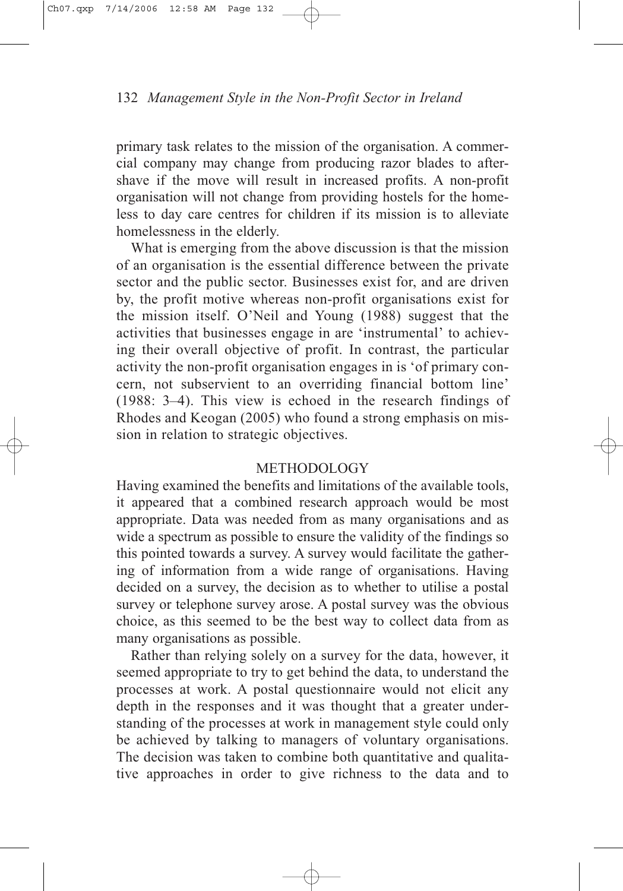primary task relates to the mission of the organisation. A commercial company may change from producing razor blades to aftershave if the move will result in increased profits. A non-profit organisation will not change from providing hostels for the homeless to day care centres for children if its mission is to alleviate homelessness in the elderly.

What is emerging from the above discussion is that the mission of an organisation is the essential difference between the private sector and the public sector. Businesses exist for, and are driven by, the profit motive whereas non-profit organisations exist for the mission itself. O'Neil and Young (1988) suggest that the activities that businesses engage in are 'instrumental' to achieving their overall objective of profit. In contrast, the particular activity the non-profit organisation engages in is 'of primary concern, not subservient to an overriding financial bottom line' (1988: 3–4). This view is echoed in the research findings of Rhodes and Keogan (2005) who found a strong emphasis on mission in relation to strategic objectives.

## METHODOLOGY

Having examined the benefits and limitations of the available tools, it appeared that a combined research approach would be most appropriate. Data was needed from as many organisations and as wide a spectrum as possible to ensure the validity of the findings so this pointed towards a survey. A survey would facilitate the gathering of information from a wide range of organisations. Having decided on a survey, the decision as to whether to utilise a postal survey or telephone survey arose. A postal survey was the obvious choice, as this seemed to be the best way to collect data from as many organisations as possible.

Rather than relying solely on a survey for the data, however, it seemed appropriate to try to get behind the data, to understand the processes at work. A postal questionnaire would not elicit any depth in the responses and it was thought that a greater understanding of the processes at work in management style could only be achieved by talking to managers of voluntary organisations. The decision was taken to combine both quantitative and qualitative approaches in order to give richness to the data and to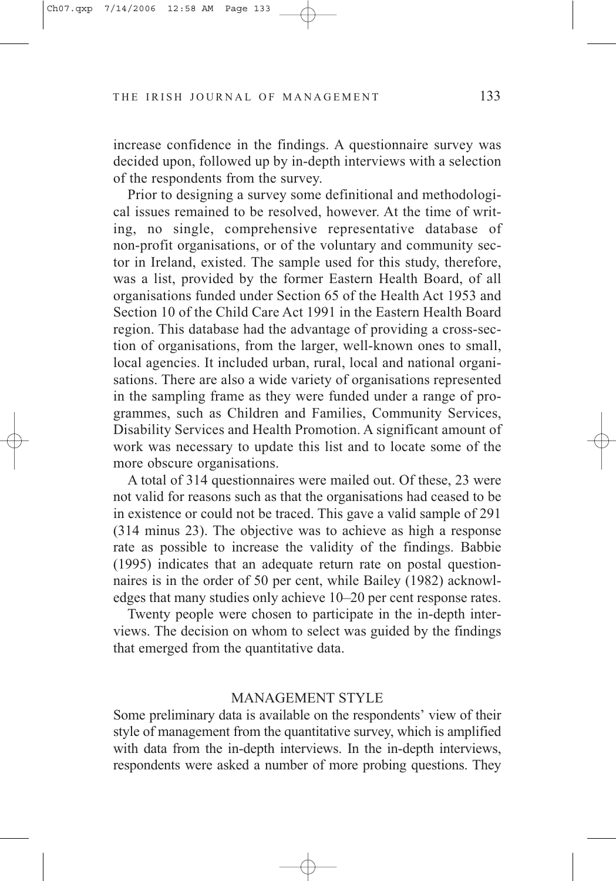increase confidence in the findings. A questionnaire survey was decided upon, followed up by in-depth interviews with a selection of the respondents from the survey.

Prior to designing a survey some definitional and methodological issues remained to be resolved, however. At the time of writing, no single, comprehensive representative database of non-profit organisations, or of the voluntary and community sector in Ireland, existed. The sample used for this study, therefore, was a list, provided by the former Eastern Health Board, of all organisations funded under Section 65 of the Health Act 1953 and Section 10 of the Child Care Act 1991 in the Eastern Health Board region. This database had the advantage of providing a cross-section of organisations, from the larger, well-known ones to small, local agencies. It included urban, rural, local and national organisations. There are also a wide variety of organisations represented in the sampling frame as they were funded under a range of programmes, such as Children and Families, Community Services, Disability Services and Health Promotion. A significant amount of work was necessary to update this list and to locate some of the more obscure organisations.

A total of 314 questionnaires were mailed out. Of these, 23 were not valid for reasons such as that the organisations had ceased to be in existence or could not be traced. This gave a valid sample of 291 (314 minus 23). The objective was to achieve as high a response rate as possible to increase the validity of the findings. Babbie (1995) indicates that an adequate return rate on postal questionnaires is in the order of 50 per cent, while Bailey (1982) acknowledges that many studies only achieve 10–20 per cent response rates.

Twenty people were chosen to participate in the in-depth interviews. The decision on whom to select was guided by the findings that emerged from the quantitative data.

## MANAGEMENT STYLE

Some preliminary data is available on the respondents' view of their style of management from the quantitative survey, which is amplified with data from the in-depth interviews. In the in-depth interviews, respondents were asked a number of more probing questions. They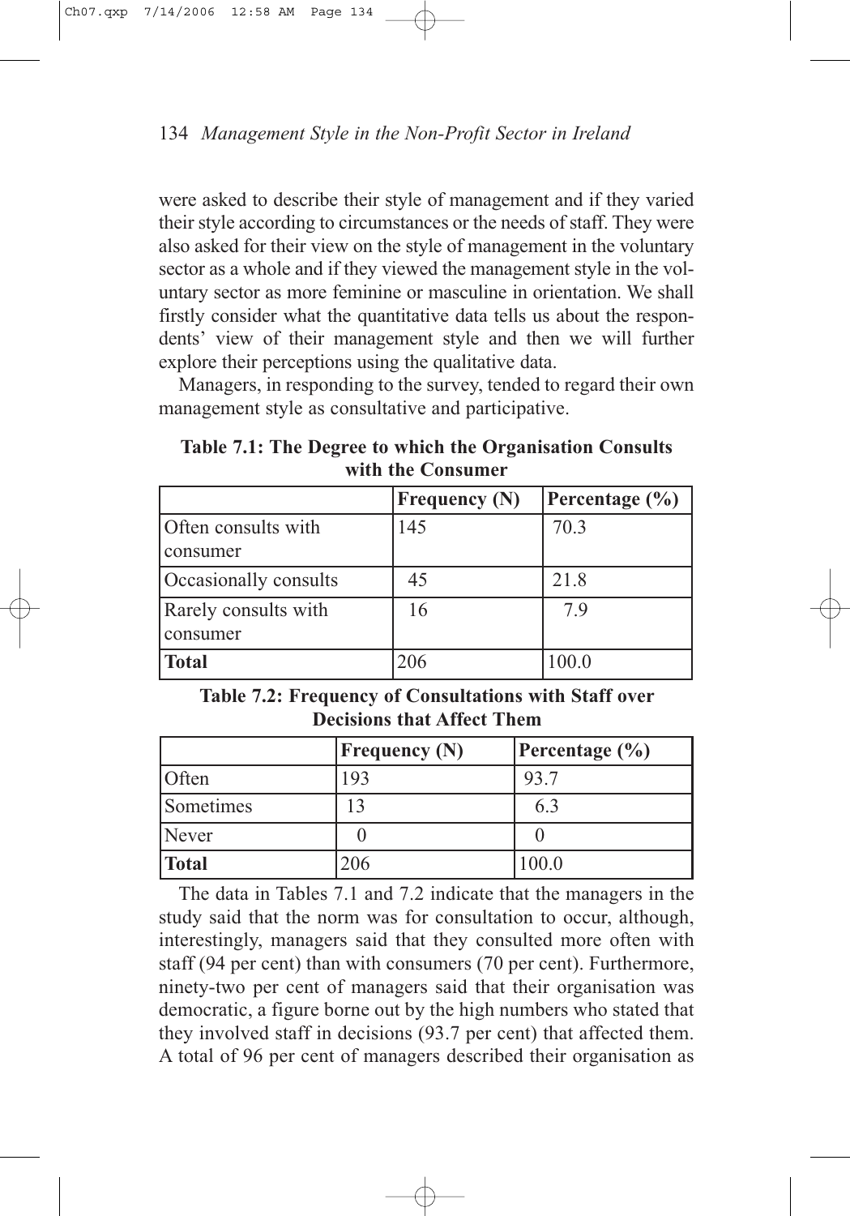were asked to describe their style of management and if they varied their style according to circumstances or the needs of staff. They were also asked for their view on the style of management in the voluntary sector as a whole and if they viewed the management style in the voluntary sector as more feminine or masculine in orientation. We shall firstly consider what the quantitative data tells us about the respondents' view of their management style and then we will further explore their perceptions using the qualitative data.

Managers, in responding to the survey, tended to regard their own management style as consultative and participative.

**Table 7.1: The Degree to which the Organisation Consults with the Consumer**

| | Frequency (N) | Percentage (%) |
|---|---|---|
| Often consults with consumer | 145 | 70.3 |
| Occasionally consults | 45 | 21.8 |
| Rarely consults with consumer | 16 | 7.9 |
| **Total** | 206 | 100.0 |

**Table 7.2: Frequency of Consultations with Staff over Decisions that Affect Them**

| | Frequency (N) | Percentage (%) |
|---|---|---|
| Often | 193 | 93.7 |
| Sometimes | 13 | 6.3 |
| Never | 0 | 0 |
| **Total** | 206 | 100.0 |

The data in Tables 7.1 and 7.2 indicate that the managers in the study said that the norm was for consultation to occur, although, interestingly, managers said that they consulted more often with staff (94 per cent) than with consumers (70 per cent). Furthermore, ninety-two per cent of managers said that their organisation was democratic, a figure borne out by the high numbers who stated that they involved staff in decisions (93.7 per cent) that affected them. A total of 96 per cent of managers described their organisation as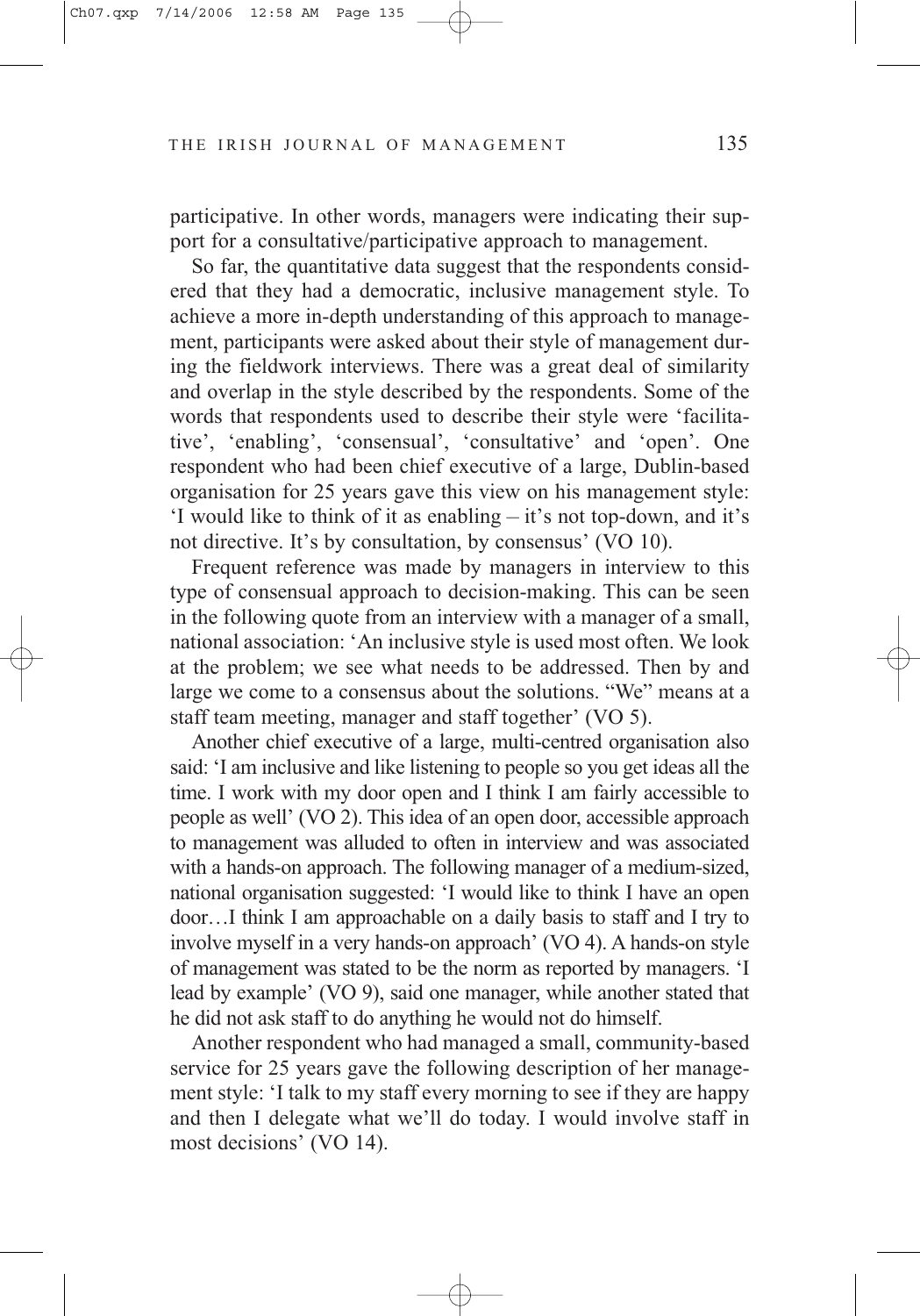participative. In other words, managers were indicating their support for a consultative/participative approach to management.

So far, the quantitative data suggest that the respondents considered that they had a democratic, inclusive management style. To achieve a more in-depth understanding of this approach to management, participants were asked about their style of management during the fieldwork interviews. There was a great deal of similarity and overlap in the style described by the respondents. Some of the words that respondents used to describe their style were 'facilitative', 'enabling', 'consensual', 'consultative' and 'open'. One respondent who had been chief executive of a large, Dublin-based organisation for 25 years gave this view on his management style: 'I would like to think of it as enabling – it's not top-down, and it's not directive. It's by consultation, by consensus' (VO 10).

Frequent reference was made by managers in interview to this type of consensual approach to decision-making. This can be seen in the following quote from an interview with a manager of a small, national association: 'An inclusive style is used most often. We look at the problem; we see what needs to be addressed. Then by and large we come to a consensus about the solutions. "We" means at a staff team meeting, manager and staff together' (VO 5).

Another chief executive of a large, multi-centred organisation also said: 'I am inclusive and like listening to people so you get ideas all the time. I work with my door open and I think I am fairly accessible to people as well' (VO 2). This idea of an open door, accessible approach to management was alluded to often in interview and was associated with a hands-on approach. The following manager of a medium-sized, national organisation suggested: 'I would like to think I have an open door…I think I am approachable on a daily basis to staff and I try to involve myself in a very hands-on approach' (VO 4). A hands-on style of management was stated to be the norm as reported by managers. 'I lead by example' (VO 9), said one manager, while another stated that he did not ask staff to do anything he would not do himself.

Another respondent who had managed a small, community-based service for 25 years gave the following description of her management style: 'I talk to my staff every morning to see if they are happy and then I delegate what we'll do today. I would involve staff in most decisions' (VO 14).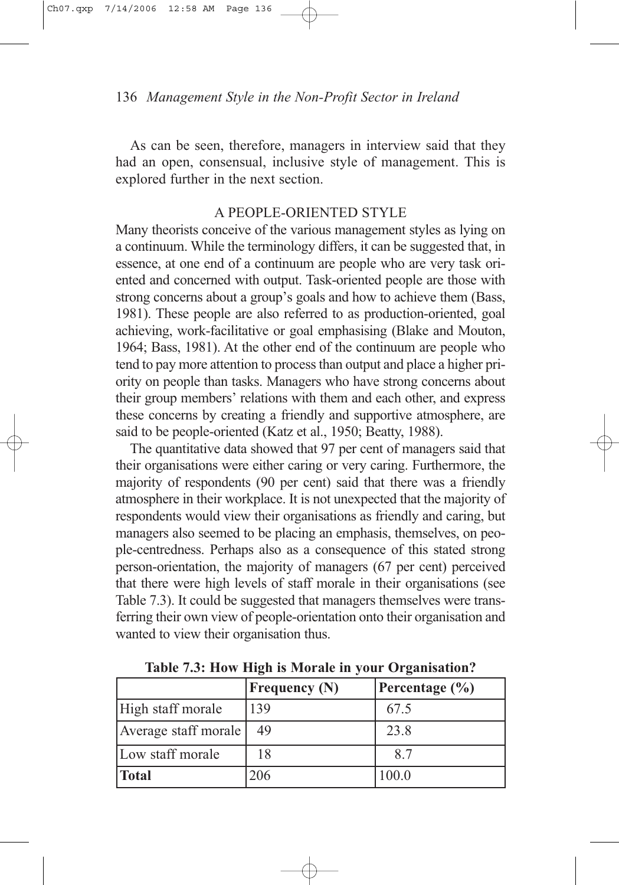As can be seen, therefore, managers in interview said that they had an open, consensual, inclusive style of management. This is explored further in the next section.

## A PEOPLE-ORIENTED STYLE

Many theorists conceive of the various management styles as lying on a continuum. While the terminology differs, it can be suggested that, in essence, at one end of a continuum are people who are very task oriented and concerned with output. Task-oriented people are those with strong concerns about a group's goals and how to achieve them (Bass, 1981). These people are also referred to as production-oriented, goal achieving, work-facilitative or goal emphasising (Blake and Mouton, 1964; Bass, 1981). At the other end of the continuum are people who tend to pay more attention to process than output and place a higher priority on people than tasks. Managers who have strong concerns about their group members' relations with them and each other, and express these concerns by creating a friendly and supportive atmosphere, are said to be people-oriented (Katz et al., 1950; Beatty, 1988).

The quantitative data showed that 97 per cent of managers said that their organisations were either caring or very caring. Furthermore, the majority of respondents (90 per cent) said that there was a friendly atmosphere in their workplace. It is not unexpected that the majority of respondents would view their organisations as friendly and caring, but managers also seemed to be placing an emphasis, themselves, on people-centredness. Perhaps also as a consequence of this stated strong person-orientation, the majority of managers (67 per cent) perceived that there were high levels of staff morale in their organisations (see Table 7.3). It could be suggested that managers themselves were transferring their own view of people-orientation onto their organisation and wanted to view their organisation thus.

**Table 7.3: How High is Morale in your Organisation?**

| | Frequency (N) | Percentage (%) |
|---|---|---|
| High staff morale | 139 | 67.5 |
| Average staff morale | 49 | 23.8 |
| Low staff morale | 18 | 8.7 |
| **Total** | 206 | 100.0 |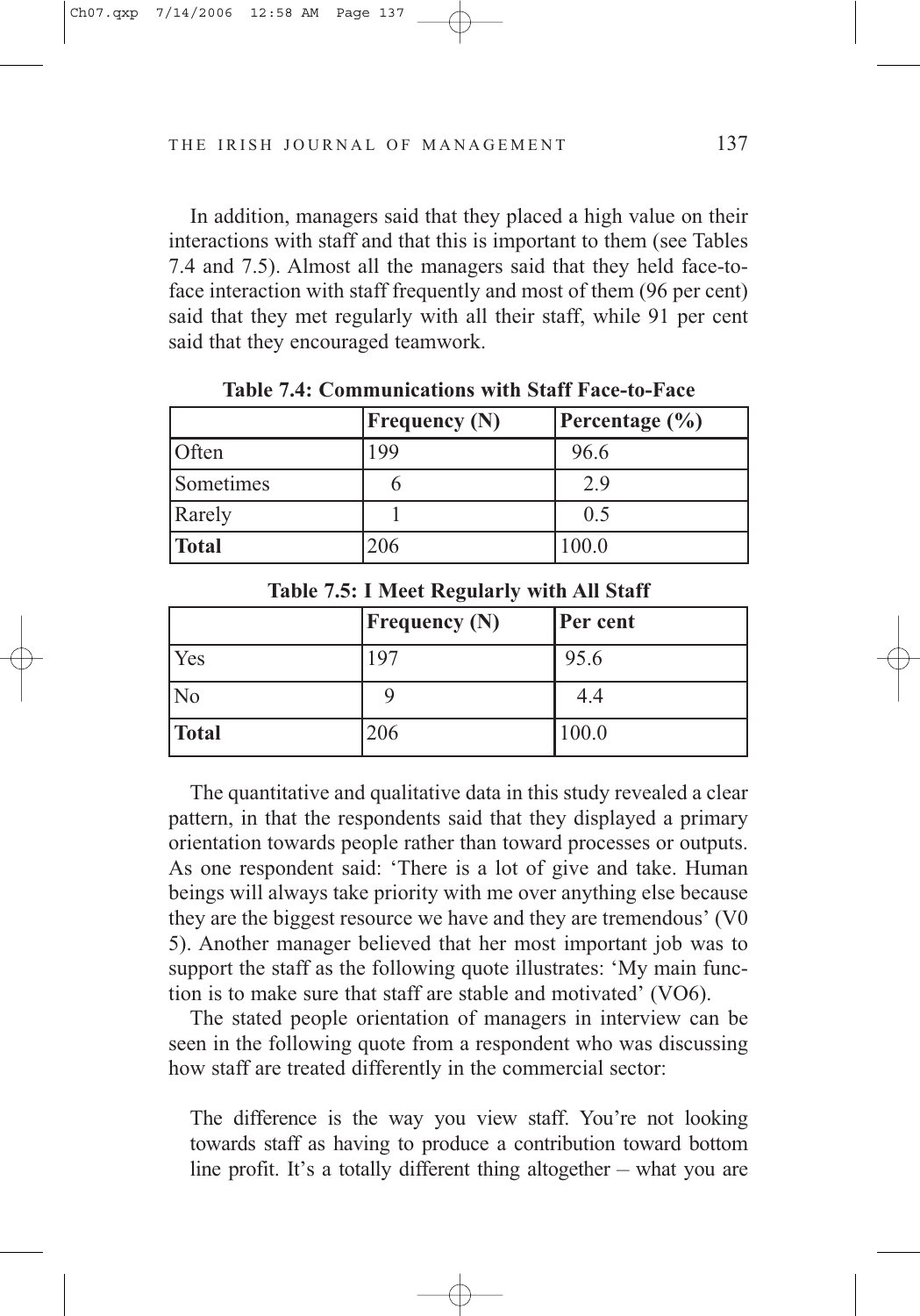In addition, managers said that they placed a high value on their interactions with staff and that this is important to them (see Tables 7.4 and 7.5). Almost all the managers said that they held face-to-face interaction with staff frequently and most of them (96 per cent) said that they met regularly with all their staff, while 91 per cent said that they encouraged teamwork.

**Table 7.4: Communications with Staff Face-to-Face**

| | Frequency (N) | Percentage (%) |
|---|---|---|
| Often | 199 | 96.6 |
| Sometimes | 6 | 2.9 |
| Rarely | 1 | 0.5 |
| **Total** | 206 | 100.0 |

**Table 7.5: I Meet Regularly with All Staff**

| | Frequency (N) | Per cent |
|---|---|---|
| Yes | 197 | 95.6 |
| No | 9 | 4.4 |
| **Total** | 206 | 100.0 |

The quantitative and qualitative data in this study revealed a clear pattern, in that the respondents said that they displayed a primary orientation towards people rather than toward processes or outputs. As one respondent said: 'There is a lot of give and take. Human beings will always take priority with me over anything else because they are the biggest resource we have and they are tremendous' (V0 5). Another manager believed that her most important job was to support the staff as the following quote illustrates: 'My main function is to make sure that staff are stable and motivated' (VO6).

The stated people orientation of managers in interview can be seen in the following quote from a respondent who was discussing how staff are treated differently in the commercial sector:

> The difference is the way you view staff. You're not looking towards staff as having to produce a contribution toward bottom line profit. It's a totally different thing altogether – what you are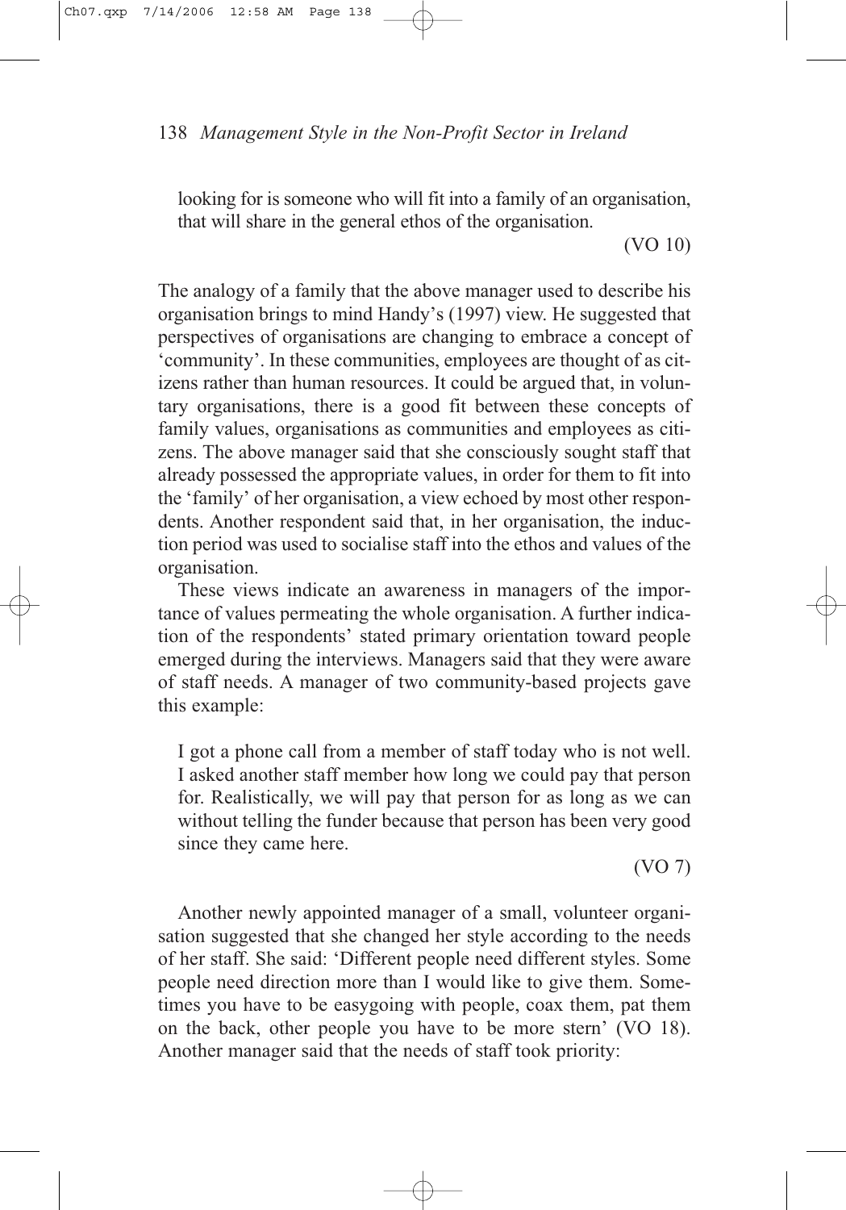> looking for is someone who will fit into a family of an organisation, that will share in the general ethos of the organisation.
>
> (VO 10)

The analogy of a family that the above manager used to describe his organisation brings to mind Handy's (1997) view. He suggested that perspectives of organisations are changing to embrace a concept of 'community'. In these communities, employees are thought of as citizens rather than human resources. It could be argued that, in voluntary organisations, there is a good fit between these concepts of family values, organisations as communities and employees as citizens. The above manager said that she consciously sought staff that already possessed the appropriate values, in order for them to fit into the 'family' of her organisation, a view echoed by most other respondents. Another respondent said that, in her organisation, the induction period was used to socialise staff into the ethos and values of the organisation.

These views indicate an awareness in managers of the importance of values permeating the whole organisation. A further indication of the respondents' stated primary orientation toward people emerged during the interviews. Managers said that they were aware of staff needs. A manager of two community-based projects gave this example:

> I got a phone call from a member of staff today who is not well. I asked another staff member how long we could pay that person for. Realistically, we will pay that person for as long as we can without telling the funder because that person has been very good since they came here.
>
> (VO 7)

Another newly appointed manager of a small, volunteer organisation suggested that she changed her style according to the needs of her staff. She said: 'Different people need different styles. Some people need direction more than I would like to give them. Sometimes you have to be easygoing with people, coax them, pat them on the back, other people you have to be more stern' (VO 18). Another manager said that the needs of staff took priority: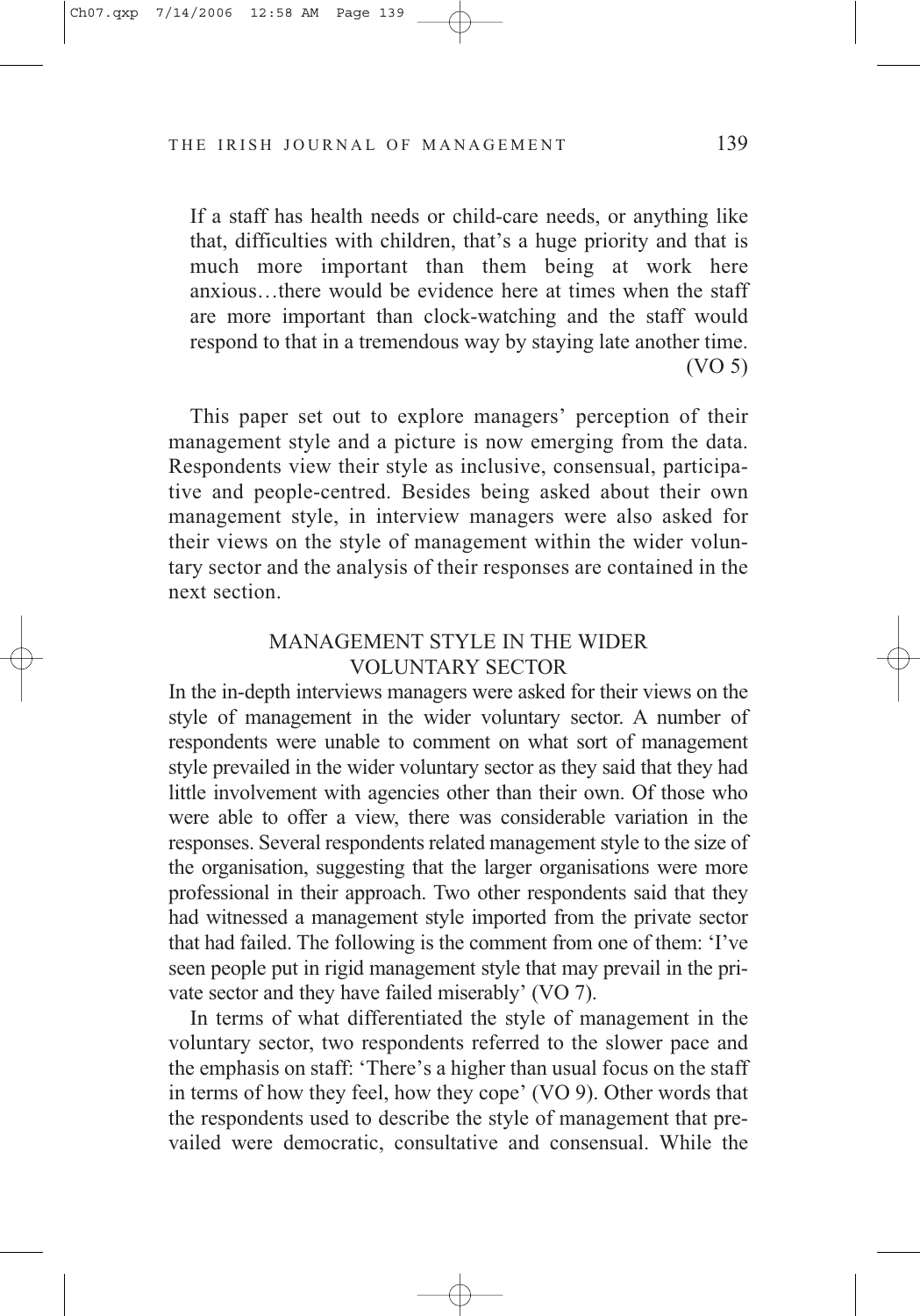> If a staff has health needs or child-care needs, or anything like that, difficulties with children, that's a huge priority and that is much more important than them being at work here anxious…there would be evidence here at times when the staff are more important than clock-watching and the staff would respond to that in a tremendous way by staying late another time. (VO 5)

This paper set out to explore managers' perception of their management style and a picture is now emerging from the data. Respondents view their style as inclusive, consensual, participative and people-centred. Besides being asked about their own management style, in interview managers were also asked for their views on the style of management within the wider voluntary sector and the analysis of their responses are contained in the next section.

## MANAGEMENT STYLE IN THE WIDER VOLUNTARY SECTOR

In the in-depth interviews managers were asked for their views on the style of management in the wider voluntary sector. A number of respondents were unable to comment on what sort of management style prevailed in the wider voluntary sector as they said that they had little involvement with agencies other than their own. Of those who were able to offer a view, there was considerable variation in the responses. Several respondents related management style to the size of the organisation, suggesting that the larger organisations were more professional in their approach. Two other respondents said that they had witnessed a management style imported from the private sector that had failed. The following is the comment from one of them: 'I've seen people put in rigid management style that may prevail in the private sector and they have failed miserably' (VO 7).

In terms of what differentiated the style of management in the voluntary sector, two respondents referred to the slower pace and the emphasis on staff: 'There's a higher than usual focus on the staff in terms of how they feel, how they cope' (VO 9). Other words that the respondents used to describe the style of management that prevailed were democratic, consultative and consensual. While the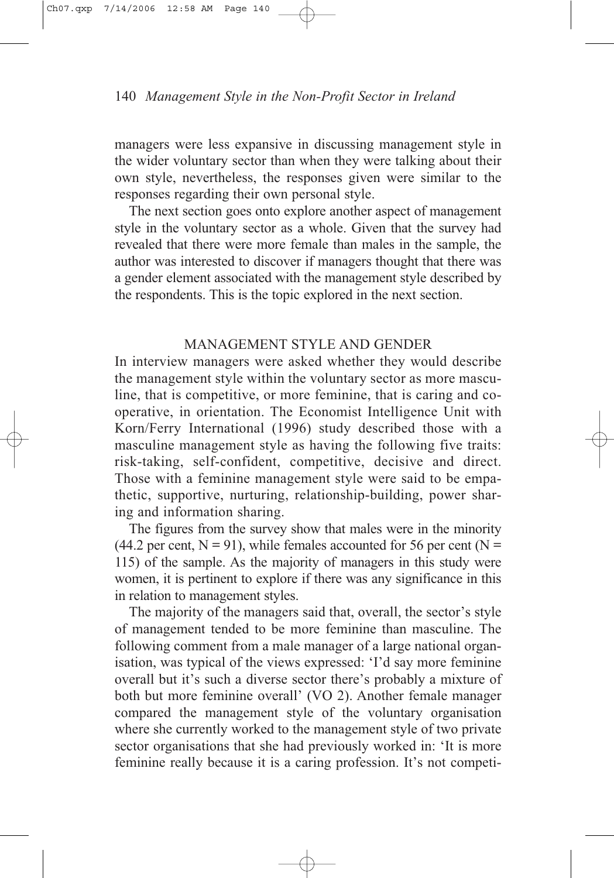managers were less expansive in discussing management style in the wider voluntary sector than when they were talking about their own style, nevertheless, the responses given were similar to the responses regarding their own personal style.

The next section goes onto explore another aspect of management style in the voluntary sector as a whole. Given that the survey had revealed that there were more female than males in the sample, the author was interested to discover if managers thought that there was a gender element associated with the management style described by the respondents. This is the topic explored in the next section.

## MANAGEMENT STYLE AND GENDER

In interview managers were asked whether they would describe the management style within the voluntary sector as more masculine, that is competitive, or more feminine, that is caring and co-operative, in orientation. The Economist Intelligence Unit with Korn/Ferry International (1996) study described those with a masculine management style as having the following five traits: risk-taking, self-confident, competitive, decisive and direct. Those with a feminine management style were said to be empathetic, supportive, nurturing, relationship-building, power sharing and information sharing.

The figures from the survey show that males were in the minority (44.2 per cent, N = 91), while females accounted for 56 per cent (N = 115) of the sample. As the majority of managers in this study were women, it is pertinent to explore if there was any significance in this in relation to management styles.

The majority of the managers said that, overall, the sector's style of management tended to be more feminine than masculine. The following comment from a male manager of a large national organisation, was typical of the views expressed: 'I'd say more feminine overall but it's such a diverse sector there's probably a mixture of both but more feminine overall' (VO 2). Another female manager compared the management style of the voluntary organisation where she currently worked to the management style of two private sector organisations that she had previously worked in: 'It is more feminine really because it is a caring profession. It's not competi-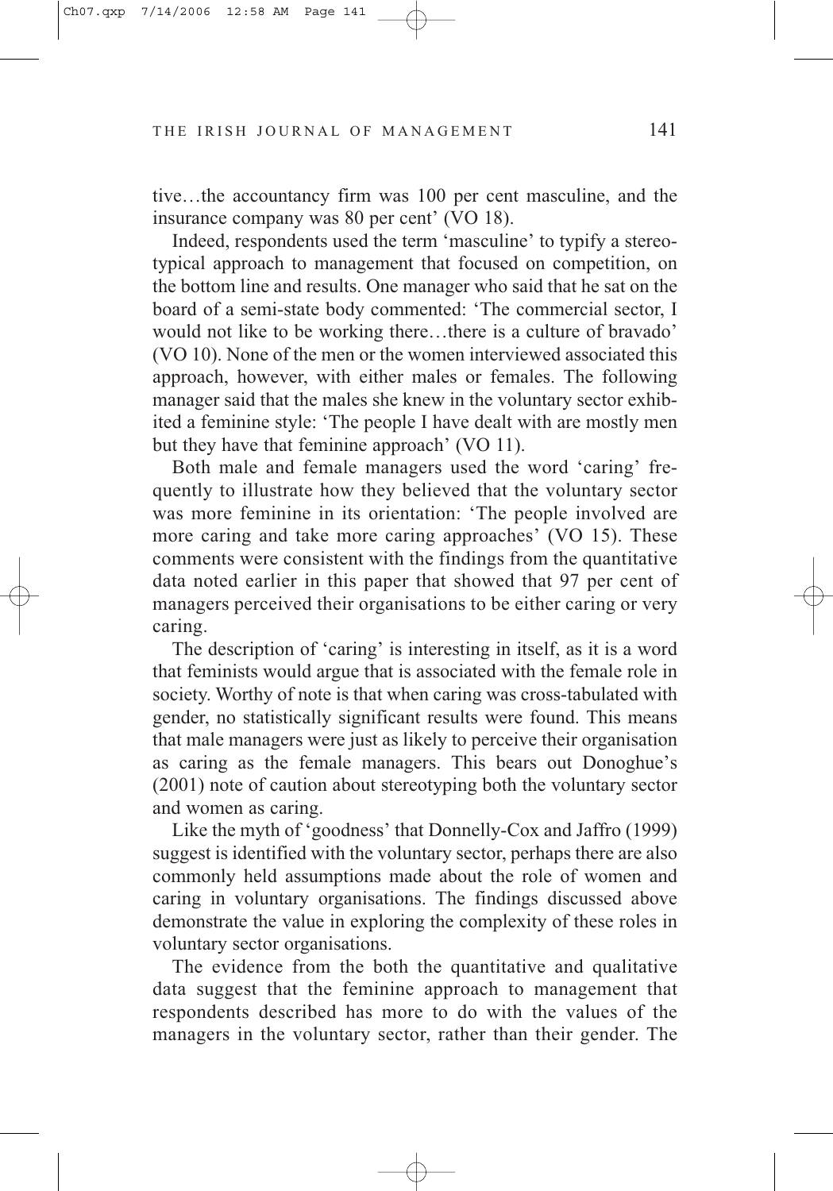tive…the accountancy firm was 100 per cent masculine, and the insurance company was 80 per cent' (VO 18).

Indeed, respondents used the term 'masculine' to typify a stereotypical approach to management that focused on competition, on the bottom line and results. One manager who said that he sat on the board of a semi-state body commented: 'The commercial sector, I would not like to be working there…there is a culture of bravado' (VO 10). None of the men or the women interviewed associated this approach, however, with either males or females. The following manager said that the males she knew in the voluntary sector exhibited a feminine style: 'The people I have dealt with are mostly men but they have that feminine approach' (VO 11).

Both male and female managers used the word 'caring' frequently to illustrate how they believed that the voluntary sector was more feminine in its orientation: 'The people involved are more caring and take more caring approaches' (VO 15). These comments were consistent with the findings from the quantitative data noted earlier in this paper that showed that 97 per cent of managers perceived their organisations to be either caring or very caring.

The description of 'caring' is interesting in itself, as it is a word that feminists would argue that is associated with the female role in society. Worthy of note is that when caring was cross-tabulated with gender, no statistically significant results were found. This means that male managers were just as likely to perceive their organisation as caring as the female managers. This bears out Donoghue's (2001) note of caution about stereotyping both the voluntary sector and women as caring.

Like the myth of 'goodness' that Donnelly-Cox and Jaffro (1999) suggest is identified with the voluntary sector, perhaps there are also commonly held assumptions made about the role of women and caring in voluntary organisations. The findings discussed above demonstrate the value in exploring the complexity of these roles in voluntary sector organisations.

The evidence from the both the quantitative and qualitative data suggest that the feminine approach to management that respondents described has more to do with the values of the managers in the voluntary sector, rather than their gender. The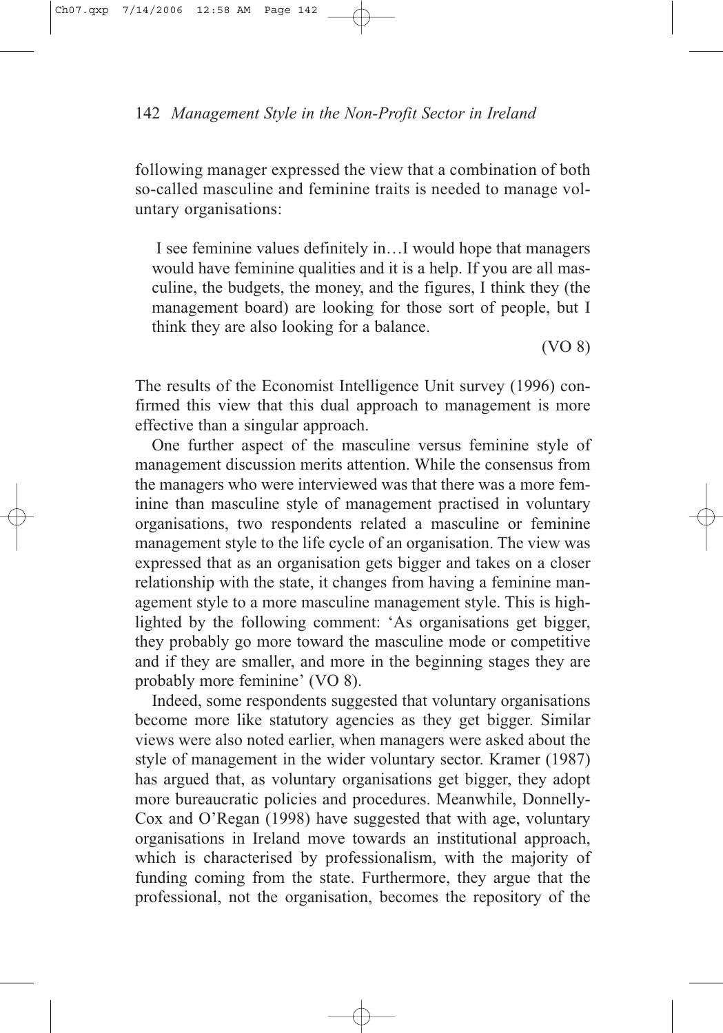following manager expressed the view that a combination of both so-called masculine and feminine traits is needed to manage voluntary organisations:

> I see feminine values definitely in…I would hope that managers would have feminine qualities and it is a help. If you are all masculine, the budgets, the money, and the figures, I think they (the management board) are looking for those sort of people, but I think they are also looking for a balance.
>
> (VO 8)

The results of the Economist Intelligence Unit survey (1996) confirmed this view that this dual approach to management is more effective than a singular approach.

One further aspect of the masculine versus feminine style of management discussion merits attention. While the consensus from the managers who were interviewed was that there was a more feminine than masculine style of management practised in voluntary organisations, two respondents related a masculine or feminine management style to the life cycle of an organisation. The view was expressed that as an organisation gets bigger and takes on a closer relationship with the state, it changes from having a feminine management style to a more masculine management style. This is highlighted by the following comment: 'As organisations get bigger, they probably go more toward the masculine mode or competitive and if they are smaller, and more in the beginning stages they are probably more feminine' (VO 8).

Indeed, some respondents suggested that voluntary organisations become more like statutory agencies as they get bigger. Similar views were also noted earlier, when managers were asked about the style of management in the wider voluntary sector. Kramer (1987) has argued that, as voluntary organisations get bigger, they adopt more bureaucratic policies and procedures. Meanwhile, Donnelly-Cox and O'Regan (1998) have suggested that with age, voluntary organisations in Ireland move towards an institutional approach, which is characterised by professionalism, with the majority of funding coming from the state. Furthermore, they argue that the professional, not the organisation, becomes the repository of the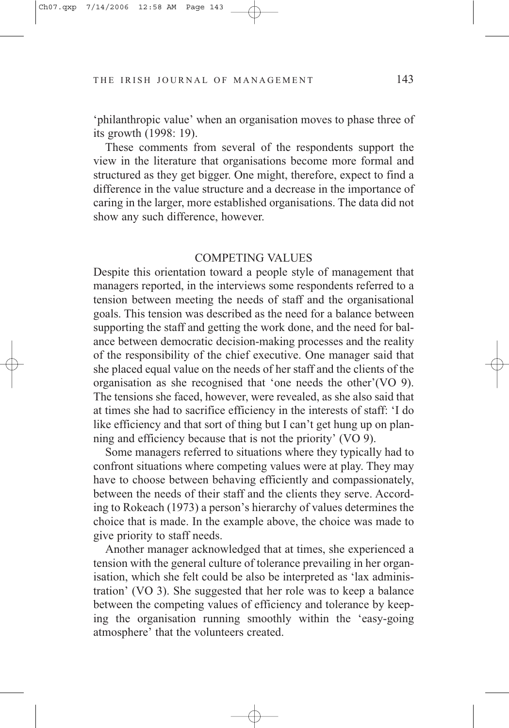'philanthropic value' when an organisation moves to phase three of its growth (1998: 19).

These comments from several of the respondents support the view in the literature that organisations become more formal and structured as they get bigger. One might, therefore, expect to find a difference in the value structure and a decrease in the importance of caring in the larger, more established organisations. The data did not show any such difference, however.

## COMPETING VALUES

Despite this orientation toward a people style of management that managers reported, in the interviews some respondents referred to a tension between meeting the needs of staff and the organisational goals. This tension was described as the need for a balance between supporting the staff and getting the work done, and the need for balance between democratic decision-making processes and the reality of the responsibility of the chief executive. One manager said that she placed equal value on the needs of her staff and the clients of the organisation as she recognised that 'one needs the other'(VO 9). The tensions she faced, however, were revealed, as she also said that at times she had to sacrifice efficiency in the interests of staff: 'I do like efficiency and that sort of thing but I can't get hung up on planning and efficiency because that is not the priority' (VO 9).

Some managers referred to situations where they typically had to confront situations where competing values were at play. They may have to choose between behaving efficiently and compassionately, between the needs of their staff and the clients they serve. According to Rokeach (1973) a person's hierarchy of values determines the choice that is made. In the example above, the choice was made to give priority to staff needs.

Another manager acknowledged that at times, she experienced a tension with the general culture of tolerance prevailing in her organisation, which she felt could be also be interpreted as 'lax administration' (VO 3). She suggested that her role was to keep a balance between the competing values of efficiency and tolerance by keeping the organisation running smoothly within the 'easy-going atmosphere' that the volunteers created.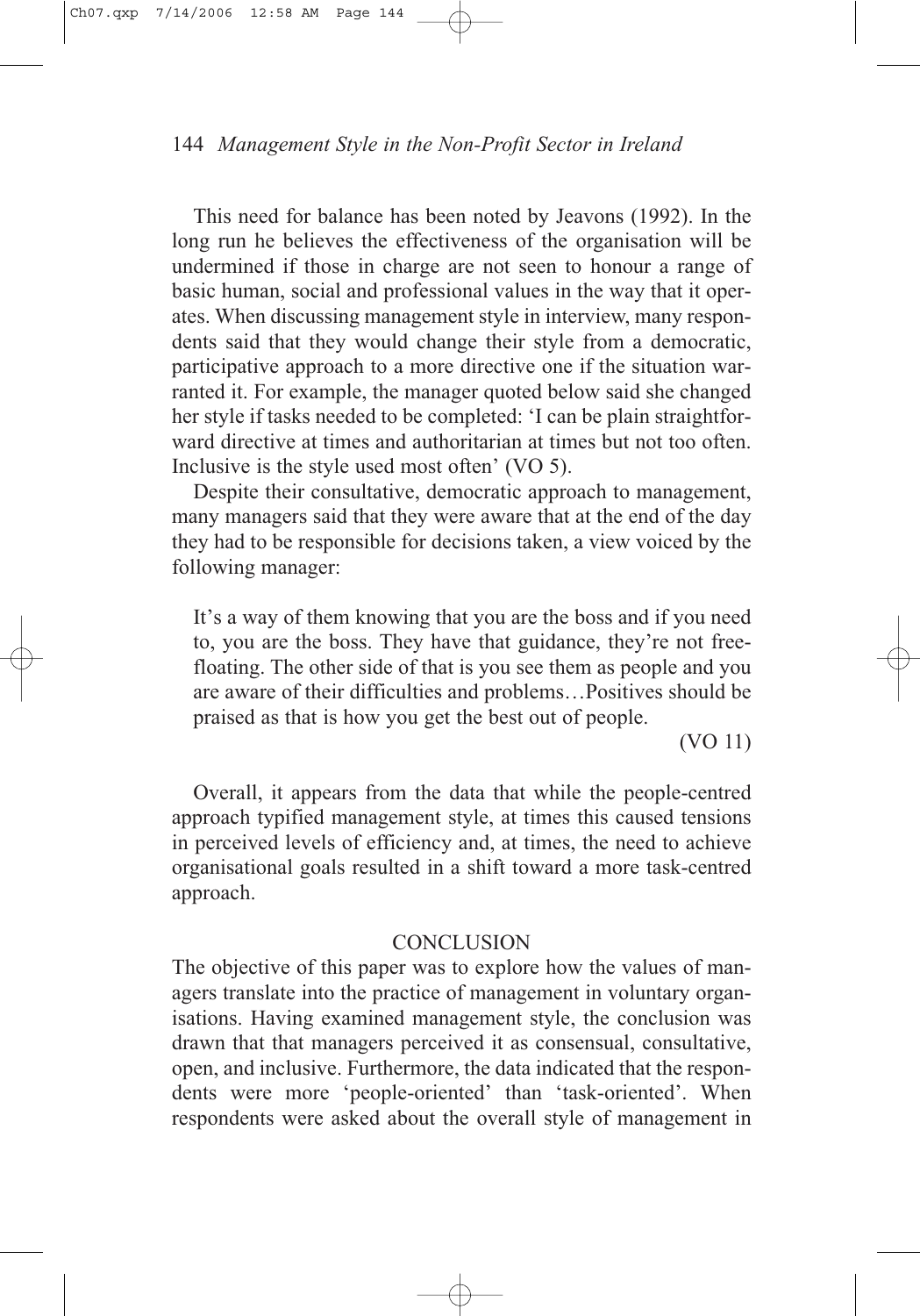This need for balance has been noted by Jeavons (1992). In the long run he believes the effectiveness of the organisation will be undermined if those in charge are not seen to honour a range of basic human, social and professional values in the way that it operates. When discussing management style in interview, many respondents said that they would change their style from a democratic, participative approach to a more directive one if the situation warranted it. For example, the manager quoted below said she changed her style if tasks needed to be completed: 'I can be plain straightforward directive at times and authoritarian at times but not too often. Inclusive is the style used most often' (VO 5).

Despite their consultative, democratic approach to management, many managers said that they were aware that at the end of the day they had to be responsible for decisions taken, a view voiced by the following manager:

> It's a way of them knowing that you are the boss and if you need to, you are the boss. They have that guidance, they're not free-floating. The other side of that is you see them as people and you are aware of their difficulties and problems…Positives should be praised as that is how you get the best out of people.
>
> (VO 11)

Overall, it appears from the data that while the people-centred approach typified management style, at times this caused tensions in perceived levels of efficiency and, at times, the need to achieve organisational goals resulted in a shift toward a more task-centred approach.

## CONCLUSION

The objective of this paper was to explore how the values of managers translate into the practice of management in voluntary organisations. Having examined management style, the conclusion was drawn that that managers perceived it as consensual, consultative, open, and inclusive. Furthermore, the data indicated that the respondents were more 'people-oriented' than 'task-oriented'. When respondents were asked about the overall style of management in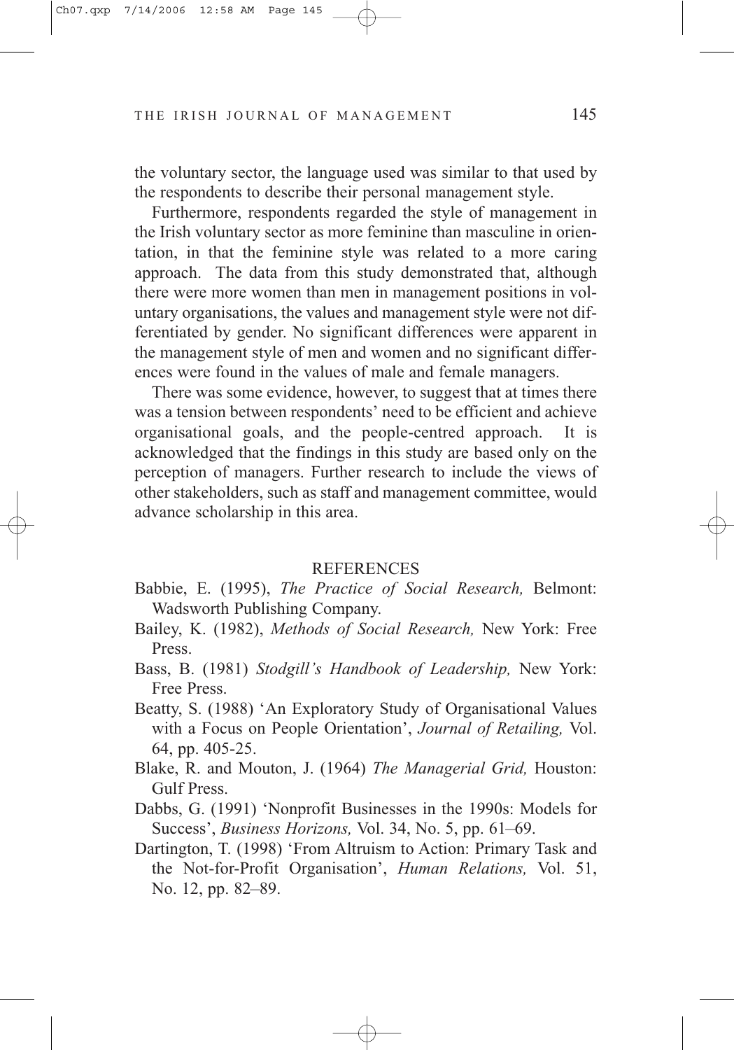the voluntary sector, the language used was similar to that used by the respondents to describe their personal management style.

Furthermore, respondents regarded the style of management in the Irish voluntary sector as more feminine than masculine in orientation, in that the feminine style was related to a more caring approach. The data from this study demonstrated that, although there were more women than men in management positions in voluntary organisations, the values and management style were not differentiated by gender. No significant differences were apparent in the management style of men and women and no significant differences were found in the values of male and female managers.

There was some evidence, however, to suggest that at times there was a tension between respondents' need to be efficient and achieve organisational goals, and the people-centred approach. It is acknowledged that the findings in this study are based only on the perception of managers. Further research to include the views of other stakeholders, such as staff and management committee, would advance scholarship in this area.

## REFERENCES

Babbie, E. (1995), *The Practice of Social Research,* Belmont: Wadsworth Publishing Company.

Bailey, K. (1982), *Methods of Social Research,* New York: Free Press.

Bass, B. (1981) *Stodgill's Handbook of Leadership,* New York: Free Press.

Beatty, S. (1988) 'An Exploratory Study of Organisational Values with a Focus on People Orientation', *Journal of Retailing,* Vol. 64, pp. 405-25.

Blake, R. and Mouton, J. (1964) *The Managerial Grid,* Houston: Gulf Press.

Dabbs, G. (1991) 'Nonprofit Businesses in the 1990s: Models for Success', *Business Horizons,* Vol. 34, No. 5, pp. 61–69.

Dartington, T. (1998) 'From Altruism to Action: Primary Task and the Not-for-Profit Organisation', *Human Relations,* Vol. 51, No. 12, pp. 82–89.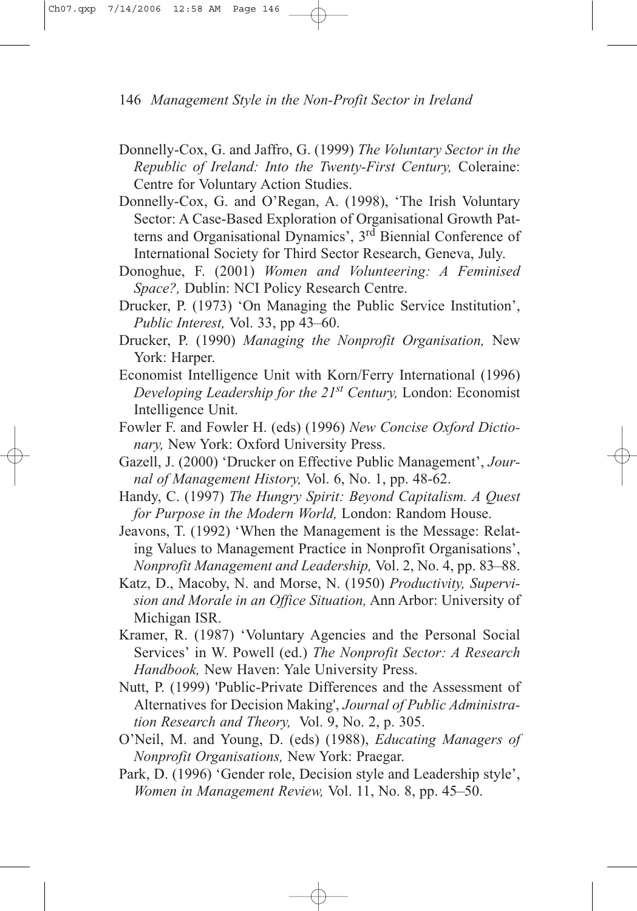Donnelly-Cox, G. and Jaffro, G. (1999) *The Voluntary Sector in the Republic of Ireland: Into the Twenty-First Century,* Coleraine: Centre for Voluntary Action Studies.

Donnelly-Cox, G. and O'Regan, A. (1998), 'The Irish Voluntary Sector: A Case-Based Exploration of Organisational Growth Patterns and Organisational Dynamics', 3rd Biennial Conference of International Society for Third Sector Research, Geneva, July.

Donoghue, F. (2001) *Women and Volunteering: A Feminised Space?,* Dublin: NCI Policy Research Centre.

Drucker, P. (1973) 'On Managing the Public Service Institution', *Public Interest,* Vol. 33, pp 43–60.

Drucker, P. (1990) *Managing the Nonprofit Organisation,* New York: Harper.

Economist Intelligence Unit with Korn/Ferry International (1996) *Developing Leadership for the 21st Century,* London: Economist Intelligence Unit.

Fowler F. and Fowler H. (eds) (1996) *New Concise Oxford Dictionary,* New York: Oxford University Press.

Gazell, J. (2000) 'Drucker on Effective Public Management', *Journal of Management History,* Vol. 6, No. 1, pp. 48-62.

Handy, C. (1997) *The Hungry Spirit: Beyond Capitalism. A Quest for Purpose in the Modern World,* London: Random House.

Jeavons, T. (1992) 'When the Management is the Message: Relating Values to Management Practice in Nonprofit Organisations', *Nonprofit Management and Leadership,* Vol. 2, No. 4, pp. 83–88.

Katz, D., Macoby, N. and Morse, N. (1950) *Productivity, Supervision and Morale in an Office Situation,* Ann Arbor: University of Michigan ISR.

Kramer, R. (1987) 'Voluntary Agencies and the Personal Social Services' in W. Powell (ed.) *The Nonprofit Sector: A Research Handbook,* New Haven: Yale University Press.

Nutt, P. (1999) 'Public-Private Differences and the Assessment of Alternatives for Decision Making', *Journal of Public Administration Research and Theory,* Vol. 9, No. 2, p. 305.

O'Neil, M. and Young, D. (eds) (1988), *Educating Managers of Nonprofit Organisations,* New York: Praegar.

Park, D. (1996) 'Gender role, Decision style and Leadership style', *Women in Management Review,* Vol. 11, No. 8, pp. 45–50.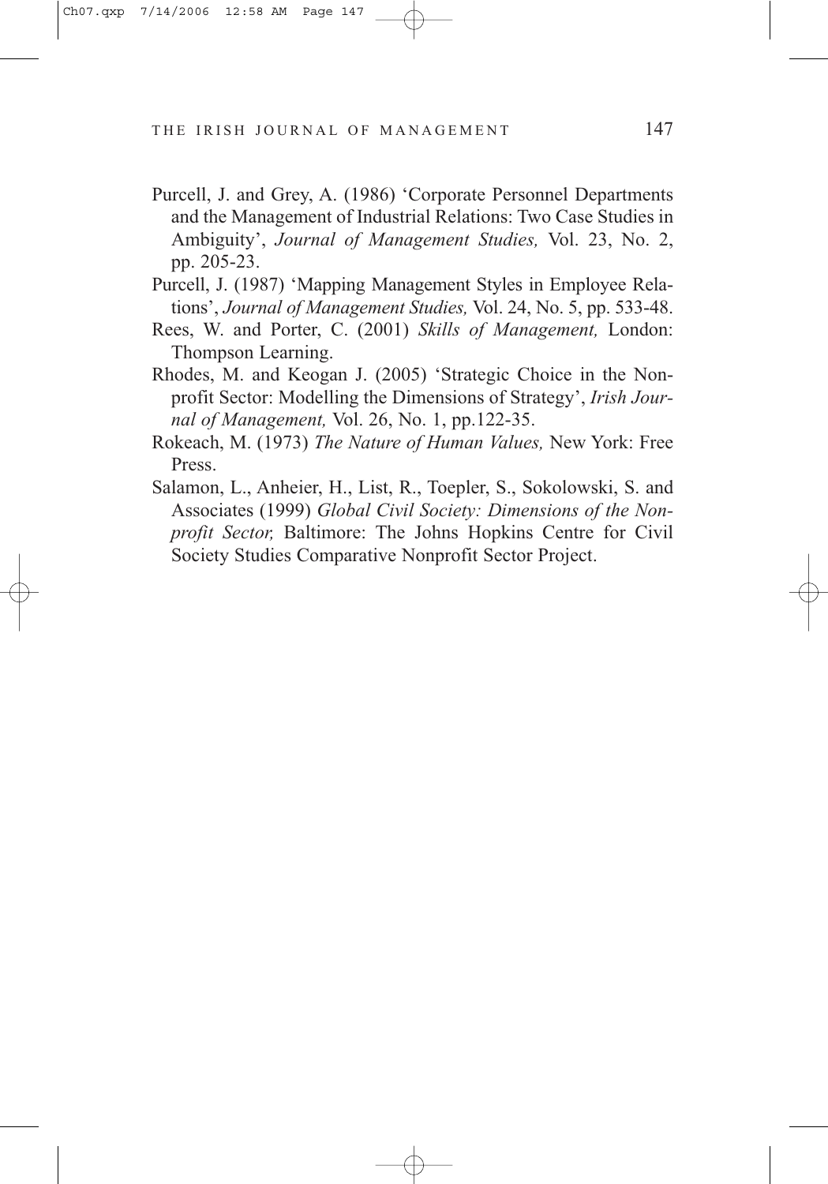Purcell, J. and Grey, A. (1986) 'Corporate Personnel Departments and the Management of Industrial Relations: Two Case Studies in Ambiguity', *Journal of Management Studies,* Vol. 23, No. 2, pp. 205-23.

Purcell, J. (1987) 'Mapping Management Styles in Employee Relations', *Journal of Management Studies,* Vol. 24, No. 5, pp. 533-48.

Rees, W. and Porter, C. (2001) *Skills of Management,* London: Thompson Learning.

Rhodes, M. and Keogan J. (2005) 'Strategic Choice in the Nonprofit Sector: Modelling the Dimensions of Strategy', *Irish Journal of Management,* Vol. 26, No. 1, pp.122-35.

Rokeach, M. (1973) *The Nature of Human Values,* New York: Free Press.

Salamon, L., Anheier, H., List, R., Toepler, S., Sokolowski, S. and Associates (1999) *Global Civil Society: Dimensions of the Nonprofit Sector,* Baltimore: The Johns Hopkins Centre for Civil Society Studies Comparative Nonprofit Sector Project.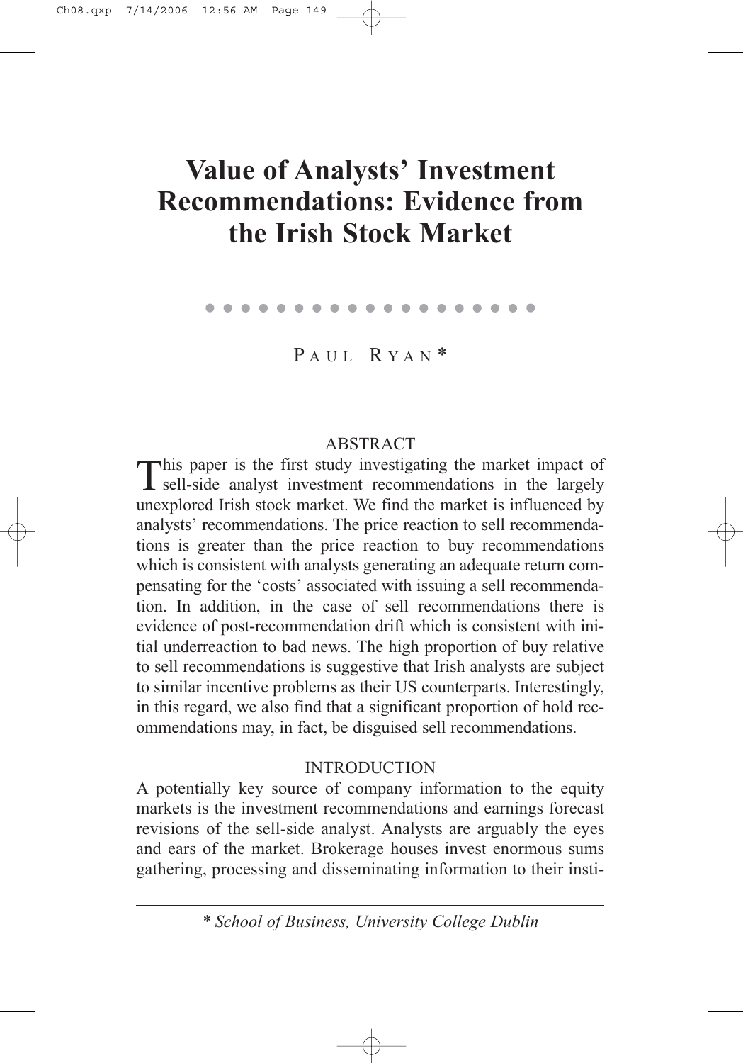# Value of Analysts' Investment Recommendations: Evidence from the Irish Stock Market

PAUL RYAN*

## ABSTRACT

This paper is the first study investigating the market impact of sell-side analyst investment recommendations in the largely unexplored Irish stock market. We find the market is influenced by analysts' recommendations. The price reaction to sell recommendations is greater than the price reaction to buy recommendations which is consistent with analysts generating an adequate return compensating for the 'costs' associated with issuing a sell recommendation. In addition, in the case of sell recommendations there is evidence of post-recommendation drift which is consistent with initial underreaction to bad news. The high proportion of buy relative to sell recommendations is suggestive that Irish analysts are subject to similar incentive problems as their US counterparts. Interestingly, in this regard, we also find that a significant proportion of hold recommendations may, in fact, be disguised sell recommendations.

## INTRODUCTION

A potentially key source of company information to the equity markets is the investment recommendations and earnings forecast revisions of the sell-side analyst. Analysts are arguably the eyes and ears of the market. Brokerage houses invest enormous sums gathering, processing and disseminating information to their insti-

---

\* *School of Business, University College Dublin*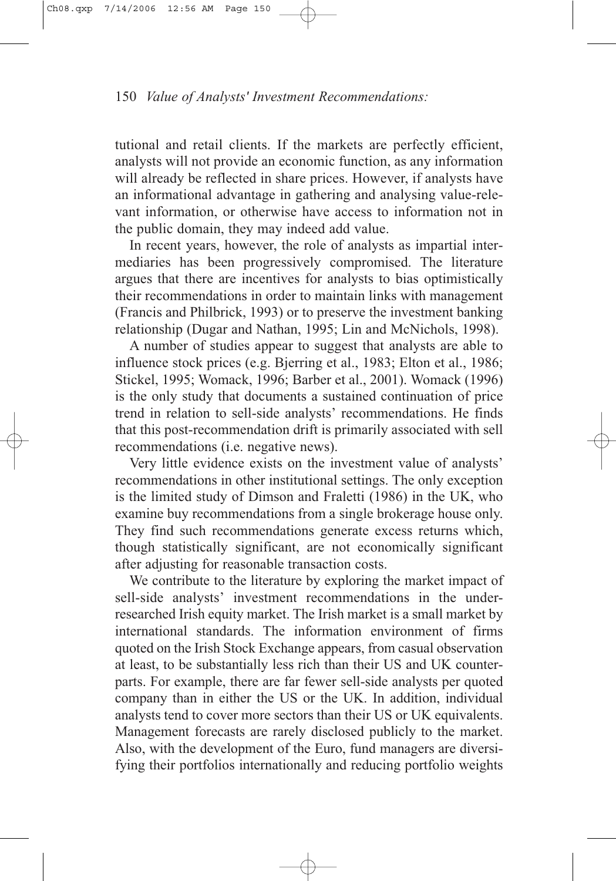tutional and retail clients. If the markets are perfectly efficient, analysts will not provide an economic function, as any information will already be reflected in share prices. However, if analysts have an informational advantage in gathering and analysing value-relevant information, or otherwise have access to information not in the public domain, they may indeed add value.

In recent years, however, the role of analysts as impartial intermediaries has been progressively compromised. The literature argues that there are incentives for analysts to bias optimistically their recommendations in order to maintain links with management (Francis and Philbrick, 1993) or to preserve the investment banking relationship (Dugar and Nathan, 1995; Lin and McNichols, 1998).

A number of studies appear to suggest that analysts are able to influence stock prices (e.g. Bjerring et al., 1983; Elton et al., 1986; Stickel, 1995; Womack, 1996; Barber et al., 2001). Womack (1996) is the only study that documents a sustained continuation of price trend in relation to sell-side analysts' recommendations. He finds that this post-recommendation drift is primarily associated with sell recommendations (i.e. negative news).

Very little evidence exists on the investment value of analysts' recommendations in other institutional settings. The only exception is the limited study of Dimson and Fraletti (1986) in the UK, who examine buy recommendations from a single brokerage house only. They find such recommendations generate excess returns which, though statistically significant, are not economically significant after adjusting for reasonable transaction costs.

We contribute to the literature by exploring the market impact of sell-side analysts' investment recommendations in the under-researched Irish equity market. The Irish market is a small market by international standards. The information environment of firms quoted on the Irish Stock Exchange appears, from casual observation at least, to be substantially less rich than their US and UK counterparts. For example, there are far fewer sell-side analysts per quoted company than in either the US or the UK. In addition, individual analysts tend to cover more sectors than their US or UK equivalents. Management forecasts are rarely disclosed publicly to the market. Also, with the development of the Euro, fund managers are diversifying their portfolios internationally and reducing portfolio weights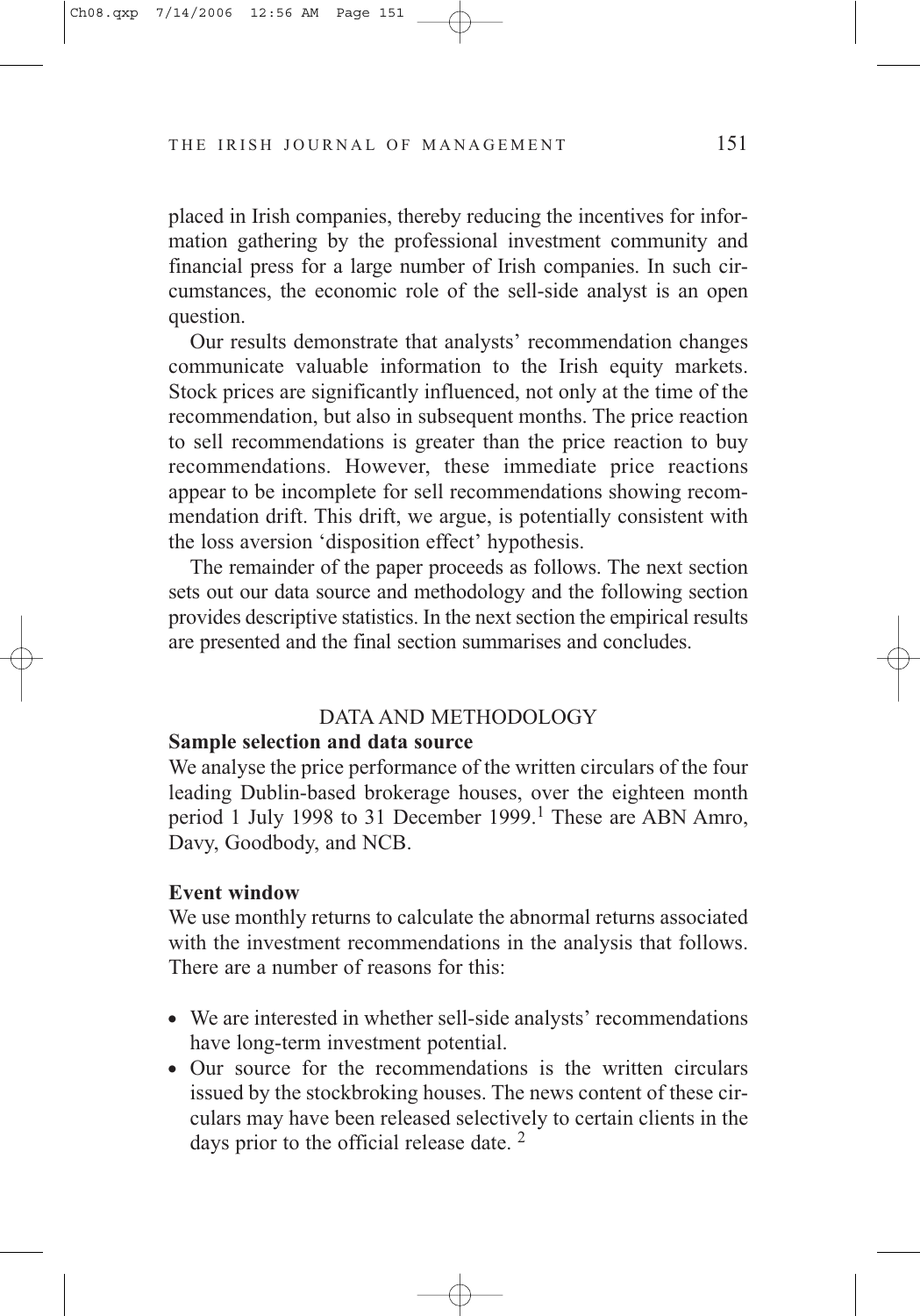placed in Irish companies, thereby reducing the incentives for information gathering by the professional investment community and financial press for a large number of Irish companies. In such circumstances, the economic role of the sell-side analyst is an open question.

Our results demonstrate that analysts' recommendation changes communicate valuable information to the Irish equity markets. Stock prices are significantly influenced, not only at the time of the recommendation, but also in subsequent months. The price reaction to sell recommendations is greater than the price reaction to buy recommendations. However, these immediate price reactions appear to be incomplete for sell recommendations showing recommendation drift. This drift, we argue, is potentially consistent with the loss aversion 'disposition effect' hypothesis.

The remainder of the paper proceeds as follows. The next section sets out our data source and methodology and the following section provides descriptive statistics. In the next section the empirical results are presented and the final section summarises and concludes.

## DATA AND METHODOLOGY

### Sample selection and data source

We analyse the price performance of the written circulars of the four leading Dublin-based brokerage houses, over the eighteen month period 1 July 1998 to 31 December 1999.[1] These are ABN Amro, Davy, Goodbody, and NCB.

### Event window

We use monthly returns to calculate the abnormal returns associated with the investment recommendations in the analysis that follows. There are a number of reasons for this:

- We are interested in whether sell-side analysts' recommendations have long-term investment potential.
- Our source for the recommendations is the written circulars issued by the stockbroking houses. The news content of these circulars may have been released selectively to certain clients in the days prior to the official release date. [2]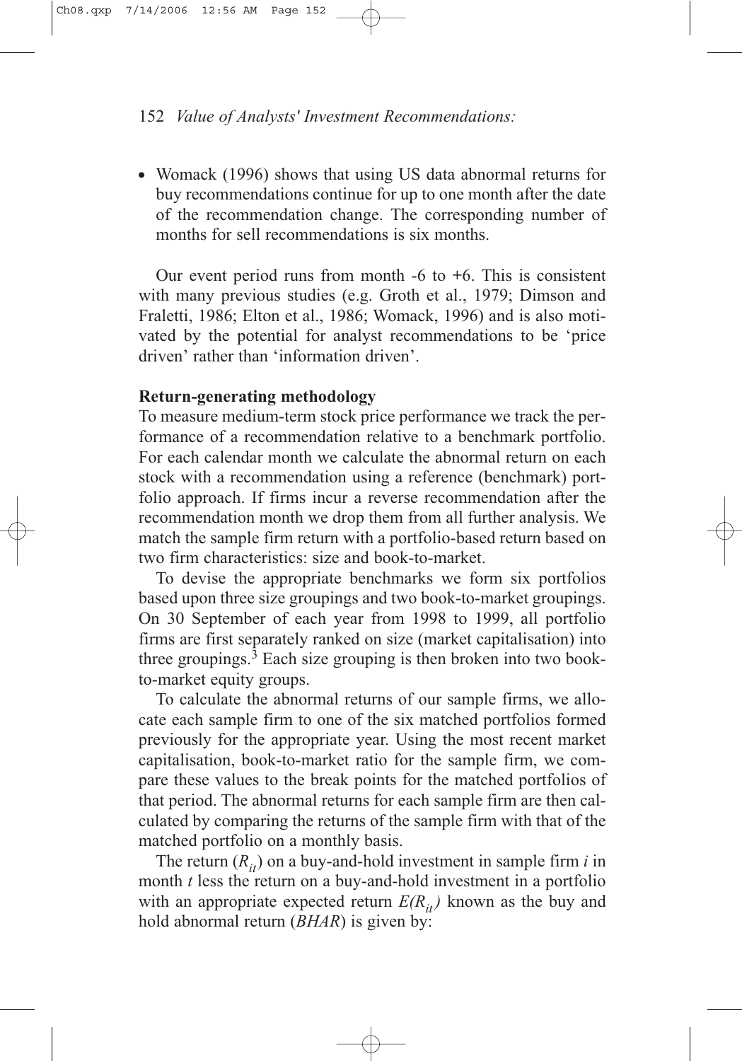- Womack (1996) shows that using US data abnormal returns for buy recommendations continue for up to one month after the date of the recommendation change. The corresponding number of months for sell recommendations is six months.

Our event period runs from month -6 to +6. This is consistent with many previous studies (e.g. Groth et al., 1979; Dimson and Fraletti, 1986; Elton et al., 1986; Womack, 1996) and is also motivated by the potential for analyst recommendations to be 'price driven' rather than 'information driven'.

**Return-generating methodology**

To measure medium-term stock price performance we track the performance of a recommendation relative to a benchmark portfolio. For each calendar month we calculate the abnormal return on each stock with a recommendation using a reference (benchmark) portfolio approach. If firms incur a reverse recommendation after the recommendation month we drop them from all further analysis. We match the sample firm return with a portfolio-based return based on two firm characteristics: size and book-to-market.

To devise the appropriate benchmarks we form six portfolios based upon three size groupings and two book-to-market groupings. On 30 September of each year from 1998 to 1999, all portfolio firms are first separately ranked on size (market capitalisation) into three groupings.[3] Each size grouping is then broken into two book-to-market equity groups.

To calculate the abnormal returns of our sample firms, we allocate each sample firm to one of the six matched portfolios formed previously for the appropriate year. Using the most recent market capitalisation, book-to-market ratio for the sample firm, we compare these values to the break points for the matched portfolios of that period. The abnormal returns for each sample firm are then calculated by comparing the returns of the sample firm with that of the matched portfolio on a monthly basis.

The return ($R_{it}$) on a buy-and-hold investment in sample firm $i$ in month $t$ less the return on a buy-and-hold investment in a portfolio with an appropriate expected return $E(R_{it})$ known as the buy and hold abnormal return (*BHAR*) is given by: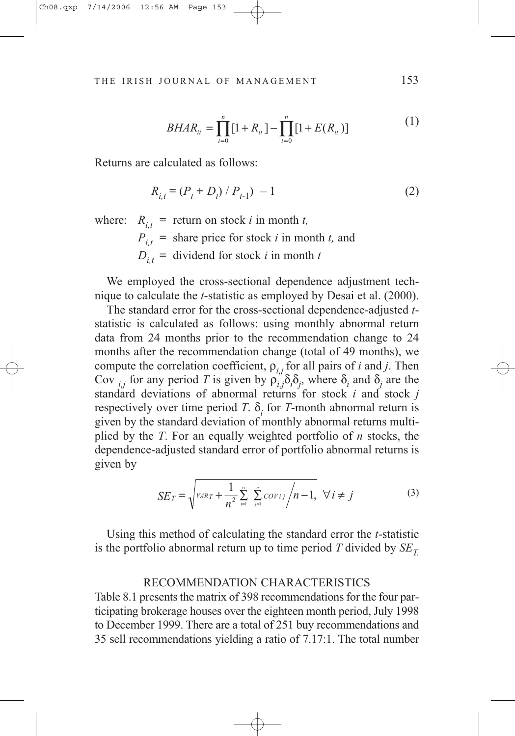$$BHAR_{it} = \prod_{t=0}^{n}[1 + R_{it}] - \prod_{t=0}^{n}[1 + E(R_{it})] \tag{1}$$

Returns are calculated as follows:

$$R_{i,t} = (P_t + D_t) / P_{t-1}) - 1 \tag{2}$$

where: $R_{i,t}$ = return on stock $i$ in month $t$,
$P_{i,t}$ = share price for stock $i$ in month $t$, and
$D_{i,t}$ = dividend for stock $i$ in month $t$

We employed the cross-sectional dependence adjustment technique to calculate the $t$-statistic as employed by Desai et al. (2000).

The standard error for the cross-sectional dependence-adjusted $t$-statistic is calculated as follows: using monthly abnormal return data from 24 months prior to the recommendation change to 24 months after the recommendation change (total of 49 months), we compute the correlation coefficient, $\rho_{i,j}$ for all pairs of $i$ and $j$. Then $\text{Cov}_{i,j}$ for any period $T$ is given by $\rho_{i,j}\delta_i\delta_j$, where $\delta_i$ and $\delta_j$ are the standard deviations of abnormal returns for stock $i$ and stock $j$ respectively over time period $T$. $\delta_i$ for $T$-month abnormal return is given by the standard deviation of monthly abnormal returns multiplied by the $T$. For an equally weighted portfolio of $n$ stocks, the dependence-adjusted standard error of portfolio abnormal returns is given by

$$SE_T = \sqrt{VAR_T + \frac{1}{n^2}\sum_{i=1}^{n}\sum_{j=1}^{n} COV_{ij} \bigg/ n-1}, \;\; \forall i \neq j \tag{3}$$

Using this method of calculating the standard error the $t$-statistic is the portfolio abnormal return up to time period $T$ divided by $SE_T$.

## RECOMMENDATION CHARACTERISTICS

Table 8.1 presents the matrix of 398 recommendations for the four participating brokerage houses over the eighteen month period, July 1998 to December 1999. There are a total of 251 buy recommendations and 35 sell recommendations yielding a ratio of 7.17:1. The total number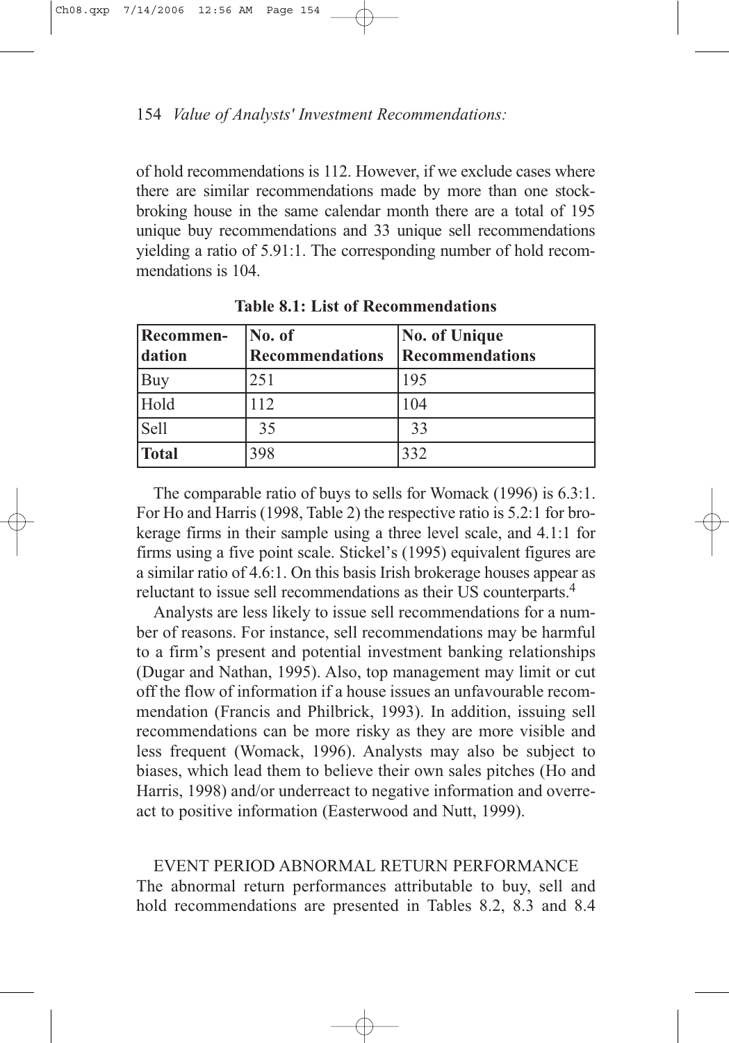of hold recommendations is 112. However, if we exclude cases where there are similar recommendations made by more than one stockbroking house in the same calendar month there are a total of 195 unique buy recommendations and 33 unique sell recommendations yielding a ratio of 5.91:1. The corresponding number of hold recommendations is 104.

**Table 8.1: List of Recommendations**

| Recommendation | No. of Recommendations | No. of Unique Recommendations |
|---|---|---|
| Buy | 251 | 195 |
| Hold | 112 | 104 |
| Sell | 35 | 33 |
| **Total** | 398 | 332 |

The comparable ratio of buys to sells for Womack (1996) is 6.3:1. For Ho and Harris (1998, Table 2) the respective ratio is 5.2:1 for brokerage firms in their sample using a three level scale, and 4.1:1 for firms using a five point scale. Stickel's (1995) equivalent figures are a similar ratio of 4.6:1. On this basis Irish brokerage houses appear as reluctant to issue sell recommendations as their US counterparts.[4]

Analysts are less likely to issue sell recommendations for a number of reasons. For instance, sell recommendations may be harmful to a firm's present and potential investment banking relationships (Dugar and Nathan, 1995). Also, top management may limit or cut off the flow of information if a house issues an unfavourable recommendation (Francis and Philbrick, 1993). In addition, issuing sell recommendations can be more risky as they are more visible and less frequent (Womack, 1996). Analysts may also be subject to biases, which lead them to believe their own sales pitches (Ho and Harris, 1998) and/or underreact to negative information and overreact to positive information (Easterwood and Nutt, 1999).

## EVENT PERIOD ABNORMAL RETURN PERFORMANCE

The abnormal return performances attributable to buy, sell and hold recommendations are presented in Tables 8.2, 8.3 and 8.4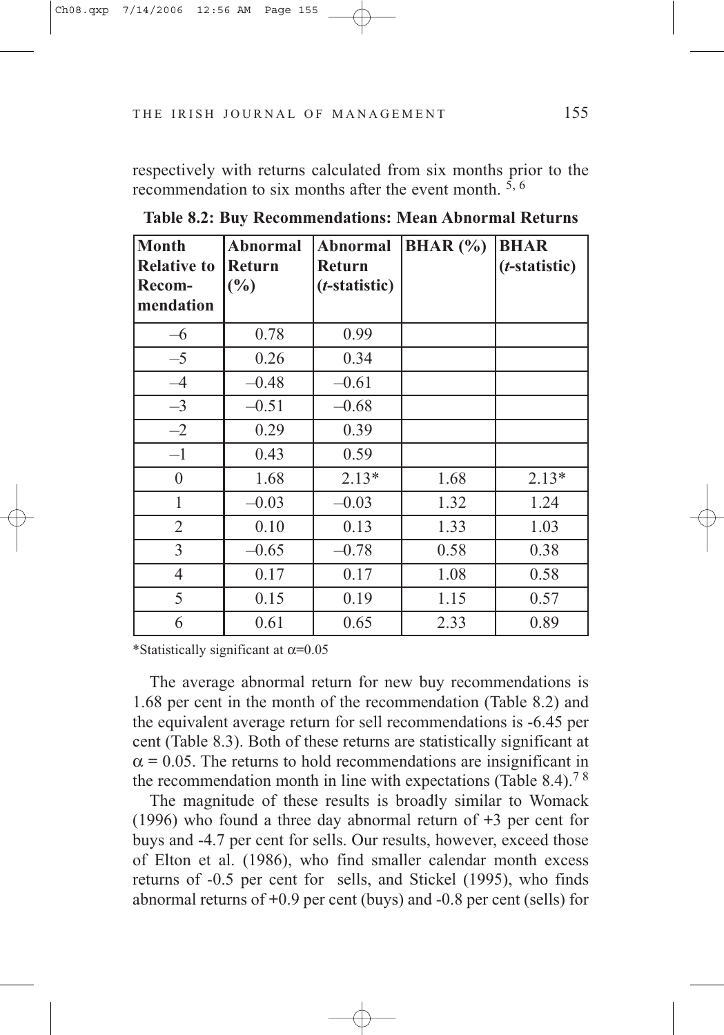respectively with returns calculated from six months prior to the recommendation to six months after the event month. [5, 6]

**Table 8.2: Buy Recommendations: Mean Abnormal Returns**

| Month Relative to Recom-mendation | Abnormal Return (%) | Abnormal Return (*t*-statistic) | BHAR (%) | BHAR (*t*-statistic) |
|---|---|---|---|---|
| –6 | 0.78 | 0.99 | | |
| –5 | 0.26 | 0.34 | | |
| –4 | –0.48 | –0.61 | | |
| –3 | –0.51 | –0.68 | | |
| –2 | 0.29 | 0.39 | | |
| –1 | 0.43 | 0.59 | | |
| 0 | 1.68 | 2.13* | 1.68 | 2.13* |
| 1 | –0.03 | –0.03 | 1.32 | 1.24 |
| 2 | 0.10 | 0.13 | 1.33 | 1.03 |
| 3 | –0.65 | –0.78 | 0.58 | 0.38 |
| 4 | 0.17 | 0.17 | 1.08 | 0.58 |
| 5 | 0.15 | 0.19 | 1.15 | 0.57 |
| 6 | 0.61 | 0.65 | 2.33 | 0.89 |

*Statistically significant at $\alpha$=0.05

The average abnormal return for new buy recommendations is 1.68 per cent in the month of the recommendation (Table 8.2) and the equivalent average return for sell recommendations is -6.45 per cent (Table 8.3). Both of these returns are statistically significant at $\alpha = 0.05$. The returns to hold recommendations are insignificant in the recommendation month in line with expectations (Table 8.4).[7 8]

The magnitude of these results is broadly similar to Womack (1996) who found a three day abnormal return of +3 per cent for buys and -4.7 per cent for sells. Our results, however, exceed those of Elton et al. (1986), who find smaller calendar month excess returns of -0.5 per cent for sells, and Stickel (1995), who finds abnormal returns of +0.9 per cent (buys) and -0.8 per cent (sells) for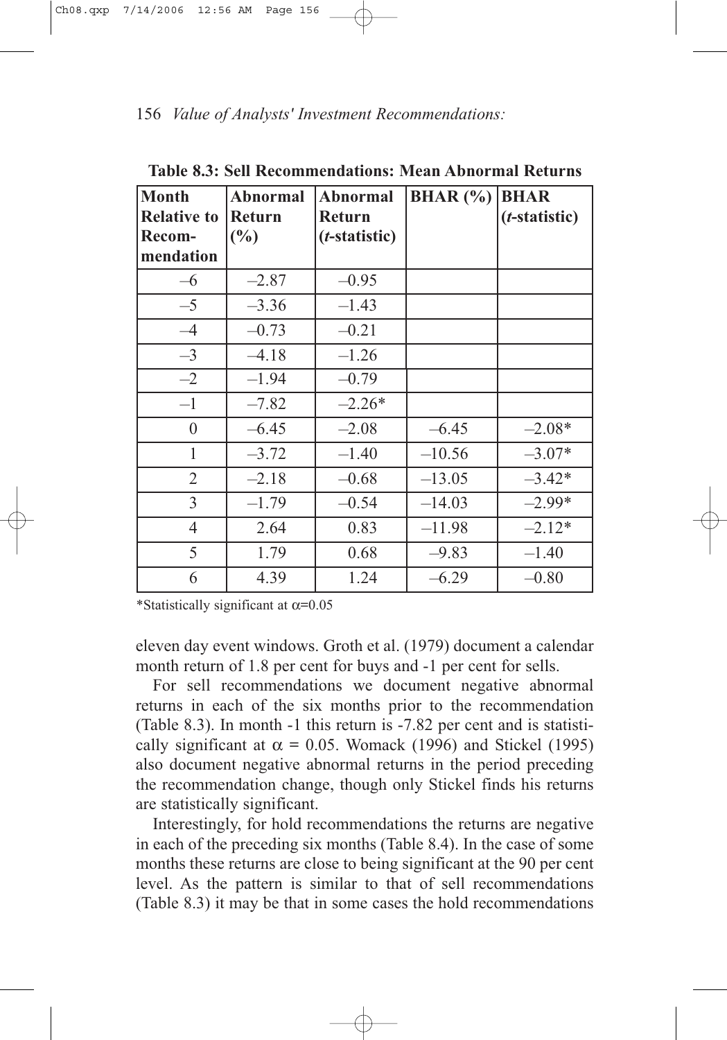**Table 8.3: Sell Recommendations: Mean Abnormal Returns**

| Month Relative to Recom-mendation | Abnormal Return (%) | Abnormal Return (*t*-statistic) | BHAR (%) | BHAR (*t*-statistic) |
|---|---|---|---|---|
| –6 | –2.87 | –0.95 | | |
| –5 | –3.36 | –1.43 | | |
| –4 | –0.73 | –0.21 | | |
| –3 | –4.18 | –1.26 | | |
| –2 | –1.94 | –0.79 | | |
| –1 | –7.82 | –2.26* | | |
| 0 | –6.45 | –2.08 | –6.45 | –2.08* |
| 1 | –3.72 | –1.40 | –10.56 | –3.07* |
| 2 | –2.18 | –0.68 | –13.05 | –3.42* |
| 3 | –1.79 | –0.54 | –14.03 | –2.99* |
| 4 | 2.64 | 0.83 | –11.98 | –2.12* |
| 5 | 1.79 | 0.68 | –9.83 | –1.40 |
| 6 | 4.39 | 1.24 | –6.29 | –0.80 |

*Statistically significant at $\alpha$=0.05

eleven day event windows. Groth et al. (1979) document a calendar month return of 1.8 per cent for buys and -1 per cent for sells.

For sell recommendations we document negative abnormal returns in each of the six months prior to the recommendation (Table 8.3). In month -1 this return is -7.82 per cent and is statistically significant at $\alpha = 0.05$. Womack (1996) and Stickel (1995) also document negative abnormal returns in the period preceding the recommendation change, though only Stickel finds his returns are statistically significant.

Interestingly, for hold recommendations the returns are negative in each of the preceding six months (Table 8.4). In the case of some months these returns are close to being significant at the 90 per cent level. As the pattern is similar to that of sell recommendations (Table 8.3) it may be that in some cases the hold recommendations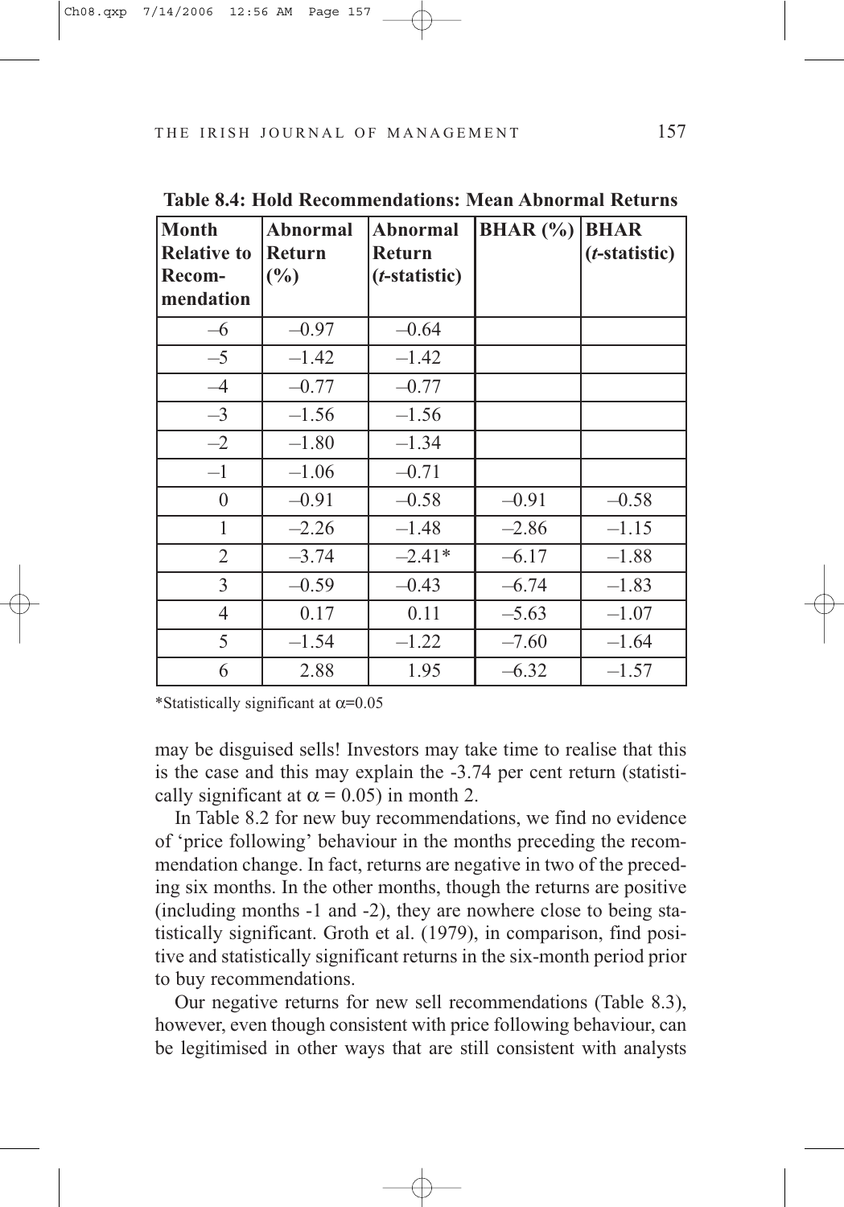**Table 8.4: Hold Recommendations: Mean Abnormal Returns**

| Month Relative to Recom-mendation | Abnormal Return (%) | Abnormal Return (*t*-statistic) | BHAR (%) | BHAR (*t*-statistic) |
|---|---|---|---|---|
| –6 | –0.97 | –0.64 | | |
| –5 | –1.42 | –1.42 | | |
| –4 | –0.77 | –0.77 | | |
| –3 | –1.56 | –1.56 | | |
| –2 | –1.80 | –1.34 | | |
| –1 | –1.06 | –0.71 | | |
| 0 | –0.91 | –0.58 | –0.91 | –0.58 |
| 1 | –2.26 | –1.48 | –2.86 | –1.15 |
| 2 | –3.74 | –2.41* | –6.17 | –1.88 |
| 3 | –0.59 | –0.43 | –6.74 | –1.83 |
| 4 | 0.17 | 0.11 | –5.63 | –1.07 |
| 5 | –1.54 | –1.22 | –7.60 | –1.64 |
| 6 | 2.88 | 1.95 | –6.32 | –1.57 |

*Statistically significant at $\alpha$=0.05

may be disguised sells! Investors may take time to realise that this is the case and this may explain the -3.74 per cent return (statistically significant at $\alpha = 0.05$) in month 2.

In Table 8.2 for new buy recommendations, we find no evidence of 'price following' behaviour in the months preceding the recommendation change. In fact, returns are negative in two of the preceding six months. In the other months, though the returns are positive (including months -1 and -2), they are nowhere close to being statistically significant. Groth et al. (1979), in comparison, find positive and statistically significant returns in the six-month period prior to buy recommendations.

Our negative returns for new sell recommendations (Table 8.3), however, even though consistent with price following behaviour, can be legitimised in other ways that are still consistent with analysts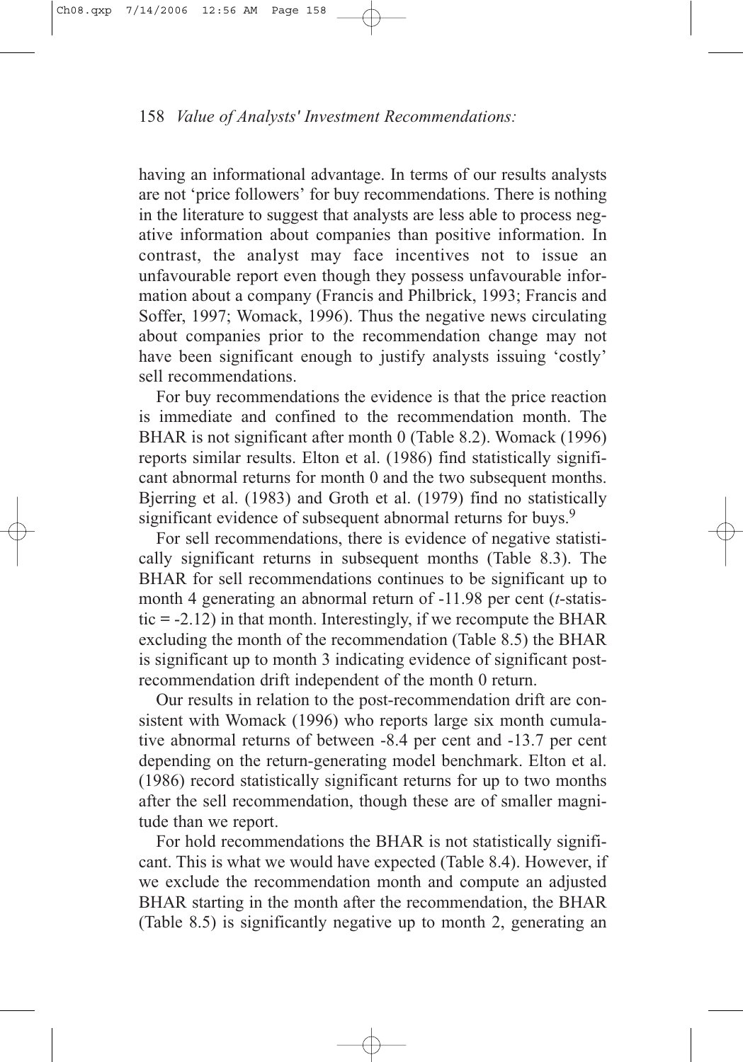having an informational advantage. In terms of our results analysts are not 'price followers' for buy recommendations. There is nothing in the literature to suggest that analysts are less able to process negative information about companies than positive information. In contrast, the analyst may face incentives not to issue an unfavourable report even though they possess unfavourable information about a company (Francis and Philbrick, 1993; Francis and Soffer, 1997; Womack, 1996). Thus the negative news circulating about companies prior to the recommendation change may not have been significant enough to justify analysts issuing 'costly' sell recommendations.

For buy recommendations the evidence is that the price reaction is immediate and confined to the recommendation month. The BHAR is not significant after month 0 (Table 8.2). Womack (1996) reports similar results. Elton et al. (1986) find statistically significant abnormal returns for month 0 and the two subsequent months. Bjerring et al. (1983) and Groth et al. (1979) find no statistically significant evidence of subsequent abnormal returns for buys.[9]

For sell recommendations, there is evidence of negative statistically significant returns in subsequent months (Table 8.3). The BHAR for sell recommendations continues to be significant up to month 4 generating an abnormal return of -11.98 per cent (*t*-statistic = -2.12) in that month. Interestingly, if we recompute the BHAR excluding the month of the recommendation (Table 8.5) the BHAR is significant up to month 3 indicating evidence of significant post-recommendation drift independent of the month 0 return.

Our results in relation to the post-recommendation drift are consistent with Womack (1996) who reports large six month cumulative abnormal returns of between -8.4 per cent and -13.7 per cent depending on the return-generating model benchmark. Elton et al. (1986) record statistically significant returns for up to two months after the sell recommendation, though these are of smaller magnitude than we report.

For hold recommendations the BHAR is not statistically significant. This is what we would have expected (Table 8.4). However, if we exclude the recommendation month and compute an adjusted BHAR starting in the month after the recommendation, the BHAR (Table 8.5) is significantly negative up to month 2, generating an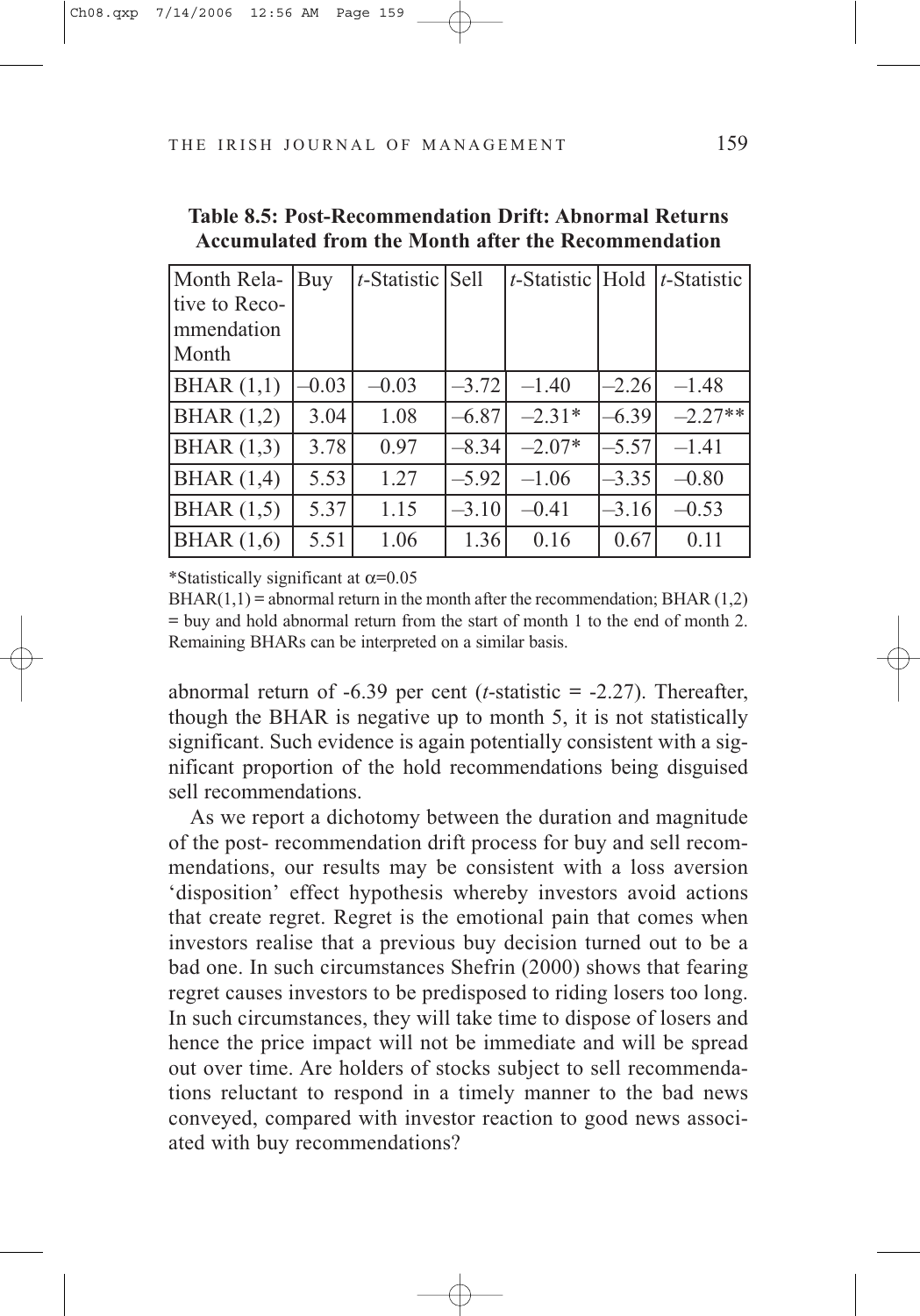**Table 8.5: Post-Recommendation Drift: Abnormal Returns Accumulated from the Month after the Recommendation**

| Month Relative to Recommendation Month | Buy | *t*-Statistic | Sell | *t*-Statistic | Hold | *t*-Statistic |
|---|---|---|---|---|---|---|
| BHAR (1,1) | –0.03 | –0.03 | –3.72 | –1.40 | –2.26 | –1.48 |
| BHAR (1,2) | 3.04 | 1.08 | –6.87 | –2.31* | –6.39 | –2.27** |
| BHAR (1,3) | 3.78 | 0.97 | –8.34 | –2.07* | –5.57 | –1.41 |
| BHAR (1,4) | 5.53 | 1.27 | –5.92 | –1.06 | –3.35 | –0.80 |
| BHAR (1,5) | 5.37 | 1.15 | –3.10 | –0.41 | –3.16 | –0.53 |
| BHAR (1,6) | 5.51 | 1.06 | 1.36 | 0.16 | 0.67 | 0.11 |

*Statistically significant at $\alpha$=0.05

BHAR(1,1) = abnormal return in the month after the recommendation; BHAR (1,2) = buy and hold abnormal return from the start of month 1 to the end of month 2. Remaining BHARs can be interpreted on a similar basis.

abnormal return of -6.39 per cent (*t*-statistic = -2.27). Thereafter, though the BHAR is negative up to month 5, it is not statistically significant. Such evidence is again potentially consistent with a significant proportion of the hold recommendations being disguised sell recommendations.

As we report a dichotomy between the duration and magnitude of the post- recommendation drift process for buy and sell recommendations, our results may be consistent with a loss aversion 'disposition' effect hypothesis whereby investors avoid actions that create regret. Regret is the emotional pain that comes when investors realise that a previous buy decision turned out to be a bad one. In such circumstances Shefrin (2000) shows that fearing regret causes investors to be predisposed to riding losers too long. In such circumstances, they will take time to dispose of losers and hence the price impact will not be immediate and will be spread out over time. Are holders of stocks subject to sell recommendations reluctant to respond in a timely manner to the bad news conveyed, compared with investor reaction to good news associated with buy recommendations?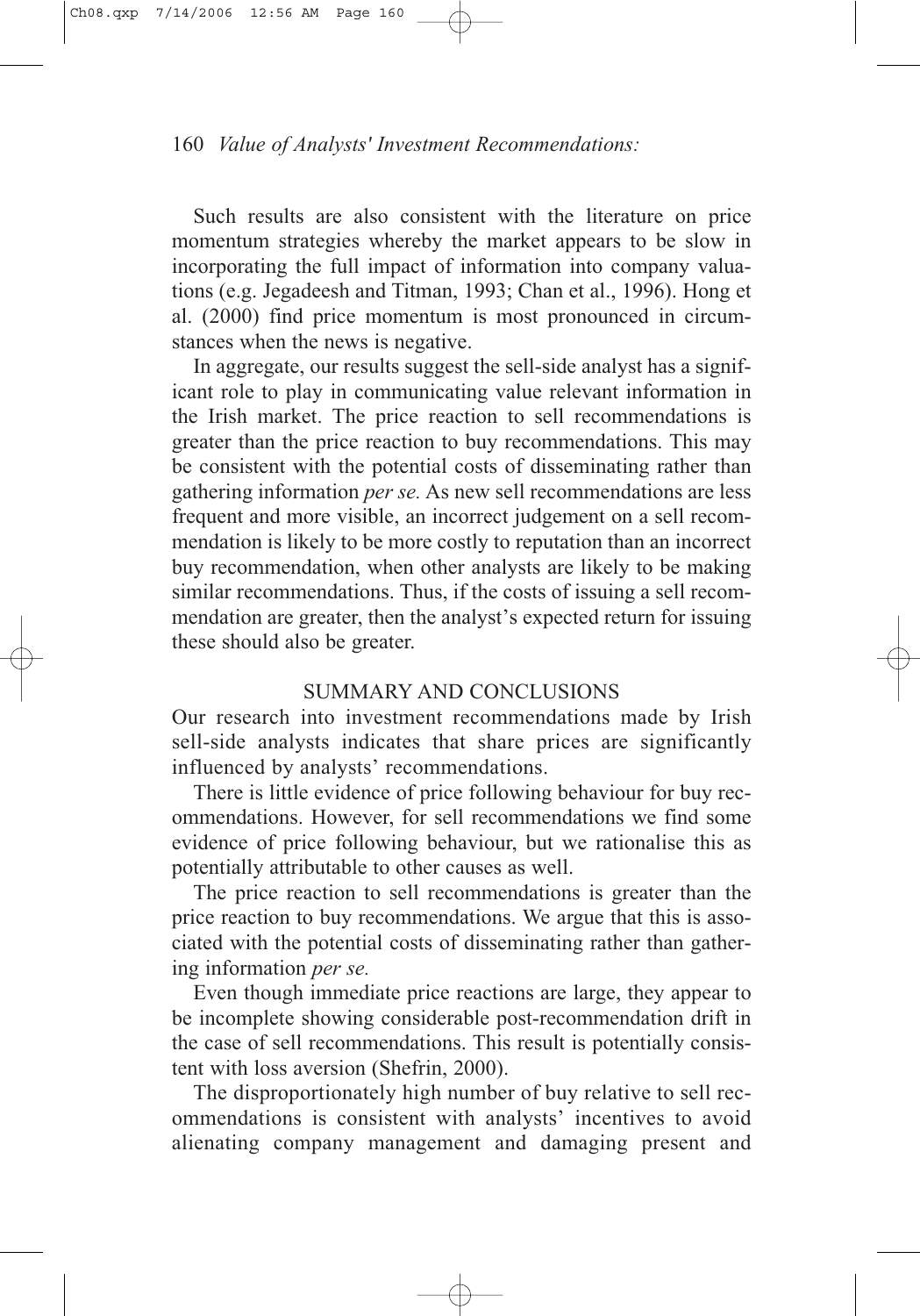Such results are also consistent with the literature on price momentum strategies whereby the market appears to be slow in incorporating the full impact of information into company valuations (e.g. Jegadeesh and Titman, 1993; Chan et al., 1996). Hong et al. (2000) find price momentum is most pronounced in circumstances when the news is negative.

In aggregate, our results suggest the sell-side analyst has a significant role to play in communicating value relevant information in the Irish market. The price reaction to sell recommendations is greater than the price reaction to buy recommendations. This may be consistent with the potential costs of disseminating rather than gathering information *per se.* As new sell recommendations are less frequent and more visible, an incorrect judgement on a sell recommendation is likely to be more costly to reputation than an incorrect buy recommendation, when other analysts are likely to be making similar recommendations. Thus, if the costs of issuing a sell recommendation are greater, then the analyst's expected return for issuing these should also be greater.

## SUMMARY AND CONCLUSIONS

Our research into investment recommendations made by Irish sell-side analysts indicates that share prices are significantly influenced by analysts' recommendations.

There is little evidence of price following behaviour for buy recommendations. However, for sell recommendations we find some evidence of price following behaviour, but we rationalise this as potentially attributable to other causes as well.

The price reaction to sell recommendations is greater than the price reaction to buy recommendations. We argue that this is associated with the potential costs of disseminating rather than gathering information *per se.*

Even though immediate price reactions are large, they appear to be incomplete showing considerable post-recommendation drift in the case of sell recommendations. This result is potentially consistent with loss aversion (Shefrin, 2000).

The disproportionately high number of buy relative to sell recommendations is consistent with analysts' incentives to avoid alienating company management and damaging present and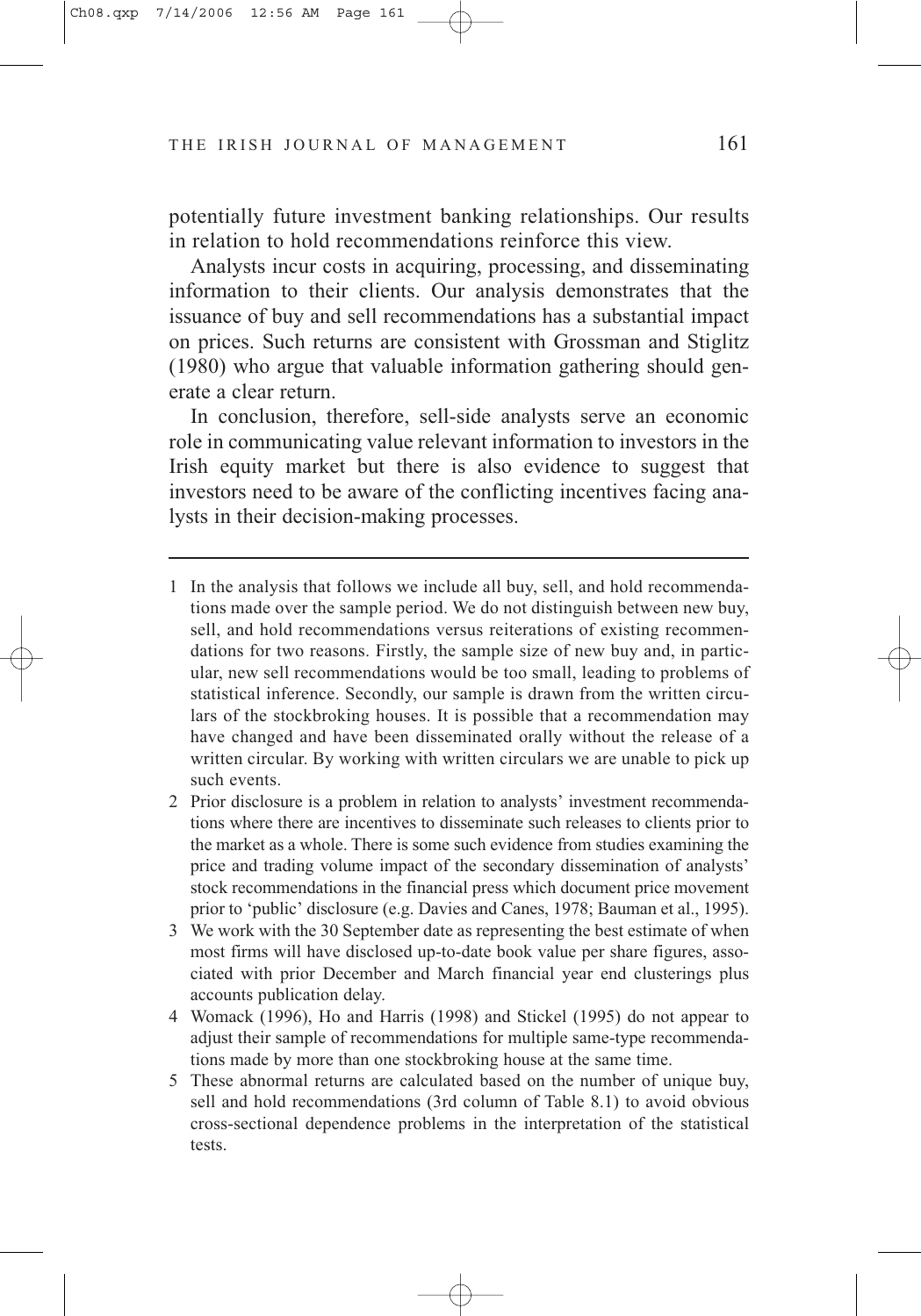potentially future investment banking relationships. Our results in relation to hold recommendations reinforce this view.

Analysts incur costs in acquiring, processing, and disseminating information to their clients. Our analysis demonstrates that the issuance of buy and sell recommendations has a substantial impact on prices. Such returns are consistent with Grossman and Stiglitz (1980) who argue that valuable information gathering should generate a clear return.

In conclusion, therefore, sell-side analysts serve an economic role in communicating value relevant information to investors in the Irish equity market but there is also evidence to suggest that investors need to be aware of the conflicting incentives facing analysts in their decision-making processes.

---

1 In the analysis that follows we include all buy, sell, and hold recommendations made over the sample period. We do not distinguish between new buy, sell, and hold recommendations versus reiterations of existing recommendations for two reasons. Firstly, the sample size of new buy and, in particular, new sell recommendations would be too small, leading to problems of statistical inference. Secondly, our sample is drawn from the written circulars of the stockbroking houses. It is possible that a recommendation may have changed and have been disseminated orally without the release of a written circular. By working with written circulars we are unable to pick up such events.

2 Prior disclosure is a problem in relation to analysts' investment recommendations where there are incentives to disseminate such releases to clients prior to the market as a whole. There is some such evidence from studies examining the price and trading volume impact of the secondary dissemination of analysts' stock recommendations in the financial press which document price movement prior to 'public' disclosure (e.g. Davies and Canes, 1978; Bauman et al., 1995).

3 We work with the 30 September date as representing the best estimate of when most firms will have disclosed up-to-date book value per share figures, associated with prior December and March financial year end clusterings plus accounts publication delay.

4 Womack (1996), Ho and Harris (1998) and Stickel (1995) do not appear to adjust their sample of recommendations for multiple same-type recommendations made by more than one stockbroking house at the same time.

5 These abnormal returns are calculated based on the number of unique buy, sell and hold recommendations (3rd column of Table 8.1) to avoid obvious cross-sectional dependence problems in the interpretation of the statistical tests.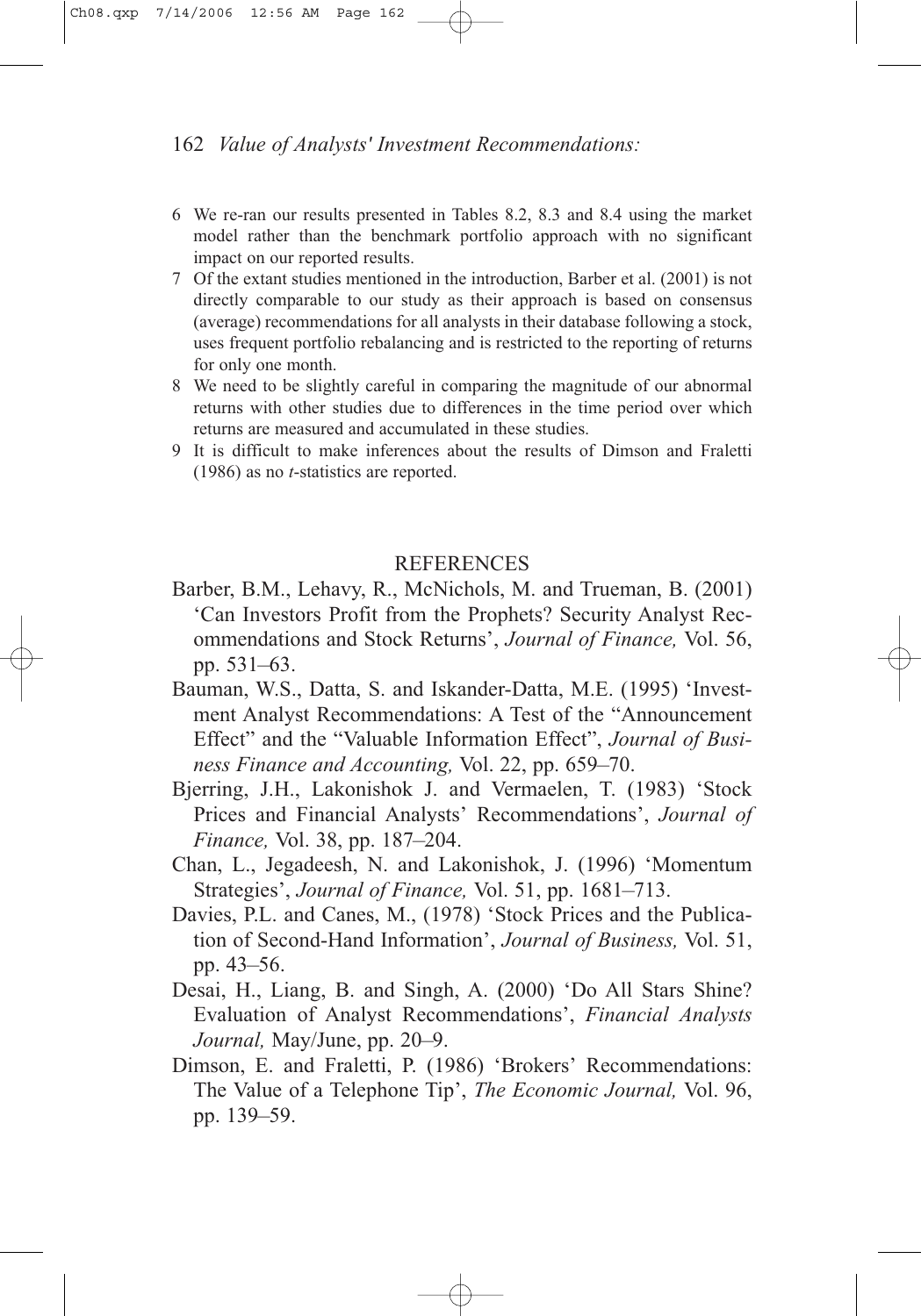6 We re-ran our results presented in Tables 8.2, 8.3 and 8.4 using the market model rather than the benchmark portfolio approach with no significant impact on our reported results.

7 Of the extant studies mentioned in the introduction, Barber et al. (2001) is not directly comparable to our study as their approach is based on consensus (average) recommendations for all analysts in their database following a stock, uses frequent portfolio rebalancing and is restricted to the reporting of returns for only one month.

8 We need to be slightly careful in comparing the magnitude of our abnormal returns with other studies due to differences in the time period over which returns are measured and accumulated in these studies.

9 It is difficult to make inferences about the results of Dimson and Fraletti (1986) as no *t*-statistics are reported.

## REFERENCES

Barber, B.M., Lehavy, R., McNichols, M. and Trueman, B. (2001) 'Can Investors Profit from the Prophets? Security Analyst Recommendations and Stock Returns', *Journal of Finance,* Vol. 56, pp. 531–63.

Bauman, W.S., Datta, S. and Iskander-Datta, M.E. (1995) 'Investment Analyst Recommendations: A Test of the "Announcement Effect" and the "Valuable Information Effect", *Journal of Business Finance and Accounting,* Vol. 22, pp. 659–70.

Bjerring, J.H., Lakonishok J. and Vermaelen, T. (1983) 'Stock Prices and Financial Analysts' Recommendations', *Journal of Finance,* Vol. 38, pp. 187–204.

Chan, L., Jegadeesh, N. and Lakonishok, J. (1996) 'Momentum Strategies', *Journal of Finance,* Vol. 51, pp. 1681–713.

Davies, P.L. and Canes, M., (1978) 'Stock Prices and the Publication of Second-Hand Information', *Journal of Business,* Vol. 51, pp. 43–56.

Desai, H., Liang, B. and Singh, A. (2000) 'Do All Stars Shine? Evaluation of Analyst Recommendations', *Financial Analysts Journal,* May/June, pp. 20–9.

Dimson, E. and Fraletti, P. (1986) 'Brokers' Recommendations: The Value of a Telephone Tip', *The Economic Journal,* Vol. 96, pp. 139–59.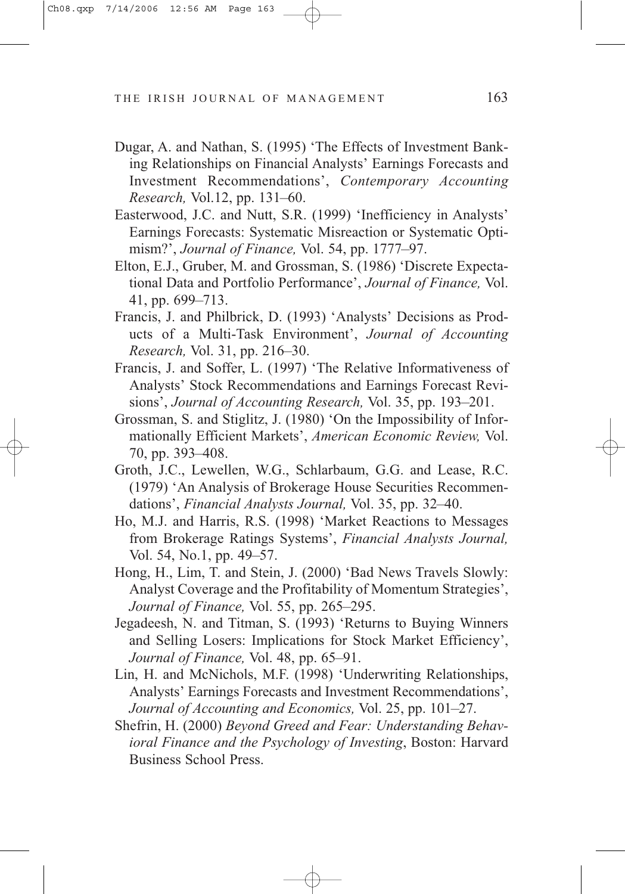Dugar, A. and Nathan, S. (1995) 'The Effects of Investment Banking Relationships on Financial Analysts' Earnings Forecasts and Investment Recommendations', *Contemporary Accounting Research,* Vol.12, pp. 131–60.

Easterwood, J.C. and Nutt, S.R. (1999) 'Inefficiency in Analysts' Earnings Forecasts: Systematic Misreaction or Systematic Optimism?', *Journal of Finance,* Vol. 54, pp. 1777–97.

Elton, E.J., Gruber, M. and Grossman, S. (1986) 'Discrete Expectational Data and Portfolio Performance', *Journal of Finance,* Vol. 41, pp. 699–713.

Francis, J. and Philbrick, D. (1993) 'Analysts' Decisions as Products of a Multi-Task Environment', *Journal of Accounting Research,* Vol. 31, pp. 216–30.

Francis, J. and Soffer, L. (1997) 'The Relative Informativeness of Analysts' Stock Recommendations and Earnings Forecast Revisions', *Journal of Accounting Research,* Vol. 35, pp. 193–201.

Grossman, S. and Stiglitz, J. (1980) 'On the Impossibility of Informationally Efficient Markets', *American Economic Review,* Vol. 70, pp. 393–408.

Groth, J.C., Lewellen, W.G., Schlarbaum, G.G. and Lease, R.C. (1979) 'An Analysis of Brokerage House Securities Recommendations', *Financial Analysts Journal,* Vol. 35, pp. 32–40.

Ho, M.J. and Harris, R.S. (1998) 'Market Reactions to Messages from Brokerage Ratings Systems', *Financial Analysts Journal,* Vol. 54, No.1, pp. 49–57.

Hong, H., Lim, T. and Stein, J. (2000) 'Bad News Travels Slowly: Analyst Coverage and the Profitability of Momentum Strategies', *Journal of Finance,* Vol. 55, pp. 265–295.

Jegadeesh, N. and Titman, S. (1993) 'Returns to Buying Winners and Selling Losers: Implications for Stock Market Efficiency', *Journal of Finance,* Vol. 48, pp. 65–91.

Lin, H. and McNichols, M.F. (1998) 'Underwriting Relationships, Analysts' Earnings Forecasts and Investment Recommendations', *Journal of Accounting and Economics,* Vol. 25, pp. 101–27.

Shefrin, H. (2000) *Beyond Greed and Fear: Understanding Behavioral Finance and the Psychology of Investing*, Boston: Harvard Business School Press.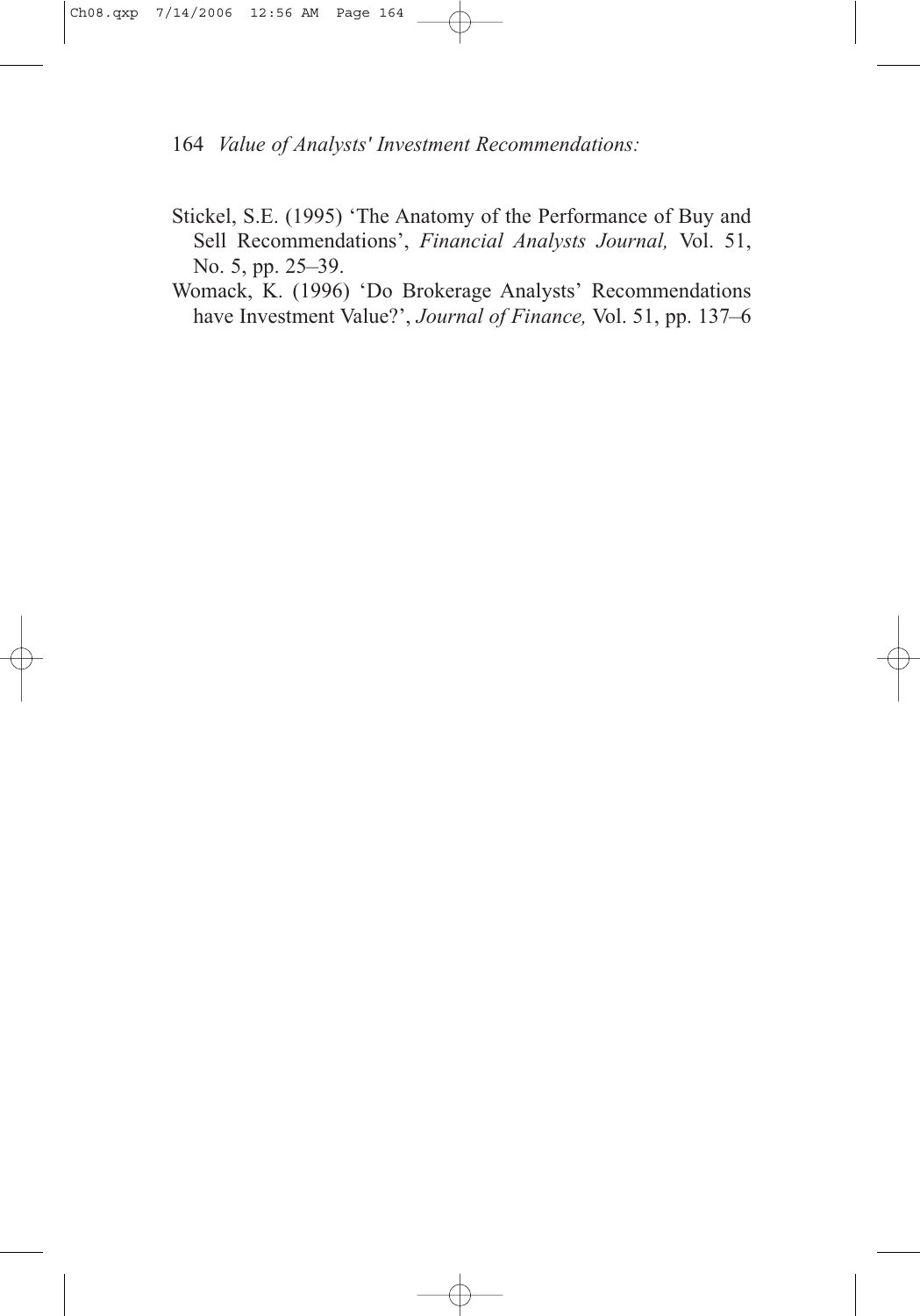Stickel, S.E. (1995) 'The Anatomy of the Performance of Buy and Sell Recommendations', *Financial Analysts Journal,* Vol. 51, No. 5, pp. 25–39.

Womack, K. (1996) 'Do Brokerage Analysts' Recommendations have Investment Value?', *Journal of Finance,* Vol. 51, pp. 137–6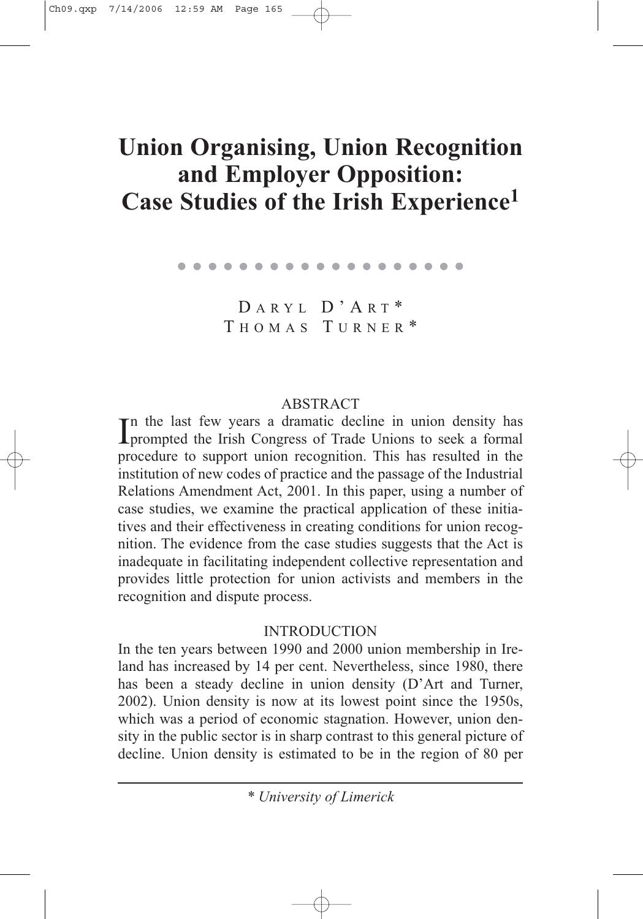# Union Organising, Union Recognition and Employer Opposition: Case Studies of the Irish Experience[1]

DARYL D'ART*
THOMAS TURNER*

## ABSTRACT

In the last few years a dramatic decline in union density has prompted the Irish Congress of Trade Unions to seek a formal procedure to support union recognition. This has resulted in the institution of new codes of practice and the passage of the Industrial Relations Amendment Act, 2001. In this paper, using a number of case studies, we examine the practical application of these initiatives and their effectiveness in creating conditions for union recognition. The evidence from the case studies suggests that the Act is inadequate in facilitating independent collective representation and provides little protection for union activists and members in the recognition and dispute process.

## INTRODUCTION

In the ten years between 1990 and 2000 union membership in Ireland has increased by 14 per cent. Nevertheless, since 1980, there has been a steady decline in union density (D'Art and Turner, 2002). Union density is now at its lowest point since the 1950s, which was a period of economic stagnation. However, union density in the public sector is in sharp contrast to this general picture of decline. Union density is estimated to be in the region of 80 per

---

\* *University of Limerick*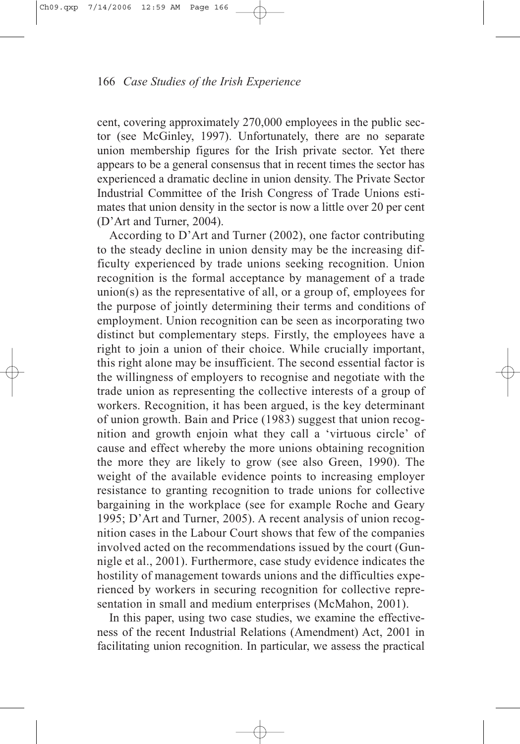cent, covering approximately 270,000 employees in the public sector (see McGinley, 1997). Unfortunately, there are no separate union membership figures for the Irish private sector. Yet there appears to be a general consensus that in recent times the sector has experienced a dramatic decline in union density. The Private Sector Industrial Committee of the Irish Congress of Trade Unions estimates that union density in the sector is now a little over 20 per cent (D'Art and Turner, 2004).

According to D'Art and Turner (2002), one factor contributing to the steady decline in union density may be the increasing difficulty experienced by trade unions seeking recognition. Union recognition is the formal acceptance by management of a trade union(s) as the representative of all, or a group of, employees for the purpose of jointly determining their terms and conditions of employment. Union recognition can be seen as incorporating two distinct but complementary steps. Firstly, the employees have a right to join a union of their choice. While crucially important, this right alone may be insufficient. The second essential factor is the willingness of employers to recognise and negotiate with the trade union as representing the collective interests of a group of workers. Recognition, it has been argued, is the key determinant of union growth. Bain and Price (1983) suggest that union recognition and growth enjoin what they call a 'virtuous circle' of cause and effect whereby the more unions obtaining recognition the more they are likely to grow (see also Green, 1990). The weight of the available evidence points to increasing employer resistance to granting recognition to trade unions for collective bargaining in the workplace (see for example Roche and Geary 1995; D'Art and Turner, 2005). A recent analysis of union recognition cases in the Labour Court shows that few of the companies involved acted on the recommendations issued by the court (Gunnigle et al., 2001). Furthermore, case study evidence indicates the hostility of management towards unions and the difficulties experienced by workers in securing recognition for collective representation in small and medium enterprises (McMahon, 2001).

In this paper, using two case studies, we examine the effectiveness of the recent Industrial Relations (Amendment) Act, 2001 in facilitating union recognition. In particular, we assess the practical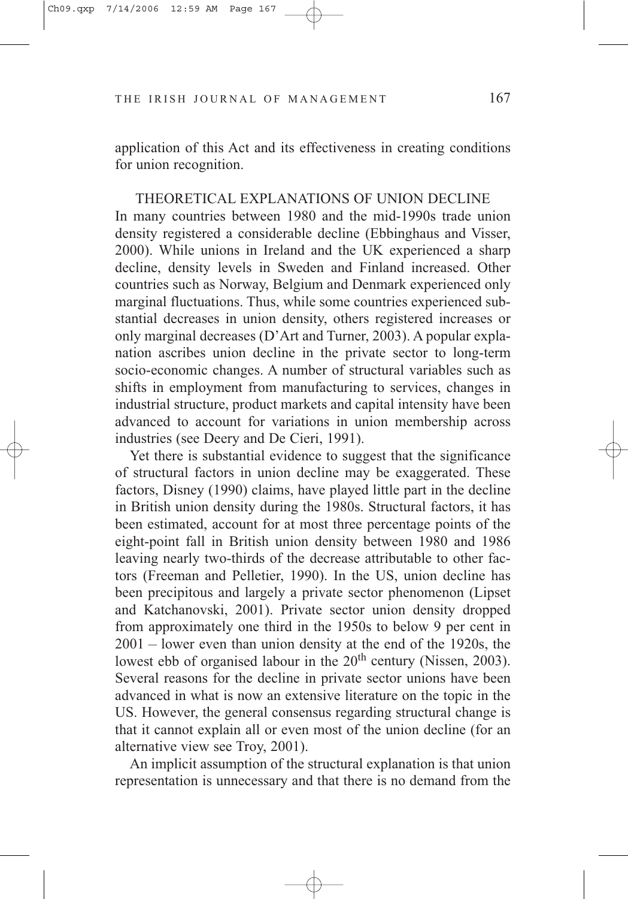application of this Act and its effectiveness in creating conditions for union recognition.

## THEORETICAL EXPLANATIONS OF UNION DECLINE

In many countries between 1980 and the mid-1990s trade union density registered a considerable decline (Ebbinghaus and Visser, 2000). While unions in Ireland and the UK experienced a sharp decline, density levels in Sweden and Finland increased. Other countries such as Norway, Belgium and Denmark experienced only marginal fluctuations. Thus, while some countries experienced substantial decreases in union density, others registered increases or only marginal decreases (D'Art and Turner, 2003). A popular explanation ascribes union decline in the private sector to long-term socio-economic changes. A number of structural variables such as shifts in employment from manufacturing to services, changes in industrial structure, product markets and capital intensity have been advanced to account for variations in union membership across industries (see Deery and De Cieri, 1991).

Yet there is substantial evidence to suggest that the significance of structural factors in union decline may be exaggerated. These factors, Disney (1990) claims, have played little part in the decline in British union density during the 1980s. Structural factors, it has been estimated, account for at most three percentage points of the eight-point fall in British union density between 1980 and 1986 leaving nearly two-thirds of the decrease attributable to other factors (Freeman and Pelletier, 1990). In the US, union decline has been precipitous and largely a private sector phenomenon (Lipset and Katchanovski, 2001). Private sector union density dropped from approximately one third in the 1950s to below 9 per cent in 2001 – lower even than union density at the end of the 1920s, the lowest ebb of organised labour in the 20th century (Nissen, 2003). Several reasons for the decline in private sector unions have been advanced in what is now an extensive literature on the topic in the US. However, the general consensus regarding structural change is that it cannot explain all or even most of the union decline (for an alternative view see Troy, 2001).

An implicit assumption of the structural explanation is that union representation is unnecessary and that there is no demand from the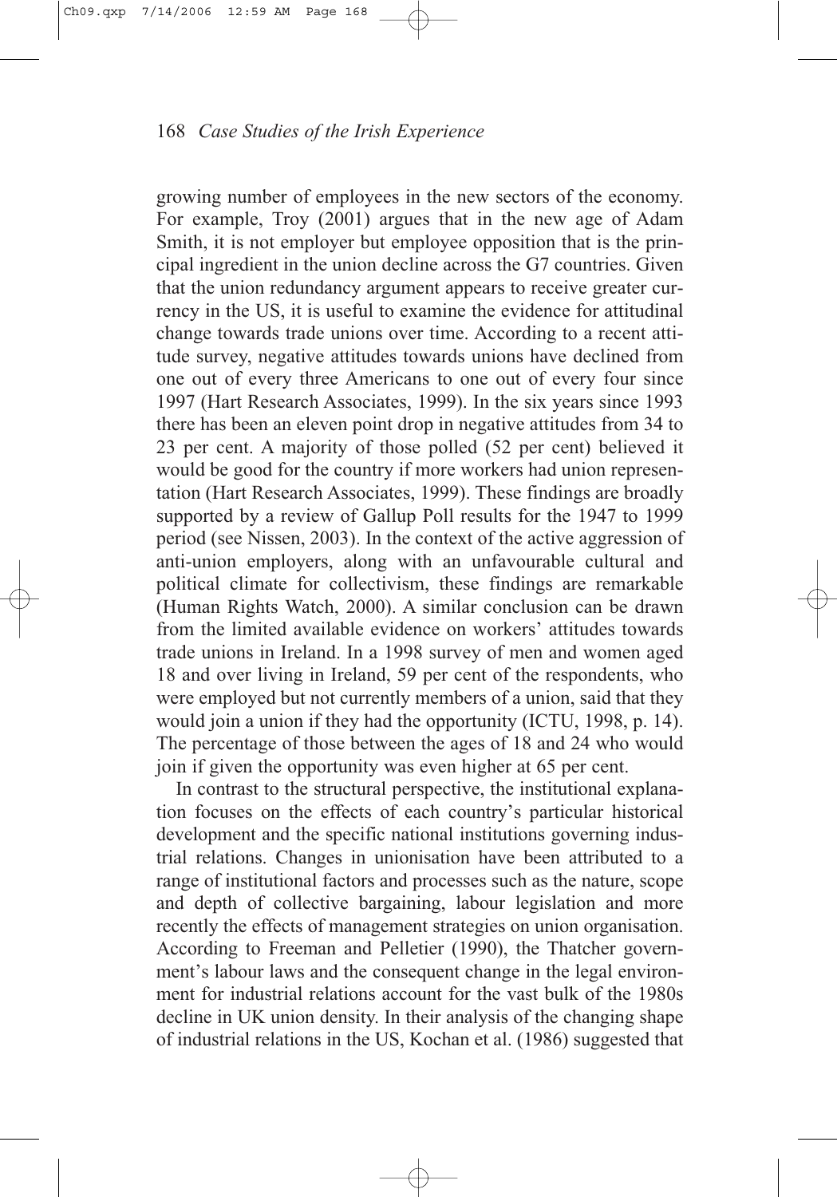growing number of employees in the new sectors of the economy. For example, Troy (2001) argues that in the new age of Adam Smith, it is not employer but employee opposition that is the principal ingredient in the union decline across the G7 countries. Given that the union redundancy argument appears to receive greater currency in the US, it is useful to examine the evidence for attitudinal change towards trade unions over time. According to a recent attitude survey, negative attitudes towards unions have declined from one out of every three Americans to one out of every four since 1997 (Hart Research Associates, 1999). In the six years since 1993 there has been an eleven point drop in negative attitudes from 34 to 23 per cent. A majority of those polled (52 per cent) believed it would be good for the country if more workers had union representation (Hart Research Associates, 1999). These findings are broadly supported by a review of Gallup Poll results for the 1947 to 1999 period (see Nissen, 2003). In the context of the active aggression of anti-union employers, along with an unfavourable cultural and political climate for collectivism, these findings are remarkable (Human Rights Watch, 2000). A similar conclusion can be drawn from the limited available evidence on workers' attitudes towards trade unions in Ireland. In a 1998 survey of men and women aged 18 and over living in Ireland, 59 per cent of the respondents, who were employed but not currently members of a union, said that they would join a union if they had the opportunity (ICTU, 1998, p. 14). The percentage of those between the ages of 18 and 24 who would join if given the opportunity was even higher at 65 per cent.

In contrast to the structural perspective, the institutional explanation focuses on the effects of each country's particular historical development and the specific national institutions governing industrial relations. Changes in unionisation have been attributed to a range of institutional factors and processes such as the nature, scope and depth of collective bargaining, labour legislation and more recently the effects of management strategies on union organisation. According to Freeman and Pelletier (1990), the Thatcher government's labour laws and the consequent change in the legal environment for industrial relations account for the vast bulk of the 1980s decline in UK union density. In their analysis of the changing shape of industrial relations in the US, Kochan et al. (1986) suggested that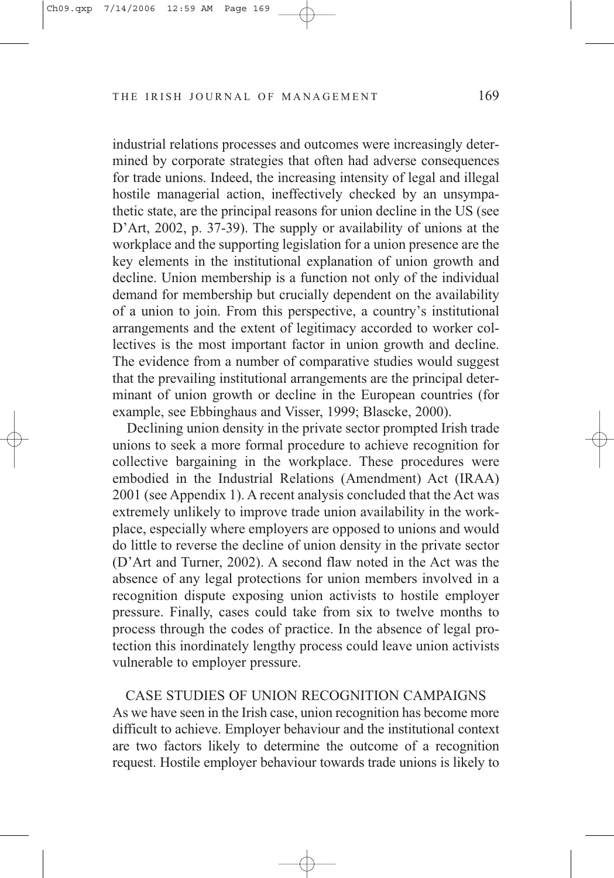industrial relations processes and outcomes were increasingly determined by corporate strategies that often had adverse consequences for trade unions. Indeed, the increasing intensity of legal and illegal hostile managerial action, ineffectively checked by an unsympathetic state, are the principal reasons for union decline in the US (see D'Art, 2002, p. 37-39). The supply or availability of unions at the workplace and the supporting legislation for a union presence are the key elements in the institutional explanation of union growth and decline. Union membership is a function not only of the individual demand for membership but crucially dependent on the availability of a union to join. From this perspective, a country's institutional arrangements and the extent of legitimacy accorded to worker collectives is the most important factor in union growth and decline. The evidence from a number of comparative studies would suggest that the prevailing institutional arrangements are the principal determinant of union growth or decline in the European countries (for example, see Ebbinghaus and Visser, 1999; Blascke, 2000).

Declining union density in the private sector prompted Irish trade unions to seek a more formal procedure to achieve recognition for collective bargaining in the workplace. These procedures were embodied in the Industrial Relations (Amendment) Act (IRAA) 2001 (see Appendix 1). A recent analysis concluded that the Act was extremely unlikely to improve trade union availability in the workplace, especially where employers are opposed to unions and would do little to reverse the decline of union density in the private sector (D'Art and Turner, 2002). A second flaw noted in the Act was the absence of any legal protections for union members involved in a recognition dispute exposing union activists to hostile employer pressure. Finally, cases could take from six to twelve months to process through the codes of practice. In the absence of legal protection this inordinately lengthy process could leave union activists vulnerable to employer pressure.

## CASE STUDIES OF UNION RECOGNITION CAMPAIGNS

As we have seen in the Irish case, union recognition has become more difficult to achieve. Employer behaviour and the institutional context are two factors likely to determine the outcome of a recognition request. Hostile employer behaviour towards trade unions is likely to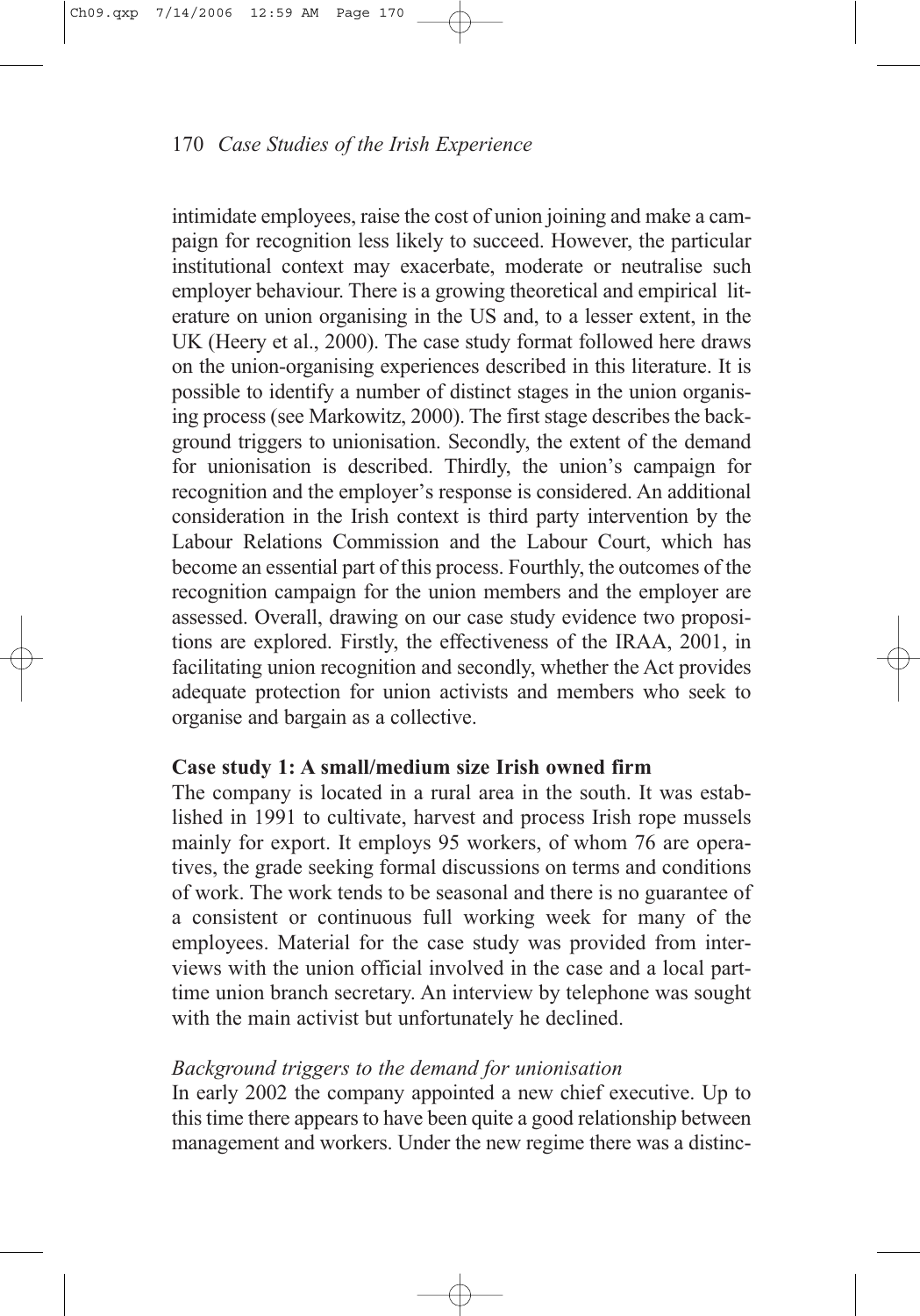intimidate employees, raise the cost of union joining and make a campaign for recognition less likely to succeed. However, the particular institutional context may exacerbate, moderate or neutralise such employer behaviour. There is a growing theoretical and empirical literature on union organising in the US and, to a lesser extent, in the UK (Heery et al., 2000). The case study format followed here draws on the union-organising experiences described in this literature. It is possible to identify a number of distinct stages in the union organising process (see Markowitz, 2000). The first stage describes the background triggers to unionisation. Secondly, the extent of the demand for unionisation is described. Thirdly, the union's campaign for recognition and the employer's response is considered. An additional consideration in the Irish context is third party intervention by the Labour Relations Commission and the Labour Court, which has become an essential part of this process. Fourthly, the outcomes of the recognition campaign for the union members and the employer are assessed. Overall, drawing on our case study evidence two propositions are explored. Firstly, the effectiveness of the IRAA, 2001, in facilitating union recognition and secondly, whether the Act provides adequate protection for union activists and members who seek to organise and bargain as a collective.

**Case study 1: A small/medium size Irish owned firm**

The company is located in a rural area in the south. It was established in 1991 to cultivate, harvest and process Irish rope mussels mainly for export. It employs 95 workers, of whom 76 are operatives, the grade seeking formal discussions on terms and conditions of work. The work tends to be seasonal and there is no guarantee of a consistent or continuous full working week for many of the employees. Material for the case study was provided from interviews with the union official involved in the case and a local part-time union branch secretary. An interview by telephone was sought with the main activist but unfortunately he declined.

*Background triggers to the demand for unionisation*

In early 2002 the company appointed a new chief executive. Up to this time there appears to have been quite a good relationship between management and workers. Under the new regime there was a distinc-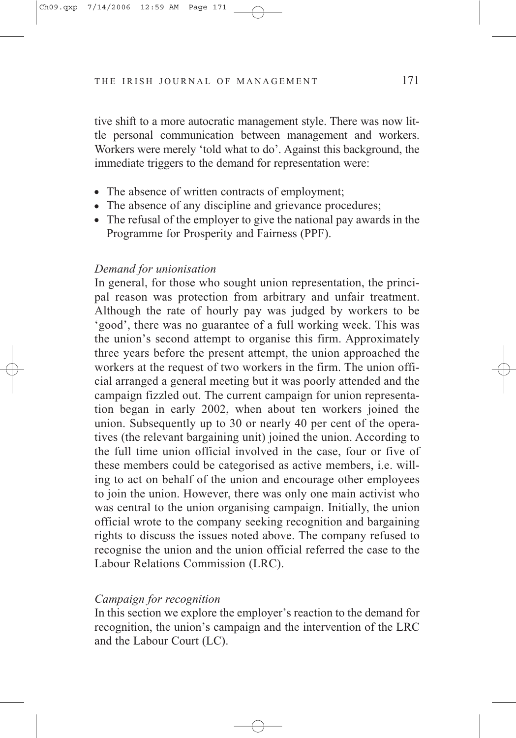tive shift to a more autocratic management style. There was now little personal communication between management and workers. Workers were merely 'told what to do'. Against this background, the immediate triggers to the demand for representation were:

- The absence of written contracts of employment;
- The absence of any discipline and grievance procedures;
- The refusal of the employer to give the national pay awards in the Programme for Prosperity and Fairness (PPF).

*Demand for unionisation*

In general, for those who sought union representation, the principal reason was protection from arbitrary and unfair treatment. Although the rate of hourly pay was judged by workers to be 'good', there was no guarantee of a full working week. This was the union's second attempt to organise this firm. Approximately three years before the present attempt, the union approached the workers at the request of two workers in the firm. The union official arranged a general meeting but it was poorly attended and the campaign fizzled out. The current campaign for union representation began in early 2002, when about ten workers joined the union. Subsequently up to 30 or nearly 40 per cent of the operatives (the relevant bargaining unit) joined the union. According to the full time union official involved in the case, four or five of these members could be categorised as active members, i.e. willing to act on behalf of the union and encourage other employees to join the union. However, there was only one main activist who was central to the union organising campaign. Initially, the union official wrote to the company seeking recognition and bargaining rights to discuss the issues noted above. The company refused to recognise the union and the union official referred the case to the Labour Relations Commission (LRC).

*Campaign for recognition*

In this section we explore the employer's reaction to the demand for recognition, the union's campaign and the intervention of the LRC and the Labour Court (LC).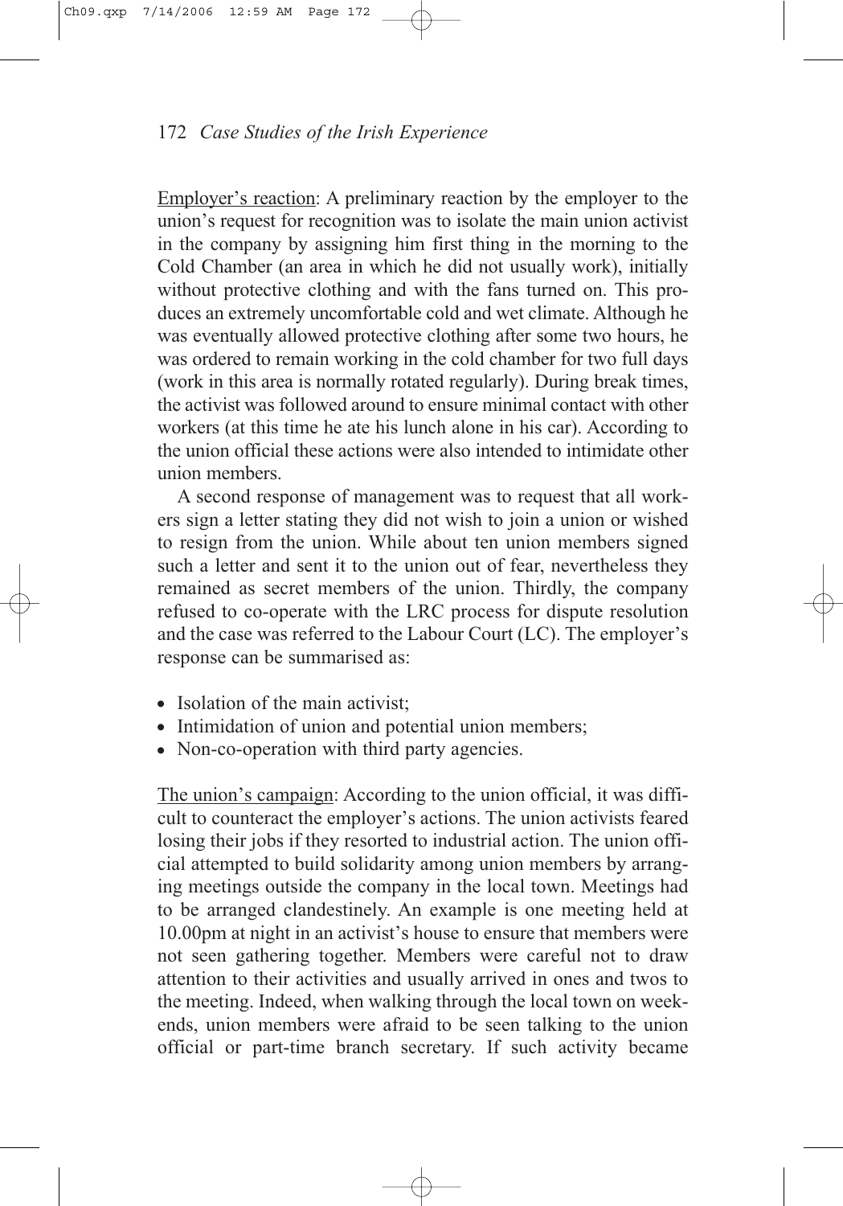Employer's reaction: A preliminary reaction by the employer to the union's request for recognition was to isolate the main union activist in the company by assigning him first thing in the morning to the Cold Chamber (an area in which he did not usually work), initially without protective clothing and with the fans turned on. This produces an extremely uncomfortable cold and wet climate. Although he was eventually allowed protective clothing after some two hours, he was ordered to remain working in the cold chamber for two full days (work in this area is normally rotated regularly). During break times, the activist was followed around to ensure minimal contact with other workers (at this time he ate his lunch alone in his car). According to the union official these actions were also intended to intimidate other union members.

A second response of management was to request that all workers sign a letter stating they did not wish to join a union or wished to resign from the union. While about ten union members signed such a letter and sent it to the union out of fear, nevertheless they remained as secret members of the union. Thirdly, the company refused to co-operate with the LRC process for dispute resolution and the case was referred to the Labour Court (LC). The employer's response can be summarised as:

- Isolation of the main activist;
- Intimidation of union and potential union members;
- Non-co-operation with third party agencies.

The union's campaign: According to the union official, it was difficult to counteract the employer's actions. The union activists feared losing their jobs if they resorted to industrial action. The union official attempted to build solidarity among union members by arranging meetings outside the company in the local town. Meetings had to be arranged clandestinely. An example is one meeting held at 10.00pm at night in an activist's house to ensure that members were not seen gathering together. Members were careful not to draw attention to their activities and usually arrived in ones and twos to the meeting. Indeed, when walking through the local town on weekends, union members were afraid to be seen talking to the union official or part-time branch secretary. If such activity became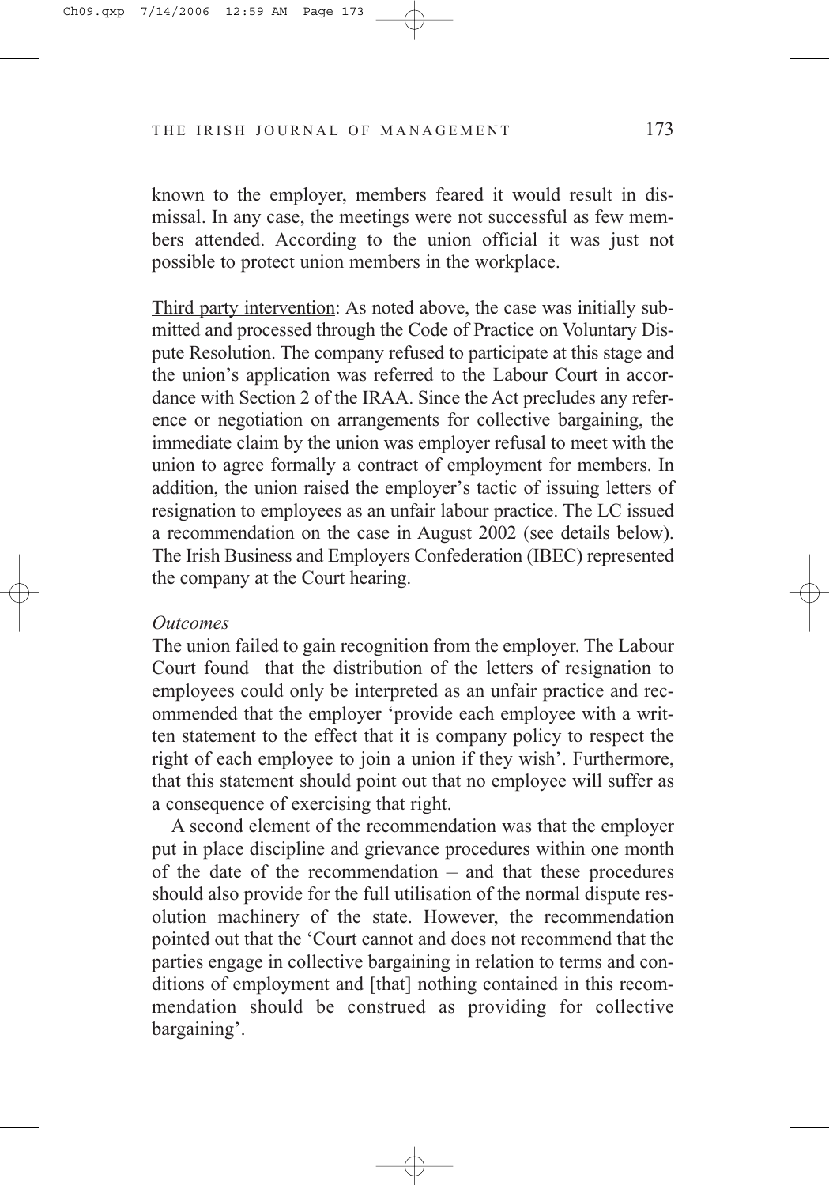known to the employer, members feared it would result in dismissal. In any case, the meetings were not successful as few members attended. According to the union official it was just not possible to protect union members in the workplace.

Third party intervention: As noted above, the case was initially submitted and processed through the Code of Practice on Voluntary Dispute Resolution. The company refused to participate at this stage and the union's application was referred to the Labour Court in accordance with Section 2 of the IRAA. Since the Act precludes any reference or negotiation on arrangements for collective bargaining, the immediate claim by the union was employer refusal to meet with the union to agree formally a contract of employment for members. In addition, the union raised the employer's tactic of issuing letters of resignation to employees as an unfair labour practice. The LC issued a recommendation on the case in August 2002 (see details below). The Irish Business and Employers Confederation (IBEC) represented the company at the Court hearing.

*Outcomes*

The union failed to gain recognition from the employer. The Labour Court found that the distribution of the letters of resignation to employees could only be interpreted as an unfair practice and recommended that the employer 'provide each employee with a written statement to the effect that it is company policy to respect the right of each employee to join a union if they wish'. Furthermore, that this statement should point out that no employee will suffer as a consequence of exercising that right.

A second element of the recommendation was that the employer put in place discipline and grievance procedures within one month of the date of the recommendation – and that these procedures should also provide for the full utilisation of the normal dispute resolution machinery of the state. However, the recommendation pointed out that the 'Court cannot and does not recommend that the parties engage in collective bargaining in relation to terms and conditions of employment and [that] nothing contained in this recommendation should be construed as providing for collective bargaining'.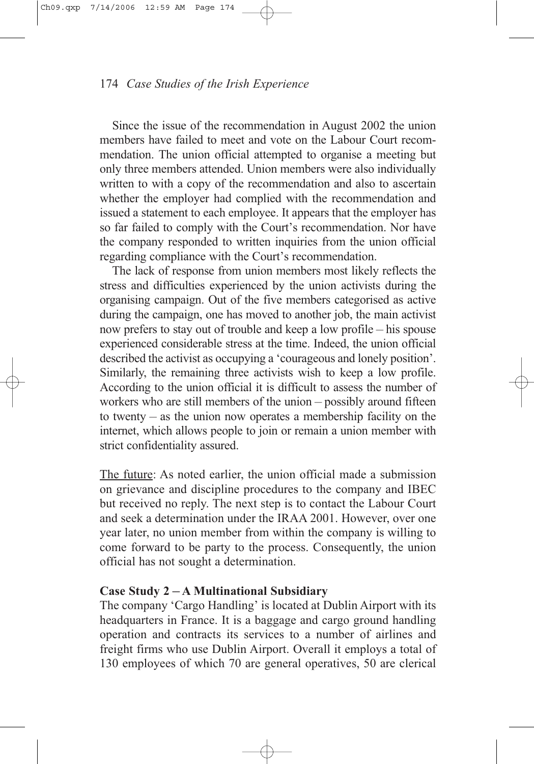Since the issue of the recommendation in August 2002 the union members have failed to meet and vote on the Labour Court recommendation. The union official attempted to organise a meeting but only three members attended. Union members were also individually written to with a copy of the recommendation and also to ascertain whether the employer had complied with the recommendation and issued a statement to each employee. It appears that the employer has so far failed to comply with the Court's recommendation. Nor have the company responded to written inquiries from the union official regarding compliance with the Court's recommendation.

The lack of response from union members most likely reflects the stress and difficulties experienced by the union activists during the organising campaign. Out of the five members categorised as active during the campaign, one has moved to another job, the main activist now prefers to stay out of trouble and keep a low profile – his spouse experienced considerable stress at the time. Indeed, the union official described the activist as occupying a 'courageous and lonely position'. Similarly, the remaining three activists wish to keep a low profile. According to the union official it is difficult to assess the number of workers who are still members of the union – possibly around fifteen to twenty – as the union now operates a membership facility on the internet, which allows people to join or remain a union member with strict confidentiality assured.

<u>The future</u>: As noted earlier, the union official made a submission on grievance and discipline procedures to the company and IBEC but received no reply. The next step is to contact the Labour Court and seek a determination under the IRAA 2001. However, over one year later, no union member from within the company is willing to come forward to be party to the process. Consequently, the union official has not sought a determination.

**Case Study 2 – A Multinational Subsidiary**

The company 'Cargo Handling' is located at Dublin Airport with its headquarters in France. It is a baggage and cargo ground handling operation and contracts its services to a number of airlines and freight firms who use Dublin Airport. Overall it employs a total of 130 employees of which 70 are general operatives, 50 are clerical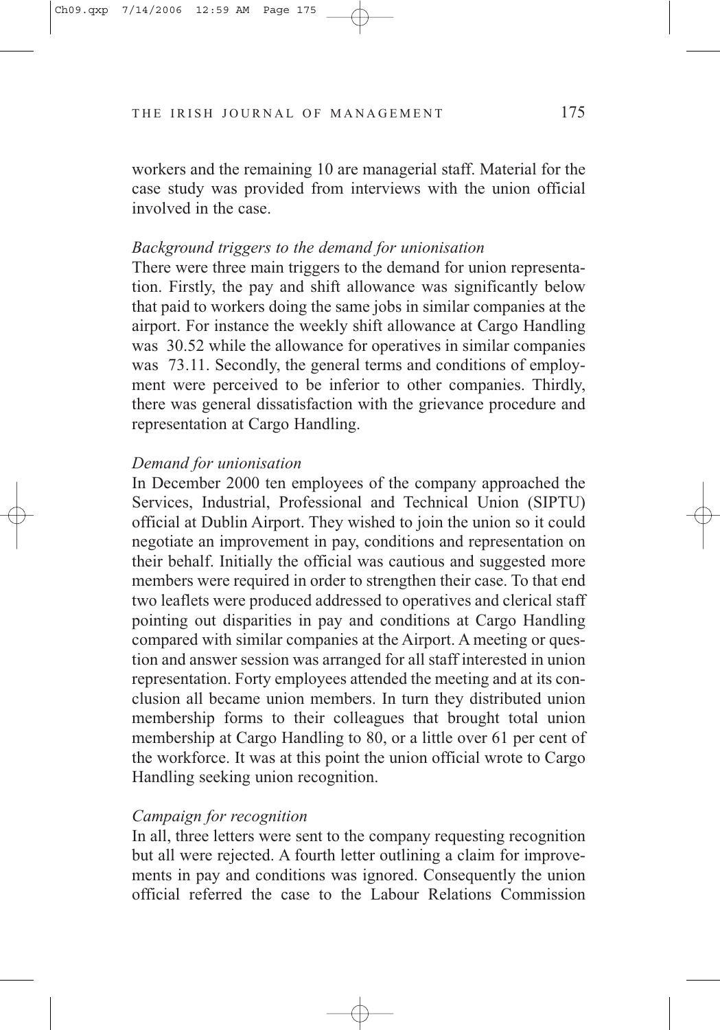workers and the remaining 10 are managerial staff. Material for the case study was provided from interviews with the union official involved in the case.

*Background triggers to the demand for unionisation*

There were three main triggers to the demand for union representation. Firstly, the pay and shift allowance was significantly below that paid to workers doing the same jobs in similar companies at the airport. For instance the weekly shift allowance at Cargo Handling was  30.52 while the allowance for operatives in similar companies was  73.11. Secondly, the general terms and conditions of employment were perceived to be inferior to other companies. Thirdly, there was general dissatisfaction with the grievance procedure and representation at Cargo Handling.

*Demand for unionisation*

In December 2000 ten employees of the company approached the Services, Industrial, Professional and Technical Union (SIPTU) official at Dublin Airport. They wished to join the union so it could negotiate an improvement in pay, conditions and representation on their behalf. Initially the official was cautious and suggested more members were required in order to strengthen their case. To that end two leaflets were produced addressed to operatives and clerical staff pointing out disparities in pay and conditions at Cargo Handling compared with similar companies at the Airport. A meeting or question and answer session was arranged for all staff interested in union representation. Forty employees attended the meeting and at its conclusion all became union members. In turn they distributed union membership forms to their colleagues that brought total union membership at Cargo Handling to 80, or a little over 61 per cent of the workforce. It was at this point the union official wrote to Cargo Handling seeking union recognition.

*Campaign for recognition*

In all, three letters were sent to the company requesting recognition but all were rejected. A fourth letter outlining a claim for improvements in pay and conditions was ignored. Consequently the union official referred the case to the Labour Relations Commission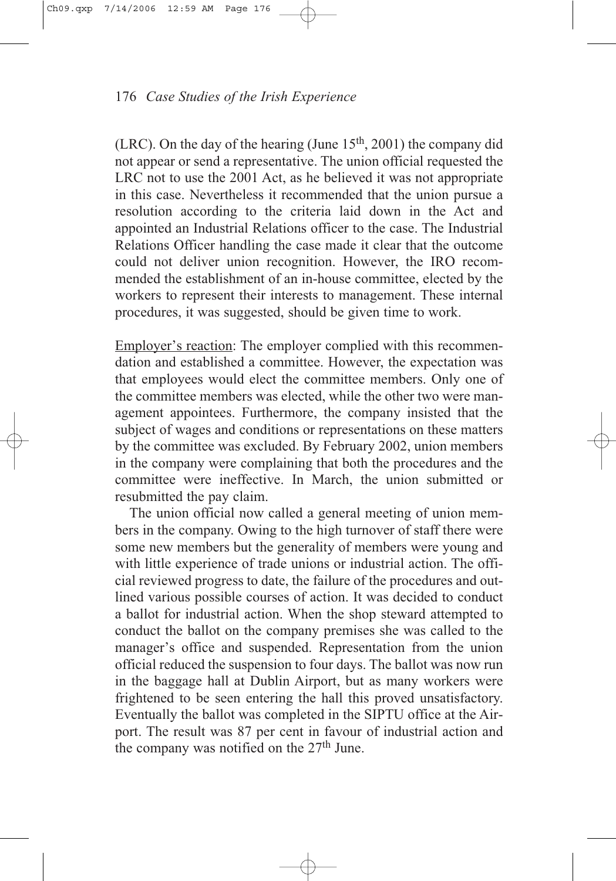(LRC). On the day of the hearing (June 15th, 2001) the company did not appear or send a representative. The union official requested the LRC not to use the 2001 Act, as he believed it was not appropriate in this case. Nevertheless it recommended that the union pursue a resolution according to the criteria laid down in the Act and appointed an Industrial Relations officer to the case. The Industrial Relations Officer handling the case made it clear that the outcome could not deliver union recognition. However, the IRO recommended the establishment of an in-house committee, elected by the workers to represent their interests to management. These internal procedures, it was suggested, should be given time to work.

Employer's reaction: The employer complied with this recommendation and established a committee. However, the expectation was that employees would elect the committee members. Only one of the committee members was elected, while the other two were management appointees. Furthermore, the company insisted that the subject of wages and conditions or representations on these matters by the committee was excluded. By February 2002, union members in the company were complaining that both the procedures and the committee were ineffective. In March, the union submitted or resubmitted the pay claim.

The union official now called a general meeting of union members in the company. Owing to the high turnover of staff there were some new members but the generality of members were young and with little experience of trade unions or industrial action. The official reviewed progress to date, the failure of the procedures and outlined various possible courses of action. It was decided to conduct a ballot for industrial action. When the shop steward attempted to conduct the ballot on the company premises she was called to the manager's office and suspended. Representation from the union official reduced the suspension to four days. The ballot was now run in the baggage hall at Dublin Airport, but as many workers were frightened to be seen entering the hall this proved unsatisfactory. Eventually the ballot was completed in the SIPTU office at the Airport. The result was 87 per cent in favour of industrial action and the company was notified on the 27th June.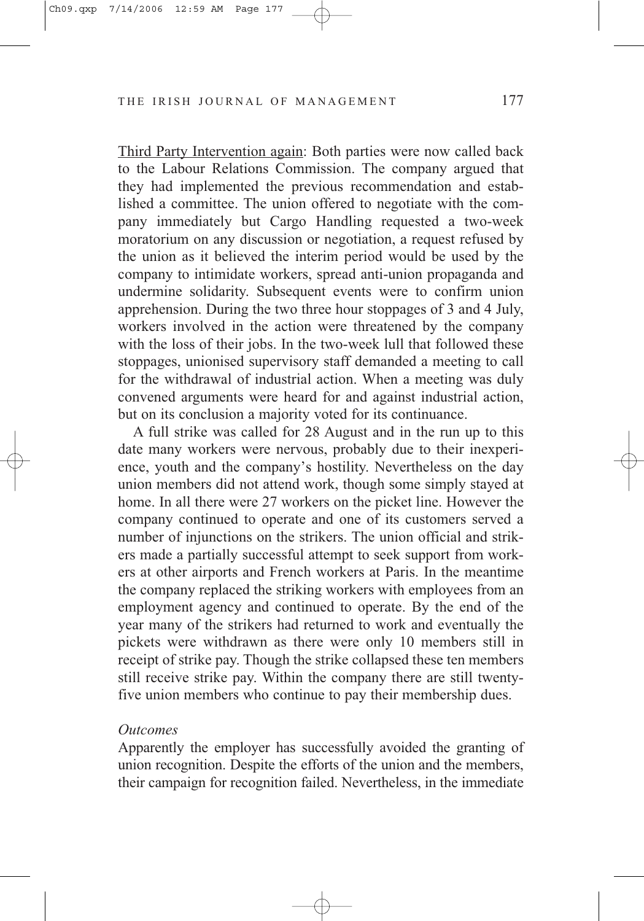<u>Third Party Intervention again</u>: Both parties were now called back to the Labour Relations Commission. The company argued that they had implemented the previous recommendation and established a committee. The union offered to negotiate with the company immediately but Cargo Handling requested a two-week moratorium on any discussion or negotiation, a request refused by the union as it believed the interim period would be used by the company to intimidate workers, spread anti-union propaganda and undermine solidarity. Subsequent events were to confirm union apprehension. During the two three hour stoppages of 3 and 4 July, workers involved in the action were threatened by the company with the loss of their jobs. In the two-week lull that followed these stoppages, unionised supervisory staff demanded a meeting to call for the withdrawal of industrial action. When a meeting was duly convened arguments were heard for and against industrial action, but on its conclusion a majority voted for its continuance.

A full strike was called for 28 August and in the run up to this date many workers were nervous, probably due to their inexperience, youth and the company's hostility. Nevertheless on the day union members did not attend work, though some simply stayed at home. In all there were 27 workers on the picket line. However the company continued to operate and one of its customers served a number of injunctions on the strikers. The union official and strikers made a partially successful attempt to seek support from workers at other airports and French workers at Paris. In the meantime the company replaced the striking workers with employees from an employment agency and continued to operate. By the end of the year many of the strikers had returned to work and eventually the pickets were withdrawn as there were only 10 members still in receipt of strike pay. Though the strike collapsed these ten members still receive strike pay. Within the company there are still twenty-five union members who continue to pay their membership dues.

*Outcomes*

Apparently the employer has successfully avoided the granting of union recognition. Despite the efforts of the union and the members, their campaign for recognition failed. Nevertheless, in the immediate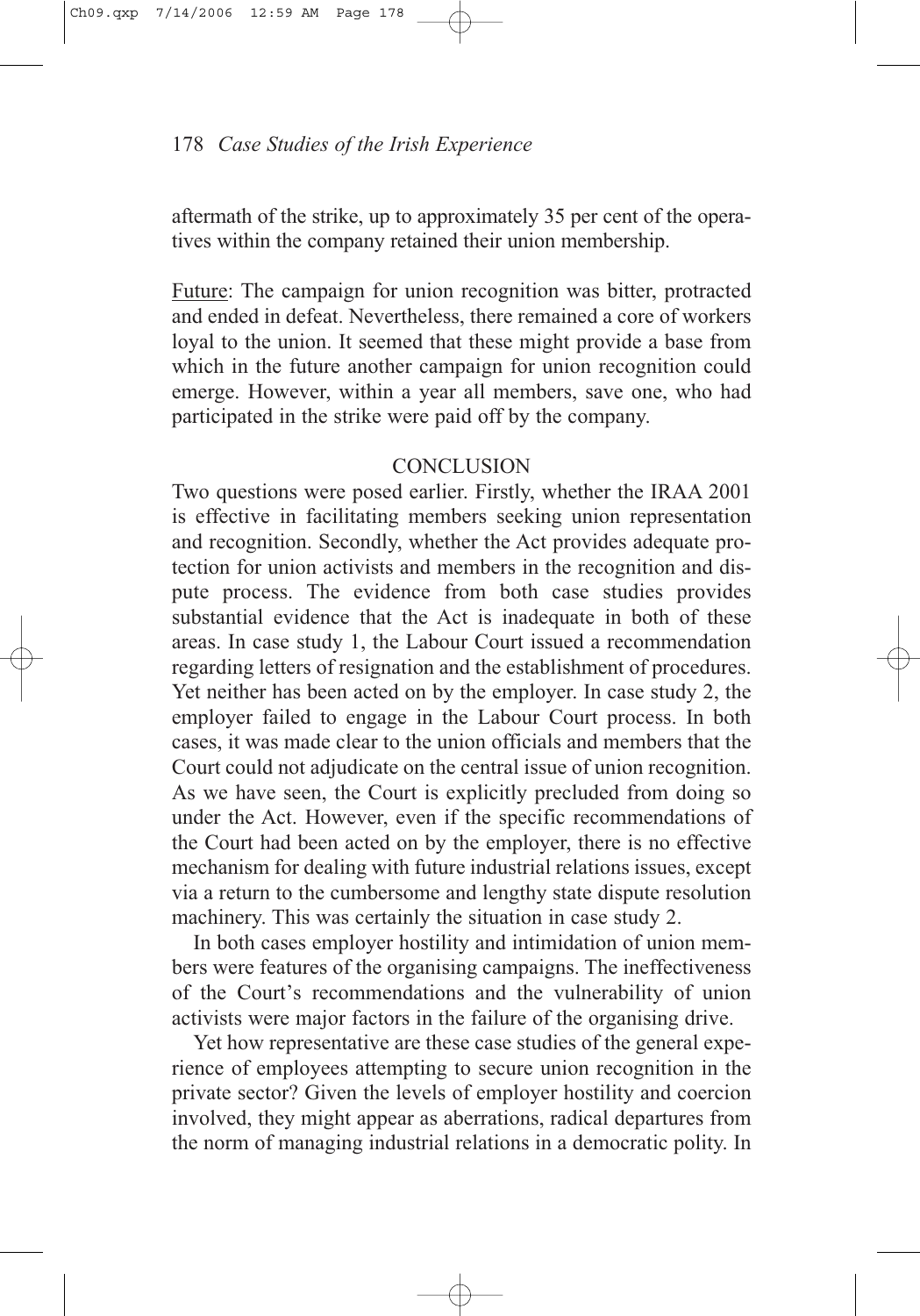aftermath of the strike, up to approximately 35 per cent of the operatives within the company retained their union membership.

Future: The campaign for union recognition was bitter, protracted and ended in defeat. Nevertheless, there remained a core of workers loyal to the union. It seemed that these might provide a base from which in the future another campaign for union recognition could emerge. However, within a year all members, save one, who had participated in the strike were paid off by the company.

## CONCLUSION

Two questions were posed earlier. Firstly, whether the IRAA 2001 is effective in facilitating members seeking union representation and recognition. Secondly, whether the Act provides adequate protection for union activists and members in the recognition and dispute process. The evidence from both case studies provides substantial evidence that the Act is inadequate in both of these areas. In case study 1, the Labour Court issued a recommendation regarding letters of resignation and the establishment of procedures. Yet neither has been acted on by the employer. In case study 2, the employer failed to engage in the Labour Court process. In both cases, it was made clear to the union officials and members that the Court could not adjudicate on the central issue of union recognition. As we have seen, the Court is explicitly precluded from doing so under the Act. However, even if the specific recommendations of the Court had been acted on by the employer, there is no effective mechanism for dealing with future industrial relations issues, except via a return to the cumbersome and lengthy state dispute resolution machinery. This was certainly the situation in case study 2.

In both cases employer hostility and intimidation of union members were features of the organising campaigns. The ineffectiveness of the Court's recommendations and the vulnerability of union activists were major factors in the failure of the organising drive.

Yet how representative are these case studies of the general experience of employees attempting to secure union recognition in the private sector? Given the levels of employer hostility and coercion involved, they might appear as aberrations, radical departures from the norm of managing industrial relations in a democratic polity. In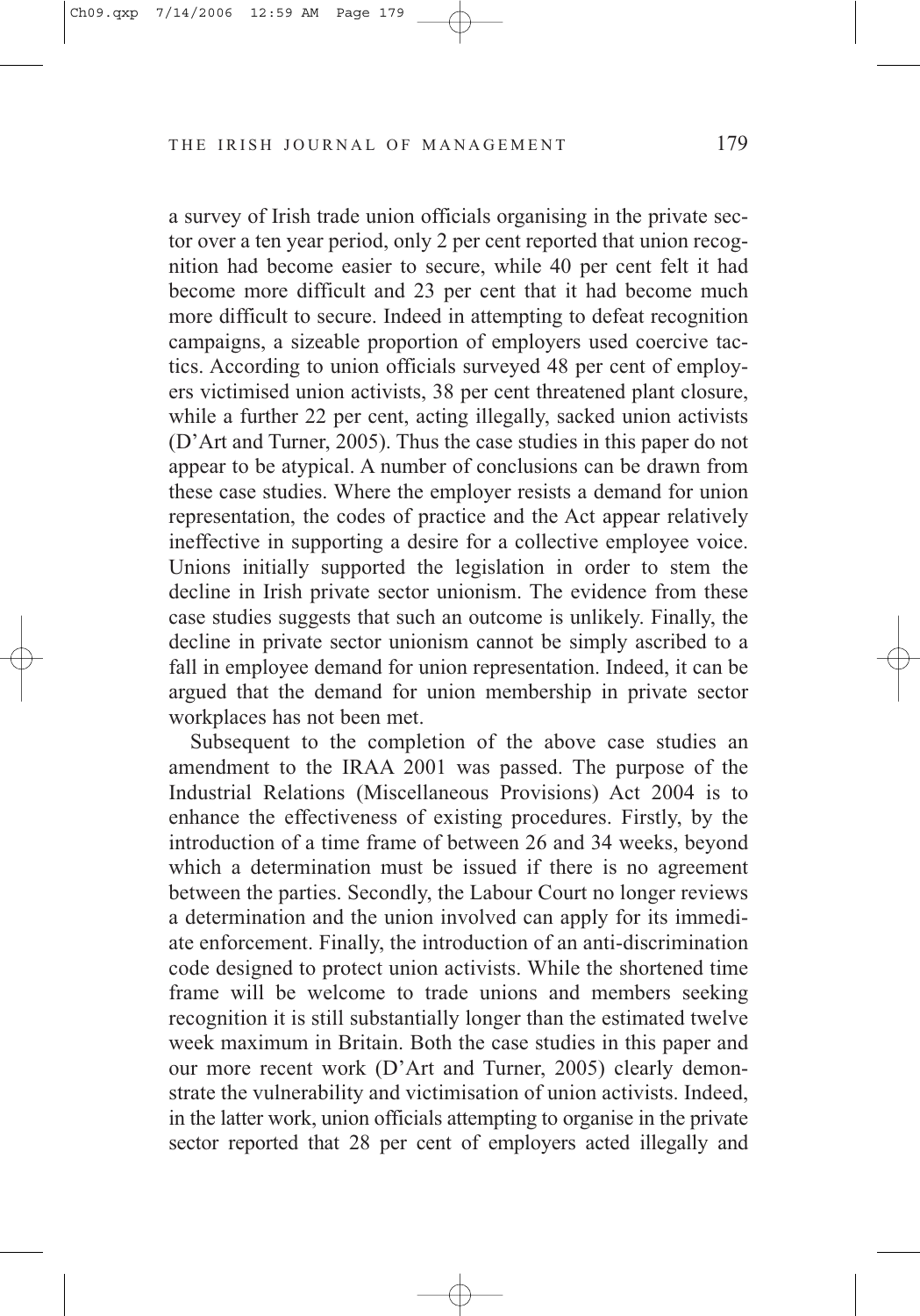a survey of Irish trade union officials organising in the private sector over a ten year period, only 2 per cent reported that union recognition had become easier to secure, while 40 per cent felt it had become more difficult and 23 per cent that it had become much more difficult to secure. Indeed in attempting to defeat recognition campaigns, a sizeable proportion of employers used coercive tactics. According to union officials surveyed 48 per cent of employers victimised union activists, 38 per cent threatened plant closure, while a further 22 per cent, acting illegally, sacked union activists (D'Art and Turner, 2005). Thus the case studies in this paper do not appear to be atypical. A number of conclusions can be drawn from these case studies. Where the employer resists a demand for union representation, the codes of practice and the Act appear relatively ineffective in supporting a desire for a collective employee voice. Unions initially supported the legislation in order to stem the decline in Irish private sector unionism. The evidence from these case studies suggests that such an outcome is unlikely. Finally, the decline in private sector unionism cannot be simply ascribed to a fall in employee demand for union representation. Indeed, it can be argued that the demand for union membership in private sector workplaces has not been met.

Subsequent to the completion of the above case studies an amendment to the IRAA 2001 was passed. The purpose of the Industrial Relations (Miscellaneous Provisions) Act 2004 is to enhance the effectiveness of existing procedures. Firstly, by the introduction of a time frame of between 26 and 34 weeks, beyond which a determination must be issued if there is no agreement between the parties. Secondly, the Labour Court no longer reviews a determination and the union involved can apply for its immediate enforcement. Finally, the introduction of an anti-discrimination code designed to protect union activists. While the shortened time frame will be welcome to trade unions and members seeking recognition it is still substantially longer than the estimated twelve week maximum in Britain. Both the case studies in this paper and our more recent work (D'Art and Turner, 2005) clearly demonstrate the vulnerability and victimisation of union activists. Indeed, in the latter work, union officials attempting to organise in the private sector reported that 28 per cent of employers acted illegally and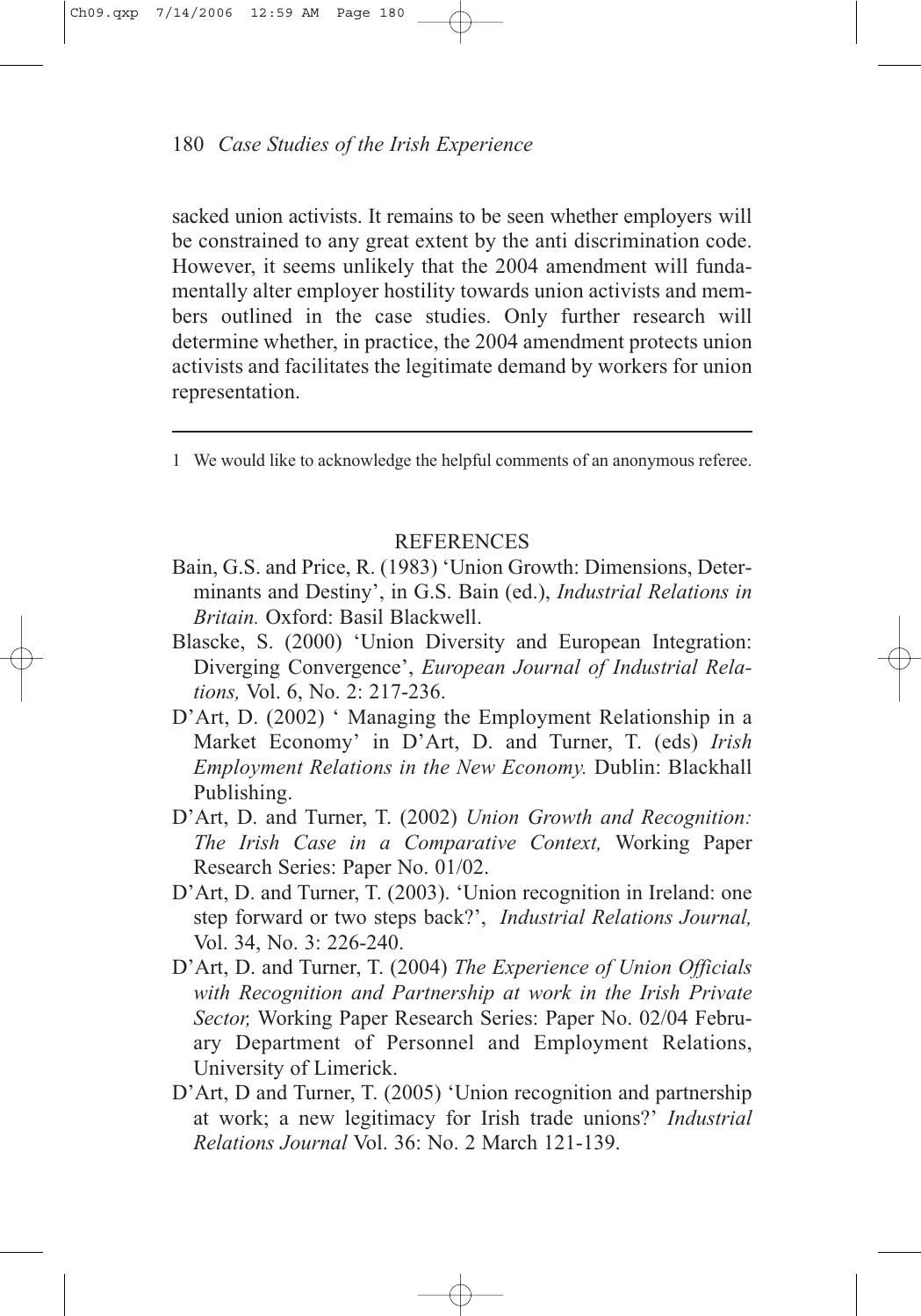sacked union activists. It remains to be seen whether employers will be constrained to any great extent by the anti discrimination code. However, it seems unlikely that the 2004 amendment will fundamentally alter employer hostility towards union activists and members outlined in the case studies. Only further research will determine whether, in practice, the 2004 amendment protects union activists and facilitates the legitimate demand by workers for union representation.

---

1 We would like to acknowledge the helpful comments of an anonymous referee.

## REFERENCES

Bain, G.S. and Price, R. (1983) 'Union Growth: Dimensions, Determinants and Destiny', in G.S. Bain (ed.), *Industrial Relations in Britain.* Oxford: Basil Blackwell.

Blascke, S. (2000) 'Union Diversity and European Integration: Diverging Convergence', *European Journal of Industrial Relations,* Vol. 6, No. 2: 217-236.

D'Art, D. (2002) ' Managing the Employment Relationship in a Market Economy' in D'Art, D. and Turner, T. (eds) *Irish Employment Relations in the New Economy.* Dublin: Blackhall Publishing.

D'Art, D. and Turner, T. (2002) *Union Growth and Recognition: The Irish Case in a Comparative Context,* Working Paper Research Series: Paper No. 01/02.

D'Art, D. and Turner, T. (2003). 'Union recognition in Ireland: one step forward or two steps back?', *Industrial Relations Journal,* Vol. 34, No. 3: 226-240.

D'Art, D. and Turner, T. (2004) *The Experience of Union Officials with Recognition and Partnership at work in the Irish Private Sector,* Working Paper Research Series: Paper No. 02/04 February Department of Personnel and Employment Relations, University of Limerick.

D'Art, D and Turner, T. (2005) 'Union recognition and partnership at work; a new legitimacy for Irish trade unions?' *Industrial Relations Journal* Vol. 36: No. 2 March 121-139.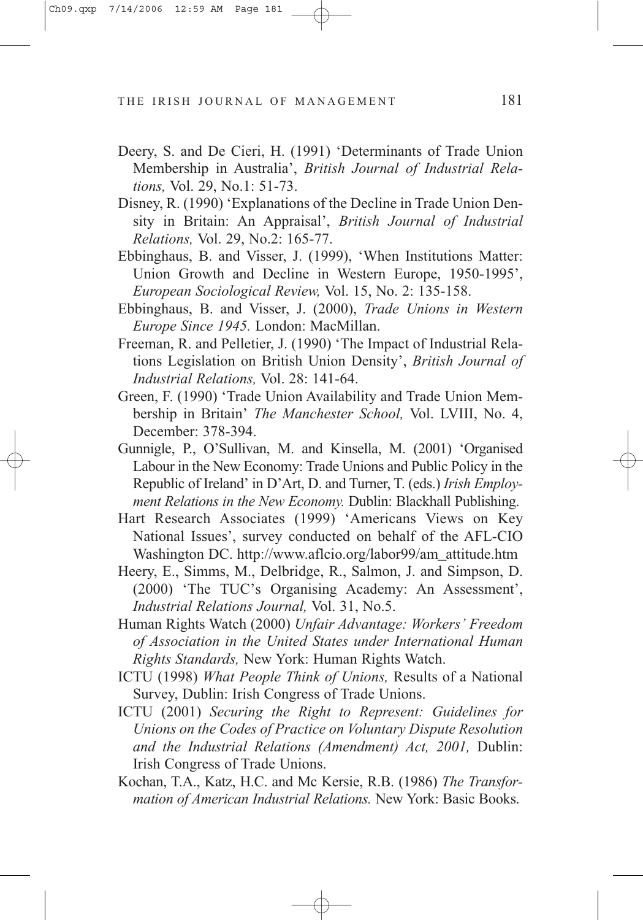Deery, S. and De Cieri, H. (1991) 'Determinants of Trade Union Membership in Australia', *British Journal of Industrial Relations,* Vol. 29, No.1: 51-73.

Disney, R. (1990) 'Explanations of the Decline in Trade Union Density in Britain: An Appraisal', *British Journal of Industrial Relations,* Vol. 29, No.2: 165-77.

Ebbinghaus, B. and Visser, J. (1999), 'When Institutions Matter: Union Growth and Decline in Western Europe, 1950-1995', *European Sociological Review,* Vol. 15, No. 2: 135-158.

Ebbinghaus, B. and Visser, J. (2000), *Trade Unions in Western Europe Since 1945.* London: MacMillan.

Freeman, R. and Pelletier, J. (1990) 'The Impact of Industrial Relations Legislation on British Union Density', *British Journal of Industrial Relations,* Vol. 28: 141-64.

Green, F. (1990) 'Trade Union Availability and Trade Union Membership in Britain' *The Manchester School,* Vol. LVIII, No. 4, December: 378-394.

Gunnigle, P., O'Sullivan, M. and Kinsella, M. (2001) 'Organised Labour in the New Economy: Trade Unions and Public Policy in the Republic of Ireland' in D'Art, D. and Turner, T. (eds.) *Irish Employment Relations in the New Economy.* Dublin: Blackhall Publishing.

Hart Research Associates (1999) 'Americans Views on Key National Issues', survey conducted on behalf of the AFL-CIO Washington DC. http://www.aflcio.org/labor99/am_attitude.htm

Heery, E., Simms, M., Delbridge, R., Salmon, J. and Simpson, D. (2000) 'The TUC's Organising Academy: An Assessment', *Industrial Relations Journal,* Vol. 31, No.5.

Human Rights Watch (2000) *Unfair Advantage: Workers' Freedom of Association in the United States under International Human Rights Standards,* New York: Human Rights Watch.

ICTU (1998) *What People Think of Unions,* Results of a National Survey, Dublin: Irish Congress of Trade Unions.

ICTU (2001) *Securing the Right to Represent: Guidelines for Unions on the Codes of Practice on Voluntary Dispute Resolution and the Industrial Relations (Amendment) Act, 2001,* Dublin: Irish Congress of Trade Unions.

Kochan, T.A., Katz, H.C. and Mc Kersie, R.B. (1986) *The Transformation of American Industrial Relations.* New York: Basic Books.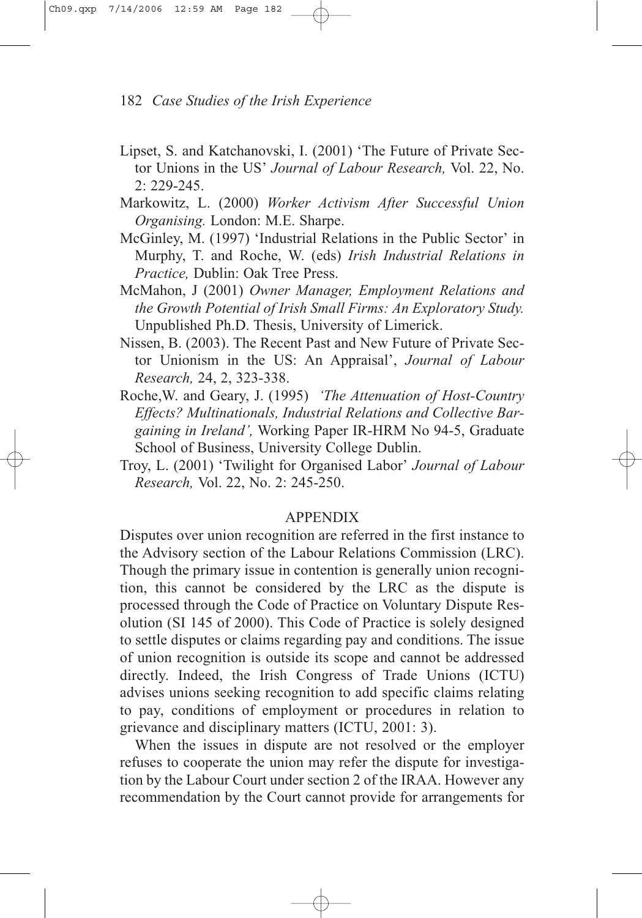Lipset, S. and Katchanovski, I. (2001) 'The Future of Private Sector Unions in the US' *Journal of Labour Research,* Vol. 22, No. 2: 229-245.

Markowitz, L. (2000) *Worker Activism After Successful Union Organising.* London: M.E. Sharpe.

McGinley, M. (1997) 'Industrial Relations in the Public Sector' in Murphy, T. and Roche, W. (eds) *Irish Industrial Relations in Practice,* Dublin: Oak Tree Press.

McMahon, J (2001) *Owner Manager, Employment Relations and the Growth Potential of Irish Small Firms: An Exploratory Study.* Unpublished Ph.D. Thesis, University of Limerick.

Nissen, B. (2003). The Recent Past and New Future of Private Sector Unionism in the US: An Appraisal', *Journal of Labour Research,* 24, 2, 323-338.

Roche,W. and Geary, J. (1995) *'The Attenuation of Host-Country Effects? Multinationals, Industrial Relations and Collective Bargaining in Ireland',* Working Paper IR-HRM No 94-5, Graduate School of Business, University College Dublin.

Troy, L. (2001) 'Twilight for Organised Labor' *Journal of Labour Research,* Vol. 22, No. 2: 245-250.

## APPENDIX

Disputes over union recognition are referred in the first instance to the Advisory section of the Labour Relations Commission (LRC). Though the primary issue in contention is generally union recognition, this cannot be considered by the LRC as the dispute is processed through the Code of Practice on Voluntary Dispute Resolution (SI 145 of 2000). This Code of Practice is solely designed to settle disputes or claims regarding pay and conditions. The issue of union recognition is outside its scope and cannot be addressed directly. Indeed, the Irish Congress of Trade Unions (ICTU) advises unions seeking recognition to add specific claims relating to pay, conditions of employment or procedures in relation to grievance and disciplinary matters (ICTU, 2001: 3).

When the issues in dispute are not resolved or the employer refuses to cooperate the union may refer the dispute for investigation by the Labour Court under section 2 of the IRAA. However any recommendation by the Court cannot provide for arrangements for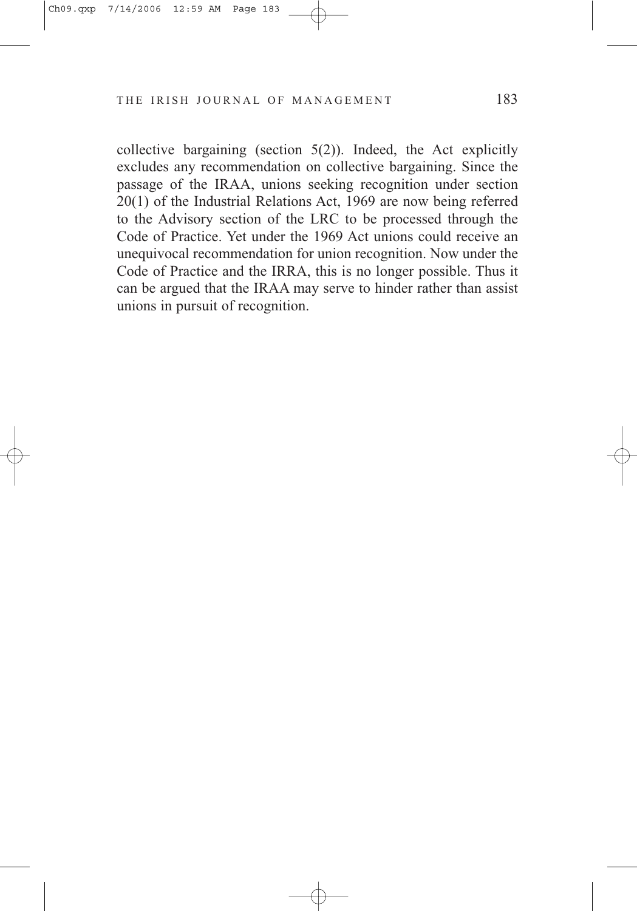collective bargaining (section 5(2)). Indeed, the Act explicitly excludes any recommendation on collective bargaining. Since the passage of the IRAA, unions seeking recognition under section 20(1) of the Industrial Relations Act, 1969 are now being referred to the Advisory section of the LRC to be processed through the Code of Practice. Yet under the 1969 Act unions could receive an unequivocal recommendation for union recognition. Now under the Code of Practice and the IRRA, this is no longer possible. Thus it can be argued that the IRAA may serve to hinder rather than assist unions in pursuit of recognition.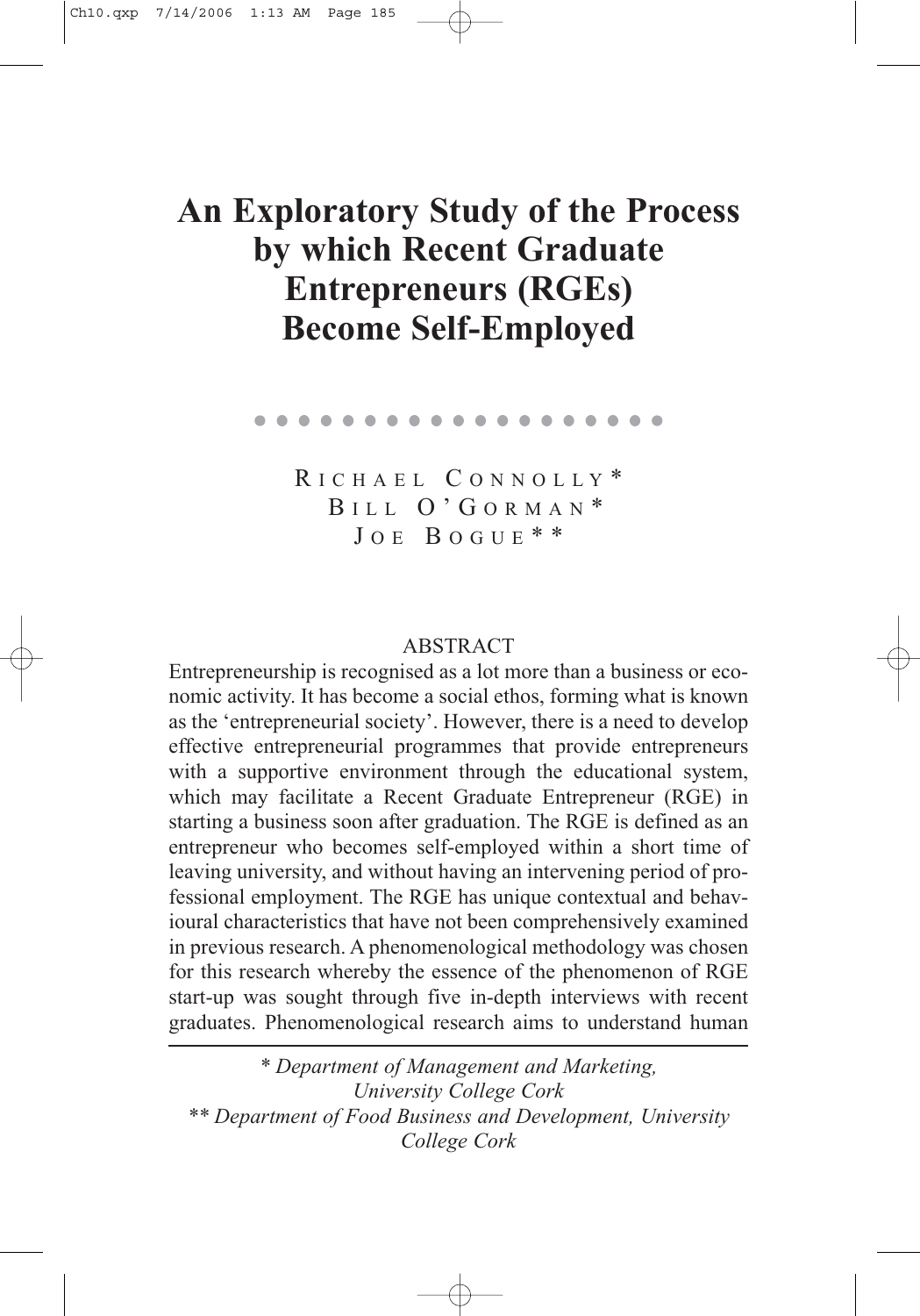# An Exploratory Study of the Process by which Recent Graduate Entrepreneurs (RGEs) Become Self-Employed

RICHAEL CONNOLLY*
BILL O'GORMAN*
JOE BOGUE**

## ABSTRACT

Entrepreneurship is recognised as a lot more than a business or economic activity. It has become a social ethos, forming what is known as the 'entrepreneurial society'. However, there is a need to develop effective entrepreneurial programmes that provide entrepreneurs with a supportive environment through the educational system, which may facilitate a Recent Graduate Entrepreneur (RGE) in starting a business soon after graduation. The RGE is defined as an entrepreneur who becomes self-employed within a short time of leaving university, and without having an intervening period of professional employment. The RGE has unique contextual and behavioural characteristics that have not been comprehensively examined in previous research. A phenomenological methodology was chosen for this research whereby the essence of the phenomenon of RGE start-up was sought through five in-depth interviews with recent graduates. Phenomenological research aims to understand human

---

\* *Department of Management and Marketing, University College Cork*

\*\* *Department of Food Business and Development, University College Cork*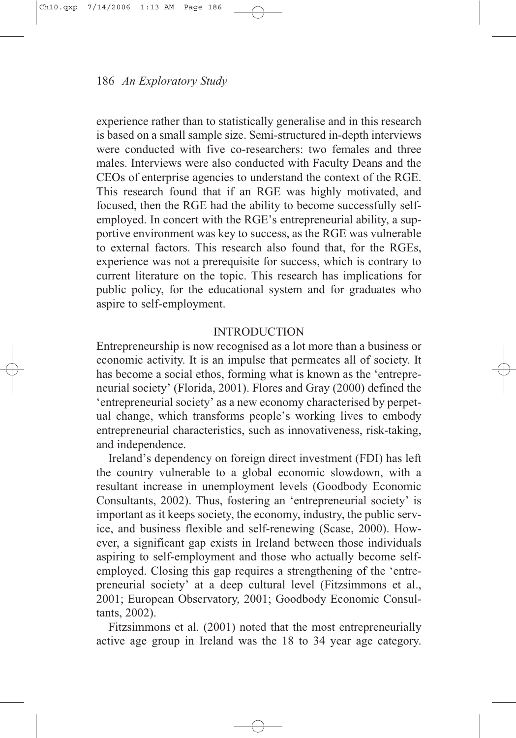experience rather than to statistically generalise and in this research is based on a small sample size. Semi-structured in-depth interviews were conducted with five co-researchers: two females and three males. Interviews were also conducted with Faculty Deans and the CEOs of enterprise agencies to understand the context of the RGE. This research found that if an RGE was highly motivated, and focused, then the RGE had the ability to become successfully self-employed. In concert with the RGE's entrepreneurial ability, a supportive environment was key to success, as the RGE was vulnerable to external factors. This research also found that, for the RGEs, experience was not a prerequisite for success, which is contrary to current literature on the topic. This research has implications for public policy, for the educational system and for graduates who aspire to self-employment.

## INTRODUCTION

Entrepreneurship is now recognised as a lot more than a business or economic activity. It is an impulse that permeates all of society. It has become a social ethos, forming what is known as the 'entrepreneurial society' (Florida, 2001). Flores and Gray (2000) defined the 'entrepreneurial society' as a new economy characterised by perpetual change, which transforms people's working lives to embody entrepreneurial characteristics, such as innovativeness, risk-taking, and independence.

Ireland's dependency on foreign direct investment (FDI) has left the country vulnerable to a global economic slowdown, with a resultant increase in unemployment levels (Goodbody Economic Consultants, 2002). Thus, fostering an 'entrepreneurial society' is important as it keeps society, the economy, industry, the public service, and business flexible and self-renewing (Scase, 2000). However, a significant gap exists in Ireland between those individuals aspiring to self-employment and those who actually become self-employed. Closing this gap requires a strengthening of the 'entrepreneurial society' at a deep cultural level (Fitzsimmons et al., 2001; European Observatory, 2001; Goodbody Economic Consultants, 2002).

Fitzsimmons et al. (2001) noted that the most entrepreneurially active age group in Ireland was the 18 to 34 year age category.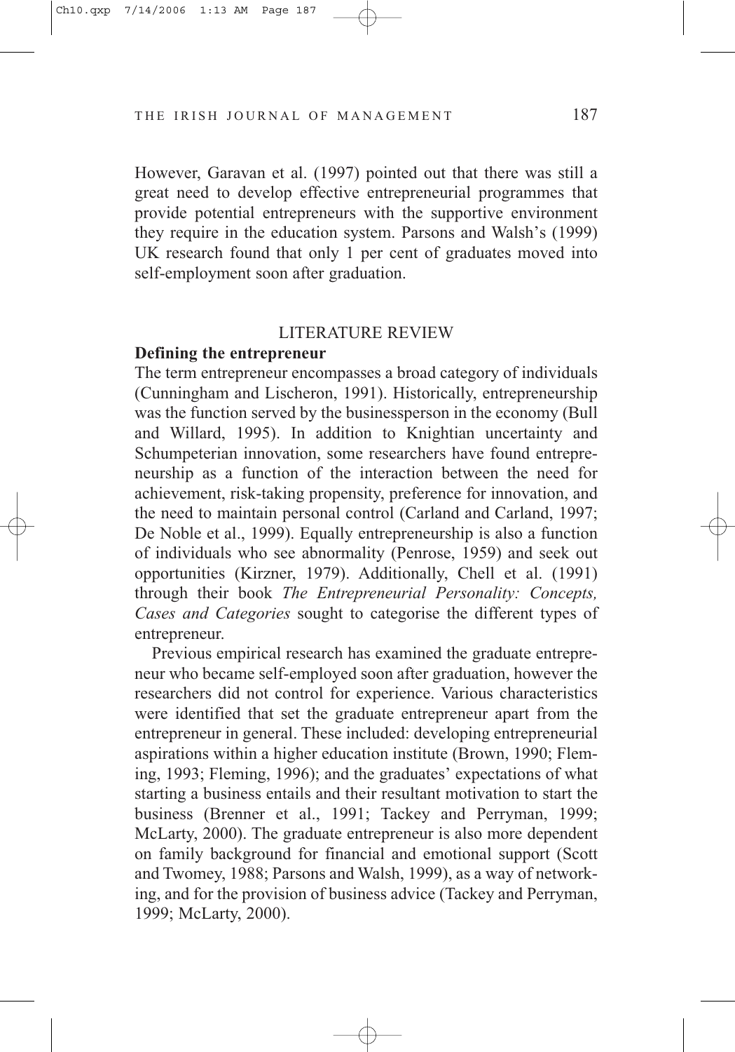However, Garavan et al. (1997) pointed out that there was still a great need to develop effective entrepreneurial programmes that provide potential entrepreneurs with the supportive environment they require in the education system. Parsons and Walsh's (1999) UK research found that only 1 per cent of graduates moved into self-employment soon after graduation.

## LITERATURE REVIEW

### Defining the entrepreneur

The term entrepreneur encompasses a broad category of individuals (Cunningham and Lischeron, 1991). Historically, entrepreneurship was the function served by the businessperson in the economy (Bull and Willard, 1995). In addition to Knightian uncertainty and Schumpeterian innovation, some researchers have found entrepreneurship as a function of the interaction between the need for achievement, risk-taking propensity, preference for innovation, and the need to maintain personal control (Carland and Carland, 1997; De Noble et al., 1999). Equally entrepreneurship is also a function of individuals who see abnormality (Penrose, 1959) and seek out opportunities (Kirzner, 1979). Additionally, Chell et al. (1991) through their book *The Entrepreneurial Personality: Concepts, Cases and Categories* sought to categorise the different types of entrepreneur.

Previous empirical research has examined the graduate entrepreneur who became self-employed soon after graduation, however the researchers did not control for experience. Various characteristics were identified that set the graduate entrepreneur apart from the entrepreneur in general. These included: developing entrepreneurial aspirations within a higher education institute (Brown, 1990; Fleming, 1993; Fleming, 1996); and the graduates' expectations of what starting a business entails and their resultant motivation to start the business (Brenner et al., 1991; Tackey and Perryman, 1999; McLarty, 2000). The graduate entrepreneur is also more dependent on family background for financial and emotional support (Scott and Twomey, 1988; Parsons and Walsh, 1999), as a way of networking, and for the provision of business advice (Tackey and Perryman, 1999; McLarty, 2000).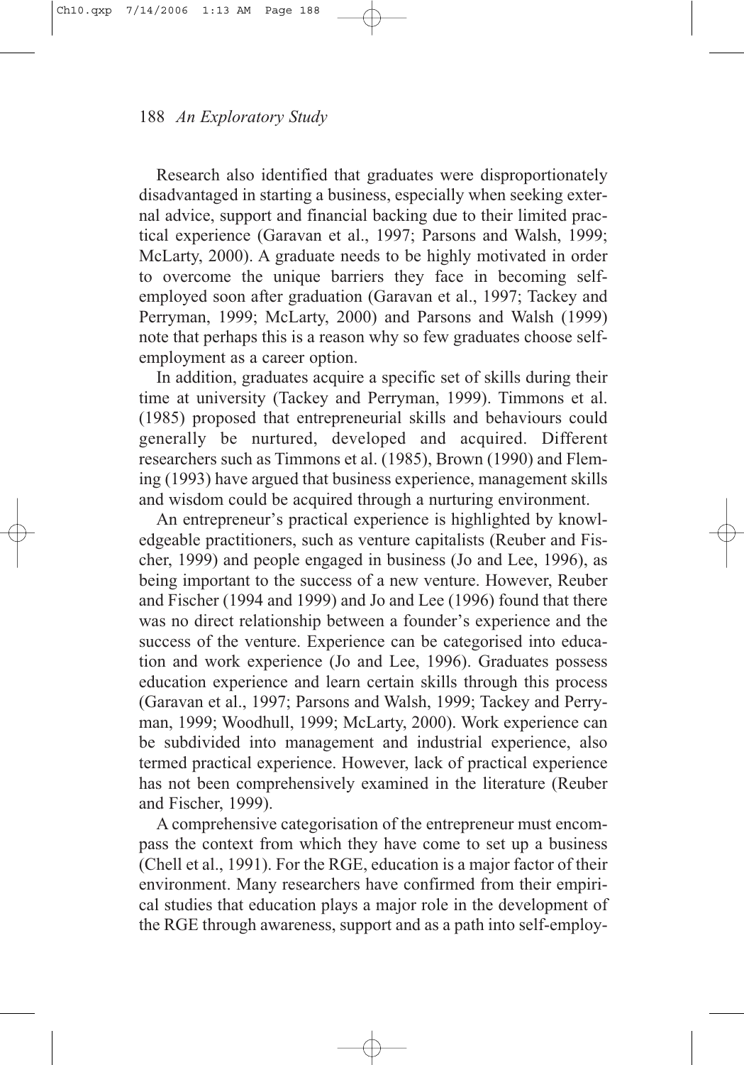Research also identified that graduates were disproportionately disadvantaged in starting a business, especially when seeking external advice, support and financial backing due to their limited practical experience (Garavan et al., 1997; Parsons and Walsh, 1999; McLarty, 2000). A graduate needs to be highly motivated in order to overcome the unique barriers they face in becoming self-employed soon after graduation (Garavan et al., 1997; Tackey and Perryman, 1999; McLarty, 2000) and Parsons and Walsh (1999) note that perhaps this is a reason why so few graduates choose self-employment as a career option.

In addition, graduates acquire a specific set of skills during their time at university (Tackey and Perryman, 1999). Timmons et al. (1985) proposed that entrepreneurial skills and behaviours could generally be nurtured, developed and acquired. Different researchers such as Timmons et al. (1985), Brown (1990) and Fleming (1993) have argued that business experience, management skills and wisdom could be acquired through a nurturing environment.

An entrepreneur's practical experience is highlighted by knowledgeable practitioners, such as venture capitalists (Reuber and Fischer, 1999) and people engaged in business (Jo and Lee, 1996), as being important to the success of a new venture. However, Reuber and Fischer (1994 and 1999) and Jo and Lee (1996) found that there was no direct relationship between a founder's experience and the success of the venture. Experience can be categorised into education and work experience (Jo and Lee, 1996). Graduates possess education experience and learn certain skills through this process (Garavan et al., 1997; Parsons and Walsh, 1999; Tackey and Perryman, 1999; Woodhull, 1999; McLarty, 2000). Work experience can be subdivided into management and industrial experience, also termed practical experience. However, lack of practical experience has not been comprehensively examined in the literature (Reuber and Fischer, 1999).

A comprehensive categorisation of the entrepreneur must encompass the context from which they have come to set up a business (Chell et al., 1991). For the RGE, education is a major factor of their environment. Many researchers have confirmed from their empirical studies that education plays a major role in the development of the RGE through awareness, support and as a path into self-employ-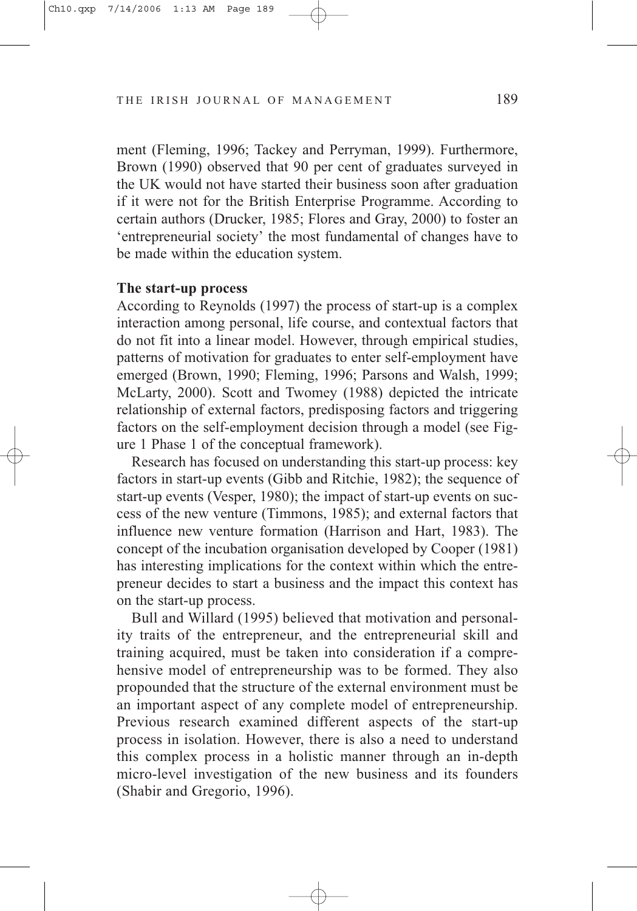ment (Fleming, 1996; Tackey and Perryman, 1999). Furthermore, Brown (1990) observed that 90 per cent of graduates surveyed in the UK would not have started their business soon after graduation if it were not for the British Enterprise Programme. According to certain authors (Drucker, 1985; Flores and Gray, 2000) to foster an 'entrepreneurial society' the most fundamental of changes have to be made within the education system.

**The start-up process**

According to Reynolds (1997) the process of start-up is a complex interaction among personal, life course, and contextual factors that do not fit into a linear model. However, through empirical studies, patterns of motivation for graduates to enter self-employment have emerged (Brown, 1990; Fleming, 1996; Parsons and Walsh, 1999; McLarty, 2000). Scott and Twomey (1988) depicted the intricate relationship of external factors, predisposing factors and triggering factors on the self-employment decision through a model (see Figure 1 Phase 1 of the conceptual framework).

Research has focused on understanding this start-up process: key factors in start-up events (Gibb and Ritchie, 1982); the sequence of start-up events (Vesper, 1980); the impact of start-up events on success of the new venture (Timmons, 1985); and external factors that influence new venture formation (Harrison and Hart, 1983). The concept of the incubation organisation developed by Cooper (1981) has interesting implications for the context within which the entrepreneur decides to start a business and the impact this context has on the start-up process.

Bull and Willard (1995) believed that motivation and personality traits of the entrepreneur, and the entrepreneurial skill and training acquired, must be taken into consideration if a comprehensive model of entrepreneurship was to be formed. They also propounded that the structure of the external environment must be an important aspect of any complete model of entrepreneurship. Previous research examined different aspects of the start-up process in isolation. However, there is also a need to understand this complex process in a holistic manner through an in-depth micro-level investigation of the new business and its founders (Shabir and Gregorio, 1996).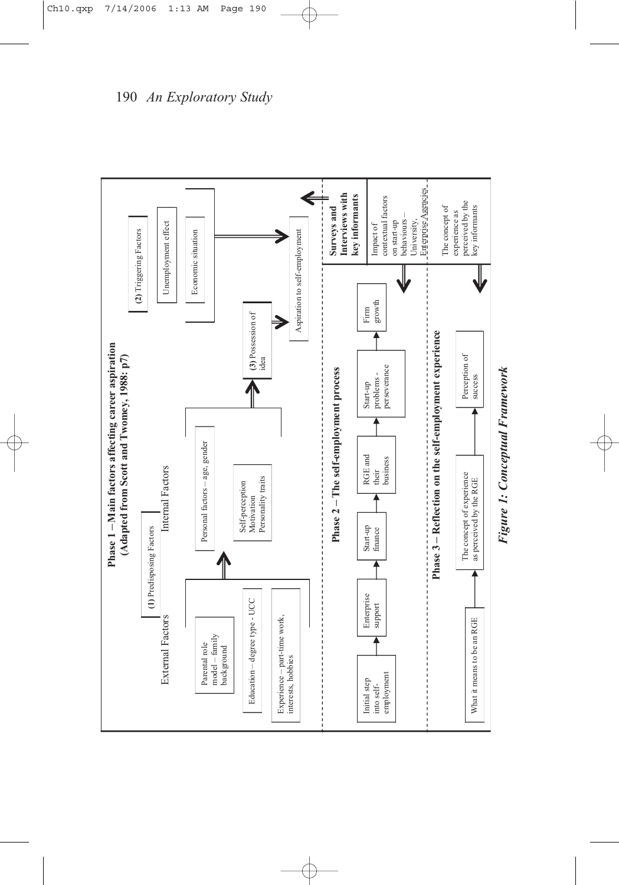**Phase 1 – Main factors affecting career aspiration (Adapted from Scott and Twomey, 1988: p7)**

**(1)** Predisposing Factors

External Factors

- Parental role model – family background
- Education – degree type - UCC
- Experience – part-time work, interests, hobbies

Internal Factors

- Personal factors – age, gender
- Self-perception
  Motivation
  Personality traits

**(3)** Possession of idea

**(2)** Triggering Factors

- Unemployment effect
- Economic situation

Aspiration to self-employment

**Surveys and Interviews with key informants**

**Phase 2 – The self-employment process**

Initial step into self-employment → Enterprise support → Start-up finance → RGE and their business → Start-up problems - perseverance → Firm growth

Impact of contextual factors on start-up behaviours – University, Enterprise Agencies

**Phase 3 – Reflection on the self-employment experience**

What it means to be an RGE → The concept of experience as perceived by the RGE → Perception of success

The concept of experience as perceived by the key informants

*Figure 1: Conceptual Framework*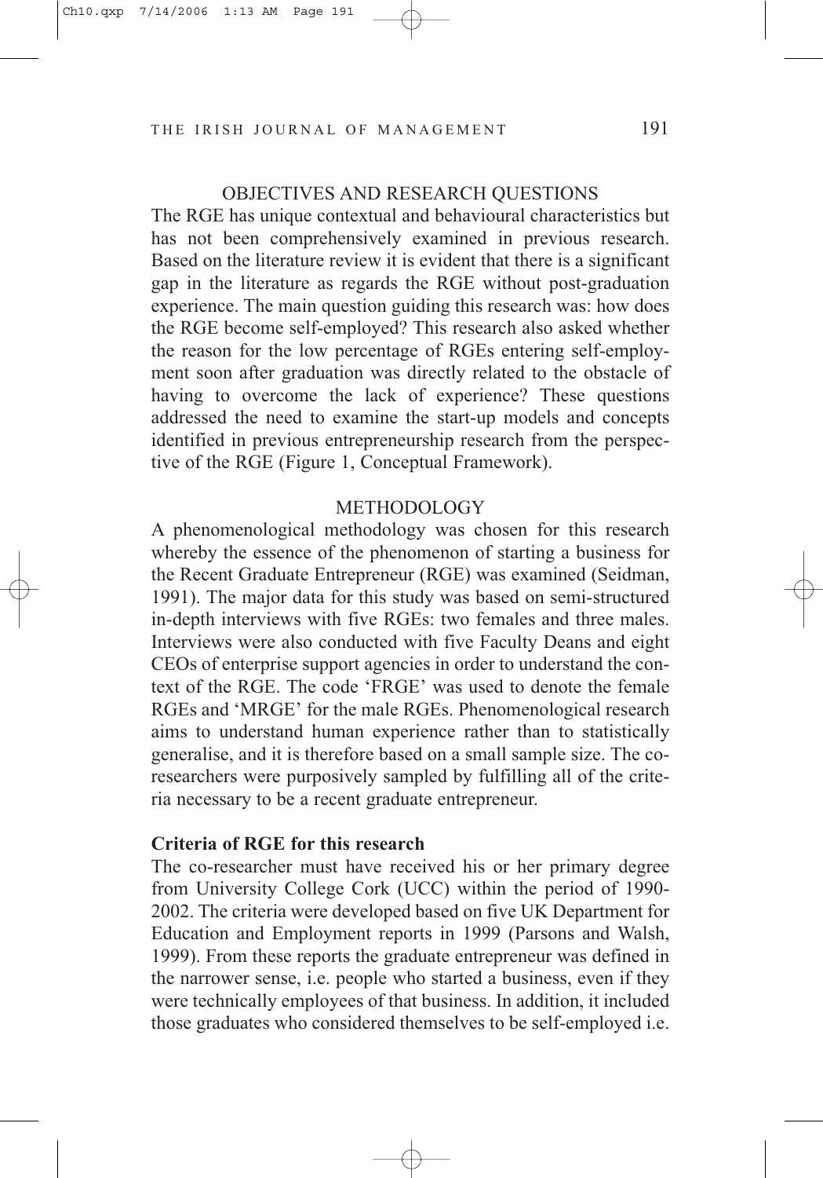## OBJECTIVES AND RESEARCH QUESTIONS

The RGE has unique contextual and behavioural characteristics but has not been comprehensively examined in previous research. Based on the literature review it is evident that there is a significant gap in the literature as regards the RGE without post-graduation experience. The main question guiding this research was: how does the RGE become self-employed? This research also asked whether the reason for the low percentage of RGEs entering self-employment soon after graduation was directly related to the obstacle of having to overcome the lack of experience? These questions addressed the need to examine the start-up models and concepts identified in previous entrepreneurship research from the perspective of the RGE (Figure 1, Conceptual Framework).

## METHODOLOGY

A phenomenological methodology was chosen for this research whereby the essence of the phenomenon of starting a business for the Recent Graduate Entrepreneur (RGE) was examined (Seidman, 1991). The major data for this study was based on semi-structured in-depth interviews with five RGEs: two females and three males. Interviews were also conducted with five Faculty Deans and eight CEOs of enterprise support agencies in order to understand the context of the RGE. The code 'FRGE' was used to denote the female RGEs and 'MRGE' for the male RGEs. Phenomenological research aims to understand human experience rather than to statistically generalise, and it is therefore based on a small sample size. The co-researchers were purposively sampled by fulfilling all of the criteria necessary to be a recent graduate entrepreneur.

### Criteria of RGE for this research

The co-researcher must have received his or her primary degree from University College Cork (UCC) within the period of 1990-2002. The criteria were developed based on five UK Department for Education and Employment reports in 1999 (Parsons and Walsh, 1999). From these reports the graduate entrepreneur was defined in the narrower sense, i.e. people who started a business, even if they were technically employees of that business. In addition, it included those graduates who considered themselves to be self-employed i.e.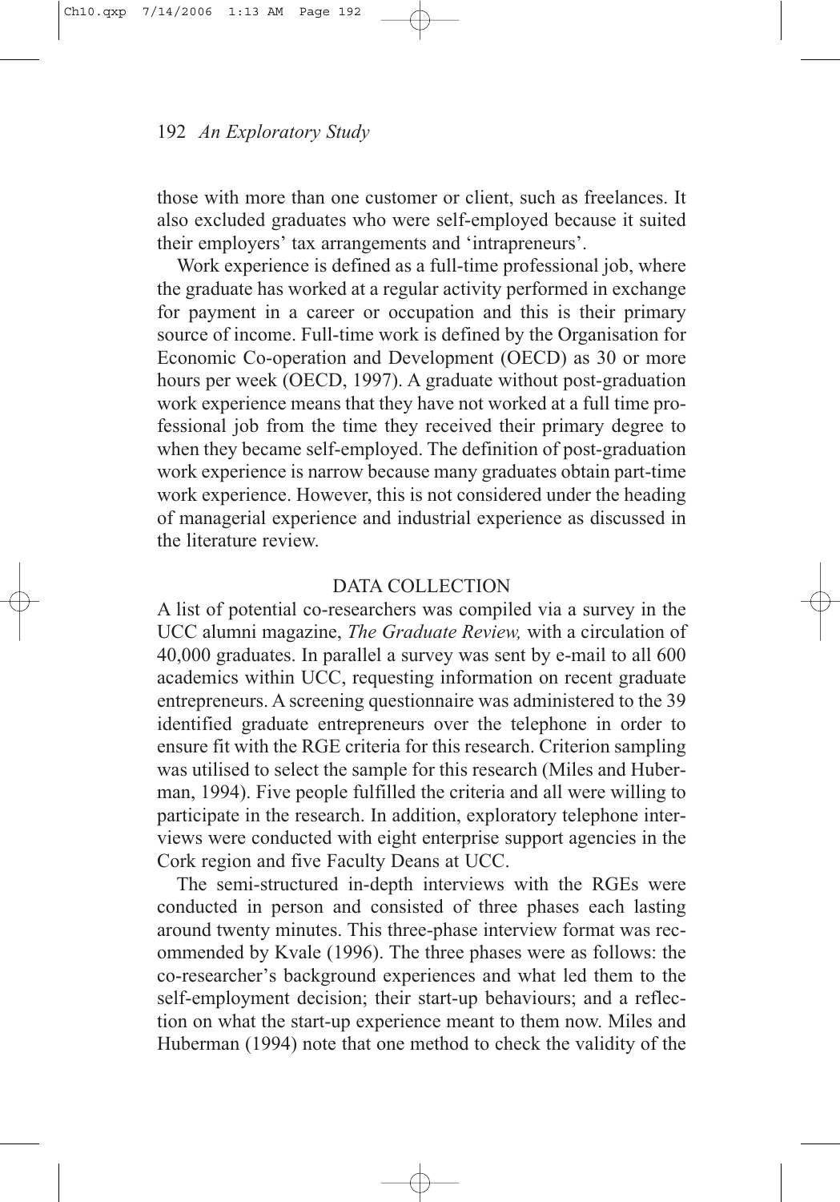those with more than one customer or client, such as freelances. It also excluded graduates who were self-employed because it suited their employers' tax arrangements and 'intrapreneurs'.

Work experience is defined as a full-time professional job, where the graduate has worked at a regular activity performed in exchange for payment in a career or occupation and this is their primary source of income. Full-time work is defined by the Organisation for Economic Co-operation and Development (OECD) as 30 or more hours per week (OECD, 1997). A graduate without post-graduation work experience means that they have not worked at a full time professional job from the time they received their primary degree to when they became self-employed. The definition of post-graduation work experience is narrow because many graduates obtain part-time work experience. However, this is not considered under the heading of managerial experience and industrial experience as discussed in the literature review.

## DATA COLLECTION

A list of potential co-researchers was compiled via a survey in the UCC alumni magazine, *The Graduate Review,* with a circulation of 40,000 graduates. In parallel a survey was sent by e-mail to all 600 academics within UCC, requesting information on recent graduate entrepreneurs. A screening questionnaire was administered to the 39 identified graduate entrepreneurs over the telephone in order to ensure fit with the RGE criteria for this research. Criterion sampling was utilised to select the sample for this research (Miles and Huberman, 1994). Five people fulfilled the criteria and all were willing to participate in the research. In addition, exploratory telephone interviews were conducted with eight enterprise support agencies in the Cork region and five Faculty Deans at UCC.

The semi-structured in-depth interviews with the RGEs were conducted in person and consisted of three phases each lasting around twenty minutes. This three-phase interview format was recommended by Kvale (1996). The three phases were as follows: the co-researcher's background experiences and what led them to the self-employment decision; their start-up behaviours; and a reflection on what the start-up experience meant to them now. Miles and Huberman (1994) note that one method to check the validity of the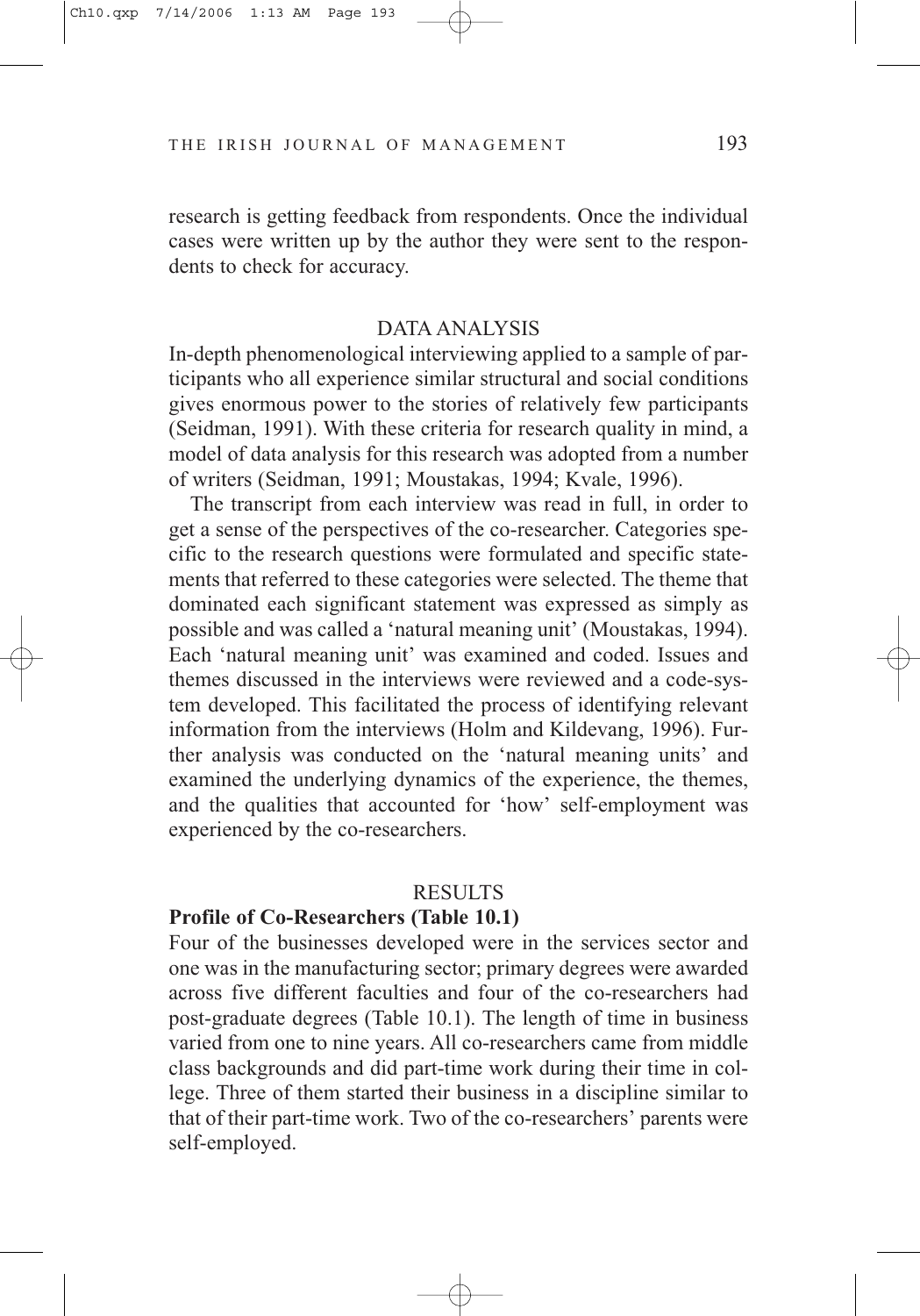research is getting feedback from respondents. Once the individual cases were written up by the author they were sent to the respondents to check for accuracy.

## DATA ANALYSIS

In-depth phenomenological interviewing applied to a sample of participants who all experience similar structural and social conditions gives enormous power to the stories of relatively few participants (Seidman, 1991). With these criteria for research quality in mind, a model of data analysis for this research was adopted from a number of writers (Seidman, 1991; Moustakas, 1994; Kvale, 1996).

The transcript from each interview was read in full, in order to get a sense of the perspectives of the co-researcher. Categories specific to the research questions were formulated and specific statements that referred to these categories were selected. The theme that dominated each significant statement was expressed as simply as possible and was called a 'natural meaning unit' (Moustakas, 1994). Each 'natural meaning unit' was examined and coded. Issues and themes discussed in the interviews were reviewed and a code-system developed. This facilitated the process of identifying relevant information from the interviews (Holm and Kildevang, 1996). Further analysis was conducted on the 'natural meaning units' and examined the underlying dynamics of the experience, the themes, and the qualities that accounted for 'how' self-employment was experienced by the co-researchers.

## RESULTS

### Profile of Co-Researchers (Table 10.1)

Four of the businesses developed were in the services sector and one was in the manufacturing sector; primary degrees were awarded across five different faculties and four of the co-researchers had post-graduate degrees (Table 10.1). The length of time in business varied from one to nine years. All co-researchers came from middle class backgrounds and did part-time work during their time in college. Three of them started their business in a discipline similar to that of their part-time work. Two of the co-researchers' parents were self-employed.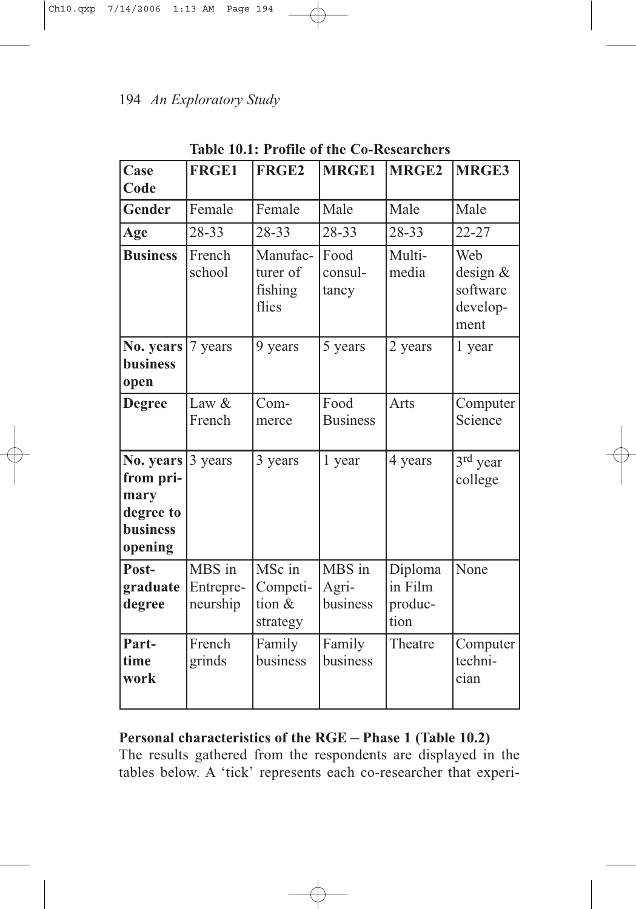**Table 10.1: Profile of the Co-Researchers**

| Case Code | FRGE1 | FRGE2 | MRGE1 | MRGE2 | MRGE3 |
|---|---|---|---|---|---|
| **Gender** | Female | Female | Male | Male | Male |
| **Age** | 28-33 | 28-33 | 28-33 | 28-33 | 22-27 |
| **Business** | French school | Manufacturer of fishing flies | Food consultancy | Multimedia | Web design & software development |
| **No. years business open** | 7 years | 9 years | 5 years | 2 years | 1 year |
| **Degree** | Law & French | Commerce | Food Business | Arts | Computer Science |
| **No. years from primary degree to business opening** | 3 years | 3 years | 1 year | 4 years | 3rd year college |
| **Postgraduate degree** | MBS in Entrepreneurship | MSc in Competition & strategy | MBS in Agribusiness | Diploma in Film production | None |
| **Part-time work** | French grinds | Family business | Family business | Theatre | Computer technician |

**Personal characteristics of the RGE – Phase 1 (Table 10.2)**

The results gathered from the respondents are displayed in the tables below. A 'tick' represents each co-researcher that experi-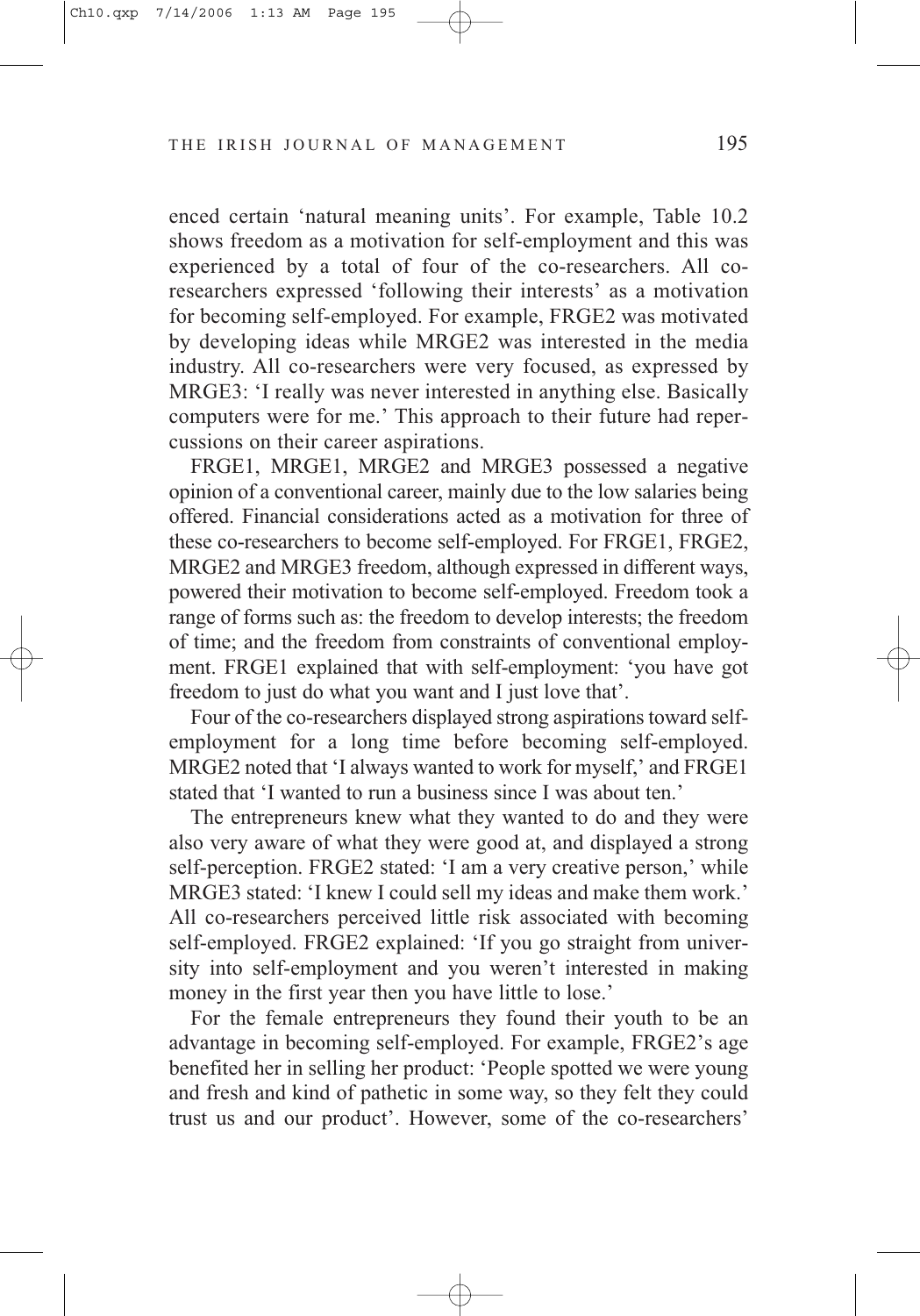enced certain 'natural meaning units'. For example, Table 10.2 shows freedom as a motivation for self-employment and this was experienced by a total of four of the co-researchers. All co-researchers expressed 'following their interests' as a motivation for becoming self-employed. For example, FRGE2 was motivated by developing ideas while MRGE2 was interested in the media industry. All co-researchers were very focused, as expressed by MRGE3: 'I really was never interested in anything else. Basically computers were for me.' This approach to their future had repercussions on their career aspirations.

FRGE1, MRGE1, MRGE2 and MRGE3 possessed a negative opinion of a conventional career, mainly due to the low salaries being offered. Financial considerations acted as a motivation for three of these co-researchers to become self-employed. For FRGE1, FRGE2, MRGE2 and MRGE3 freedom, although expressed in different ways, powered their motivation to become self-employed. Freedom took a range of forms such as: the freedom to develop interests; the freedom of time; and the freedom from constraints of conventional employment. FRGE1 explained that with self-employment: 'you have got freedom to just do what you want and I just love that'.

Four of the co-researchers displayed strong aspirations toward self-employment for a long time before becoming self-employed. MRGE2 noted that 'I always wanted to work for myself,' and FRGE1 stated that 'I wanted to run a business since I was about ten.'

The entrepreneurs knew what they wanted to do and they were also very aware of what they were good at, and displayed a strong self-perception. FRGE2 stated: 'I am a very creative person,' while MRGE3 stated: 'I knew I could sell my ideas and make them work.' All co-researchers perceived little risk associated with becoming self-employed. FRGE2 explained: 'If you go straight from university into self-employment and you weren't interested in making money in the first year then you have little to lose.'

For the female entrepreneurs they found their youth to be an advantage in becoming self-employed. For example, FRGE2's age benefited her in selling her product: 'People spotted we were young and fresh and kind of pathetic in some way, so they felt they could trust us and our product'. However, some of the co-researchers'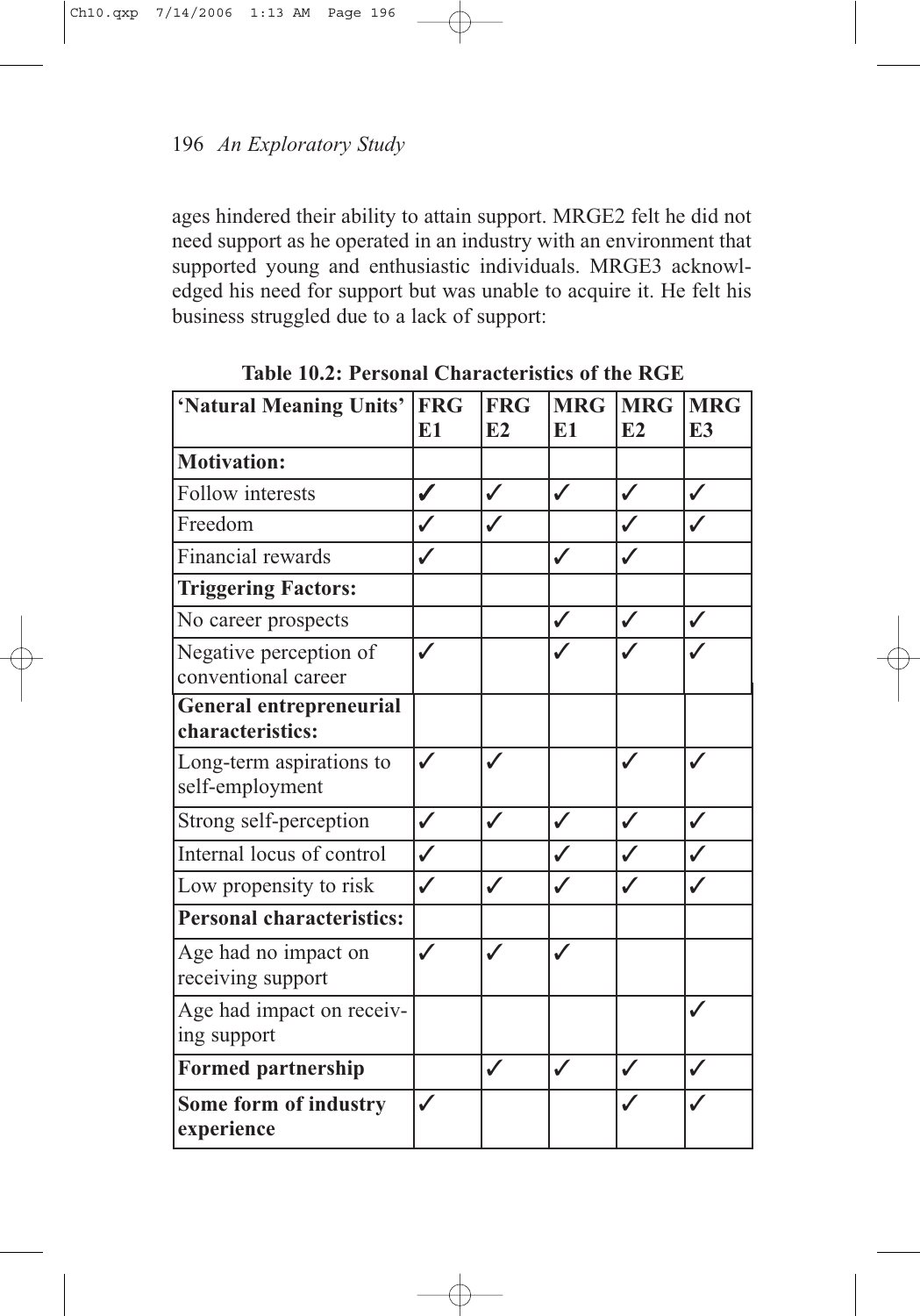ages hindered their ability to attain support. MRGE2 felt he did not need support as he operated in an industry with an environment that supported young and enthusiastic individuals. MRGE3 acknowledged his need for support but was unable to acquire it. He felt his business struggled due to a lack of support:

**Table 10.2: Personal Characteristics of the RGE**

| 'Natural Meaning Units' | FRG E1 | FRG E2 | MRG E1 | MRG E2 | MRG E3 |
|---|---|---|---|---|---|
| **Motivation:** | | | | | |
| Follow interests | ✓ | ✓ | ✓ | ✓ | ✓ |
| Freedom | ✓ | ✓ | | ✓ | ✓ |
| Financial rewards | ✓ | | ✓ | ✓ | |
| **Triggering Factors:** | | | | | |
| No career prospects | | | ✓ | ✓ | ✓ |
| Negative perception of conventional career | ✓ | | ✓ | ✓ | ✓ |
| **General entrepreneurial characteristics:** | | | | | |
| Long-term aspirations to self-employment | ✓ | ✓ | | ✓ | ✓ |
| Strong self-perception | ✓ | ✓ | ✓ | ✓ | ✓ |
| Internal locus of control | ✓ | | ✓ | ✓ | ✓ |
| Low propensity to risk | ✓ | ✓ | ✓ | ✓ | ✓ |
| **Personal characteristics:** | | | | | |
| Age had no impact on receiving support | ✓ | ✓ | ✓ | | |
| Age had impact on receiving support | | | | | ✓ |
| **Formed partnership** | | ✓ | ✓ | ✓ | ✓ |
| **Some form of industry experience** | ✓ | | | ✓ | ✓ |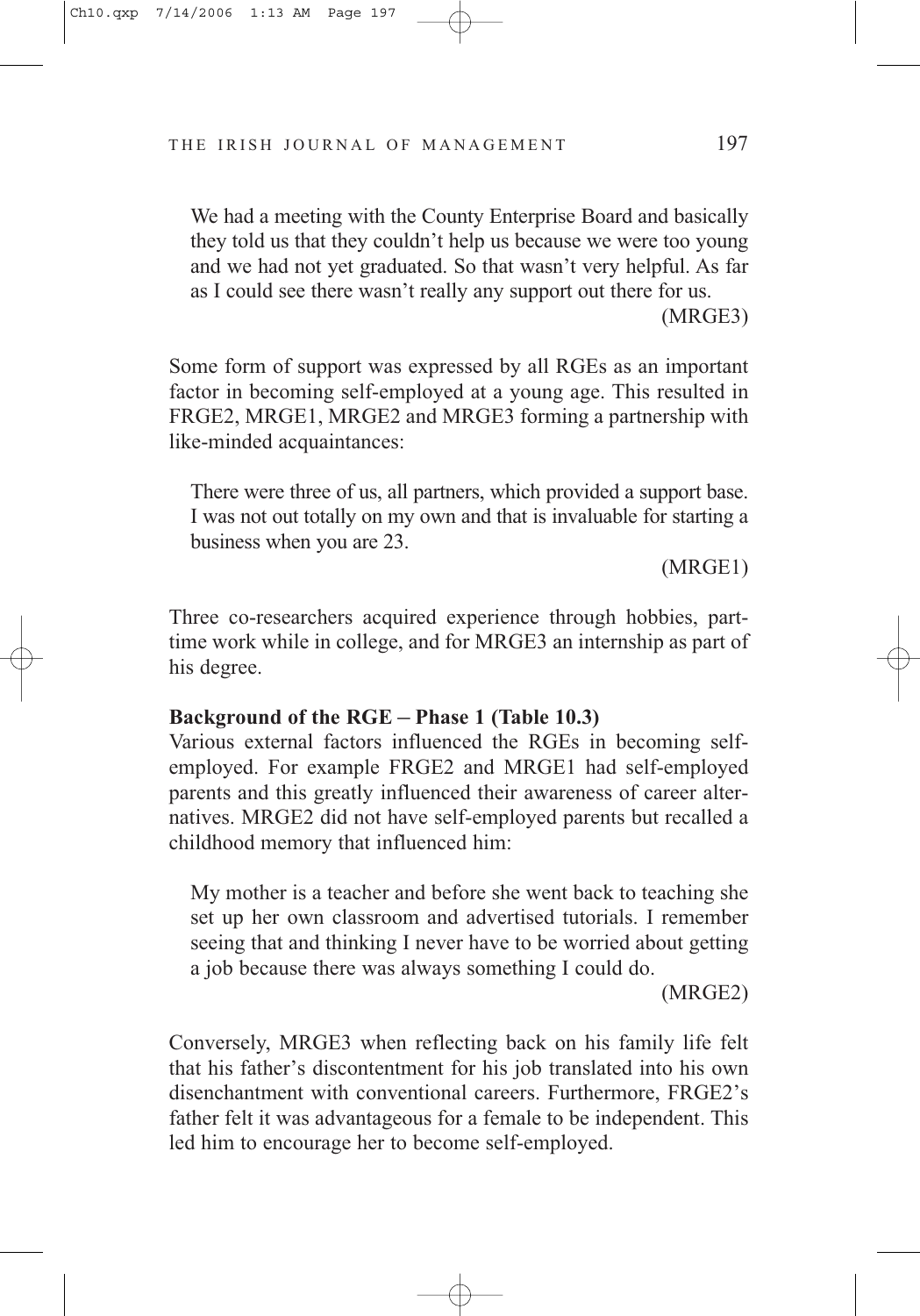> We had a meeting with the County Enterprise Board and basically they told us that they couldn't help us because we were too young and we had not yet graduated. So that wasn't very helpful. As far as I could see there wasn't really any support out there for us.
>
> (MRGE3)

Some form of support was expressed by all RGEs as an important factor in becoming self-employed at a young age. This resulted in FRGE2, MRGE1, MRGE2 and MRGE3 forming a partnership with like-minded acquaintances:

> There were three of us, all partners, which provided a support base. I was not out totally on my own and that is invaluable for starting a business when you are 23.
>
> (MRGE1)

Three co-researchers acquired experience through hobbies, part-time work while in college, and for MRGE3 an internship as part of his degree.

**Background of the RGE – Phase 1 (Table 10.3)**

Various external factors influenced the RGEs in becoming self-employed. For example FRGE2 and MRGE1 had self-employed parents and this greatly influenced their awareness of career alternatives. MRGE2 did not have self-employed parents but recalled a childhood memory that influenced him:

> My mother is a teacher and before she went back to teaching she set up her own classroom and advertised tutorials. I remember seeing that and thinking I never have to be worried about getting a job because there was always something I could do.
>
> (MRGE2)

Conversely, MRGE3 when reflecting back on his family life felt that his father's discontentment for his job translated into his own disenchantment with conventional careers. Furthermore, FRGE2's father felt it was advantageous for a female to be independent. This led him to encourage her to become self-employed.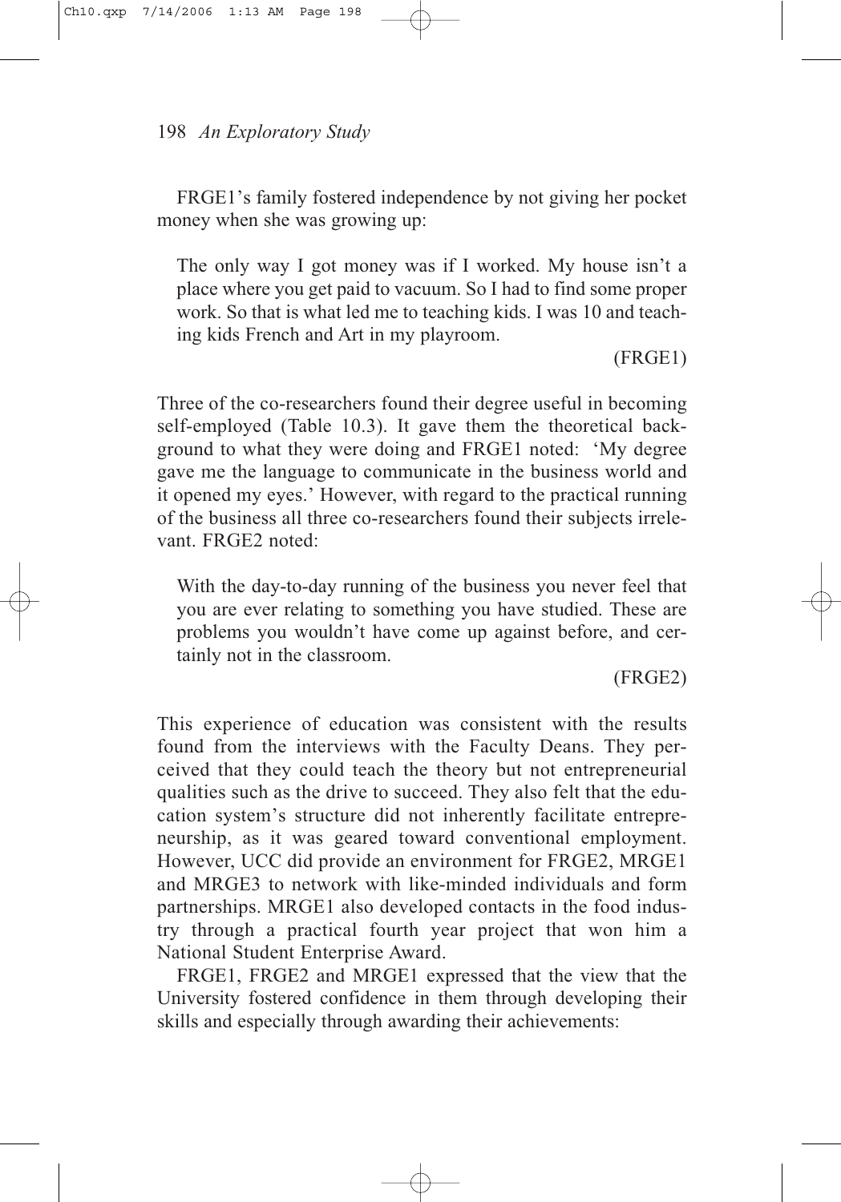FRGE1's family fostered independence by not giving her pocket money when she was growing up:

> The only way I got money was if I worked. My house isn't a place where you get paid to vacuum. So I had to find some proper work. So that is what led me to teaching kids. I was 10 and teaching kids French and Art in my playroom.
>
> (FRGE1)

Three of the co-researchers found their degree useful in becoming self-employed (Table 10.3). It gave them the theoretical background to what they were doing and FRGE1 noted: 'My degree gave me the language to communicate in the business world and it opened my eyes.' However, with regard to the practical running of the business all three co-researchers found their subjects irrelevant. FRGE2 noted:

> With the day-to-day running of the business you never feel that you are ever relating to something you have studied. These are problems you wouldn't have come up against before, and certainly not in the classroom.
>
> (FRGE2)

This experience of education was consistent with the results found from the interviews with the Faculty Deans. They perceived that they could teach the theory but not entrepreneurial qualities such as the drive to succeed. They also felt that the education system's structure did not inherently facilitate entrepreneurship, as it was geared toward conventional employment. However, UCC did provide an environment for FRGE2, MRGE1 and MRGE3 to network with like-minded individuals and form partnerships. MRGE1 also developed contacts in the food industry through a practical fourth year project that won him a National Student Enterprise Award.

FRGE1, FRGE2 and MRGE1 expressed that the view that the University fostered confidence in them through developing their skills and especially through awarding their achievements: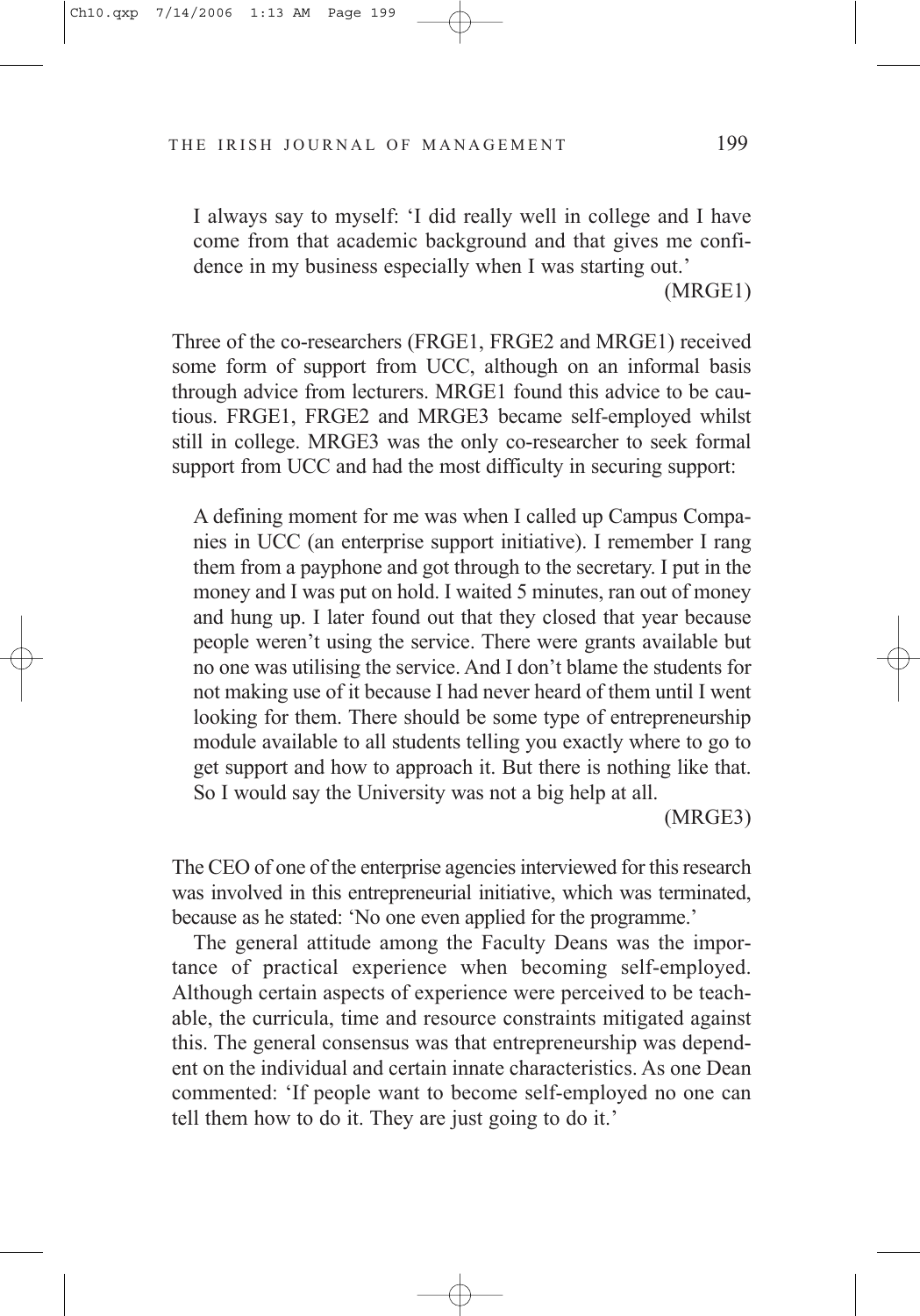> I always say to myself: 'I did really well in college and I have come from that academic background and that gives me confidence in my business especially when I was starting out.'
>
> (MRGE1)

Three of the co-researchers (FRGE1, FRGE2 and MRGE1) received some form of support from UCC, although on an informal basis through advice from lecturers. MRGE1 found this advice to be cautious. FRGE1, FRGE2 and MRGE3 became self-employed whilst still in college. MRGE3 was the only co-researcher to seek formal support from UCC and had the most difficulty in securing support:

> A defining moment for me was when I called up Campus Companies in UCC (an enterprise support initiative). I remember I rang them from a payphone and got through to the secretary. I put in the money and I was put on hold. I waited 5 minutes, ran out of money and hung up. I later found out that they closed that year because people weren't using the service. There were grants available but no one was utilising the service. And I don't blame the students for not making use of it because I had never heard of them until I went looking for them. There should be some type of entrepreneurship module available to all students telling you exactly where to go to get support and how to approach it. But there is nothing like that. So I would say the University was not a big help at all.
>
> (MRGE3)

The CEO of one of the enterprise agencies interviewed for this research was involved in this entrepreneurial initiative, which was terminated, because as he stated: 'No one even applied for the programme.'

The general attitude among the Faculty Deans was the importance of practical experience when becoming self-employed. Although certain aspects of experience were perceived to be teachable, the curricula, time and resource constraints mitigated against this. The general consensus was that entrepreneurship was dependent on the individual and certain innate characteristics. As one Dean commented: 'If people want to become self-employed no one can tell them how to do it. They are just going to do it.'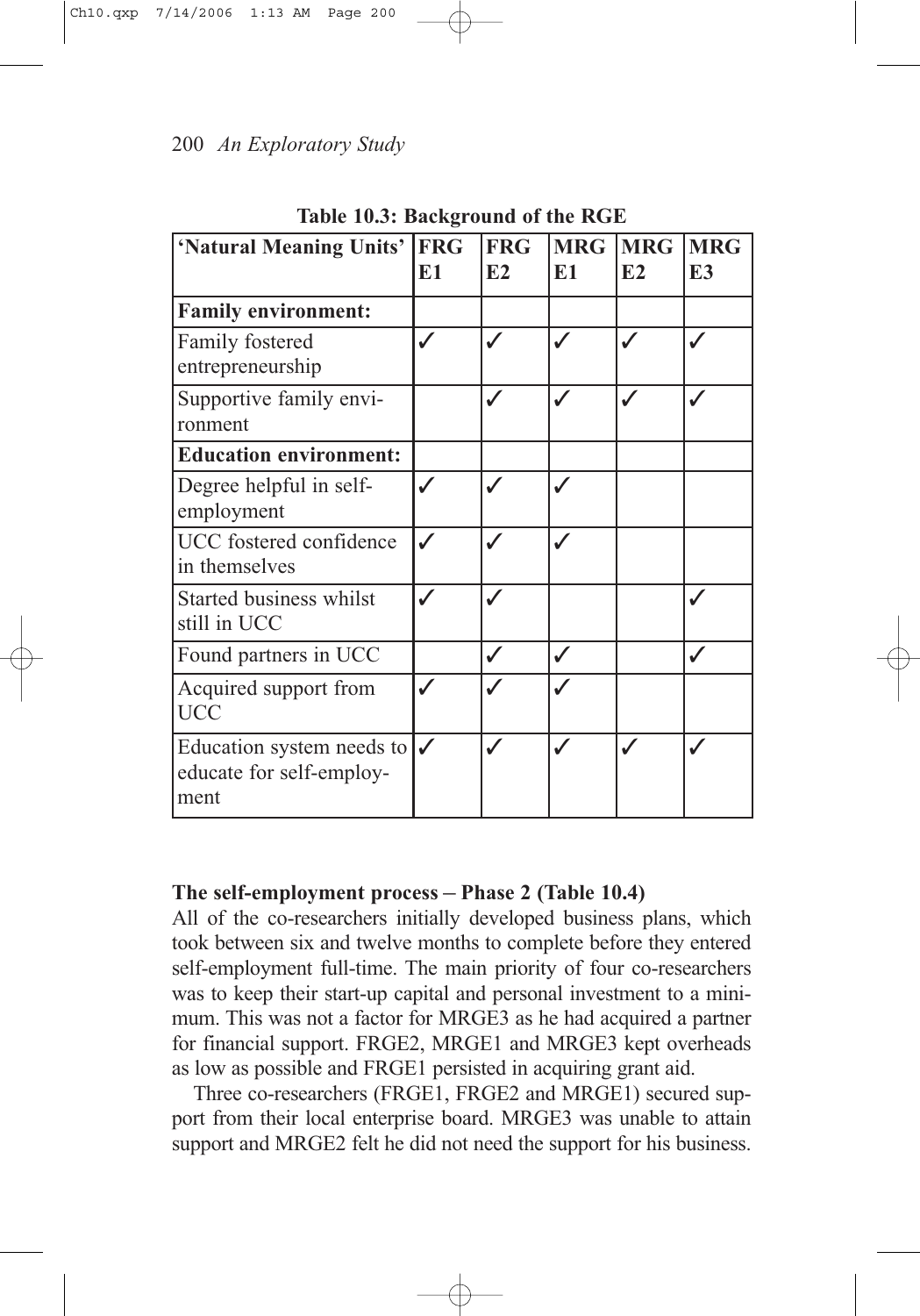**Table 10.3: Background of the RGE**

| 'Natural Meaning Units' | FRG E1 | FRG E2 | MRG E1 | MRG E2 | MRG E3 |
|---|---|---|---|---|---|
| **Family environment:** | | | | | |
| Family fostered entrepreneurship | ✓ | ✓ | ✓ | ✓ | ✓ |
| Supportive family environment | | ✓ | ✓ | ✓ | ✓ |
| **Education environment:** | | | | | |
| Degree helpful in self-employment | ✓ | ✓ | ✓ | | |
| UCC fostered confidence in themselves | ✓ | ✓ | ✓ | | |
| Started business whilst still in UCC | ✓ | ✓ | | | ✓ |
| Found partners in UCC | | ✓ | ✓ | | ✓ |
| Acquired support from UCC | ✓ | ✓ | ✓ | | |
| Education system needs to educate for self-employment | ✓ | ✓ | ✓ | ✓ | ✓ |

**The self-employment process – Phase 2 (Table 10.4)**

All of the co-researchers initially developed business plans, which took between six and twelve months to complete before they entered self-employment full-time. The main priority of four co-researchers was to keep their start-up capital and personal investment to a minimum. This was not a factor for MRGE3 as he had acquired a partner for financial support. FRGE2, MRGE1 and MRGE3 kept overheads as low as possible and FRGE1 persisted in acquiring grant aid.

Three co-researchers (FRGE1, FRGE2 and MRGE1) secured support from their local enterprise board. MRGE3 was unable to attain support and MRGE2 felt he did not need the support for his business.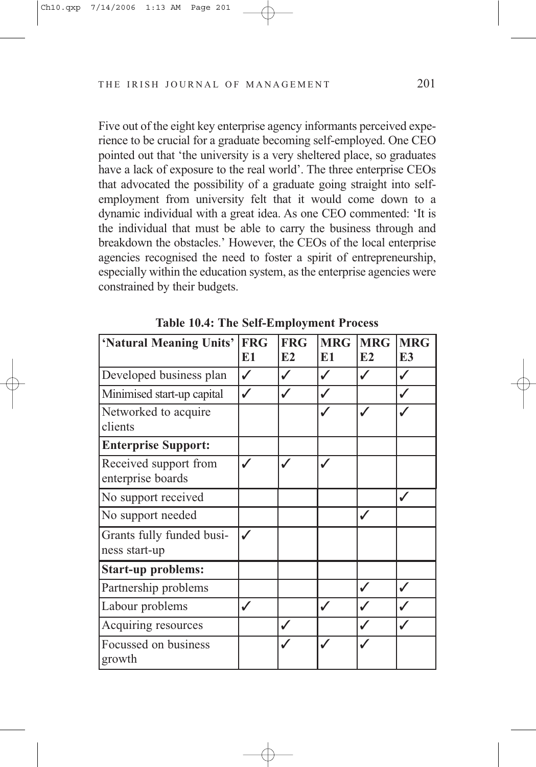Five out of the eight key enterprise agency informants perceived experience to be crucial for a graduate becoming self-employed. One CEO pointed out that 'the university is a very sheltered place, so graduates have a lack of exposure to the real world'. The three enterprise CEOs that advocated the possibility of a graduate going straight into self-employment from university felt that it would come down to a dynamic individual with a great idea. As one CEO commented: 'It is the individual that must be able to carry the business through and breakdown the obstacles.' However, the CEOs of the local enterprise agencies recognised the need to foster a spirit of entrepreneurship, especially within the education system, as the enterprise agencies were constrained by their budgets.

**Table 10.4: The Self-Employment Process**

| 'Natural Meaning Units' | FRG E1 | FRG E2 | MRG E1 | MRG E2 | MRG E3 |
|---|---|---|---|---|---|
| Developed business plan | ✓ | ✓ | ✓ | ✓ | ✓ |
| Minimised start-up capital | ✓ | ✓ | ✓ | | ✓ |
| Networked to acquire clients | | | ✓ | ✓ | ✓ |
| **Enterprise Support:** | | | | | |
| Received support from enterprise boards | ✓ | ✓ | ✓ | | |
| No support received | | | | | ✓ |
| No support needed | | | | ✓ | |
| Grants fully funded business start-up | ✓ | | | | |
| **Start-up problems:** | | | | | |
| Partnership problems | | | | ✓ | ✓ |
| Labour problems | ✓ | | ✓ | ✓ | ✓ |
| Acquiring resources | | ✓ | | ✓ | ✓ |
| Focussed on business growth | | ✓ | ✓ | ✓ | |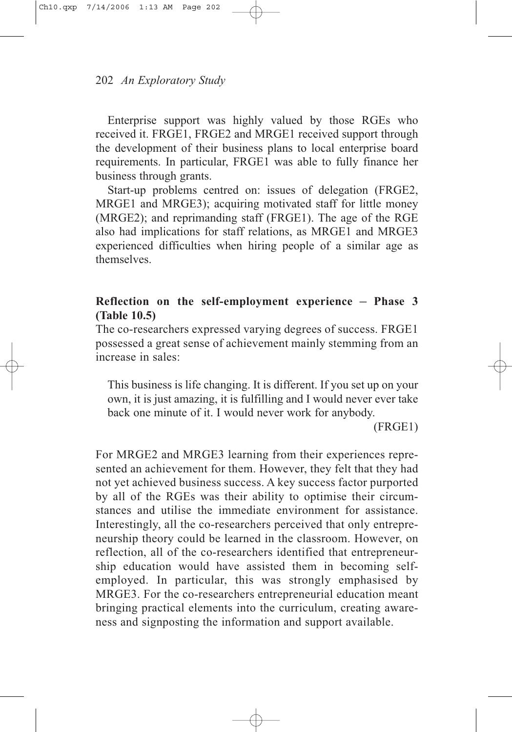Enterprise support was highly valued by those RGEs who received it. FRGE1, FRGE2 and MRGE1 received support through the development of their business plans to local enterprise board requirements. In particular, FRGE1 was able to fully finance her business through grants.

Start-up problems centred on: issues of delegation (FRGE2, MRGE1 and MRGE3); acquiring motivated staff for little money (MRGE2); and reprimanding staff (FRGE1). The age of the RGE also had implications for staff relations, as MRGE1 and MRGE3 experienced difficulties when hiring people of a similar age as themselves.

**Reflection on the self-employment experience – Phase 3 (Table 10.5)**

The co-researchers expressed varying degrees of success. FRGE1 possessed a great sense of achievement mainly stemming from an increase in sales:

> This business is life changing. It is different. If you set up on your own, it is just amazing, it is fulfilling and I would never ever take back one minute of it. I would never work for anybody.
>
> (FRGE1)

For MRGE2 and MRGE3 learning from their experiences represented an achievement for them. However, they felt that they had not yet achieved business success. A key success factor purported by all of the RGEs was their ability to optimise their circumstances and utilise the immediate environment for assistance. Interestingly, all the co-researchers perceived that only entrepreneurship theory could be learned in the classroom. However, on reflection, all of the co-researchers identified that entrepreneurship education would have assisted them in becoming self-employed. In particular, this was strongly emphasised by MRGE3. For the co-researchers entrepreneurial education meant bringing practical elements into the curriculum, creating awareness and signposting the information and support available.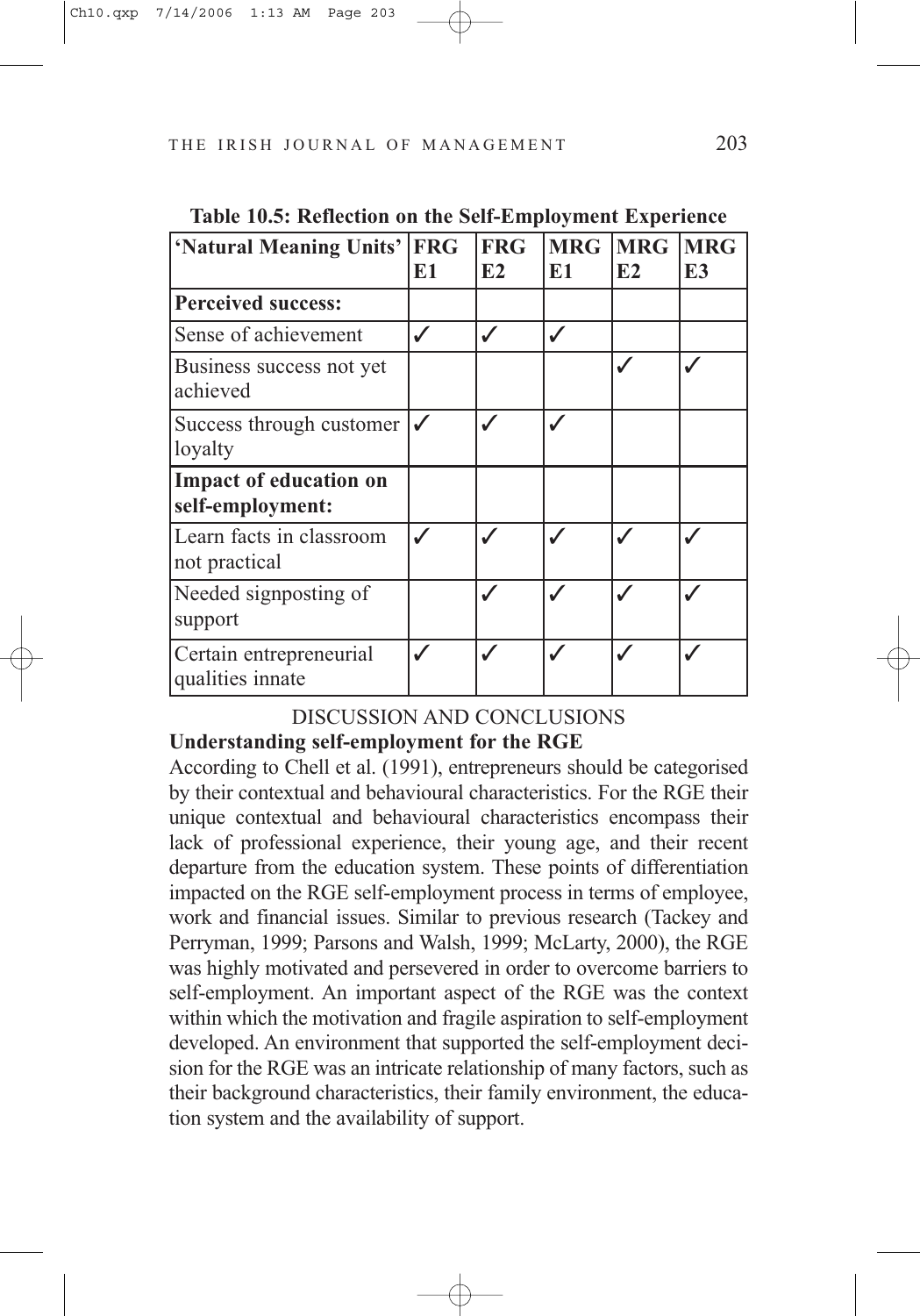**Table 10.5: Reflection on the Self-Employment Experience**

| 'Natural Meaning Units' | FRG E1 | FRG E2 | MRG E1 | MRG E2 | MRG E3 |
|---|---|---|---|---|---|
| **Perceived success:** | | | | | |
| Sense of achievement | ✓ | ✓ | ✓ | | |
| Business success not yet achieved | | | | ✓ | ✓ |
| Success through customer loyalty | ✓ | ✓ | ✓ | | |
| **Impact of education on self-employment:** | | | | | |
| Learn facts in classroom not practical | ✓ | ✓ | ✓ | ✓ | ✓ |
| Needed signposting of support | | ✓ | ✓ | ✓ | ✓ |
| Certain entrepreneurial qualities innate | ✓ | ✓ | ✓ | ✓ | ✓ |

## DISCUSSION AND CONCLUSIONS

### Understanding self-employment for the RGE

According to Chell et al. (1991), entrepreneurs should be categorised by their contextual and behavioural characteristics. For the RGE their unique contextual and behavioural characteristics encompass their lack of professional experience, their young age, and their recent departure from the education system. These points of differentiation impacted on the RGE self-employment process in terms of employee, work and financial issues. Similar to previous research (Tackey and Perryman, 1999; Parsons and Walsh, 1999; McLarty, 2000), the RGE was highly motivated and persevered in order to overcome barriers to self-employment. An important aspect of the RGE was the context within which the motivation and fragile aspiration to self-employment developed. An environment that supported the self-employment decision for the RGE was an intricate relationship of many factors, such as their background characteristics, their family environment, the education system and the availability of support.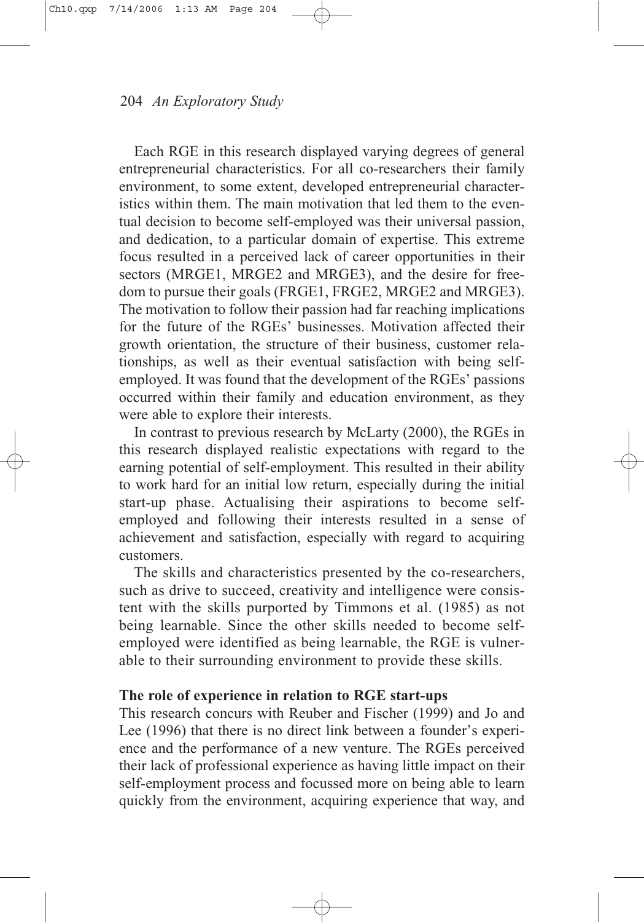Each RGE in this research displayed varying degrees of general entrepreneurial characteristics. For all co-researchers their family environment, to some extent, developed entrepreneurial characteristics within them. The main motivation that led them to the eventual decision to become self-employed was their universal passion, and dedication, to a particular domain of expertise. This extreme focus resulted in a perceived lack of career opportunities in their sectors (MRGE1, MRGE2 and MRGE3), and the desire for freedom to pursue their goals (FRGE1, FRGE2, MRGE2 and MRGE3). The motivation to follow their passion had far reaching implications for the future of the RGEs' businesses. Motivation affected their growth orientation, the structure of their business, customer relationships, as well as their eventual satisfaction with being self-employed. It was found that the development of the RGEs' passions occurred within their family and education environment, as they were able to explore their interests.

In contrast to previous research by McLarty (2000), the RGEs in this research displayed realistic expectations with regard to the earning potential of self-employment. This resulted in their ability to work hard for an initial low return, especially during the initial start-up phase. Actualising their aspirations to become self-employed and following their interests resulted in a sense of achievement and satisfaction, especially with regard to acquiring customers.

The skills and characteristics presented by the co-researchers, such as drive to succeed, creativity and intelligence were consistent with the skills purported by Timmons et al. (1985) as not being learnable. Since the other skills needed to become self-employed were identified as being learnable, the RGE is vulnerable to their surrounding environment to provide these skills.

**The role of experience in relation to RGE start-ups**

This research concurs with Reuber and Fischer (1999) and Jo and Lee (1996) that there is no direct link between a founder's experience and the performance of a new venture. The RGEs perceived their lack of professional experience as having little impact on their self-employment process and focussed more on being able to learn quickly from the environment, acquiring experience that way, and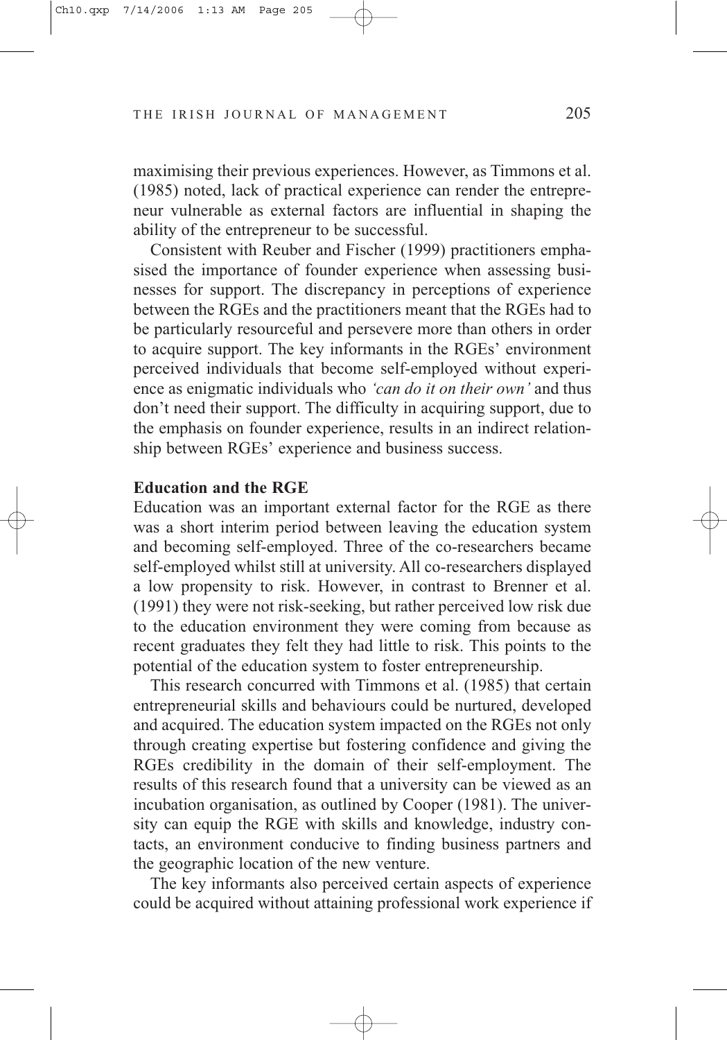maximising their previous experiences. However, as Timmons et al. (1985) noted, lack of practical experience can render the entrepreneur vulnerable as external factors are influential in shaping the ability of the entrepreneur to be successful.

Consistent with Reuber and Fischer (1999) practitioners emphasised the importance of founder experience when assessing businesses for support. The discrepancy in perceptions of experience between the RGEs and the practitioners meant that the RGEs had to be particularly resourceful and persevere more than others in order to acquire support. The key informants in the RGEs' environment perceived individuals that become self-employed without experience as enigmatic individuals who *'can do it on their own'* and thus don't need their support. The difficulty in acquiring support, due to the emphasis on founder experience, results in an indirect relationship between RGEs' experience and business success.

**Education and the RGE**

Education was an important external factor for the RGE as there was a short interim period between leaving the education system and becoming self-employed. Three of the co-researchers became self-employed whilst still at university. All co-researchers displayed a low propensity to risk. However, in contrast to Brenner et al. (1991) they were not risk-seeking, but rather perceived low risk due to the education environment they were coming from because as recent graduates they felt they had little to risk. This points to the potential of the education system to foster entrepreneurship.

This research concurred with Timmons et al. (1985) that certain entrepreneurial skills and behaviours could be nurtured, developed and acquired. The education system impacted on the RGEs not only through creating expertise but fostering confidence and giving the RGEs credibility in the domain of their self-employment. The results of this research found that a university can be viewed as an incubation organisation, as outlined by Cooper (1981). The university can equip the RGE with skills and knowledge, industry contacts, an environment conducive to finding business partners and the geographic location of the new venture.

The key informants also perceived certain aspects of experience could be acquired without attaining professional work experience if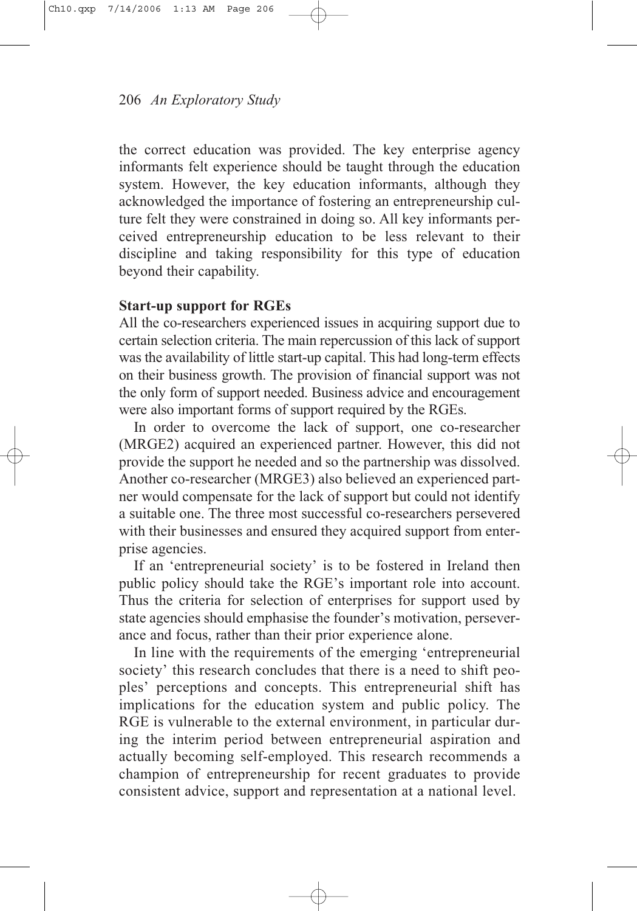the correct education was provided. The key enterprise agency informants felt experience should be taught through the education system. However, the key education informants, although they acknowledged the importance of fostering an entrepreneurship culture felt they were constrained in doing so. All key informants perceived entrepreneurship education to be less relevant to their discipline and taking responsibility for this type of education beyond their capability.

**Start-up support for RGEs**

All the co-researchers experienced issues in acquiring support due to certain selection criteria. The main repercussion of this lack of support was the availability of little start-up capital. This had long-term effects on their business growth. The provision of financial support was not the only form of support needed. Business advice and encouragement were also important forms of support required by the RGEs.

In order to overcome the lack of support, one co-researcher (MRGE2) acquired an experienced partner. However, this did not provide the support he needed and so the partnership was dissolved. Another co-researcher (MRGE3) also believed an experienced partner would compensate for the lack of support but could not identify a suitable one. The three most successful co-researchers persevered with their businesses and ensured they acquired support from enterprise agencies.

If an 'entrepreneurial society' is to be fostered in Ireland then public policy should take the RGE's important role into account. Thus the criteria for selection of enterprises for support used by state agencies should emphasise the founder's motivation, perseverance and focus, rather than their prior experience alone.

In line with the requirements of the emerging 'entrepreneurial society' this research concludes that there is a need to shift peoples' perceptions and concepts. This entrepreneurial shift has implications for the education system and public policy. The RGE is vulnerable to the external environment, in particular during the interim period between entrepreneurial aspiration and actually becoming self-employed. This research recommends a champion of entrepreneurship for recent graduates to provide consistent advice, support and representation at a national level.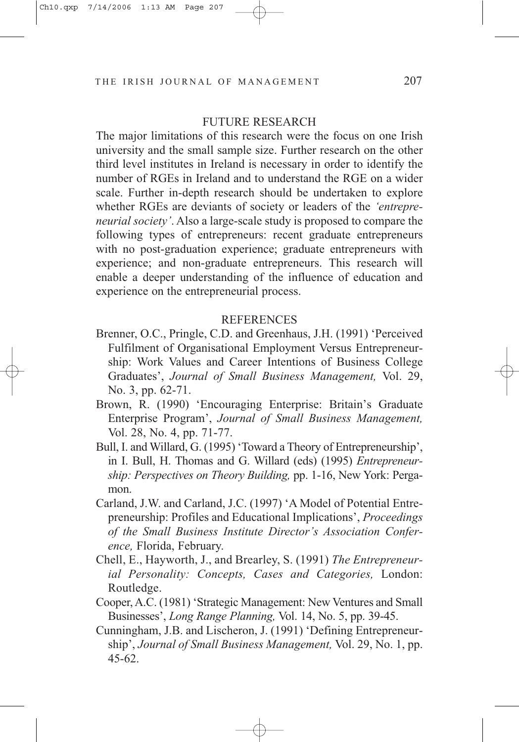## FUTURE RESEARCH

The major limitations of this research were the focus on one Irish university and the small sample size. Further research on the other third level institutes in Ireland is necessary in order to identify the number of RGEs in Ireland and to understand the RGE on a wider scale. Further in-depth research should be undertaken to explore whether RGEs are deviants of society or leaders of the *'entrepreneurial society'*. Also a large-scale study is proposed to compare the following types of entrepreneurs: recent graduate entrepreneurs with no post-graduation experience; graduate entrepreneurs with experience; and non-graduate entrepreneurs. This research will enable a deeper understanding of the influence of education and experience on the entrepreneurial process.

## REFERENCES

Brenner, O.C., Pringle, C.D. and Greenhaus, J.H. (1991) 'Perceived Fulfilment of Organisational Employment Versus Entrepreneurship: Work Values and Career Intentions of Business College Graduates', *Journal of Small Business Management,* Vol. 29, No. 3, pp. 62-71.

Brown, R. (1990) 'Encouraging Enterprise: Britain's Graduate Enterprise Program', *Journal of Small Business Management,* Vol. 28, No. 4, pp. 71-77.

Bull, I. and Willard, G. (1995) 'Toward a Theory of Entrepreneurship', in I. Bull, H. Thomas and G. Willard (eds) (1995) *Entrepreneurship: Perspectives on Theory Building,* pp. 1-16, New York: Pergamon.

Carland, J.W. and Carland, J.C. (1997) 'A Model of Potential Entrepreneurship: Profiles and Educational Implications', *Proceedings of the Small Business Institute Director's Association Conference,* Florida, February.

Chell, E., Hayworth, J., and Brearley, S. (1991) *The Entrepreneurial Personality: Concepts, Cases and Categories,* London: Routledge.

Cooper, A.C. (1981) 'Strategic Management: New Ventures and Small Businesses', *Long Range Planning,* Vol. 14, No. 5, pp. 39-45.

Cunningham, J.B. and Lischeron, J. (1991) 'Defining Entrepreneurship', *Journal of Small Business Management,* Vol. 29, No. 1, pp. 45-62.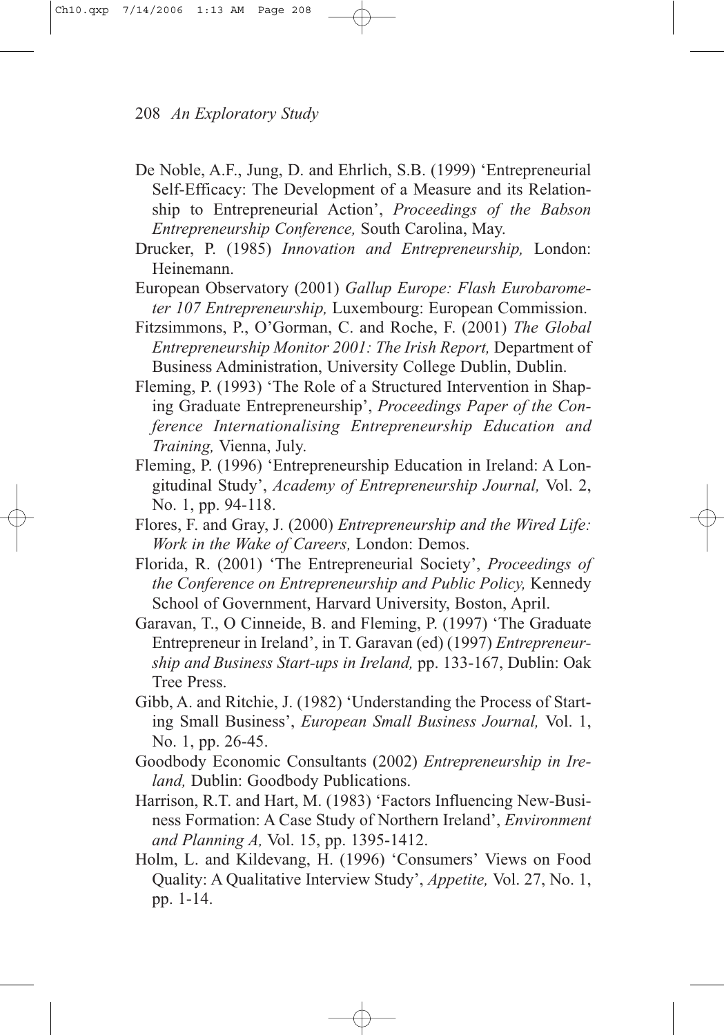De Noble, A.F., Jung, D. and Ehrlich, S.B. (1999) 'Entrepreneurial Self-Efficacy: The Development of a Measure and its Relationship to Entrepreneurial Action', *Proceedings of the Babson Entrepreneurship Conference,* South Carolina, May.

Drucker, P. (1985) *Innovation and Entrepreneurship,* London: Heinemann.

European Observatory (2001) *Gallup Europe: Flash Eurobarometer 107 Entrepreneurship,* Luxembourg: European Commission.

Fitzsimmons, P., O'Gorman, C. and Roche, F. (2001) *The Global Entrepreneurship Monitor 2001: The Irish Report,* Department of Business Administration, University College Dublin, Dublin.

Fleming, P. (1993) 'The Role of a Structured Intervention in Shaping Graduate Entrepreneurship', *Proceedings Paper of the Conference Internationalising Entrepreneurship Education and Training,* Vienna, July.

Fleming, P. (1996) 'Entrepreneurship Education in Ireland: A Longitudinal Study', *Academy of Entrepreneurship Journal,* Vol. 2, No. 1, pp. 94-118.

Flores, F. and Gray, J. (2000) *Entrepreneurship and the Wired Life: Work in the Wake of Careers,* London: Demos.

Florida, R. (2001) 'The Entrepreneurial Society', *Proceedings of the Conference on Entrepreneurship and Public Policy,* Kennedy School of Government, Harvard University, Boston, April.

Garavan, T., O Cinneide, B. and Fleming, P. (1997) 'The Graduate Entrepreneur in Ireland', in T. Garavan (ed) (1997) *Entrepreneurship and Business Start-ups in Ireland,* pp. 133-167, Dublin: Oak Tree Press.

Gibb, A. and Ritchie, J. (1982) 'Understanding the Process of Starting Small Business', *European Small Business Journal,* Vol. 1, No. 1, pp. 26-45.

Goodbody Economic Consultants (2002) *Entrepreneurship in Ireland,* Dublin: Goodbody Publications.

Harrison, R.T. and Hart, M. (1983) 'Factors Influencing New-Business Formation: A Case Study of Northern Ireland', *Environment and Planning A,* Vol. 15, pp. 1395-1412.

Holm, L. and Kildevang, H. (1996) 'Consumers' Views on Food Quality: A Qualitative Interview Study', *Appetite,* Vol. 27, No. 1, pp. 1-14.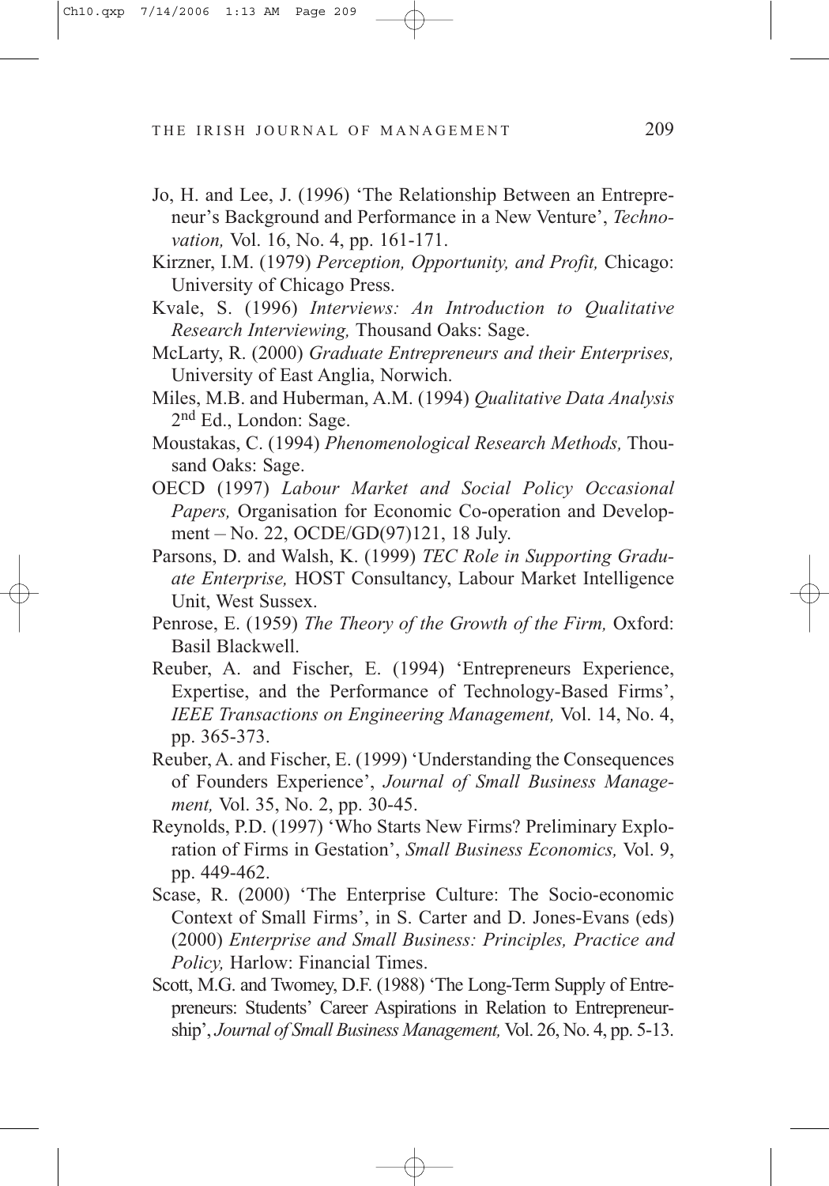Jo, H. and Lee, J. (1996) 'The Relationship Between an Entrepreneur's Background and Performance in a New Venture', *Technovation,* Vol. 16, No. 4, pp. 161-171.

Kirzner, I.M. (1979) *Perception, Opportunity, and Profit,* Chicago: University of Chicago Press.

Kvale, S. (1996) *Interviews: An Introduction to Qualitative Research Interviewing,* Thousand Oaks: Sage.

McLarty, R. (2000) *Graduate Entrepreneurs and their Enterprises,* University of East Anglia, Norwich.

Miles, M.B. and Huberman, A.M. (1994) *Qualitative Data Analysis* 2nd Ed., London: Sage.

Moustakas, C. (1994) *Phenomenological Research Methods,* Thousand Oaks: Sage.

OECD (1997) *Labour Market and Social Policy Occasional Papers,* Organisation for Economic Co-operation and Development – No. 22, OCDE/GD(97)121, 18 July.

Parsons, D. and Walsh, K. (1999) *TEC Role in Supporting Graduate Enterprise,* HOST Consultancy, Labour Market Intelligence Unit, West Sussex.

Penrose, E. (1959) *The Theory of the Growth of the Firm,* Oxford: Basil Blackwell.

Reuber, A. and Fischer, E. (1994) 'Entrepreneurs Experience, Expertise, and the Performance of Technology-Based Firms', *IEEE Transactions on Engineering Management,* Vol. 14, No. 4, pp. 365-373.

Reuber, A. and Fischer, E. (1999) 'Understanding the Consequences of Founders Experience', *Journal of Small Business Management,* Vol. 35, No. 2, pp. 30-45.

Reynolds, P.D. (1997) 'Who Starts New Firms? Preliminary Exploration of Firms in Gestation', *Small Business Economics,* Vol. 9, pp. 449-462.

Scase, R. (2000) 'The Enterprise Culture: The Socio-economic Context of Small Firms', in S. Carter and D. Jones-Evans (eds) (2000) *Enterprise and Small Business: Principles, Practice and Policy,* Harlow: Financial Times.

Scott, M.G. and Twomey, D.F. (1988) 'The Long-Term Supply of Entrepreneurs: Students' Career Aspirations in Relation to Entrepreneurship', *Journal of Small Business Management,* Vol. 26, No. 4, pp. 5-13.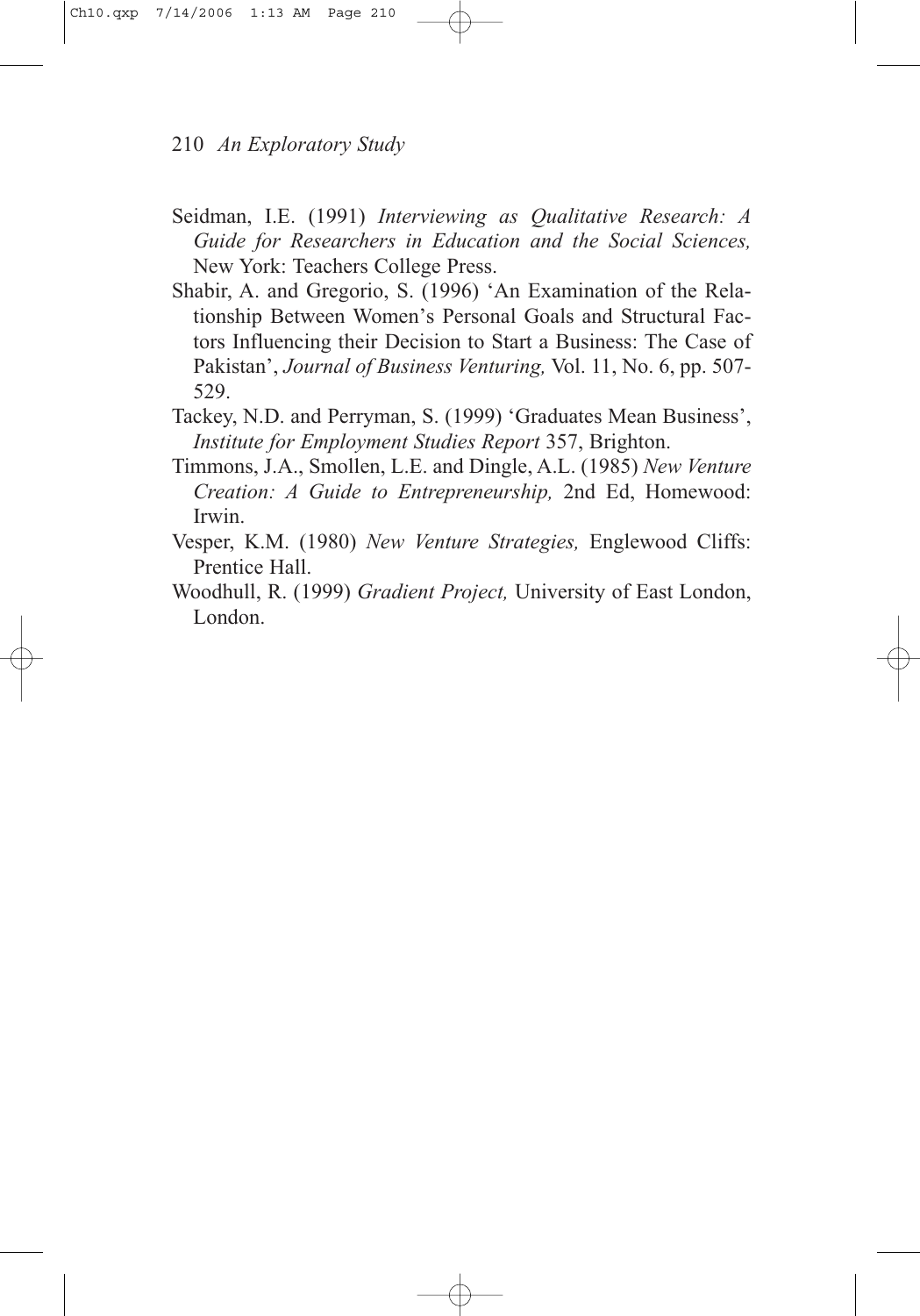Seidman, I.E. (1991) *Interviewing as Qualitative Research: A Guide for Researchers in Education and the Social Sciences,* New York: Teachers College Press.

Shabir, A. and Gregorio, S. (1996) 'An Examination of the Relationship Between Women's Personal Goals and Structural Factors Influencing their Decision to Start a Business: The Case of Pakistan', *Journal of Business Venturing,* Vol. 11, No. 6, pp. 507-529.

Tackey, N.D. and Perryman, S. (1999) 'Graduates Mean Business', *Institute for Employment Studies Report* 357, Brighton.

Timmons, J.A., Smollen, L.E. and Dingle, A.L. (1985) *New Venture Creation: A Guide to Entrepreneurship,* 2nd Ed, Homewood: Irwin.

Vesper, K.M. (1980) *New Venture Strategies,* Englewood Cliffs: Prentice Hall.

Woodhull, R. (1999) *Gradient Project,* University of East London, London.